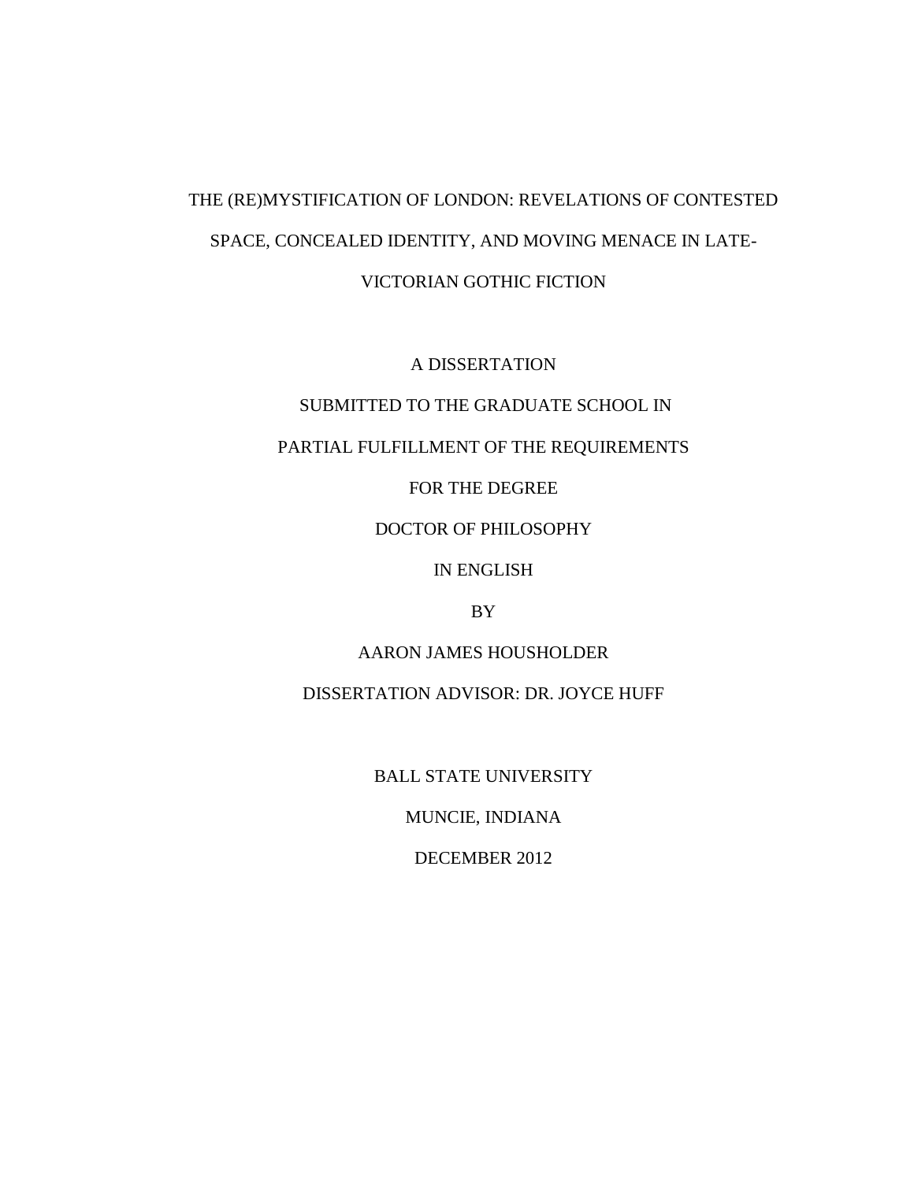# THE (RE)MYSTIFICATION OF LONDON: REVELATIONS OF CONTESTED SPACE, CONCEALED IDENTITY, AND MOVING MENACE IN LATE-VICTORIAN GOTHIC FICTION

A DISSERTATION

SUBMITTED TO THE GRADUATE SCHOOL IN

PARTIAL FULFILLMENT OF THE REQUIREMENTS

FOR THE DEGREE

DOCTOR OF PHILOSOPHY

IN ENGLISH

BY

AARON JAMES HOUSHOLDER

DISSERTATION ADVISOR: DR. JOYCE HUFF

BALL STATE UNIVERSITY

MUNCIE, INDIANA

DECEMBER 2012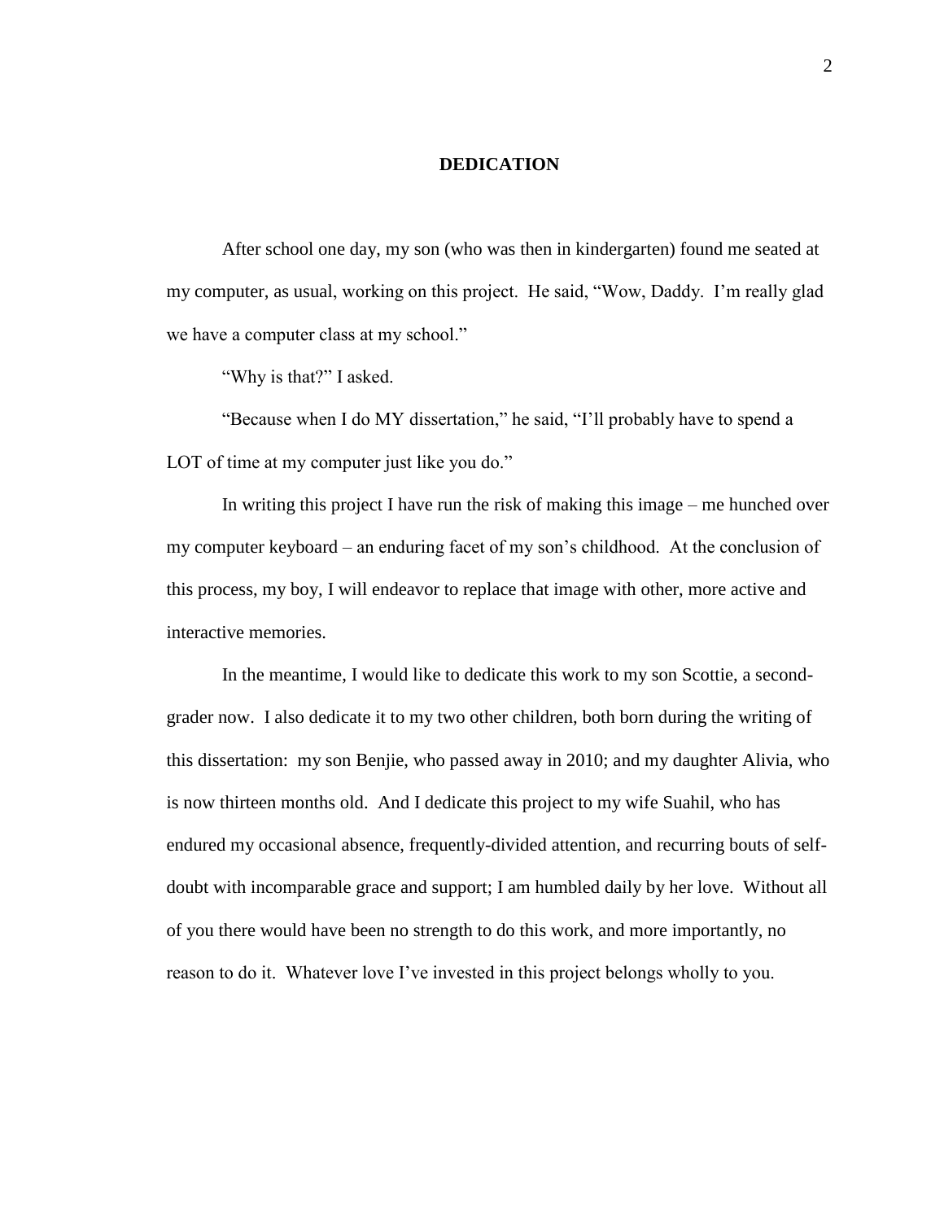# DEDICATION

After school one day, my son (who was then in kindergarten) found me seated at my computer, as usual, working on this project. He said, “Wow, Daddy. I’m really glad we have a computer class at my school.”

“Why is that?” I asked.

“Because when I do MY dissertation,” he said, “I’ll probably have to spend a LOT of time at my computer just like you do.”

In writing this project I have run the risk of making this image – me hunched over my computer keyboard – an enduring facet of my son’s childhood. At the conclusion of this process, my boy, I will endeavor to replace that image with other, more active and interactive memories.

In the meantime, I would like to dedicate this work to my son Scottie, a second-grader now. I also dedicate it to my two other children, both born during the writing of this dissertation: my son Benjie, who passed away in 2010; and my daughter Alivia, who is now thirteen months old. And I dedicate this project to my wife Suahil, who has endured my occasional absence, frequently-divided attention, and recurring bouts of self-doubt with incomparable grace and support; I am humbled daily by her love. Without all of you there would have been no strength to do this work, and more importantly, no reason to do it. Whatever love I’ve invested in this project belongs wholly to you.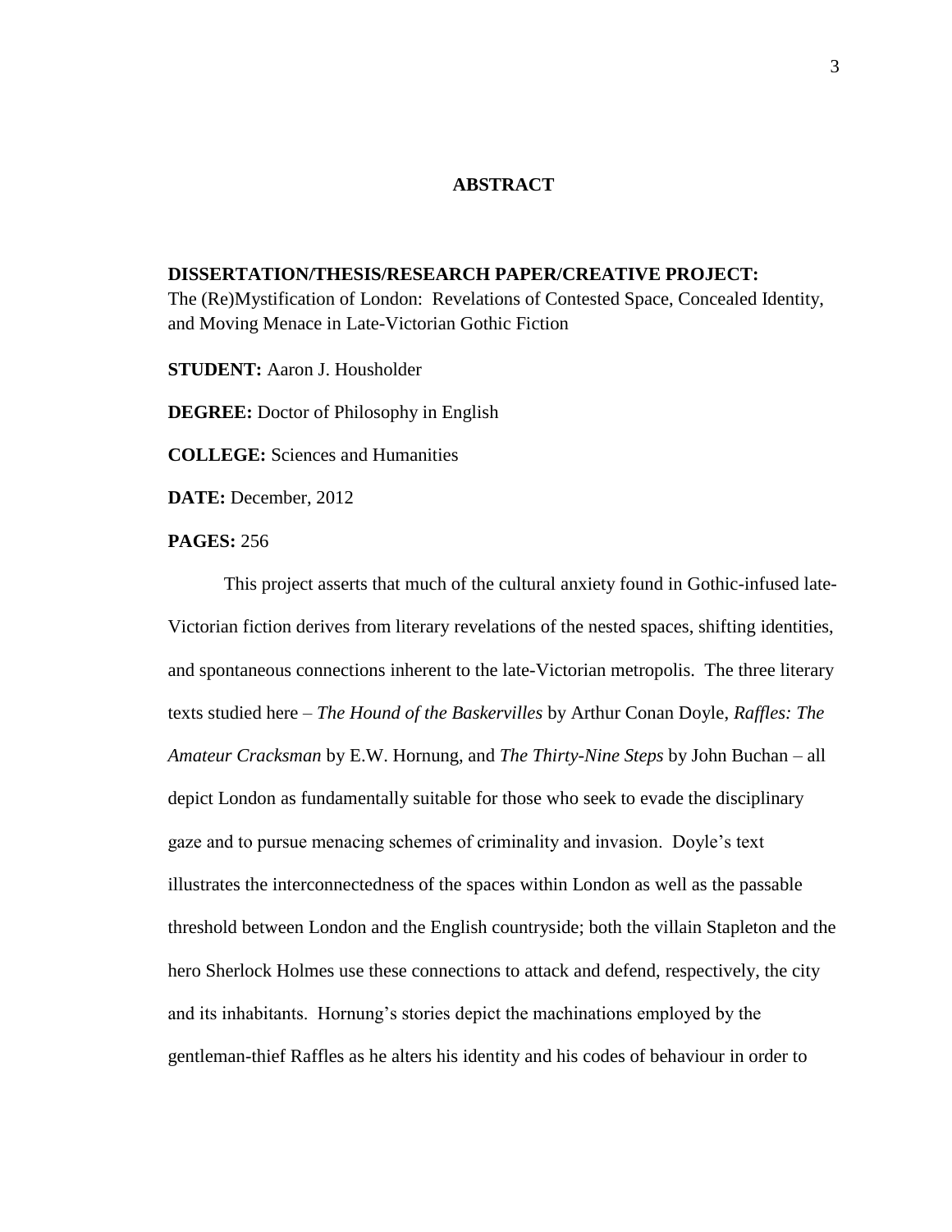# ABSTRACT

**DISSERTATION/THESIS/RESEARCH PAPER/CREATIVE PROJECT:**
The (Re)Mystification of London: Revelations of Contested Space, Concealed Identity, and Moving Menace in Late-Victorian Gothic Fiction

**STUDENT:** Aaron J. Housholder

**DEGREE:** Doctor of Philosophy in English

**COLLEGE:** Sciences and Humanities

**DATE:** December, 2012

**PAGES:** 256

This project asserts that much of the cultural anxiety found in Gothic-infused late-Victorian fiction derives from literary revelations of the nested spaces, shifting identities, and spontaneous connections inherent to the late-Victorian metropolis. The three literary texts studied here – *The Hound of the Baskervilles* by Arthur Conan Doyle, *Raffles: The Amateur Cracksman* by E.W. Hornung, and *The Thirty-Nine Steps* by John Buchan – all depict London as fundamentally suitable for those who seek to evade the disciplinary gaze and to pursue menacing schemes of criminality and invasion. Doyle's text illustrates the interconnectedness of the spaces within London as well as the passable threshold between London and the English countryside; both the villain Stapleton and the hero Sherlock Holmes use these connections to attack and defend, respectively, the city and its inhabitants. Hornung's stories depict the machinations employed by the gentleman-thief Raffles as he alters his identity and his codes of behaviour in order to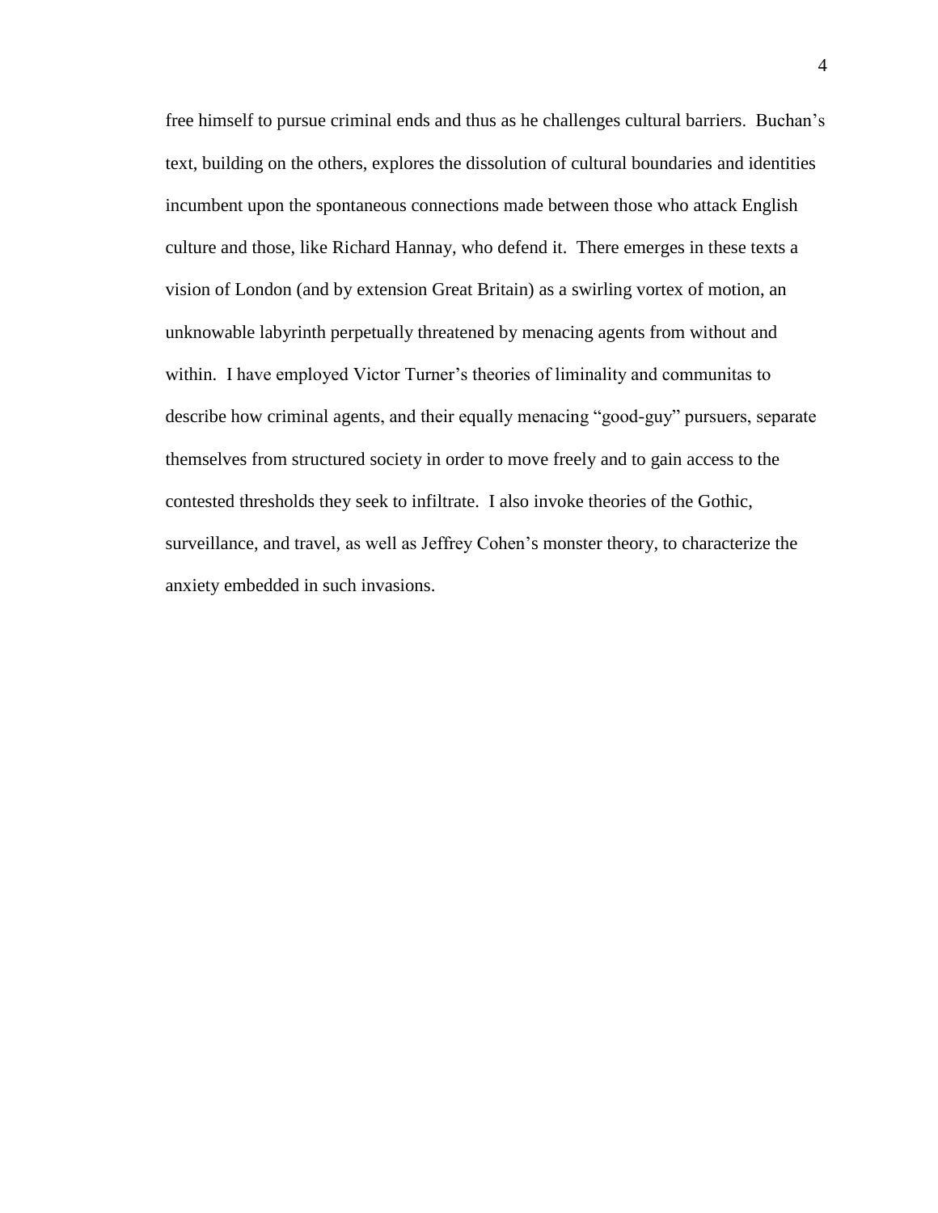free himself to pursue criminal ends and thus as he challenges cultural barriers. Buchan's text, building on the others, explores the dissolution of cultural boundaries and identities incumbent upon the spontaneous connections made between those who attack English culture and those, like Richard Hannay, who defend it. There emerges in these texts a vision of London (and by extension Great Britain) as a swirling vortex of motion, an unknowable labyrinth perpetually threatened by menacing agents from without and within. I have employed Victor Turner's theories of liminality and communitas to describe how criminal agents, and their equally menacing "good-guy" pursuers, separate themselves from structured society in order to move freely and to gain access to the contested thresholds they seek to infiltrate. I also invoke theories of the Gothic, surveillance, and travel, as well as Jeffrey Cohen's monster theory, to characterize the anxiety embedded in such invasions.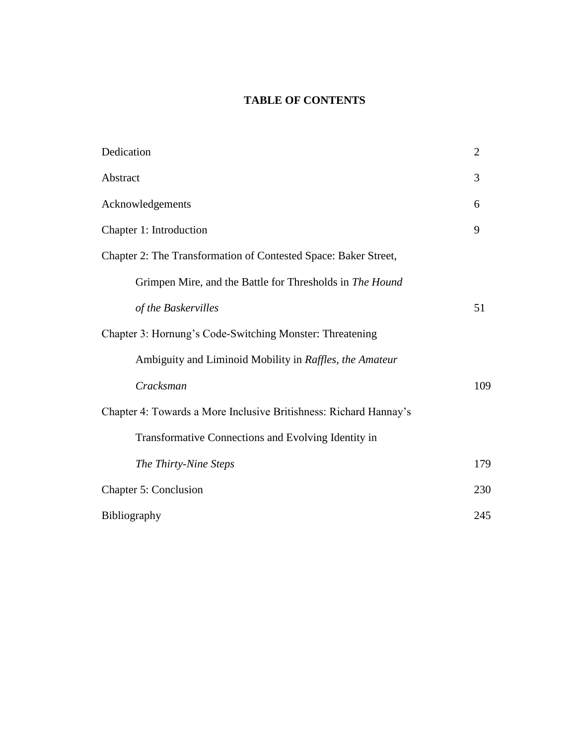**TABLE OF CONTENTS**

| | |
|---|---|
| Dedication | 2 |
| Abstract | 3 |
| Acknowledgements | 6 |
| Chapter 1: Introduction | 9 |
| Chapter 2: The Transformation of Contested Space: Baker Street, Grimpen Mire, and the Battle for Thresholds in *The Hound of the Baskervilles* | 51 |
| Chapter 3: Hornung's Code-Switching Monster: Threatening Ambiguity and Liminoid Mobility in *Raffles, the Amateur Cracksman* | 109 |
| Chapter 4: Towards a More Inclusive Britishness: Richard Hannay's Transformative Connections and Evolving Identity in *The Thirty-Nine Steps* | 179 |
| Chapter 5: Conclusion | 230 |
| Bibliography | 245 |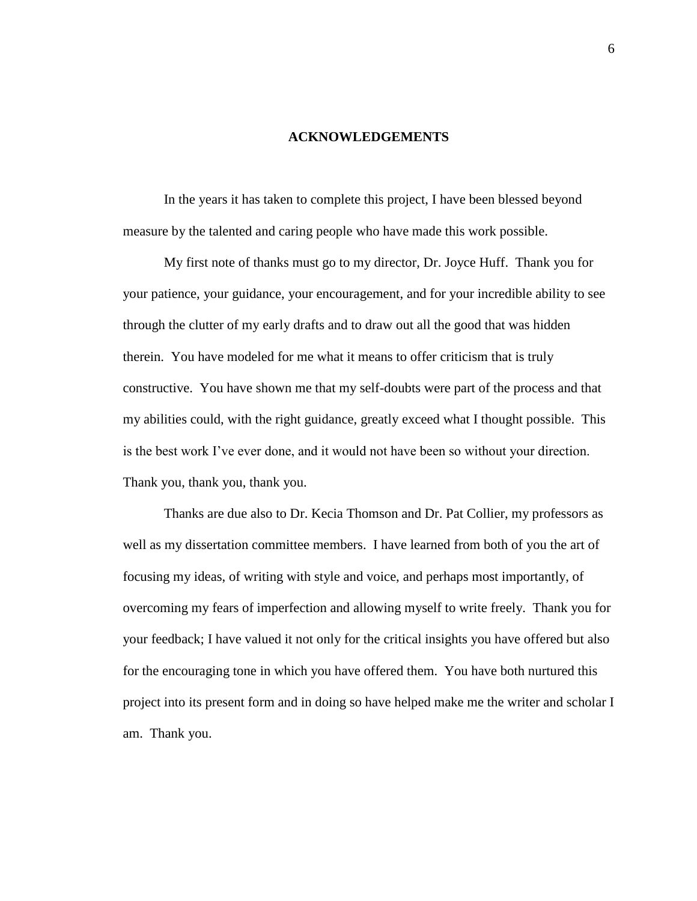# ACKNOWLEDGEMENTS

In the years it has taken to complete this project, I have been blessed beyond measure by the talented and caring people who have made this work possible.

My first note of thanks must go to my director, Dr. Joyce Huff. Thank you for your patience, your guidance, your encouragement, and for your incredible ability to see through the clutter of my early drafts and to draw out all the good that was hidden therein. You have modeled for me what it means to offer criticism that is truly constructive. You have shown me that my self-doubts were part of the process and that my abilities could, with the right guidance, greatly exceed what I thought possible. This is the best work I've ever done, and it would not have been so without your direction. Thank you, thank you, thank you.

Thanks are due also to Dr. Kecia Thomson and Dr. Pat Collier, my professors as well as my dissertation committee members. I have learned from both of you the art of focusing my ideas, of writing with style and voice, and perhaps most importantly, of overcoming my fears of imperfection and allowing myself to write freely. Thank you for your feedback; I have valued it not only for the critical insights you have offered but also for the encouraging tone in which you have offered them. You have both nurtured this project into its present form and in doing so have helped make me the writer and scholar I am. Thank you.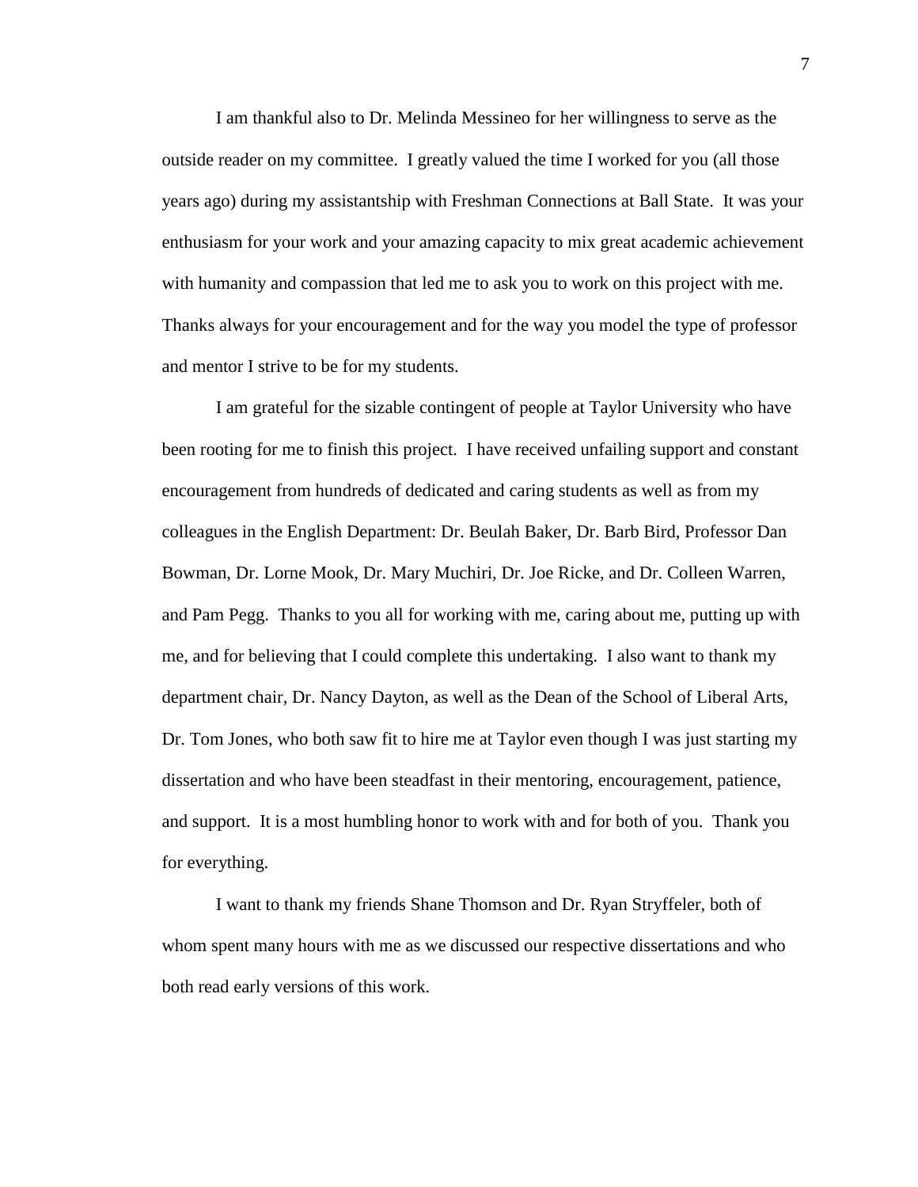I am thankful also to Dr. Melinda Messineo for her willingness to serve as the outside reader on my committee. I greatly valued the time I worked for you (all those years ago) during my assistantship with Freshman Connections at Ball State. It was your enthusiasm for your work and your amazing capacity to mix great academic achievement with humanity and compassion that led me to ask you to work on this project with me. Thanks always for your encouragement and for the way you model the type of professor and mentor I strive to be for my students.

I am grateful for the sizable contingent of people at Taylor University who have been rooting for me to finish this project. I have received unfailing support and constant encouragement from hundreds of dedicated and caring students as well as from my colleagues in the English Department: Dr. Beulah Baker, Dr. Barb Bird, Professor Dan Bowman, Dr. Lorne Mook, Dr. Mary Muchiri, Dr. Joe Ricke, and Dr. Colleen Warren, and Pam Pegg. Thanks to you all for working with me, caring about me, putting up with me, and for believing that I could complete this undertaking. I also want to thank my department chair, Dr. Nancy Dayton, as well as the Dean of the School of Liberal Arts, Dr. Tom Jones, who both saw fit to hire me at Taylor even though I was just starting my dissertation and who have been steadfast in their mentoring, encouragement, patience, and support. It is a most humbling honor to work with and for both of you. Thank you for everything.

I want to thank my friends Shane Thomson and Dr. Ryan Stryffeler, both of whom spent many hours with me as we discussed our respective dissertations and who both read early versions of this work.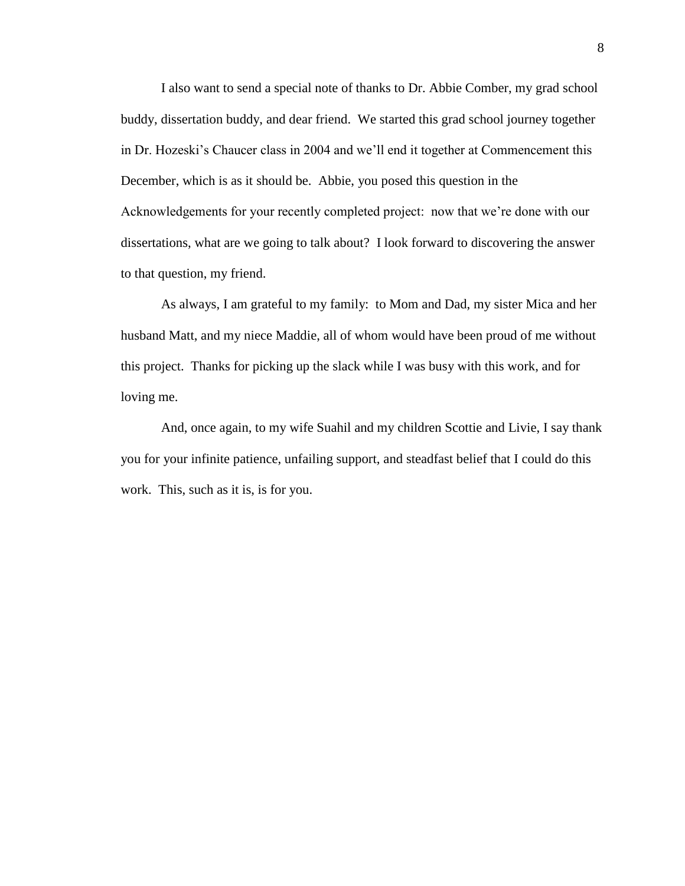I also want to send a special note of thanks to Dr. Abbie Comber, my grad school buddy, dissertation buddy, and dear friend. We started this grad school journey together in Dr. Hozeski's Chaucer class in 2004 and we'll end it together at Commencement this December, which is as it should be. Abbie, you posed this question in the Acknowledgements for your recently completed project: now that we're done with our dissertations, what are we going to talk about? I look forward to discovering the answer to that question, my friend.

As always, I am grateful to my family: to Mom and Dad, my sister Mica and her husband Matt, and my niece Maddie, all of whom would have been proud of me without this project. Thanks for picking up the slack while I was busy with this work, and for loving me.

And, once again, to my wife Suahil and my children Scottie and Livie, I say thank you for your infinite patience, unfailing support, and steadfast belief that I could do this work. This, such as it is, is for you.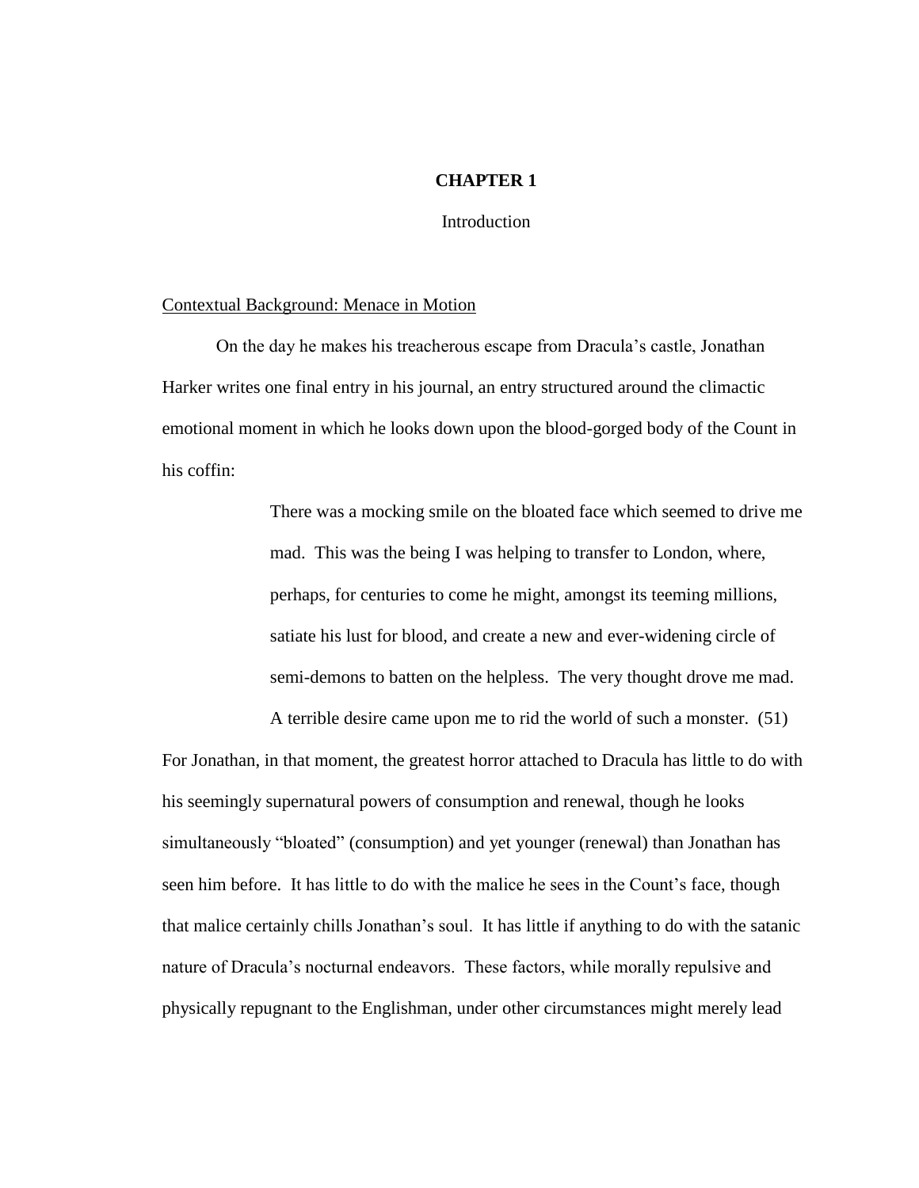# CHAPTER 1

Introduction

## Contextual Background: Menace in Motion

On the day he makes his treacherous escape from Dracula's castle, Jonathan Harker writes one final entry in his journal, an entry structured around the climactic emotional moment in which he looks down upon the blood-gorged body of the Count in his coffin:

> There was a mocking smile on the bloated face which seemed to drive me mad. This was the being I was helping to transfer to London, where, perhaps, for centuries to come he might, amongst its teeming millions, satiate his lust for blood, and create a new and ever-widening circle of semi-demons to batten on the helpless. The very thought drove me mad. A terrible desire came upon me to rid the world of such a monster. (51)

For Jonathan, in that moment, the greatest horror attached to Dracula has little to do with his seemingly supernatural powers of consumption and renewal, though he looks simultaneously "bloated" (consumption) and yet younger (renewal) than Jonathan has seen him before. It has little to do with the malice he sees in the Count's face, though that malice certainly chills Jonathan's soul. It has little if anything to do with the satanic nature of Dracula's nocturnal endeavors. These factors, while morally repulsive and physically repugnant to the Englishman, under other circumstances might merely lead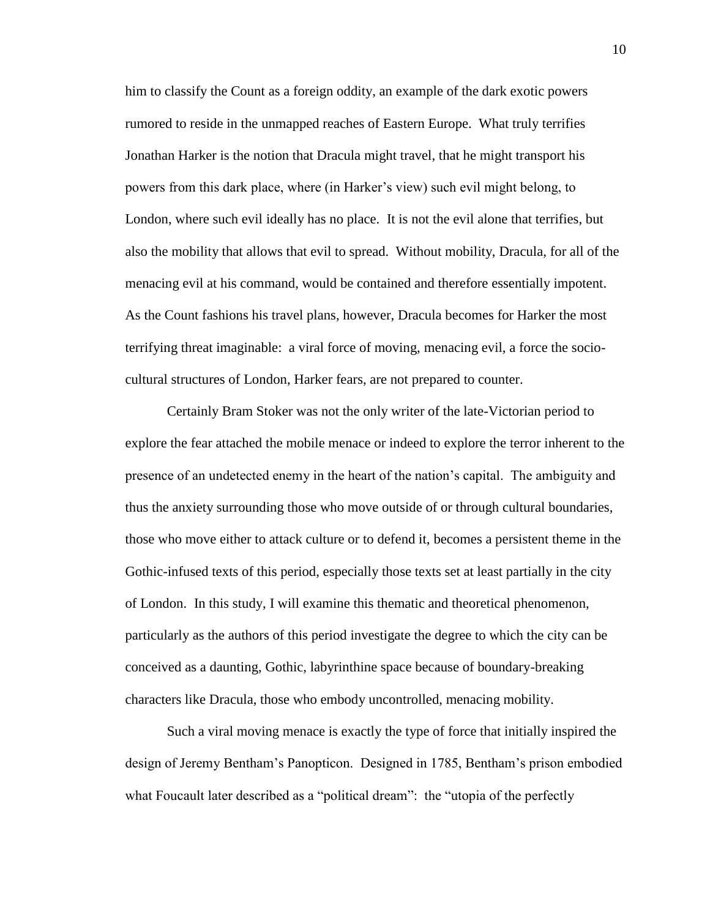him to classify the Count as a foreign oddity, an example of the dark exotic powers rumored to reside in the unmapped reaches of Eastern Europe. What truly terrifies Jonathan Harker is the notion that Dracula might travel, that he might transport his powers from this dark place, where (in Harker's view) such evil might belong, to London, where such evil ideally has no place. It is not the evil alone that terrifies, but also the mobility that allows that evil to spread. Without mobility, Dracula, for all of the menacing evil at his command, would be contained and therefore essentially impotent. As the Count fashions his travel plans, however, Dracula becomes for Harker the most terrifying threat imaginable: a viral force of moving, menacing evil, a force the socio-cultural structures of London, Harker fears, are not prepared to counter.

Certainly Bram Stoker was not the only writer of the late-Victorian period to explore the fear attached the mobile menace or indeed to explore the terror inherent to the presence of an undetected enemy in the heart of the nation's capital. The ambiguity and thus the anxiety surrounding those who move outside of or through cultural boundaries, those who move either to attack culture or to defend it, becomes a persistent theme in the Gothic-infused texts of this period, especially those texts set at least partially in the city of London. In this study, I will examine this thematic and theoretical phenomenon, particularly as the authors of this period investigate the degree to which the city can be conceived as a daunting, Gothic, labyrinthine space because of boundary-breaking characters like Dracula, those who embody uncontrolled, menacing mobility.

Such a viral moving menace is exactly the type of force that initially inspired the design of Jeremy Bentham's Panopticon. Designed in 1785, Bentham's prison embodied what Foucault later described as a "political dream": the "utopia of the perfectly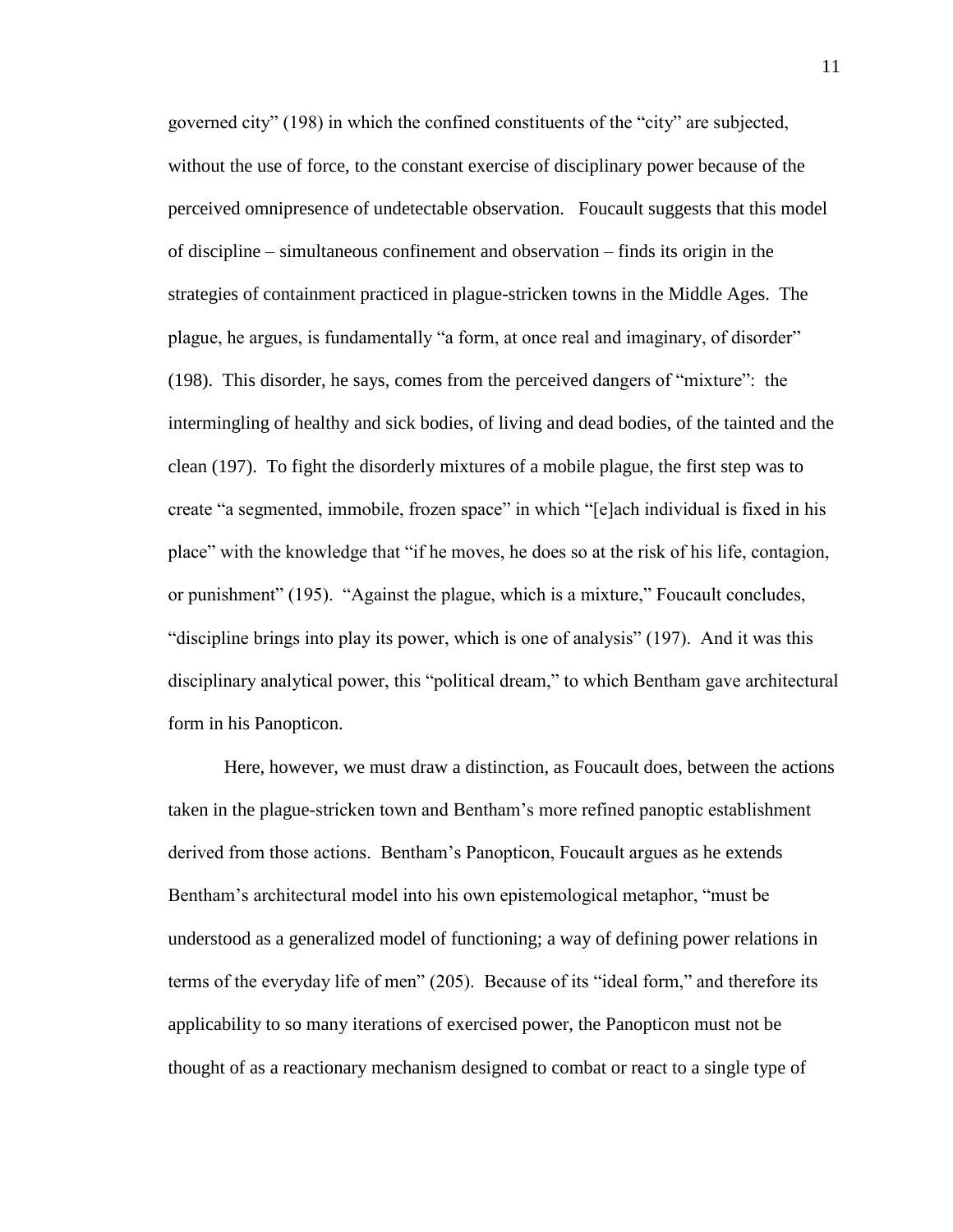governed city" (198) in which the confined constituents of the "city" are subjected, without the use of force, to the constant exercise of disciplinary power because of the perceived omnipresence of undetectable observation. Foucault suggests that this model of discipline – simultaneous confinement and observation – finds its origin in the strategies of containment practiced in plague-stricken towns in the Middle Ages. The plague, he argues, is fundamentally "a form, at once real and imaginary, of disorder" (198). This disorder, he says, comes from the perceived dangers of "mixture": the intermingling of healthy and sick bodies, of living and dead bodies, of the tainted and the clean (197). To fight the disorderly mixtures of a mobile plague, the first step was to create "a segmented, immobile, frozen space" in which "[e]ach individual is fixed in his place" with the knowledge that "if he moves, he does so at the risk of his life, contagion, or punishment" (195). "Against the plague, which is a mixture," Foucault concludes, "discipline brings into play its power, which is one of analysis" (197). And it was this disciplinary analytical power, this "political dream," to which Bentham gave architectural form in his Panopticon.

Here, however, we must draw a distinction, as Foucault does, between the actions taken in the plague-stricken town and Bentham's more refined panoptic establishment derived from those actions. Bentham's Panopticon, Foucault argues as he extends Bentham's architectural model into his own epistemological metaphor, "must be understood as a generalized model of functioning; a way of defining power relations in terms of the everyday life of men" (205). Because of its "ideal form," and therefore its applicability to so many iterations of exercised power, the Panopticon must not be thought of as a reactionary mechanism designed to combat or react to a single type of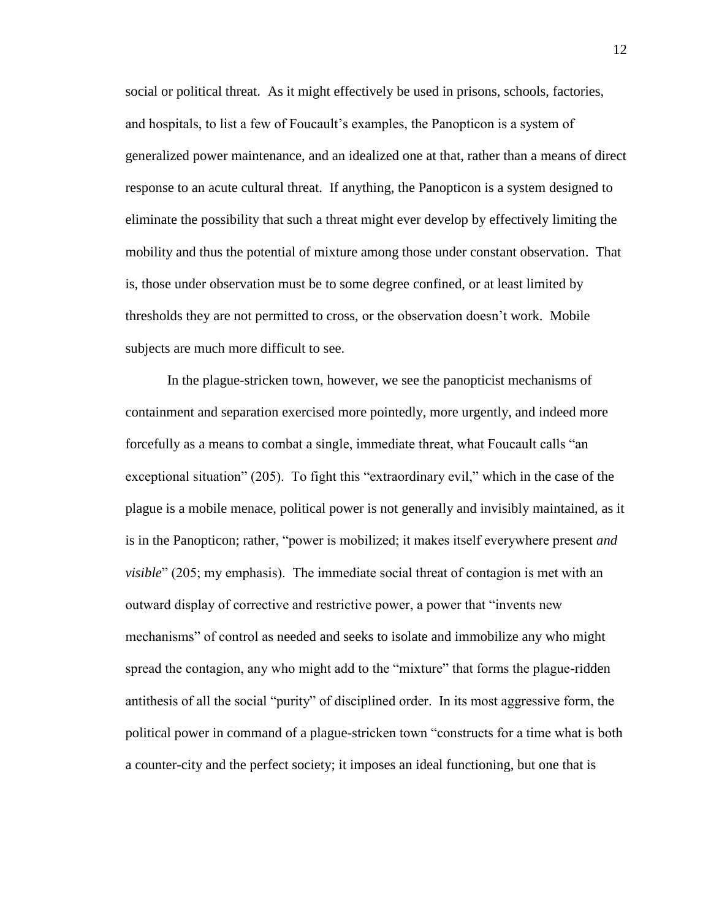social or political threat. As it might effectively be used in prisons, schools, factories, and hospitals, to list a few of Foucault's examples, the Panopticon is a system of generalized power maintenance, and an idealized one at that, rather than a means of direct response to an acute cultural threat. If anything, the Panopticon is a system designed to eliminate the possibility that such a threat might ever develop by effectively limiting the mobility and thus the potential of mixture among those under constant observation. That is, those under observation must be to some degree confined, or at least limited by thresholds they are not permitted to cross, or the observation doesn't work. Mobile subjects are much more difficult to see.

In the plague-stricken town, however, we see the panopticist mechanisms of containment and separation exercised more pointedly, more urgently, and indeed more forcefully as a means to combat a single, immediate threat, what Foucault calls "an exceptional situation" (205). To fight this "extraordinary evil," which in the case of the plague is a mobile menace, political power is not generally and invisibly maintained, as it is in the Panopticon; rather, "power is mobilized; it makes itself everywhere present *and visible*" (205; my emphasis). The immediate social threat of contagion is met with an outward display of corrective and restrictive power, a power that "invents new mechanisms" of control as needed and seeks to isolate and immobilize any who might spread the contagion, any who might add to the "mixture" that forms the plague-ridden antithesis of all the social "purity" of disciplined order. In its most aggressive form, the political power in command of a plague-stricken town "constructs for a time what is both a counter-city and the perfect society; it imposes an ideal functioning, but one that is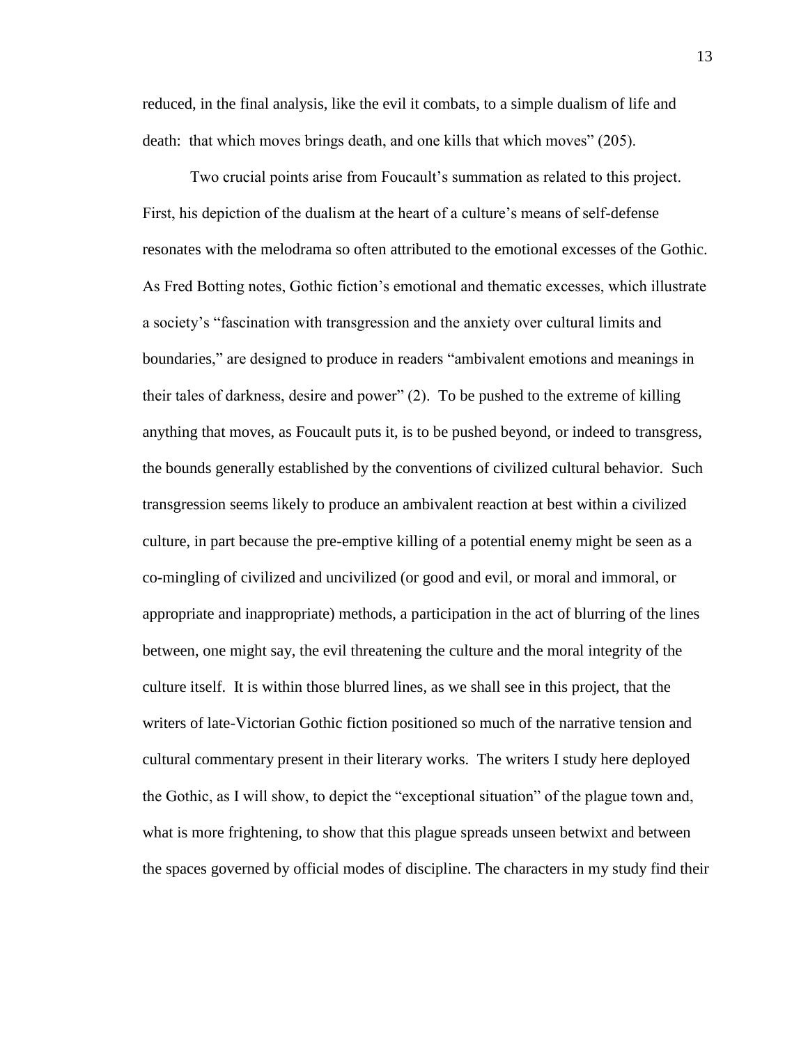reduced, in the final analysis, like the evil it combats, to a simple dualism of life and death: that which moves brings death, and one kills that which moves" (205).

Two crucial points arise from Foucault's summation as related to this project. First, his depiction of the dualism at the heart of a culture's means of self-defense resonates with the melodrama so often attributed to the emotional excesses of the Gothic. As Fred Botting notes, Gothic fiction's emotional and thematic excesses, which illustrate a society's "fascination with transgression and the anxiety over cultural limits and boundaries," are designed to produce in readers "ambivalent emotions and meanings in their tales of darkness, desire and power" (2). To be pushed to the extreme of killing anything that moves, as Foucault puts it, is to be pushed beyond, or indeed to transgress, the bounds generally established by the conventions of civilized cultural behavior. Such transgression seems likely to produce an ambivalent reaction at best within a civilized culture, in part because the pre-emptive killing of a potential enemy might be seen as a co-mingling of civilized and uncivilized (or good and evil, or moral and immoral, or appropriate and inappropriate) methods, a participation in the act of blurring of the lines between, one might say, the evil threatening the culture and the moral integrity of the culture itself. It is within those blurred lines, as we shall see in this project, that the writers of late-Victorian Gothic fiction positioned so much of the narrative tension and cultural commentary present in their literary works. The writers I study here deployed the Gothic, as I will show, to depict the "exceptional situation" of the plague town and, what is more frightening, to show that this plague spreads unseen betwixt and between the spaces governed by official modes of discipline. The characters in my study find their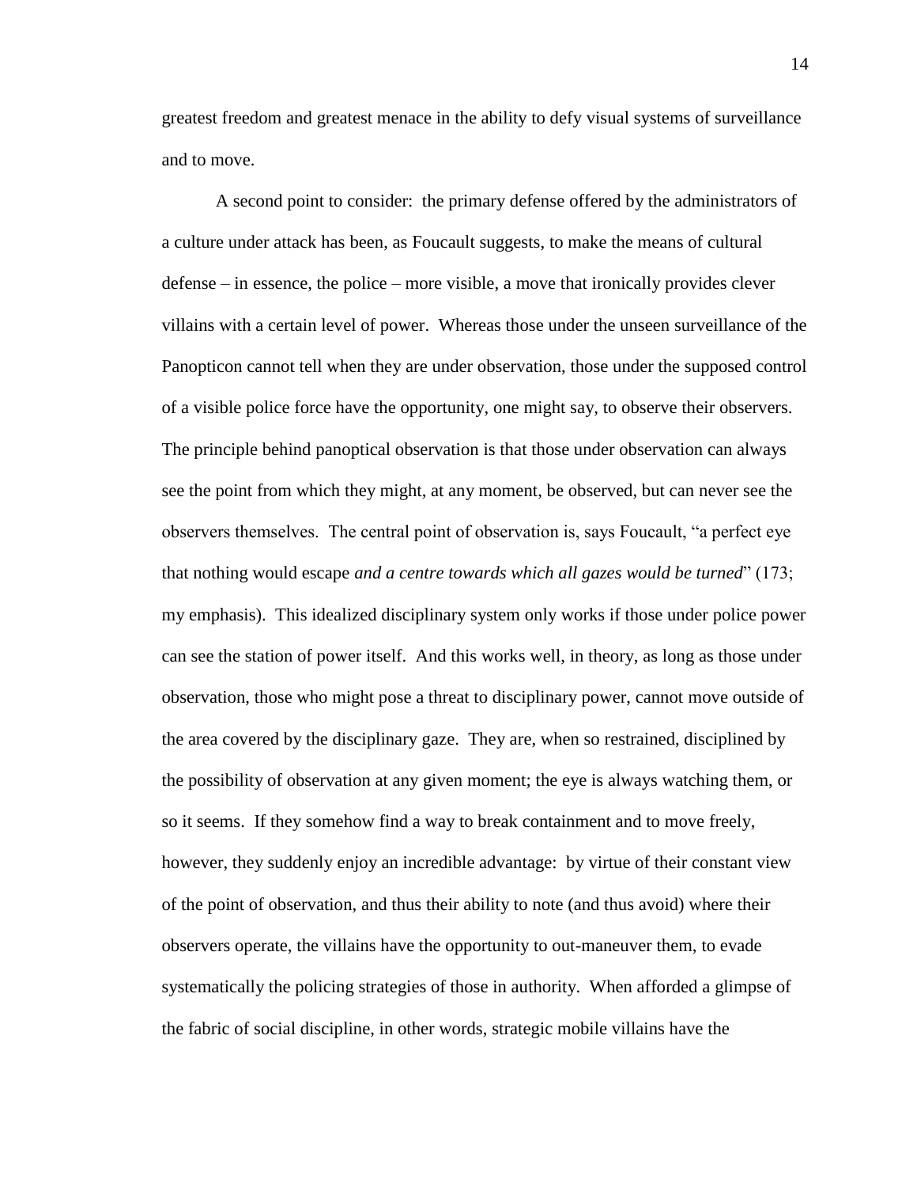greatest freedom and greatest menace in the ability to defy visual systems of surveillance and to move.

A second point to consider: the primary defense offered by the administrators of a culture under attack has been, as Foucault suggests, to make the means of cultural defense – in essence, the police – more visible, a move that ironically provides clever villains with a certain level of power. Whereas those under the unseen surveillance of the Panopticon cannot tell when they are under observation, those under the supposed control of a visible police force have the opportunity, one might say, to observe their observers. The principle behind panoptical observation is that those under observation can always see the point from which they might, at any moment, be observed, but can never see the observers themselves. The central point of observation is, says Foucault, "a perfect eye that nothing would escape *and a centre towards which all gazes would be turned*" (173; my emphasis). This idealized disciplinary system only works if those under police power can see the station of power itself. And this works well, in theory, as long as those under observation, those who might pose a threat to disciplinary power, cannot move outside of the area covered by the disciplinary gaze. They are, when so restrained, disciplined by the possibility of observation at any given moment; the eye is always watching them, or so it seems. If they somehow find a way to break containment and to move freely, however, they suddenly enjoy an incredible advantage: by virtue of their constant view of the point of observation, and thus their ability to note (and thus avoid) where their observers operate, the villains have the opportunity to out-maneuver them, to evade systematically the policing strategies of those in authority. When afforded a glimpse of the fabric of social discipline, in other words, strategic mobile villains have the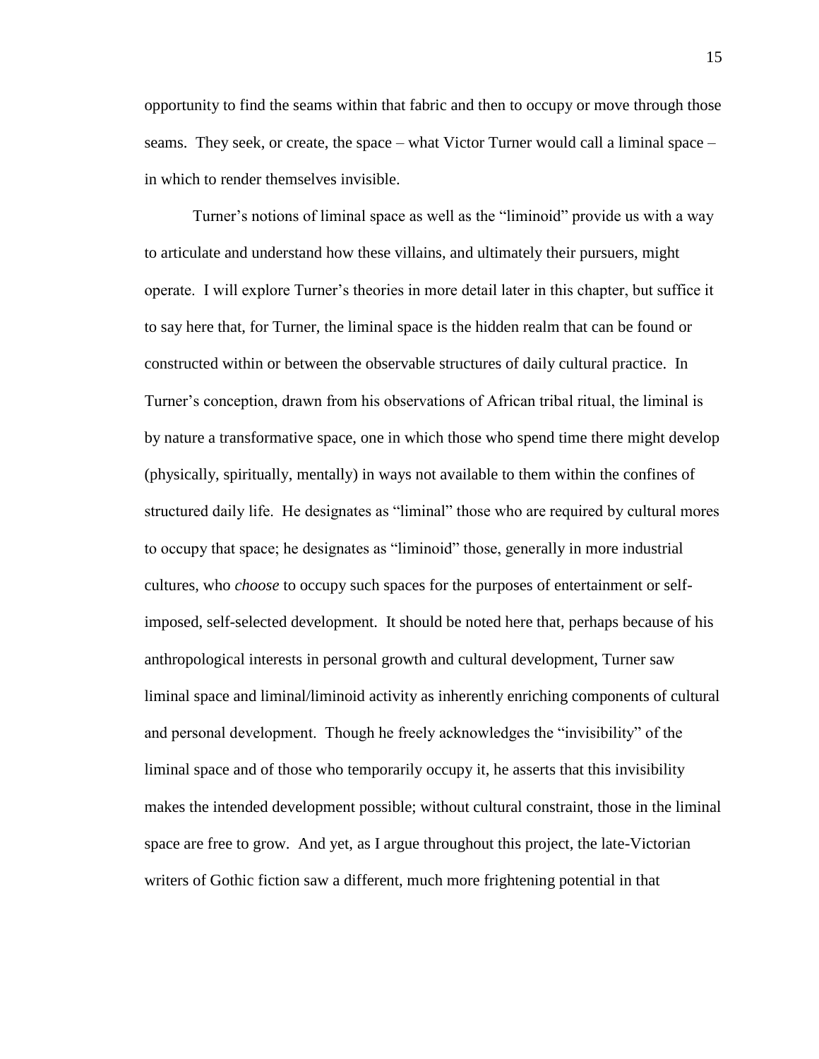opportunity to find the seams within that fabric and then to occupy or move through those seams. They seek, or create, the space – what Victor Turner would call a liminal space – in which to render themselves invisible.

Turner's notions of liminal space as well as the "liminoid" provide us with a way to articulate and understand how these villains, and ultimately their pursuers, might operate. I will explore Turner's theories in more detail later in this chapter, but suffice it to say here that, for Turner, the liminal space is the hidden realm that can be found or constructed within or between the observable structures of daily cultural practice. In Turner's conception, drawn from his observations of African tribal ritual, the liminal is by nature a transformative space, one in which those who spend time there might develop (physically, spiritually, mentally) in ways not available to them within the confines of structured daily life. He designates as "liminal" those who are required by cultural mores to occupy that space; he designates as "liminoid" those, generally in more industrial cultures, who *choose* to occupy such spaces for the purposes of entertainment or self-imposed, self-selected development. It should be noted here that, perhaps because of his anthropological interests in personal growth and cultural development, Turner saw liminal space and liminal/liminoid activity as inherently enriching components of cultural and personal development. Though he freely acknowledges the "invisibility" of the liminal space and of those who temporarily occupy it, he asserts that this invisibility makes the intended development possible; without cultural constraint, those in the liminal space are free to grow. And yet, as I argue throughout this project, the late-Victorian writers of Gothic fiction saw a different, much more frightening potential in that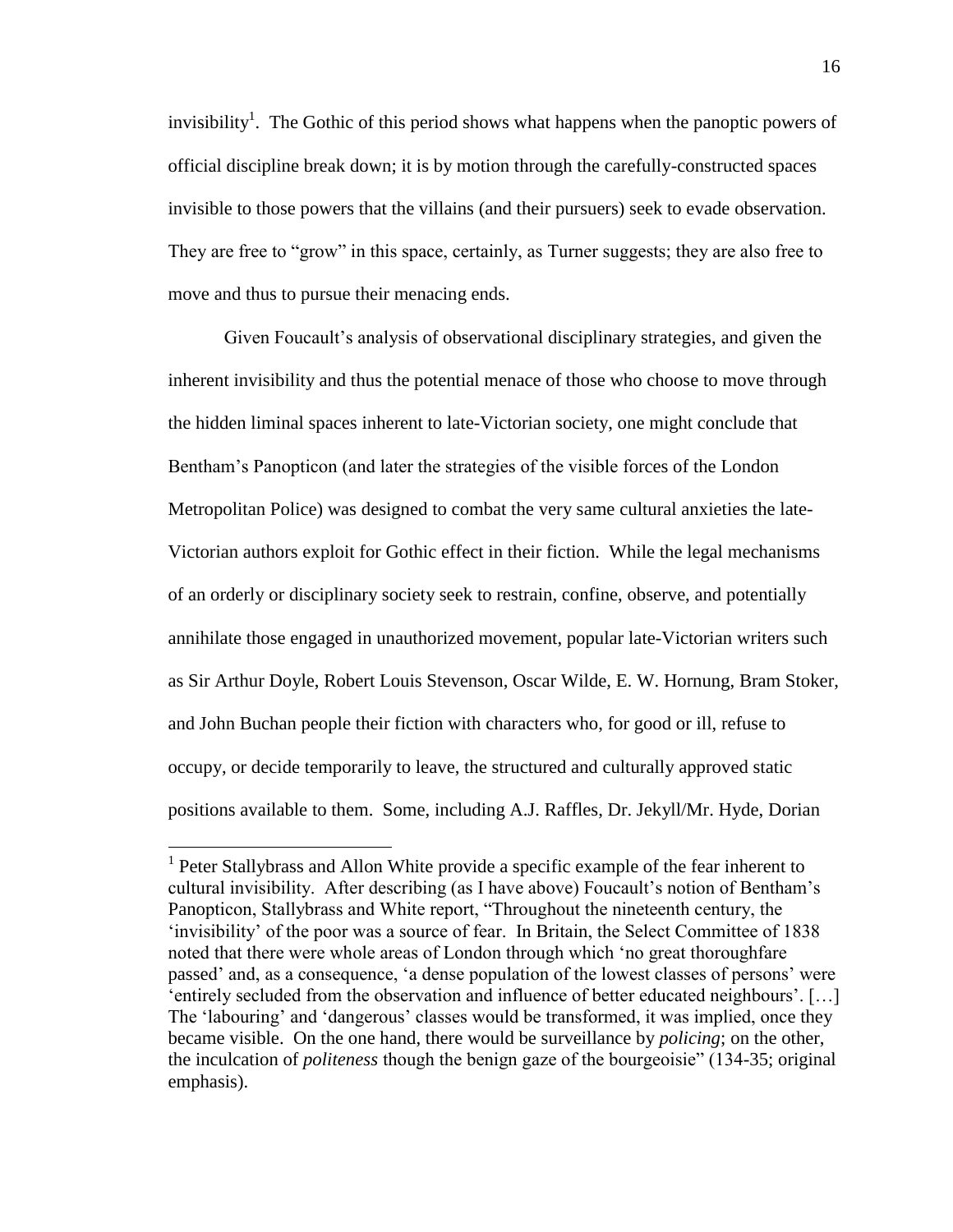invisibility[1]. The Gothic of this period shows what happens when the panoptic powers of official discipline break down; it is by motion through the carefully-constructed spaces invisible to those powers that the villains (and their pursuers) seek to evade observation. They are free to "grow" in this space, certainly, as Turner suggests; they are also free to move and thus to pursue their menacing ends.

Given Foucault's analysis of observational disciplinary strategies, and given the inherent invisibility and thus the potential menace of those who choose to move through the hidden liminal spaces inherent to late-Victorian society, one might conclude that Bentham's Panopticon (and later the strategies of the visible forces of the London Metropolitan Police) was designed to combat the very same cultural anxieties the late-Victorian authors exploit for Gothic effect in their fiction. While the legal mechanisms of an orderly or disciplinary society seek to restrain, confine, observe, and potentially annihilate those engaged in unauthorized movement, popular late-Victorian writers such as Sir Arthur Doyle, Robert Louis Stevenson, Oscar Wilde, E. W. Hornung, Bram Stoker, and John Buchan people their fiction with characters who, for good or ill, refuse to occupy, or decide temporarily to leave, the structured and culturally approved static positions available to them. Some, including A.J. Raffles, Dr. Jekyll/Mr. Hyde, Dorian

[1] Peter Stallybrass and Allon White provide a specific example of the fear inherent to cultural invisibility. After describing (as I have above) Foucault's notion of Bentham's Panopticon, Stallybrass and White report, "Throughout the nineteenth century, the 'invisibility' of the poor was a source of fear. In Britain, the Select Committee of 1838 noted that there were whole areas of London through which 'no great thoroughfare passed' and, as a consequence, 'a dense population of the lowest classes of persons' were 'entirely secluded from the observation and influence of better educated neighbours'. […] The 'labouring' and 'dangerous' classes would be transformed, it was implied, once they became visible. On the one hand, there would be surveillance by *policing*; on the other, the inculcation of *politeness* though the benign gaze of the bourgeoisie" (134-35; original emphasis).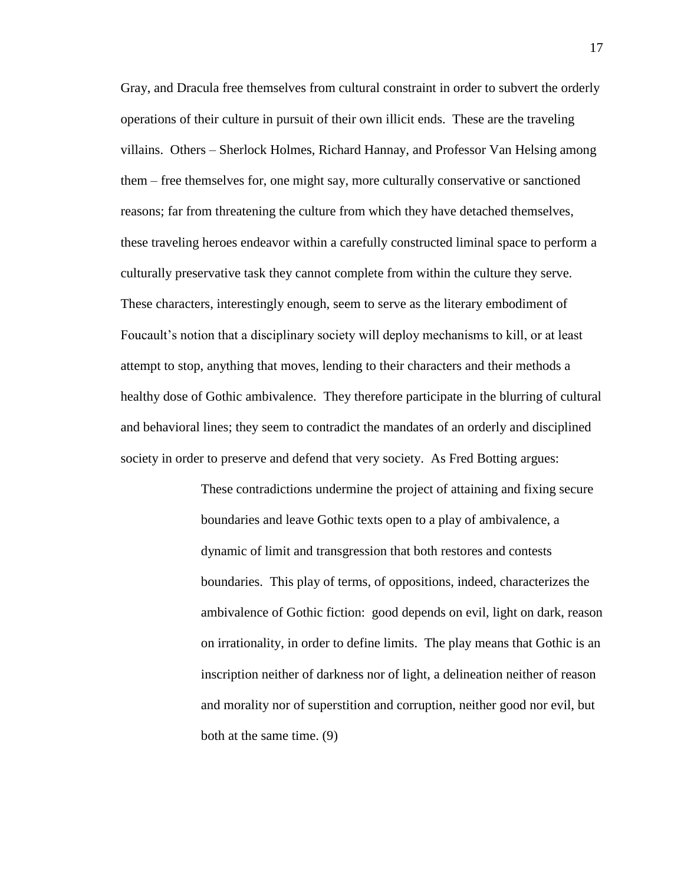Gray, and Dracula free themselves from cultural constraint in order to subvert the orderly operations of their culture in pursuit of their own illicit ends. These are the traveling villains. Others – Sherlock Holmes, Richard Hannay, and Professor Van Helsing among them – free themselves for, one might say, more culturally conservative or sanctioned reasons; far from threatening the culture from which they have detached themselves, these traveling heroes endeavor within a carefully constructed liminal space to perform a culturally preservative task they cannot complete from within the culture they serve. These characters, interestingly enough, seem to serve as the literary embodiment of Foucault's notion that a disciplinary society will deploy mechanisms to kill, or at least attempt to stop, anything that moves, lending to their characters and their methods a healthy dose of Gothic ambivalence. They therefore participate in the blurring of cultural and behavioral lines; they seem to contradict the mandates of an orderly and disciplined society in order to preserve and defend that very society. As Fred Botting argues:

> These contradictions undermine the project of attaining and fixing secure boundaries and leave Gothic texts open to a play of ambivalence, a dynamic of limit and transgression that both restores and contests boundaries. This play of terms, of oppositions, indeed, characterizes the ambivalence of Gothic fiction: good depends on evil, light on dark, reason on irrationality, in order to define limits. The play means that Gothic is an inscription neither of darkness nor of light, a delineation neither of reason and morality nor of superstition and corruption, neither good nor evil, but both at the same time. (9)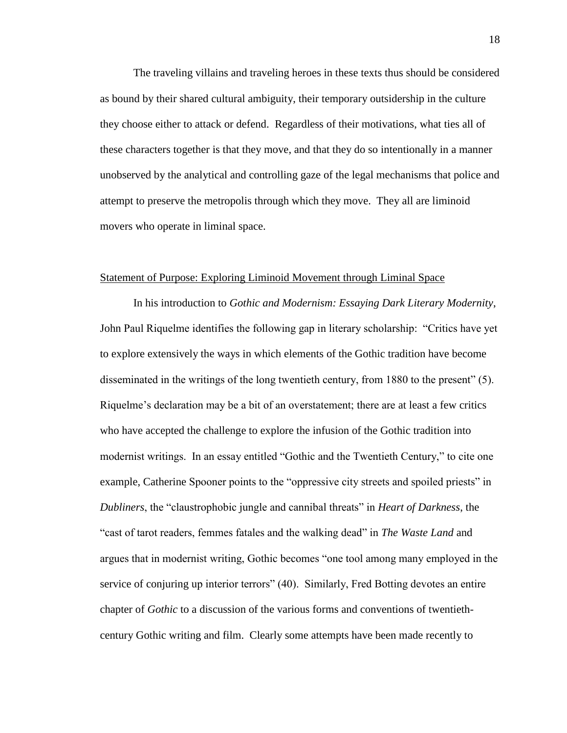The traveling villains and traveling heroes in these texts thus should be considered as bound by their shared cultural ambiguity, their temporary outsidership in the culture they choose either to attack or defend. Regardless of their motivations, what ties all of these characters together is that they move, and that they do so intentionally in a manner unobserved by the analytical and controlling gaze of the legal mechanisms that police and attempt to preserve the metropolis through which they move. They all are liminoid movers who operate in liminal space.

## Statement of Purpose: Exploring Liminoid Movement through Liminal Space

In his introduction to *Gothic and Modernism: Essaying Dark Literary Modernity*, John Paul Riquelme identifies the following gap in literary scholarship: "Critics have yet to explore extensively the ways in which elements of the Gothic tradition have become disseminated in the writings of the long twentieth century, from 1880 to the present" (5). Riquelme's declaration may be a bit of an overstatement; there are at least a few critics who have accepted the challenge to explore the infusion of the Gothic tradition into modernist writings. In an essay entitled "Gothic and the Twentieth Century," to cite one example, Catherine Spooner points to the "oppressive city streets and spoiled priests" in *Dubliners*, the "claustrophobic jungle and cannibal threats" in *Heart of Darkness*, the "cast of tarot readers, femmes fatales and the walking dead" in *The Waste Land* and argues that in modernist writing, Gothic becomes "one tool among many employed in the service of conjuring up interior terrors" (40). Similarly, Fred Botting devotes an entire chapter of *Gothic* to a discussion of the various forms and conventions of twentieth-century Gothic writing and film. Clearly some attempts have been made recently to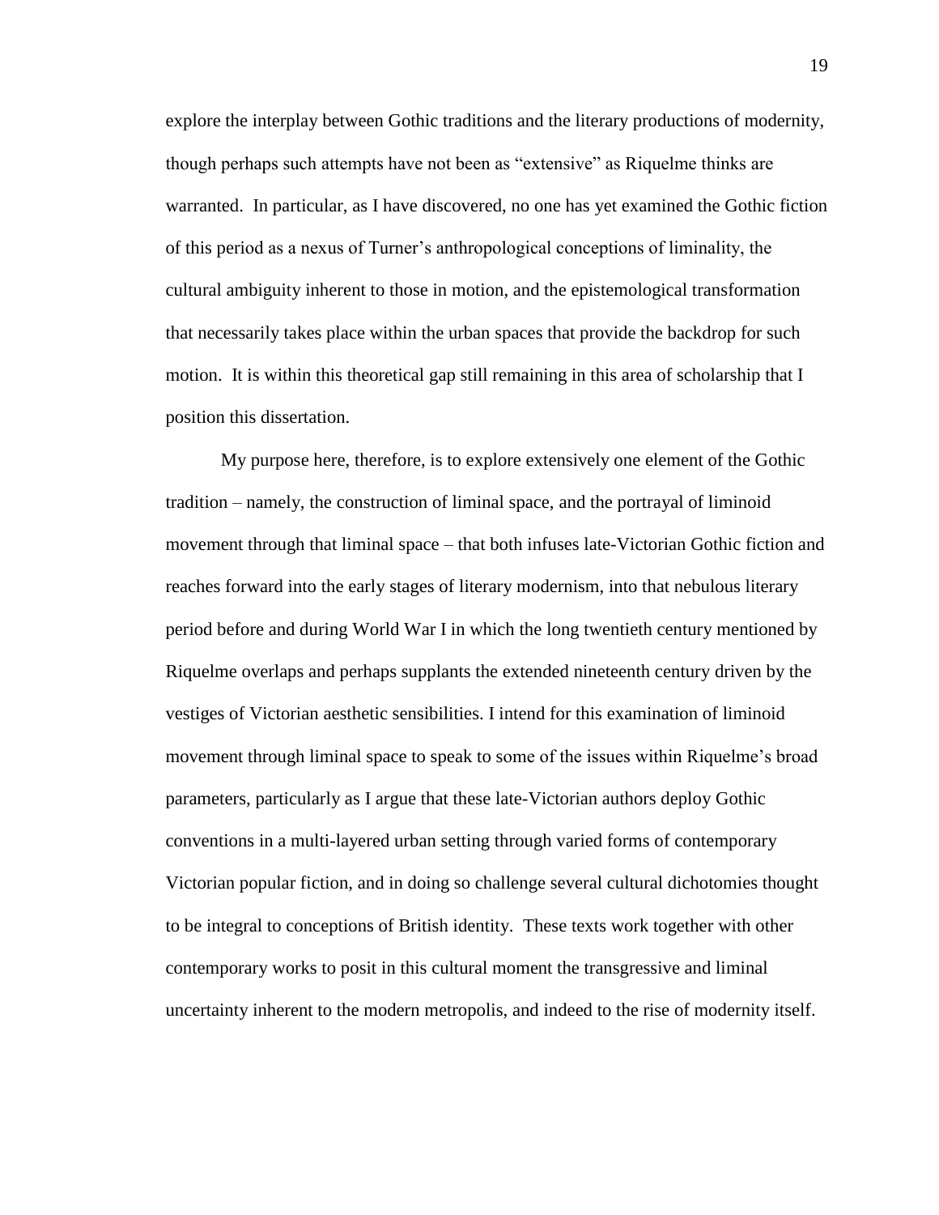explore the interplay between Gothic traditions and the literary productions of modernity, though perhaps such attempts have not been as "extensive" as Riquelme thinks are warranted. In particular, as I have discovered, no one has yet examined the Gothic fiction of this period as a nexus of Turner's anthropological conceptions of liminality, the cultural ambiguity inherent to those in motion, and the epistemological transformation that necessarily takes place within the urban spaces that provide the backdrop for such motion. It is within this theoretical gap still remaining in this area of scholarship that I position this dissertation.

My purpose here, therefore, is to explore extensively one element of the Gothic tradition – namely, the construction of liminal space, and the portrayal of liminoid movement through that liminal space – that both infuses late-Victorian Gothic fiction and reaches forward into the early stages of literary modernism, into that nebulous literary period before and during World War I in which the long twentieth century mentioned by Riquelme overlaps and perhaps supplants the extended nineteenth century driven by the vestiges of Victorian aesthetic sensibilities. I intend for this examination of liminoid movement through liminal space to speak to some of the issues within Riquelme's broad parameters, particularly as I argue that these late-Victorian authors deploy Gothic conventions in a multi-layered urban setting through varied forms of contemporary Victorian popular fiction, and in doing so challenge several cultural dichotomies thought to be integral to conceptions of British identity. These texts work together with other contemporary works to posit in this cultural moment the transgressive and liminal uncertainty inherent to the modern metropolis, and indeed to the rise of modernity itself.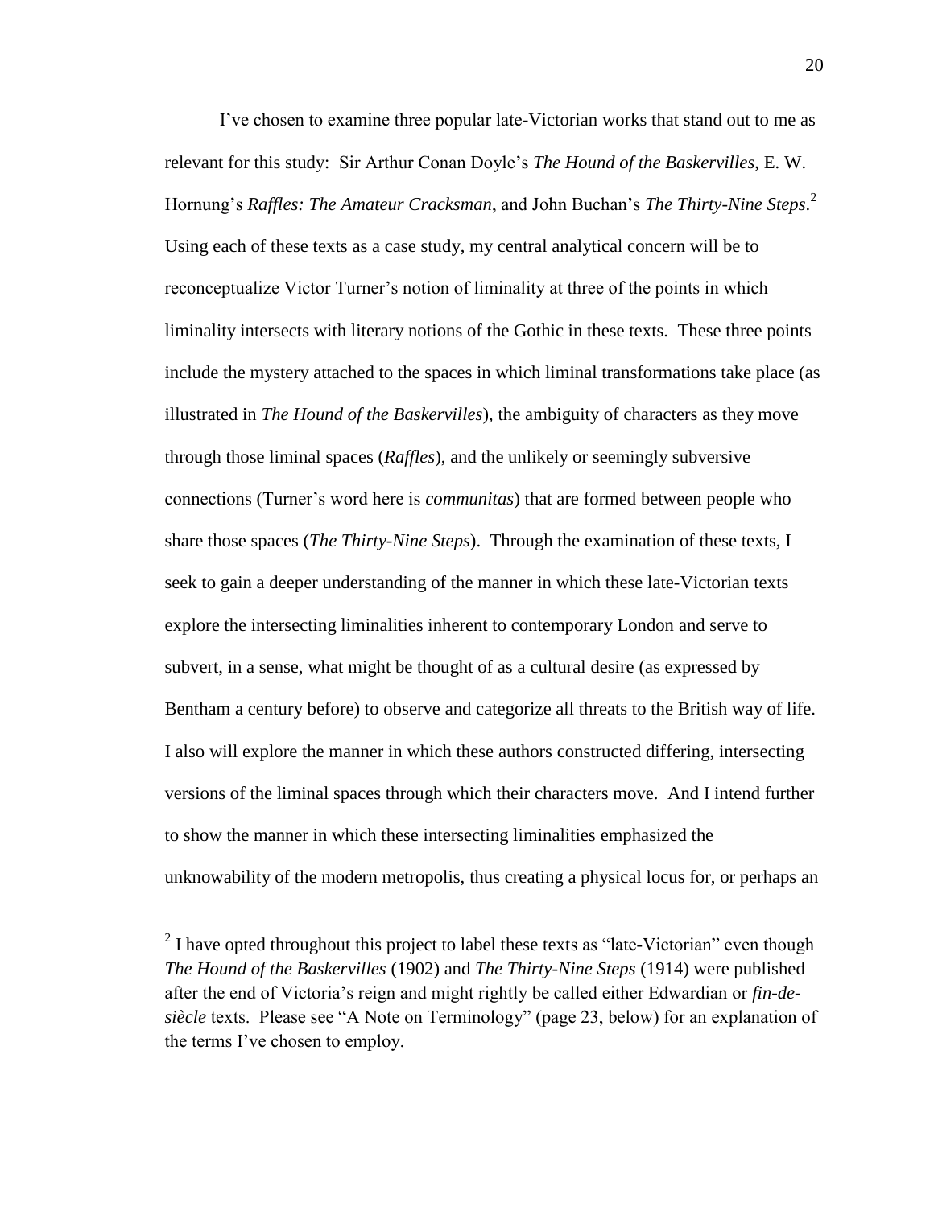I've chosen to examine three popular late-Victorian works that stand out to me as relevant for this study: Sir Arthur Conan Doyle's *The Hound of the Baskervilles*, E. W. Hornung's *Raffles: The Amateur Cracksman*, and John Buchan's *The Thirty-Nine Steps*.[2] Using each of these texts as a case study, my central analytical concern will be to reconceptualize Victor Turner's notion of liminality at three of the points in which liminality intersects with literary notions of the Gothic in these texts. These three points include the mystery attached to the spaces in which liminal transformations take place (as illustrated in *The Hound of the Baskervilles*), the ambiguity of characters as they move through those liminal spaces (*Raffles*), and the unlikely or seemingly subversive connections (Turner's word here is *communitas*) that are formed between people who share those spaces (*The Thirty-Nine Steps*). Through the examination of these texts, I seek to gain a deeper understanding of the manner in which these late-Victorian texts explore the intersecting liminalities inherent to contemporary London and serve to subvert, in a sense, what might be thought of as a cultural desire (as expressed by Bentham a century before) to observe and categorize all threats to the British way of life. I also will explore the manner in which these authors constructed differing, intersecting versions of the liminal spaces through which their characters move. And I intend further to show the manner in which these intersecting liminalities emphasized the unknowability of the modern metropolis, thus creating a physical locus for, or perhaps an

[2] I have opted throughout this project to label these texts as "late-Victorian" even though *The Hound of the Baskervilles* (1902) and *The Thirty-Nine Steps* (1914) were published after the end of Victoria's reign and might rightly be called either Edwardian or *fin-de-siècle* texts. Please see "A Note on Terminology" (page 23, below) for an explanation of the terms I've chosen to employ.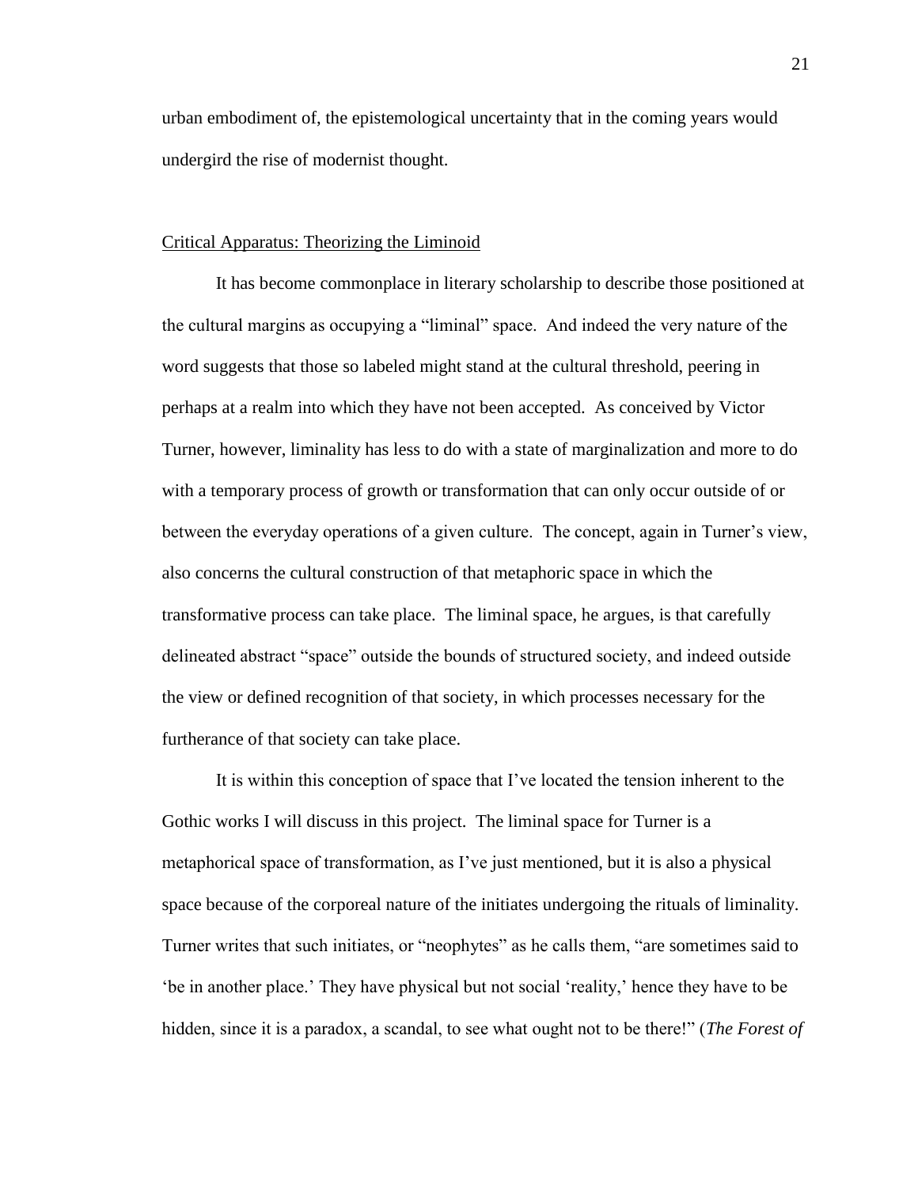urban embodiment of, the epistemological uncertainty that in the coming years would undergird the rise of modernist thought.

## Critical Apparatus: Theorizing the Liminoid

It has become commonplace in literary scholarship to describe those positioned at the cultural margins as occupying a "liminal" space. And indeed the very nature of the word suggests that those so labeled might stand at the cultural threshold, peering in perhaps at a realm into which they have not been accepted. As conceived by Victor Turner, however, liminality has less to do with a state of marginalization and more to do with a temporary process of growth or transformation that can only occur outside of or between the everyday operations of a given culture. The concept, again in Turner's view, also concerns the cultural construction of that metaphoric space in which the transformative process can take place. The liminal space, he argues, is that carefully delineated abstract "space" outside the bounds of structured society, and indeed outside the view or defined recognition of that society, in which processes necessary for the furtherance of that society can take place.

It is within this conception of space that I've located the tension inherent to the Gothic works I will discuss in this project. The liminal space for Turner is a metaphorical space of transformation, as I've just mentioned, but it is also a physical space because of the corporeal nature of the initiates undergoing the rituals of liminality. Turner writes that such initiates, or "neophytes" as he calls them, "are sometimes said to 'be in another place.' They have physical but not social 'reality,' hence they have to be hidden, since it is a paradox, a scandal, to see what ought not to be there!" (*The Forest of*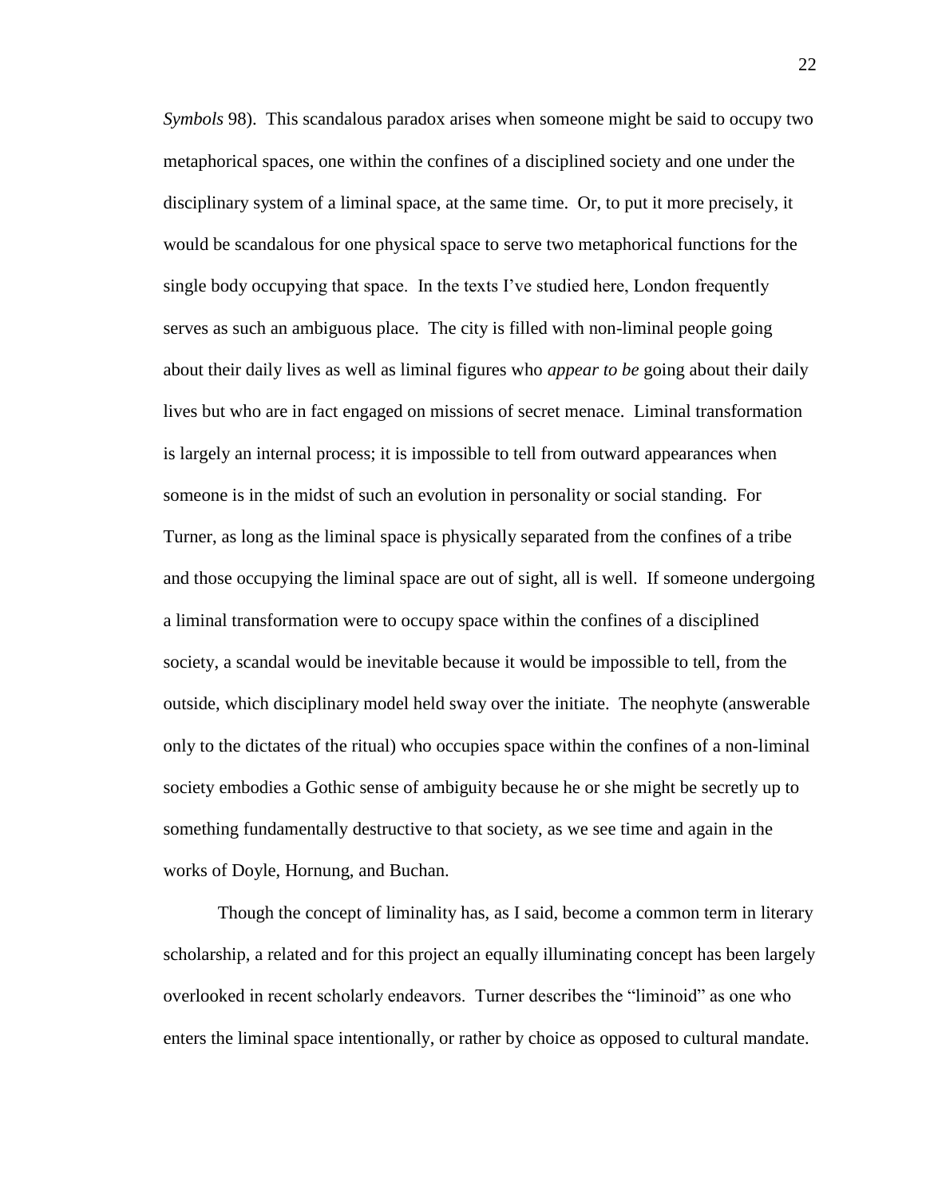*Symbols* 98). This scandalous paradox arises when someone might be said to occupy two metaphorical spaces, one within the confines of a disciplined society and one under the disciplinary system of a liminal space, at the same time. Or, to put it more precisely, it would be scandalous for one physical space to serve two metaphorical functions for the single body occupying that space. In the texts I've studied here, London frequently serves as such an ambiguous place. The city is filled with non-liminal people going about their daily lives as well as liminal figures who *appear to be* going about their daily lives but who are in fact engaged on missions of secret menace. Liminal transformation is largely an internal process; it is impossible to tell from outward appearances when someone is in the midst of such an evolution in personality or social standing. For Turner, as long as the liminal space is physically separated from the confines of a tribe and those occupying the liminal space are out of sight, all is well. If someone undergoing a liminal transformation were to occupy space within the confines of a disciplined society, a scandal would be inevitable because it would be impossible to tell, from the outside, which disciplinary model held sway over the initiate. The neophyte (answerable only to the dictates of the ritual) who occupies space within the confines of a non-liminal society embodies a Gothic sense of ambiguity because he or she might be secretly up to something fundamentally destructive to that society, as we see time and again in the works of Doyle, Hornung, and Buchan.

Though the concept of liminality has, as I said, become a common term in literary scholarship, a related and for this project an equally illuminating concept has been largely overlooked in recent scholarly endeavors. Turner describes the "liminoid" as one who enters the liminal space intentionally, or rather by choice as opposed to cultural mandate.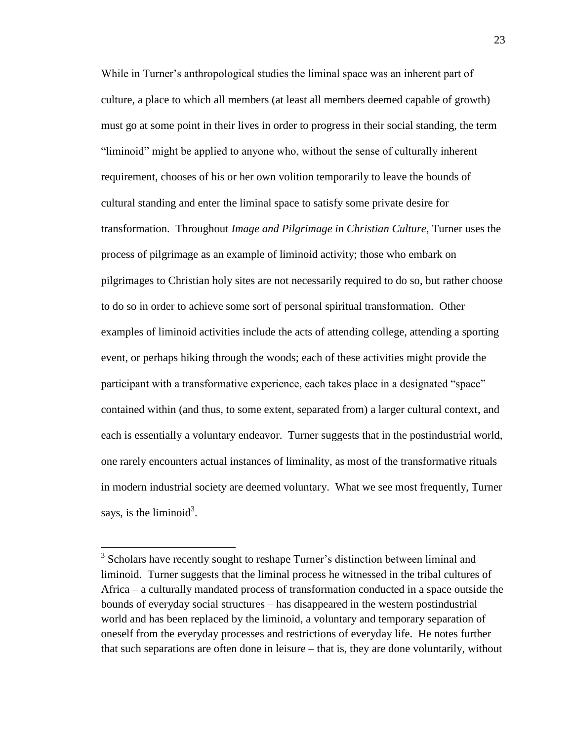While in Turner's anthropological studies the liminal space was an inherent part of culture, a place to which all members (at least all members deemed capable of growth) must go at some point in their lives in order to progress in their social standing, the term "liminoid" might be applied to anyone who, without the sense of culturally inherent requirement, chooses of his or her own volition temporarily to leave the bounds of cultural standing and enter the liminal space to satisfy some private desire for transformation. Throughout *Image and Pilgrimage in Christian Culture*, Turner uses the process of pilgrimage as an example of liminoid activity; those who embark on pilgrimages to Christian holy sites are not necessarily required to do so, but rather choose to do so in order to achieve some sort of personal spiritual transformation. Other examples of liminoid activities include the acts of attending college, attending a sporting event, or perhaps hiking through the woods; each of these activities might provide the participant with a transformative experience, each takes place in a designated "space" contained within (and thus, to some extent, separated from) a larger cultural context, and each is essentially a voluntary endeavor. Turner suggests that in the postindustrial world, one rarely encounters actual instances of liminality, as most of the transformative rituals in modern industrial society are deemed voluntary. What we see most frequently, Turner says, is the liminoid[3].

---

[3] Scholars have recently sought to reshape Turner's distinction between liminal and liminoid. Turner suggests that the liminal process he witnessed in the tribal cultures of Africa – a culturally mandated process of transformation conducted in a space outside the bounds of everyday social structures – has disappeared in the western postindustrial world and has been replaced by the liminoid, a voluntary and temporary separation of oneself from the everyday processes and restrictions of everyday life. He notes further that such separations are often done in leisure – that is, they are done voluntarily, without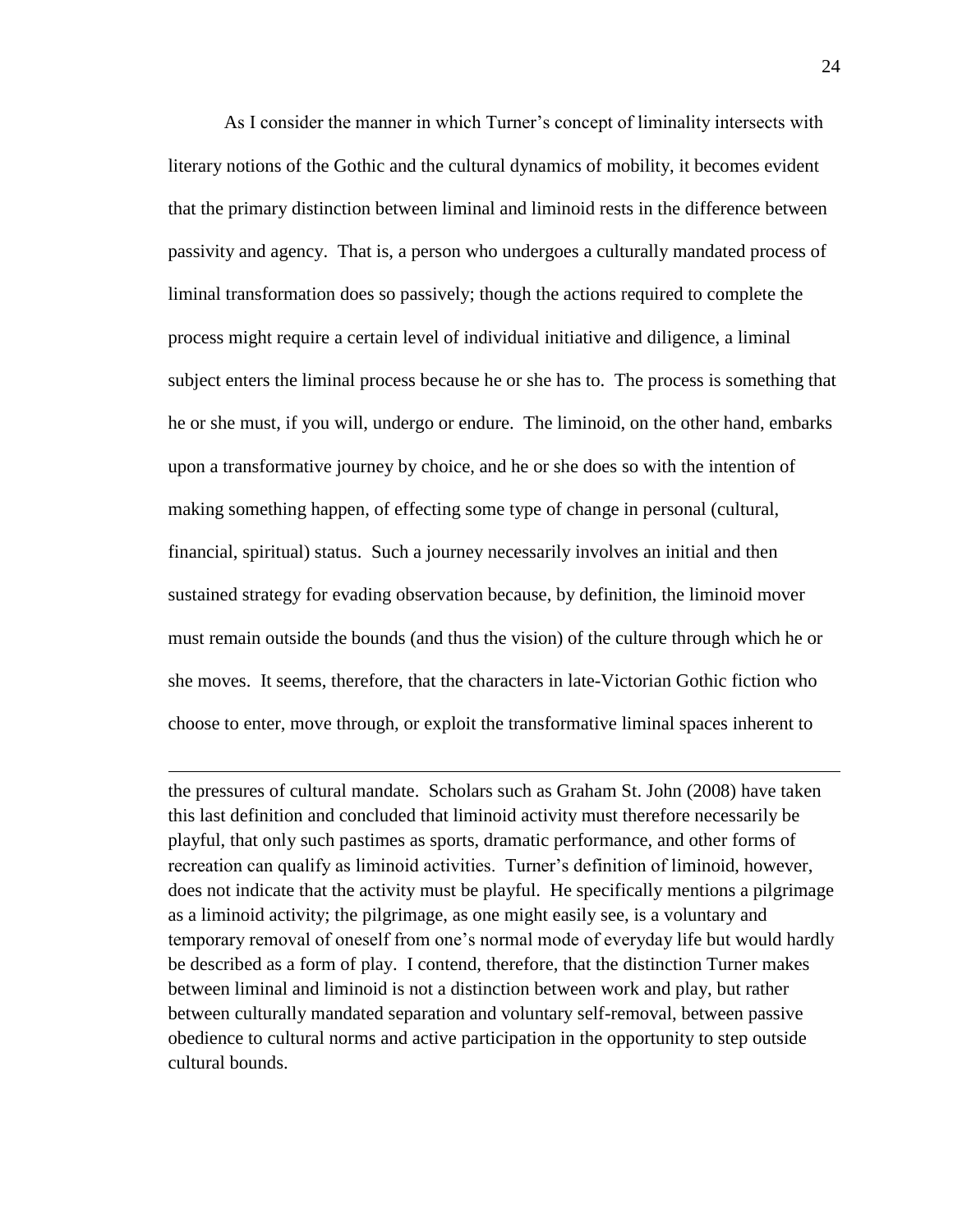As I consider the manner in which Turner's concept of liminality intersects with literary notions of the Gothic and the cultural dynamics of mobility, it becomes evident that the primary distinction between liminal and liminoid rests in the difference between passivity and agency. That is, a person who undergoes a culturally mandated process of liminal transformation does so passively; though the actions required to complete the process might require a certain level of individual initiative and diligence, a liminal subject enters the liminal process because he or she has to. The process is something that he or she must, if you will, undergo or endure. The liminoid, on the other hand, embarks upon a transformative journey by choice, and he or she does so with the intention of making something happen, of effecting some type of change in personal (cultural, financial, spiritual) status. Such a journey necessarily involves an initial and then sustained strategy for evading observation because, by definition, the liminoid mover must remain outside the bounds (and thus the vision) of the culture through which he or she moves. It seems, therefore, that the characters in late-Victorian Gothic fiction who choose to enter, move through, or exploit the transformative liminal spaces inherent to

---

the pressures of cultural mandate. Scholars such as Graham St. John (2008) have taken this last definition and concluded that liminoid activity must therefore necessarily be playful, that only such pastimes as sports, dramatic performance, and other forms of recreation can qualify as liminoid activities. Turner's definition of liminoid, however, does not indicate that the activity must be playful. He specifically mentions a pilgrimage as a liminoid activity; the pilgrimage, as one might easily see, is a voluntary and temporary removal of oneself from one's normal mode of everyday life but would hardly be described as a form of play. I contend, therefore, that the distinction Turner makes between liminal and liminoid is not a distinction between work and play, but rather between culturally mandated separation and voluntary self-removal, between passive obedience to cultural norms and active participation in the opportunity to step outside cultural bounds.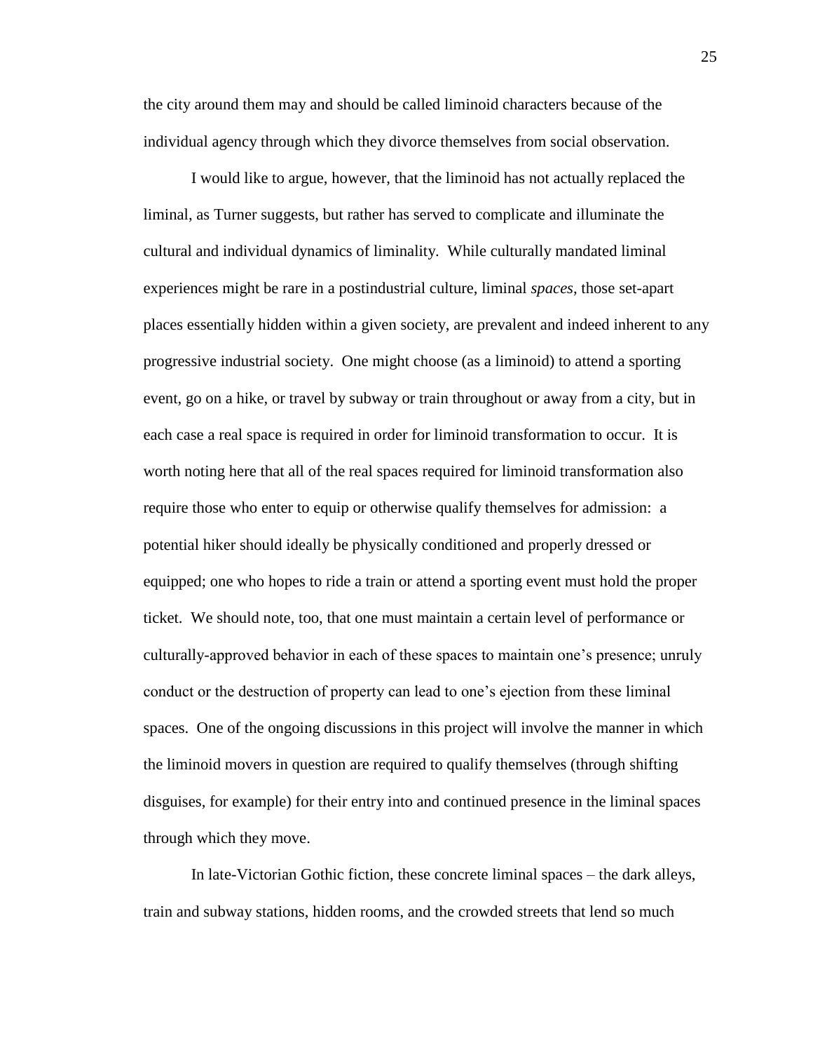the city around them may and should be called liminoid characters because of the individual agency through which they divorce themselves from social observation.

I would like to argue, however, that the liminoid has not actually replaced the liminal, as Turner suggests, but rather has served to complicate and illuminate the cultural and individual dynamics of liminality. While culturally mandated liminal experiences might be rare in a postindustrial culture, liminal *spaces*, those set-apart places essentially hidden within a given society, are prevalent and indeed inherent to any progressive industrial society. One might choose (as a liminoid) to attend a sporting event, go on a hike, or travel by subway or train throughout or away from a city, but in each case a real space is required in order for liminoid transformation to occur. It is worth noting here that all of the real spaces required for liminoid transformation also require those who enter to equip or otherwise qualify themselves for admission: a potential hiker should ideally be physically conditioned and properly dressed or equipped; one who hopes to ride a train or attend a sporting event must hold the proper ticket. We should note, too, that one must maintain a certain level of performance or culturally-approved behavior in each of these spaces to maintain one's presence; unruly conduct or the destruction of property can lead to one's ejection from these liminal spaces. One of the ongoing discussions in this project will involve the manner in which the liminoid movers in question are required to qualify themselves (through shifting disguises, for example) for their entry into and continued presence in the liminal spaces through which they move.

In late-Victorian Gothic fiction, these concrete liminal spaces – the dark alleys, train and subway stations, hidden rooms, and the crowded streets that lend so much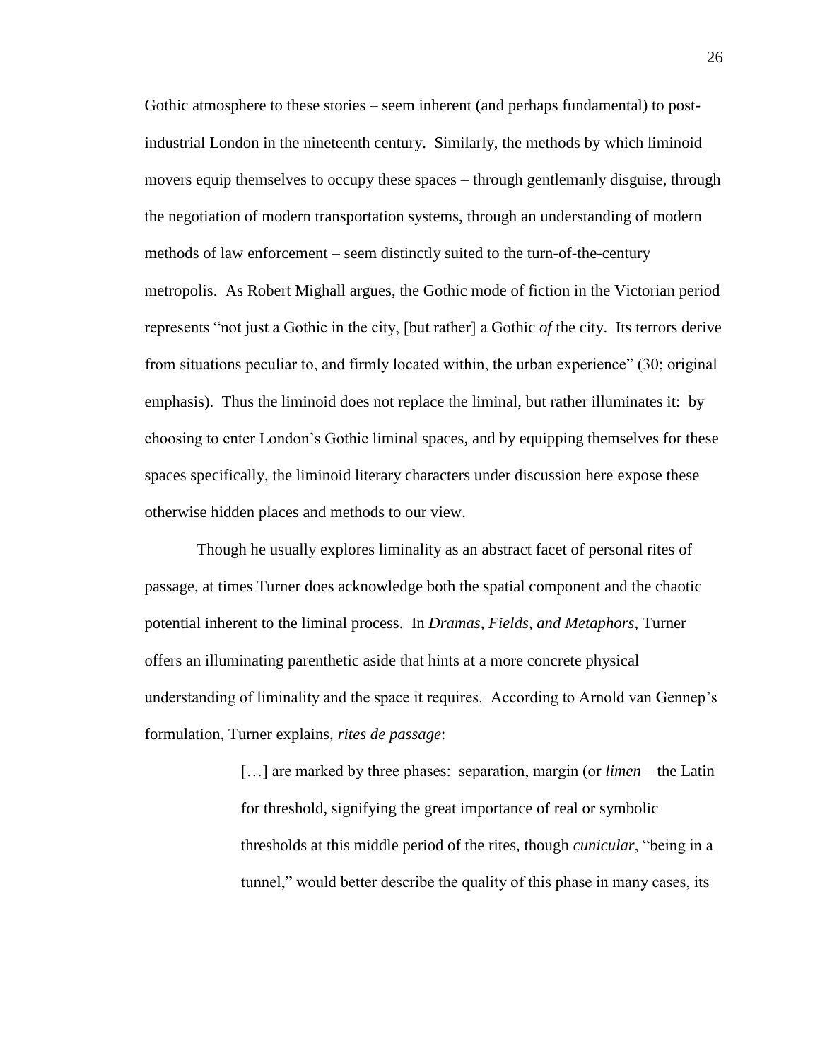Gothic atmosphere to these stories – seem inherent (and perhaps fundamental) to post-industrial London in the nineteenth century. Similarly, the methods by which liminoid movers equip themselves to occupy these spaces – through gentlemanly disguise, through the negotiation of modern transportation systems, through an understanding of modern methods of law enforcement – seem distinctly suited to the turn-of-the-century metropolis. As Robert Mighall argues, the Gothic mode of fiction in the Victorian period represents "not just a Gothic in the city, [but rather] a Gothic *of* the city. Its terrors derive from situations peculiar to, and firmly located within, the urban experience" (30; original emphasis). Thus the liminoid does not replace the liminal, but rather illuminates it: by choosing to enter London's Gothic liminal spaces, and by equipping themselves for these spaces specifically, the liminoid literary characters under discussion here expose these otherwise hidden places and methods to our view.

Though he usually explores liminality as an abstract facet of personal rites of passage, at times Turner does acknowledge both the spatial component and the chaotic potential inherent to the liminal process. In *Dramas, Fields, and Metaphors*, Turner offers an illuminating parenthetic aside that hints at a more concrete physical understanding of liminality and the space it requires. According to Arnold van Gennep's formulation, Turner explains, *rites de passage*:

> […] are marked by three phases: separation, margin (or *limen* – the Latin for threshold, signifying the great importance of real or symbolic thresholds at this middle period of the rites, though *cunicular*, "being in a tunnel," would better describe the quality of this phase in many cases, its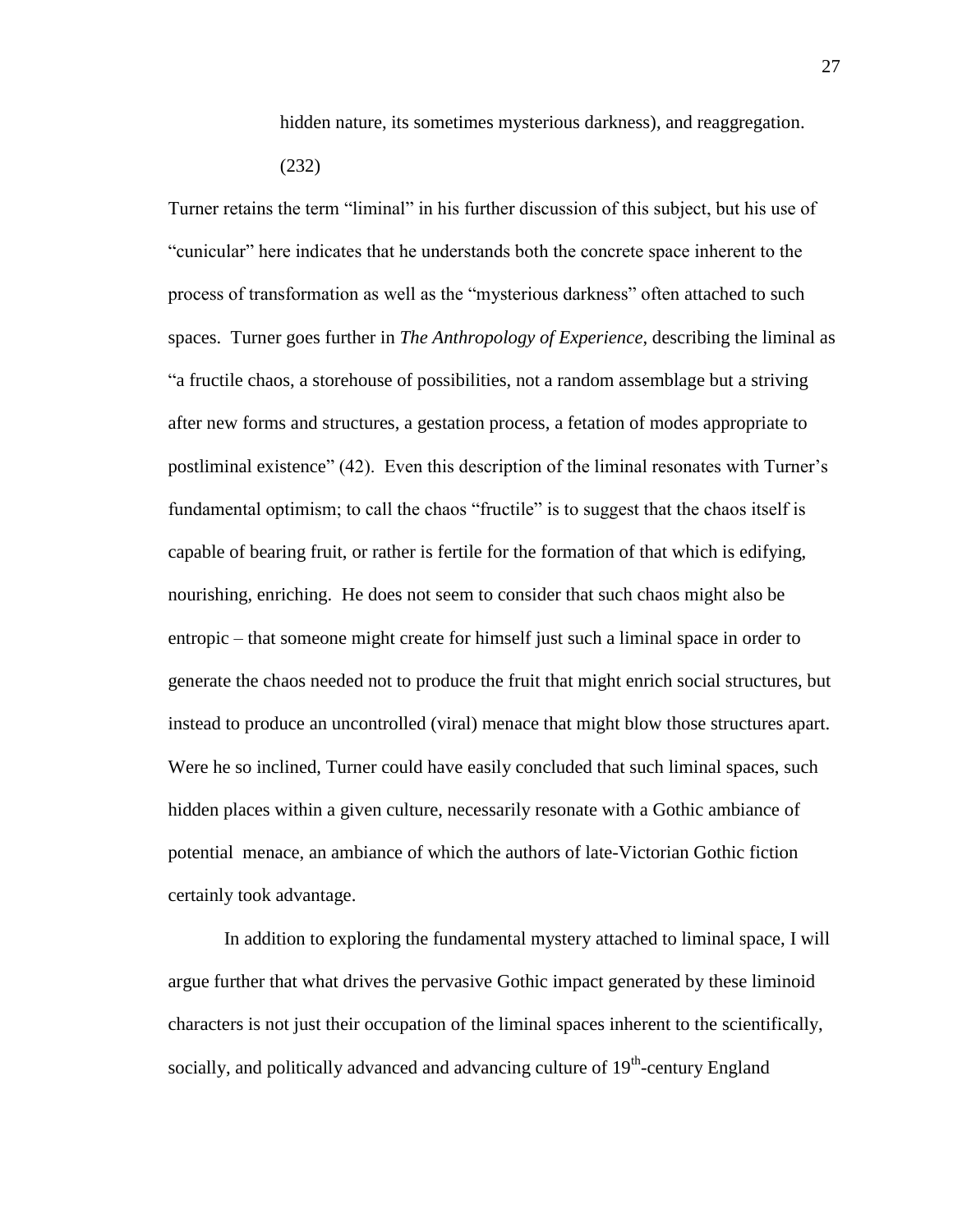hidden nature, its sometimes mysterious darkness), and reaggregation. (232)

Turner retains the term "liminal" in his further discussion of this subject, but his use of "cunicular" here indicates that he understands both the concrete space inherent to the process of transformation as well as the "mysterious darkness" often attached to such spaces. Turner goes further in *The Anthropology of Experience*, describing the liminal as "a fructile chaos, a storehouse of possibilities, not a random assemblage but a striving after new forms and structures, a gestation process, a fetation of modes appropriate to postliminal existence" (42). Even this description of the liminal resonates with Turner's fundamental optimism; to call the chaos "fructile" is to suggest that the chaos itself is capable of bearing fruit, or rather is fertile for the formation of that which is edifying, nourishing, enriching. He does not seem to consider that such chaos might also be entropic – that someone might create for himself just such a liminal space in order to generate the chaos needed not to produce the fruit that might enrich social structures, but instead to produce an uncontrolled (viral) menace that might blow those structures apart. Were he so inclined, Turner could have easily concluded that such liminal spaces, such hidden places within a given culture, necessarily resonate with a Gothic ambiance of potential menace, an ambiance of which the authors of late-Victorian Gothic fiction certainly took advantage.

In addition to exploring the fundamental mystery attached to liminal space, I will argue further that what drives the pervasive Gothic impact generated by these liminoid characters is not just their occupation of the liminal spaces inherent to the scientifically, socially, and politically advanced and advancing culture of 19th-century England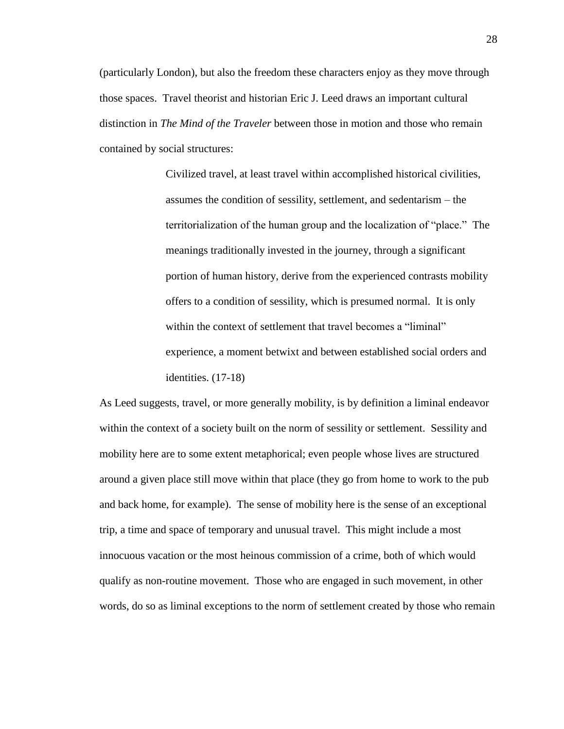(particularly London), but also the freedom these characters enjoy as they move through those spaces. Travel theorist and historian Eric J. Leed draws an important cultural distinction in *The Mind of the Traveler* between those in motion and those who remain contained by social structures:

> Civilized travel, at least travel within accomplished historical civilities, assumes the condition of sessility, settlement, and sedentarism – the territorialization of the human group and the localization of "place." The meanings traditionally invested in the journey, through a significant portion of human history, derive from the experienced contrasts mobility offers to a condition of sessility, which is presumed normal. It is only within the context of settlement that travel becomes a "liminal" experience, a moment betwixt and between established social orders and identities. (17-18)

As Leed suggests, travel, or more generally mobility, is by definition a liminal endeavor within the context of a society built on the norm of sessility or settlement. Sessility and mobility here are to some extent metaphorical; even people whose lives are structured around a given place still move within that place (they go from home to work to the pub and back home, for example). The sense of mobility here is the sense of an exceptional trip, a time and space of temporary and unusual travel. This might include a most innocuous vacation or the most heinous commission of a crime, both of which would qualify as non-routine movement. Those who are engaged in such movement, in other words, do so as liminal exceptions to the norm of settlement created by those who remain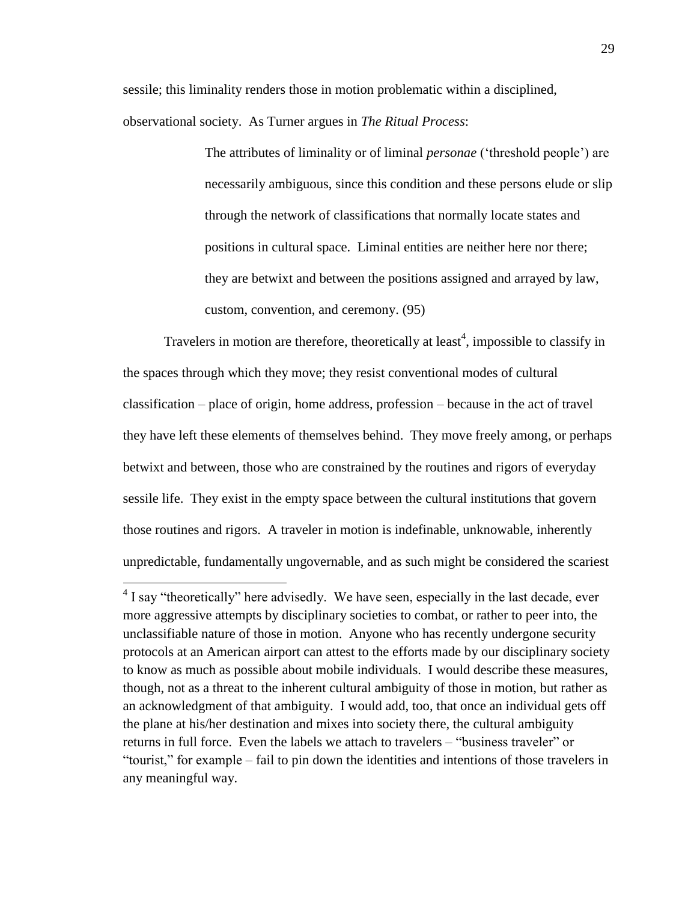sessile; this liminality renders those in motion problematic within a disciplined, observational society. As Turner argues in *The Ritual Process*:

> The attributes of liminality or of liminal *personae* ('threshold people') are necessarily ambiguous, since this condition and these persons elude or slip through the network of classifications that normally locate states and positions in cultural space. Liminal entities are neither here nor there; they are betwixt and between the positions assigned and arrayed by law, custom, convention, and ceremony. (95)

Travelers in motion are therefore, theoretically at least[4], impossible to classify in the spaces through which they move; they resist conventional modes of cultural classification – place of origin, home address, profession – because in the act of travel they have left these elements of themselves behind. They move freely among, or perhaps betwixt and between, those who are constrained by the routines and rigors of everyday sessile life. They exist in the empty space between the cultural institutions that govern those routines and rigors. A traveler in motion is indefinable, unknowable, inherently unpredictable, fundamentally ungovernable, and as such might be considered the scariest

---

[4] I say "theoretically" here advisedly. We have seen, especially in the last decade, ever more aggressive attempts by disciplinary societies to combat, or rather to peer into, the unclassifiable nature of those in motion. Anyone who has recently undergone security protocols at an American airport can attest to the efforts made by our disciplinary society to know as much as possible about mobile individuals. I would describe these measures, though, not as a threat to the inherent cultural ambiguity of those in motion, but rather as an acknowledgment of that ambiguity. I would add, too, that once an individual gets off the plane at his/her destination and mixes into society there, the cultural ambiguity returns in full force. Even the labels we attach to travelers – "business traveler" or "tourist," for example – fail to pin down the identities and intentions of those travelers in any meaningful way.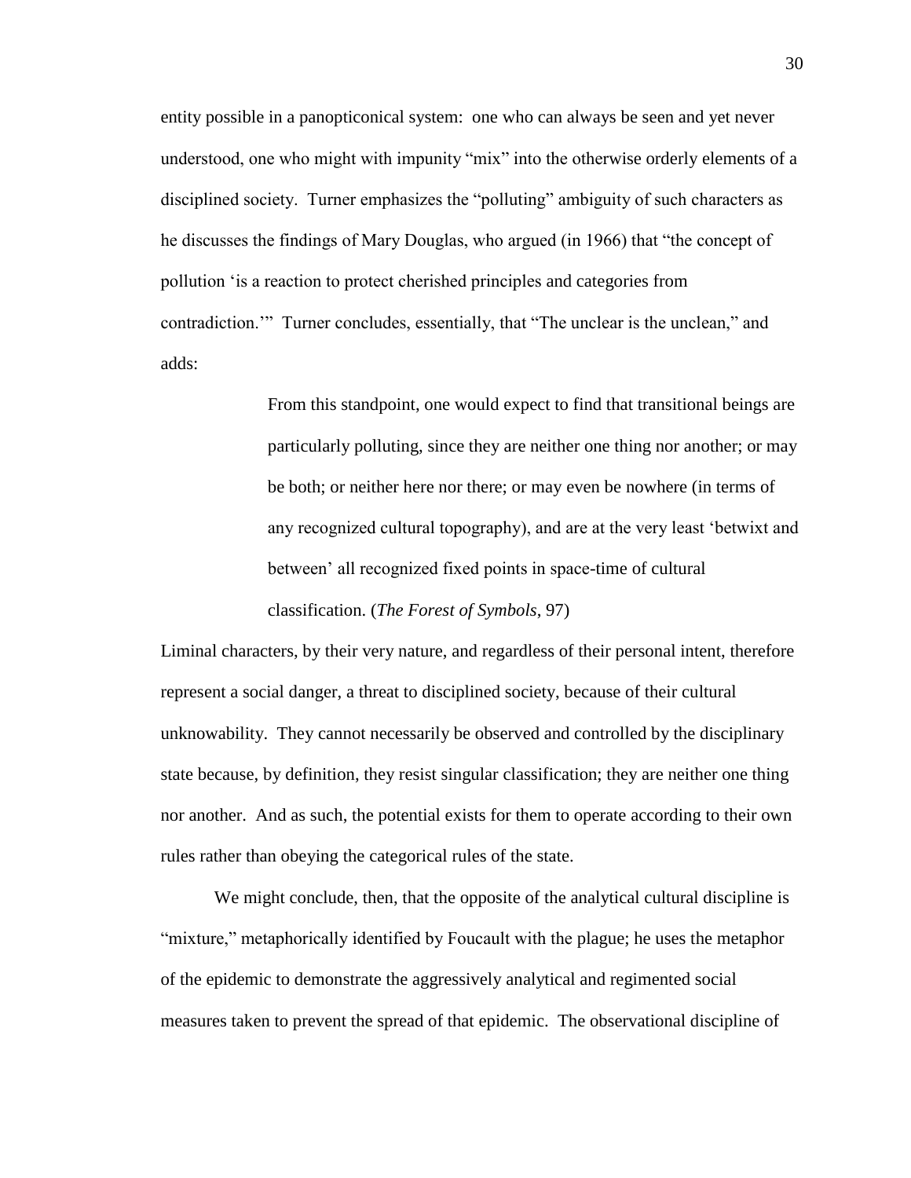entity possible in a panopticonical system: one who can always be seen and yet never understood, one who might with impunity "mix" into the otherwise orderly elements of a disciplined society. Turner emphasizes the "polluting" ambiguity of such characters as he discusses the findings of Mary Douglas, who argued (in 1966) that "the concept of pollution 'is a reaction to protect cherished principles and categories from contradiction.'" Turner concludes, essentially, that "The unclear is the unclean," and adds:

> From this standpoint, one would expect to find that transitional beings are particularly polluting, since they are neither one thing nor another; or may be both; or neither here nor there; or may even be nowhere (in terms of any recognized cultural topography), and are at the very least 'betwixt and between' all recognized fixed points in space-time of cultural classification. (*The Forest of Symbols*, 97)

Liminal characters, by their very nature, and regardless of their personal intent, therefore represent a social danger, a threat to disciplined society, because of their cultural unknowability. They cannot necessarily be observed and controlled by the disciplinary state because, by definition, they resist singular classification; they are neither one thing nor another. And as such, the potential exists for them to operate according to their own rules rather than obeying the categorical rules of the state.

We might conclude, then, that the opposite of the analytical cultural discipline is "mixture," metaphorically identified by Foucault with the plague; he uses the metaphor of the epidemic to demonstrate the aggressively analytical and regimented social measures taken to prevent the spread of that epidemic. The observational discipline of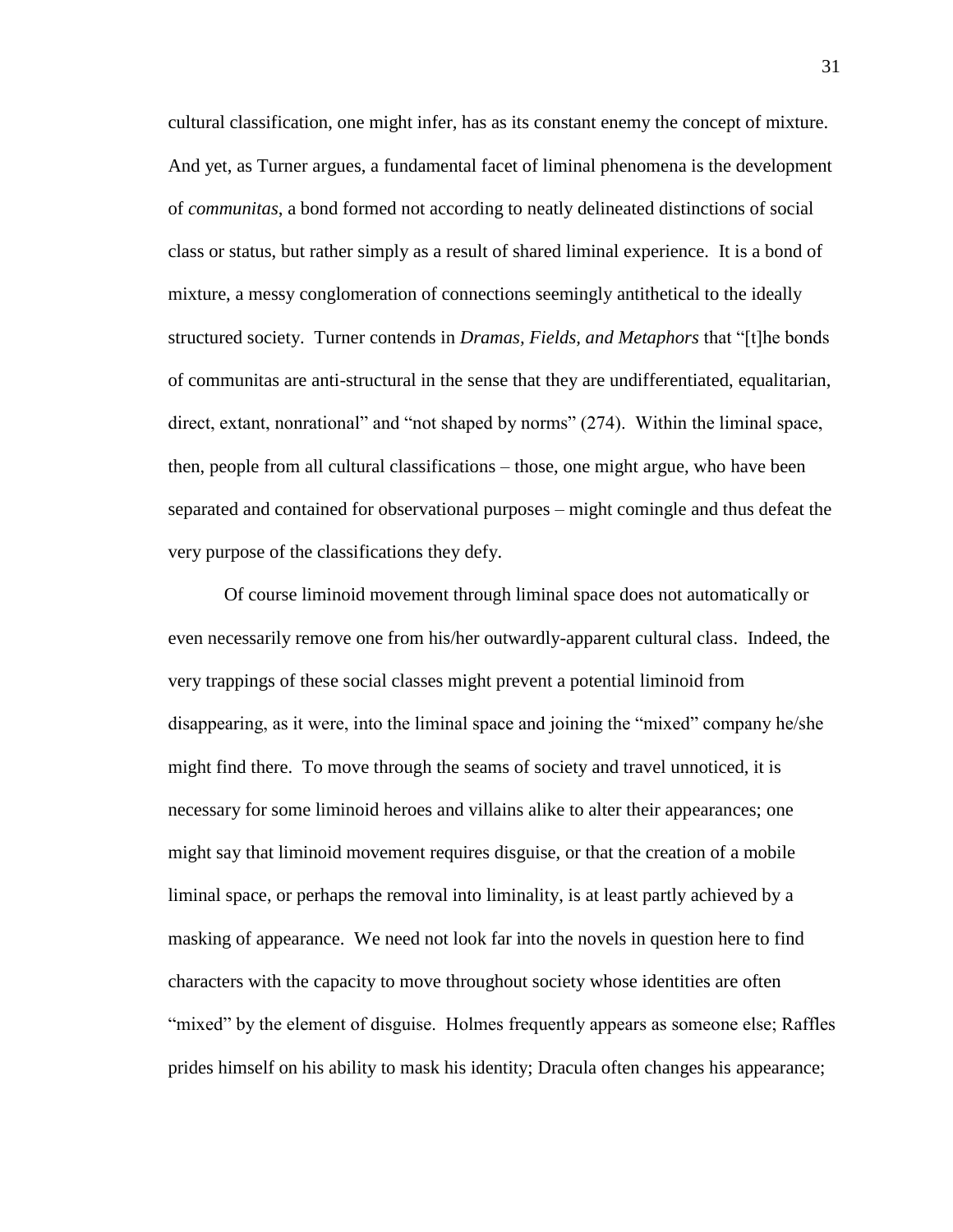cultural classification, one might infer, has as its constant enemy the concept of mixture. And yet, as Turner argues, a fundamental facet of liminal phenomena is the development of *communitas*, a bond formed not according to neatly delineated distinctions of social class or status, but rather simply as a result of shared liminal experience. It is a bond of mixture, a messy conglomeration of connections seemingly antithetical to the ideally structured society. Turner contends in *Dramas, Fields, and Metaphors* that "[t]he bonds of communitas are anti-structural in the sense that they are undifferentiated, equalitarian, direct, extant, nonrational" and "not shaped by norms" (274). Within the liminal space, then, people from all cultural classifications – those, one might argue, who have been separated and contained for observational purposes – might comingle and thus defeat the very purpose of the classifications they defy.

Of course liminoid movement through liminal space does not automatically or even necessarily remove one from his/her outwardly-apparent cultural class. Indeed, the very trappings of these social classes might prevent a potential liminoid from disappearing, as it were, into the liminal space and joining the "mixed" company he/she might find there. To move through the seams of society and travel unnoticed, it is necessary for some liminoid heroes and villains alike to alter their appearances; one might say that liminoid movement requires disguise, or that the creation of a mobile liminal space, or perhaps the removal into liminality, is at least partly achieved by a masking of appearance. We need not look far into the novels in question here to find characters with the capacity to move throughout society whose identities are often "mixed" by the element of disguise. Holmes frequently appears as someone else; Raffles prides himself on his ability to mask his identity; Dracula often changes his appearance;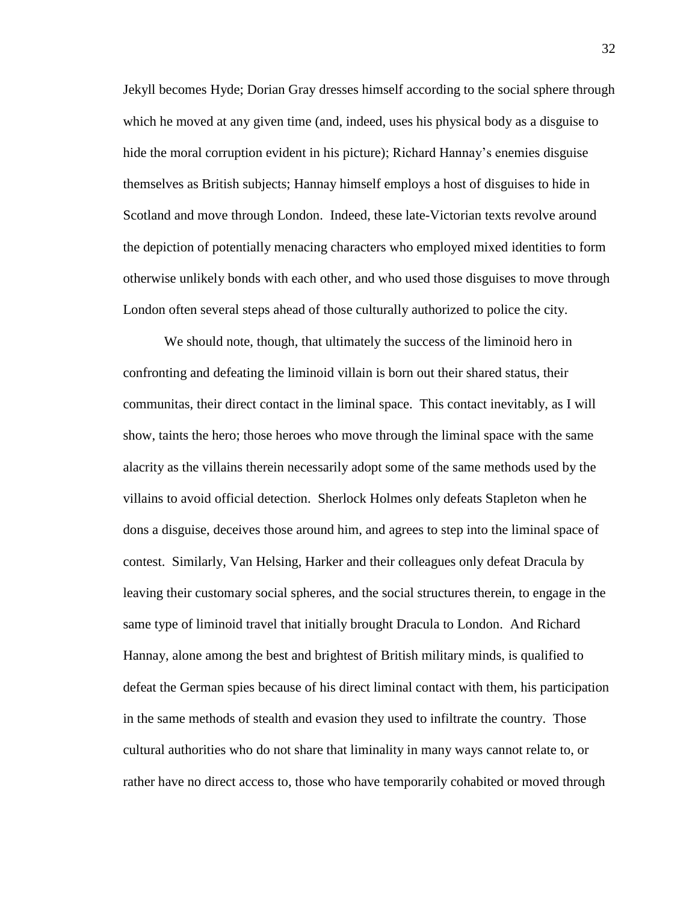Jekyll becomes Hyde; Dorian Gray dresses himself according to the social sphere through which he moved at any given time (and, indeed, uses his physical body as a disguise to hide the moral corruption evident in his picture); Richard Hannay's enemies disguise themselves as British subjects; Hannay himself employs a host of disguises to hide in Scotland and move through London. Indeed, these late-Victorian texts revolve around the depiction of potentially menacing characters who employed mixed identities to form otherwise unlikely bonds with each other, and who used those disguises to move through London often several steps ahead of those culturally authorized to police the city.

We should note, though, that ultimately the success of the liminoid hero in confronting and defeating the liminoid villain is born out their shared status, their communitas, their direct contact in the liminal space. This contact inevitably, as I will show, taints the hero; those heroes who move through the liminal space with the same alacrity as the villains therein necessarily adopt some of the same methods used by the villains to avoid official detection. Sherlock Holmes only defeats Stapleton when he dons a disguise, deceives those around him, and agrees to step into the liminal space of contest. Similarly, Van Helsing, Harker and their colleagues only defeat Dracula by leaving their customary social spheres, and the social structures therein, to engage in the same type of liminoid travel that initially brought Dracula to London. And Richard Hannay, alone among the best and brightest of British military minds, is qualified to defeat the German spies because of his direct liminal contact with them, his participation in the same methods of stealth and evasion they used to infiltrate the country. Those cultural authorities who do not share that liminality in many ways cannot relate to, or rather have no direct access to, those who have temporarily cohabited or moved through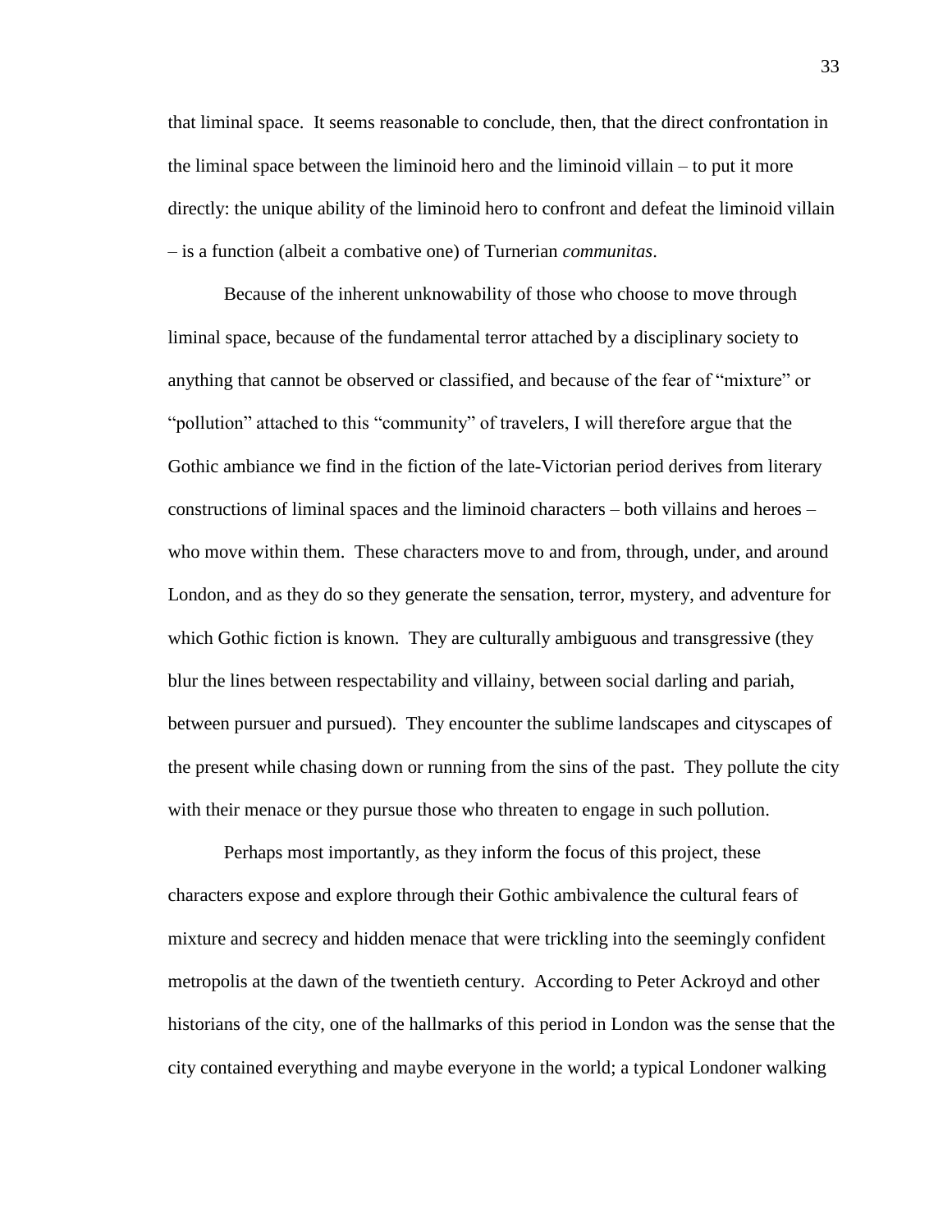that liminal space. It seems reasonable to conclude, then, that the direct confrontation in the liminal space between the liminoid hero and the liminoid villain – to put it more directly: the unique ability of the liminoid hero to confront and defeat the liminoid villain – is a function (albeit a combative one) of Turnerian *communitas*.

Because of the inherent unknowability of those who choose to move through liminal space, because of the fundamental terror attached by a disciplinary society to anything that cannot be observed or classified, and because of the fear of "mixture" or "pollution" attached to this "community" of travelers, I will therefore argue that the Gothic ambiance we find in the fiction of the late-Victorian period derives from literary constructions of liminal spaces and the liminoid characters – both villains and heroes – who move within them. These characters move to and from, through, under, and around London, and as they do so they generate the sensation, terror, mystery, and adventure for which Gothic fiction is known. They are culturally ambiguous and transgressive (they blur the lines between respectability and villainy, between social darling and pariah, between pursuer and pursued). They encounter the sublime landscapes and cityscapes of the present while chasing down or running from the sins of the past. They pollute the city with their menace or they pursue those who threaten to engage in such pollution.

Perhaps most importantly, as they inform the focus of this project, these characters expose and explore through their Gothic ambivalence the cultural fears of mixture and secrecy and hidden menace that were trickling into the seemingly confident metropolis at the dawn of the twentieth century. According to Peter Ackroyd and other historians of the city, one of the hallmarks of this period in London was the sense that the city contained everything and maybe everyone in the world; a typical Londoner walking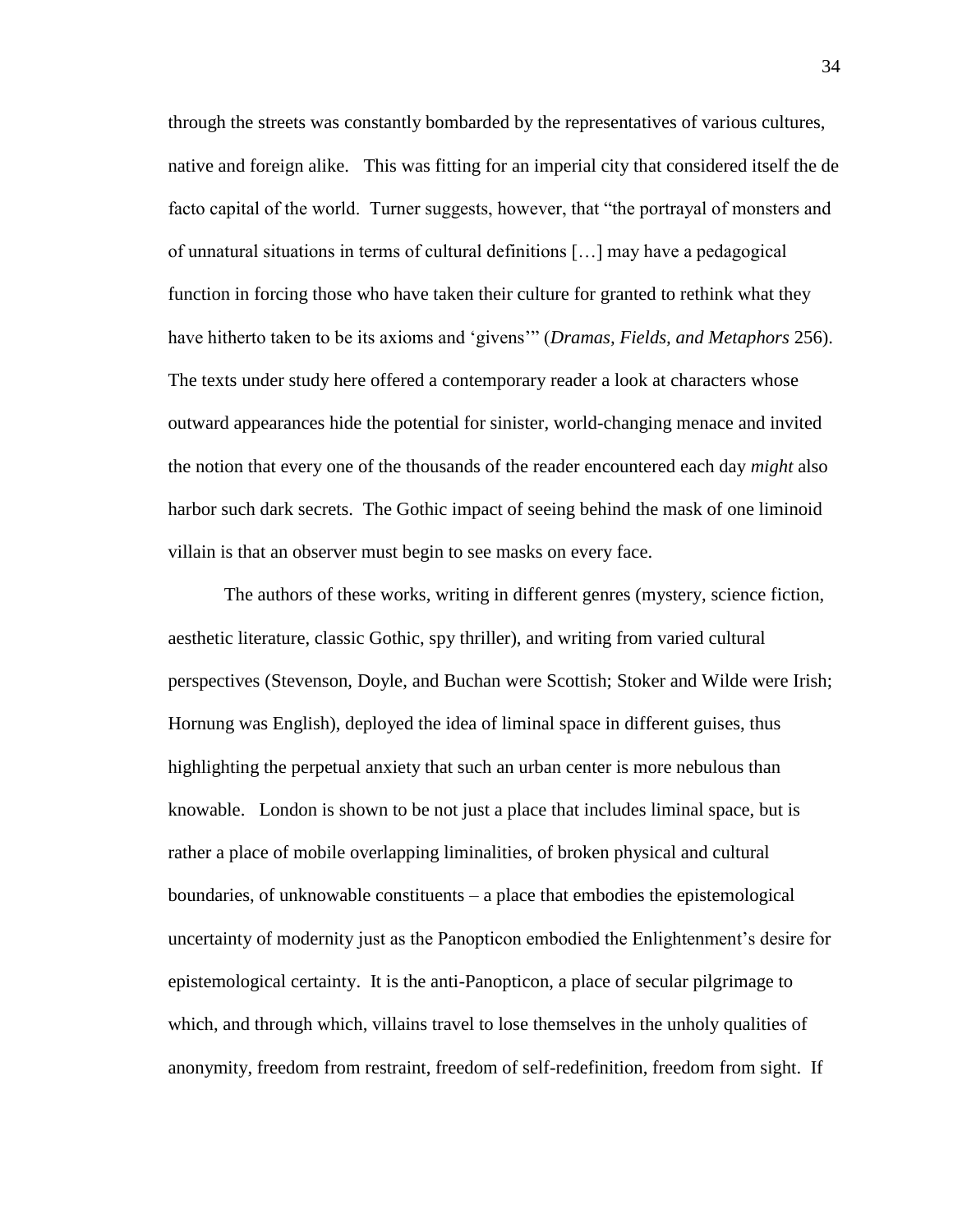through the streets was constantly bombarded by the representatives of various cultures, native and foreign alike. This was fitting for an imperial city that considered itself the de facto capital of the world. Turner suggests, however, that "the portrayal of monsters and of unnatural situations in terms of cultural definitions […] may have a pedagogical function in forcing those who have taken their culture for granted to rethink what they have hitherto taken to be its axioms and 'givens'" (*Dramas, Fields, and Metaphors* 256). The texts under study here offered a contemporary reader a look at characters whose outward appearances hide the potential for sinister, world-changing menace and invited the notion that every one of the thousands of the reader encountered each day *might* also harbor such dark secrets. The Gothic impact of seeing behind the mask of one liminoid villain is that an observer must begin to see masks on every face.

The authors of these works, writing in different genres (mystery, science fiction, aesthetic literature, classic Gothic, spy thriller), and writing from varied cultural perspectives (Stevenson, Doyle, and Buchan were Scottish; Stoker and Wilde were Irish; Hornung was English), deployed the idea of liminal space in different guises, thus highlighting the perpetual anxiety that such an urban center is more nebulous than knowable. London is shown to be not just a place that includes liminal space, but is rather a place of mobile overlapping liminalities, of broken physical and cultural boundaries, of unknowable constituents – a place that embodies the epistemological uncertainty of modernity just as the Panopticon embodied the Enlightenment's desire for epistemological certainty. It is the anti-Panopticon, a place of secular pilgrimage to which, and through which, villains travel to lose themselves in the unholy qualities of anonymity, freedom from restraint, freedom of self-redefinition, freedom from sight. If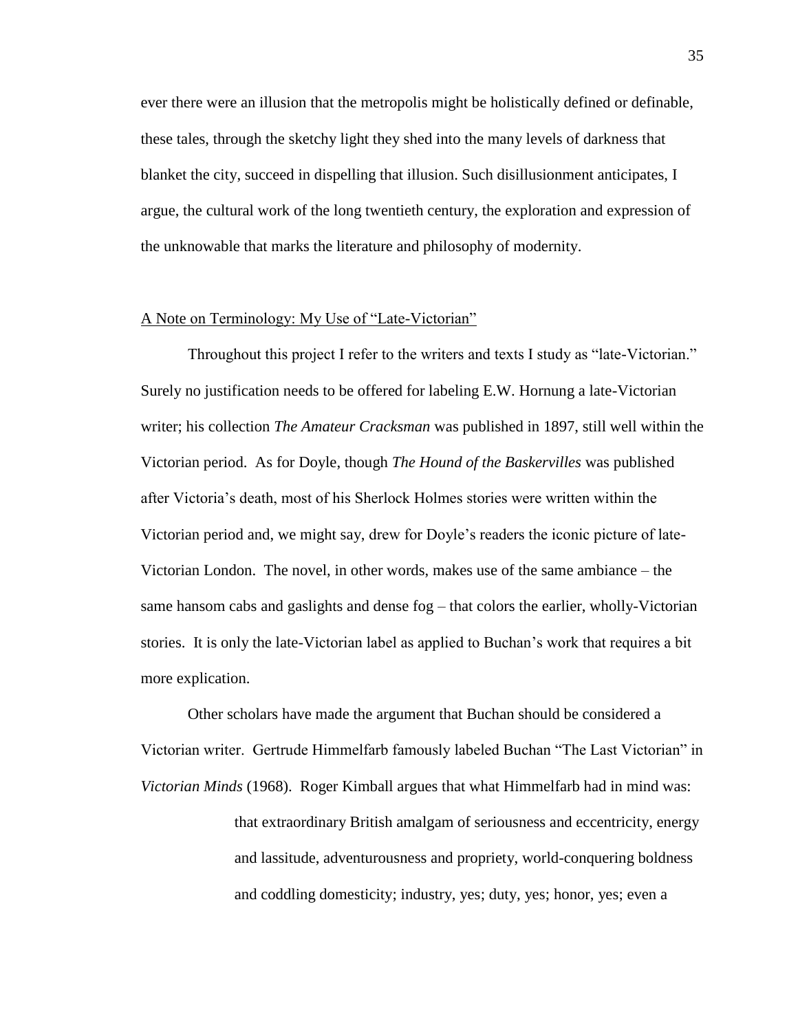ever there were an illusion that the metropolis might be holistically defined or definable, these tales, through the sketchy light they shed into the many levels of darkness that blanket the city, succeed in dispelling that illusion. Such disillusionment anticipates, I argue, the cultural work of the long twentieth century, the exploration and expression of the unknowable that marks the literature and philosophy of modernity.

<u>A Note on Terminology: My Use of "Late-Victorian"</u>

Throughout this project I refer to the writers and texts I study as "late-Victorian." Surely no justification needs to be offered for labeling E.W. Hornung a late-Victorian writer; his collection *The Amateur Cracksman* was published in 1897, still well within the Victorian period. As for Doyle, though *The Hound of the Baskervilles* was published after Victoria's death, most of his Sherlock Holmes stories were written within the Victorian period and, we might say, drew for Doyle's readers the iconic picture of late-Victorian London. The novel, in other words, makes use of the same ambiance – the same hansom cabs and gaslights and dense fog – that colors the earlier, wholly-Victorian stories. It is only the late-Victorian label as applied to Buchan's work that requires a bit more explication.

Other scholars have made the argument that Buchan should be considered a Victorian writer. Gertrude Himmelfarb famously labeled Buchan "The Last Victorian" in *Victorian Minds* (1968). Roger Kimball argues that what Himmelfarb had in mind was:

> that extraordinary British amalgam of seriousness and eccentricity, energy and lassitude, adventurousness and propriety, world-conquering boldness and coddling domesticity; industry, yes; duty, yes; honor, yes; even a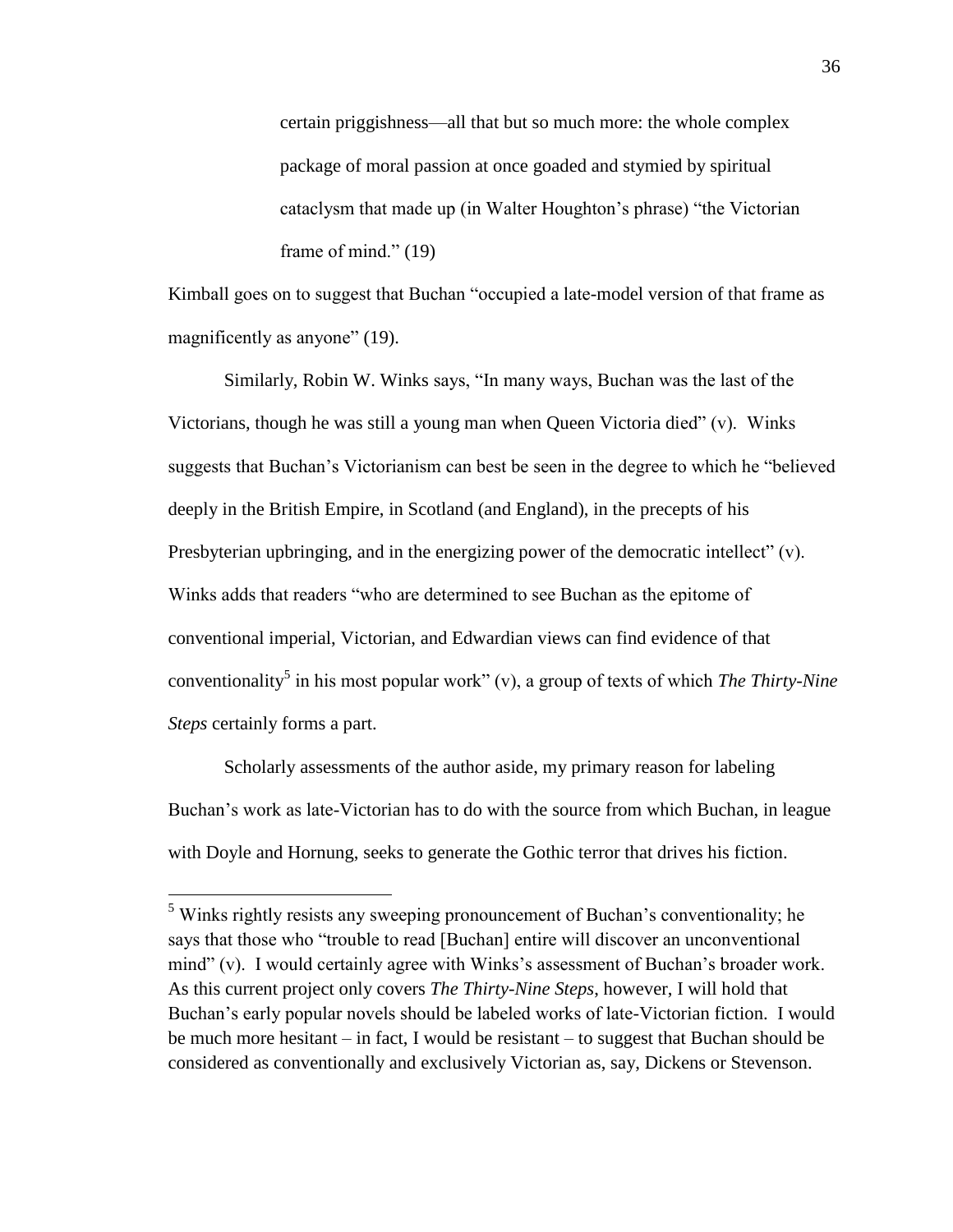> certain priggishness—all that but so much more: the whole complex package of moral passion at once goaded and stymied by spiritual cataclysm that made up (in Walter Houghton's phrase) "the Victorian frame of mind." (19)

Kimball goes on to suggest that Buchan "occupied a late-model version of that frame as magnificently as anyone" (19).

Similarly, Robin W. Winks says, "In many ways, Buchan was the last of the Victorians, though he was still a young man when Queen Victoria died" (v). Winks suggests that Buchan's Victorianism can best be seen in the degree to which he "believed deeply in the British Empire, in Scotland (and England), in the precepts of his Presbyterian upbringing, and in the energizing power of the democratic intellect" (v). Winks adds that readers "who are determined to see Buchan as the epitome of conventional imperial, Victorian, and Edwardian views can find evidence of that conventionality[5] in his most popular work" (v), a group of texts of which *The Thirty-Nine Steps* certainly forms a part.

Scholarly assessments of the author aside, my primary reason for labeling Buchan's work as late-Victorian has to do with the source from which Buchan, in league with Doyle and Hornung, seeks to generate the Gothic terror that drives his fiction.

---

[5] Winks rightly resists any sweeping pronouncement of Buchan's conventionality; he says that those who "trouble to read [Buchan] entire will discover an unconventional mind" (v). I would certainly agree with Winks's assessment of Buchan's broader work. As this current project only covers *The Thirty-Nine Steps*, however, I will hold that Buchan's early popular novels should be labeled works of late-Victorian fiction. I would be much more hesitant – in fact, I would be resistant – to suggest that Buchan should be considered as conventionally and exclusively Victorian as, say, Dickens or Stevenson.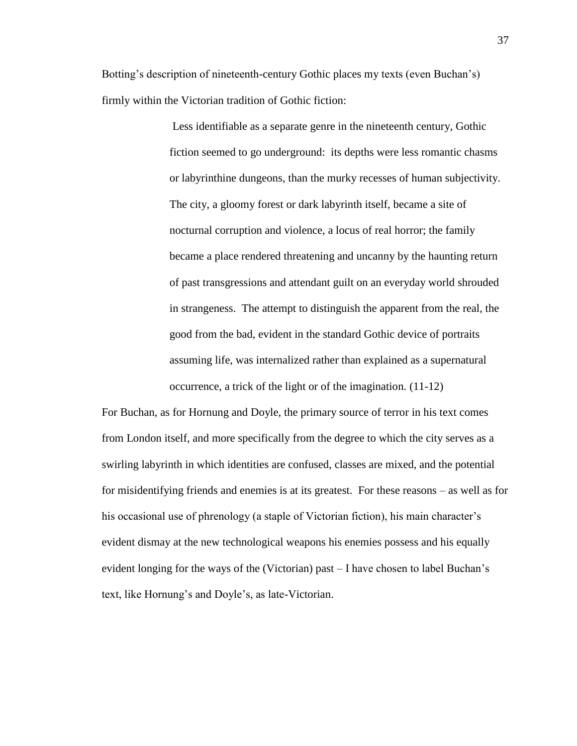Botting's description of nineteenth-century Gothic places my texts (even Buchan's) firmly within the Victorian tradition of Gothic fiction:

> Less identifiable as a separate genre in the nineteenth century, Gothic fiction seemed to go underground: its depths were less romantic chasms or labyrinthine dungeons, than the murky recesses of human subjectivity. The city, a gloomy forest or dark labyrinth itself, became a site of nocturnal corruption and violence, a locus of real horror; the family became a place rendered threatening and uncanny by the haunting return of past transgressions and attendant guilt on an everyday world shrouded in strangeness. The attempt to distinguish the apparent from the real, the good from the bad, evident in the standard Gothic device of portraits assuming life, was internalized rather than explained as a supernatural occurrence, a trick of the light or of the imagination. (11-12)

For Buchan, as for Hornung and Doyle, the primary source of terror in his text comes from London itself, and more specifically from the degree to which the city serves as a swirling labyrinth in which identities are confused, classes are mixed, and the potential for misidentifying friends and enemies is at its greatest. For these reasons – as well as for his occasional use of phrenology (a staple of Victorian fiction), his main character's evident dismay at the new technological weapons his enemies possess and his equally evident longing for the ways of the (Victorian) past – I have chosen to label Buchan's text, like Hornung's and Doyle's, as late-Victorian.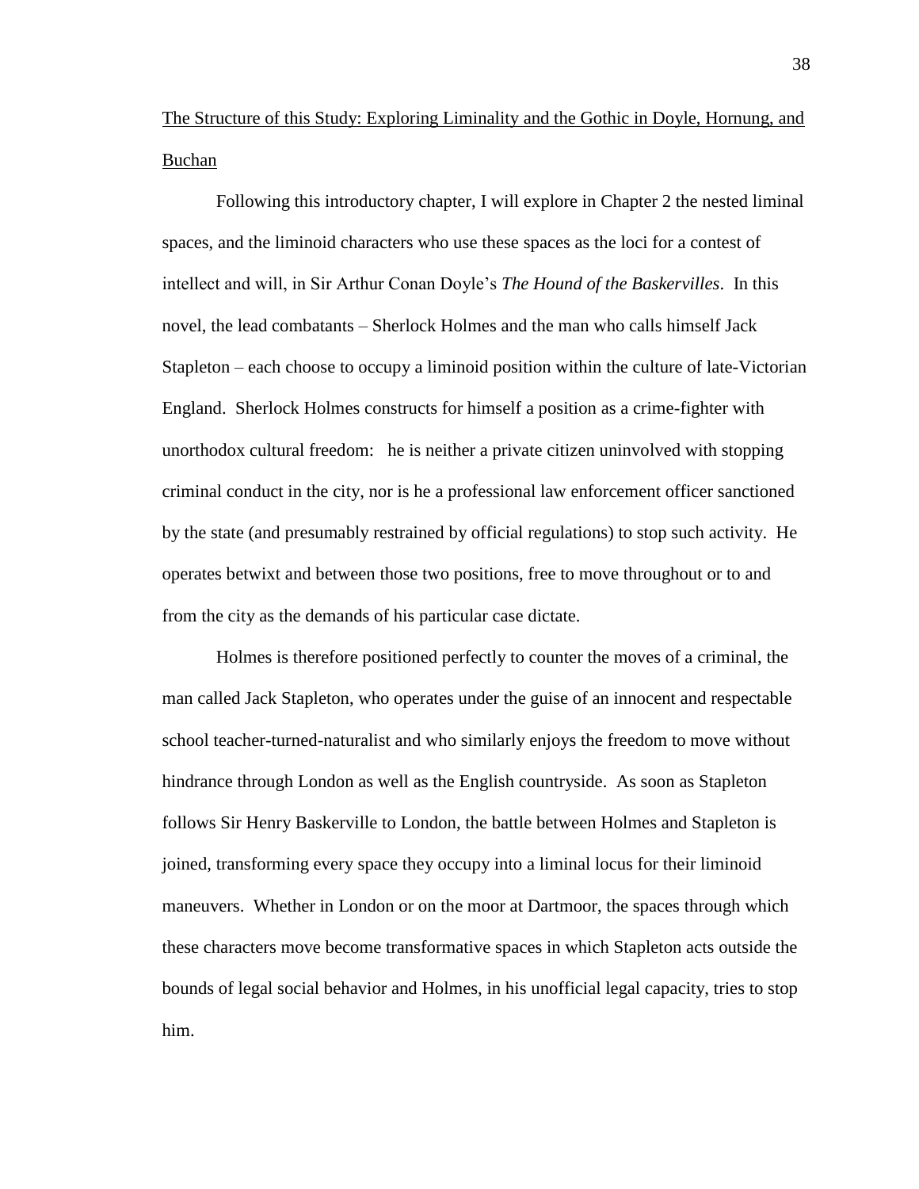<u>The Structure of this Study: Exploring Liminality and the Gothic in Doyle, Hornung, and Buchan</u>

Following this introductory chapter, I will explore in Chapter 2 the nested liminal spaces, and the liminoid characters who use these spaces as the loci for a contest of intellect and will, in Sir Arthur Conan Doyle's *The Hound of the Baskervilles*. In this novel, the lead combatants – Sherlock Holmes and the man who calls himself Jack Stapleton – each choose to occupy a liminoid position within the culture of late-Victorian England. Sherlock Holmes constructs for himself a position as a crime-fighter with unorthodox cultural freedom: he is neither a private citizen uninvolved with stopping criminal conduct in the city, nor is he a professional law enforcement officer sanctioned by the state (and presumably restrained by official regulations) to stop such activity. He operates betwixt and between those two positions, free to move throughout or to and from the city as the demands of his particular case dictate.

Holmes is therefore positioned perfectly to counter the moves of a criminal, the man called Jack Stapleton, who operates under the guise of an innocent and respectable school teacher-turned-naturalist and who similarly enjoys the freedom to move without hindrance through London as well as the English countryside. As soon as Stapleton follows Sir Henry Baskerville to London, the battle between Holmes and Stapleton is joined, transforming every space they occupy into a liminal locus for their liminoid maneuvers. Whether in London or on the moor at Dartmoor, the spaces through which these characters move become transformative spaces in which Stapleton acts outside the bounds of legal social behavior and Holmes, in his unofficial legal capacity, tries to stop him.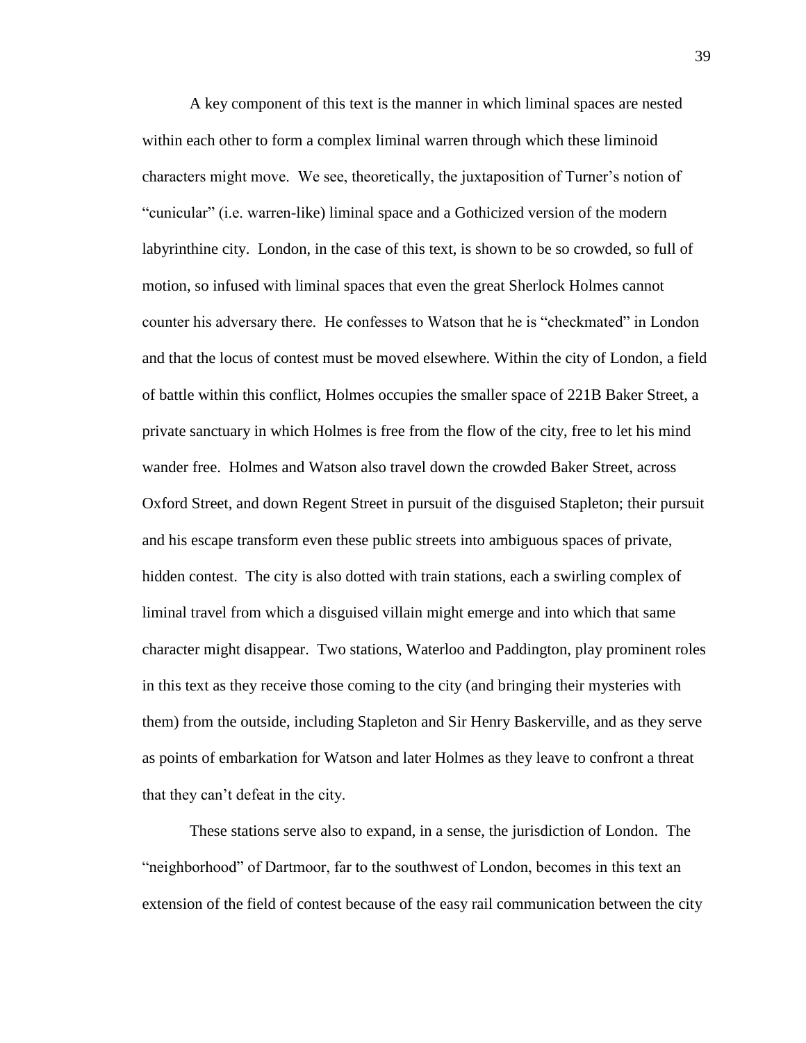A key component of this text is the manner in which liminal spaces are nested within each other to form a complex liminal warren through which these liminoid characters might move. We see, theoretically, the juxtaposition of Turner's notion of "cunicular" (i.e. warren-like) liminal space and a Gothicized version of the modern labyrinthine city. London, in the case of this text, is shown to be so crowded, so full of motion, so infused with liminal spaces that even the great Sherlock Holmes cannot counter his adversary there. He confesses to Watson that he is "checkmated" in London and that the locus of contest must be moved elsewhere. Within the city of London, a field of battle within this conflict, Holmes occupies the smaller space of 221B Baker Street, a private sanctuary in which Holmes is free from the flow of the city, free to let his mind wander free. Holmes and Watson also travel down the crowded Baker Street, across Oxford Street, and down Regent Street in pursuit of the disguised Stapleton; their pursuit and his escape transform even these public streets into ambiguous spaces of private, hidden contest. The city is also dotted with train stations, each a swirling complex of liminal travel from which a disguised villain might emerge and into which that same character might disappear. Two stations, Waterloo and Paddington, play prominent roles in this text as they receive those coming to the city (and bringing their mysteries with them) from the outside, including Stapleton and Sir Henry Baskerville, and as they serve as points of embarkation for Watson and later Holmes as they leave to confront a threat that they can't defeat in the city.

These stations serve also to expand, in a sense, the jurisdiction of London. The "neighborhood" of Dartmoor, far to the southwest of London, becomes in this text an extension of the field of contest because of the easy rail communication between the city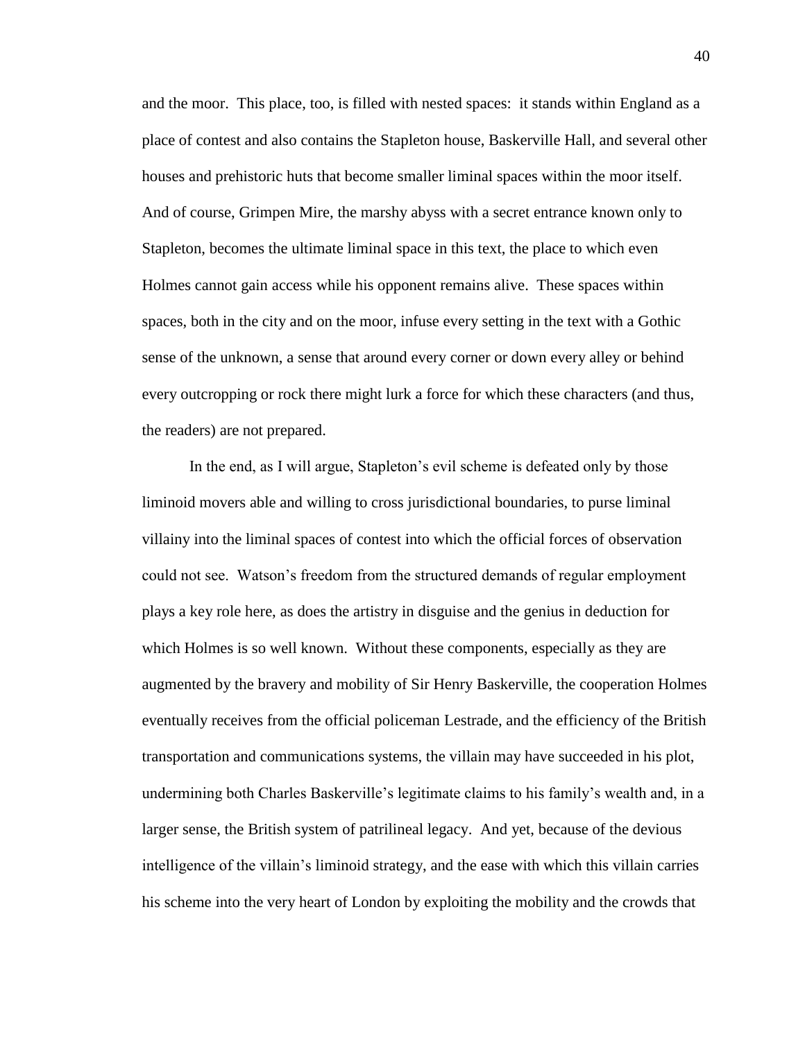and the moor. This place, too, is filled with nested spaces: it stands within England as a place of contest and also contains the Stapleton house, Baskerville Hall, and several other houses and prehistoric huts that become smaller liminal spaces within the moor itself. And of course, Grimpen Mire, the marshy abyss with a secret entrance known only to Stapleton, becomes the ultimate liminal space in this text, the place to which even Holmes cannot gain access while his opponent remains alive. These spaces within spaces, both in the city and on the moor, infuse every setting in the text with a Gothic sense of the unknown, a sense that around every corner or down every alley or behind every outcropping or rock there might lurk a force for which these characters (and thus, the readers) are not prepared.

In the end, as I will argue, Stapleton's evil scheme is defeated only by those liminoid movers able and willing to cross jurisdictional boundaries, to purse liminal villainy into the liminal spaces of contest into which the official forces of observation could not see. Watson's freedom from the structured demands of regular employment plays a key role here, as does the artistry in disguise and the genius in deduction for which Holmes is so well known. Without these components, especially as they are augmented by the bravery and mobility of Sir Henry Baskerville, the cooperation Holmes eventually receives from the official policeman Lestrade, and the efficiency of the British transportation and communications systems, the villain may have succeeded in his plot, undermining both Charles Baskerville's legitimate claims to his family's wealth and, in a larger sense, the British system of patrilineal legacy. And yet, because of the devious intelligence of the villain's liminoid strategy, and the ease with which this villain carries his scheme into the very heart of London by exploiting the mobility and the crowds that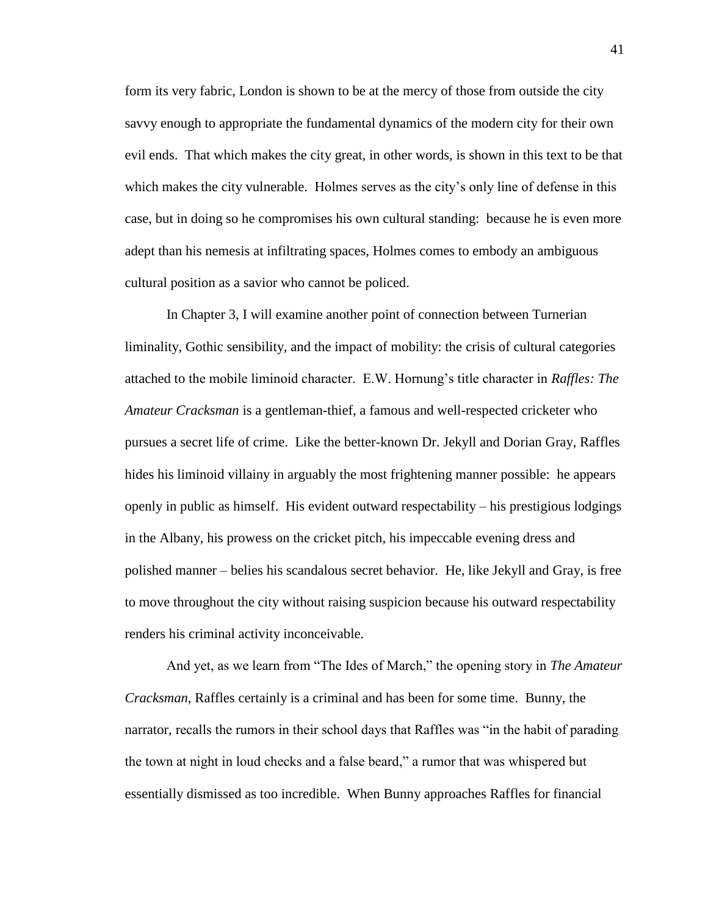form its very fabric, London is shown to be at the mercy of those from outside the city savvy enough to appropriate the fundamental dynamics of the modern city for their own evil ends. That which makes the city great, in other words, is shown in this text to be that which makes the city vulnerable. Holmes serves as the city's only line of defense in this case, but in doing so he compromises his own cultural standing: because he is even more adept than his nemesis at infiltrating spaces, Holmes comes to embody an ambiguous cultural position as a savior who cannot be policed.

In Chapter 3, I will examine another point of connection between Turnerian liminality, Gothic sensibility, and the impact of mobility: the crisis of cultural categories attached to the mobile liminoid character. E.W. Hornung's title character in *Raffles: The Amateur Cracksman* is a gentleman-thief, a famous and well-respected cricketer who pursues a secret life of crime. Like the better-known Dr. Jekyll and Dorian Gray, Raffles hides his liminoid villainy in arguably the most frightening manner possible: he appears openly in public as himself. His evident outward respectability – his prestigious lodgings in the Albany, his prowess on the cricket pitch, his impeccable evening dress and polished manner – belies his scandalous secret behavior. He, like Jekyll and Gray, is free to move throughout the city without raising suspicion because his outward respectability renders his criminal activity inconceivable.

And yet, as we learn from "The Ides of March," the opening story in *The Amateur Cracksman*, Raffles certainly is a criminal and has been for some time. Bunny, the narrator, recalls the rumors in their school days that Raffles was "in the habit of parading the town at night in loud checks and a false beard," a rumor that was whispered but essentially dismissed as too incredible. When Bunny approaches Raffles for financial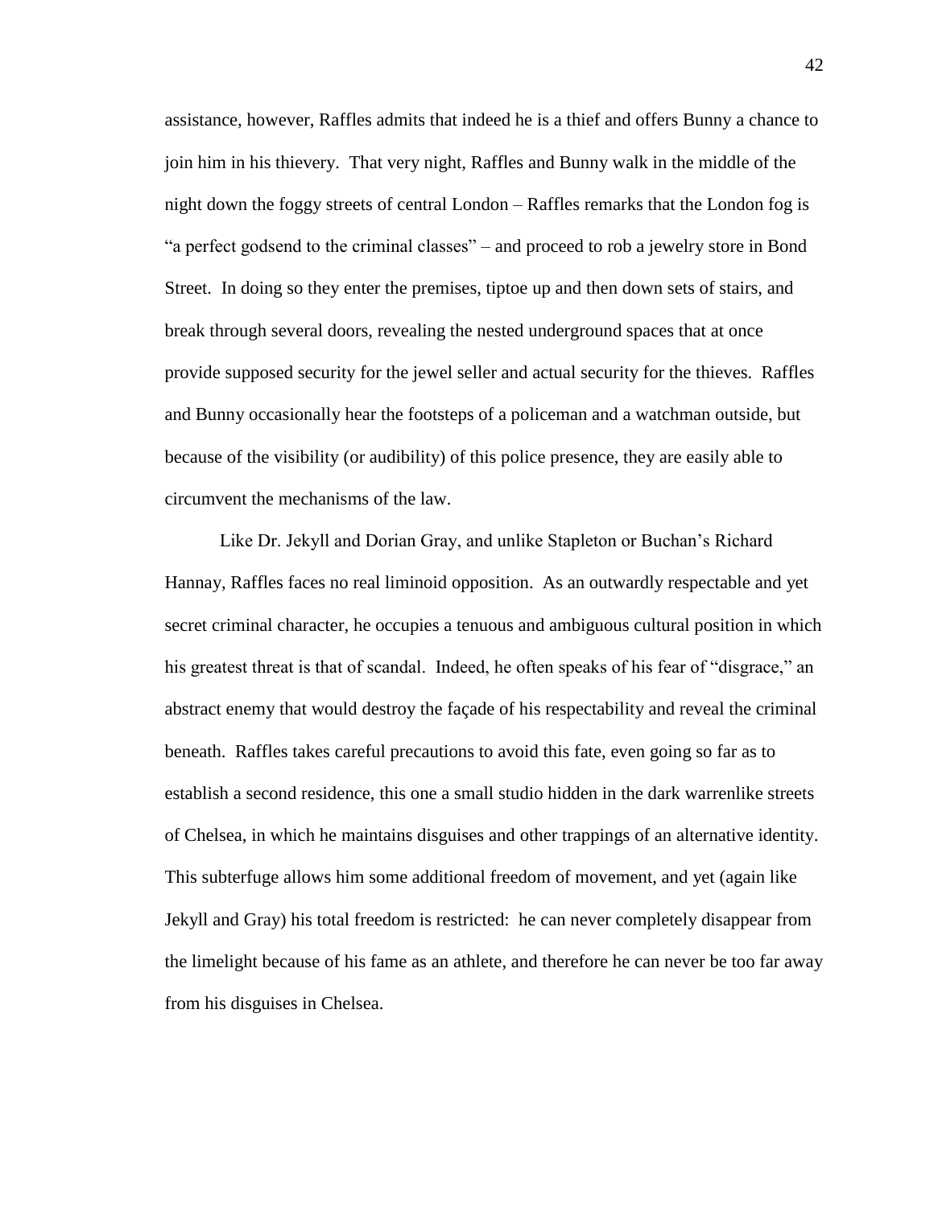assistance, however, Raffles admits that indeed he is a thief and offers Bunny a chance to join him in his thievery. That very night, Raffles and Bunny walk in the middle of the night down the foggy streets of central London – Raffles remarks that the London fog is "a perfect godsend to the criminal classes" – and proceed to rob a jewelry store in Bond Street. In doing so they enter the premises, tiptoe up and then down sets of stairs, and break through several doors, revealing the nested underground spaces that at once provide supposed security for the jewel seller and actual security for the thieves. Raffles and Bunny occasionally hear the footsteps of a policeman and a watchman outside, but because of the visibility (or audibility) of this police presence, they are easily able to circumvent the mechanisms of the law.

Like Dr. Jekyll and Dorian Gray, and unlike Stapleton or Buchan's Richard Hannay, Raffles faces no real liminoid opposition. As an outwardly respectable and yet secret criminal character, he occupies a tenuous and ambiguous cultural position in which his greatest threat is that of scandal. Indeed, he often speaks of his fear of "disgrace," an abstract enemy that would destroy the façade of his respectability and reveal the criminal beneath. Raffles takes careful precautions to avoid this fate, even going so far as to establish a second residence, this one a small studio hidden in the dark warrenlike streets of Chelsea, in which he maintains disguises and other trappings of an alternative identity. This subterfuge allows him some additional freedom of movement, and yet (again like Jekyll and Gray) his total freedom is restricted: he can never completely disappear from the limelight because of his fame as an athlete, and therefore he can never be too far away from his disguises in Chelsea.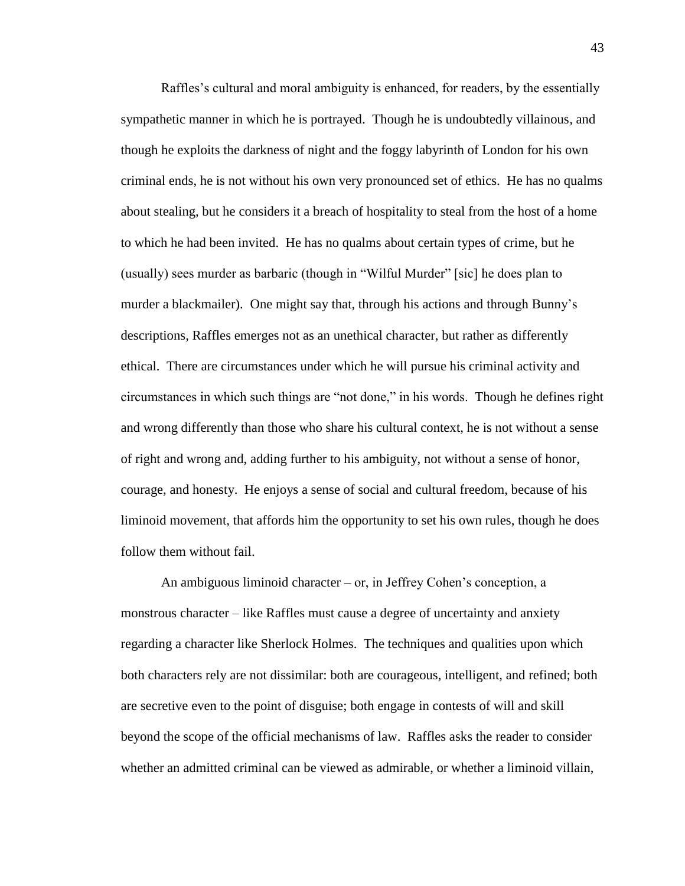Raffles's cultural and moral ambiguity is enhanced, for readers, by the essentially sympathetic manner in which he is portrayed. Though he is undoubtedly villainous, and though he exploits the darkness of night and the foggy labyrinth of London for his own criminal ends, he is not without his own very pronounced set of ethics. He has no qualms about stealing, but he considers it a breach of hospitality to steal from the host of a home to which he had been invited. He has no qualms about certain types of crime, but he (usually) sees murder as barbaric (though in "Wilful Murder" [sic] he does plan to murder a blackmailer). One might say that, through his actions and through Bunny's descriptions, Raffles emerges not as an unethical character, but rather as differently ethical. There are circumstances under which he will pursue his criminal activity and circumstances in which such things are "not done," in his words. Though he defines right and wrong differently than those who share his cultural context, he is not without a sense of right and wrong and, adding further to his ambiguity, not without a sense of honor, courage, and honesty. He enjoys a sense of social and cultural freedom, because of his liminoid movement, that affords him the opportunity to set his own rules, though he does follow them without fail.

An ambiguous liminoid character – or, in Jeffrey Cohen's conception, a monstrous character – like Raffles must cause a degree of uncertainty and anxiety regarding a character like Sherlock Holmes. The techniques and qualities upon which both characters rely are not dissimilar: both are courageous, intelligent, and refined; both are secretive even to the point of disguise; both engage in contests of will and skill beyond the scope of the official mechanisms of law. Raffles asks the reader to consider whether an admitted criminal can be viewed as admirable, or whether a liminoid villain,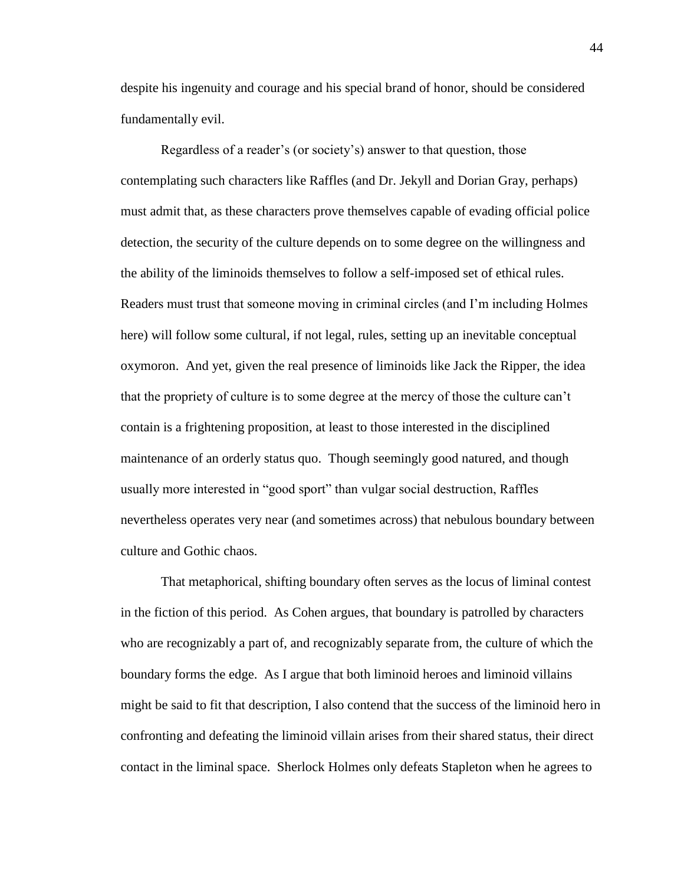despite his ingenuity and courage and his special brand of honor, should be considered fundamentally evil.

Regardless of a reader's (or society's) answer to that question, those contemplating such characters like Raffles (and Dr. Jekyll and Dorian Gray, perhaps) must admit that, as these characters prove themselves capable of evading official police detection, the security of the culture depends on to some degree on the willingness and the ability of the liminoids themselves to follow a self-imposed set of ethical rules. Readers must trust that someone moving in criminal circles (and I'm including Holmes here) will follow some cultural, if not legal, rules, setting up an inevitable conceptual oxymoron. And yet, given the real presence of liminoids like Jack the Ripper, the idea that the propriety of culture is to some degree at the mercy of those the culture can't contain is a frightening proposition, at least to those interested in the disciplined maintenance of an orderly status quo. Though seemingly good natured, and though usually more interested in "good sport" than vulgar social destruction, Raffles nevertheless operates very near (and sometimes across) that nebulous boundary between culture and Gothic chaos.

That metaphorical, shifting boundary often serves as the locus of liminal contest in the fiction of this period. As Cohen argues, that boundary is patrolled by characters who are recognizably a part of, and recognizably separate from, the culture of which the boundary forms the edge. As I argue that both liminoid heroes and liminoid villains might be said to fit that description, I also contend that the success of the liminoid hero in confronting and defeating the liminoid villain arises from their shared status, their direct contact in the liminal space. Sherlock Holmes only defeats Stapleton when he agrees to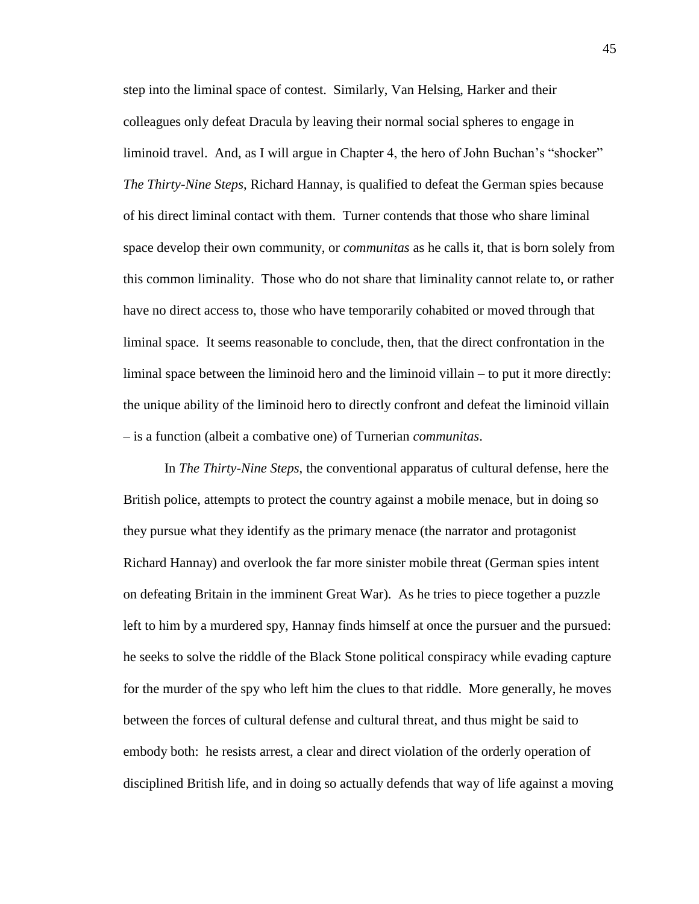step into the liminal space of contest. Similarly, Van Helsing, Harker and their colleagues only defeat Dracula by leaving their normal social spheres to engage in liminoid travel. And, as I will argue in Chapter 4, the hero of John Buchan's "shocker" *The Thirty-Nine Steps*, Richard Hannay, is qualified to defeat the German spies because of his direct liminal contact with them. Turner contends that those who share liminal space develop their own community, or *communitas* as he calls it, that is born solely from this common liminality. Those who do not share that liminality cannot relate to, or rather have no direct access to, those who have temporarily cohabited or moved through that liminal space. It seems reasonable to conclude, then, that the direct confrontation in the liminal space between the liminoid hero and the liminoid villain – to put it more directly: the unique ability of the liminoid hero to directly confront and defeat the liminoid villain – is a function (albeit a combative one) of Turnerian *communitas*.

In *The Thirty-Nine Steps*, the conventional apparatus of cultural defense, here the British police, attempts to protect the country against a mobile menace, but in doing so they pursue what they identify as the primary menace (the narrator and protagonist Richard Hannay) and overlook the far more sinister mobile threat (German spies intent on defeating Britain in the imminent Great War). As he tries to piece together a puzzle left to him by a murdered spy, Hannay finds himself at once the pursuer and the pursued: he seeks to solve the riddle of the Black Stone political conspiracy while evading capture for the murder of the spy who left him the clues to that riddle. More generally, he moves between the forces of cultural defense and cultural threat, and thus might be said to embody both: he resists arrest, a clear and direct violation of the orderly operation of disciplined British life, and in doing so actually defends that way of life against a moving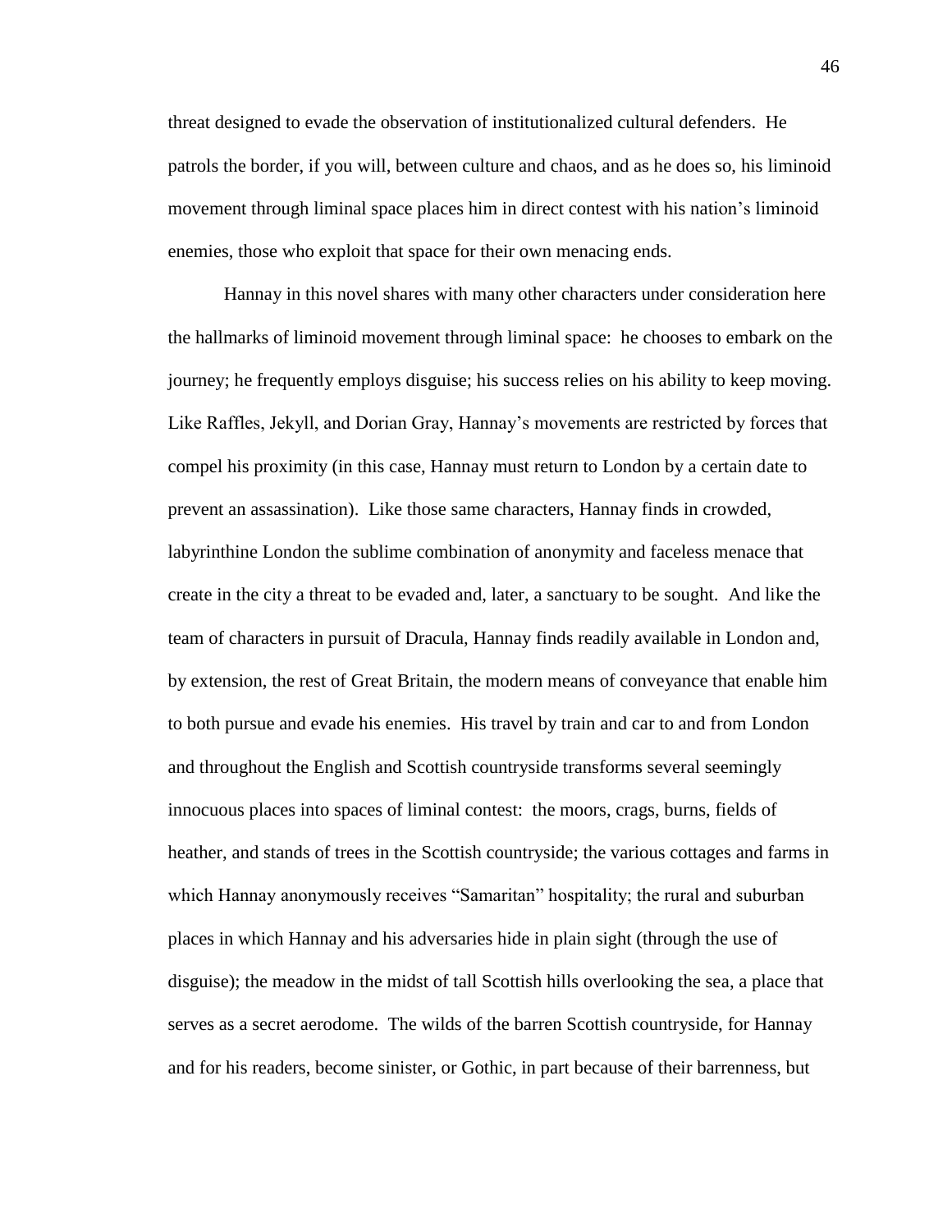threat designed to evade the observation of institutionalized cultural defenders. He patrols the border, if you will, between culture and chaos, and as he does so, his liminoid movement through liminal space places him in direct contest with his nation's liminoid enemies, those who exploit that space for their own menacing ends.

Hannay in this novel shares with many other characters under consideration here the hallmarks of liminoid movement through liminal space: he chooses to embark on the journey; he frequently employs disguise; his success relies on his ability to keep moving. Like Raffles, Jekyll, and Dorian Gray, Hannay's movements are restricted by forces that compel his proximity (in this case, Hannay must return to London by a certain date to prevent an assassination). Like those same characters, Hannay finds in crowded, labyrinthine London the sublime combination of anonymity and faceless menace that create in the city a threat to be evaded and, later, a sanctuary to be sought. And like the team of characters in pursuit of Dracula, Hannay finds readily available in London and, by extension, the rest of Great Britain, the modern means of conveyance that enable him to both pursue and evade his enemies. His travel by train and car to and from London and throughout the English and Scottish countryside transforms several seemingly innocuous places into spaces of liminal contest: the moors, crags, burns, fields of heather, and stands of trees in the Scottish countryside; the various cottages and farms in which Hannay anonymously receives "Samaritan" hospitality; the rural and suburban places in which Hannay and his adversaries hide in plain sight (through the use of disguise); the meadow in the midst of tall Scottish hills overlooking the sea, a place that serves as a secret aerodome. The wilds of the barren Scottish countryside, for Hannay and for his readers, become sinister, or Gothic, in part because of their barrenness, but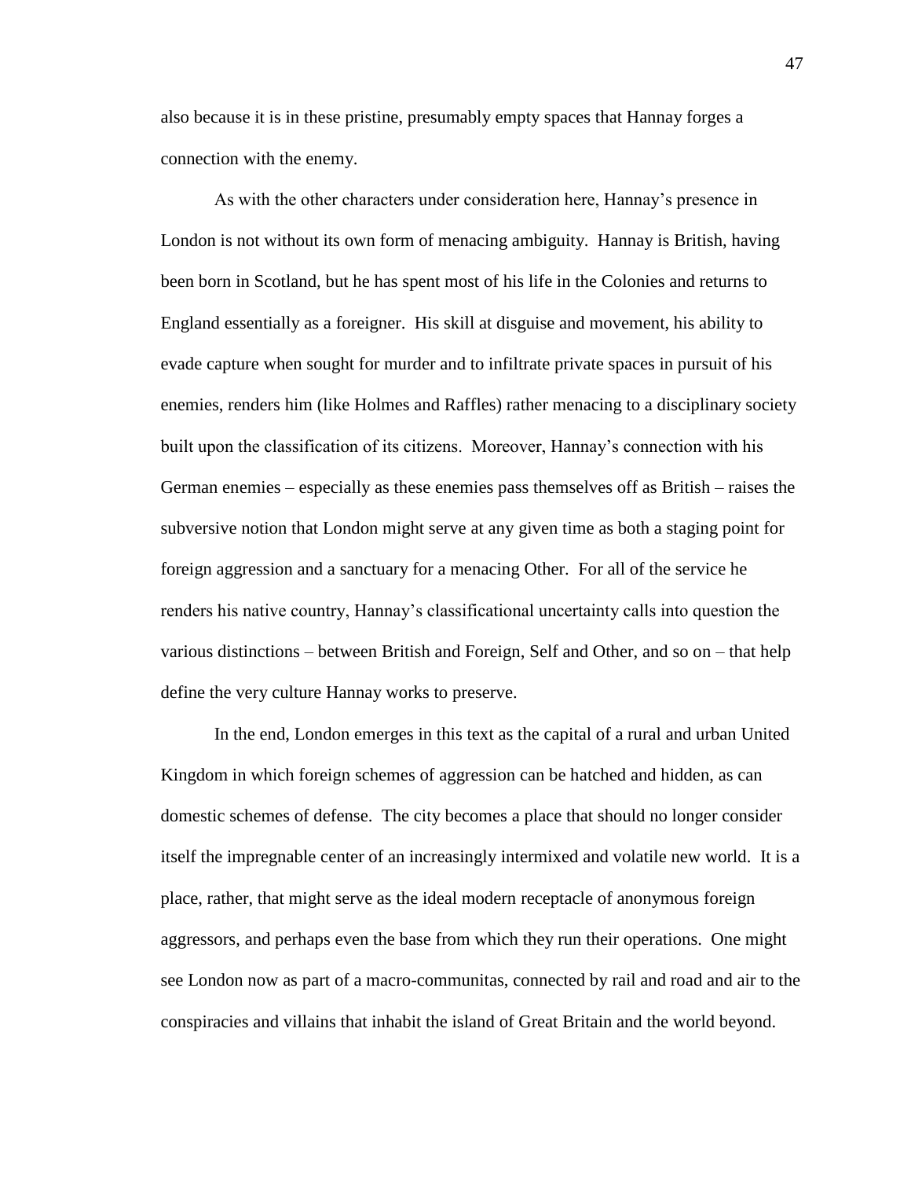also because it is in these pristine, presumably empty spaces that Hannay forges a connection with the enemy.

As with the other characters under consideration here, Hannay's presence in London is not without its own form of menacing ambiguity. Hannay is British, having been born in Scotland, but he has spent most of his life in the Colonies and returns to England essentially as a foreigner. His skill at disguise and movement, his ability to evade capture when sought for murder and to infiltrate private spaces in pursuit of his enemies, renders him (like Holmes and Raffles) rather menacing to a disciplinary society built upon the classification of its citizens. Moreover, Hannay's connection with his German enemies – especially as these enemies pass themselves off as British – raises the subversive notion that London might serve at any given time as both a staging point for foreign aggression and a sanctuary for a menacing Other. For all of the service he renders his native country, Hannay's classificational uncertainty calls into question the various distinctions – between British and Foreign, Self and Other, and so on – that help define the very culture Hannay works to preserve.

In the end, London emerges in this text as the capital of a rural and urban United Kingdom in which foreign schemes of aggression can be hatched and hidden, as can domestic schemes of defense. The city becomes a place that should no longer consider itself the impregnable center of an increasingly intermixed and volatile new world. It is a place, rather, that might serve as the ideal modern receptacle of anonymous foreign aggressors, and perhaps even the base from which they run their operations. One might see London now as part of a macro-communitas, connected by rail and road and air to the conspiracies and villains that inhabit the island of Great Britain and the world beyond.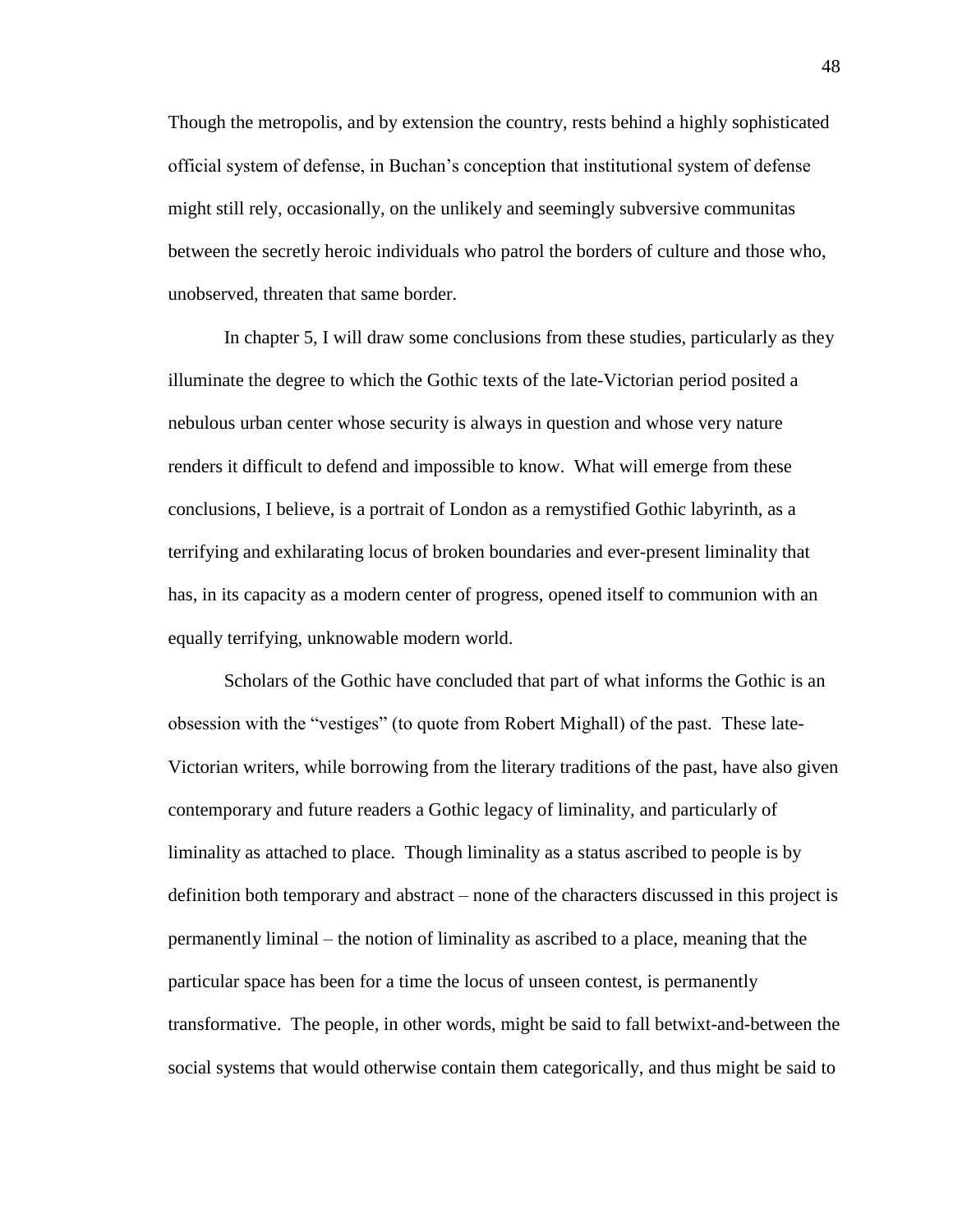Though the metropolis, and by extension the country, rests behind a highly sophisticated official system of defense, in Buchan's conception that institutional system of defense might still rely, occasionally, on the unlikely and seemingly subversive communitas between the secretly heroic individuals who patrol the borders of culture and those who, unobserved, threaten that same border.

In chapter 5, I will draw some conclusions from these studies, particularly as they illuminate the degree to which the Gothic texts of the late-Victorian period posited a nebulous urban center whose security is always in question and whose very nature renders it difficult to defend and impossible to know. What will emerge from these conclusions, I believe, is a portrait of London as a remystified Gothic labyrinth, as a terrifying and exhilarating locus of broken boundaries and ever-present liminality that has, in its capacity as a modern center of progress, opened itself to communion with an equally terrifying, unknowable modern world.

Scholars of the Gothic have concluded that part of what informs the Gothic is an obsession with the "vestiges" (to quote from Robert Mighall) of the past. These late-Victorian writers, while borrowing from the literary traditions of the past, have also given contemporary and future readers a Gothic legacy of liminality, and particularly of liminality as attached to place. Though liminality as a status ascribed to people is by definition both temporary and abstract – none of the characters discussed in this project is permanently liminal – the notion of liminality as ascribed to a place, meaning that the particular space has been for a time the locus of unseen contest, is permanently transformative. The people, in other words, might be said to fall betwixt-and-between the social systems that would otherwise contain them categorically, and thus might be said to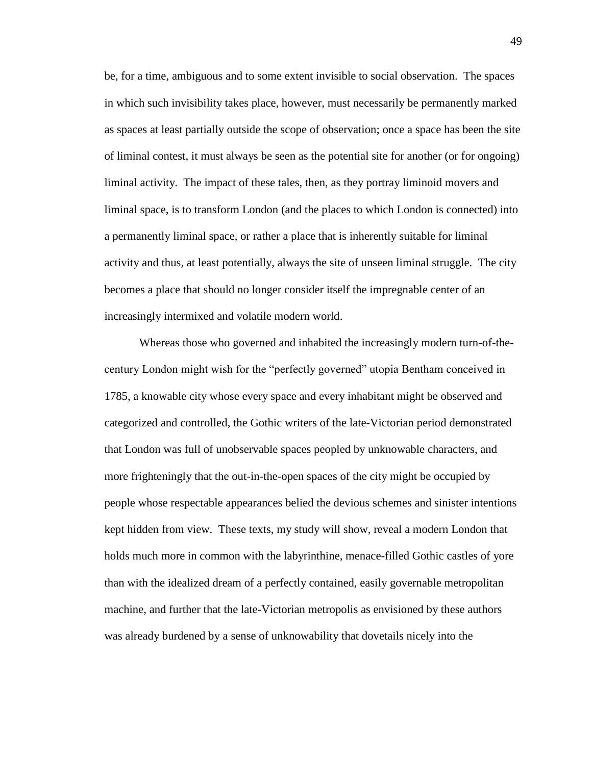be, for a time, ambiguous and to some extent invisible to social observation. The spaces in which such invisibility takes place, however, must necessarily be permanently marked as spaces at least partially outside the scope of observation; once a space has been the site of liminal contest, it must always be seen as the potential site for another (or for ongoing) liminal activity. The impact of these tales, then, as they portray liminoid movers and liminal space, is to transform London (and the places to which London is connected) into a permanently liminal space, or rather a place that is inherently suitable for liminal activity and thus, at least potentially, always the site of unseen liminal struggle. The city becomes a place that should no longer consider itself the impregnable center of an increasingly intermixed and volatile modern world.

Whereas those who governed and inhabited the increasingly modern turn-of-the-century London might wish for the "perfectly governed" utopia Bentham conceived in 1785, a knowable city whose every space and every inhabitant might be observed and categorized and controlled, the Gothic writers of the late-Victorian period demonstrated that London was full of unobservable spaces peopled by unknowable characters, and more frighteningly that the out-in-the-open spaces of the city might be occupied by people whose respectable appearances belied the devious schemes and sinister intentions kept hidden from view. These texts, my study will show, reveal a modern London that holds much more in common with the labyrinthine, menace-filled Gothic castles of yore than with the idealized dream of a perfectly contained, easily governable metropolitan machine, and further that the late-Victorian metropolis as envisioned by these authors was already burdened by a sense of unknowability that dovetails nicely into the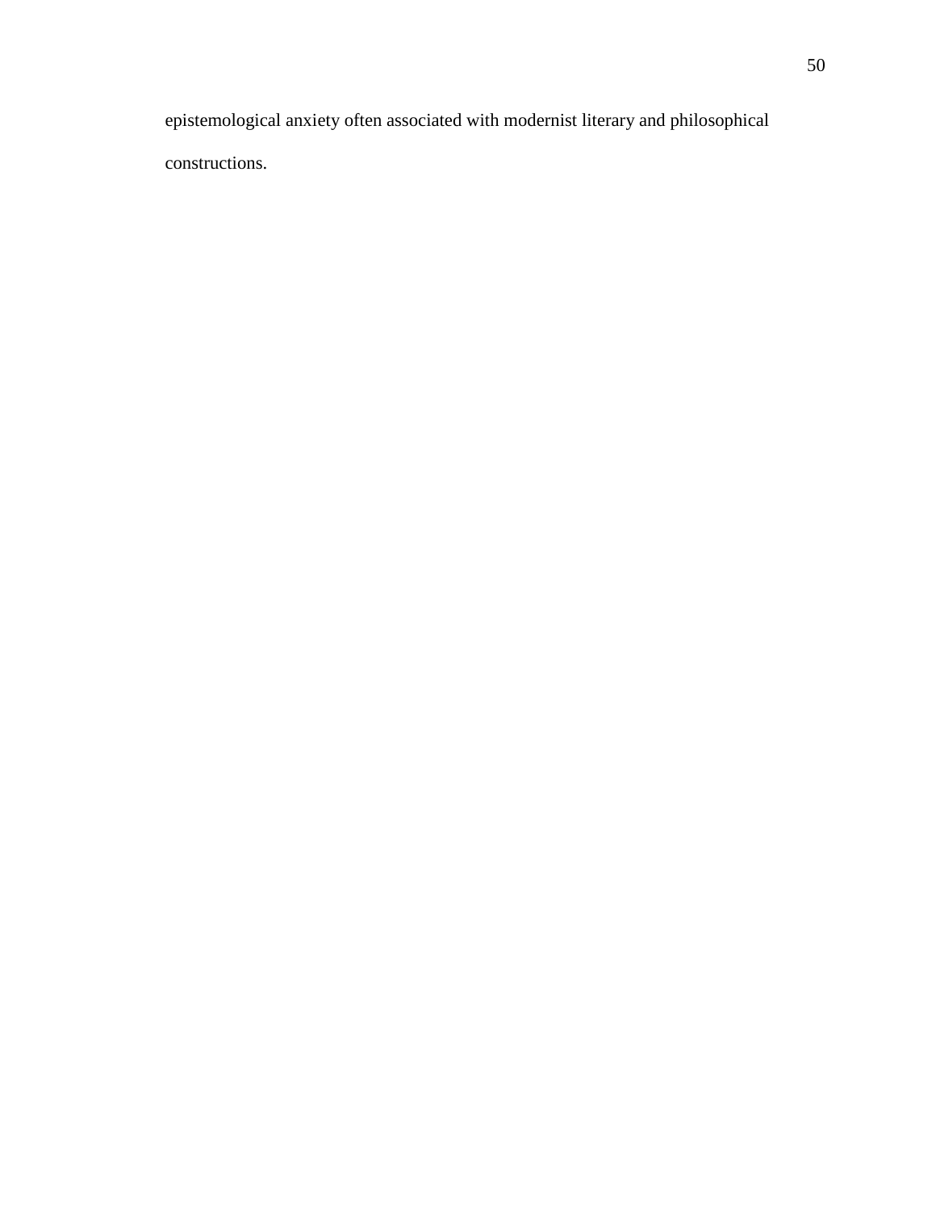epistemological anxiety often associated with modernist literary and philosophical constructions.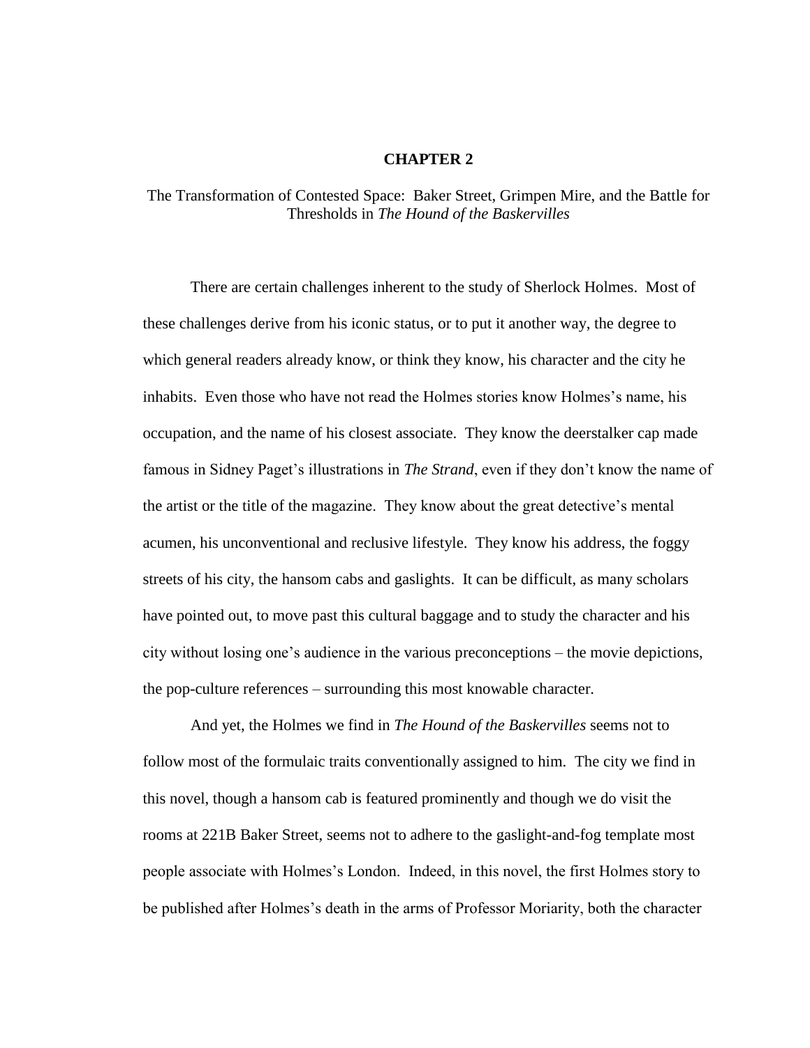# CHAPTER 2

## The Transformation of Contested Space: Baker Street, Grimpen Mire, and the Battle for Thresholds in *The Hound of the Baskervilles*

There are certain challenges inherent to the study of Sherlock Holmes. Most of these challenges derive from his iconic status, or to put it another way, the degree to which general readers already know, or think they know, his character and the city he inhabits. Even those who have not read the Holmes stories know Holmes's name, his occupation, and the name of his closest associate. They know the deerstalker cap made famous in Sidney Paget's illustrations in *The Strand*, even if they don't know the name of the artist or the title of the magazine. They know about the great detective's mental acumen, his unconventional and reclusive lifestyle. They know his address, the foggy streets of his city, the hansom cabs and gaslights. It can be difficult, as many scholars have pointed out, to move past this cultural baggage and to study the character and his city without losing one's audience in the various preconceptions – the movie depictions, the pop-culture references – surrounding this most knowable character.

And yet, the Holmes we find in *The Hound of the Baskervilles* seems not to follow most of the formulaic traits conventionally assigned to him. The city we find in this novel, though a hansom cab is featured prominently and though we do visit the rooms at 221B Baker Street, seems not to adhere to the gaslight-and-fog template most people associate with Holmes's London. Indeed, in this novel, the first Holmes story to be published after Holmes's death in the arms of Professor Moriarity, both the character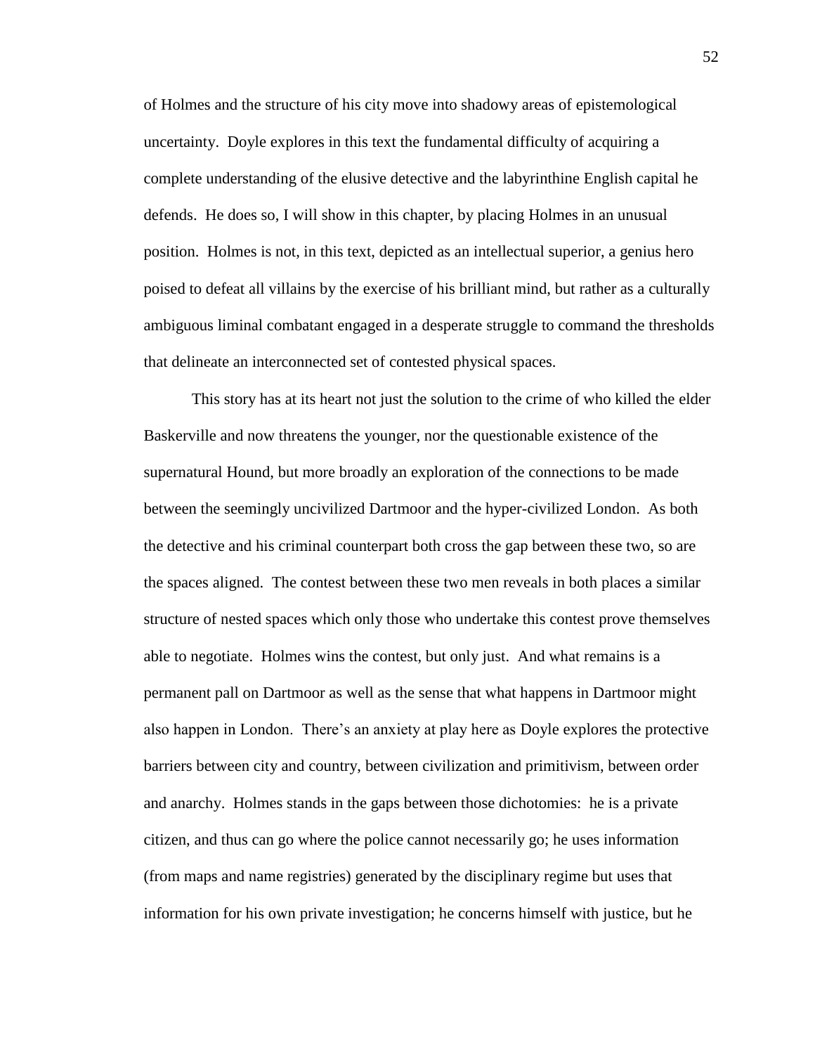of Holmes and the structure of his city move into shadowy areas of epistemological uncertainty. Doyle explores in this text the fundamental difficulty of acquiring a complete understanding of the elusive detective and the labyrinthine English capital he defends. He does so, I will show in this chapter, by placing Holmes in an unusual position. Holmes is not, in this text, depicted as an intellectual superior, a genius hero poised to defeat all villains by the exercise of his brilliant mind, but rather as a culturally ambiguous liminal combatant engaged in a desperate struggle to command the thresholds that delineate an interconnected set of contested physical spaces.

This story has at its heart not just the solution to the crime of who killed the elder Baskerville and now threatens the younger, nor the questionable existence of the supernatural Hound, but more broadly an exploration of the connections to be made between the seemingly uncivilized Dartmoor and the hyper-civilized London. As both the detective and his criminal counterpart both cross the gap between these two, so are the spaces aligned. The contest between these two men reveals in both places a similar structure of nested spaces which only those who undertake this contest prove themselves able to negotiate. Holmes wins the contest, but only just. And what remains is a permanent pall on Dartmoor as well as the sense that what happens in Dartmoor might also happen in London. There's an anxiety at play here as Doyle explores the protective barriers between city and country, between civilization and primitivism, between order and anarchy. Holmes stands in the gaps between those dichotomies: he is a private citizen, and thus can go where the police cannot necessarily go; he uses information (from maps and name registries) generated by the disciplinary regime but uses that information for his own private investigation; he concerns himself with justice, but he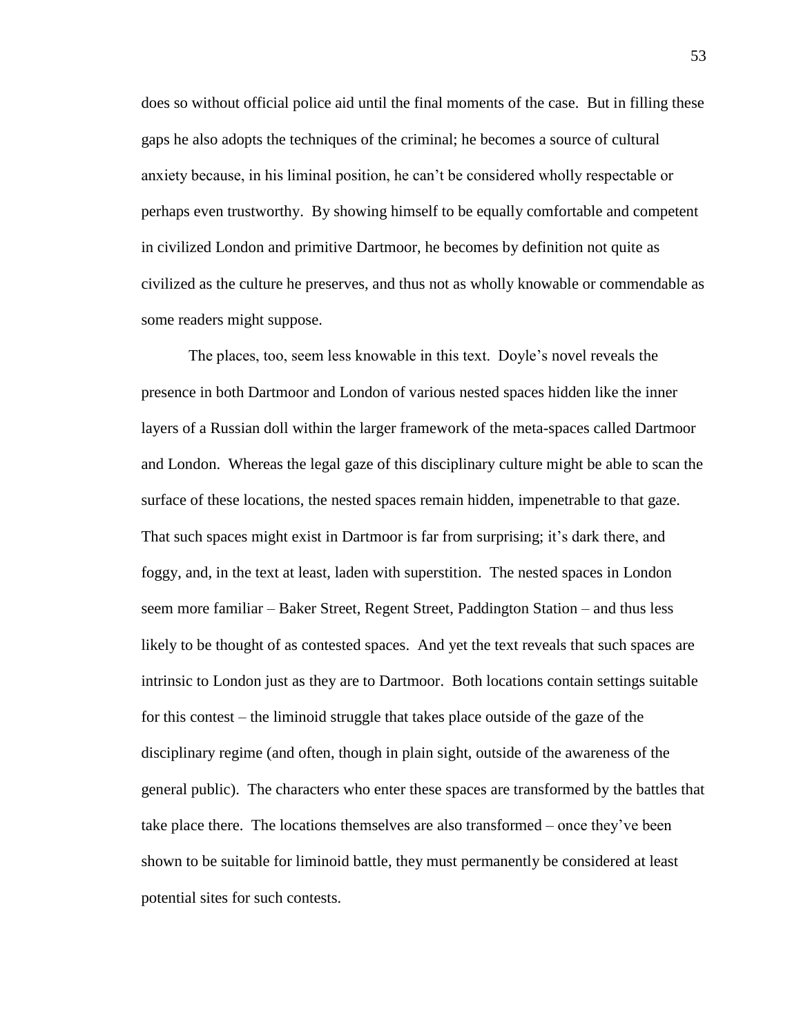does so without official police aid until the final moments of the case. But in filling these gaps he also adopts the techniques of the criminal; he becomes a source of cultural anxiety because, in his liminal position, he can't be considered wholly respectable or perhaps even trustworthy. By showing himself to be equally comfortable and competent in civilized London and primitive Dartmoor, he becomes by definition not quite as civilized as the culture he preserves, and thus not as wholly knowable or commendable as some readers might suppose.

The places, too, seem less knowable in this text. Doyle's novel reveals the presence in both Dartmoor and London of various nested spaces hidden like the inner layers of a Russian doll within the larger framework of the meta-spaces called Dartmoor and London. Whereas the legal gaze of this disciplinary culture might be able to scan the surface of these locations, the nested spaces remain hidden, impenetrable to that gaze. That such spaces might exist in Dartmoor is far from surprising; it's dark there, and foggy, and, in the text at least, laden with superstition. The nested spaces in London seem more familiar – Baker Street, Regent Street, Paddington Station – and thus less likely to be thought of as contested spaces. And yet the text reveals that such spaces are intrinsic to London just as they are to Dartmoor. Both locations contain settings suitable for this contest – the liminoid struggle that takes place outside of the gaze of the disciplinary regime (and often, though in plain sight, outside of the awareness of the general public). The characters who enter these spaces are transformed by the battles that take place there. The locations themselves are also transformed – once they've been shown to be suitable for liminoid battle, they must permanently be considered at least potential sites for such contests.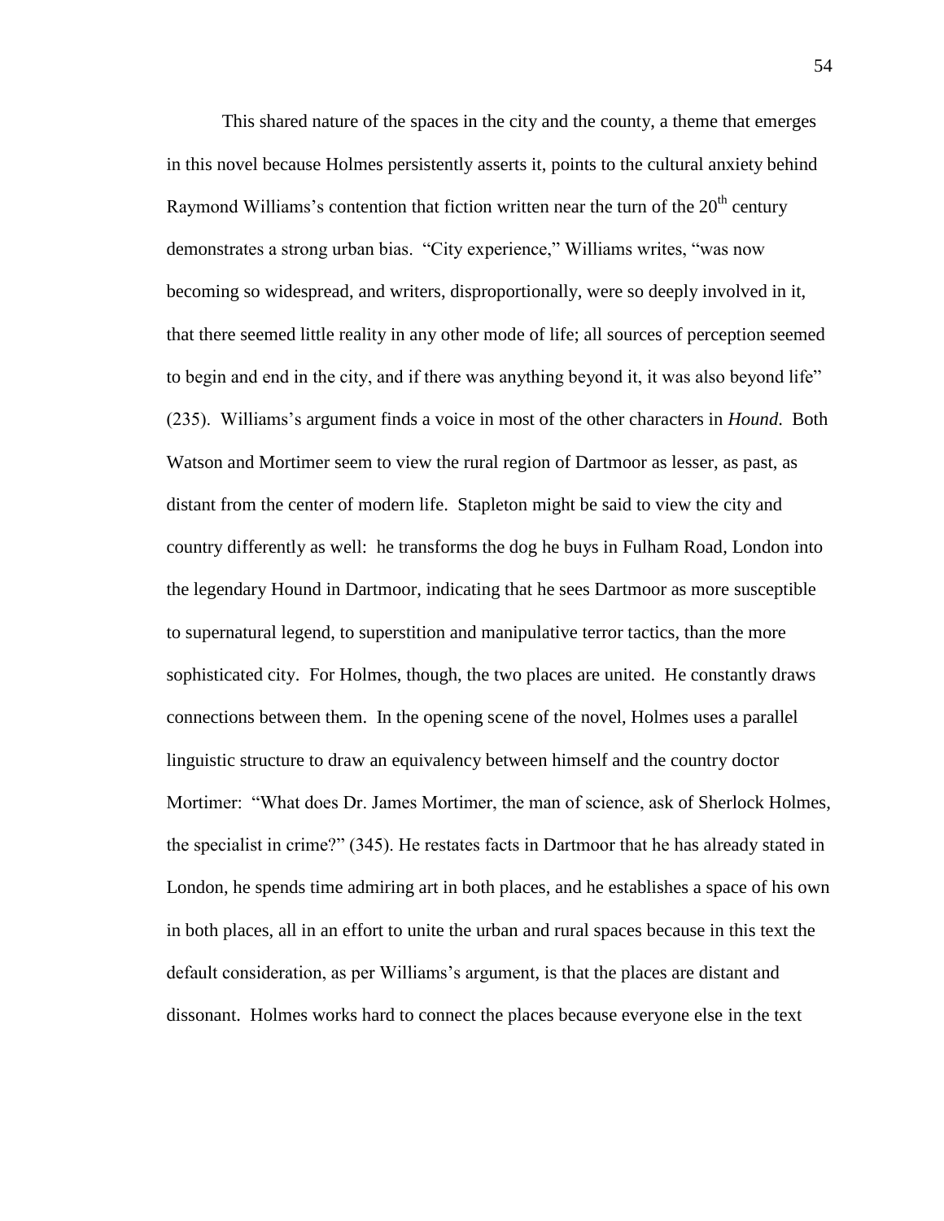This shared nature of the spaces in the city and the county, a theme that emerges in this novel because Holmes persistently asserts it, points to the cultural anxiety behind Raymond Williams's contention that fiction written near the turn of the 20th century demonstrates a strong urban bias. "City experience," Williams writes, "was now becoming so widespread, and writers, disproportionally, were so deeply involved in it, that there seemed little reality in any other mode of life; all sources of perception seemed to begin and end in the city, and if there was anything beyond it, it was also beyond life" (235). Williams's argument finds a voice in most of the other characters in *Hound*. Both Watson and Mortimer seem to view the rural region of Dartmoor as lesser, as past, as distant from the center of modern life. Stapleton might be said to view the city and country differently as well: he transforms the dog he buys in Fulham Road, London into the legendary Hound in Dartmoor, indicating that he sees Dartmoor as more susceptible to supernatural legend, to superstition and manipulative terror tactics, than the more sophisticated city. For Holmes, though, the two places are united. He constantly draws connections between them. In the opening scene of the novel, Holmes uses a parallel linguistic structure to draw an equivalency between himself and the country doctor Mortimer: "What does Dr. James Mortimer, the man of science, ask of Sherlock Holmes, the specialist in crime?" (345). He restates facts in Dartmoor that he has already stated in London, he spends time admiring art in both places, and he establishes a space of his own in both places, all in an effort to unite the urban and rural spaces because in this text the default consideration, as per Williams's argument, is that the places are distant and dissonant. Holmes works hard to connect the places because everyone else in the text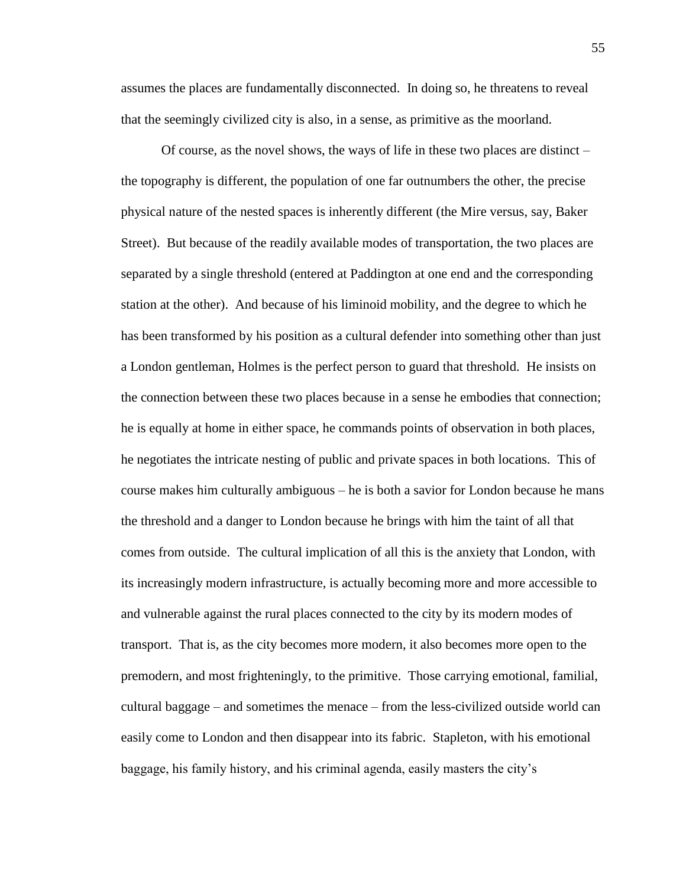assumes the places are fundamentally disconnected. In doing so, he threatens to reveal that the seemingly civilized city is also, in a sense, as primitive as the moorland.

Of course, as the novel shows, the ways of life in these two places are distinct – the topography is different, the population of one far outnumbers the other, the precise physical nature of the nested spaces is inherently different (the Mire versus, say, Baker Street). But because of the readily available modes of transportation, the two places are separated by a single threshold (entered at Paddington at one end and the corresponding station at the other). And because of his liminoid mobility, and the degree to which he has been transformed by his position as a cultural defender into something other than just a London gentleman, Holmes is the perfect person to guard that threshold. He insists on the connection between these two places because in a sense he embodies that connection; he is equally at home in either space, he commands points of observation in both places, he negotiates the intricate nesting of public and private spaces in both locations. This of course makes him culturally ambiguous – he is both a savior for London because he mans the threshold and a danger to London because he brings with him the taint of all that comes from outside. The cultural implication of all this is the anxiety that London, with its increasingly modern infrastructure, is actually becoming more and more accessible to and vulnerable against the rural places connected to the city by its modern modes of transport. That is, as the city becomes more modern, it also becomes more open to the premodern, and most frighteningly, to the primitive. Those carrying emotional, familial, cultural baggage – and sometimes the menace – from the less-civilized outside world can easily come to London and then disappear into its fabric. Stapleton, with his emotional baggage, his family history, and his criminal agenda, easily masters the city's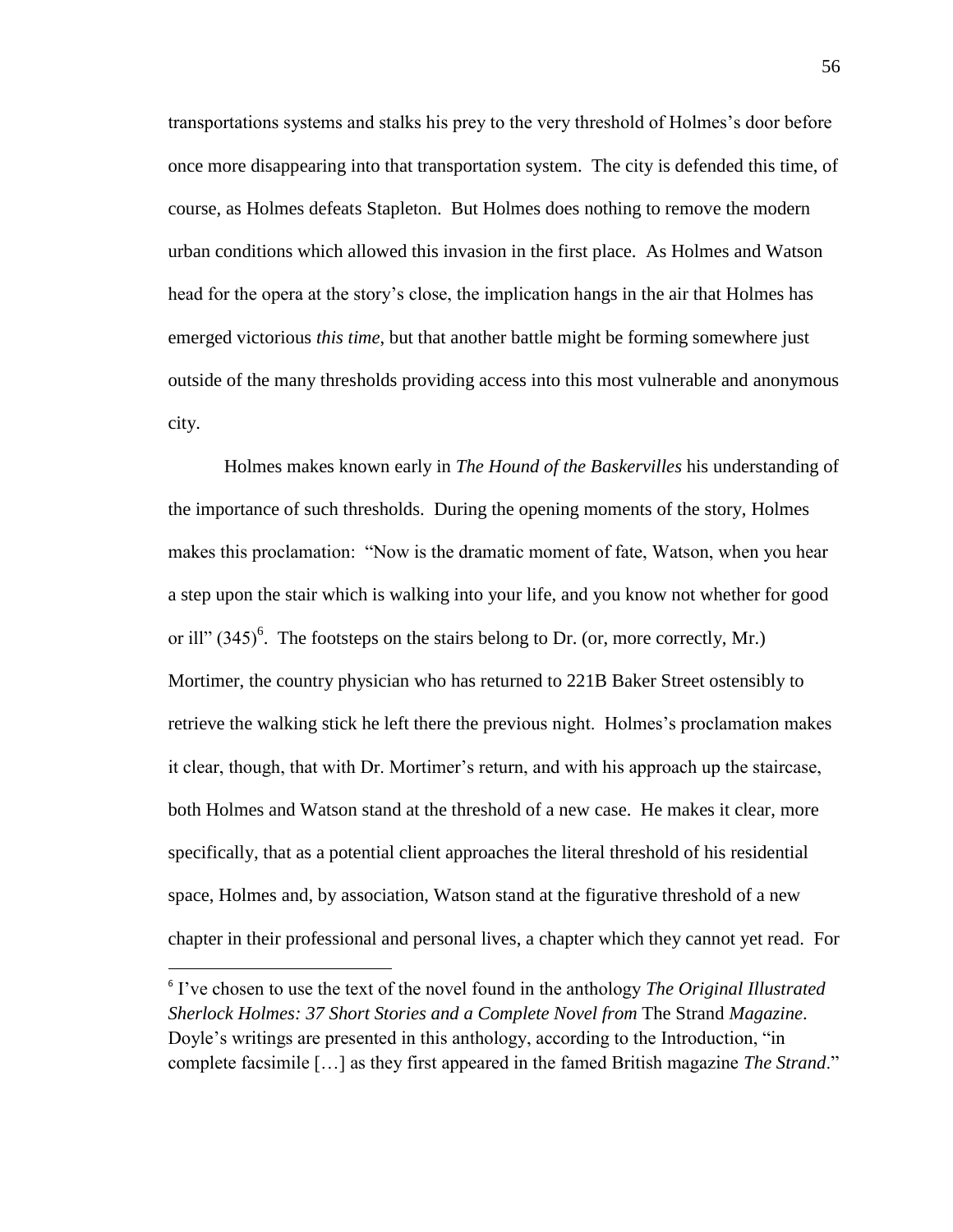transportations systems and stalks his prey to the very threshold of Holmes's door before once more disappearing into that transportation system. The city is defended this time, of course, as Holmes defeats Stapleton. But Holmes does nothing to remove the modern urban conditions which allowed this invasion in the first place. As Holmes and Watson head for the opera at the story's close, the implication hangs in the air that Holmes has emerged victorious *this time*, but that another battle might be forming somewhere just outside of the many thresholds providing access into this most vulnerable and anonymous city.

Holmes makes known early in *The Hound of the Baskervilles* his understanding of the importance of such thresholds. During the opening moments of the story, Holmes makes this proclamation: "Now is the dramatic moment of fate, Watson, when you hear a step upon the stair which is walking into your life, and you know not whether for good or ill" (345)[6]. The footsteps on the stairs belong to Dr. (or, more correctly, Mr.) Mortimer, the country physician who has returned to 221B Baker Street ostensibly to retrieve the walking stick he left there the previous night. Holmes's proclamation makes it clear, though, that with Dr. Mortimer's return, and with his approach up the staircase, both Holmes and Watson stand at the threshold of a new case. He makes it clear, more specifically, that as a potential client approaches the literal threshold of his residential space, Holmes and, by association, Watson stand at the figurative threshold of a new chapter in their professional and personal lives, a chapter which they cannot yet read. For

[6] I've chosen to use the text of the novel found in the anthology *The Original Illustrated Sherlock Holmes: 37 Short Stories and a Complete Novel from* The Strand *Magazine*. Doyle's writings are presented in this anthology, according to the Introduction, "in complete facsimile […] as they first appeared in the famed British magazine *The Strand*."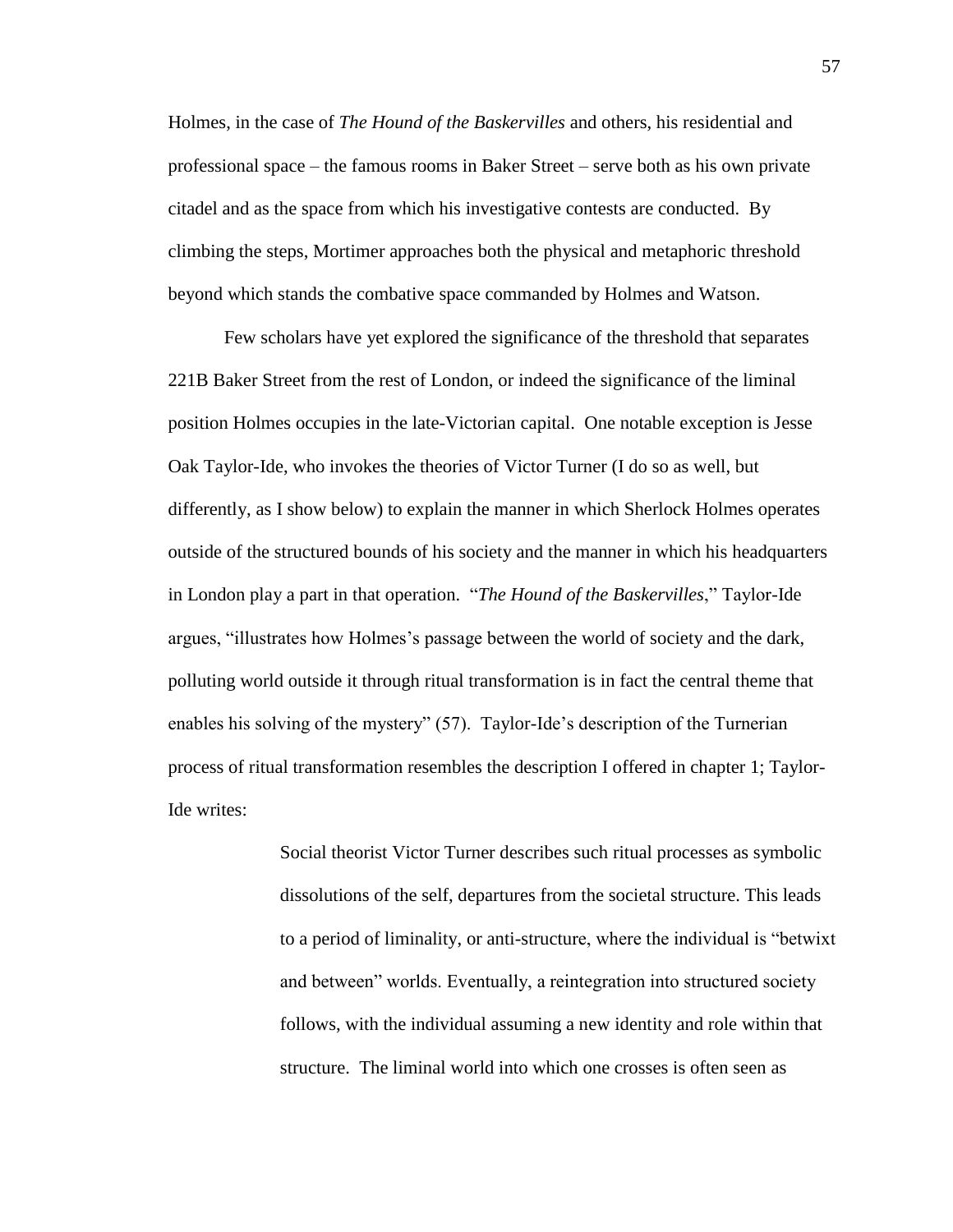Holmes, in the case of *The Hound of the Baskervilles* and others, his residential and professional space – the famous rooms in Baker Street – serve both as his own private citadel and as the space from which his investigative contests are conducted. By climbing the steps, Mortimer approaches both the physical and metaphoric threshold beyond which stands the combative space commanded by Holmes and Watson.

Few scholars have yet explored the significance of the threshold that separates 221B Baker Street from the rest of London, or indeed the significance of the liminal position Holmes occupies in the late-Victorian capital. One notable exception is Jesse Oak Taylor-Ide, who invokes the theories of Victor Turner (I do so as well, but differently, as I show below) to explain the manner in which Sherlock Holmes operates outside of the structured bounds of his society and the manner in which his headquarters in London play a part in that operation. "*The Hound of the Baskervilles*," Taylor-Ide argues, "illustrates how Holmes's passage between the world of society and the dark, polluting world outside it through ritual transformation is in fact the central theme that enables his solving of the mystery" (57). Taylor-Ide's description of the Turnerian process of ritual transformation resembles the description I offered in chapter 1; Taylor-Ide writes:

> Social theorist Victor Turner describes such ritual processes as symbolic dissolutions of the self, departures from the societal structure. This leads to a period of liminality, or anti-structure, where the individual is "betwixt and between" worlds. Eventually, a reintegration into structured society follows, with the individual assuming a new identity and role within that structure. The liminal world into which one crosses is often seen as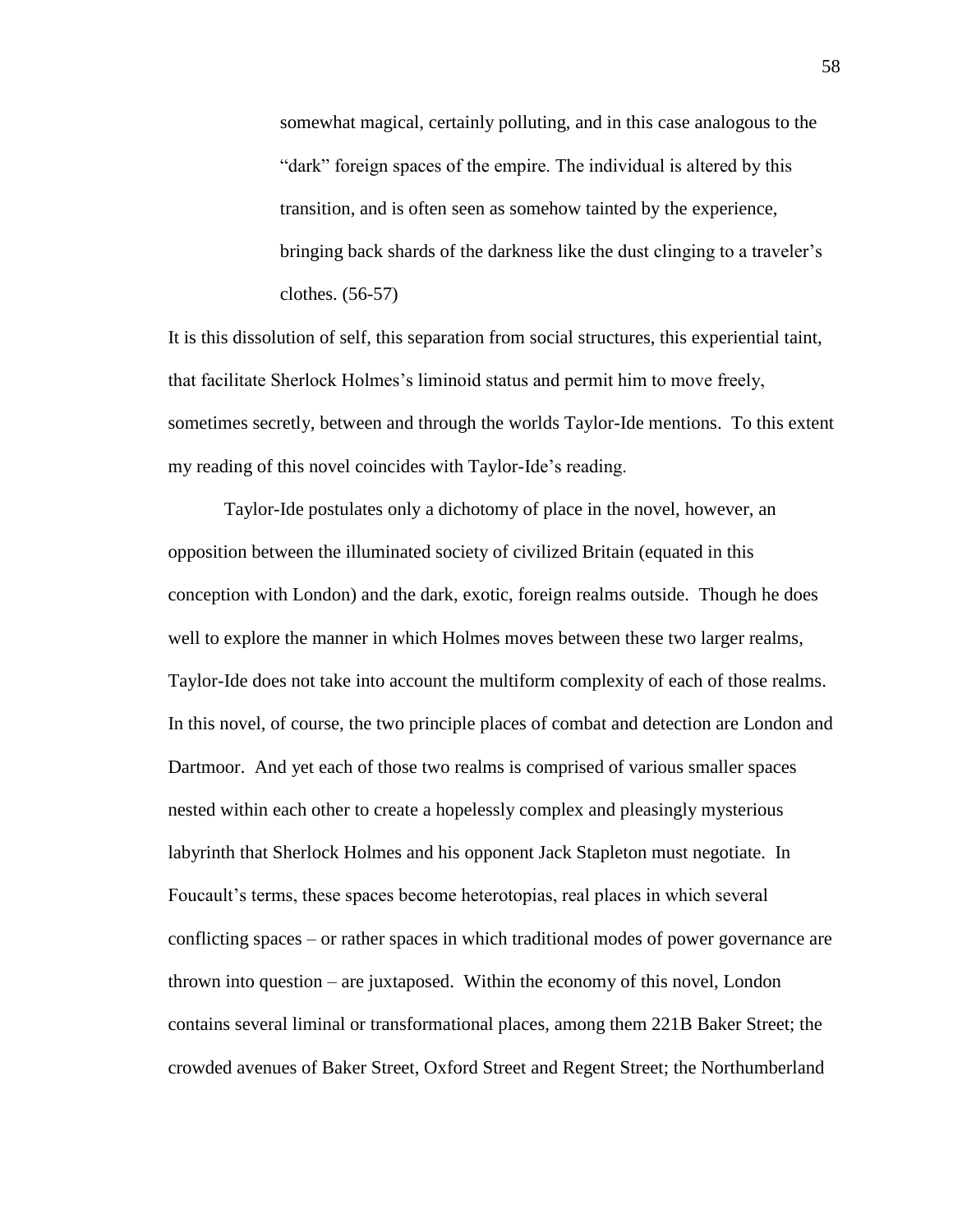> somewhat magical, certainly polluting, and in this case analogous to the "dark" foreign spaces of the empire. The individual is altered by this transition, and is often seen as somehow tainted by the experience, bringing back shards of the darkness like the dust clinging to a traveler's clothes. (56-57)

It is this dissolution of self, this separation from social structures, this experiential taint, that facilitate Sherlock Holmes's liminoid status and permit him to move freely, sometimes secretly, between and through the worlds Taylor-Ide mentions. To this extent my reading of this novel coincides with Taylor-Ide's reading.

Taylor-Ide postulates only a dichotomy of place in the novel, however, an opposition between the illuminated society of civilized Britain (equated in this conception with London) and the dark, exotic, foreign realms outside. Though he does well to explore the manner in which Holmes moves between these two larger realms, Taylor-Ide does not take into account the multiform complexity of each of those realms. In this novel, of course, the two principle places of combat and detection are London and Dartmoor. And yet each of those two realms is comprised of various smaller spaces nested within each other to create a hopelessly complex and pleasingly mysterious labyrinth that Sherlock Holmes and his opponent Jack Stapleton must negotiate. In Foucault's terms, these spaces become heterotopias, real places in which several conflicting spaces – or rather spaces in which traditional modes of power governance are thrown into question – are juxtaposed. Within the economy of this novel, London contains several liminal or transformational places, among them 221B Baker Street; the crowded avenues of Baker Street, Oxford Street and Regent Street; the Northumberland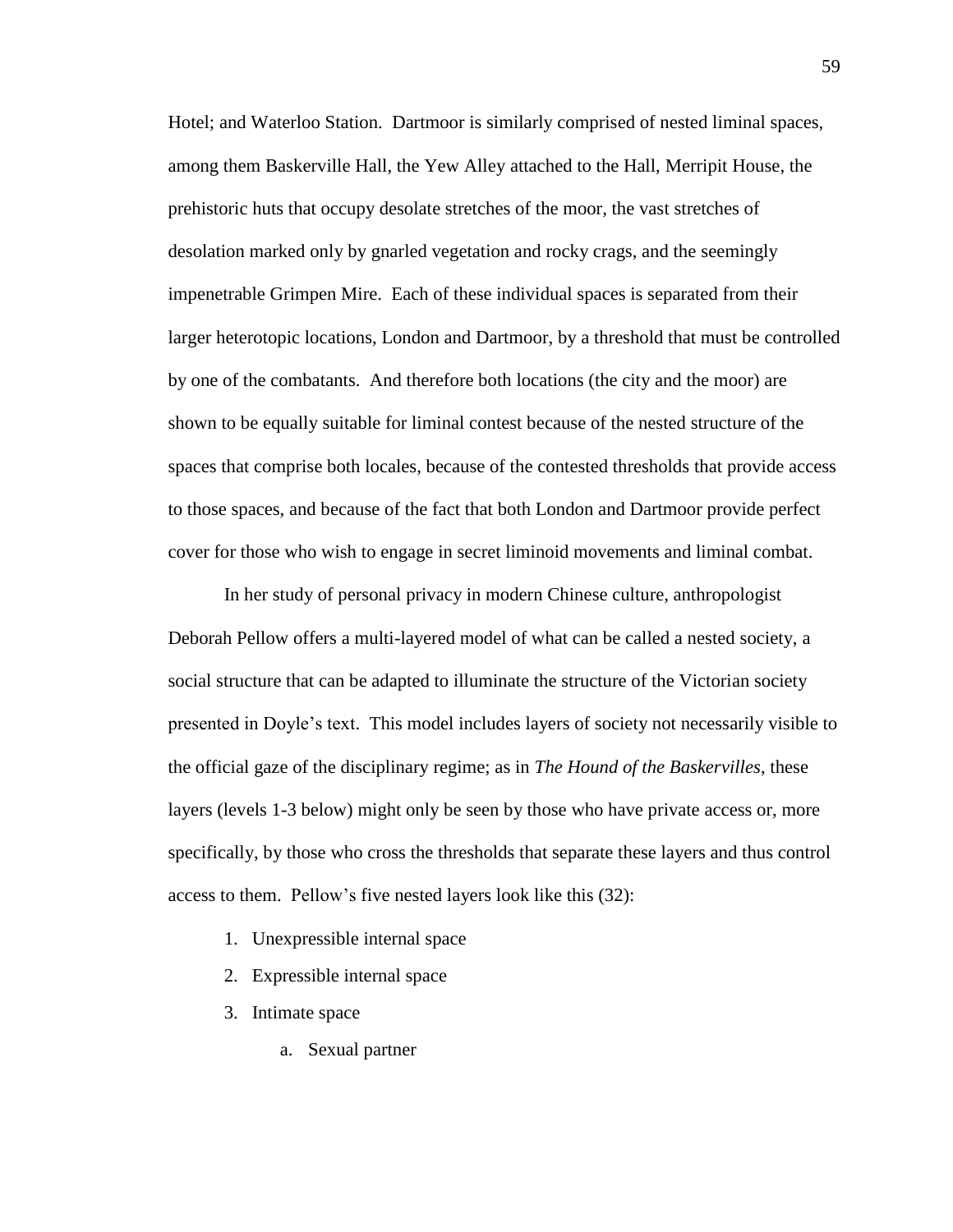Hotel; and Waterloo Station. Dartmoor is similarly comprised of nested liminal spaces, among them Baskerville Hall, the Yew Alley attached to the Hall, Merripit House, the prehistoric huts that occupy desolate stretches of the moor, the vast stretches of desolation marked only by gnarled vegetation and rocky crags, and the seemingly impenetrable Grimpen Mire. Each of these individual spaces is separated from their larger heterotopic locations, London and Dartmoor, by a threshold that must be controlled by one of the combatants. And therefore both locations (the city and the moor) are shown to be equally suitable for liminal contest because of the nested structure of the spaces that comprise both locales, because of the contested thresholds that provide access to those spaces, and because of the fact that both London and Dartmoor provide perfect cover for those who wish to engage in secret liminoid movements and liminal combat.

In her study of personal privacy in modern Chinese culture, anthropologist Deborah Pellow offers a multi-layered model of what can be called a nested society, a social structure that can be adapted to illuminate the structure of the Victorian society presented in Doyle's text. This model includes layers of society not necessarily visible to the official gaze of the disciplinary regime; as in *The Hound of the Baskervilles*, these layers (levels 1-3 below) might only be seen by those who have private access or, more specifically, by those who cross the thresholds that separate these layers and thus control access to them. Pellow's five nested layers look like this (32):

1. Unexpressible internal space
2. Expressible internal space
3. Intimate space
    a. Sexual partner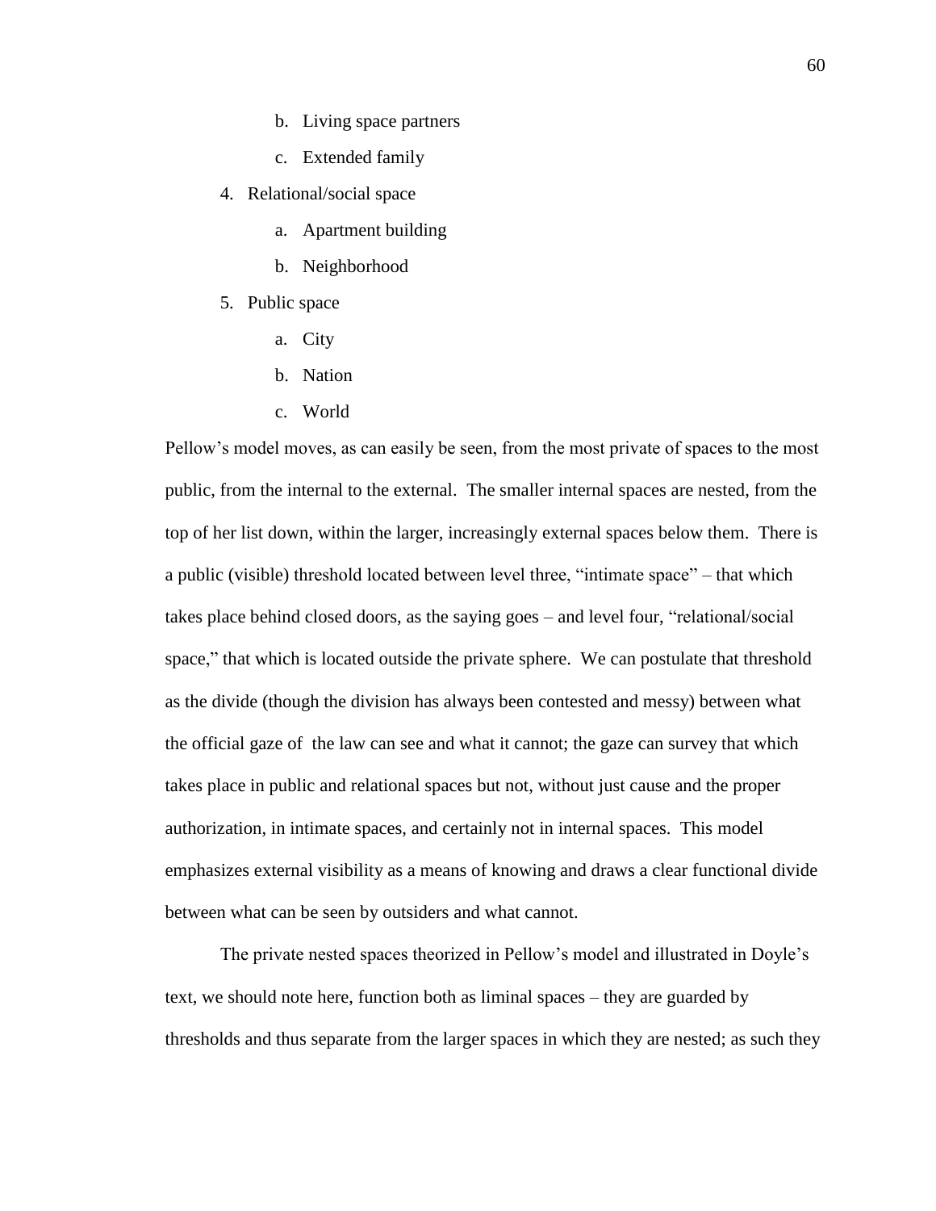b. Living space partners
   c. Extended family
4. Relational/social space
   a. Apartment building
   b. Neighborhood
5. Public space
   a. City
   b. Nation
   c. World

Pellow's model moves, as can easily be seen, from the most private of spaces to the most public, from the internal to the external. The smaller internal spaces are nested, from the top of her list down, within the larger, increasingly external spaces below them. There is a public (visible) threshold located between level three, "intimate space" – that which takes place behind closed doors, as the saying goes – and level four, "relational/social space," that which is located outside the private sphere. We can postulate that threshold as the divide (though the division has always been contested and messy) between what the official gaze of the law can see and what it cannot; the gaze can survey that which takes place in public and relational spaces but not, without just cause and the proper authorization, in intimate spaces, and certainly not in internal spaces. This model emphasizes external visibility as a means of knowing and draws a clear functional divide between what can be seen by outsiders and what cannot.

The private nested spaces theorized in Pellow's model and illustrated in Doyle's text, we should note here, function both as liminal spaces – they are guarded by thresholds and thus separate from the larger spaces in which they are nested; as such they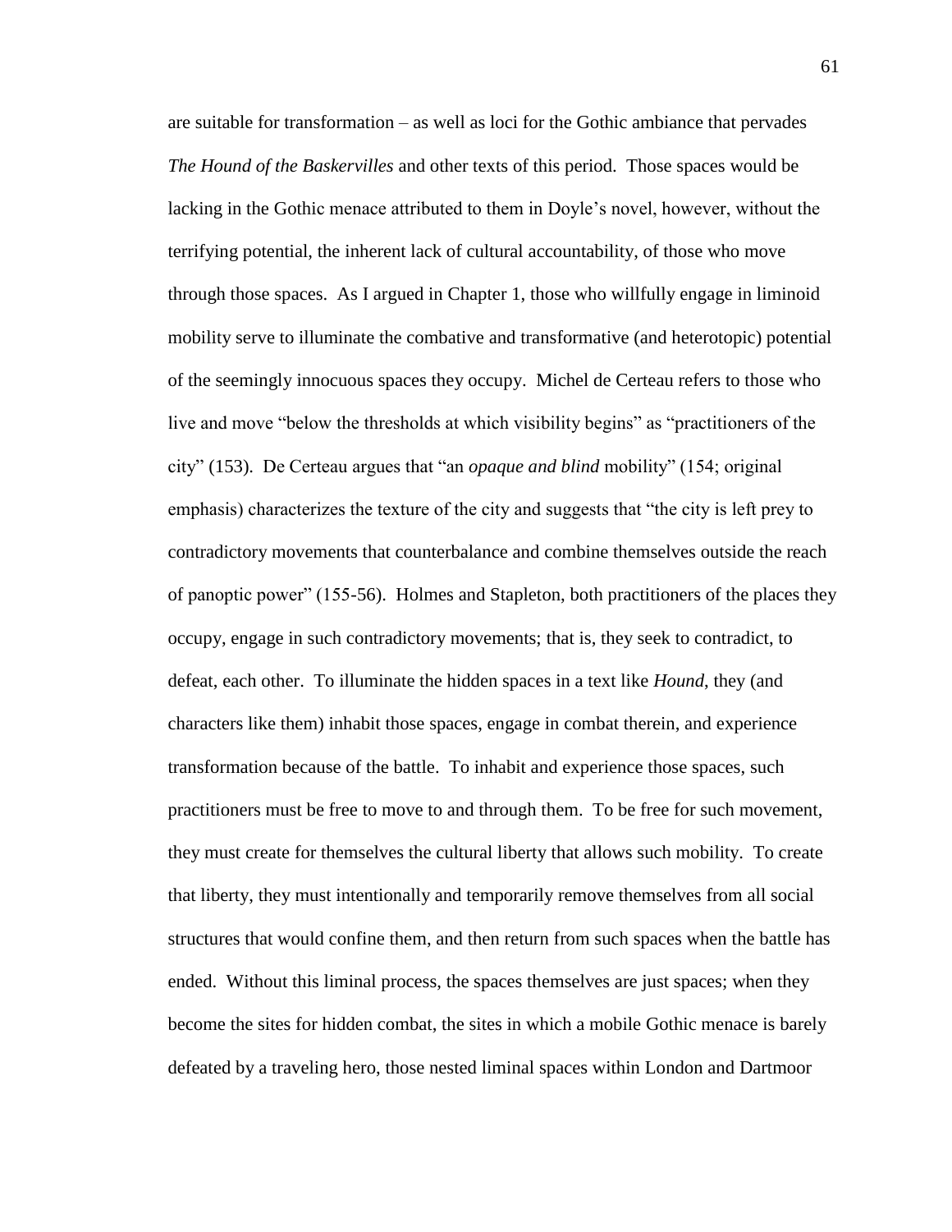are suitable for transformation – as well as loci for the Gothic ambiance that pervades *The Hound of the Baskervilles* and other texts of this period. Those spaces would be lacking in the Gothic menace attributed to them in Doyle's novel, however, without the terrifying potential, the inherent lack of cultural accountability, of those who move through those spaces. As I argued in Chapter 1, those who willfully engage in liminoid mobility serve to illuminate the combative and transformative (and heterotopic) potential of the seemingly innocuous spaces they occupy. Michel de Certeau refers to those who live and move "below the thresholds at which visibility begins" as "practitioners of the city" (153). De Certeau argues that "an *opaque and blind* mobility" (154; original emphasis) characterizes the texture of the city and suggests that "the city is left prey to contradictory movements that counterbalance and combine themselves outside the reach of panoptic power" (155-56). Holmes and Stapleton, both practitioners of the places they occupy, engage in such contradictory movements; that is, they seek to contradict, to defeat, each other. To illuminate the hidden spaces in a text like *Hound*, they (and characters like them) inhabit those spaces, engage in combat therein, and experience transformation because of the battle. To inhabit and experience those spaces, such practitioners must be free to move to and through them. To be free for such movement, they must create for themselves the cultural liberty that allows such mobility. To create that liberty, they must intentionally and temporarily remove themselves from all social structures that would confine them, and then return from such spaces when the battle has ended. Without this liminal process, the spaces themselves are just spaces; when they become the sites for hidden combat, the sites in which a mobile Gothic menace is barely defeated by a traveling hero, those nested liminal spaces within London and Dartmoor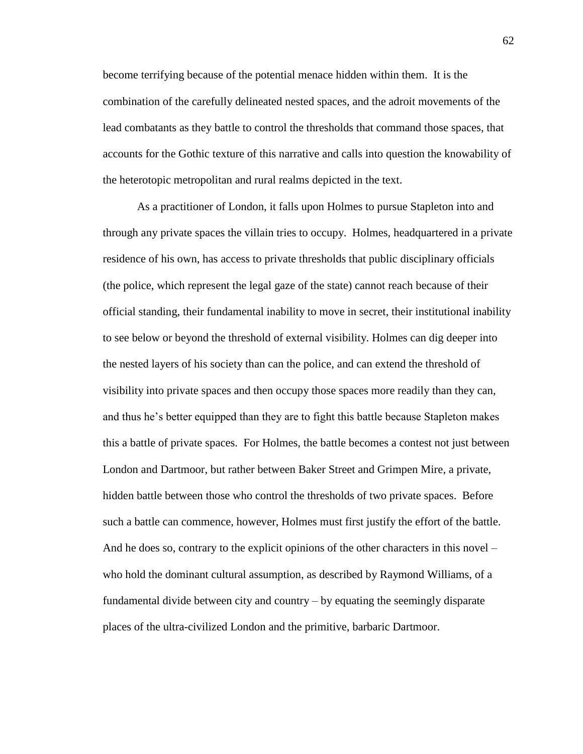become terrifying because of the potential menace hidden within them. It is the combination of the carefully delineated nested spaces, and the adroit movements of the lead combatants as they battle to control the thresholds that command those spaces, that accounts for the Gothic texture of this narrative and calls into question the knowability of the heterotopic metropolitan and rural realms depicted in the text.

As a practitioner of London, it falls upon Holmes to pursue Stapleton into and through any private spaces the villain tries to occupy. Holmes, headquartered in a private residence of his own, has access to private thresholds that public disciplinary officials (the police, which represent the legal gaze of the state) cannot reach because of their official standing, their fundamental inability to move in secret, their institutional inability to see below or beyond the threshold of external visibility. Holmes can dig deeper into the nested layers of his society than can the police, and can extend the threshold of visibility into private spaces and then occupy those spaces more readily than they can, and thus he's better equipped than they are to fight this battle because Stapleton makes this a battle of private spaces. For Holmes, the battle becomes a contest not just between London and Dartmoor, but rather between Baker Street and Grimpen Mire, a private, hidden battle between those who control the thresholds of two private spaces. Before such a battle can commence, however, Holmes must first justify the effort of the battle. And he does so, contrary to the explicit opinions of the other characters in this novel – who hold the dominant cultural assumption, as described by Raymond Williams, of a fundamental divide between city and country – by equating the seemingly disparate places of the ultra-civilized London and the primitive, barbaric Dartmoor.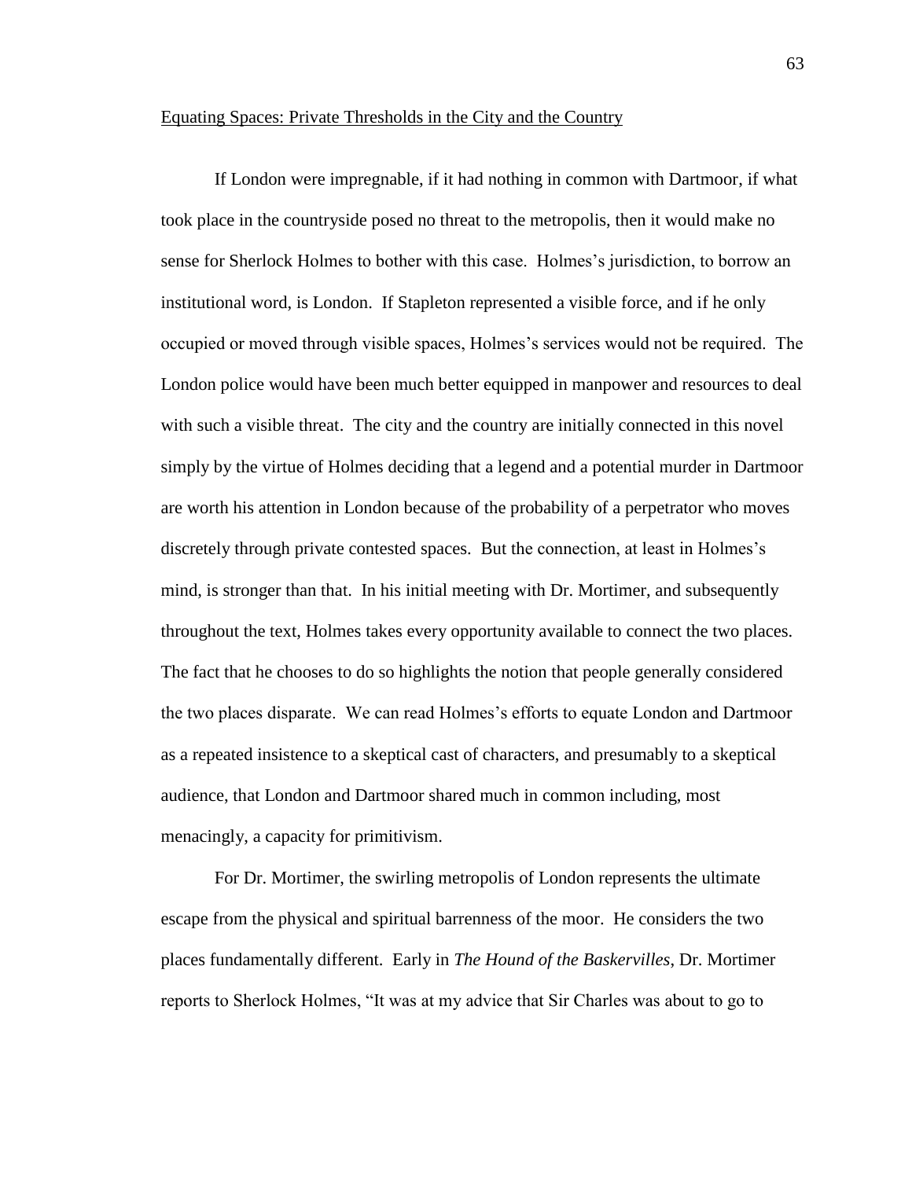Equating Spaces: Private Thresholds in the City and the Country

If London were impregnable, if it had nothing in common with Dartmoor, if what took place in the countryside posed no threat to the metropolis, then it would make no sense for Sherlock Holmes to bother with this case. Holmes's jurisdiction, to borrow an institutional word, is London. If Stapleton represented a visible force, and if he only occupied or moved through visible spaces, Holmes's services would not be required. The London police would have been much better equipped in manpower and resources to deal with such a visible threat. The city and the country are initially connected in this novel simply by the virtue of Holmes deciding that a legend and a potential murder in Dartmoor are worth his attention in London because of the probability of a perpetrator who moves discretely through private contested spaces. But the connection, at least in Holmes's mind, is stronger than that. In his initial meeting with Dr. Mortimer, and subsequently throughout the text, Holmes takes every opportunity available to connect the two places. The fact that he chooses to do so highlights the notion that people generally considered the two places disparate. We can read Holmes's efforts to equate London and Dartmoor as a repeated insistence to a skeptical cast of characters, and presumably to a skeptical audience, that London and Dartmoor shared much in common including, most menacingly, a capacity for primitivism.

For Dr. Mortimer, the swirling metropolis of London represents the ultimate escape from the physical and spiritual barrenness of the moor. He considers the two places fundamentally different. Early in *The Hound of the Baskervilles*, Dr. Mortimer reports to Sherlock Holmes, "It was at my advice that Sir Charles was about to go to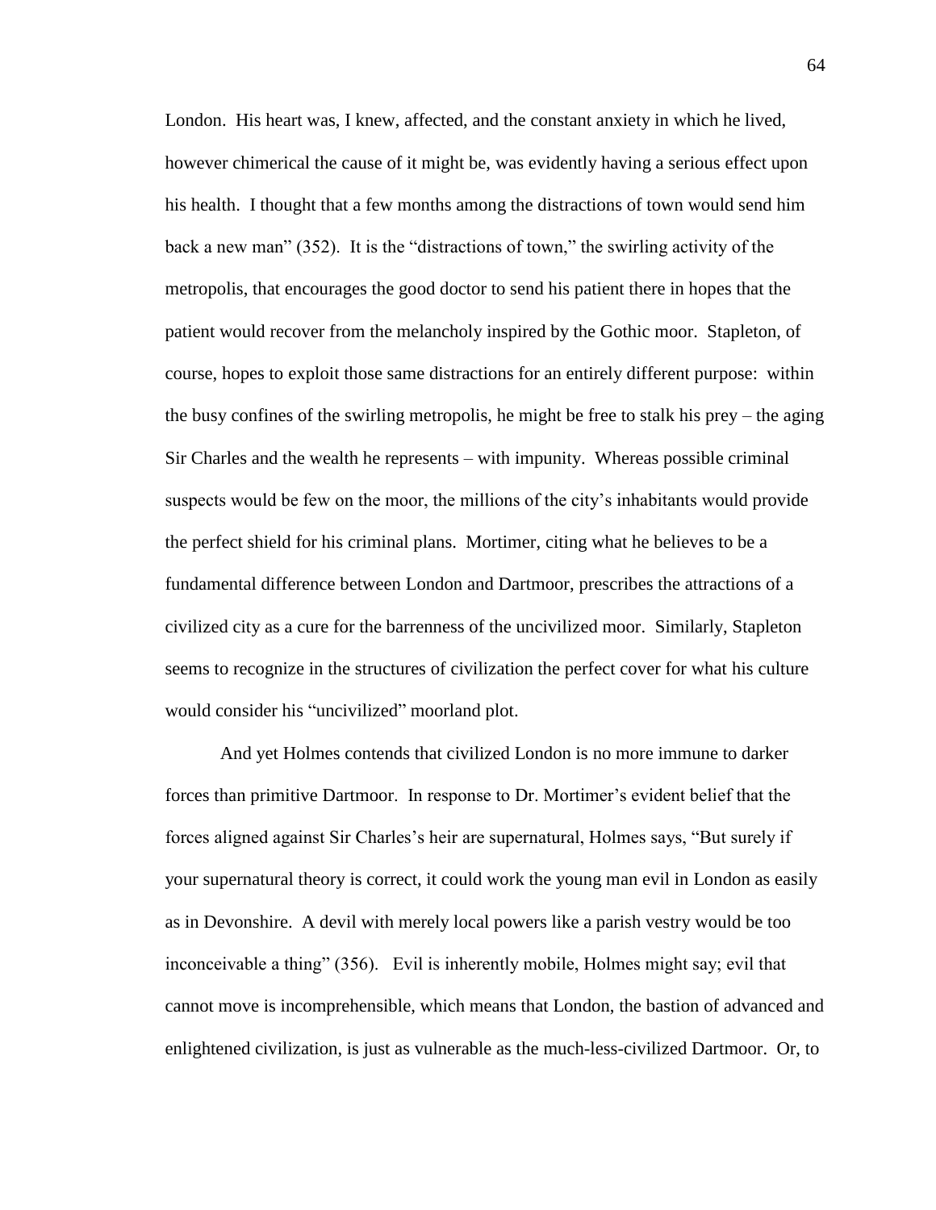London. His heart was, I knew, affected, and the constant anxiety in which he lived, however chimerical the cause of it might be, was evidently having a serious effect upon his health. I thought that a few months among the distractions of town would send him back a new man" (352). It is the "distractions of town," the swirling activity of the metropolis, that encourages the good doctor to send his patient there in hopes that the patient would recover from the melancholy inspired by the Gothic moor. Stapleton, of course, hopes to exploit those same distractions for an entirely different purpose: within the busy confines of the swirling metropolis, he might be free to stalk his prey – the aging Sir Charles and the wealth he represents – with impunity. Whereas possible criminal suspects would be few on the moor, the millions of the city's inhabitants would provide the perfect shield for his criminal plans. Mortimer, citing what he believes to be a fundamental difference between London and Dartmoor, prescribes the attractions of a civilized city as a cure for the barrenness of the uncivilized moor. Similarly, Stapleton seems to recognize in the structures of civilization the perfect cover for what his culture would consider his "uncivilized" moorland plot.

And yet Holmes contends that civilized London is no more immune to darker forces than primitive Dartmoor. In response to Dr. Mortimer's evident belief that the forces aligned against Sir Charles's heir are supernatural, Holmes says, "But surely if your supernatural theory is correct, it could work the young man evil in London as easily as in Devonshire. A devil with merely local powers like a parish vestry would be too inconceivable a thing" (356). Evil is inherently mobile, Holmes might say; evil that cannot move is incomprehensible, which means that London, the bastion of advanced and enlightened civilization, is just as vulnerable as the much-less-civilized Dartmoor. Or, to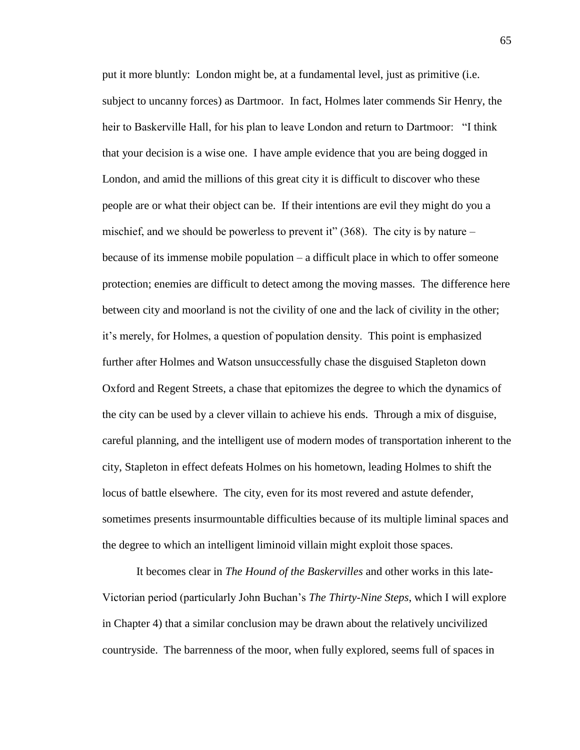put it more bluntly: London might be, at a fundamental level, just as primitive (i.e. subject to uncanny forces) as Dartmoor. In fact, Holmes later commends Sir Henry, the heir to Baskerville Hall, for his plan to leave London and return to Dartmoor: "I think that your decision is a wise one. I have ample evidence that you are being dogged in London, and amid the millions of this great city it is difficult to discover who these people are or what their object can be. If their intentions are evil they might do you a mischief, and we should be powerless to prevent it" (368). The city is by nature – because of its immense mobile population – a difficult place in which to offer someone protection; enemies are difficult to detect among the moving masses. The difference here between city and moorland is not the civility of one and the lack of civility in the other; it's merely, for Holmes, a question of population density. This point is emphasized further after Holmes and Watson unsuccessfully chase the disguised Stapleton down Oxford and Regent Streets, a chase that epitomizes the degree to which the dynamics of the city can be used by a clever villain to achieve his ends. Through a mix of disguise, careful planning, and the intelligent use of modern modes of transportation inherent to the city, Stapleton in effect defeats Holmes on his hometown, leading Holmes to shift the locus of battle elsewhere. The city, even for its most revered and astute defender, sometimes presents insurmountable difficulties because of its multiple liminal spaces and the degree to which an intelligent liminoid villain might exploit those spaces.

It becomes clear in *The Hound of the Baskervilles* and other works in this late-Victorian period (particularly John Buchan's *The Thirty-Nine Steps*, which I will explore in Chapter 4) that a similar conclusion may be drawn about the relatively uncivilized countryside. The barrenness of the moor, when fully explored, seems full of spaces in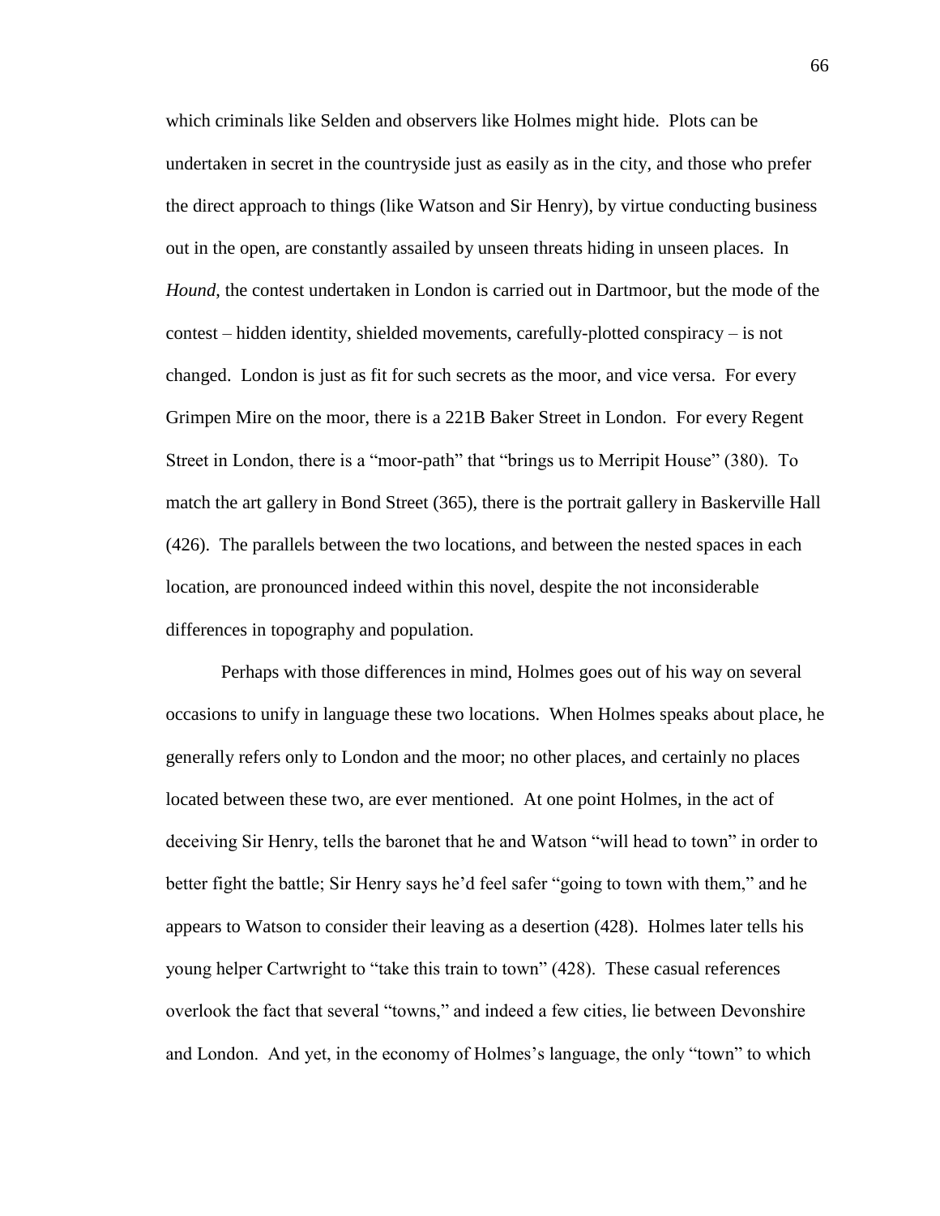which criminals like Selden and observers like Holmes might hide. Plots can be undertaken in secret in the countryside just as easily as in the city, and those who prefer the direct approach to things (like Watson and Sir Henry), by virtue conducting business out in the open, are constantly assailed by unseen threats hiding in unseen places. In *Hound*, the contest undertaken in London is carried out in Dartmoor, but the mode of the contest – hidden identity, shielded movements, carefully-plotted conspiracy – is not changed. London is just as fit for such secrets as the moor, and vice versa. For every Grimpen Mire on the moor, there is a 221B Baker Street in London. For every Regent Street in London, there is a "moor-path" that "brings us to Merripit House" (380). To match the art gallery in Bond Street (365), there is the portrait gallery in Baskerville Hall (426). The parallels between the two locations, and between the nested spaces in each location, are pronounced indeed within this novel, despite the not inconsiderable differences in topography and population.

Perhaps with those differences in mind, Holmes goes out of his way on several occasions to unify in language these two locations. When Holmes speaks about place, he generally refers only to London and the moor; no other places, and certainly no places located between these two, are ever mentioned. At one point Holmes, in the act of deceiving Sir Henry, tells the baronet that he and Watson "will head to town" in order to better fight the battle; Sir Henry says he'd feel safer "going to town with them," and he appears to Watson to consider their leaving as a desertion (428). Holmes later tells his young helper Cartwright to "take this train to town" (428). These casual references overlook the fact that several "towns," and indeed a few cities, lie between Devonshire and London. And yet, in the economy of Holmes's language, the only "town" to which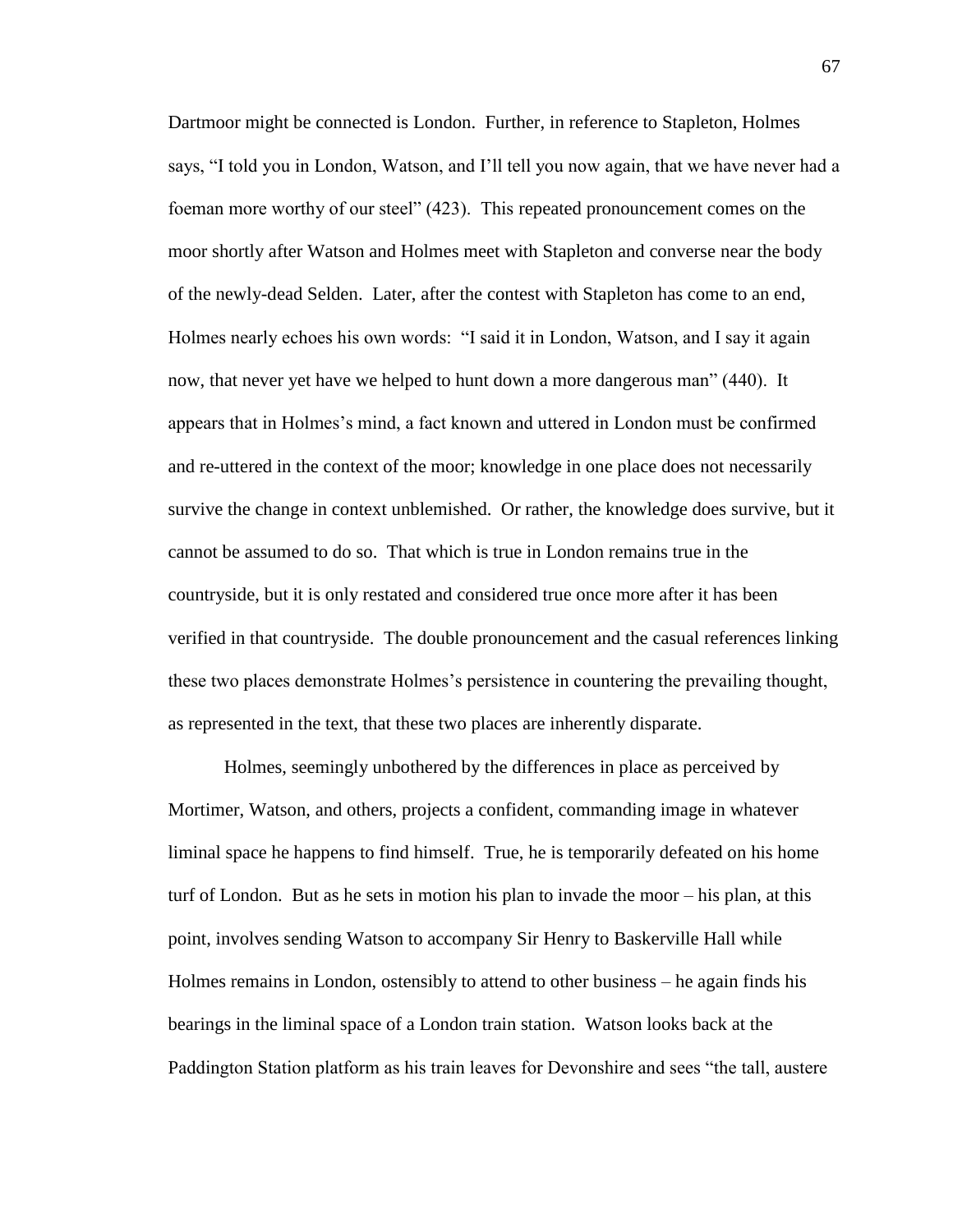Dartmoor might be connected is London. Further, in reference to Stapleton, Holmes says, "I told you in London, Watson, and I'll tell you now again, that we have never had a foeman more worthy of our steel" (423). This repeated pronouncement comes on the moor shortly after Watson and Holmes meet with Stapleton and converse near the body of the newly-dead Selden. Later, after the contest with Stapleton has come to an end, Holmes nearly echoes his own words: "I said it in London, Watson, and I say it again now, that never yet have we helped to hunt down a more dangerous man" (440). It appears that in Holmes's mind, a fact known and uttered in London must be confirmed and re-uttered in the context of the moor; knowledge in one place does not necessarily survive the change in context unblemished. Or rather, the knowledge does survive, but it cannot be assumed to do so. That which is true in London remains true in the countryside, but it is only restated and considered true once more after it has been verified in that countryside. The double pronouncement and the casual references linking these two places demonstrate Holmes's persistence in countering the prevailing thought, as represented in the text, that these two places are inherently disparate.

Holmes, seemingly unbothered by the differences in place as perceived by Mortimer, Watson, and others, projects a confident, commanding image in whatever liminal space he happens to find himself. True, he is temporarily defeated on his home turf of London. But as he sets in motion his plan to invade the moor – his plan, at this point, involves sending Watson to accompany Sir Henry to Baskerville Hall while Holmes remains in London, ostensibly to attend to other business – he again finds his bearings in the liminal space of a London train station. Watson looks back at the Paddington Station platform as his train leaves for Devonshire and sees "the tall, austere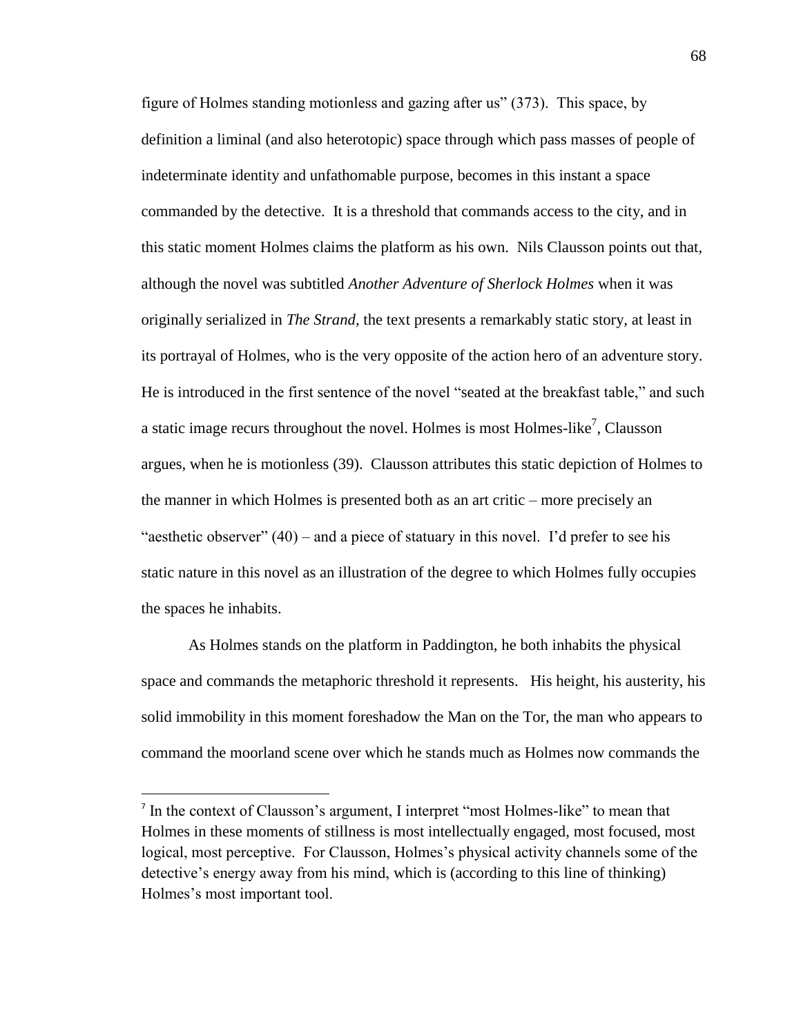figure of Holmes standing motionless and gazing after us" (373). This space, by definition a liminal (and also heterotopic) space through which pass masses of people of indeterminate identity and unfathomable purpose, becomes in this instant a space commanded by the detective. It is a threshold that commands access to the city, and in this static moment Holmes claims the platform as his own. Nils Clausson points out that, although the novel was subtitled *Another Adventure of Sherlock Holmes* when it was originally serialized in *The Strand*, the text presents a remarkably static story, at least in its portrayal of Holmes, who is the very opposite of the action hero of an adventure story. He is introduced in the first sentence of the novel "seated at the breakfast table," and such a static image recurs throughout the novel. Holmes is most Holmes-like[7], Clausson argues, when he is motionless (39). Clausson attributes this static depiction of Holmes to the manner in which Holmes is presented both as an art critic – more precisely an "aesthetic observer" (40) – and a piece of statuary in this novel. I'd prefer to see his static nature in this novel as an illustration of the degree to which Holmes fully occupies the spaces he inhabits.

As Holmes stands on the platform in Paddington, he both inhabits the physical space and commands the metaphoric threshold it represents. His height, his austerity, his solid immobility in this moment foreshadow the Man on the Tor, the man who appears to command the moorland scene over which he stands much as Holmes now commands the

---

[7] In the context of Clausson's argument, I interpret "most Holmes-like" to mean that Holmes in these moments of stillness is most intellectually engaged, most focused, most logical, most perceptive. For Clausson, Holmes's physical activity channels some of the detective's energy away from his mind, which is (according to this line of thinking) Holmes's most important tool.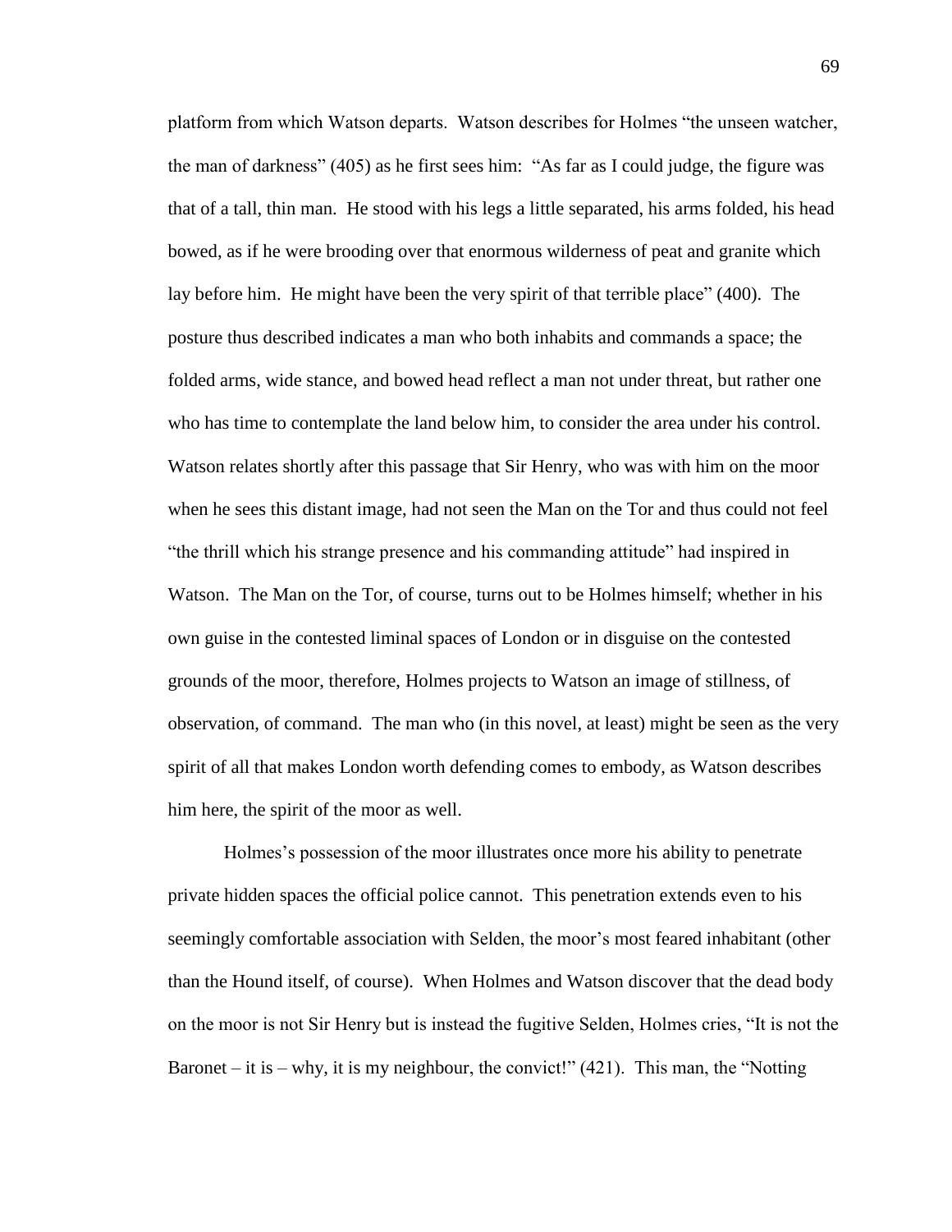platform from which Watson departs. Watson describes for Holmes "the unseen watcher, the man of darkness" (405) as he first sees him: "As far as I could judge, the figure was that of a tall, thin man. He stood with his legs a little separated, his arms folded, his head bowed, as if he were brooding over that enormous wilderness of peat and granite which lay before him. He might have been the very spirit of that terrible place" (400). The posture thus described indicates a man who both inhabits and commands a space; the folded arms, wide stance, and bowed head reflect a man not under threat, but rather one who has time to contemplate the land below him, to consider the area under his control. Watson relates shortly after this passage that Sir Henry, who was with him on the moor when he sees this distant image, had not seen the Man on the Tor and thus could not feel "the thrill which his strange presence and his commanding attitude" had inspired in Watson. The Man on the Tor, of course, turns out to be Holmes himself; whether in his own guise in the contested liminal spaces of London or in disguise on the contested grounds of the moor, therefore, Holmes projects to Watson an image of stillness, of observation, of command. The man who (in this novel, at least) might be seen as the very spirit of all that makes London worth defending comes to embody, as Watson describes him here, the spirit of the moor as well.

Holmes's possession of the moor illustrates once more his ability to penetrate private hidden spaces the official police cannot. This penetration extends even to his seemingly comfortable association with Selden, the moor's most feared inhabitant (other than the Hound itself, of course). When Holmes and Watson discover that the dead body on the moor is not Sir Henry but is instead the fugitive Selden, Holmes cries, "It is not the Baronet – it is – why, it is my neighbour, the convict!" (421). This man, the "Notting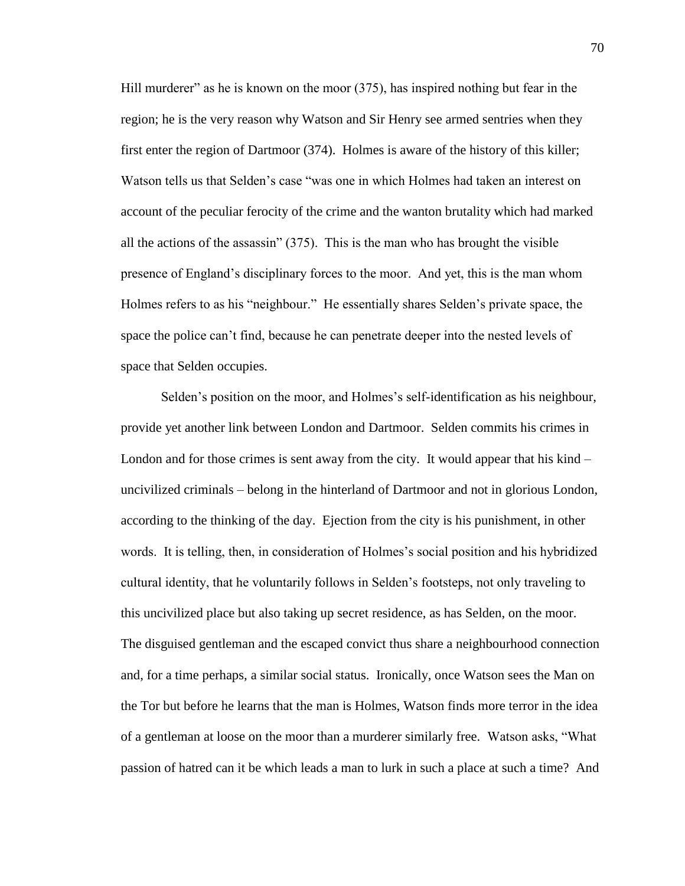Hill murderer" as he is known on the moor (375), has inspired nothing but fear in the region; he is the very reason why Watson and Sir Henry see armed sentries when they first enter the region of Dartmoor (374). Holmes is aware of the history of this killer; Watson tells us that Selden's case "was one in which Holmes had taken an interest on account of the peculiar ferocity of the crime and the wanton brutality which had marked all the actions of the assassin" (375). This is the man who has brought the visible presence of England's disciplinary forces to the moor. And yet, this is the man whom Holmes refers to as his "neighbour." He essentially shares Selden's private space, the space the police can't find, because he can penetrate deeper into the nested levels of space that Selden occupies.

Selden's position on the moor, and Holmes's self-identification as his neighbour, provide yet another link between London and Dartmoor. Selden commits his crimes in London and for those crimes is sent away from the city. It would appear that his kind – uncivilized criminals – belong in the hinterland of Dartmoor and not in glorious London, according to the thinking of the day. Ejection from the city is his punishment, in other words. It is telling, then, in consideration of Holmes's social position and his hybridized cultural identity, that he voluntarily follows in Selden's footsteps, not only traveling to this uncivilized place but also taking up secret residence, as has Selden, on the moor. The disguised gentleman and the escaped convict thus share a neighbourhood connection and, for a time perhaps, a similar social status. Ironically, once Watson sees the Man on the Tor but before he learns that the man is Holmes, Watson finds more terror in the idea of a gentleman at loose on the moor than a murderer similarly free. Watson asks, "What passion of hatred can it be which leads a man to lurk in such a place at such a time? And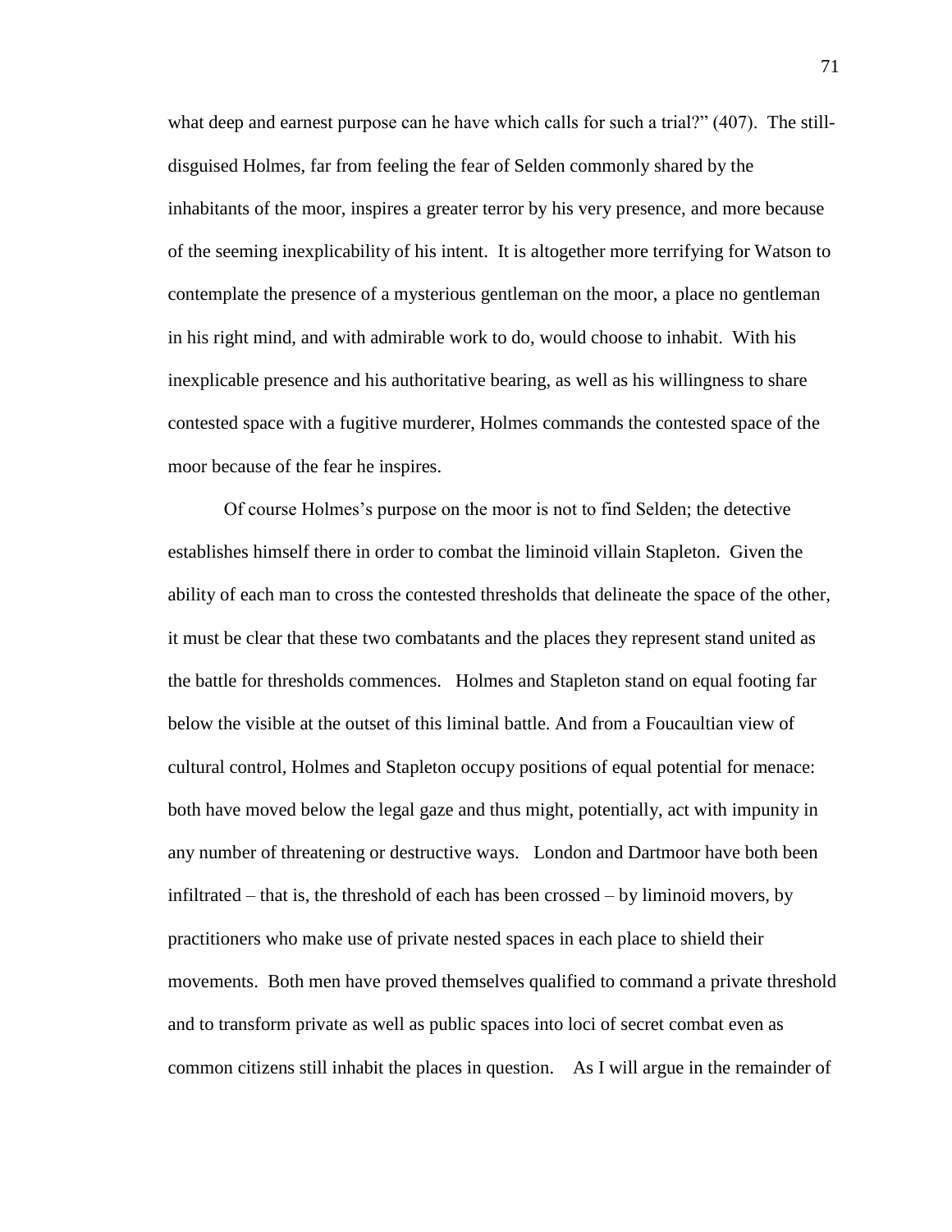what deep and earnest purpose can he have which calls for such a trial?" (407). The still-disguised Holmes, far from feeling the fear of Selden commonly shared by the inhabitants of the moor, inspires a greater terror by his very presence, and more because of the seeming inexplicability of his intent. It is altogether more terrifying for Watson to contemplate the presence of a mysterious gentleman on the moor, a place no gentleman in his right mind, and with admirable work to do, would choose to inhabit. With his inexplicable presence and his authoritative bearing, as well as his willingness to share contested space with a fugitive murderer, Holmes commands the contested space of the moor because of the fear he inspires.

Of course Holmes's purpose on the moor is not to find Selden; the detective establishes himself there in order to combat the liminoid villain Stapleton. Given the ability of each man to cross the contested thresholds that delineate the space of the other, it must be clear that these two combatants and the places they represent stand united as the battle for thresholds commences. Holmes and Stapleton stand on equal footing far below the visible at the outset of this liminal battle. And from a Foucaultian view of cultural control, Holmes and Stapleton occupy positions of equal potential for menace: both have moved below the legal gaze and thus might, potentially, act with impunity in any number of threatening or destructive ways. London and Dartmoor have both been infiltrated – that is, the threshold of each has been crossed – by liminoid movers, by practitioners who make use of private nested spaces in each place to shield their movements. Both men have proved themselves qualified to command a private threshold and to transform private as well as public spaces into loci of secret combat even as common citizens still inhabit the places in question. As I will argue in the remainder of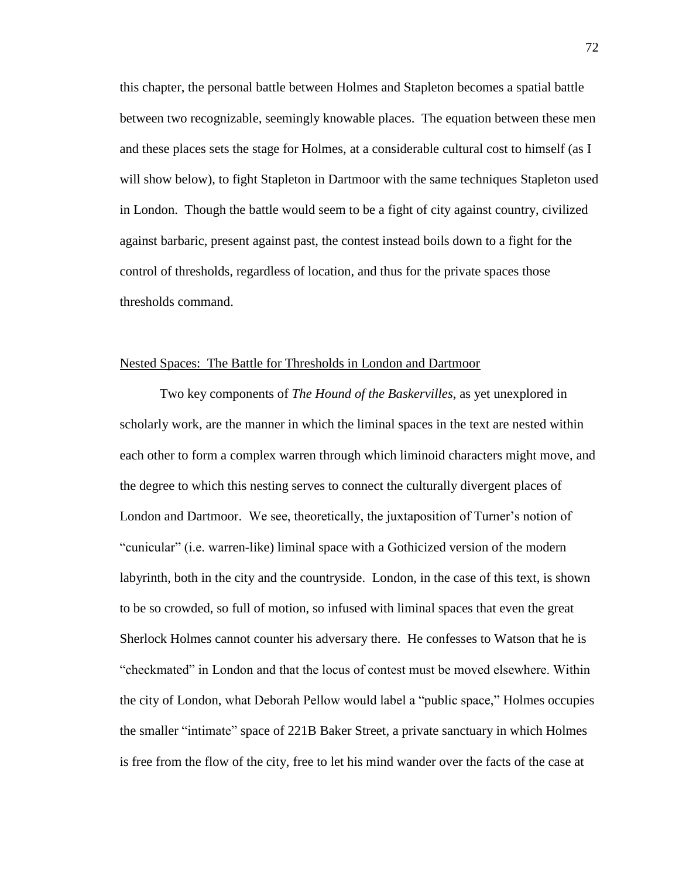this chapter, the personal battle between Holmes and Stapleton becomes a spatial battle between two recognizable, seemingly knowable places. The equation between these men and these places sets the stage for Holmes, at a considerable cultural cost to himself (as I will show below), to fight Stapleton in Dartmoor with the same techniques Stapleton used in London. Though the battle would seem to be a fight of city against country, civilized against barbaric, present against past, the contest instead boils down to a fight for the control of thresholds, regardless of location, and thus for the private spaces those thresholds command.

## Nested Spaces: The Battle for Thresholds in London and Dartmoor

Two key components of *The Hound of the Baskervilles*, as yet unexplored in scholarly work, are the manner in which the liminal spaces in the text are nested within each other to form a complex warren through which liminoid characters might move, and the degree to which this nesting serves to connect the culturally divergent places of London and Dartmoor. We see, theoretically, the juxtaposition of Turner's notion of "cunicular" (i.e. warren-like) liminal space with a Gothicized version of the modern labyrinth, both in the city and the countryside. London, in the case of this text, is shown to be so crowded, so full of motion, so infused with liminal spaces that even the great Sherlock Holmes cannot counter his adversary there. He confesses to Watson that he is "checkmated" in London and that the locus of contest must be moved elsewhere. Within the city of London, what Deborah Pellow would label a "public space," Holmes occupies the smaller "intimate" space of 221B Baker Street, a private sanctuary in which Holmes is free from the flow of the city, free to let his mind wander over the facts of the case at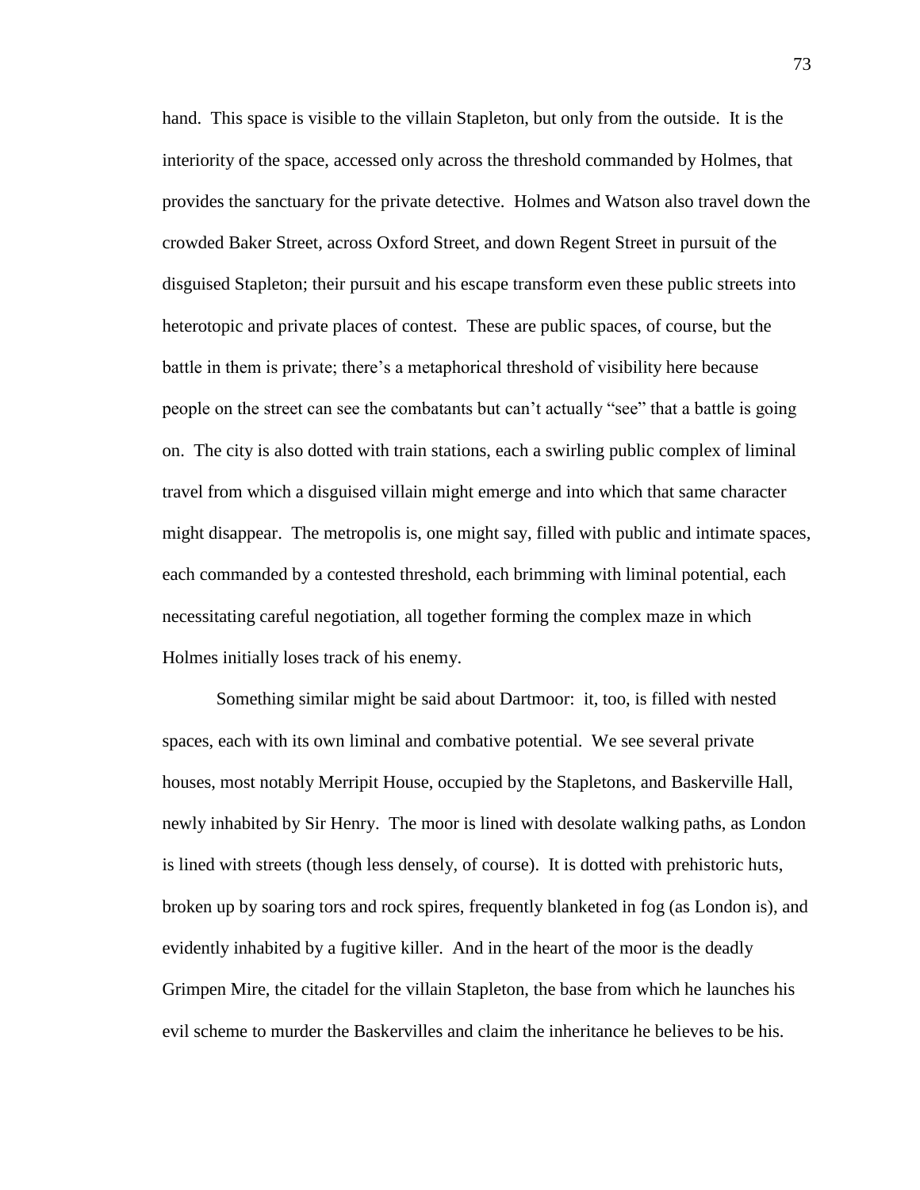hand. This space is visible to the villain Stapleton, but only from the outside. It is the interiority of the space, accessed only across the threshold commanded by Holmes, that provides the sanctuary for the private detective. Holmes and Watson also travel down the crowded Baker Street, across Oxford Street, and down Regent Street in pursuit of the disguised Stapleton; their pursuit and his escape transform even these public streets into heterotopic and private places of contest. These are public spaces, of course, but the battle in them is private; there's a metaphorical threshold of visibility here because people on the street can see the combatants but can't actually "see" that a battle is going on. The city is also dotted with train stations, each a swirling public complex of liminal travel from which a disguised villain might emerge and into which that same character might disappear. The metropolis is, one might say, filled with public and intimate spaces, each commanded by a contested threshold, each brimming with liminal potential, each necessitating careful negotiation, all together forming the complex maze in which Holmes initially loses track of his enemy.

Something similar might be said about Dartmoor: it, too, is filled with nested spaces, each with its own liminal and combative potential. We see several private houses, most notably Merripit House, occupied by the Stapletons, and Baskerville Hall, newly inhabited by Sir Henry. The moor is lined with desolate walking paths, as London is lined with streets (though less densely, of course). It is dotted with prehistoric huts, broken up by soaring tors and rock spires, frequently blanketed in fog (as London is), and evidently inhabited by a fugitive killer. And in the heart of the moor is the deadly Grimpen Mire, the citadel for the villain Stapleton, the base from which he launches his evil scheme to murder the Baskervilles and claim the inheritance he believes to be his.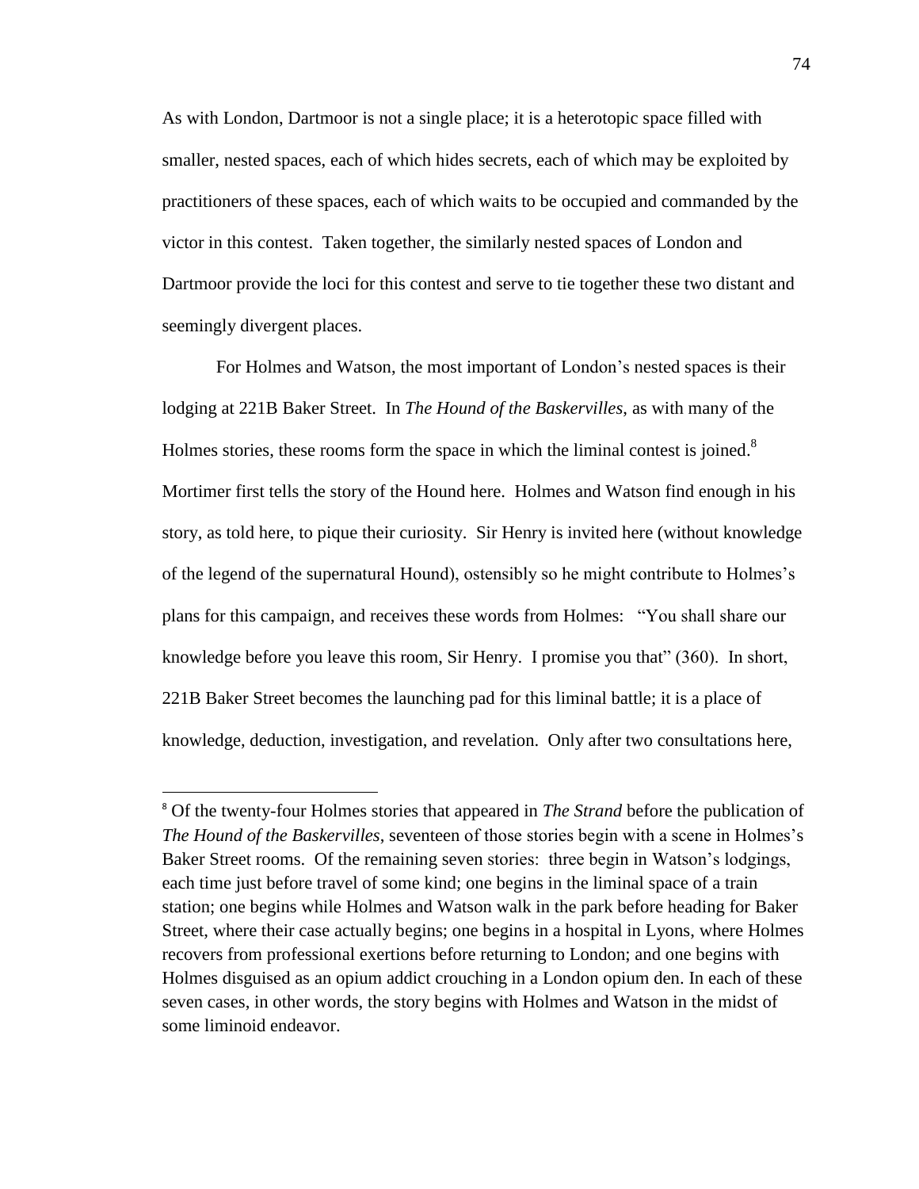As with London, Dartmoor is not a single place; it is a heterotopic space filled with smaller, nested spaces, each of which hides secrets, each of which may be exploited by practitioners of these spaces, each of which waits to be occupied and commanded by the victor in this contest. Taken together, the similarly nested spaces of London and Dartmoor provide the loci for this contest and serve to tie together these two distant and seemingly divergent places.

For Holmes and Watson, the most important of London's nested spaces is their lodging at 221B Baker Street. In *The Hound of the Baskervilles*, as with many of the Holmes stories, these rooms form the space in which the liminal contest is joined.[8] Mortimer first tells the story of the Hound here. Holmes and Watson find enough in his story, as told here, to pique their curiosity. Sir Henry is invited here (without knowledge of the legend of the supernatural Hound), ostensibly so he might contribute to Holmes's plans for this campaign, and receives these words from Holmes: "You shall share our knowledge before you leave this room, Sir Henry. I promise you that" (360). In short, 221B Baker Street becomes the launching pad for this liminal battle; it is a place of knowledge, deduction, investigation, and revelation. Only after two consultations here,

---

[8] Of the twenty-four Holmes stories that appeared in *The Strand* before the publication of *The Hound of the Baskervilles*, seventeen of those stories begin with a scene in Holmes's Baker Street rooms. Of the remaining seven stories: three begin in Watson's lodgings, each time just before travel of some kind; one begins in the liminal space of a train station; one begins while Holmes and Watson walk in the park before heading for Baker Street, where their case actually begins; one begins in a hospital in Lyons, where Holmes recovers from professional exertions before returning to London; and one begins with Holmes disguised as an opium addict crouching in a London opium den. In each of these seven cases, in other words, the story begins with Holmes and Watson in the midst of some liminoid endeavor.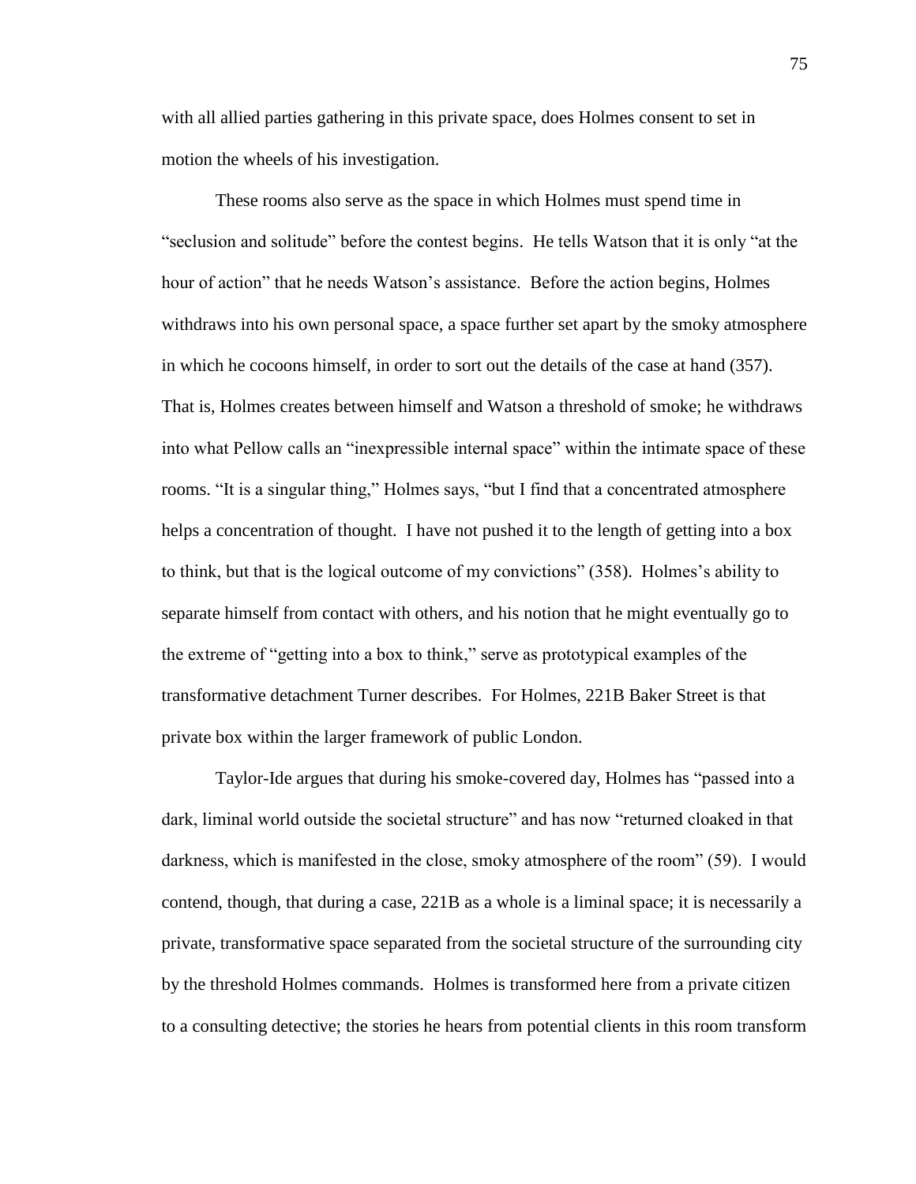with all allied parties gathering in this private space, does Holmes consent to set in motion the wheels of his investigation.

These rooms also serve as the space in which Holmes must spend time in "seclusion and solitude" before the contest begins. He tells Watson that it is only "at the hour of action" that he needs Watson's assistance. Before the action begins, Holmes withdraws into his own personal space, a space further set apart by the smoky atmosphere in which he cocoons himself, in order to sort out the details of the case at hand (357). That is, Holmes creates between himself and Watson a threshold of smoke; he withdraws into what Pellow calls an "inexpressible internal space" within the intimate space of these rooms. "It is a singular thing," Holmes says, "but I find that a concentrated atmosphere helps a concentration of thought. I have not pushed it to the length of getting into a box to think, but that is the logical outcome of my convictions" (358). Holmes's ability to separate himself from contact with others, and his notion that he might eventually go to the extreme of "getting into a box to think," serve as prototypical examples of the transformative detachment Turner describes. For Holmes, 221B Baker Street is that private box within the larger framework of public London.

Taylor-Ide argues that during his smoke-covered day, Holmes has "passed into a dark, liminal world outside the societal structure" and has now "returned cloaked in that darkness, which is manifested in the close, smoky atmosphere of the room" (59). I would contend, though, that during a case, 221B as a whole is a liminal space; it is necessarily a private, transformative space separated from the societal structure of the surrounding city by the threshold Holmes commands. Holmes is transformed here from a private citizen to a consulting detective; the stories he hears from potential clients in this room transform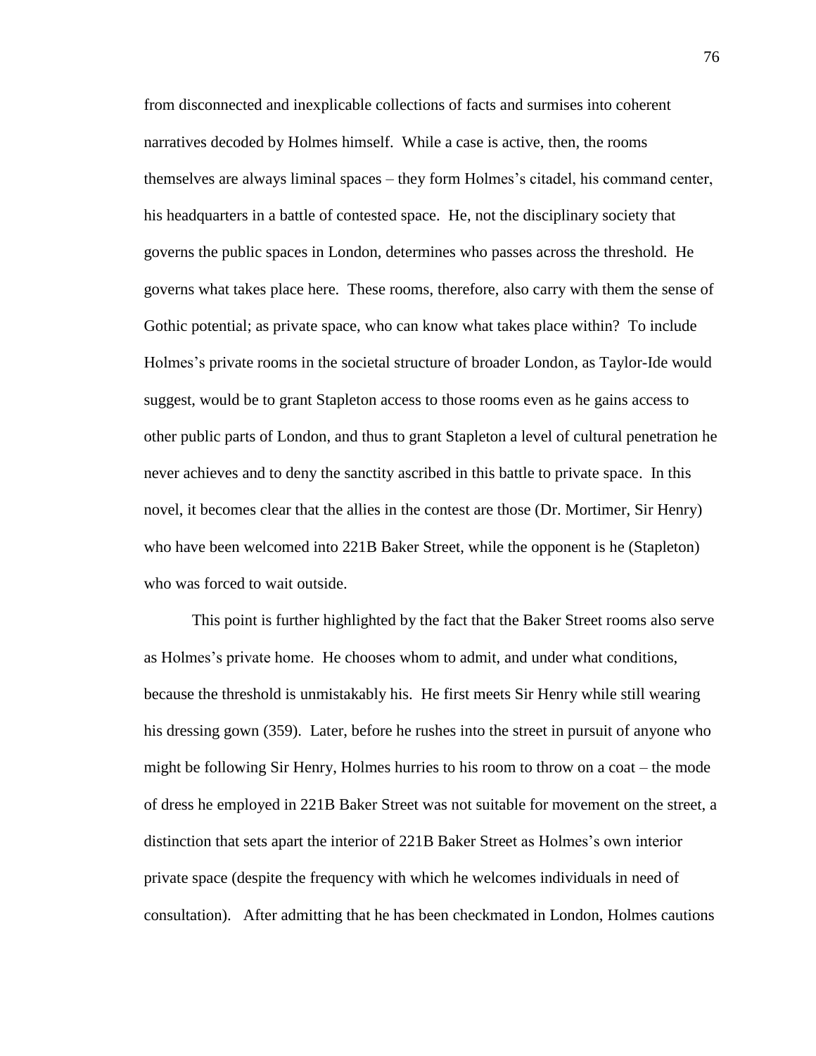from disconnected and inexplicable collections of facts and surmises into coherent narratives decoded by Holmes himself. While a case is active, then, the rooms themselves are always liminal spaces – they form Holmes's citadel, his command center, his headquarters in a battle of contested space. He, not the disciplinary society that governs the public spaces in London, determines who passes across the threshold. He governs what takes place here. These rooms, therefore, also carry with them the sense of Gothic potential; as private space, who can know what takes place within? To include Holmes's private rooms in the societal structure of broader London, as Taylor-Ide would suggest, would be to grant Stapleton access to those rooms even as he gains access to other public parts of London, and thus to grant Stapleton a level of cultural penetration he never achieves and to deny the sanctity ascribed in this battle to private space. In this novel, it becomes clear that the allies in the contest are those (Dr. Mortimer, Sir Henry) who have been welcomed into 221B Baker Street, while the opponent is he (Stapleton) who was forced to wait outside.

This point is further highlighted by the fact that the Baker Street rooms also serve as Holmes's private home. He chooses whom to admit, and under what conditions, because the threshold is unmistakably his. He first meets Sir Henry while still wearing his dressing gown (359). Later, before he rushes into the street in pursuit of anyone who might be following Sir Henry, Holmes hurries to his room to throw on a coat – the mode of dress he employed in 221B Baker Street was not suitable for movement on the street, a distinction that sets apart the interior of 221B Baker Street as Holmes's own interior private space (despite the frequency with which he welcomes individuals in need of consultation). After admitting that he has been checkmated in London, Holmes cautions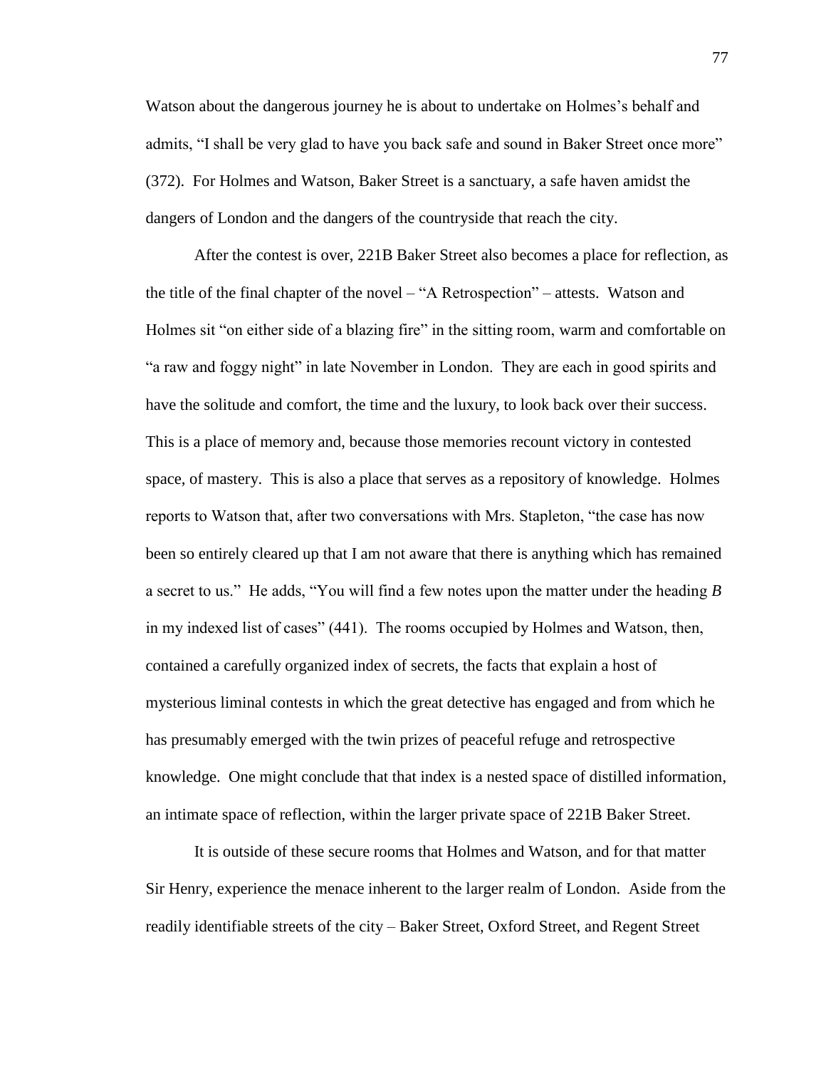Watson about the dangerous journey he is about to undertake on Holmes's behalf and admits, "I shall be very glad to have you back safe and sound in Baker Street once more" (372). For Holmes and Watson, Baker Street is a sanctuary, a safe haven amidst the dangers of London and the dangers of the countryside that reach the city.

After the contest is over, 221B Baker Street also becomes a place for reflection, as the title of the final chapter of the novel – "A Retrospection" – attests. Watson and Holmes sit "on either side of a blazing fire" in the sitting room, warm and comfortable on "a raw and foggy night" in late November in London. They are each in good spirits and have the solitude and comfort, the time and the luxury, to look back over their success. This is a place of memory and, because those memories recount victory in contested space, of mastery. This is also a place that serves as a repository of knowledge. Holmes reports to Watson that, after two conversations with Mrs. Stapleton, "the case has now been so entirely cleared up that I am not aware that there is anything which has remained a secret to us." He adds, "You will find a few notes upon the matter under the heading *B* in my indexed list of cases" (441). The rooms occupied by Holmes and Watson, then, contained a carefully organized index of secrets, the facts that explain a host of mysterious liminal contests in which the great detective has engaged and from which he has presumably emerged with the twin prizes of peaceful refuge and retrospective knowledge. One might conclude that that index is a nested space of distilled information, an intimate space of reflection, within the larger private space of 221B Baker Street.

It is outside of these secure rooms that Holmes and Watson, and for that matter Sir Henry, experience the menace inherent to the larger realm of London. Aside from the readily identifiable streets of the city – Baker Street, Oxford Street, and Regent Street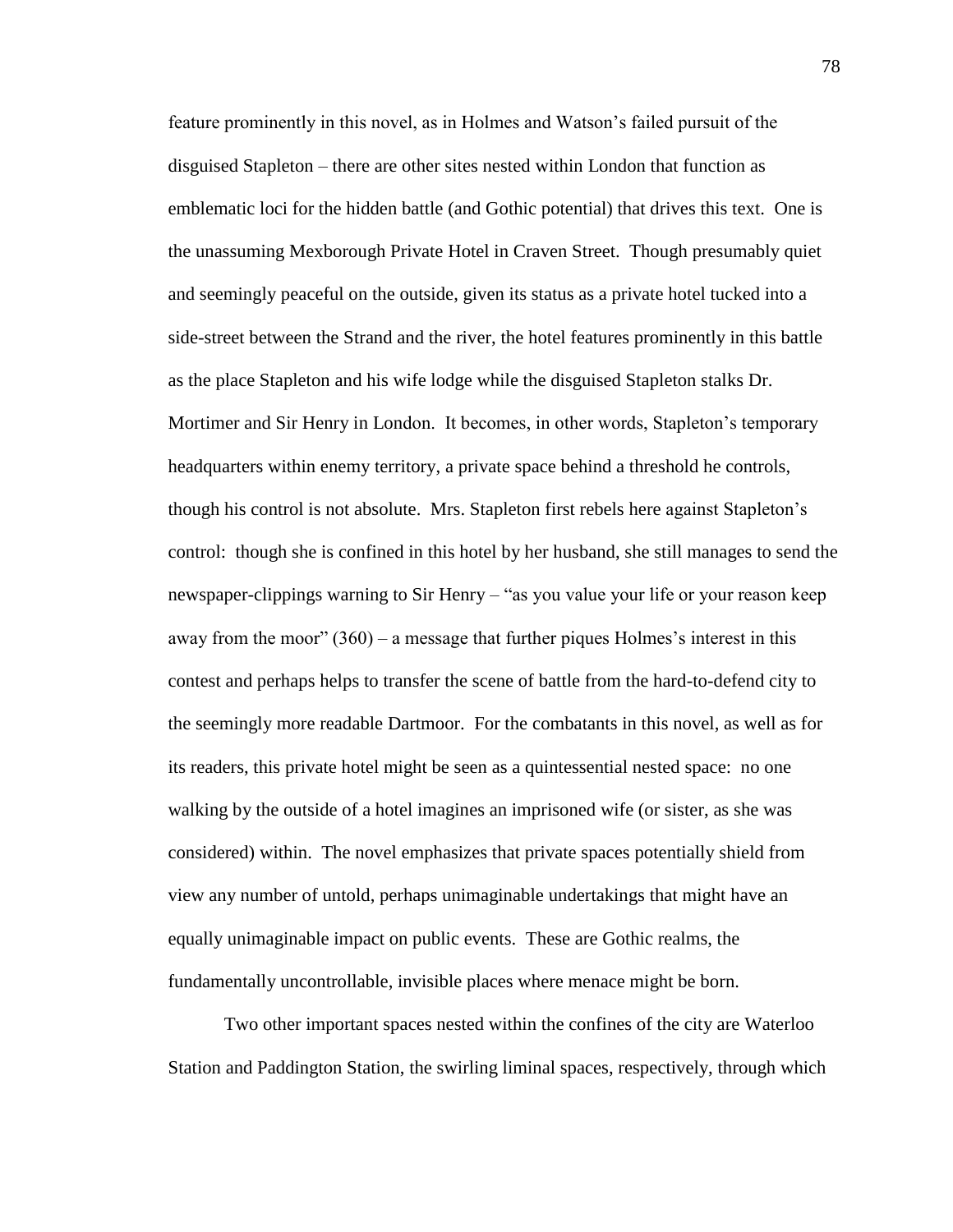feature prominently in this novel, as in Holmes and Watson's failed pursuit of the disguised Stapleton – there are other sites nested within London that function as emblematic loci for the hidden battle (and Gothic potential) that drives this text. One is the unassuming Mexborough Private Hotel in Craven Street. Though presumably quiet and seemingly peaceful on the outside, given its status as a private hotel tucked into a side-street between the Strand and the river, the hotel features prominently in this battle as the place Stapleton and his wife lodge while the disguised Stapleton stalks Dr. Mortimer and Sir Henry in London. It becomes, in other words, Stapleton's temporary headquarters within enemy territory, a private space behind a threshold he controls, though his control is not absolute. Mrs. Stapleton first rebels here against Stapleton's control: though she is confined in this hotel by her husband, she still manages to send the newspaper-clippings warning to Sir Henry – "as you value your life or your reason keep away from the moor" (360) – a message that further piques Holmes's interest in this contest and perhaps helps to transfer the scene of battle from the hard-to-defend city to the seemingly more readable Dartmoor. For the combatants in this novel, as well as for its readers, this private hotel might be seen as a quintessential nested space: no one walking by the outside of a hotel imagines an imprisoned wife (or sister, as she was considered) within. The novel emphasizes that private spaces potentially shield from view any number of untold, perhaps unimaginable undertakings that might have an equally unimaginable impact on public events. These are Gothic realms, the fundamentally uncontrollable, invisible places where menace might be born.

Two other important spaces nested within the confines of the city are Waterloo Station and Paddington Station, the swirling liminal spaces, respectively, through which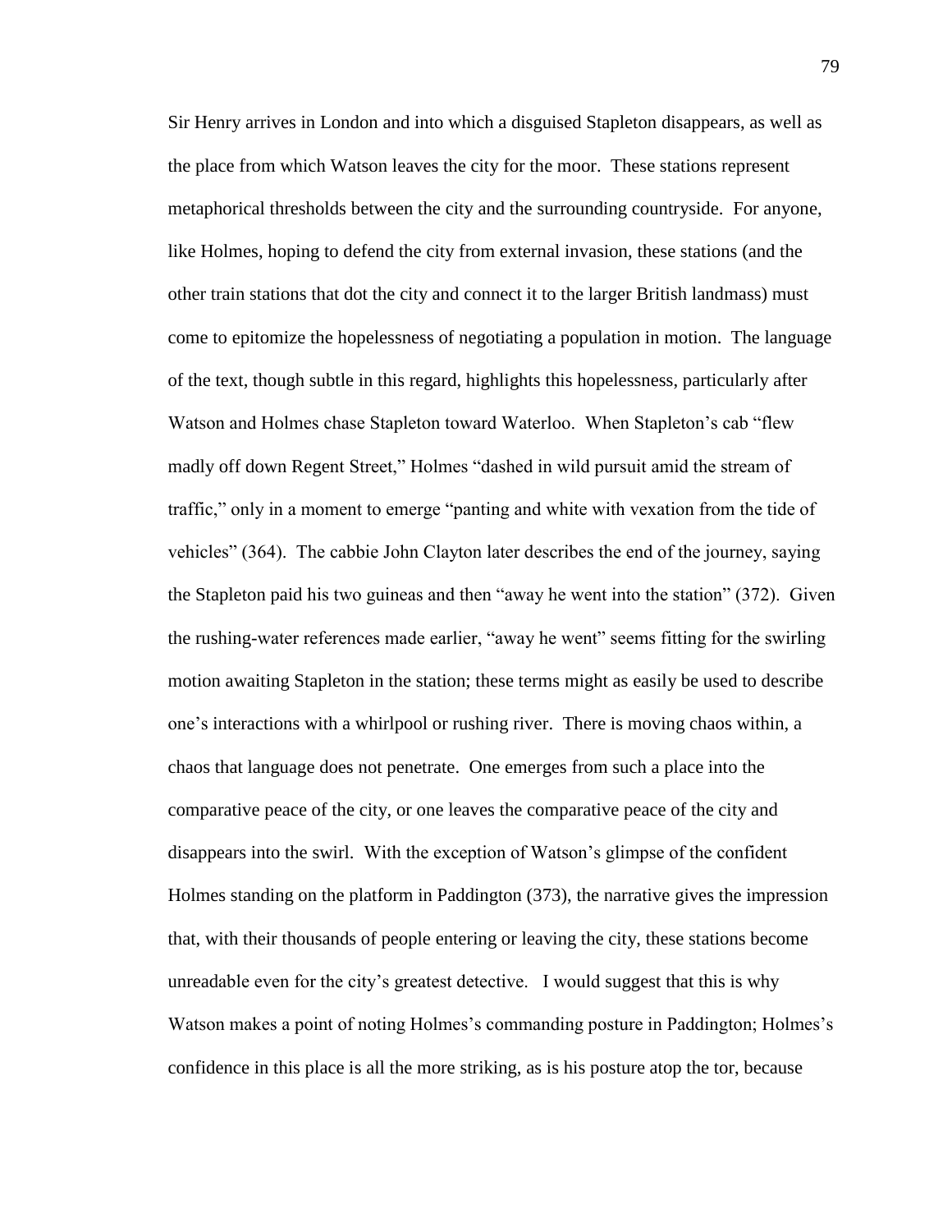Sir Henry arrives in London and into which a disguised Stapleton disappears, as well as the place from which Watson leaves the city for the moor. These stations represent metaphorical thresholds between the city and the surrounding countryside. For anyone, like Holmes, hoping to defend the city from external invasion, these stations (and the other train stations that dot the city and connect it to the larger British landmass) must come to epitomize the hopelessness of negotiating a population in motion. The language of the text, though subtle in this regard, highlights this hopelessness, particularly after Watson and Holmes chase Stapleton toward Waterloo. When Stapleton's cab "flew madly off down Regent Street," Holmes "dashed in wild pursuit amid the stream of traffic," only in a moment to emerge "panting and white with vexation from the tide of vehicles" (364). The cabbie John Clayton later describes the end of the journey, saying the Stapleton paid his two guineas and then "away he went into the station" (372). Given the rushing-water references made earlier, "away he went" seems fitting for the swirling motion awaiting Stapleton in the station; these terms might as easily be used to describe one's interactions with a whirlpool or rushing river. There is moving chaos within, a chaos that language does not penetrate. One emerges from such a place into the comparative peace of the city, or one leaves the comparative peace of the city and disappears into the swirl. With the exception of Watson's glimpse of the confident Holmes standing on the platform in Paddington (373), the narrative gives the impression that, with their thousands of people entering or leaving the city, these stations become unreadable even for the city's greatest detective. I would suggest that this is why Watson makes a point of noting Holmes's commanding posture in Paddington; Holmes's confidence in this place is all the more striking, as is his posture atop the tor, because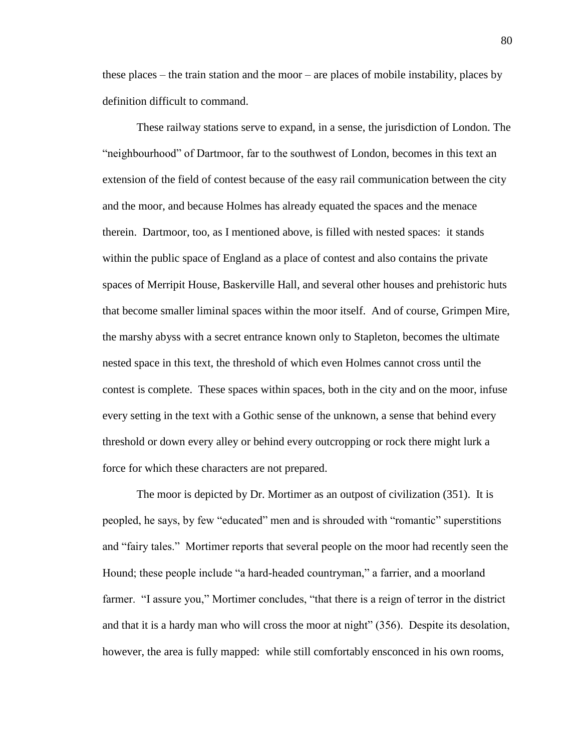these places – the train station and the moor – are places of mobile instability, places by definition difficult to command.

These railway stations serve to expand, in a sense, the jurisdiction of London. The "neighbourhood" of Dartmoor, far to the southwest of London, becomes in this text an extension of the field of contest because of the easy rail communication between the city and the moor, and because Holmes has already equated the spaces and the menace therein. Dartmoor, too, as I mentioned above, is filled with nested spaces: it stands within the public space of England as a place of contest and also contains the private spaces of Merripit House, Baskerville Hall, and several other houses and prehistoric huts that become smaller liminal spaces within the moor itself. And of course, Grimpen Mire, the marshy abyss with a secret entrance known only to Stapleton, becomes the ultimate nested space in this text, the threshold of which even Holmes cannot cross until the contest is complete. These spaces within spaces, both in the city and on the moor, infuse every setting in the text with a Gothic sense of the unknown, a sense that behind every threshold or down every alley or behind every outcropping or rock there might lurk a force for which these characters are not prepared.

The moor is depicted by Dr. Mortimer as an outpost of civilization (351). It is peopled, he says, by few "educated" men and is shrouded with "romantic" superstitions and "fairy tales." Mortimer reports that several people on the moor had recently seen the Hound; these people include "a hard-headed countryman," a farrier, and a moorland farmer. "I assure you," Mortimer concludes, "that there is a reign of terror in the district and that it is a hardy man who will cross the moor at night" (356). Despite its desolation, however, the area is fully mapped: while still comfortably ensconced in his own rooms,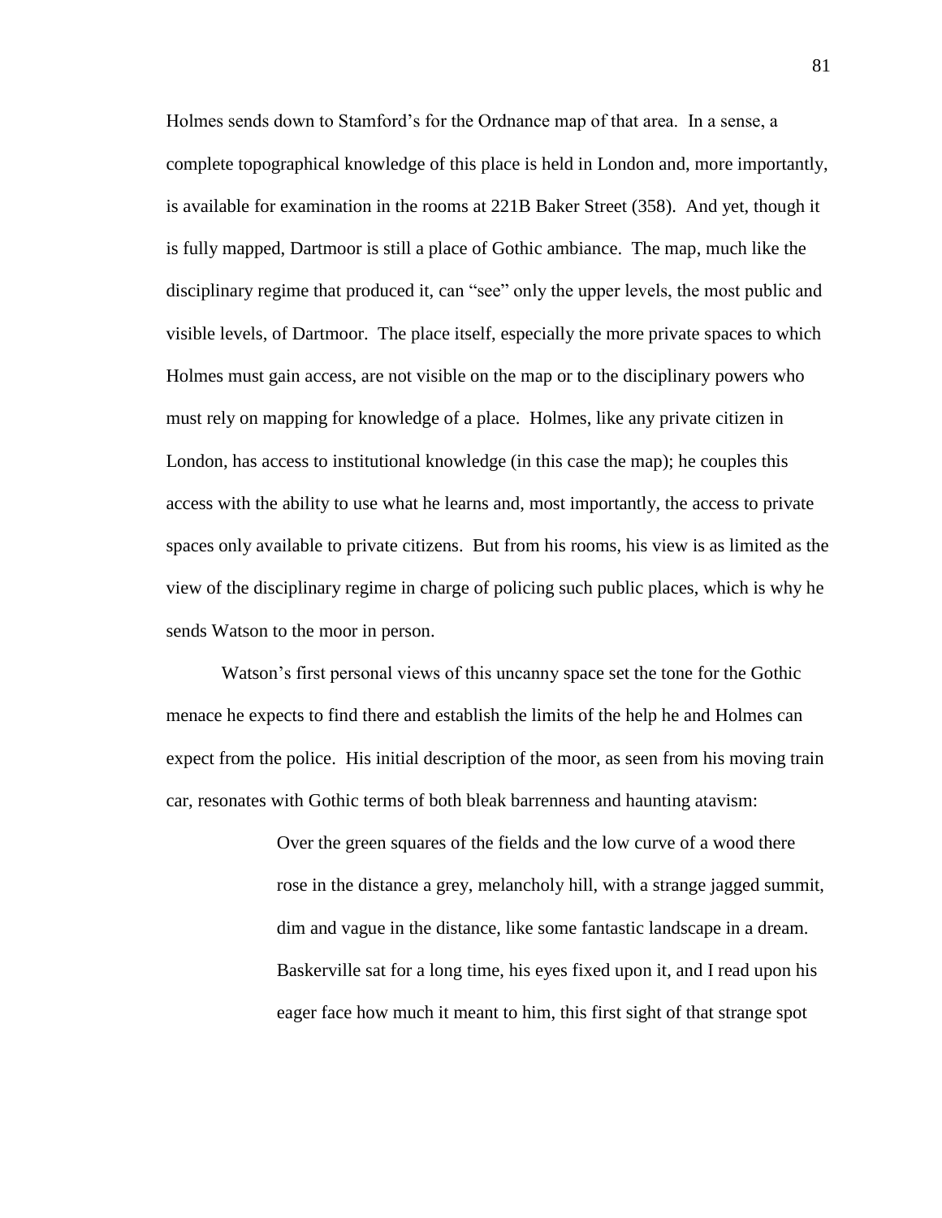Holmes sends down to Stamford's for the Ordnance map of that area. In a sense, a complete topographical knowledge of this place is held in London and, more importantly, is available for examination in the rooms at 221B Baker Street (358). And yet, though it is fully mapped, Dartmoor is still a place of Gothic ambiance. The map, much like the disciplinary regime that produced it, can "see" only the upper levels, the most public and visible levels, of Dartmoor. The place itself, especially the more private spaces to which Holmes must gain access, are not visible on the map or to the disciplinary powers who must rely on mapping for knowledge of a place. Holmes, like any private citizen in London, has access to institutional knowledge (in this case the map); he couples this access with the ability to use what he learns and, most importantly, the access to private spaces only available to private citizens. But from his rooms, his view is as limited as the view of the disciplinary regime in charge of policing such public places, which is why he sends Watson to the moor in person.

Watson's first personal views of this uncanny space set the tone for the Gothic menace he expects to find there and establish the limits of the help he and Holmes can expect from the police. His initial description of the moor, as seen from his moving train car, resonates with Gothic terms of both bleak barrenness and haunting atavism:

> Over the green squares of the fields and the low curve of a wood there rose in the distance a grey, melancholy hill, with a strange jagged summit, dim and vague in the distance, like some fantastic landscape in a dream. Baskerville sat for a long time, his eyes fixed upon it, and I read upon his eager face how much it meant to him, this first sight of that strange spot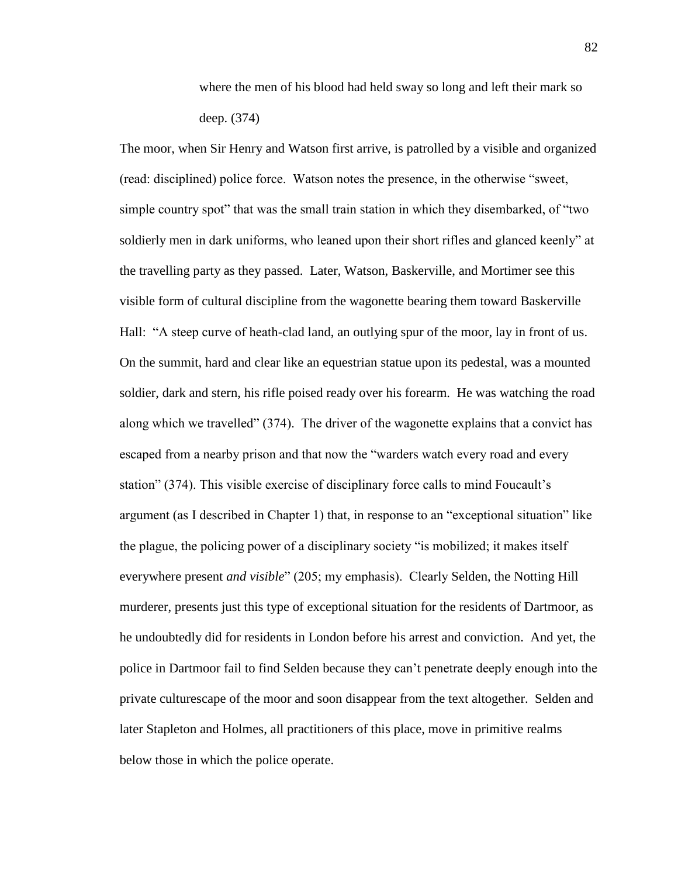> where the men of his blood had held sway so long and left their mark so deep. (374)

The moor, when Sir Henry and Watson first arrive, is patrolled by a visible and organized (read: disciplined) police force. Watson notes the presence, in the otherwise "sweet, simple country spot" that was the small train station in which they disembarked, of "two soldierly men in dark uniforms, who leaned upon their short rifles and glanced keenly" at the travelling party as they passed. Later, Watson, Baskerville, and Mortimer see this visible form of cultural discipline from the wagonette bearing them toward Baskerville Hall: "A steep curve of heath-clad land, an outlying spur of the moor, lay in front of us. On the summit, hard and clear like an equestrian statue upon its pedestal, was a mounted soldier, dark and stern, his rifle poised ready over his forearm. He was watching the road along which we travelled" (374). The driver of the wagonette explains that a convict has escaped from a nearby prison and that now the "warders watch every road and every station" (374). This visible exercise of disciplinary force calls to mind Foucault's argument (as I described in Chapter 1) that, in response to an "exceptional situation" like the plague, the policing power of a disciplinary society "is mobilized; it makes itself everywhere present *and visible*" (205; my emphasis). Clearly Selden, the Notting Hill murderer, presents just this type of exceptional situation for the residents of Dartmoor, as he undoubtedly did for residents in London before his arrest and conviction. And yet, the police in Dartmoor fail to find Selden because they can't penetrate deeply enough into the private culturescape of the moor and soon disappear from the text altogether. Selden and later Stapleton and Holmes, all practitioners of this place, move in primitive realms below those in which the police operate.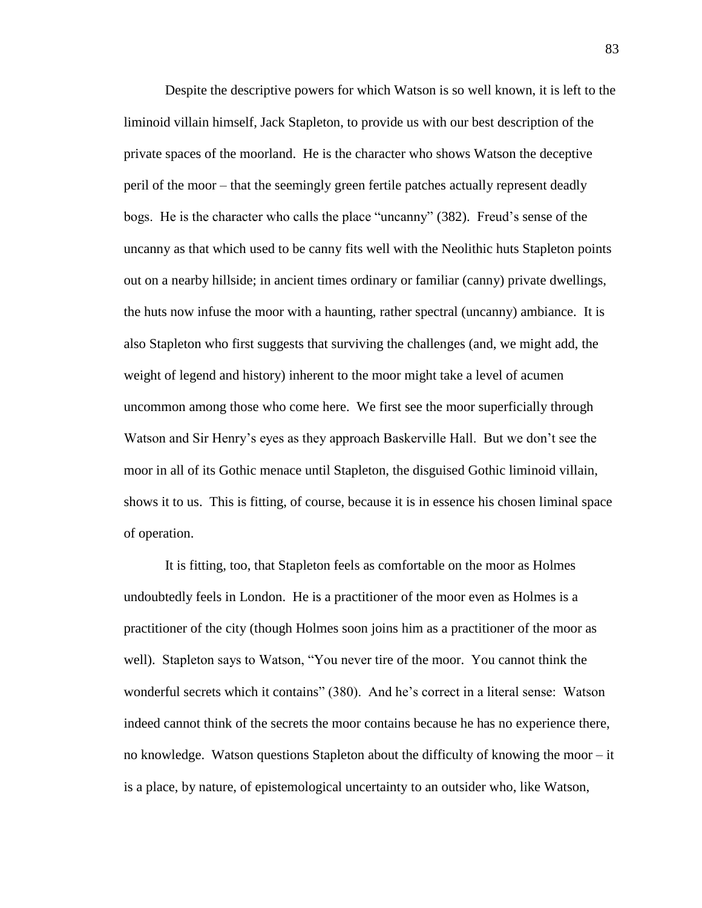Despite the descriptive powers for which Watson is so well known, it is left to the liminoid villain himself, Jack Stapleton, to provide us with our best description of the private spaces of the moorland. He is the character who shows Watson the deceptive peril of the moor – that the seemingly green fertile patches actually represent deadly bogs. He is the character who calls the place "uncanny" (382). Freud's sense of the uncanny as that which used to be canny fits well with the Neolithic huts Stapleton points out on a nearby hillside; in ancient times ordinary or familiar (canny) private dwellings, the huts now infuse the moor with a haunting, rather spectral (uncanny) ambiance. It is also Stapleton who first suggests that surviving the challenges (and, we might add, the weight of legend and history) inherent to the moor might take a level of acumen uncommon among those who come here. We first see the moor superficially through Watson and Sir Henry's eyes as they approach Baskerville Hall. But we don't see the moor in all of its Gothic menace until Stapleton, the disguised Gothic liminoid villain, shows it to us. This is fitting, of course, because it is in essence his chosen liminal space of operation.

It is fitting, too, that Stapleton feels as comfortable on the moor as Holmes undoubtedly feels in London. He is a practitioner of the moor even as Holmes is a practitioner of the city (though Holmes soon joins him as a practitioner of the moor as well). Stapleton says to Watson, "You never tire of the moor. You cannot think the wonderful secrets which it contains" (380). And he's correct in a literal sense: Watson indeed cannot think of the secrets the moor contains because he has no experience there, no knowledge. Watson questions Stapleton about the difficulty of knowing the moor – it is a place, by nature, of epistemological uncertainty to an outsider who, like Watson,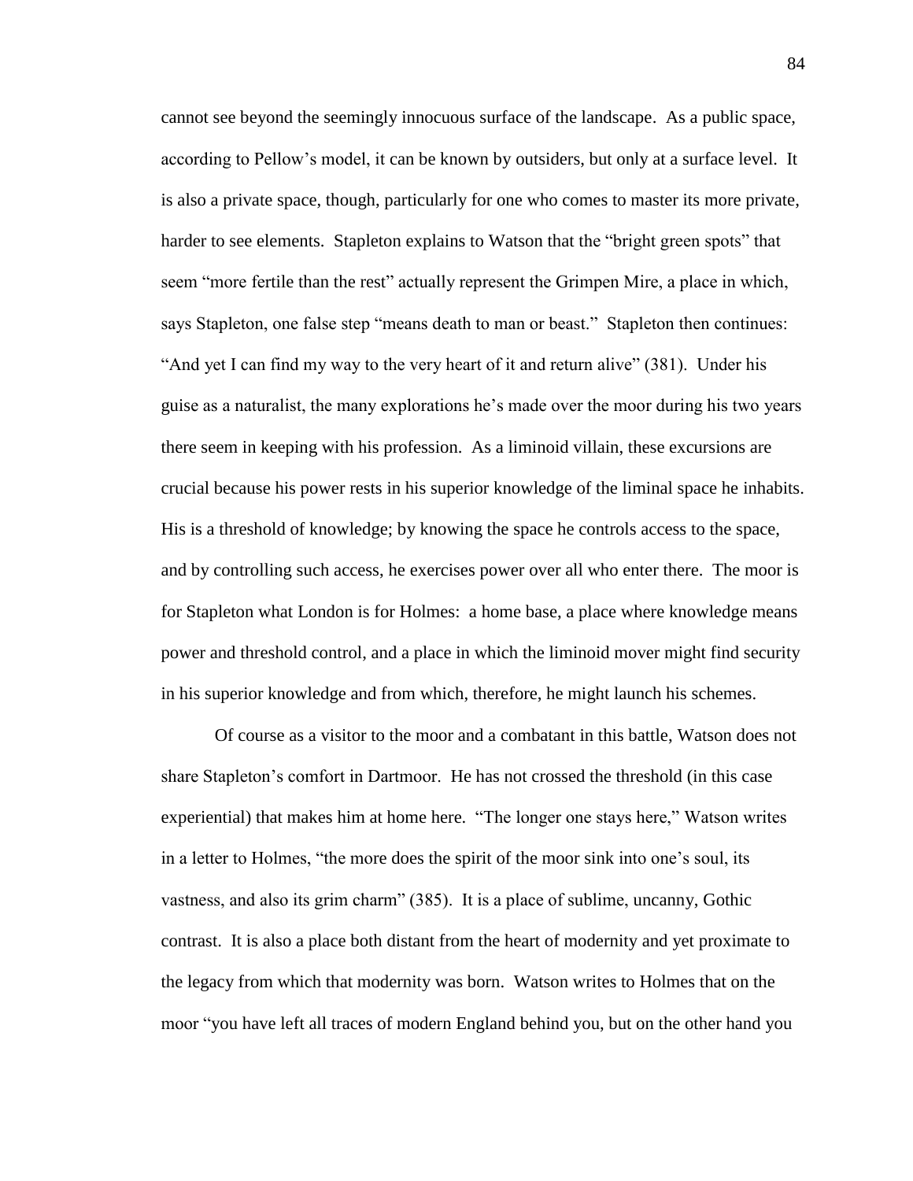cannot see beyond the seemingly innocuous surface of the landscape. As a public space, according to Pellow's model, it can be known by outsiders, but only at a surface level. It is also a private space, though, particularly for one who comes to master its more private, harder to see elements. Stapleton explains to Watson that the "bright green spots" that seem "more fertile than the rest" actually represent the Grimpen Mire, a place in which, says Stapleton, one false step "means death to man or beast." Stapleton then continues: "And yet I can find my way to the very heart of it and return alive" (381). Under his guise as a naturalist, the many explorations he's made over the moor during his two years there seem in keeping with his profession. As a liminoid villain, these excursions are crucial because his power rests in his superior knowledge of the liminal space he inhabits. His is a threshold of knowledge; by knowing the space he controls access to the space, and by controlling such access, he exercises power over all who enter there. The moor is for Stapleton what London is for Holmes: a home base, a place where knowledge means power and threshold control, and a place in which the liminoid mover might find security in his superior knowledge and from which, therefore, he might launch his schemes.

Of course as a visitor to the moor and a combatant in this battle, Watson does not share Stapleton's comfort in Dartmoor. He has not crossed the threshold (in this case experiential) that makes him at home here. "The longer one stays here," Watson writes in a letter to Holmes, "the more does the spirit of the moor sink into one's soul, its vastness, and also its grim charm" (385). It is a place of sublime, uncanny, Gothic contrast. It is also a place both distant from the heart of modernity and yet proximate to the legacy from which that modernity was born. Watson writes to Holmes that on the moor "you have left all traces of modern England behind you, but on the other hand you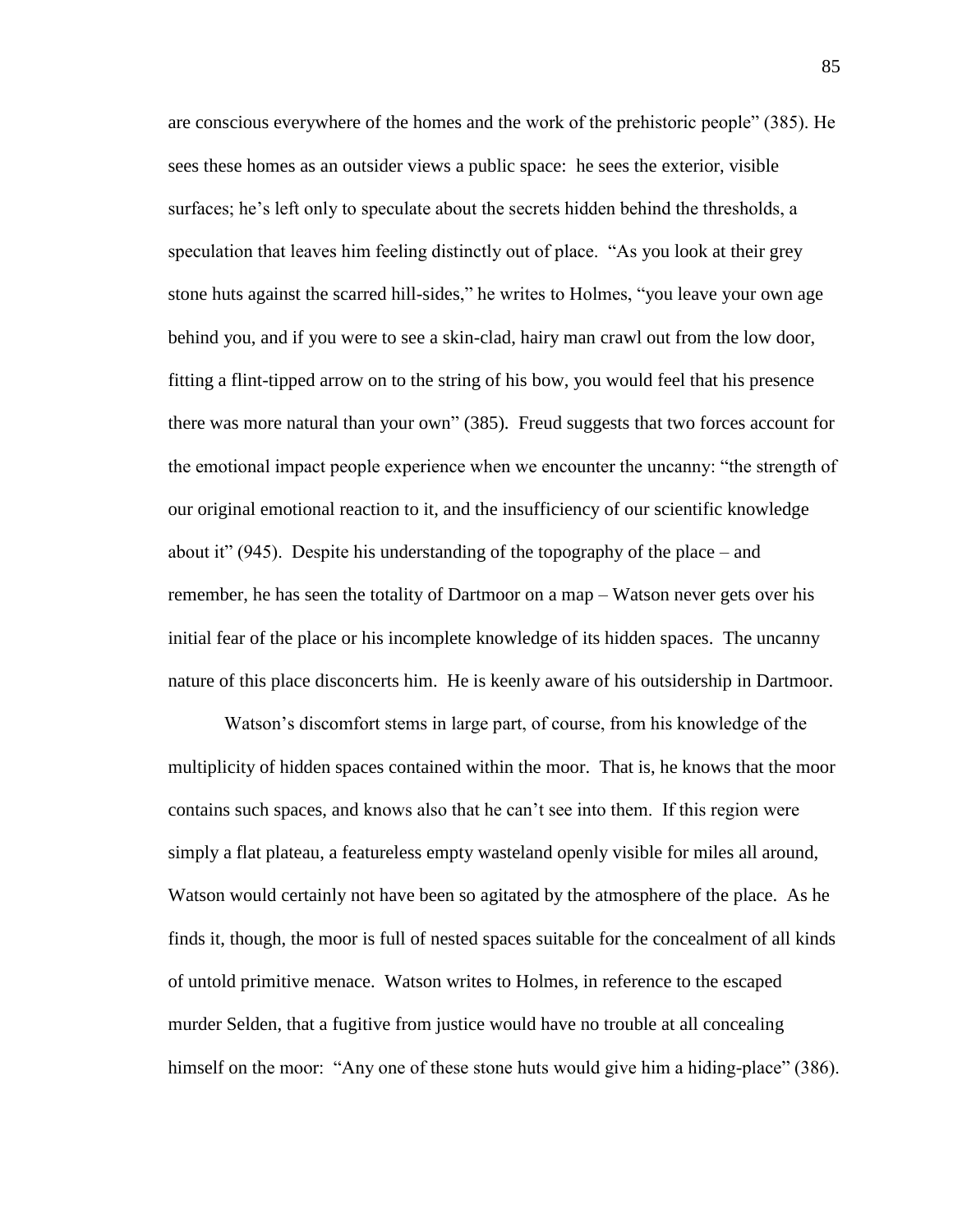are conscious everywhere of the homes and the work of the prehistoric people" (385). He sees these homes as an outsider views a public space: he sees the exterior, visible surfaces; he's left only to speculate about the secrets hidden behind the thresholds, a speculation that leaves him feeling distinctly out of place. "As you look at their grey stone huts against the scarred hill-sides," he writes to Holmes, "you leave your own age behind you, and if you were to see a skin-clad, hairy man crawl out from the low door, fitting a flint-tipped arrow on to the string of his bow, you would feel that his presence there was more natural than your own" (385). Freud suggests that two forces account for the emotional impact people experience when we encounter the uncanny: "the strength of our original emotional reaction to it, and the insufficiency of our scientific knowledge about it" (945). Despite his understanding of the topography of the place – and remember, he has seen the totality of Dartmoor on a map – Watson never gets over his initial fear of the place or his incomplete knowledge of its hidden spaces. The uncanny nature of this place disconcerts him. He is keenly aware of his outsidership in Dartmoor.

Watson's discomfort stems in large part, of course, from his knowledge of the multiplicity of hidden spaces contained within the moor. That is, he knows that the moor contains such spaces, and knows also that he can't see into them. If this region were simply a flat plateau, a featureless empty wasteland openly visible for miles all around, Watson would certainly not have been so agitated by the atmosphere of the place. As he finds it, though, the moor is full of nested spaces suitable for the concealment of all kinds of untold primitive menace. Watson writes to Holmes, in reference to the escaped murder Selden, that a fugitive from justice would have no trouble at all concealing himself on the moor: "Any one of these stone huts would give him a hiding-place" (386).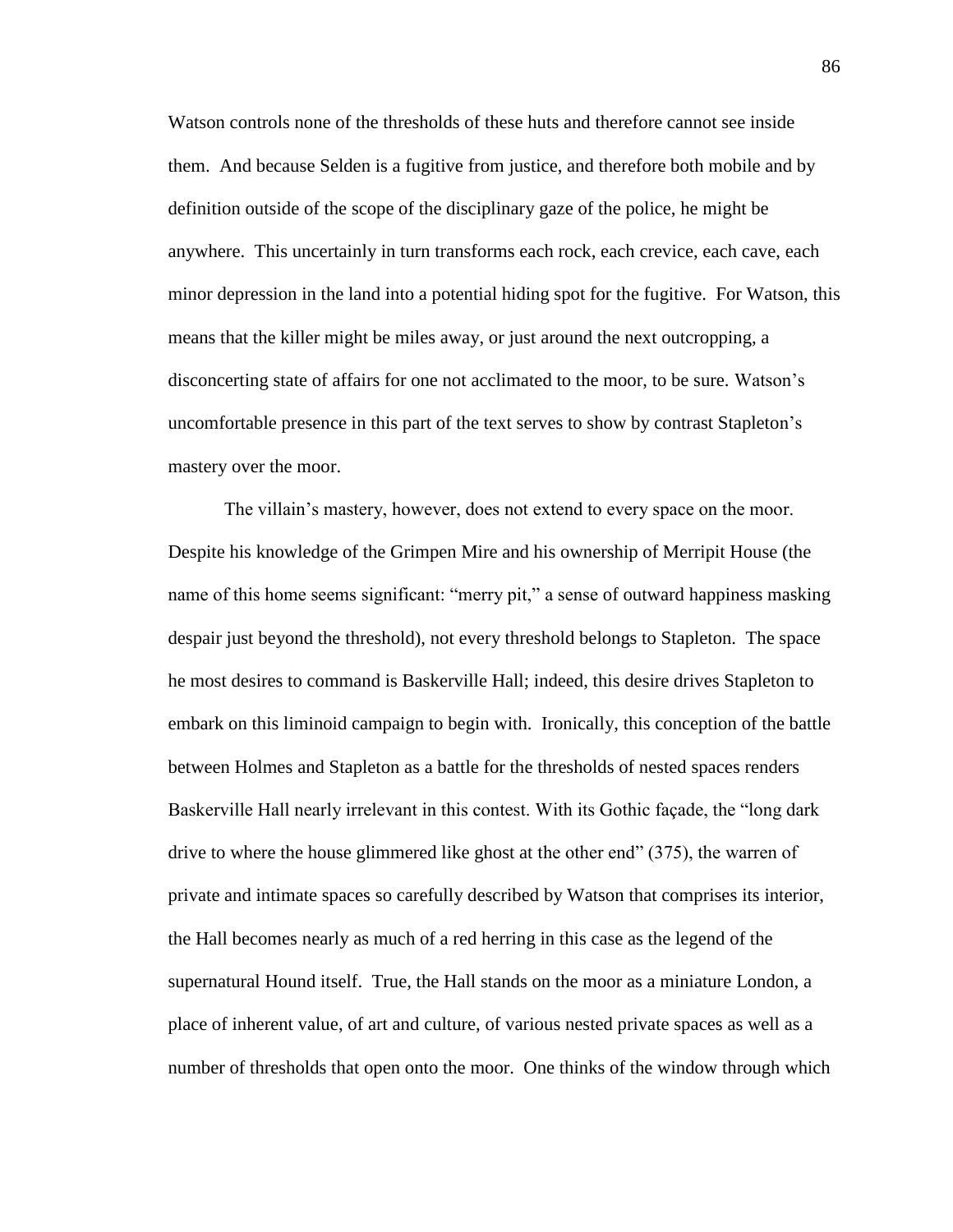Watson controls none of the thresholds of these huts and therefore cannot see inside them. And because Selden is a fugitive from justice, and therefore both mobile and by definition outside of the scope of the disciplinary gaze of the police, he might be anywhere. This uncertainly in turn transforms each rock, each crevice, each cave, each minor depression in the land into a potential hiding spot for the fugitive. For Watson, this means that the killer might be miles away, or just around the next outcropping, a disconcerting state of affairs for one not acclimated to the moor, to be sure. Watson's uncomfortable presence in this part of the text serves to show by contrast Stapleton's mastery over the moor.

The villain's mastery, however, does not extend to every space on the moor. Despite his knowledge of the Grimpen Mire and his ownership of Merripit House (the name of this home seems significant: "merry pit," a sense of outward happiness masking despair just beyond the threshold), not every threshold belongs to Stapleton. The space he most desires to command is Baskerville Hall; indeed, this desire drives Stapleton to embark on this liminoid campaign to begin with. Ironically, this conception of the battle between Holmes and Stapleton as a battle for the thresholds of nested spaces renders Baskerville Hall nearly irrelevant in this contest. With its Gothic façade, the "long dark drive to where the house glimmered like ghost at the other end" (375), the warren of private and intimate spaces so carefully described by Watson that comprises its interior, the Hall becomes nearly as much of a red herring in this case as the legend of the supernatural Hound itself. True, the Hall stands on the moor as a miniature London, a place of inherent value, of art and culture, of various nested private spaces as well as a number of thresholds that open onto the moor. One thinks of the window through which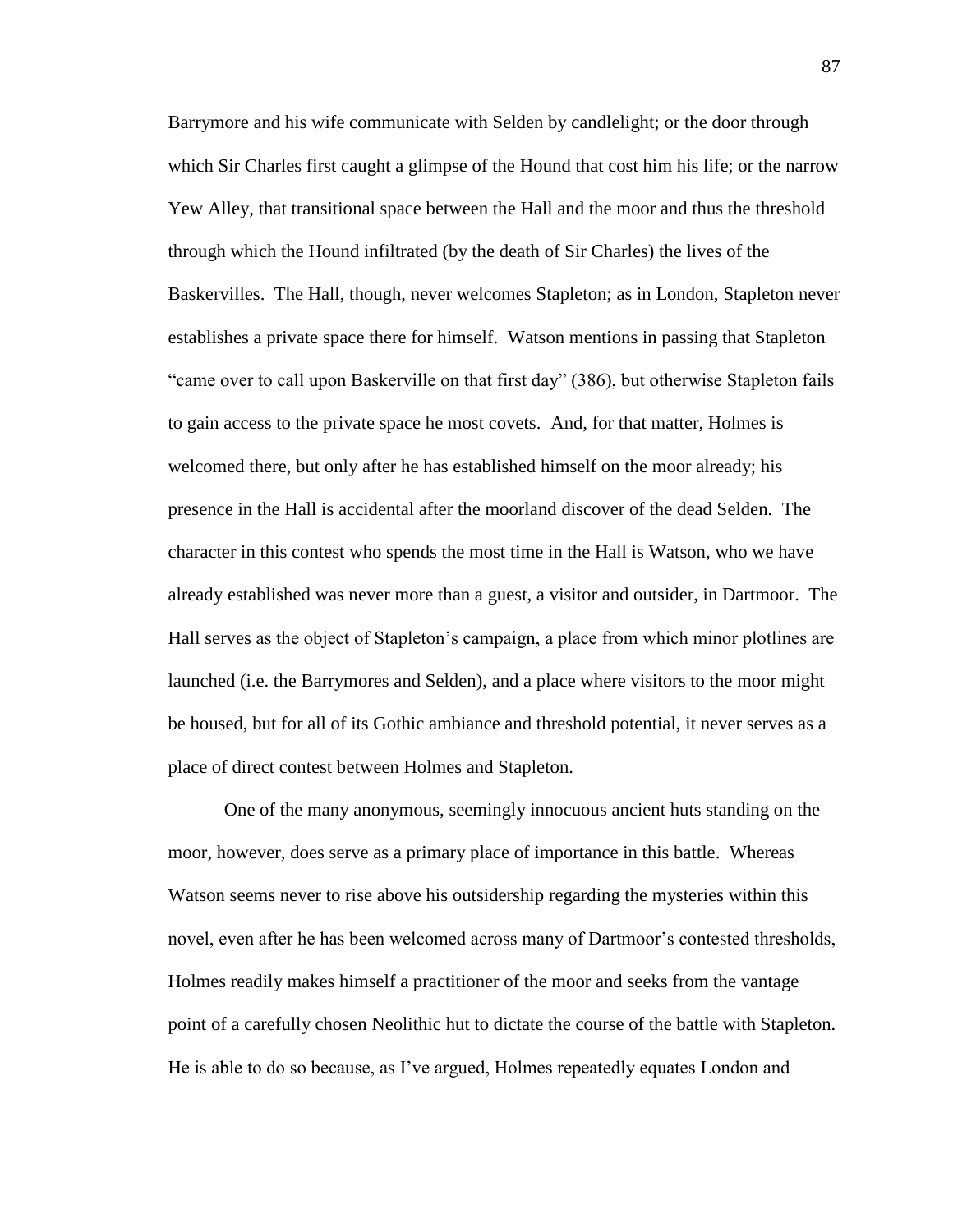Barrymore and his wife communicate with Selden by candlelight; or the door through which Sir Charles first caught a glimpse of the Hound that cost him his life; or the narrow Yew Alley, that transitional space between the Hall and the moor and thus the threshold through which the Hound infiltrated (by the death of Sir Charles) the lives of the Baskervilles. The Hall, though, never welcomes Stapleton; as in London, Stapleton never establishes a private space there for himself. Watson mentions in passing that Stapleton "came over to call upon Baskerville on that first day" (386), but otherwise Stapleton fails to gain access to the private space he most covets. And, for that matter, Holmes is welcomed there, but only after he has established himself on the moor already; his presence in the Hall is accidental after the moorland discover of the dead Selden. The character in this contest who spends the most time in the Hall is Watson, who we have already established was never more than a guest, a visitor and outsider, in Dartmoor. The Hall serves as the object of Stapleton's campaign, a place from which minor plotlines are launched (i.e. the Barrymores and Selden), and a place where visitors to the moor might be housed, but for all of its Gothic ambiance and threshold potential, it never serves as a place of direct contest between Holmes and Stapleton.

One of the many anonymous, seemingly innocuous ancient huts standing on the moor, however, does serve as a primary place of importance in this battle. Whereas Watson seems never to rise above his outsidership regarding the mysteries within this novel, even after he has been welcomed across many of Dartmoor's contested thresholds, Holmes readily makes himself a practitioner of the moor and seeks from the vantage point of a carefully chosen Neolithic hut to dictate the course of the battle with Stapleton. He is able to do so because, as I've argued, Holmes repeatedly equates London and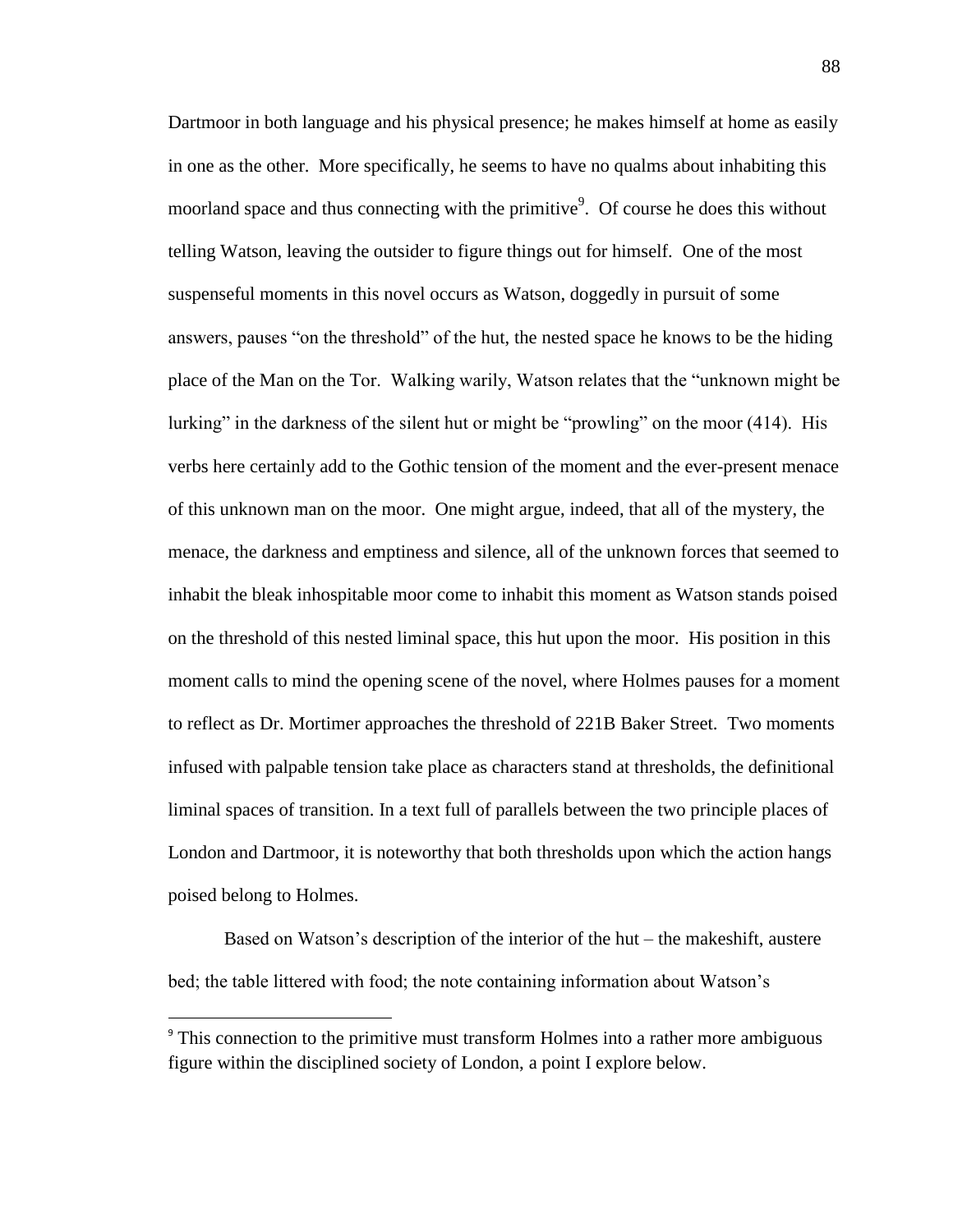Dartmoor in both language and his physical presence; he makes himself at home as easily in one as the other. More specifically, he seems to have no qualms about inhabiting this moorland space and thus connecting with the primitive[9]. Of course he does this without telling Watson, leaving the outsider to figure things out for himself. One of the most suspenseful moments in this novel occurs as Watson, doggedly in pursuit of some answers, pauses "on the threshold" of the hut, the nested space he knows to be the hiding place of the Man on the Tor. Walking warily, Watson relates that the "unknown might be lurking" in the darkness of the silent hut or might be "prowling" on the moor (414). His verbs here certainly add to the Gothic tension of the moment and the ever-present menace of this unknown man on the moor. One might argue, indeed, that all of the mystery, the menace, the darkness and emptiness and silence, all of the unknown forces that seemed to inhabit the bleak inhospitable moor come to inhabit this moment as Watson stands poised on the threshold of this nested liminal space, this hut upon the moor. His position in this moment calls to mind the opening scene of the novel, where Holmes pauses for a moment to reflect as Dr. Mortimer approaches the threshold of 221B Baker Street. Two moments infused with palpable tension take place as characters stand at thresholds, the definitional liminal spaces of transition. In a text full of parallels between the two principle places of London and Dartmoor, it is noteworthy that both thresholds upon which the action hangs poised belong to Holmes.

Based on Watson's description of the interior of the hut – the makeshift, austere bed; the table littered with food; the note containing information about Watson's

[9] This connection to the primitive must transform Holmes into a rather more ambiguous figure within the disciplined society of London, a point I explore below.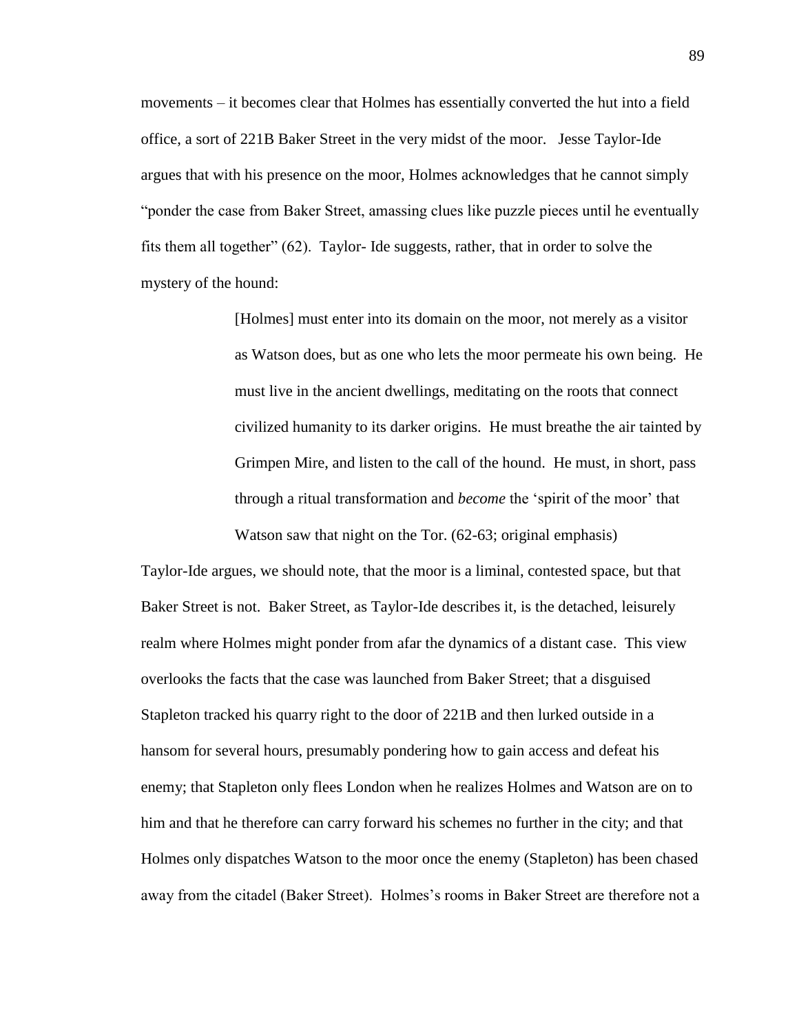movements – it becomes clear that Holmes has essentially converted the hut into a field office, a sort of 221B Baker Street in the very midst of the moor. Jesse Taylor-Ide argues that with his presence on the moor, Holmes acknowledges that he cannot simply "ponder the case from Baker Street, amassing clues like puzzle pieces until he eventually fits them all together" (62). Taylor- Ide suggests, rather, that in order to solve the mystery of the hound:

> [Holmes] must enter into its domain on the moor, not merely as a visitor as Watson does, but as one who lets the moor permeate his own being. He must live in the ancient dwellings, meditating on the roots that connect civilized humanity to its darker origins. He must breathe the air tainted by Grimpen Mire, and listen to the call of the hound. He must, in short, pass through a ritual transformation and *become* the 'spirit of the moor' that Watson saw that night on the Tor. (62-63; original emphasis)

Taylor-Ide argues, we should note, that the moor is a liminal, contested space, but that Baker Street is not. Baker Street, as Taylor-Ide describes it, is the detached, leisurely realm where Holmes might ponder from afar the dynamics of a distant case. This view overlooks the facts that the case was launched from Baker Street; that a disguised Stapleton tracked his quarry right to the door of 221B and then lurked outside in a hansom for several hours, presumably pondering how to gain access and defeat his enemy; that Stapleton only flees London when he realizes Holmes and Watson are on to him and that he therefore can carry forward his schemes no further in the city; and that Holmes only dispatches Watson to the moor once the enemy (Stapleton) has been chased away from the citadel (Baker Street). Holmes's rooms in Baker Street are therefore not a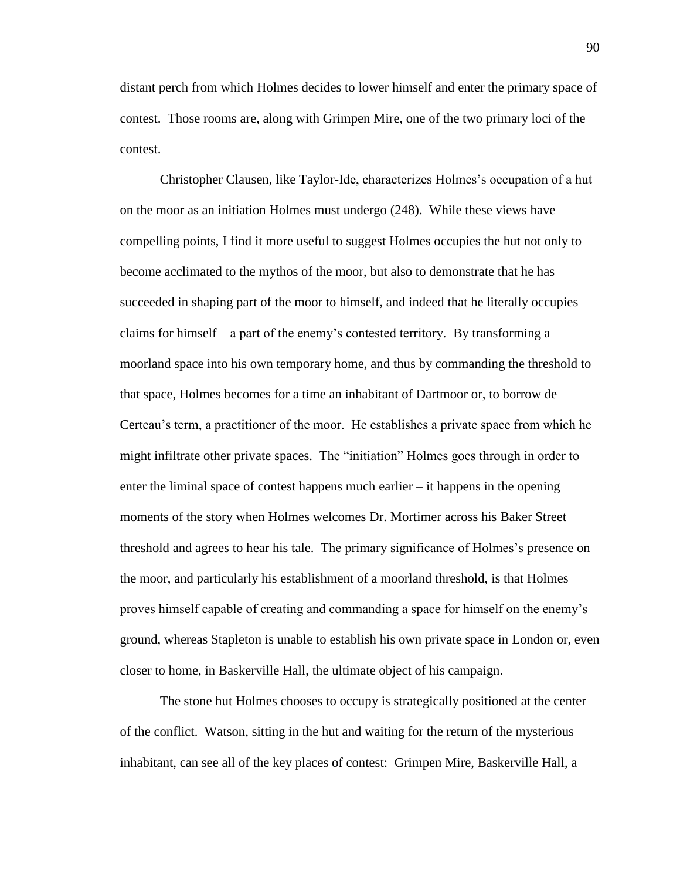distant perch from which Holmes decides to lower himself and enter the primary space of contest. Those rooms are, along with Grimpen Mire, one of the two primary loci of the contest.

Christopher Clausen, like Taylor-Ide, characterizes Holmes's occupation of a hut on the moor as an initiation Holmes must undergo (248). While these views have compelling points, I find it more useful to suggest Holmes occupies the hut not only to become acclimated to the mythos of the moor, but also to demonstrate that he has succeeded in shaping part of the moor to himself, and indeed that he literally occupies – claims for himself – a part of the enemy's contested territory. By transforming a moorland space into his own temporary home, and thus by commanding the threshold to that space, Holmes becomes for a time an inhabitant of Dartmoor or, to borrow de Certeau's term, a practitioner of the moor. He establishes a private space from which he might infiltrate other private spaces. The "initiation" Holmes goes through in order to enter the liminal space of contest happens much earlier – it happens in the opening moments of the story when Holmes welcomes Dr. Mortimer across his Baker Street threshold and agrees to hear his tale. The primary significance of Holmes's presence on the moor, and particularly his establishment of a moorland threshold, is that Holmes proves himself capable of creating and commanding a space for himself on the enemy's ground, whereas Stapleton is unable to establish his own private space in London or, even closer to home, in Baskerville Hall, the ultimate object of his campaign.

The stone hut Holmes chooses to occupy is strategically positioned at the center of the conflict. Watson, sitting in the hut and waiting for the return of the mysterious inhabitant, can see all of the key places of contest: Grimpen Mire, Baskerville Hall, a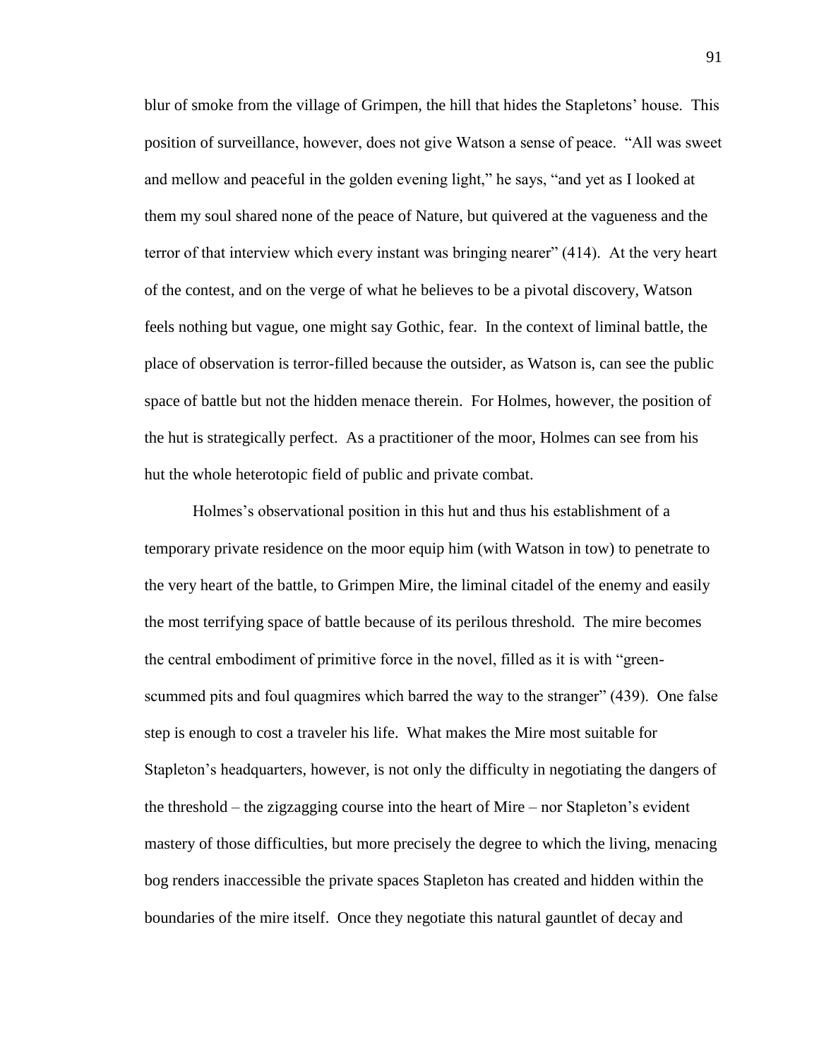blur of smoke from the village of Grimpen, the hill that hides the Stapletons' house. This position of surveillance, however, does not give Watson a sense of peace. "All was sweet and mellow and peaceful in the golden evening light," he says, "and yet as I looked at them my soul shared none of the peace of Nature, but quivered at the vagueness and the terror of that interview which every instant was bringing nearer" (414). At the very heart of the contest, and on the verge of what he believes to be a pivotal discovery, Watson feels nothing but vague, one might say Gothic, fear. In the context of liminal battle, the place of observation is terror-filled because the outsider, as Watson is, can see the public space of battle but not the hidden menace therein. For Holmes, however, the position of the hut is strategically perfect. As a practitioner of the moor, Holmes can see from his hut the whole heterotopic field of public and private combat.

Holmes's observational position in this hut and thus his establishment of a temporary private residence on the moor equip him (with Watson in tow) to penetrate to the very heart of the battle, to Grimpen Mire, the liminal citadel of the enemy and easily the most terrifying space of battle because of its perilous threshold. The mire becomes the central embodiment of primitive force in the novel, filled as it is with "green-scummed pits and foul quagmires which barred the way to the stranger" (439). One false step is enough to cost a traveler his life. What makes the Mire most suitable for Stapleton's headquarters, however, is not only the difficulty in negotiating the dangers of the threshold – the zigzagging course into the heart of Mire – nor Stapleton's evident mastery of those difficulties, but more precisely the degree to which the living, menacing bog renders inaccessible the private spaces Stapleton has created and hidden within the boundaries of the mire itself. Once they negotiate this natural gauntlet of decay and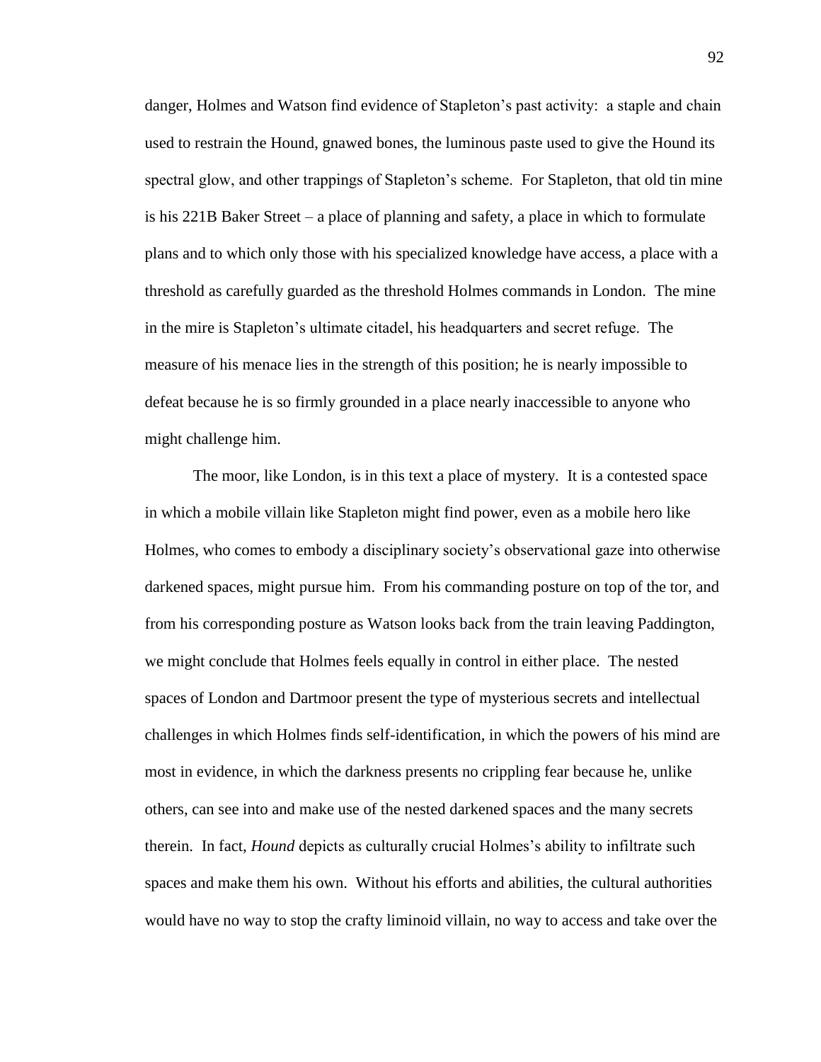danger, Holmes and Watson find evidence of Stapleton's past activity: a staple and chain used to restrain the Hound, gnawed bones, the luminous paste used to give the Hound its spectral glow, and other trappings of Stapleton's scheme. For Stapleton, that old tin mine is his 221B Baker Street – a place of planning and safety, a place in which to formulate plans and to which only those with his specialized knowledge have access, a place with a threshold as carefully guarded as the threshold Holmes commands in London. The mine in the mire is Stapleton's ultimate citadel, his headquarters and secret refuge. The measure of his menace lies in the strength of this position; he is nearly impossible to defeat because he is so firmly grounded in a place nearly inaccessible to anyone who might challenge him.

The moor, like London, is in this text a place of mystery. It is a contested space in which a mobile villain like Stapleton might find power, even as a mobile hero like Holmes, who comes to embody a disciplinary society's observational gaze into otherwise darkened spaces, might pursue him. From his commanding posture on top of the tor, and from his corresponding posture as Watson looks back from the train leaving Paddington, we might conclude that Holmes feels equally in control in either place. The nested spaces of London and Dartmoor present the type of mysterious secrets and intellectual challenges in which Holmes finds self-identification, in which the powers of his mind are most in evidence, in which the darkness presents no crippling fear because he, unlike others, can see into and make use of the nested darkened spaces and the many secrets therein. In fact, *Hound* depicts as culturally crucial Holmes's ability to infiltrate such spaces and make them his own. Without his efforts and abilities, the cultural authorities would have no way to stop the crafty liminoid villain, no way to access and take over the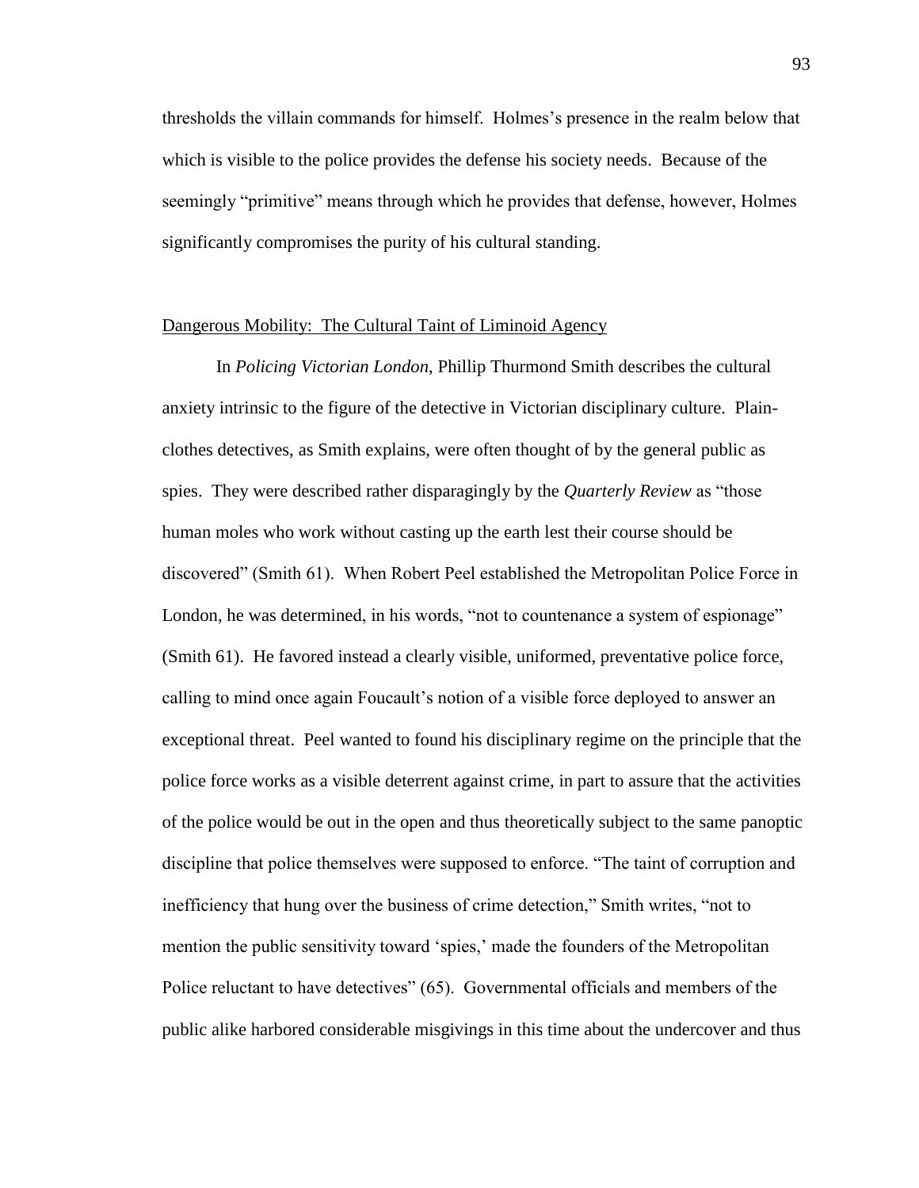thresholds the villain commands for himself. Holmes's presence in the realm below that which is visible to the police provides the defense his society needs. Because of the seemingly "primitive" means through which he provides that defense, however, Holmes significantly compromises the purity of his cultural standing.

## Dangerous Mobility: The Cultural Taint of Liminoid Agency

In *Policing Victorian London*, Phillip Thurmond Smith describes the cultural anxiety intrinsic to the figure of the detective in Victorian disciplinary culture. Plain-clothes detectives, as Smith explains, were often thought of by the general public as spies. They were described rather disparagingly by the *Quarterly Review* as "those human moles who work without casting up the earth lest their course should be discovered" (Smith 61). When Robert Peel established the Metropolitan Police Force in London, he was determined, in his words, "not to countenance a system of espionage" (Smith 61). He favored instead a clearly visible, uniformed, preventative police force, calling to mind once again Foucault's notion of a visible force deployed to answer an exceptional threat. Peel wanted to found his disciplinary regime on the principle that the police force works as a visible deterrent against crime, in part to assure that the activities of the police would be out in the open and thus theoretically subject to the same panoptic discipline that police themselves were supposed to enforce. "The taint of corruption and inefficiency that hung over the business of crime detection," Smith writes, "not to mention the public sensitivity toward 'spies,' made the founders of the Metropolitan Police reluctant to have detectives" (65). Governmental officials and members of the public alike harbored considerable misgivings in this time about the undercover and thus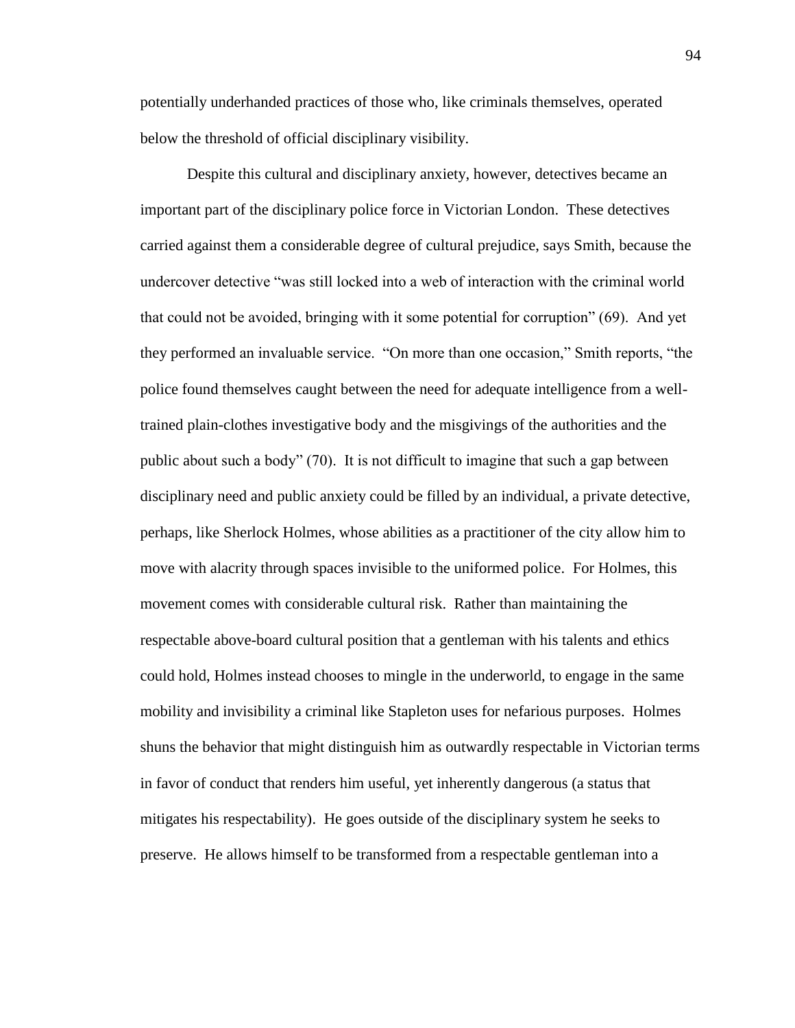potentially underhanded practices of those who, like criminals themselves, operated below the threshold of official disciplinary visibility.

Despite this cultural and disciplinary anxiety, however, detectives became an important part of the disciplinary police force in Victorian London. These detectives carried against them a considerable degree of cultural prejudice, says Smith, because the undercover detective "was still locked into a web of interaction with the criminal world that could not be avoided, bringing with it some potential for corruption" (69). And yet they performed an invaluable service. "On more than one occasion," Smith reports, "the police found themselves caught between the need for adequate intelligence from a well-trained plain-clothes investigative body and the misgivings of the authorities and the public about such a body" (70). It is not difficult to imagine that such a gap between disciplinary need and public anxiety could be filled by an individual, a private detective, perhaps, like Sherlock Holmes, whose abilities as a practitioner of the city allow him to move with alacrity through spaces invisible to the uniformed police. For Holmes, this movement comes with considerable cultural risk. Rather than maintaining the respectable above-board cultural position that a gentleman with his talents and ethics could hold, Holmes instead chooses to mingle in the underworld, to engage in the same mobility and invisibility a criminal like Stapleton uses for nefarious purposes. Holmes shuns the behavior that might distinguish him as outwardly respectable in Victorian terms in favor of conduct that renders him useful, yet inherently dangerous (a status that mitigates his respectability). He goes outside of the disciplinary system he seeks to preserve. He allows himself to be transformed from a respectable gentleman into a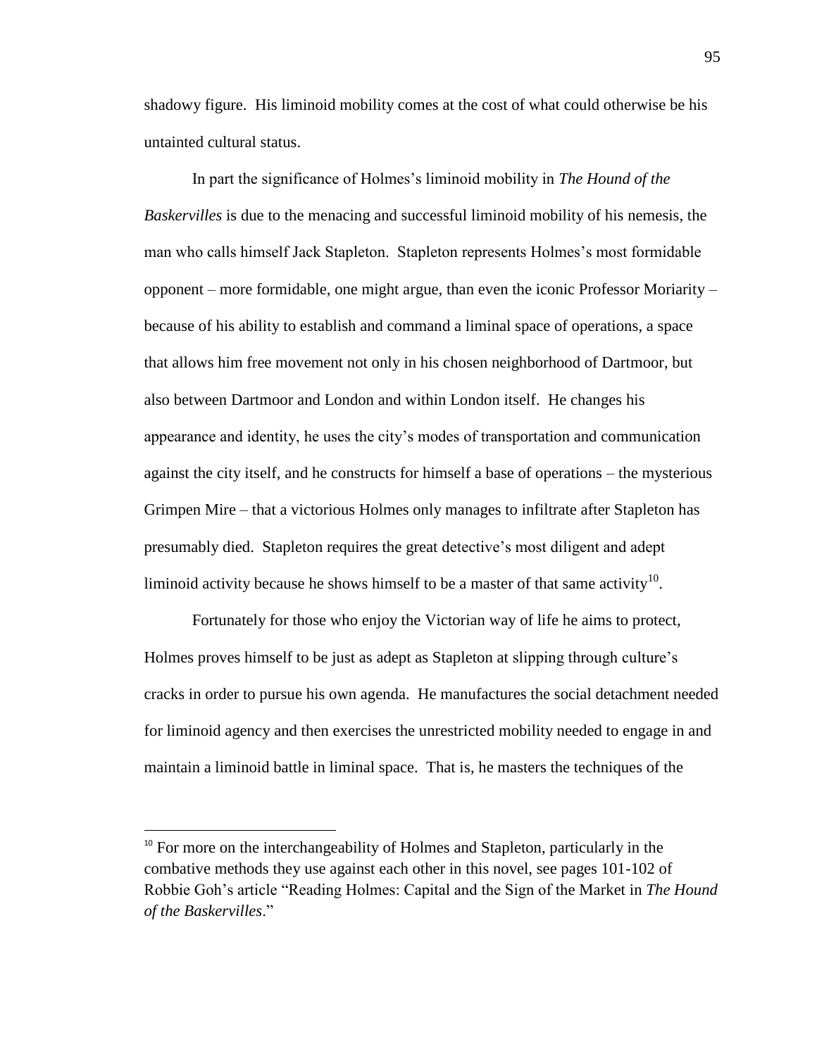shadowy figure. His liminoid mobility comes at the cost of what could otherwise be his untainted cultural status.

In part the significance of Holmes's liminoid mobility in *The Hound of the Baskervilles* is due to the menacing and successful liminoid mobility of his nemesis, the man who calls himself Jack Stapleton. Stapleton represents Holmes's most formidable opponent – more formidable, one might argue, than even the iconic Professor Moriarty – because of his ability to establish and command a liminal space of operations, a space that allows him free movement not only in his chosen neighborhood of Dartmoor, but also between Dartmoor and London and within London itself. He changes his appearance and identity, he uses the city's modes of transportation and communication against the city itself, and he constructs for himself a base of operations – the mysterious Grimpen Mire – that a victorious Holmes only manages to infiltrate after Stapleton has presumably died. Stapleton requires the great detective's most diligent and adept liminoid activity because he shows himself to be a master of that same activity[10].

Fortunately for those who enjoy the Victorian way of life he aims to protect, Holmes proves himself to be just as adept as Stapleton at slipping through culture's cracks in order to pursue his own agenda. He manufactures the social detachment needed for liminoid agency and then exercises the unrestricted mobility needed to engage in and maintain a liminoid battle in liminal space. That is, he masters the techniques of the

---

[10] For more on the interchangeability of Holmes and Stapleton, particularly in the combative methods they use against each other in this novel, see pages 101-102 of Robbie Goh's article "Reading Holmes: Capital and the Sign of the Market in *The Hound of the Baskervilles*."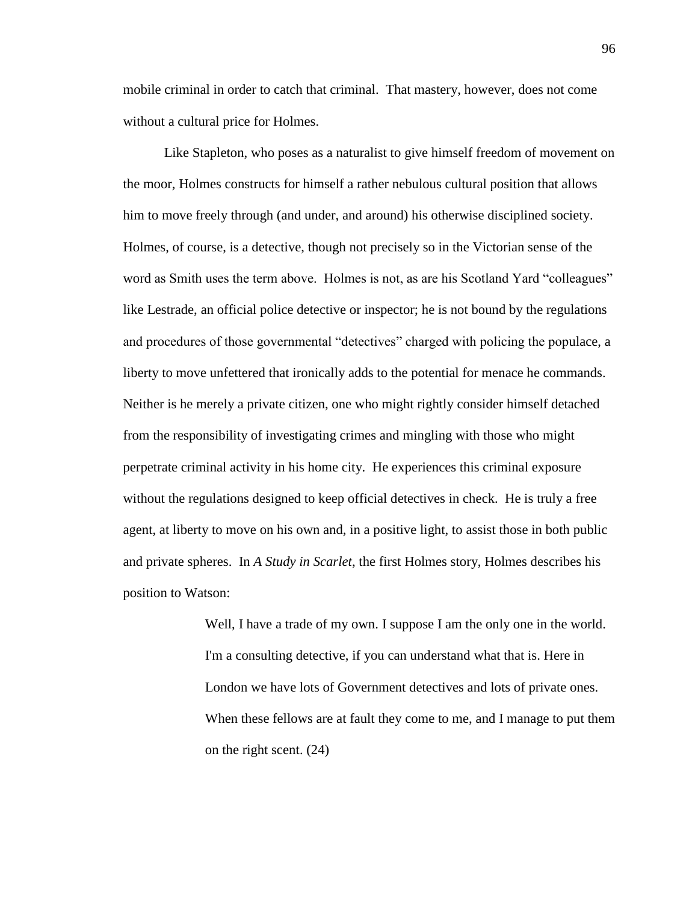mobile criminal in order to catch that criminal. That mastery, however, does not come without a cultural price for Holmes.

Like Stapleton, who poses as a naturalist to give himself freedom of movement on the moor, Holmes constructs for himself a rather nebulous cultural position that allows him to move freely through (and under, and around) his otherwise disciplined society. Holmes, of course, is a detective, though not precisely so in the Victorian sense of the word as Smith uses the term above. Holmes is not, as are his Scotland Yard "colleagues" like Lestrade, an official police detective or inspector; he is not bound by the regulations and procedures of those governmental "detectives" charged with policing the populace, a liberty to move unfettered that ironically adds to the potential for menace he commands. Neither is he merely a private citizen, one who might rightly consider himself detached from the responsibility of investigating crimes and mingling with those who might perpetrate criminal activity in his home city. He experiences this criminal exposure without the regulations designed to keep official detectives in check. He is truly a free agent, at liberty to move on his own and, in a positive light, to assist those in both public and private spheres. In *A Study in Scarlet*, the first Holmes story, Holmes describes his position to Watson:

> Well, I have a trade of my own. I suppose I am the only one in the world. I'm a consulting detective, if you can understand what that is. Here in London we have lots of Government detectives and lots of private ones. When these fellows are at fault they come to me, and I manage to put them on the right scent. (24)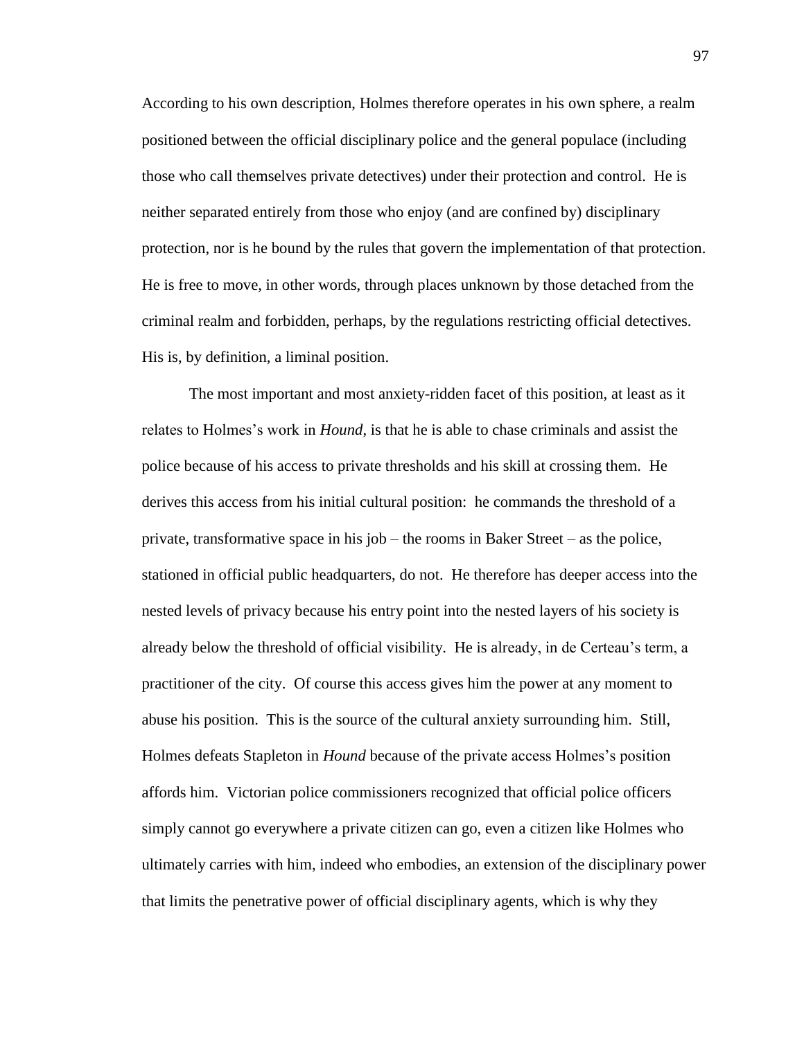According to his own description, Holmes therefore operates in his own sphere, a realm positioned between the official disciplinary police and the general populace (including those who call themselves private detectives) under their protection and control. He is neither separated entirely from those who enjoy (and are confined by) disciplinary protection, nor is he bound by the rules that govern the implementation of that protection. He is free to move, in other words, through places unknown by those detached from the criminal realm and forbidden, perhaps, by the regulations restricting official detectives. His is, by definition, a liminal position.

The most important and most anxiety-ridden facet of this position, at least as it relates to Holmes's work in *Hound*, is that he is able to chase criminals and assist the police because of his access to private thresholds and his skill at crossing them. He derives this access from his initial cultural position: he commands the threshold of a private, transformative space in his job – the rooms in Baker Street – as the police, stationed in official public headquarters, do not. He therefore has deeper access into the nested levels of privacy because his entry point into the nested layers of his society is already below the threshold of official visibility. He is already, in de Certeau's term, a practitioner of the city. Of course this access gives him the power at any moment to abuse his position. This is the source of the cultural anxiety surrounding him. Still, Holmes defeats Stapleton in *Hound* because of the private access Holmes's position affords him. Victorian police commissioners recognized that official police officers simply cannot go everywhere a private citizen can go, even a citizen like Holmes who ultimately carries with him, indeed who embodies, an extension of the disciplinary power that limits the penetrative power of official disciplinary agents, which is why they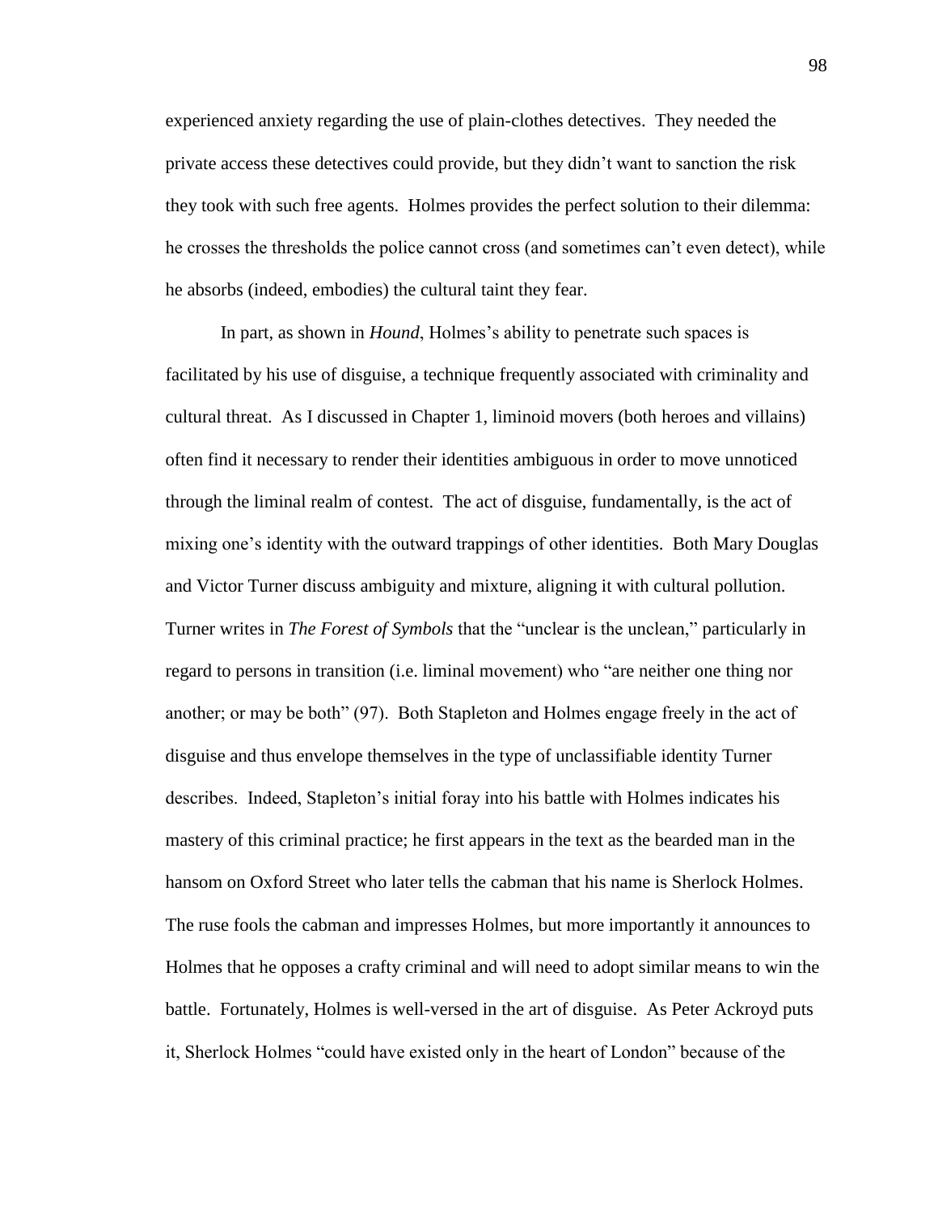experienced anxiety regarding the use of plain-clothes detectives. They needed the private access these detectives could provide, but they didn't want to sanction the risk they took with such free agents. Holmes provides the perfect solution to their dilemma: he crosses the thresholds the police cannot cross (and sometimes can't even detect), while he absorbs (indeed, embodies) the cultural taint they fear.

In part, as shown in *Hound*, Holmes's ability to penetrate such spaces is facilitated by his use of disguise, a technique frequently associated with criminality and cultural threat. As I discussed in Chapter 1, liminoid movers (both heroes and villains) often find it necessary to render their identities ambiguous in order to move unnoticed through the liminal realm of contest. The act of disguise, fundamentally, is the act of mixing one's identity with the outward trappings of other identities. Both Mary Douglas and Victor Turner discuss ambiguity and mixture, aligning it with cultural pollution. Turner writes in *The Forest of Symbols* that the "unclear is the unclean," particularly in regard to persons in transition (i.e. liminal movement) who "are neither one thing nor another; or may be both" (97). Both Stapleton and Holmes engage freely in the act of disguise and thus envelope themselves in the type of unclassifiable identity Turner describes. Indeed, Stapleton's initial foray into his battle with Holmes indicates his mastery of this criminal practice; he first appears in the text as the bearded man in the hansom on Oxford Street who later tells the cabman that his name is Sherlock Holmes. The ruse fools the cabman and impresses Holmes, but more importantly it announces to Holmes that he opposes a crafty criminal and will need to adopt similar means to win the battle. Fortunately, Holmes is well-versed in the art of disguise. As Peter Ackroyd puts it, Sherlock Holmes "could have existed only in the heart of London" because of the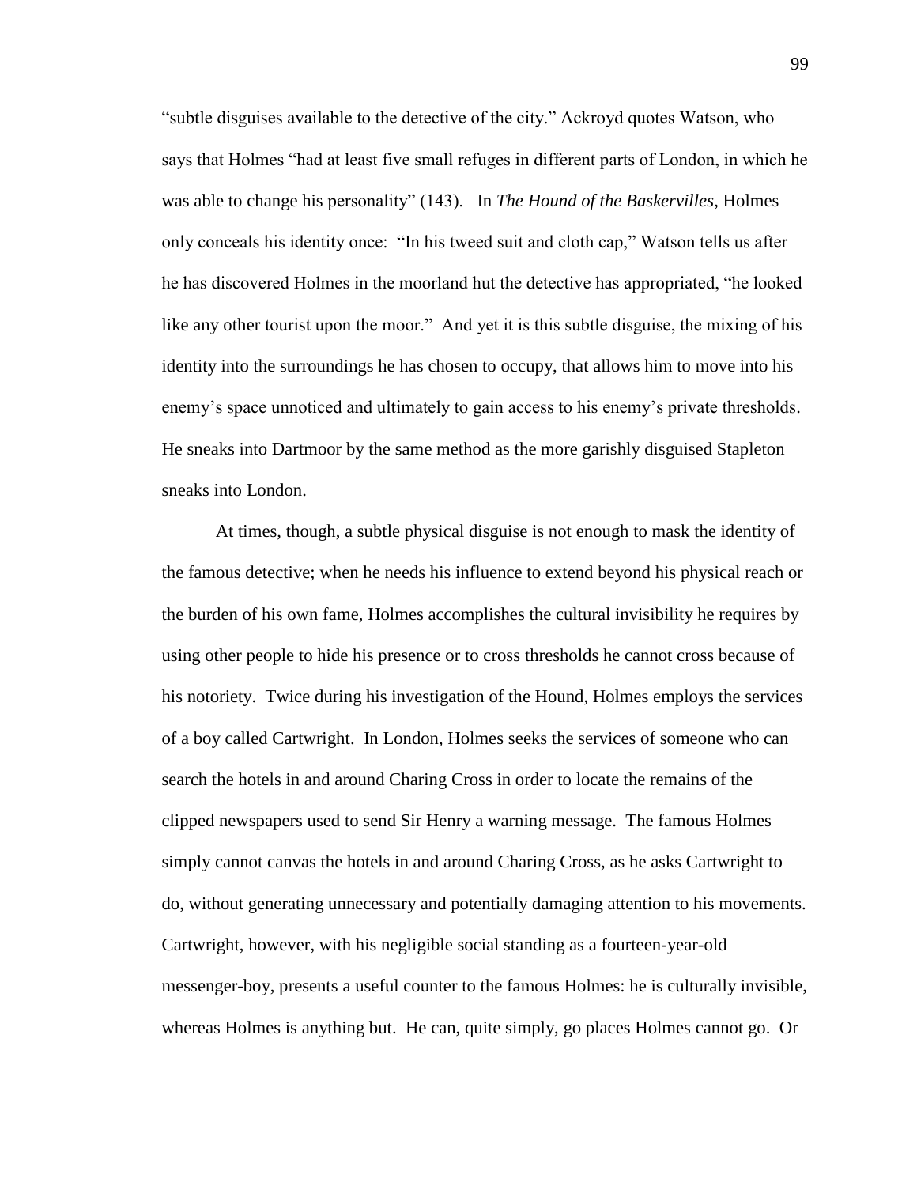"subtle disguises available to the detective of the city." Ackroyd quotes Watson, who says that Holmes "had at least five small refuges in different parts of London, in which he was able to change his personality" (143). In *The Hound of the Baskervilles*, Holmes only conceals his identity once: "In his tweed suit and cloth cap," Watson tells us after he has discovered Holmes in the moorland hut the detective has appropriated, "he looked like any other tourist upon the moor." And yet it is this subtle disguise, the mixing of his identity into the surroundings he has chosen to occupy, that allows him to move into his enemy's space unnoticed and ultimately to gain access to his enemy's private thresholds. He sneaks into Dartmoor by the same method as the more garishly disguised Stapleton sneaks into London.

At times, though, a subtle physical disguise is not enough to mask the identity of the famous detective; when he needs his influence to extend beyond his physical reach or the burden of his own fame, Holmes accomplishes the cultural invisibility he requires by using other people to hide his presence or to cross thresholds he cannot cross because of his notoriety. Twice during his investigation of the Hound, Holmes employs the services of a boy called Cartwright. In London, Holmes seeks the services of someone who can search the hotels in and around Charing Cross in order to locate the remains of the clipped newspapers used to send Sir Henry a warning message. The famous Holmes simply cannot canvas the hotels in and around Charing Cross, as he asks Cartwright to do, without generating unnecessary and potentially damaging attention to his movements. Cartwright, however, with his negligible social standing as a fourteen-year-old messenger-boy, presents a useful counter to the famous Holmes: he is culturally invisible, whereas Holmes is anything but. He can, quite simply, go places Holmes cannot go. Or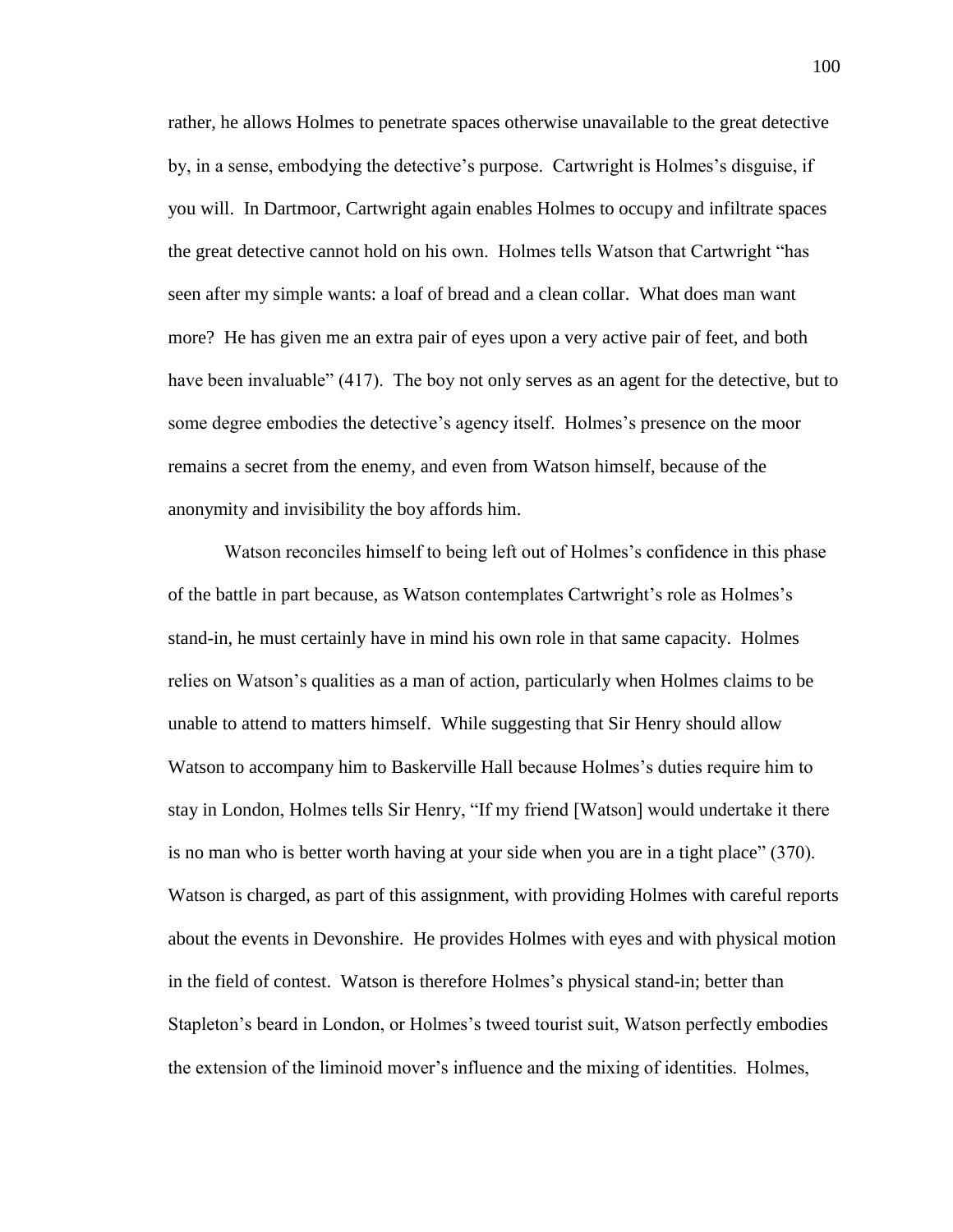rather, he allows Holmes to penetrate spaces otherwise unavailable to the great detective by, in a sense, embodying the detective's purpose. Cartwright is Holmes's disguise, if you will. In Dartmoor, Cartwright again enables Holmes to occupy and infiltrate spaces the great detective cannot hold on his own. Holmes tells Watson that Cartwright "has seen after my simple wants: a loaf of bread and a clean collar. What does man want more? He has given me an extra pair of eyes upon a very active pair of feet, and both have been invaluable" (417). The boy not only serves as an agent for the detective, but to some degree embodies the detective's agency itself. Holmes's presence on the moor remains a secret from the enemy, and even from Watson himself, because of the anonymity and invisibility the boy affords him.

Watson reconciles himself to being left out of Holmes's confidence in this phase of the battle in part because, as Watson contemplates Cartwright's role as Holmes's stand-in, he must certainly have in mind his own role in that same capacity. Holmes relies on Watson's qualities as a man of action, particularly when Holmes claims to be unable to attend to matters himself. While suggesting that Sir Henry should allow Watson to accompany him to Baskerville Hall because Holmes's duties require him to stay in London, Holmes tells Sir Henry, "If my friend [Watson] would undertake it there is no man who is better worth having at your side when you are in a tight place" (370). Watson is charged, as part of this assignment, with providing Holmes with careful reports about the events in Devonshire. He provides Holmes with eyes and with physical motion in the field of contest. Watson is therefore Holmes's physical stand-in; better than Stapleton's beard in London, or Holmes's tweed tourist suit, Watson perfectly embodies the extension of the liminoid mover's influence and the mixing of identities. Holmes,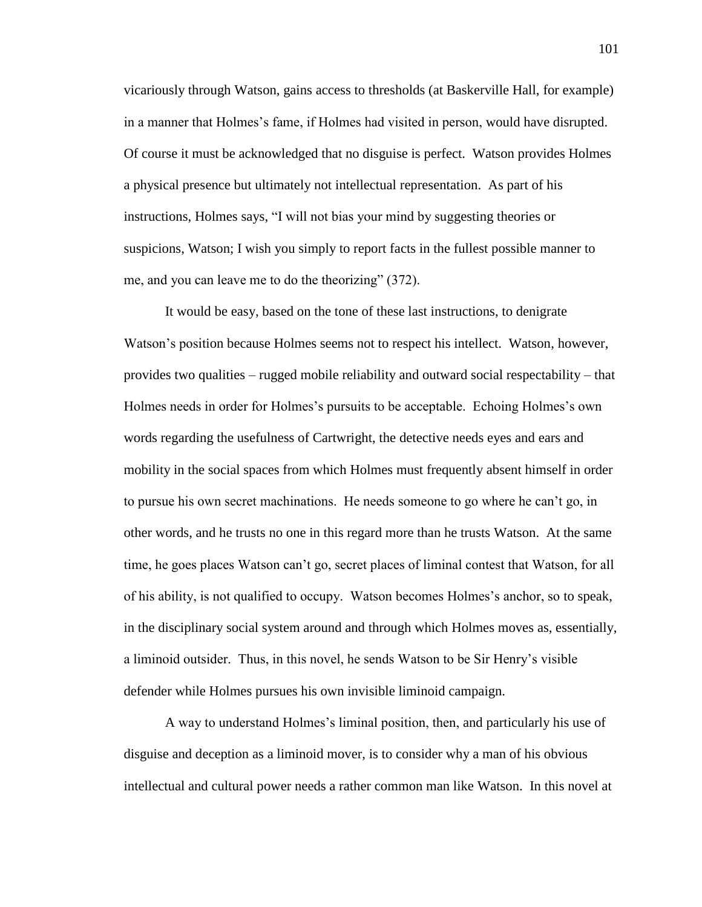vicariously through Watson, gains access to thresholds (at Baskerville Hall, for example) in a manner that Holmes's fame, if Holmes had visited in person, would have disrupted. Of course it must be acknowledged that no disguise is perfect. Watson provides Holmes a physical presence but ultimately not intellectual representation. As part of his instructions, Holmes says, "I will not bias your mind by suggesting theories or suspicions, Watson; I wish you simply to report facts in the fullest possible manner to me, and you can leave me to do the theorizing" (372).

It would be easy, based on the tone of these last instructions, to denigrate Watson's position because Holmes seems not to respect his intellect. Watson, however, provides two qualities – rugged mobile reliability and outward social respectability – that Holmes needs in order for Holmes's pursuits to be acceptable. Echoing Holmes's own words regarding the usefulness of Cartwright, the detective needs eyes and ears and mobility in the social spaces from which Holmes must frequently absent himself in order to pursue his own secret machinations. He needs someone to go where he can't go, in other words, and he trusts no one in this regard more than he trusts Watson. At the same time, he goes places Watson can't go, secret places of liminal contest that Watson, for all of his ability, is not qualified to occupy. Watson becomes Holmes's anchor, so to speak, in the disciplinary social system around and through which Holmes moves as, essentially, a liminoid outsider. Thus, in this novel, he sends Watson to be Sir Henry's visible defender while Holmes pursues his own invisible liminoid campaign.

A way to understand Holmes's liminal position, then, and particularly his use of disguise and deception as a liminoid mover, is to consider why a man of his obvious intellectual and cultural power needs a rather common man like Watson. In this novel at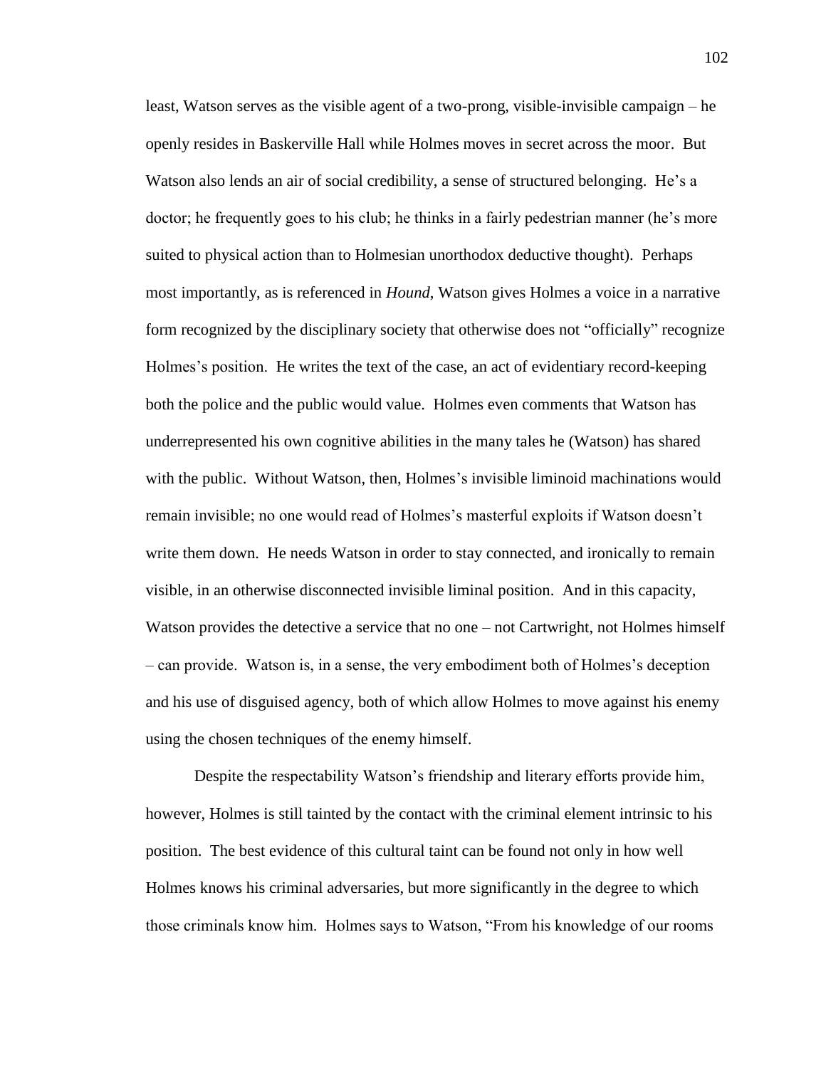least, Watson serves as the visible agent of a two-prong, visible-invisible campaign – he openly resides in Baskerville Hall while Holmes moves in secret across the moor. But Watson also lends an air of social credibility, a sense of structured belonging. He's a doctor; he frequently goes to his club; he thinks in a fairly pedestrian manner (he's more suited to physical action than to Holmesian unorthodox deductive thought). Perhaps most importantly, as is referenced in *Hound*, Watson gives Holmes a voice in a narrative form recognized by the disciplinary society that otherwise does not "officially" recognize Holmes's position. He writes the text of the case, an act of evidentiary record-keeping both the police and the public would value. Holmes even comments that Watson has underrepresented his own cognitive abilities in the many tales he (Watson) has shared with the public. Without Watson, then, Holmes's invisible liminoid machinations would remain invisible; no one would read of Holmes's masterful exploits if Watson doesn't write them down. He needs Watson in order to stay connected, and ironically to remain visible, in an otherwise disconnected invisible liminal position. And in this capacity, Watson provides the detective a service that no one – not Cartwright, not Holmes himself – can provide. Watson is, in a sense, the very embodiment both of Holmes's deception and his use of disguised agency, both of which allow Holmes to move against his enemy using the chosen techniques of the enemy himself.

Despite the respectability Watson's friendship and literary efforts provide him, however, Holmes is still tainted by the contact with the criminal element intrinsic to his position. The best evidence of this cultural taint can be found not only in how well Holmes knows his criminal adversaries, but more significantly in the degree to which those criminals know him. Holmes says to Watson, "From his knowledge of our rooms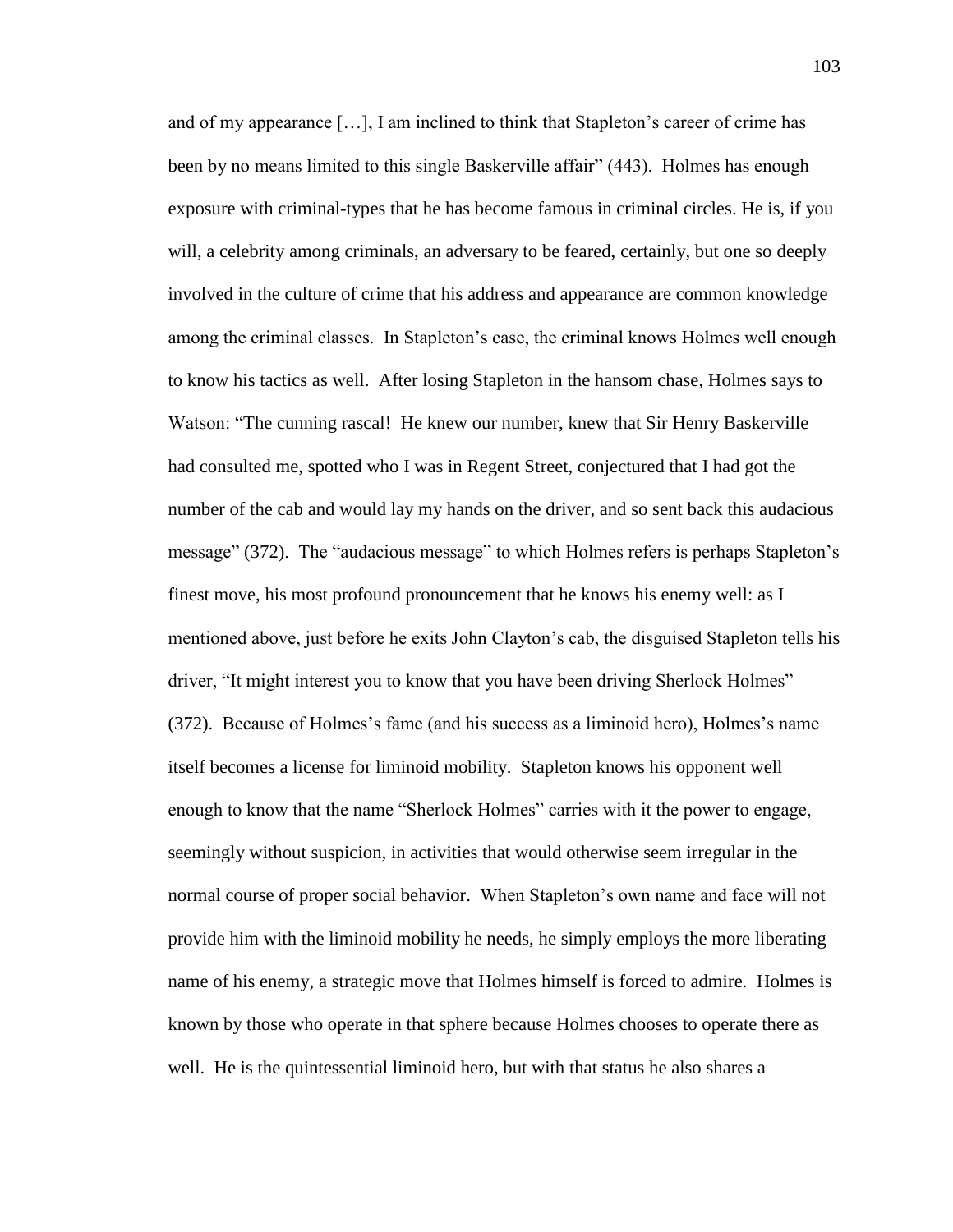and of my appearance […], I am inclined to think that Stapleton's career of crime has been by no means limited to this single Baskerville affair" (443). Holmes has enough exposure with criminal-types that he has become famous in criminal circles. He is, if you will, a celebrity among criminals, an adversary to be feared, certainly, but one so deeply involved in the culture of crime that his address and appearance are common knowledge among the criminal classes. In Stapleton's case, the criminal knows Holmes well enough to know his tactics as well. After losing Stapleton in the hansom chase, Holmes says to Watson: "The cunning rascal! He knew our number, knew that Sir Henry Baskerville had consulted me, spotted who I was in Regent Street, conjectured that I had got the number of the cab and would lay my hands on the driver, and so sent back this audacious message" (372). The "audacious message" to which Holmes refers is perhaps Stapleton's finest move, his most profound pronouncement that he knows his enemy well: as I mentioned above, just before he exits John Clayton's cab, the disguised Stapleton tells his driver, "It might interest you to know that you have been driving Sherlock Holmes" (372). Because of Holmes's fame (and his success as a liminoid hero), Holmes's name itself becomes a license for liminoid mobility. Stapleton knows his opponent well enough to know that the name "Sherlock Holmes" carries with it the power to engage, seemingly without suspicion, in activities that would otherwise seem irregular in the normal course of proper social behavior. When Stapleton's own name and face will not provide him with the liminoid mobility he needs, he simply employs the more liberating name of his enemy, a strategic move that Holmes himself is forced to admire. Holmes is known by those who operate in that sphere because Holmes chooses to operate there as well. He is the quintessential liminoid hero, but with that status he also shares a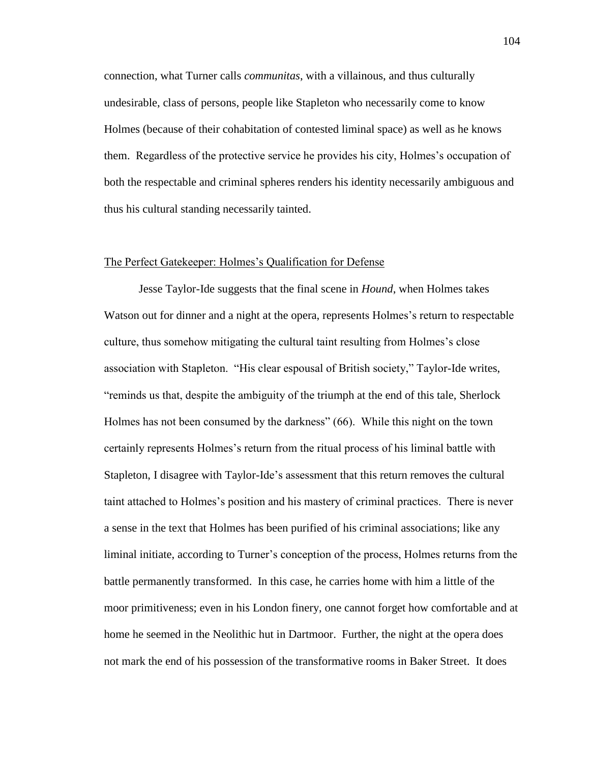connection, what Turner calls *communitas*, with a villainous, and thus culturally undesirable, class of persons, people like Stapleton who necessarily come to know Holmes (because of their cohabitation of contested liminal space) as well as he knows them. Regardless of the protective service he provides his city, Holmes's occupation of both the respectable and criminal spheres renders his identity necessarily ambiguous and thus his cultural standing necessarily tainted.

## The Perfect Gatekeeper: Holmes's Qualification for Defense

Jesse Taylor-Ide suggests that the final scene in *Hound*, when Holmes takes Watson out for dinner and a night at the opera, represents Holmes's return to respectable culture, thus somehow mitigating the cultural taint resulting from Holmes's close association with Stapleton. "His clear espousal of British society," Taylor-Ide writes, "reminds us that, despite the ambiguity of the triumph at the end of this tale, Sherlock Holmes has not been consumed by the darkness" (66). While this night on the town certainly represents Holmes's return from the ritual process of his liminal battle with Stapleton, I disagree with Taylor-Ide's assessment that this return removes the cultural taint attached to Holmes's position and his mastery of criminal practices. There is never a sense in the text that Holmes has been purified of his criminal associations; like any liminal initiate, according to Turner's conception of the process, Holmes returns from the battle permanently transformed. In this case, he carries home with him a little of the moor primitiveness; even in his London finery, one cannot forget how comfortable and at home he seemed in the Neolithic hut in Dartmoor. Further, the night at the opera does not mark the end of his possession of the transformative rooms in Baker Street. It does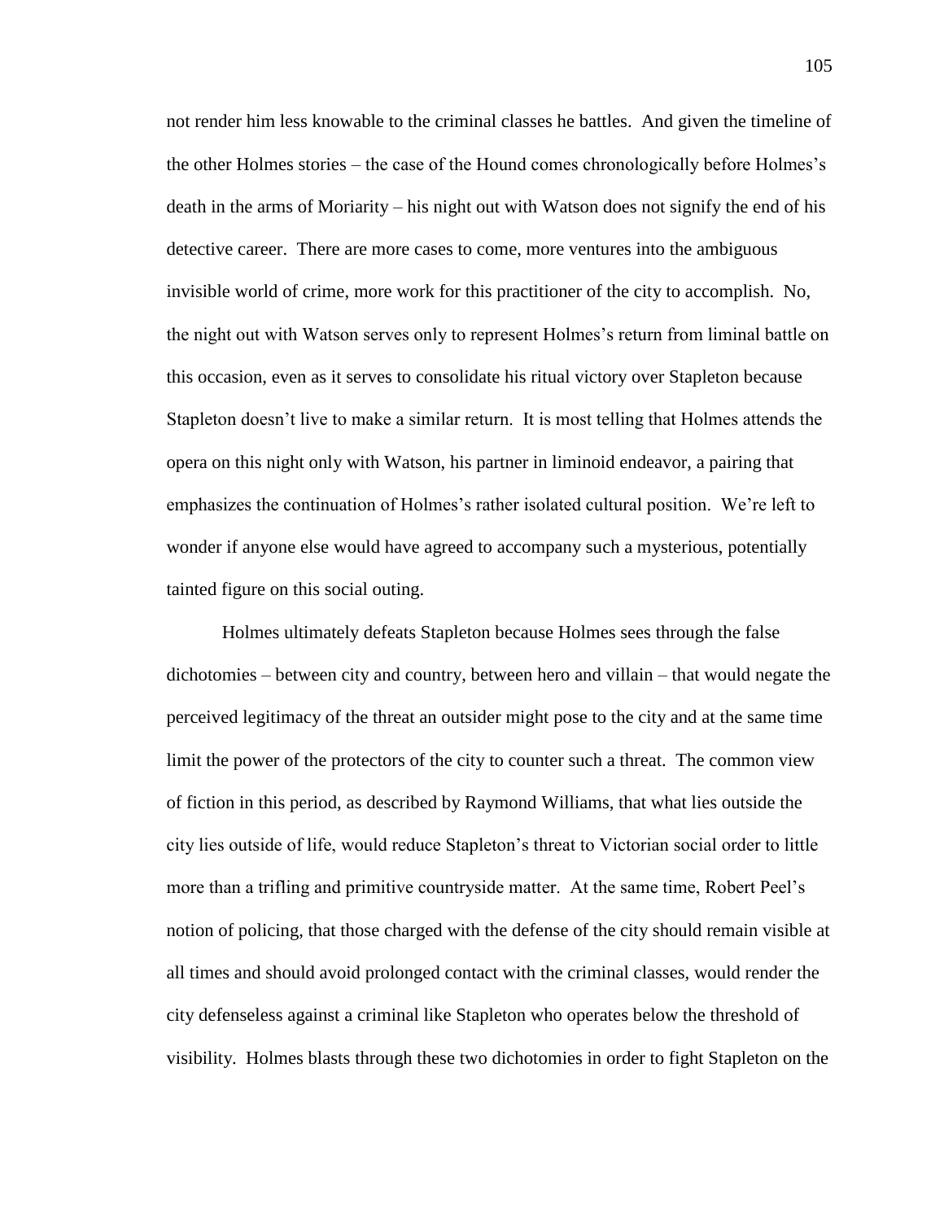not render him less knowable to the criminal classes he battles. And given the timeline of the other Holmes stories – the case of the Hound comes chronologically before Holmes's death in the arms of Moriarity – his night out with Watson does not signify the end of his detective career. There are more cases to come, more ventures into the ambiguous invisible world of crime, more work for this practitioner of the city to accomplish. No, the night out with Watson serves only to represent Holmes's return from liminal battle on this occasion, even as it serves to consolidate his ritual victory over Stapleton because Stapleton doesn't live to make a similar return. It is most telling that Holmes attends the opera on this night only with Watson, his partner in liminoid endeavor, a pairing that emphasizes the continuation of Holmes's rather isolated cultural position. We're left to wonder if anyone else would have agreed to accompany such a mysterious, potentially tainted figure on this social outing.

Holmes ultimately defeats Stapleton because Holmes sees through the false dichotomies – between city and country, between hero and villain – that would negate the perceived legitimacy of the threat an outsider might pose to the city and at the same time limit the power of the protectors of the city to counter such a threat. The common view of fiction in this period, as described by Raymond Williams, that what lies outside the city lies outside of life, would reduce Stapleton's threat to Victorian social order to little more than a trifling and primitive countryside matter. At the same time, Robert Peel's notion of policing, that those charged with the defense of the city should remain visible at all times and should avoid prolonged contact with the criminal classes, would render the city defenseless against a criminal like Stapleton who operates below the threshold of visibility. Holmes blasts through these two dichotomies in order to fight Stapleton on the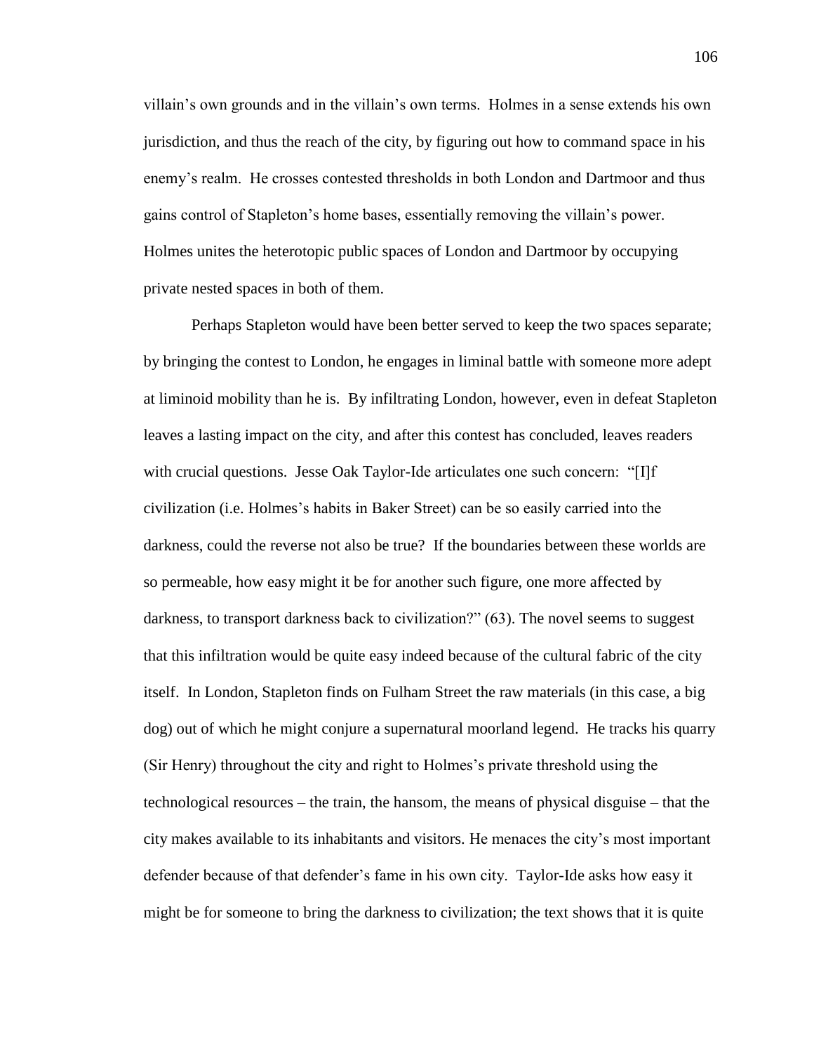villain's own grounds and in the villain's own terms. Holmes in a sense extends his own jurisdiction, and thus the reach of the city, by figuring out how to command space in his enemy's realm. He crosses contested thresholds in both London and Dartmoor and thus gains control of Stapleton's home bases, essentially removing the villain's power. Holmes unites the heterotopic public spaces of London and Dartmoor by occupying private nested spaces in both of them.

Perhaps Stapleton would have been better served to keep the two spaces separate; by bringing the contest to London, he engages in liminal battle with someone more adept at liminoid mobility than he is. By infiltrating London, however, even in defeat Stapleton leaves a lasting impact on the city, and after this contest has concluded, leaves readers with crucial questions. Jesse Oak Taylor-Ide articulates one such concern: "[I]f civilization (i.e. Holmes's habits in Baker Street) can be so easily carried into the darkness, could the reverse not also be true? If the boundaries between these worlds are so permeable, how easy might it be for another such figure, one more affected by darkness, to transport darkness back to civilization?" (63). The novel seems to suggest that this infiltration would be quite easy indeed because of the cultural fabric of the city itself. In London, Stapleton finds on Fulham Street the raw materials (in this case, a big dog) out of which he might conjure a supernatural moorland legend. He tracks his quarry (Sir Henry) throughout the city and right to Holmes's private threshold using the technological resources – the train, the hansom, the means of physical disguise – that the city makes available to its inhabitants and visitors. He menaces the city's most important defender because of that defender's fame in his own city. Taylor-Ide asks how easy it might be for someone to bring the darkness to civilization; the text shows that it is quite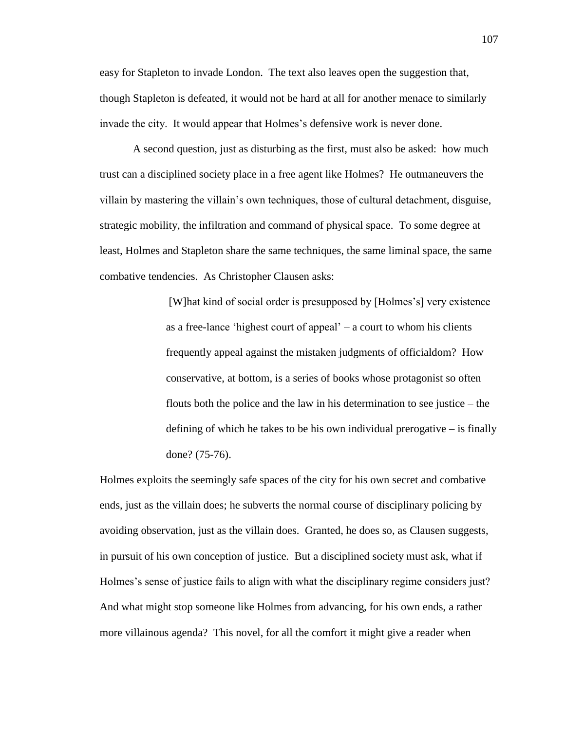easy for Stapleton to invade London. The text also leaves open the suggestion that, though Stapleton is defeated, it would not be hard at all for another menace to similarly invade the city. It would appear that Holmes's defensive work is never done.

A second question, just as disturbing as the first, must also be asked: how much trust can a disciplined society place in a free agent like Holmes? He outmaneuvers the villain by mastering the villain's own techniques, those of cultural detachment, disguise, strategic mobility, the infiltration and command of physical space. To some degree at least, Holmes and Stapleton share the same techniques, the same liminal space, the same combative tendencies. As Christopher Clausen asks:

> [W]hat kind of social order is presupposed by [Holmes's] very existence as a free-lance 'highest court of appeal' – a court to whom his clients frequently appeal against the mistaken judgments of officialdom? How conservative, at bottom, is a series of books whose protagonist so often flouts both the police and the law in his determination to see justice – the defining of which he takes to be his own individual prerogative – is finally done? (75-76).

Holmes exploits the seemingly safe spaces of the city for his own secret and combative ends, just as the villain does; he subverts the normal course of disciplinary policing by avoiding observation, just as the villain does. Granted, he does so, as Clausen suggests, in pursuit of his own conception of justice. But a disciplined society must ask, what if Holmes's sense of justice fails to align with what the disciplinary regime considers just? And what might stop someone like Holmes from advancing, for his own ends, a rather more villainous agenda? This novel, for all the comfort it might give a reader when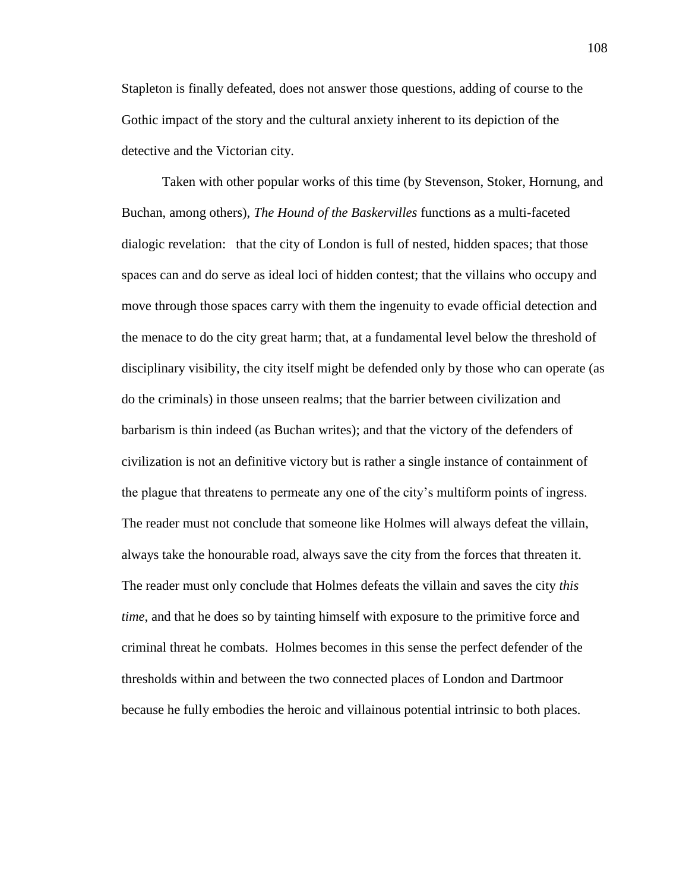Stapleton is finally defeated, does not answer those questions, adding of course to the Gothic impact of the story and the cultural anxiety inherent to its depiction of the detective and the Victorian city.

Taken with other popular works of this time (by Stevenson, Stoker, Hornung, and Buchan, among others), *The Hound of the Baskervilles* functions as a multi-faceted dialogic revelation: that the city of London is full of nested, hidden spaces; that those spaces can and do serve as ideal loci of hidden contest; that the villains who occupy and move through those spaces carry with them the ingenuity to evade official detection and the menace to do the city great harm; that, at a fundamental level below the threshold of disciplinary visibility, the city itself might be defended only by those who can operate (as do the criminals) in those unseen realms; that the barrier between civilization and barbarism is thin indeed (as Buchan writes); and that the victory of the defenders of civilization is not an definitive victory but is rather a single instance of containment of the plague that threatens to permeate any one of the city's multiform points of ingress. The reader must not conclude that someone like Holmes will always defeat the villain, always take the honourable road, always save the city from the forces that threaten it. The reader must only conclude that Holmes defeats the villain and saves the city *this time*, and that he does so by tainting himself with exposure to the primitive force and criminal threat he combats. Holmes becomes in this sense the perfect defender of the thresholds within and between the two connected places of London and Dartmoor because he fully embodies the heroic and villainous potential intrinsic to both places.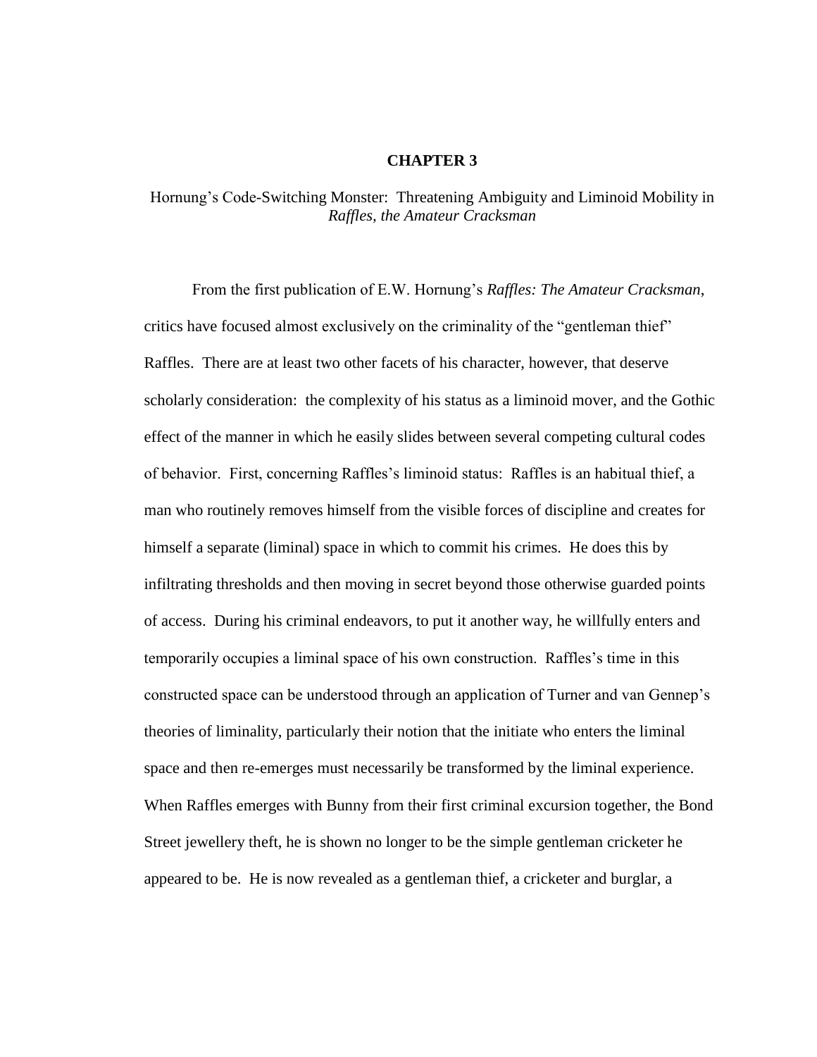# CHAPTER 3

## Hornung's Code-Switching Monster: Threatening Ambiguity and Liminoid Mobility in *Raffles, the Amateur Cracksman*

From the first publication of E.W. Hornung's *Raffles: The Amateur Cracksman*, critics have focused almost exclusively on the criminality of the "gentleman thief" Raffles. There are at least two other facets of his character, however, that deserve scholarly consideration: the complexity of his status as a liminoid mover, and the Gothic effect of the manner in which he easily slides between several competing cultural codes of behavior. First, concerning Raffles's liminoid status: Raffles is an habitual thief, a man who routinely removes himself from the visible forces of discipline and creates for himself a separate (liminal) space in which to commit his crimes. He does this by infiltrating thresholds and then moving in secret beyond those otherwise guarded points of access. During his criminal endeavors, to put it another way, he willfully enters and temporarily occupies a liminal space of his own construction. Raffles's time in this constructed space can be understood through an application of Turner and van Gennep's theories of liminality, particularly their notion that the initiate who enters the liminal space and then re-emerges must necessarily be transformed by the liminal experience. When Raffles emerges with Bunny from their first criminal excursion together, the Bond Street jewellery theft, he is shown no longer to be the simple gentleman cricketer he appeared to be. He is now revealed as a gentleman thief, a cricketer and burglar, a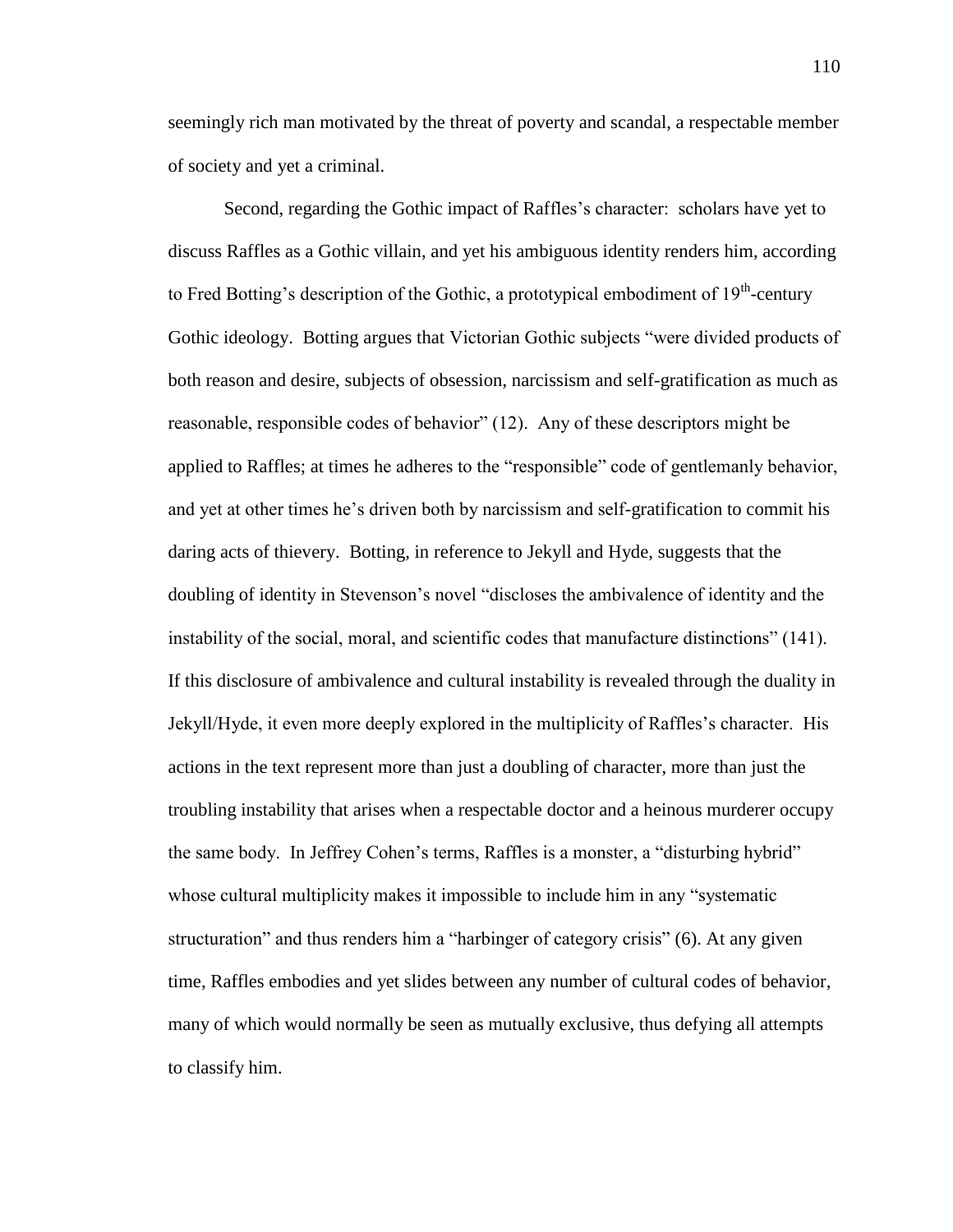seemingly rich man motivated by the threat of poverty and scandal, a respectable member of society and yet a criminal.

Second, regarding the Gothic impact of Raffles's character: scholars have yet to discuss Raffles as a Gothic villain, and yet his ambiguous identity renders him, according to Fred Botting's description of the Gothic, a prototypical embodiment of 19th-century Gothic ideology. Botting argues that Victorian Gothic subjects "were divided products of both reason and desire, subjects of obsession, narcissism and self-gratification as much as reasonable, responsible codes of behavior" (12). Any of these descriptors might be applied to Raffles; at times he adheres to the "responsible" code of gentlemanly behavior, and yet at other times he's driven both by narcissism and self-gratification to commit his daring acts of thievery. Botting, in reference to Jekyll and Hyde, suggests that the doubling of identity in Stevenson's novel "discloses the ambivalence of identity and the instability of the social, moral, and scientific codes that manufacture distinctions" (141). If this disclosure of ambivalence and cultural instability is revealed through the duality in Jekyll/Hyde, it even more deeply explored in the multiplicity of Raffles's character. His actions in the text represent more than just a doubling of character, more than just the troubling instability that arises when a respectable doctor and a heinous murderer occupy the same body. In Jeffrey Cohen's terms, Raffles is a monster, a "disturbing hybrid" whose cultural multiplicity makes it impossible to include him in any "systematic structuration" and thus renders him a "harbinger of category crisis" (6). At any given time, Raffles embodies and yet slides between any number of cultural codes of behavior, many of which would normally be seen as mutually exclusive, thus defying all attempts to classify him.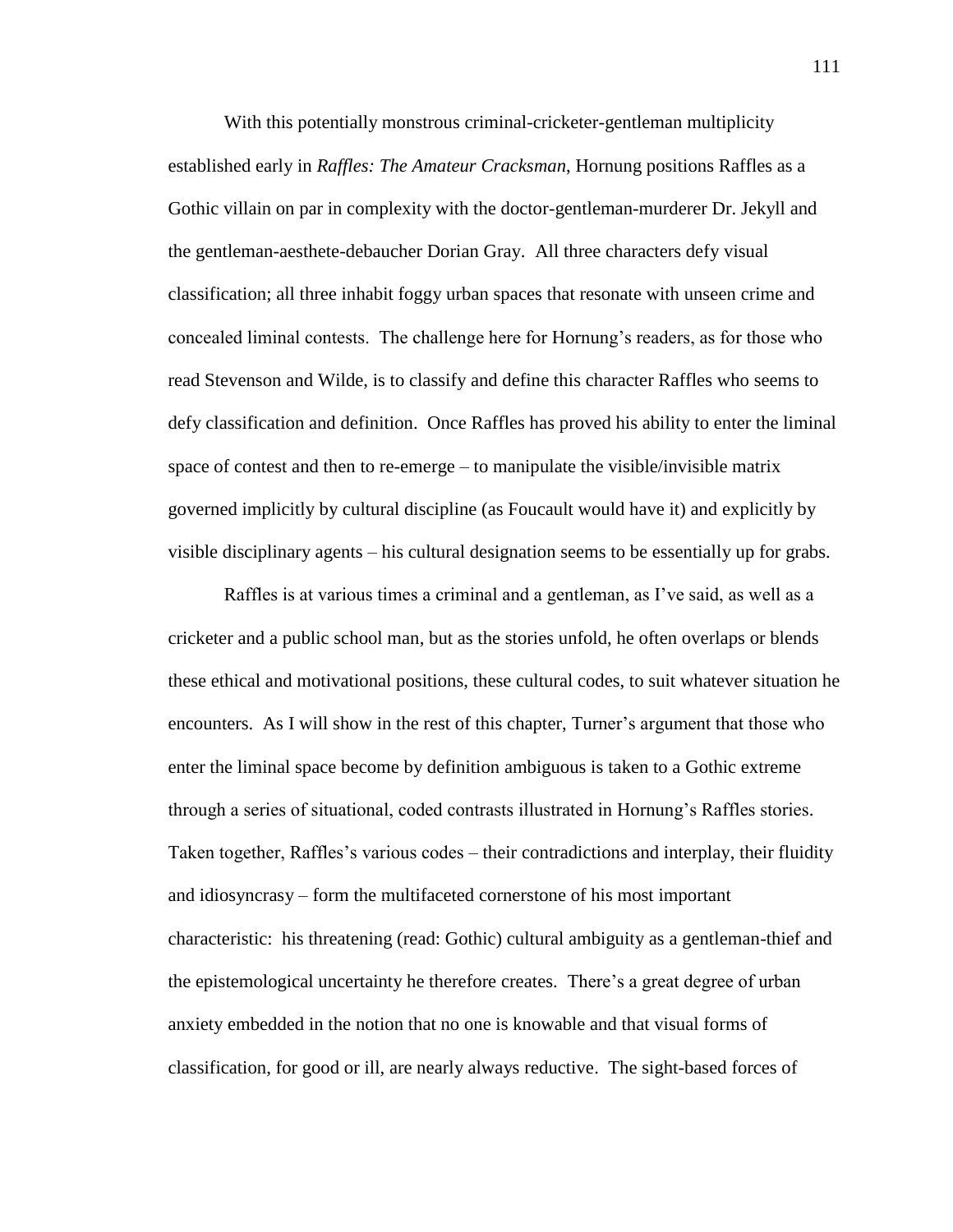With this potentially monstrous criminal-cricketer-gentleman multiplicity established early in *Raffles: The Amateur Cracksman*, Hornung positions Raffles as a Gothic villain on par in complexity with the doctor-gentleman-murderer Dr. Jekyll and the gentleman-aesthete-debaucher Dorian Gray. All three characters defy visual classification; all three inhabit foggy urban spaces that resonate with unseen crime and concealed liminal contests. The challenge here for Hornung's readers, as for those who read Stevenson and Wilde, is to classify and define this character Raffles who seems to defy classification and definition. Once Raffles has proved his ability to enter the liminal space of contest and then to re-emerge – to manipulate the visible/invisible matrix governed implicitly by cultural discipline (as Foucault would have it) and explicitly by visible disciplinary agents – his cultural designation seems to be essentially up for grabs.

Raffles is at various times a criminal and a gentleman, as I've said, as well as a cricketer and a public school man, but as the stories unfold, he often overlaps or blends these ethical and motivational positions, these cultural codes, to suit whatever situation he encounters. As I will show in the rest of this chapter, Turner's argument that those who enter the liminal space become by definition ambiguous is taken to a Gothic extreme through a series of situational, coded contrasts illustrated in Hornung's Raffles stories. Taken together, Raffles's various codes – their contradictions and interplay, their fluidity and idiosyncrasy – form the multifaceted cornerstone of his most important characteristic: his threatening (read: Gothic) cultural ambiguity as a gentleman-thief and the epistemological uncertainty he therefore creates. There's a great degree of urban anxiety embedded in the notion that no one is knowable and that visual forms of classification, for good or ill, are nearly always reductive. The sight-based forces of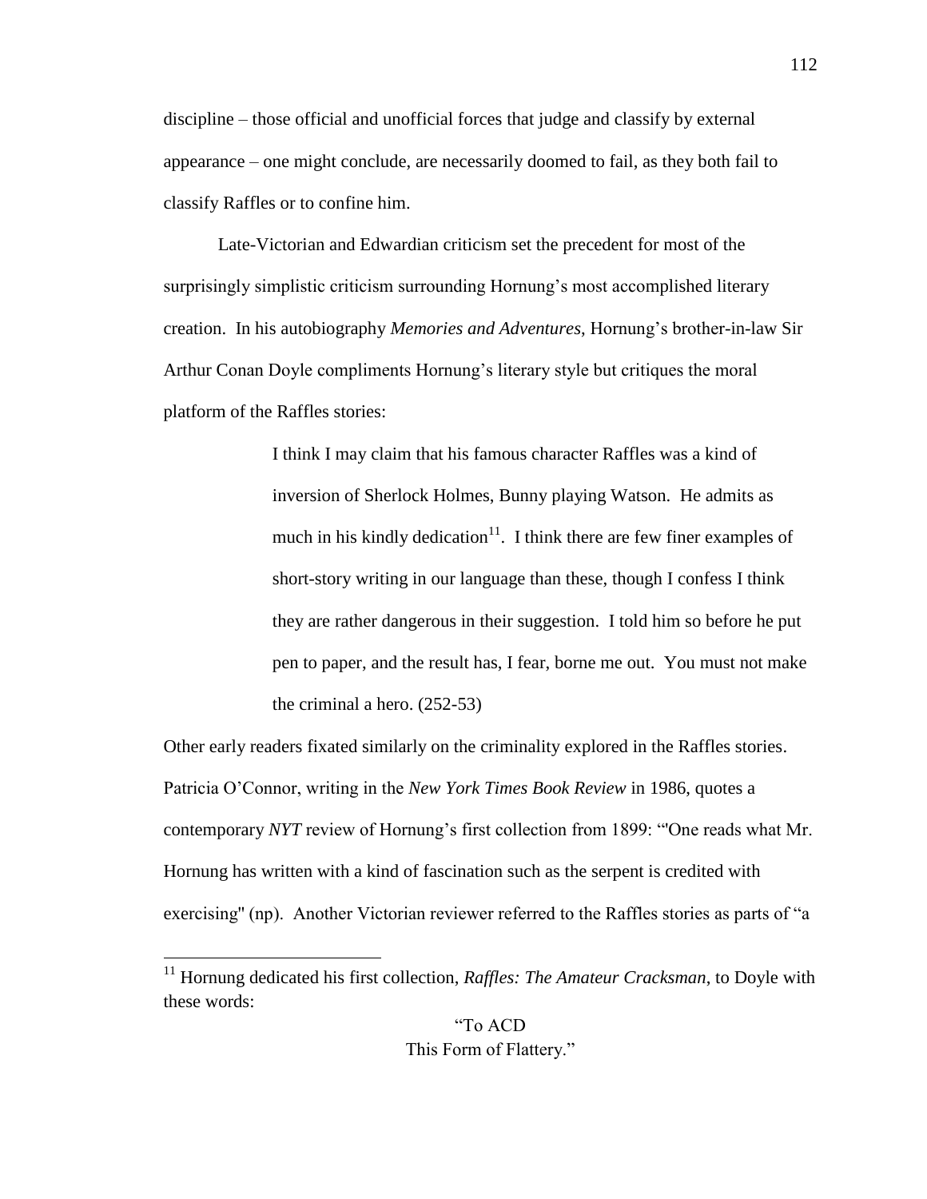discipline – those official and unofficial forces that judge and classify by external appearance – one might conclude, are necessarily doomed to fail, as they both fail to classify Raffles or to confine him.

Late-Victorian and Edwardian criticism set the precedent for most of the surprisingly simplistic criticism surrounding Hornung's most accomplished literary creation. In his autobiography *Memories and Adventures*, Hornung's brother-in-law Sir Arthur Conan Doyle compliments Hornung's literary style but critiques the moral platform of the Raffles stories:

> I think I may claim that his famous character Raffles was a kind of inversion of Sherlock Holmes, Bunny playing Watson. He admits as much in his kindly dedication[11]. I think there are few finer examples of short-story writing in our language than these, though I confess I think they are rather dangerous in their suggestion. I told him so before he put pen to paper, and the result has, I fear, borne me out. You must not make the criminal a hero. (252-53)

Other early readers fixated similarly on the criminality explored in the Raffles stories. Patricia O'Connor, writing in the *New York Times Book Review* in 1986, quotes a contemporary *NYT* review of Hornung's first collection from 1899: "'One reads what Mr. Hornung has written with a kind of fascination such as the serpent is credited with exercising'' (np). Another Victorian reviewer referred to the Raffles stories as parts of "a

---

[11] Hornung dedicated his first collection, *Raffles: The Amateur Cracksman*, to Doyle with these words:

"To ACD
This Form of Flattery."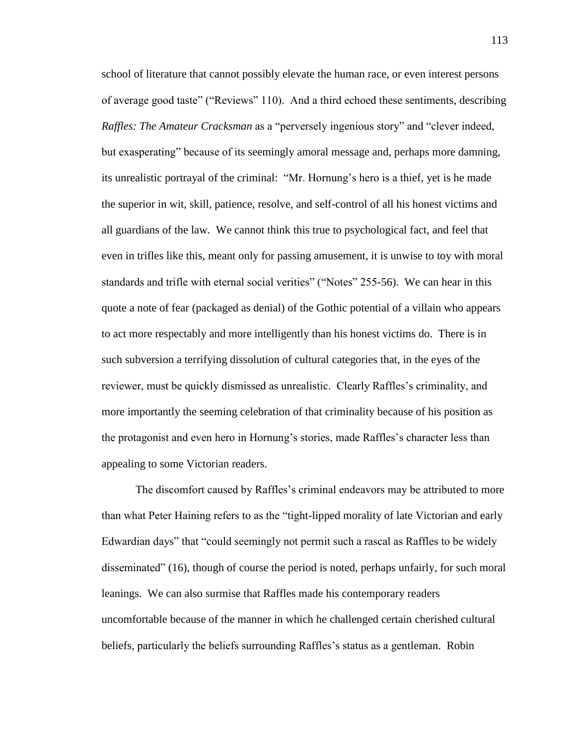school of literature that cannot possibly elevate the human race, or even interest persons of average good taste" ("Reviews" 110). And a third echoed these sentiments, describing *Raffles: The Amateur Cracksman* as a "perversely ingenious story" and "clever indeed, but exasperating" because of its seemingly amoral message and, perhaps more damning, its unrealistic portrayal of the criminal: "Mr. Hornung's hero is a thief, yet is he made the superior in wit, skill, patience, resolve, and self-control of all his honest victims and all guardians of the law. We cannot think this true to psychological fact, and feel that even in trifles like this, meant only for passing amusement, it is unwise to toy with moral standards and trifle with eternal social verities" ("Notes" 255-56). We can hear in this quote a note of fear (packaged as denial) of the Gothic potential of a villain who appears to act more respectably and more intelligently than his honest victims do. There is in such subversion a terrifying dissolution of cultural categories that, in the eyes of the reviewer, must be quickly dismissed as unrealistic. Clearly Raffles's criminality, and more importantly the seeming celebration of that criminality because of his position as the protagonist and even hero in Hornung's stories, made Raffles's character less than appealing to some Victorian readers.

The discomfort caused by Raffles's criminal endeavors may be attributed to more than what Peter Haining refers to as the "tight-lipped morality of late Victorian and early Edwardian days" that "could seemingly not permit such a rascal as Raffles to be widely disseminated" (16), though of course the period is noted, perhaps unfairly, for such moral leanings. We can also surmise that Raffles made his contemporary readers uncomfortable because of the manner in which he challenged certain cherished cultural beliefs, particularly the beliefs surrounding Raffles's status as a gentleman. Robin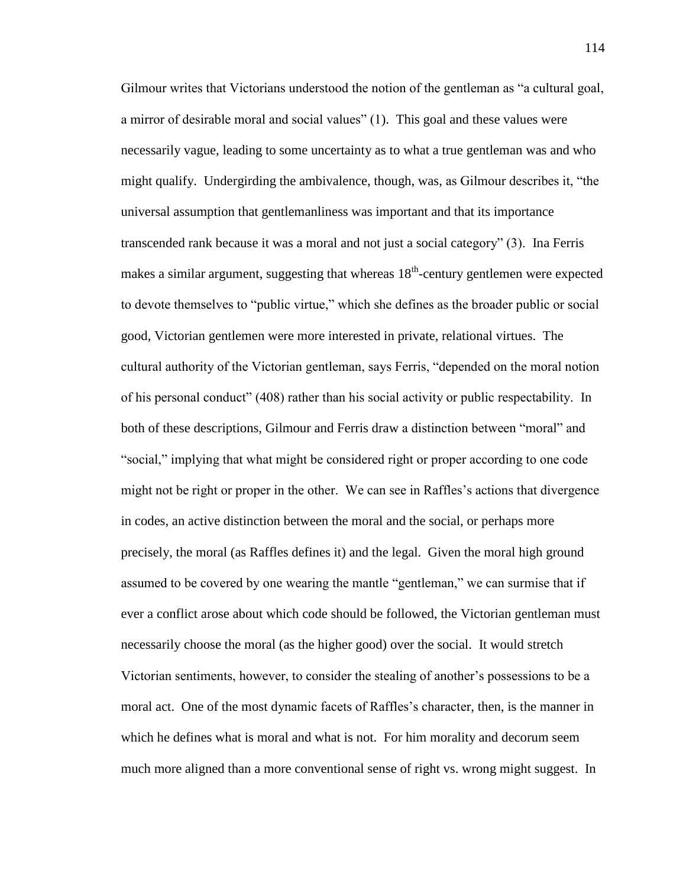Gilmour writes that Victorians understood the notion of the gentleman as “a cultural goal, a mirror of desirable moral and social values” (1). This goal and these values were necessarily vague, leading to some uncertainty as to what a true gentleman was and who might qualify. Undergirding the ambivalence, though, was, as Gilmour describes it, “the universal assumption that gentlemanliness was important and that its importance transcended rank because it was a moral and not just a social category” (3). Ina Ferris makes a similar argument, suggesting that whereas 18th-century gentlemen were expected to devote themselves to “public virtue,” which she defines as the broader public or social good, Victorian gentlemen were more interested in private, relational virtues. The cultural authority of the Victorian gentleman, says Ferris, “depended on the moral notion of his personal conduct” (408) rather than his social activity or public respectability. In both of these descriptions, Gilmour and Ferris draw a distinction between “moral” and “social,” implying that what might be considered right or proper according to one code might not be right or proper in the other. We can see in Raffles’s actions that divergence in codes, an active distinction between the moral and the social, or perhaps more precisely, the moral (as Raffles defines it) and the legal. Given the moral high ground assumed to be covered by one wearing the mantle “gentleman,” we can surmise that if ever a conflict arose about which code should be followed, the Victorian gentleman must necessarily choose the moral (as the higher good) over the social. It would stretch Victorian sentiments, however, to consider the stealing of another’s possessions to be a moral act. One of the most dynamic facets of Raffles’s character, then, is the manner in which he defines what is moral and what is not. For him morality and decorum seem much more aligned than a more conventional sense of right vs. wrong might suggest. In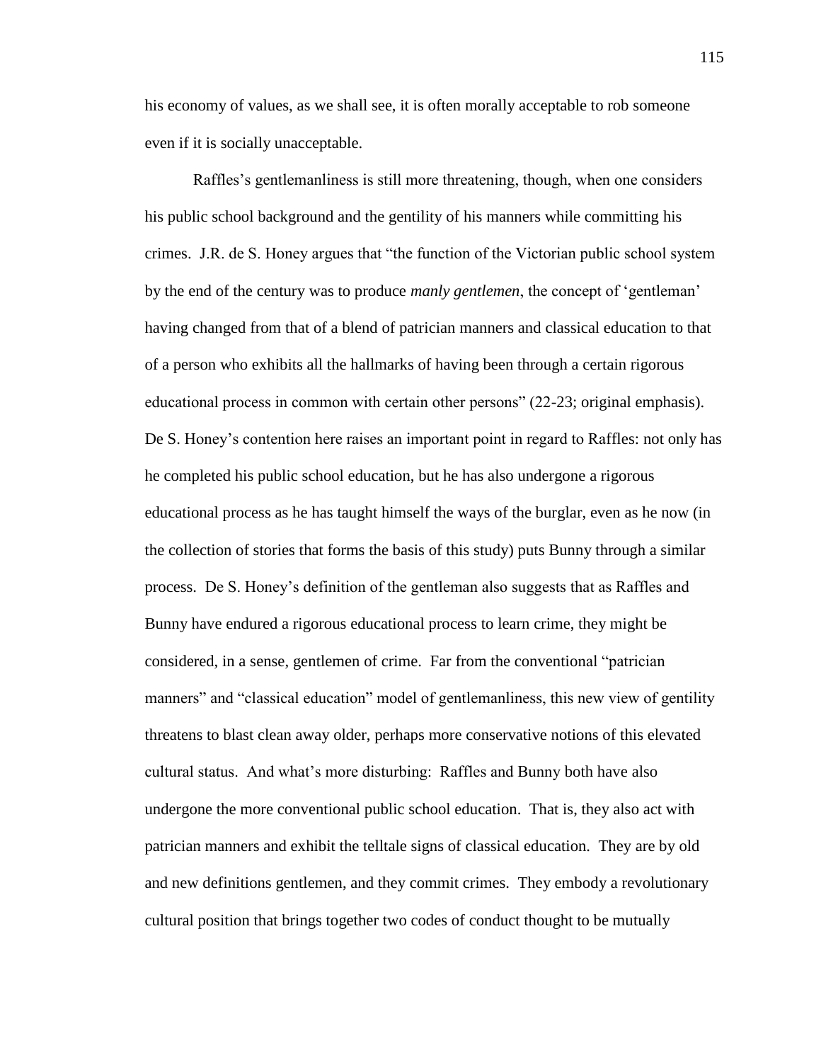his economy of values, as we shall see, it is often morally acceptable to rob someone even if it is socially unacceptable.

Raffles's gentlemanliness is still more threatening, though, when one considers his public school background and the gentility of his manners while committing his crimes. J.R. de S. Honey argues that "the function of the Victorian public school system by the end of the century was to produce *manly gentlemen*, the concept of 'gentleman' having changed from that of a blend of patrician manners and classical education to that of a person who exhibits all the hallmarks of having been through a certain rigorous educational process in common with certain other persons" (22-23; original emphasis). De S. Honey's contention here raises an important point in regard to Raffles: not only has he completed his public school education, but he has also undergone a rigorous educational process as he has taught himself the ways of the burglar, even as he now (in the collection of stories that forms the basis of this study) puts Bunny through a similar process. De S. Honey's definition of the gentleman also suggests that as Raffles and Bunny have endured a rigorous educational process to learn crime, they might be considered, in a sense, gentlemen of crime. Far from the conventional "patrician manners" and "classical education" model of gentlemanliness, this new view of gentility threatens to blast clean away older, perhaps more conservative notions of this elevated cultural status. And what's more disturbing: Raffles and Bunny both have also undergone the more conventional public school education. That is, they also act with patrician manners and exhibit the telltale signs of classical education. They are by old and new definitions gentlemen, and they commit crimes. They embody a revolutionary cultural position that brings together two codes of conduct thought to be mutually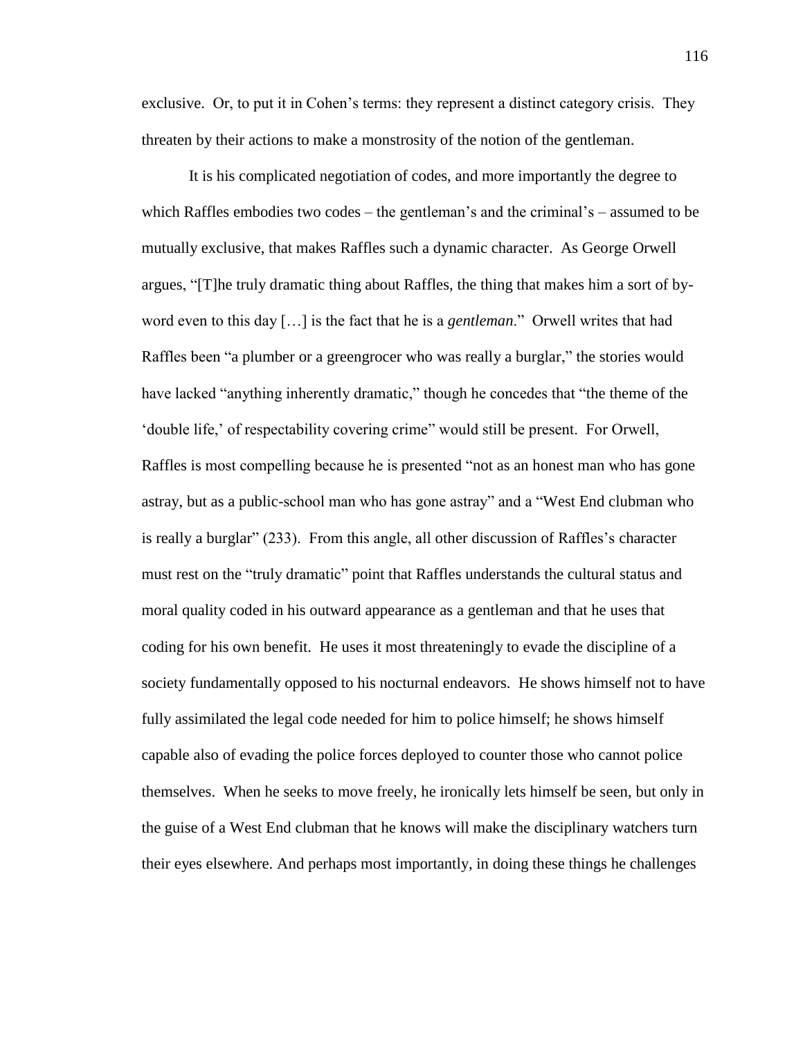exclusive. Or, to put it in Cohen's terms: they represent a distinct category crisis. They threaten by their actions to make a monstrosity of the notion of the gentleman.

It is his complicated negotiation of codes, and more importantly the degree to which Raffles embodies two codes – the gentleman's and the criminal's – assumed to be mutually exclusive, that makes Raffles such a dynamic character. As George Orwell argues, "[T]he truly dramatic thing about Raffles, the thing that makes him a sort of by-word even to this day […] is the fact that he is a *gentleman*." Orwell writes that had Raffles been "a plumber or a greengrocer who was really a burglar," the stories would have lacked "anything inherently dramatic," though he concedes that "the theme of the 'double life,' of respectability covering crime" would still be present. For Orwell, Raffles is most compelling because he is presented "not as an honest man who has gone astray, but as a public-school man who has gone astray" and a "West End clubman who is really a burglar" (233). From this angle, all other discussion of Raffles's character must rest on the "truly dramatic" point that Raffles understands the cultural status and moral quality coded in his outward appearance as a gentleman and that he uses that coding for his own benefit. He uses it most threateningly to evade the discipline of a society fundamentally opposed to his nocturnal endeavors. He shows himself not to have fully assimilated the legal code needed for him to police himself; he shows himself capable also of evading the police forces deployed to counter those who cannot police themselves. When he seeks to move freely, he ironically lets himself be seen, but only in the guise of a West End clubman that he knows will make the disciplinary watchers turn their eyes elsewhere. And perhaps most importantly, in doing these things he challenges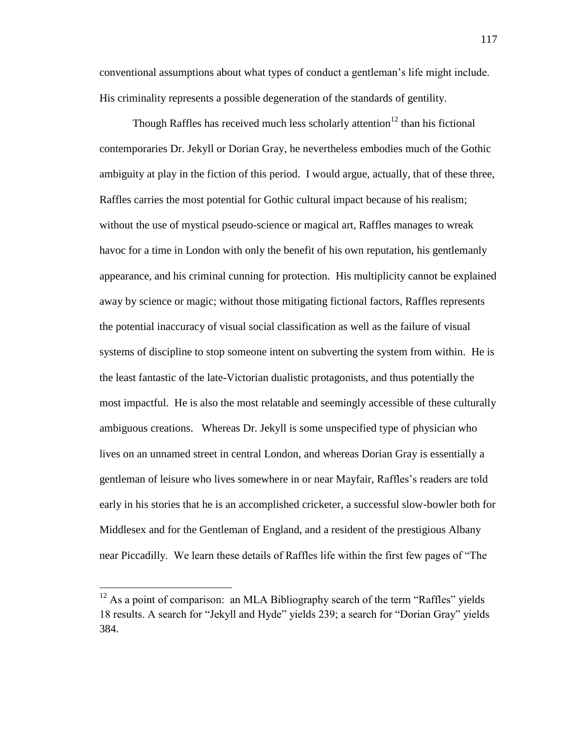conventional assumptions about what types of conduct a gentleman's life might include. His criminality represents a possible degeneration of the standards of gentility.

Though Raffles has received much less scholarly attention[12] than his fictional contemporaries Dr. Jekyll or Dorian Gray, he nevertheless embodies much of the Gothic ambiguity at play in the fiction of this period. I would argue, actually, that of these three, Raffles carries the most potential for Gothic cultural impact because of his realism; without the use of mystical pseudo-science or magical art, Raffles manages to wreak havoc for a time in London with only the benefit of his own reputation, his gentlemanly appearance, and his criminal cunning for protection. His multiplicity cannot be explained away by science or magic; without those mitigating fictional factors, Raffles represents the potential inaccuracy of visual social classification as well as the failure of visual systems of discipline to stop someone intent on subverting the system from within. He is the least fantastic of the late-Victorian dualistic protagonists, and thus potentially the most impactful. He is also the most relatable and seemingly accessible of these culturally ambiguous creations. Whereas Dr. Jekyll is some unspecified type of physician who lives on an unnamed street in central London, and whereas Dorian Gray is essentially a gentleman of leisure who lives somewhere in or near Mayfair, Raffles's readers are told early in his stories that he is an accomplished cricketer, a successful slow-bowler both for Middlesex and for the Gentleman of England, and a resident of the prestigious Albany near Piccadilly. We learn these details of Raffles life within the first few pages of "The

[12] As a point of comparison: an MLA Bibliography search of the term "Raffles" yields 18 results. A search for "Jekyll and Hyde" yields 239; a search for "Dorian Gray" yields 384.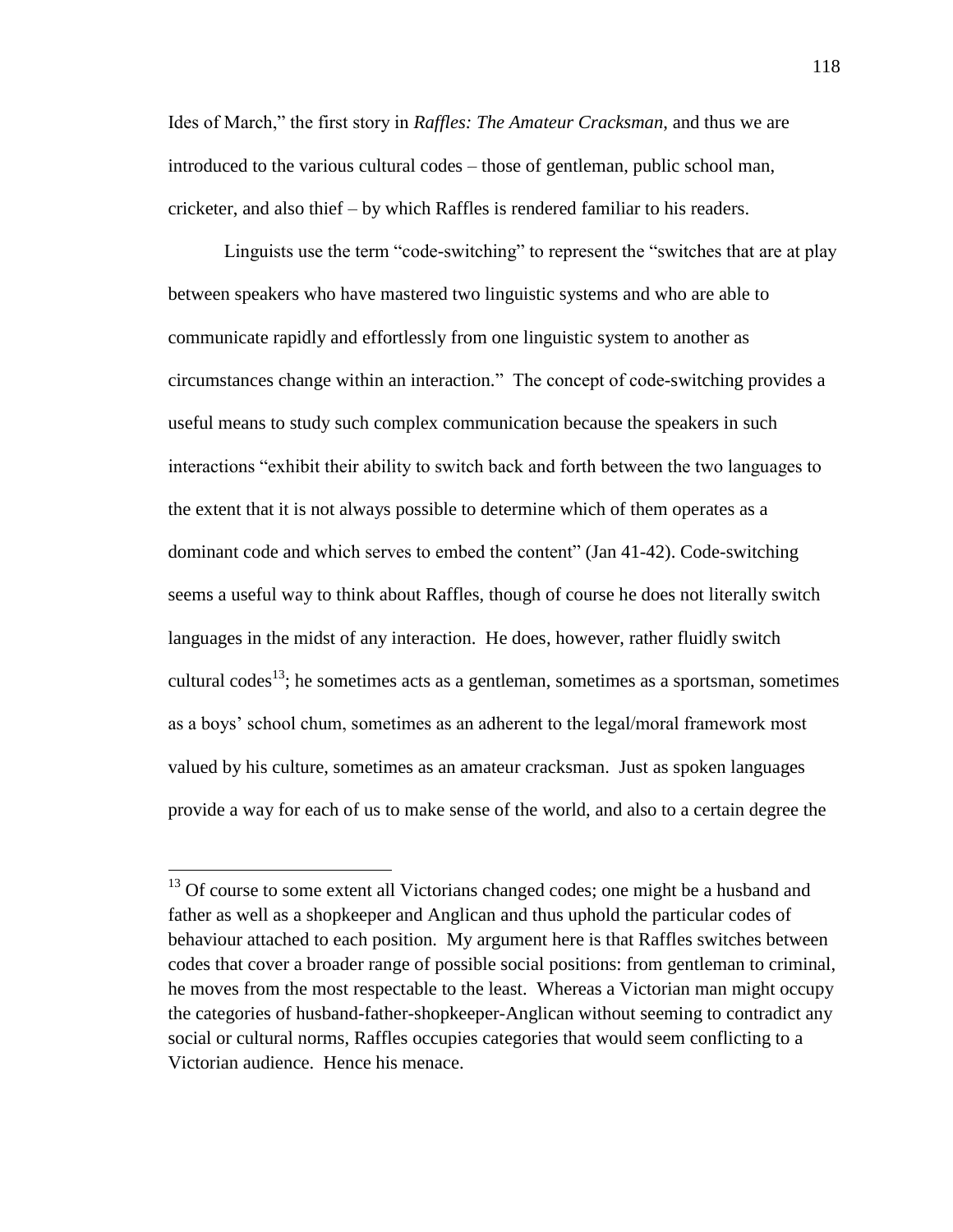Ides of March," the first story in *Raffles: The Amateur Cracksman*, and thus we are introduced to the various cultural codes – those of gentleman, public school man, cricketer, and also thief – by which Raffles is rendered familiar to his readers.

Linguists use the term "code-switching" to represent the "switches that are at play between speakers who have mastered two linguistic systems and who are able to communicate rapidly and effortlessly from one linguistic system to another as circumstances change within an interaction." The concept of code-switching provides a useful means to study such complex communication because the speakers in such interactions "exhibit their ability to switch back and forth between the two languages to the extent that it is not always possible to determine which of them operates as a dominant code and which serves to embed the content" (Jan 41-42). Code-switching seems a useful way to think about Raffles, though of course he does not literally switch languages in the midst of any interaction. He does, however, rather fluidly switch cultural codes[13]; he sometimes acts as a gentleman, sometimes as a sportsman, sometimes as a boys' school chum, sometimes as an adherent to the legal/moral framework most valued by his culture, sometimes as an amateur cracksman. Just as spoken languages provide a way for each of us to make sense of the world, and also to a certain degree the

---

[13] Of course to some extent all Victorians changed codes; one might be a husband and father as well as a shopkeeper and Anglican and thus uphold the particular codes of behaviour attached to each position. My argument here is that Raffles switches between codes that cover a broader range of possible social positions: from gentleman to criminal, he moves from the most respectable to the least. Whereas a Victorian man might occupy the categories of husband-father-shopkeeper-Anglican without seeming to contradict any social or cultural norms, Raffles occupies categories that would seem conflicting to a Victorian audience. Hence his menace.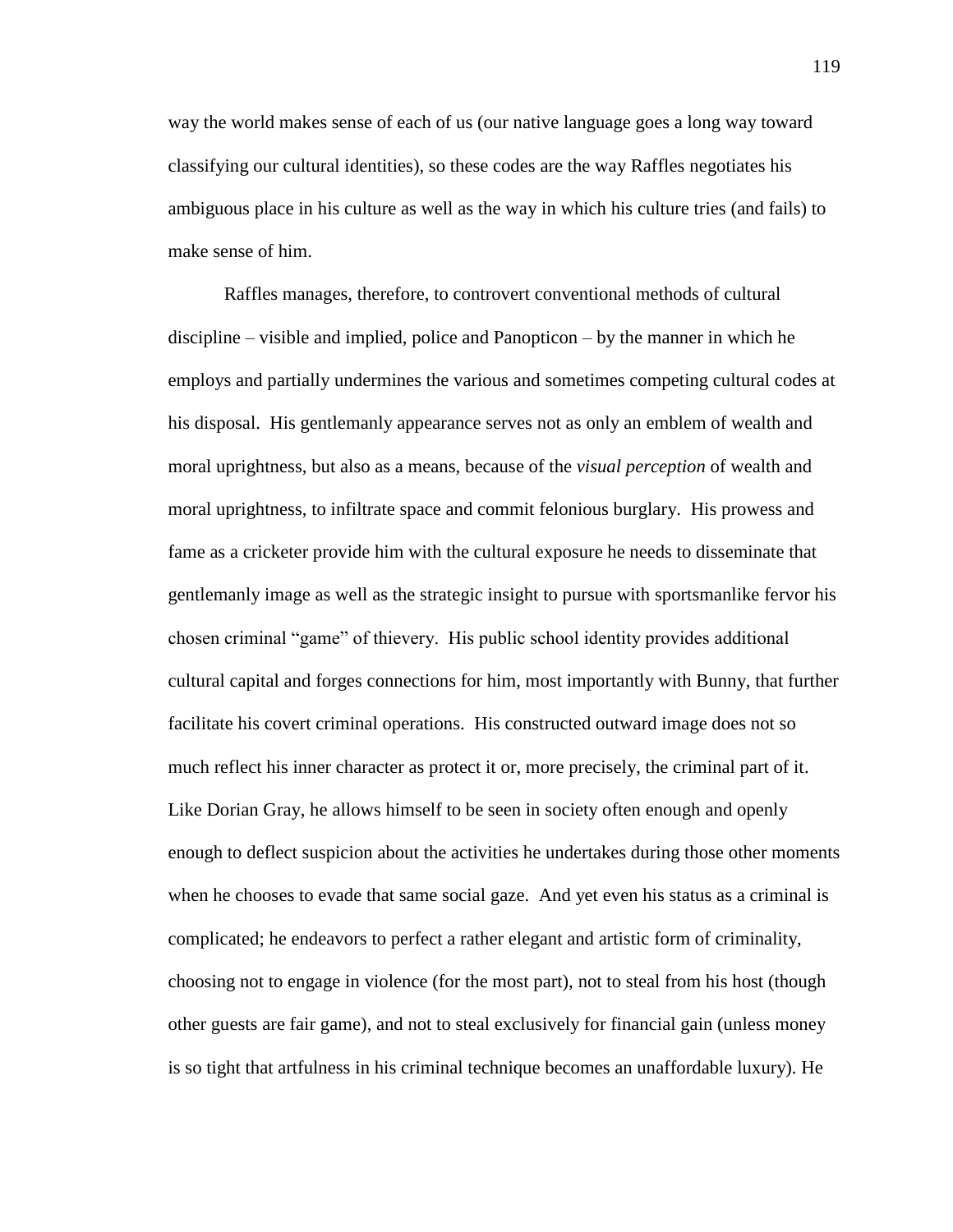way the world makes sense of each of us (our native language goes a long way toward classifying our cultural identities), so these codes are the way Raffles negotiates his ambiguous place in his culture as well as the way in which his culture tries (and fails) to make sense of him.

Raffles manages, therefore, to controvert conventional methods of cultural discipline – visible and implied, police and Panopticon – by the manner in which he employs and partially undermines the various and sometimes competing cultural codes at his disposal. His gentlemanly appearance serves not as only an emblem of wealth and moral uprightness, but also as a means, because of the *visual perception* of wealth and moral uprightness, to infiltrate space and commit felonious burglary. His prowess and fame as a cricketer provide him with the cultural exposure he needs to disseminate that gentlemanly image as well as the strategic insight to pursue with sportsmanlike fervor his chosen criminal "game" of thievery. His public school identity provides additional cultural capital and forges connections for him, most importantly with Bunny, that further facilitate his covert criminal operations. His constructed outward image does not so much reflect his inner character as protect it or, more precisely, the criminal part of it. Like Dorian Gray, he allows himself to be seen in society often enough and openly enough to deflect suspicion about the activities he undertakes during those other moments when he chooses to evade that same social gaze. And yet even his status as a criminal is complicated; he endeavors to perfect a rather elegant and artistic form of criminality, choosing not to engage in violence (for the most part), not to steal from his host (though other guests are fair game), and not to steal exclusively for financial gain (unless money is so tight that artfulness in his criminal technique becomes an unaffordable luxury). He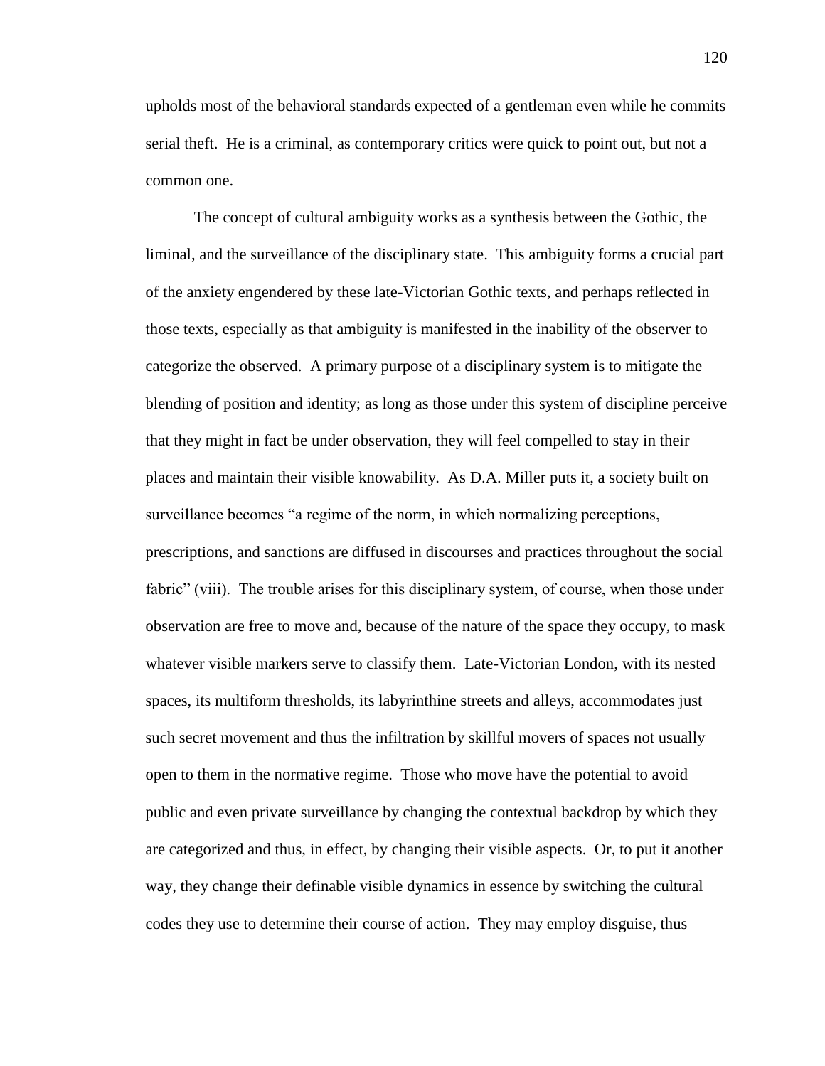upholds most of the behavioral standards expected of a gentleman even while he commits serial theft. He is a criminal, as contemporary critics were quick to point out, but not a common one.

The concept of cultural ambiguity works as a synthesis between the Gothic, the liminal, and the surveillance of the disciplinary state. This ambiguity forms a crucial part of the anxiety engendered by these late-Victorian Gothic texts, and perhaps reflected in those texts, especially as that ambiguity is manifested in the inability of the observer to categorize the observed. A primary purpose of a disciplinary system is to mitigate the blending of position and identity; as long as those under this system of discipline perceive that they might in fact be under observation, they will feel compelled to stay in their places and maintain their visible knowability. As D.A. Miller puts it, a society built on surveillance becomes "a regime of the norm, in which normalizing perceptions, prescriptions, and sanctions are diffused in discourses and practices throughout the social fabric" (viii). The trouble arises for this disciplinary system, of course, when those under observation are free to move and, because of the nature of the space they occupy, to mask whatever visible markers serve to classify them. Late-Victorian London, with its nested spaces, its multiform thresholds, its labyrinthine streets and alleys, accommodates just such secret movement and thus the infiltration by skillful movers of spaces not usually open to them in the normative regime. Those who move have the potential to avoid public and even private surveillance by changing the contextual backdrop by which they are categorized and thus, in effect, by changing their visible aspects. Or, to put it another way, they change their definable visible dynamics in essence by switching the cultural codes they use to determine their course of action. They may employ disguise, thus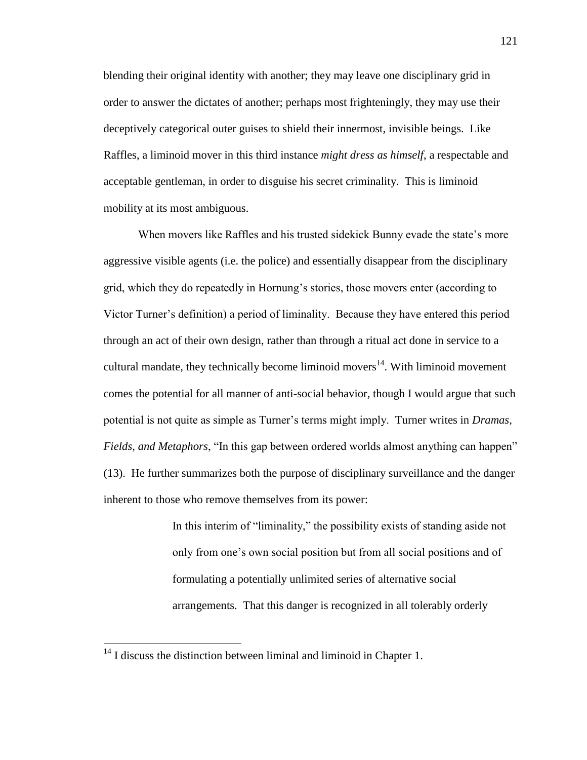blending their original identity with another; they may leave one disciplinary grid in order to answer the dictates of another; perhaps most frighteningly, they may use their deceptively categorical outer guises to shield their innermost, invisible beings. Like Raffles, a liminoid mover in this third instance *might dress as himself*, a respectable and acceptable gentleman, in order to disguise his secret criminality. This is liminoid mobility at its most ambiguous.

When movers like Raffles and his trusted sidekick Bunny evade the state's more aggressive visible agents (i.e. the police) and essentially disappear from the disciplinary grid, which they do repeatedly in Hornung's stories, those movers enter (according to Victor Turner's definition) a period of liminality. Because they have entered this period through an act of their own design, rather than through a ritual act done in service to a cultural mandate, they technically become liminoid movers[14]. With liminoid movement comes the potential for all manner of anti-social behavior, though I would argue that such potential is not quite as simple as Turner's terms might imply. Turner writes in *Dramas, Fields, and Metaphors*, "In this gap between ordered worlds almost anything can happen" (13). He further summarizes both the purpose of disciplinary surveillance and the danger inherent to those who remove themselves from its power:

> In this interim of "liminality," the possibility exists of standing aside not only from one's own social position but from all social positions and of formulating a potentially unlimited series of alternative social arrangements. That this danger is recognized in all tolerably orderly

---

[14] I discuss the distinction between liminal and liminoid in Chapter 1.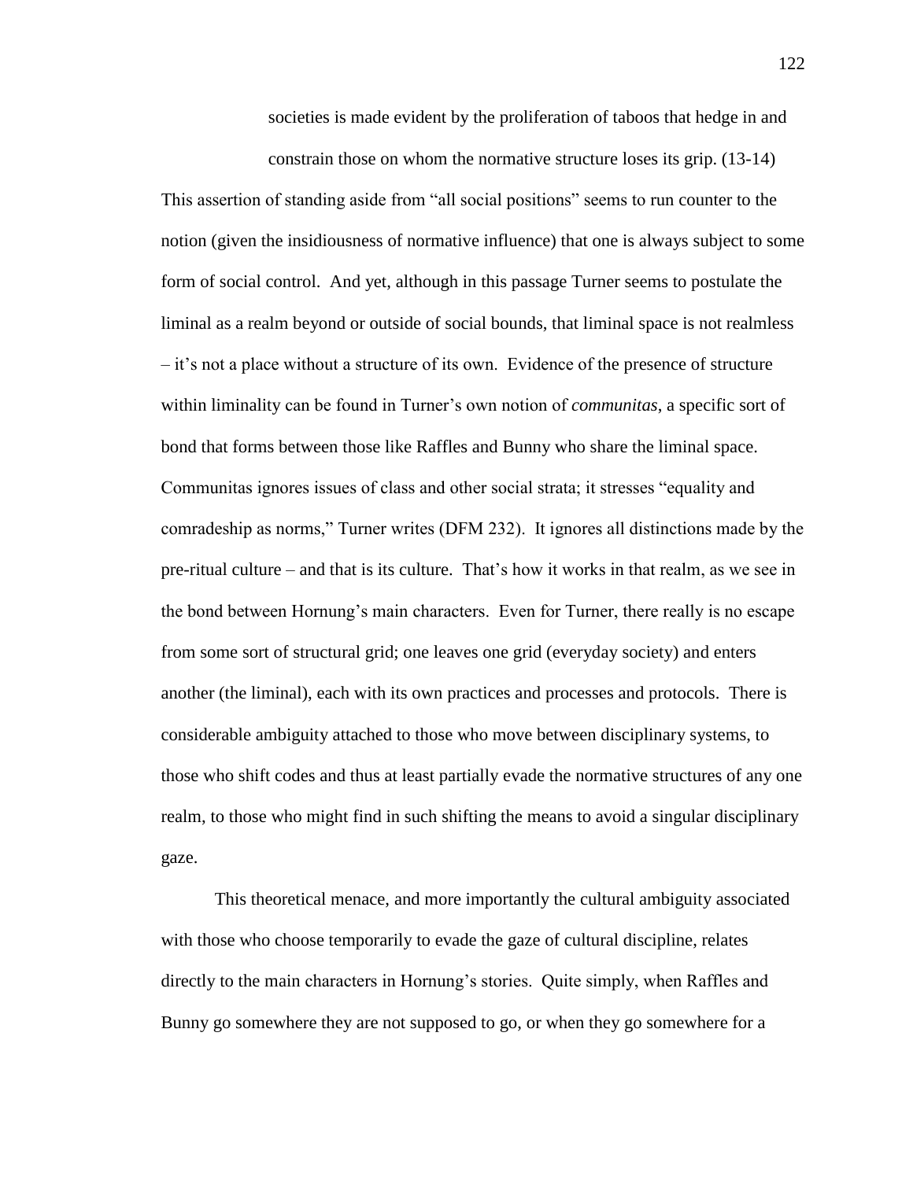> societies is made evident by the proliferation of taboos that hedge in and constrain those on whom the normative structure loses its grip. (13-14)

This assertion of standing aside from "all social positions" seems to run counter to the notion (given the insidiousness of normative influence) that one is always subject to some form of social control. And yet, although in this passage Turner seems to postulate the liminal as a realm beyond or outside of social bounds, that liminal space is not realmless – it's not a place without a structure of its own. Evidence of the presence of structure within liminality can be found in Turner's own notion of *communitas*, a specific sort of bond that forms between those like Raffles and Bunny who share the liminal space. Communitas ignores issues of class and other social strata; it stresses "equality and comradeship as norms," Turner writes (DFM 232). It ignores all distinctions made by the pre-ritual culture – and that is its culture. That's how it works in that realm, as we see in the bond between Hornung's main characters. Even for Turner, there really is no escape from some sort of structural grid; one leaves one grid (everyday society) and enters another (the liminal), each with its own practices and processes and protocols. There is considerable ambiguity attached to those who move between disciplinary systems, to those who shift codes and thus at least partially evade the normative structures of any one realm, to those who might find in such shifting the means to avoid a singular disciplinary gaze.

This theoretical menace, and more importantly the cultural ambiguity associated with those who choose temporarily to evade the gaze of cultural discipline, relates directly to the main characters in Hornung's stories. Quite simply, when Raffles and Bunny go somewhere they are not supposed to go, or when they go somewhere for a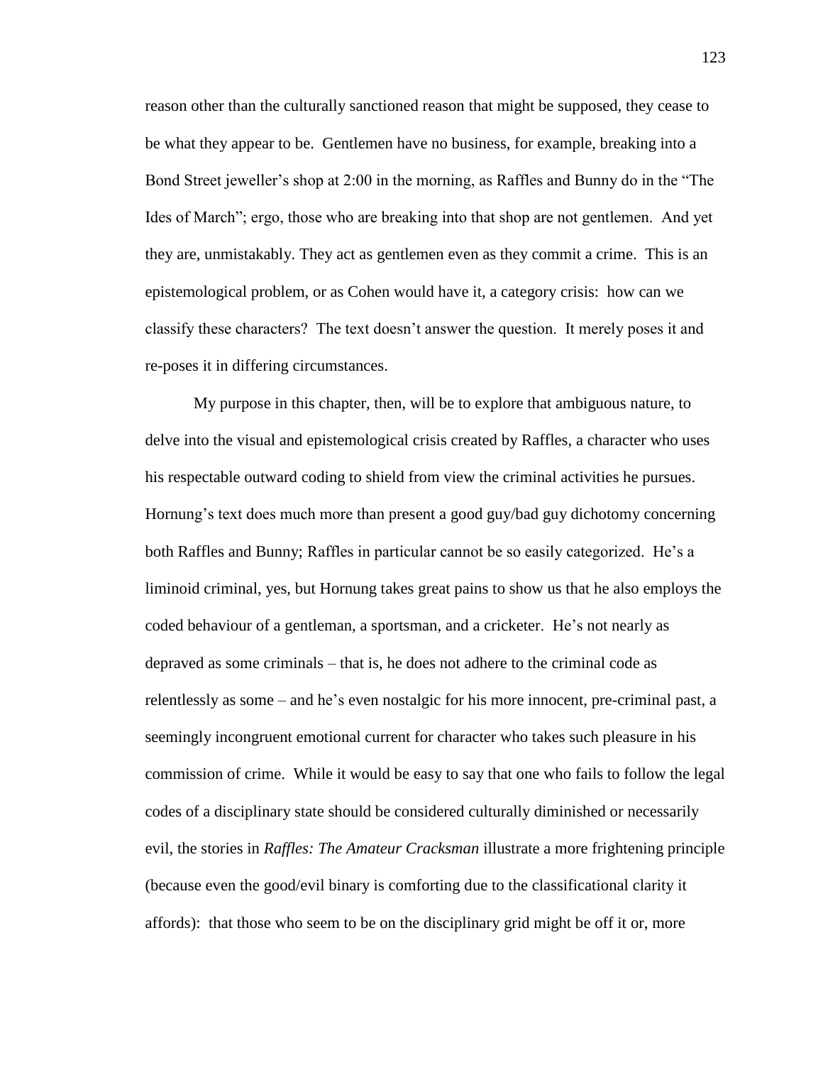reason other than the culturally sanctioned reason that might be supposed, they cease to be what they appear to be. Gentlemen have no business, for example, breaking into a Bond Street jeweller's shop at 2:00 in the morning, as Raffles and Bunny do in the "The Ides of March"; ergo, those who are breaking into that shop are not gentlemen. And yet they are, unmistakably. They act as gentlemen even as they commit a crime. This is an epistemological problem, or as Cohen would have it, a category crisis: how can we classify these characters? The text doesn't answer the question. It merely poses it and re-poses it in differing circumstances.

My purpose in this chapter, then, will be to explore that ambiguous nature, to delve into the visual and epistemological crisis created by Raffles, a character who uses his respectable outward coding to shield from view the criminal activities he pursues. Hornung's text does much more than present a good guy/bad guy dichotomy concerning both Raffles and Bunny; Raffles in particular cannot be so easily categorized. He's a liminoid criminal, yes, but Hornung takes great pains to show us that he also employs the coded behaviour of a gentleman, a sportsman, and a cricketer. He's not nearly as depraved as some criminals – that is, he does not adhere to the criminal code as relentlessly as some – and he's even nostalgic for his more innocent, pre-criminal past, a seemingly incongruent emotional current for character who takes such pleasure in his commission of crime. While it would be easy to say that one who fails to follow the legal codes of a disciplinary state should be considered culturally diminished or necessarily evil, the stories in *Raffles: The Amateur Cracksman* illustrate a more frightening principle (because even the good/evil binary is comforting due to the classificational clarity it affords): that those who seem to be on the disciplinary grid might be off it or, more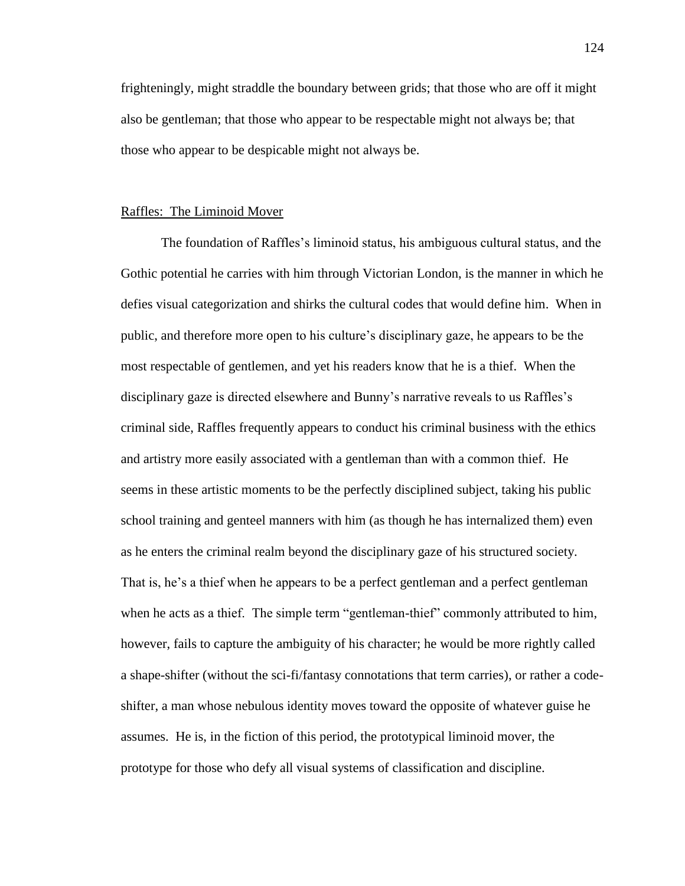frighteningly, might straddle the boundary between grids; that those who are off it might also be gentleman; that those who appear to be respectable might not always be; that those who appear to be despicable might not always be.

## Raffles: The Liminoid Mover

The foundation of Raffles's liminoid status, his ambiguous cultural status, and the Gothic potential he carries with him through Victorian London, is the manner in which he defies visual categorization and shirks the cultural codes that would define him. When in public, and therefore more open to his culture's disciplinary gaze, he appears to be the most respectable of gentlemen, and yet his readers know that he is a thief. When the disciplinary gaze is directed elsewhere and Bunny's narrative reveals to us Raffles's criminal side, Raffles frequently appears to conduct his criminal business with the ethics and artistry more easily associated with a gentleman than with a common thief. He seems in these artistic moments to be the perfectly disciplined subject, taking his public school training and genteel manners with him (as though he has internalized them) even as he enters the criminal realm beyond the disciplinary gaze of his structured society. That is, he's a thief when he appears to be a perfect gentleman and a perfect gentleman when he acts as a thief. The simple term "gentleman-thief" commonly attributed to him, however, fails to capture the ambiguity of his character; he would be more rightly called a shape-shifter (without the sci-fi/fantasy connotations that term carries), or rather a code-shifter, a man whose nebulous identity moves toward the opposite of whatever guise he assumes. He is, in the fiction of this period, the prototypical liminoid mover, the prototype for those who defy all visual systems of classification and discipline.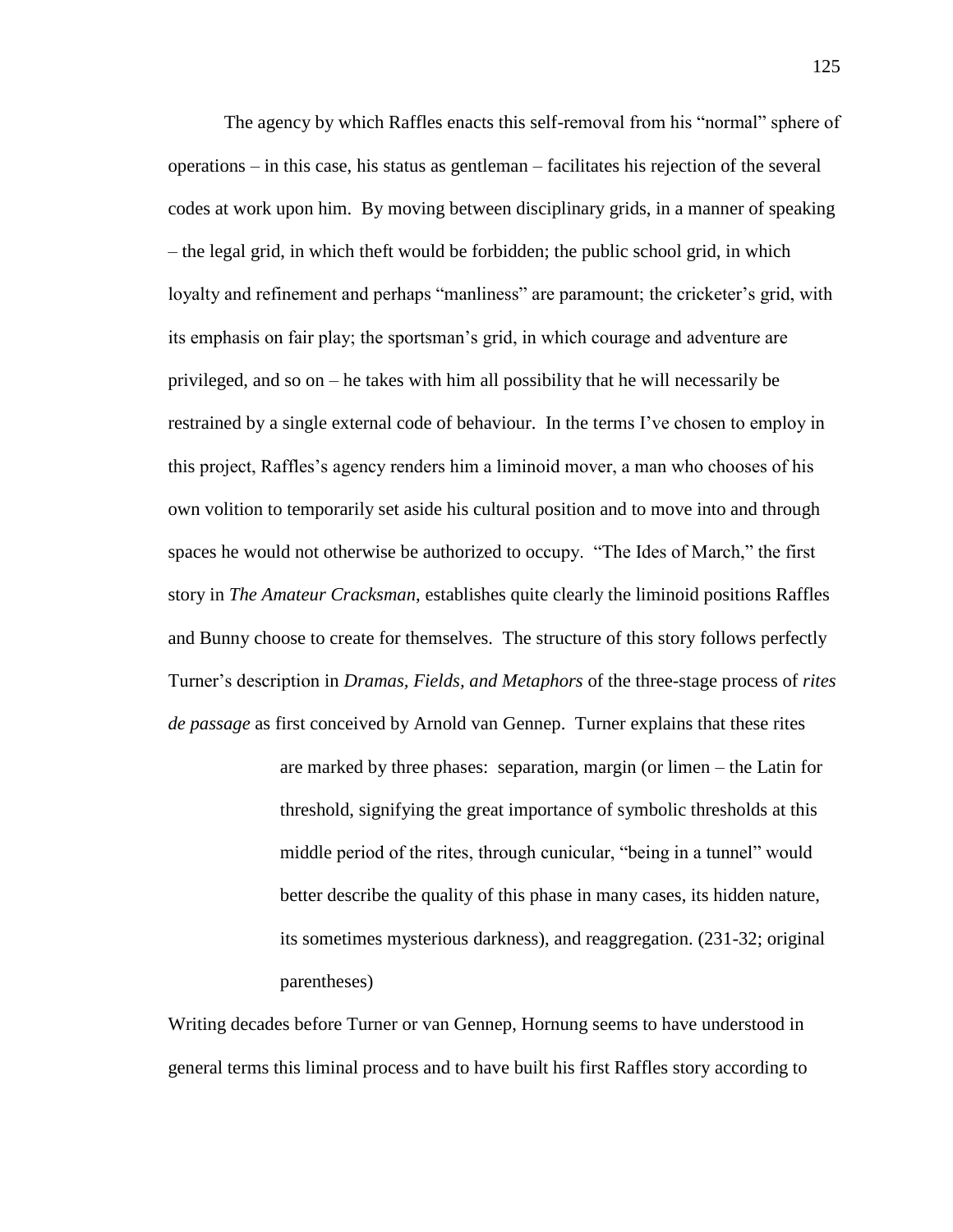The agency by which Raffles enacts this self-removal from his "normal" sphere of operations – in this case, his status as gentleman – facilitates his rejection of the several codes at work upon him. By moving between disciplinary grids, in a manner of speaking – the legal grid, in which theft would be forbidden; the public school grid, in which loyalty and refinement and perhaps "manliness" are paramount; the cricketer's grid, with its emphasis on fair play; the sportsman's grid, in which courage and adventure are privileged, and so on – he takes with him all possibility that he will necessarily be restrained by a single external code of behaviour. In the terms I've chosen to employ in this project, Raffles's agency renders him a liminoid mover, a man who chooses of his own volition to temporarily set aside his cultural position and to move into and through spaces he would not otherwise be authorized to occupy. "The Ides of March," the first story in *The Amateur Cracksman*, establishes quite clearly the liminoid positions Raffles and Bunny choose to create for themselves. The structure of this story follows perfectly Turner's description in *Dramas, Fields, and Metaphors* of the three-stage process of *rites de passage* as first conceived by Arnold van Gennep. Turner explains that these rites

> are marked by three phases: separation, margin (or limen – the Latin for threshold, signifying the great importance of symbolic thresholds at this middle period of the rites, through cunicular, "being in a tunnel" would better describe the quality of this phase in many cases, its hidden nature, its sometimes mysterious darkness), and reaggregation. (231-32; original parentheses)

Writing decades before Turner or van Gennep, Hornung seems to have understood in general terms this liminal process and to have built his first Raffles story according to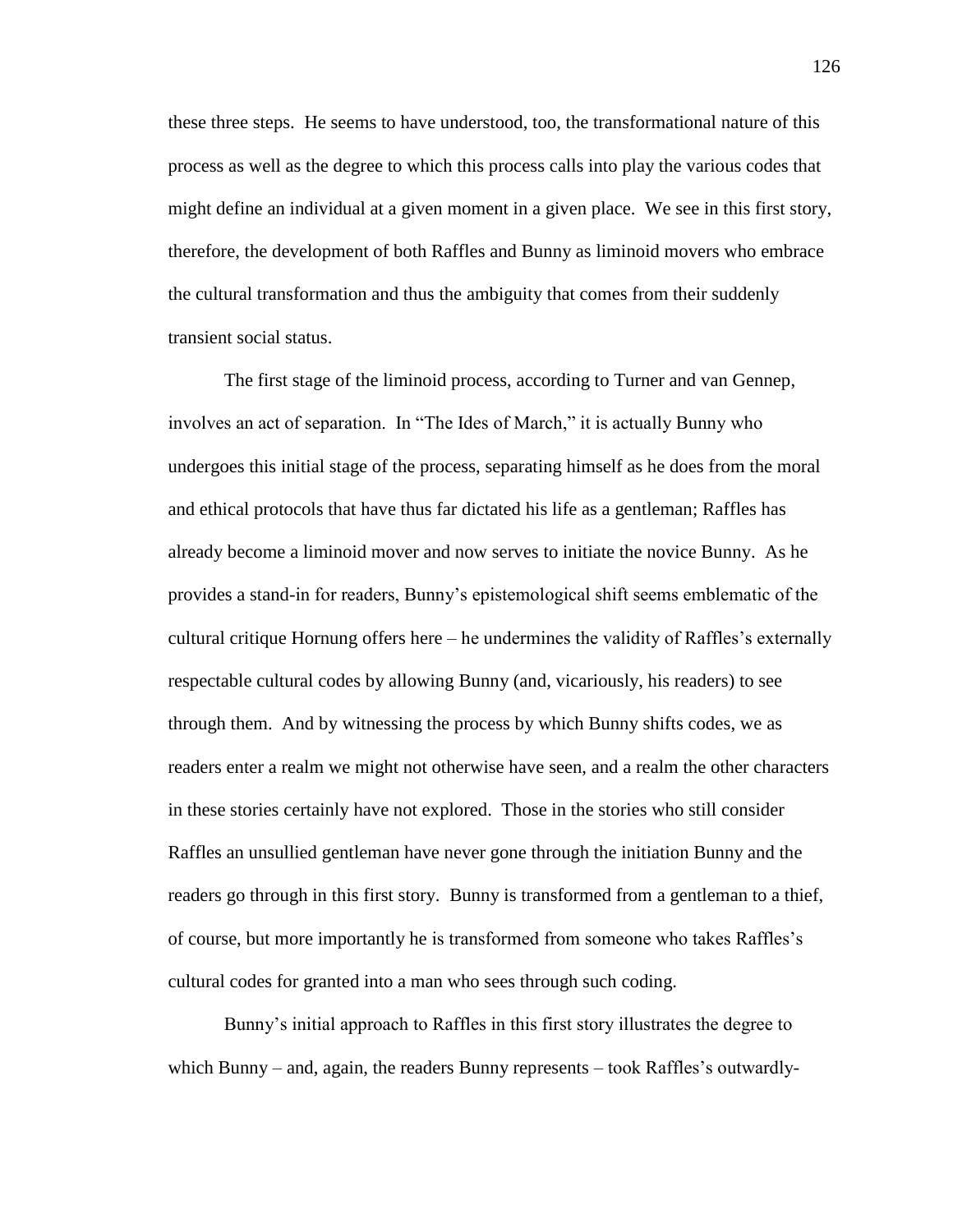these three steps. He seems to have understood, too, the transformational nature of this process as well as the degree to which this process calls into play the various codes that might define an individual at a given moment in a given place. We see in this first story, therefore, the development of both Raffles and Bunny as liminoid movers who embrace the cultural transformation and thus the ambiguity that comes from their suddenly transient social status.

The first stage of the liminoid process, according to Turner and van Gennep, involves an act of separation. In "The Ides of March," it is actually Bunny who undergoes this initial stage of the process, separating himself as he does from the moral and ethical protocols that have thus far dictated his life as a gentleman; Raffles has already become a liminoid mover and now serves to initiate the novice Bunny. As he provides a stand-in for readers, Bunny's epistemological shift seems emblematic of the cultural critique Hornung offers here – he undermines the validity of Raffles's externally respectable cultural codes by allowing Bunny (and, vicariously, his readers) to see through them. And by witnessing the process by which Bunny shifts codes, we as readers enter a realm we might not otherwise have seen, and a realm the other characters in these stories certainly have not explored. Those in the stories who still consider Raffles an unsullied gentleman have never gone through the initiation Bunny and the readers go through in this first story. Bunny is transformed from a gentleman to a thief, of course, but more importantly he is transformed from someone who takes Raffles's cultural codes for granted into a man who sees through such coding.

Bunny's initial approach to Raffles in this first story illustrates the degree to which Bunny – and, again, the readers Bunny represents – took Raffles's outwardly-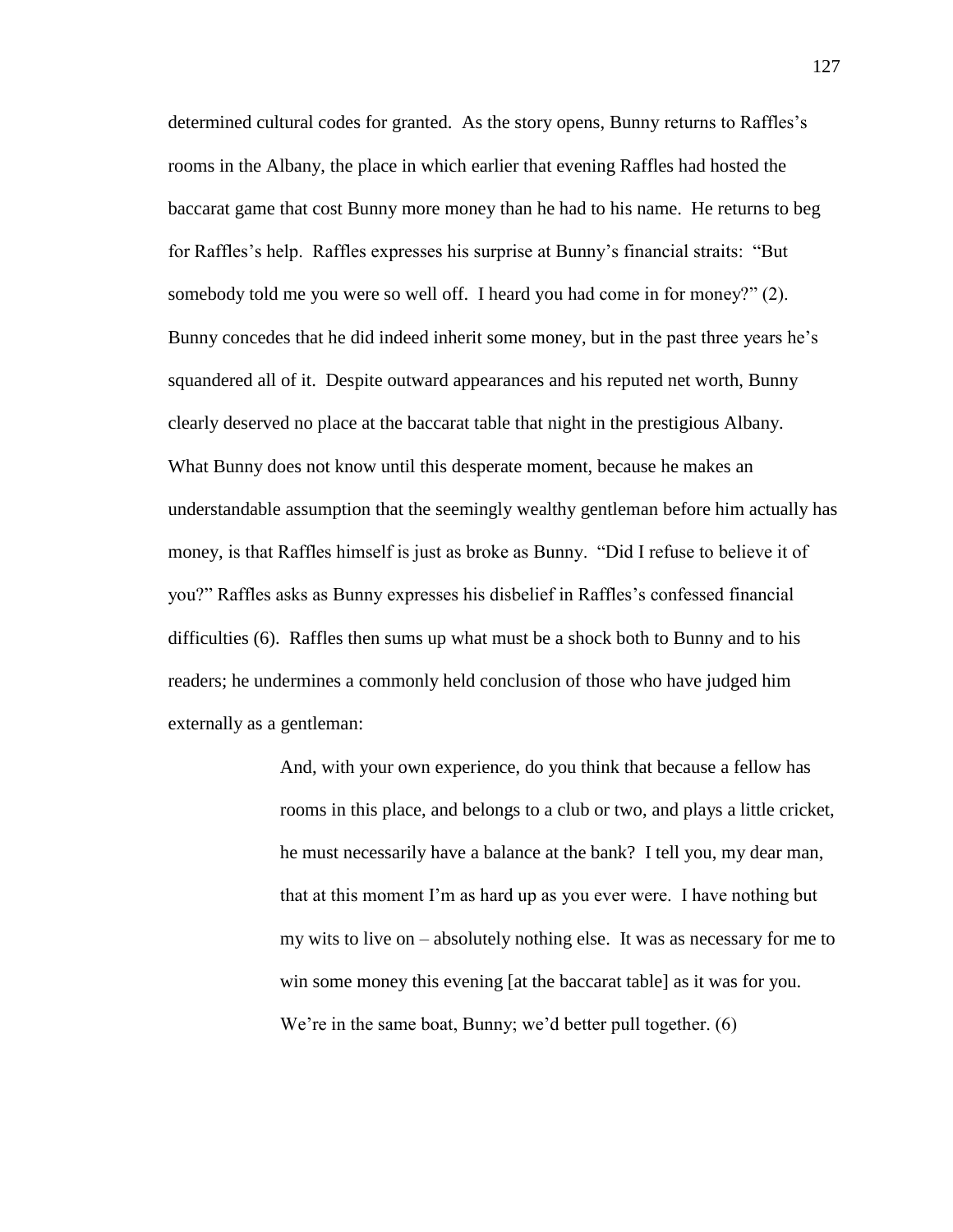determined cultural codes for granted. As the story opens, Bunny returns to Raffles's rooms in the Albany, the place in which earlier that evening Raffles had hosted the baccarat game that cost Bunny more money than he had to his name. He returns to beg for Raffles's help. Raffles expresses his surprise at Bunny's financial straits: "But somebody told me you were so well off. I heard you had come in for money?" (2). Bunny concedes that he did indeed inherit some money, but in the past three years he's squandered all of it. Despite outward appearances and his reputed net worth, Bunny clearly deserved no place at the baccarat table that night in the prestigious Albany. What Bunny does not know until this desperate moment, because he makes an understandable assumption that the seemingly wealthy gentleman before him actually has money, is that Raffles himself is just as broke as Bunny. "Did I refuse to believe it of you?" Raffles asks as Bunny expresses his disbelief in Raffles's confessed financial difficulties (6). Raffles then sums up what must be a shock both to Bunny and to his readers; he undermines a commonly held conclusion of those who have judged him externally as a gentleman:

> And, with your own experience, do you think that because a fellow has rooms in this place, and belongs to a club or two, and plays a little cricket, he must necessarily have a balance at the bank? I tell you, my dear man, that at this moment I'm as hard up as you ever were. I have nothing but my wits to live on – absolutely nothing else. It was as necessary for me to win some money this evening [at the baccarat table] as it was for you. We're in the same boat, Bunny; we'd better pull together. (6)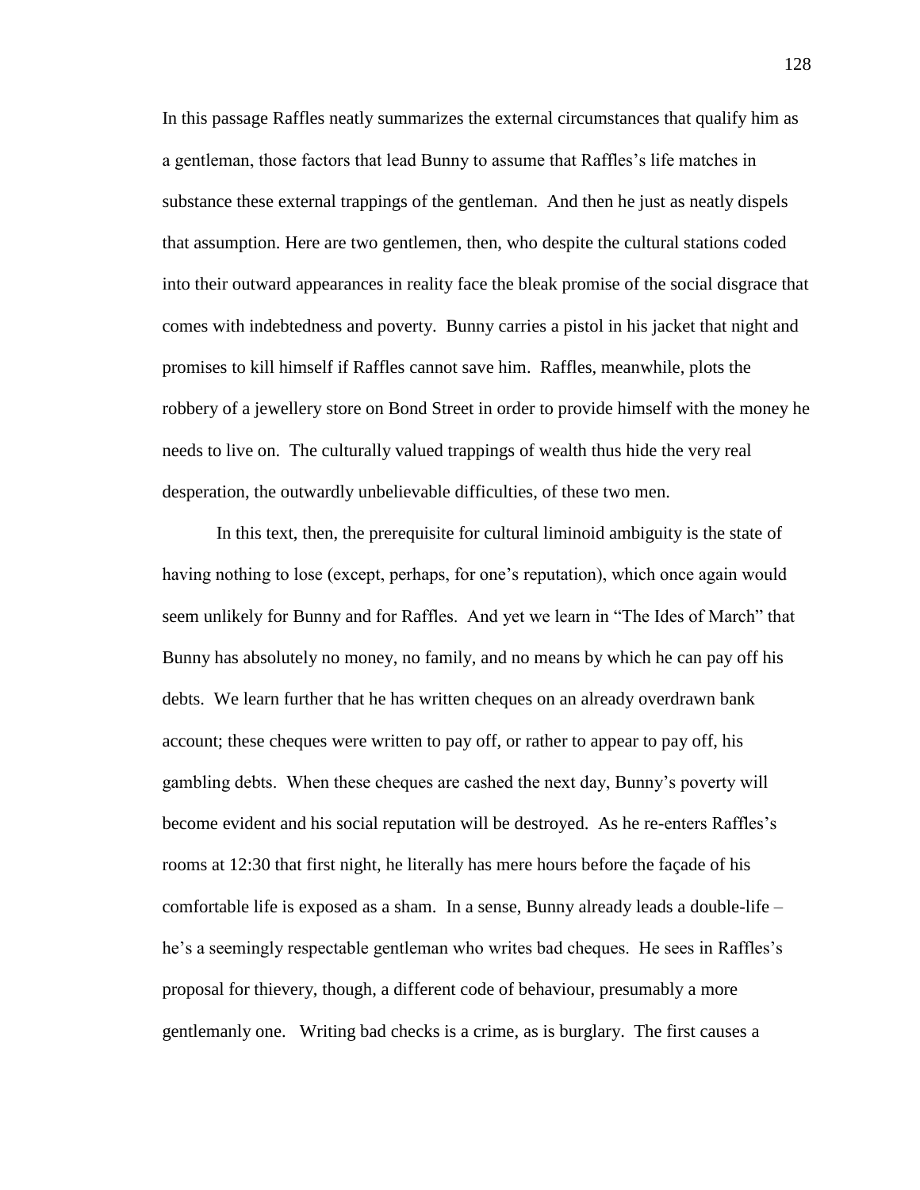In this passage Raffles neatly summarizes the external circumstances that qualify him as a gentleman, those factors that lead Bunny to assume that Raffles's life matches in substance these external trappings of the gentleman. And then he just as neatly dispels that assumption. Here are two gentlemen, then, who despite the cultural stations coded into their outward appearances in reality face the bleak promise of the social disgrace that comes with indebtedness and poverty. Bunny carries a pistol in his jacket that night and promises to kill himself if Raffles cannot save him. Raffles, meanwhile, plots the robbery of a jewellery store on Bond Street in order to provide himself with the money he needs to live on. The culturally valued trappings of wealth thus hide the very real desperation, the outwardly unbelievable difficulties, of these two men.

In this text, then, the prerequisite for cultural liminoid ambiguity is the state of having nothing to lose (except, perhaps, for one's reputation), which once again would seem unlikely for Bunny and for Raffles. And yet we learn in "The Ides of March" that Bunny has absolutely no money, no family, and no means by which he can pay off his debts. We learn further that he has written cheques on an already overdrawn bank account; these cheques were written to pay off, or rather to appear to pay off, his gambling debts. When these cheques are cashed the next day, Bunny's poverty will become evident and his social reputation will be destroyed. As he re-enters Raffles's rooms at 12:30 that first night, he literally has mere hours before the façade of his comfortable life is exposed as a sham. In a sense, Bunny already leads a double-life – he's a seemingly respectable gentleman who writes bad cheques. He sees in Raffles's proposal for thievery, though, a different code of behaviour, presumably a more gentlemanly one. Writing bad checks is a crime, as is burglary. The first causes a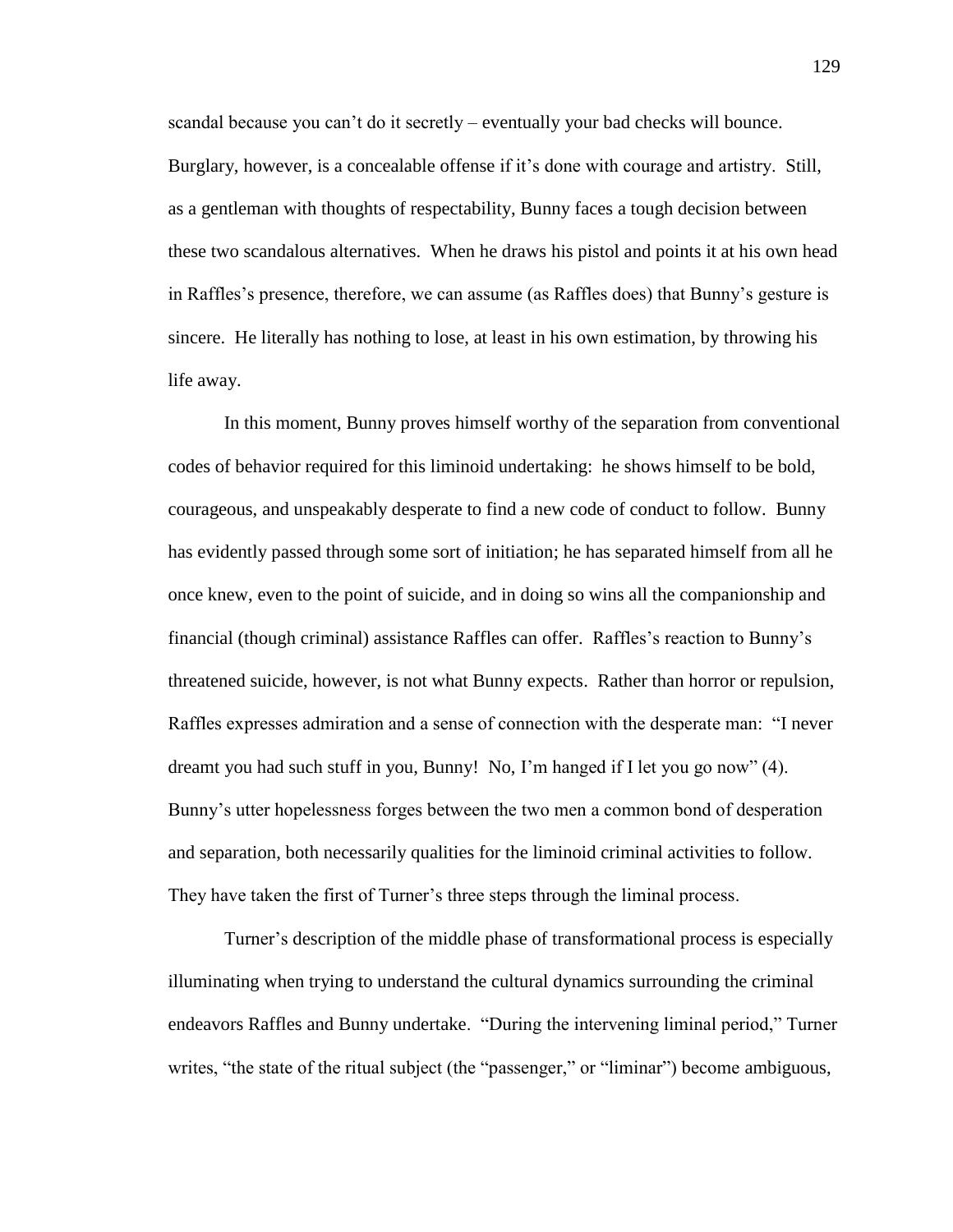scandal because you can't do it secretly – eventually your bad checks will bounce. Burglary, however, is a concealable offense if it's done with courage and artistry. Still, as a gentleman with thoughts of respectability, Bunny faces a tough decision between these two scandalous alternatives. When he draws his pistol and points it at his own head in Raffles's presence, therefore, we can assume (as Raffles does) that Bunny's gesture is sincere. He literally has nothing to lose, at least in his own estimation, by throwing his life away.

In this moment, Bunny proves himself worthy of the separation from conventional codes of behavior required for this liminoid undertaking: he shows himself to be bold, courageous, and unspeakably desperate to find a new code of conduct to follow. Bunny has evidently passed through some sort of initiation; he has separated himself from all he once knew, even to the point of suicide, and in doing so wins all the companionship and financial (though criminal) assistance Raffles can offer. Raffles's reaction to Bunny's threatened suicide, however, is not what Bunny expects. Rather than horror or repulsion, Raffles expresses admiration and a sense of connection with the desperate man: "I never dreamt you had such stuff in you, Bunny! No, I'm hanged if I let you go now" (4). Bunny's utter hopelessness forges between the two men a common bond of desperation and separation, both necessarily qualities for the liminoid criminal activities to follow. They have taken the first of Turner's three steps through the liminal process.

Turner's description of the middle phase of transformational process is especially illuminating when trying to understand the cultural dynamics surrounding the criminal endeavors Raffles and Bunny undertake. "During the intervening liminal period," Turner writes, "the state of the ritual subject (the "passenger," or "liminar") become ambiguous,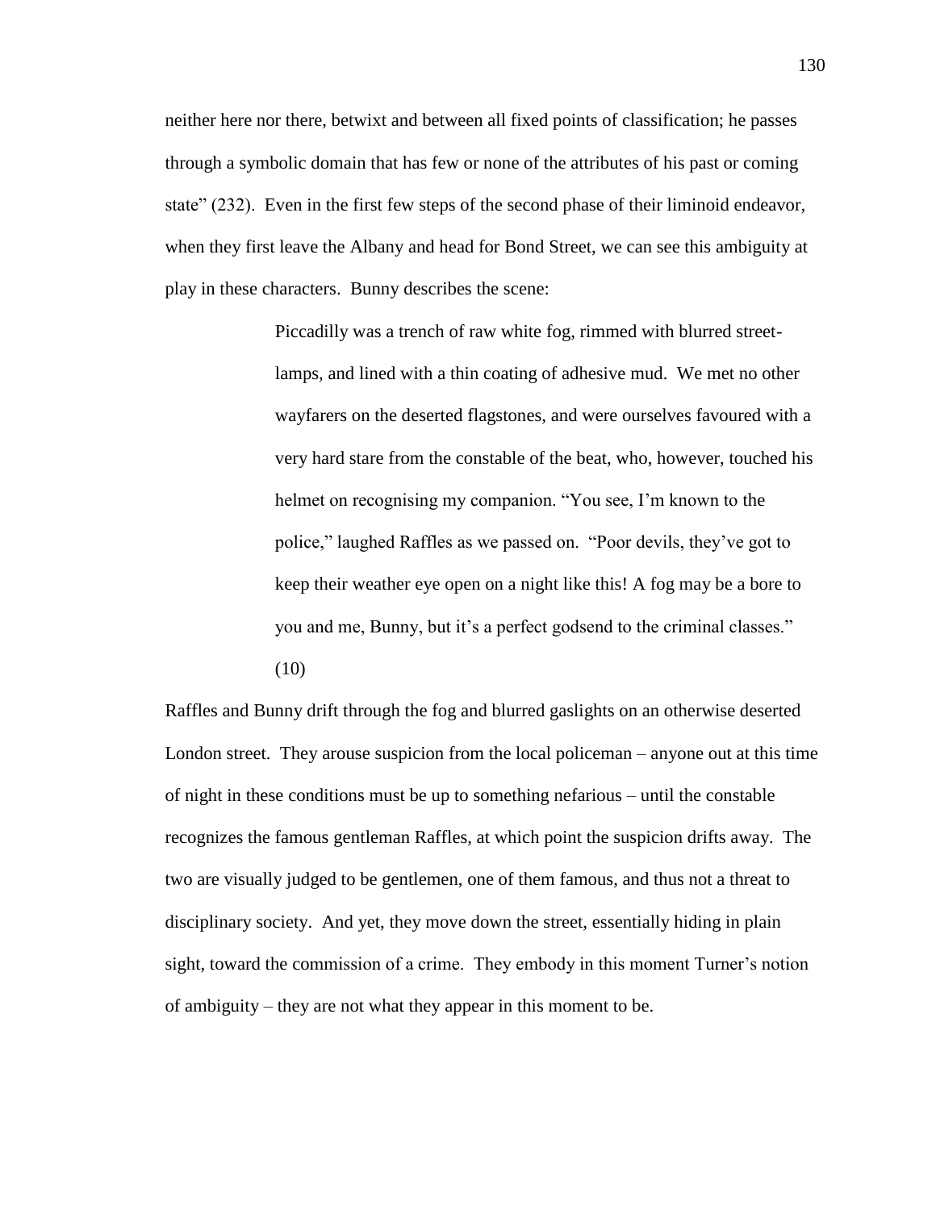neither here nor there, betwixt and between all fixed points of classification; he passes through a symbolic domain that has few or none of the attributes of his past or coming state" (232). Even in the first few steps of the second phase of their liminoid endeavor, when they first leave the Albany and head for Bond Street, we can see this ambiguity at play in these characters. Bunny describes the scene:

> Piccadilly was a trench of raw white fog, rimmed with blurred street-lamps, and lined with a thin coating of adhesive mud. We met no other wayfarers on the deserted flagstones, and were ourselves favoured with a very hard stare from the constable of the beat, who, however, touched his helmet on recognising my companion. "You see, I'm known to the police," laughed Raffles as we passed on. "Poor devils, they've got to keep their weather eye open on a night like this! A fog may be a bore to you and me, Bunny, but it's a perfect godsend to the criminal classes." (10)

Raffles and Bunny drift through the fog and blurred gaslights on an otherwise deserted London street. They arouse suspicion from the local policeman – anyone out at this time of night in these conditions must be up to something nefarious – until the constable recognizes the famous gentleman Raffles, at which point the suspicion drifts away. The two are visually judged to be gentlemen, one of them famous, and thus not a threat to disciplinary society. And yet, they move down the street, essentially hiding in plain sight, toward the commission of a crime. They embody in this moment Turner's notion of ambiguity – they are not what they appear in this moment to be.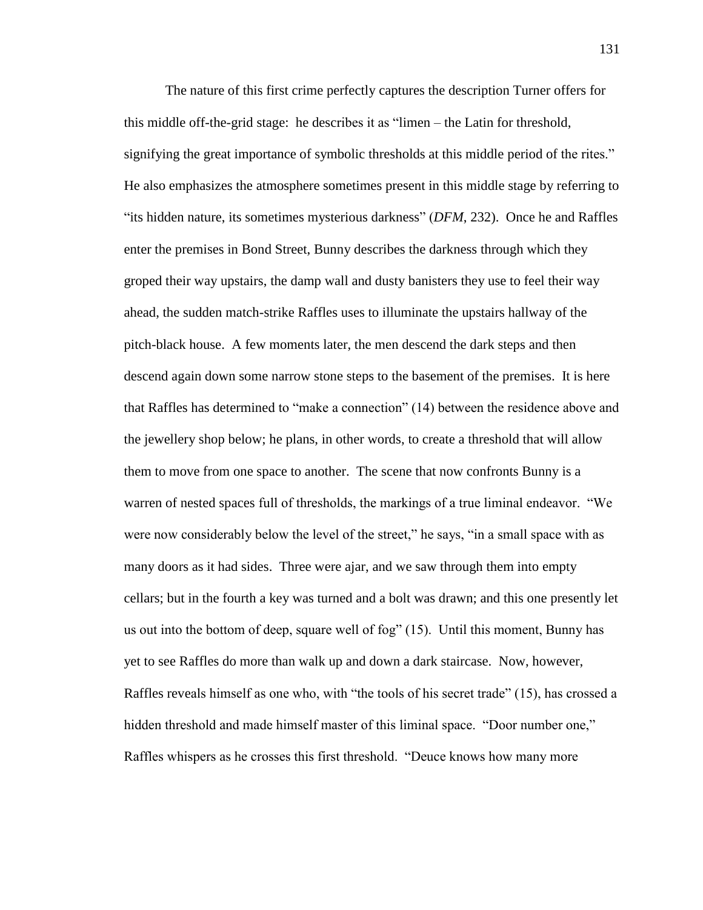The nature of this first crime perfectly captures the description Turner offers for this middle off-the-grid stage: he describes it as "limen – the Latin for threshold, signifying the great importance of symbolic thresholds at this middle period of the rites." He also emphasizes the atmosphere sometimes present in this middle stage by referring to "its hidden nature, its sometimes mysterious darkness" (*DFM*, 232). Once he and Raffles enter the premises in Bond Street, Bunny describes the darkness through which they groped their way upstairs, the damp wall and dusty banisters they use to feel their way ahead, the sudden match-strike Raffles uses to illuminate the upstairs hallway of the pitch-black house. A few moments later, the men descend the dark steps and then descend again down some narrow stone steps to the basement of the premises. It is here that Raffles has determined to "make a connection" (14) between the residence above and the jewellery shop below; he plans, in other words, to create a threshold that will allow them to move from one space to another. The scene that now confronts Bunny is a warren of nested spaces full of thresholds, the markings of a true liminal endeavor. "We were now considerably below the level of the street," he says, "in a small space with as many doors as it had sides. Three were ajar, and we saw through them into empty cellars; but in the fourth a key was turned and a bolt was drawn; and this one presently let us out into the bottom of deep, square well of fog" (15). Until this moment, Bunny has yet to see Raffles do more than walk up and down a dark staircase. Now, however, Raffles reveals himself as one who, with "the tools of his secret trade" (15), has crossed a hidden threshold and made himself master of this liminal space. "Door number one," Raffles whispers as he crosses this first threshold. "Deuce knows how many more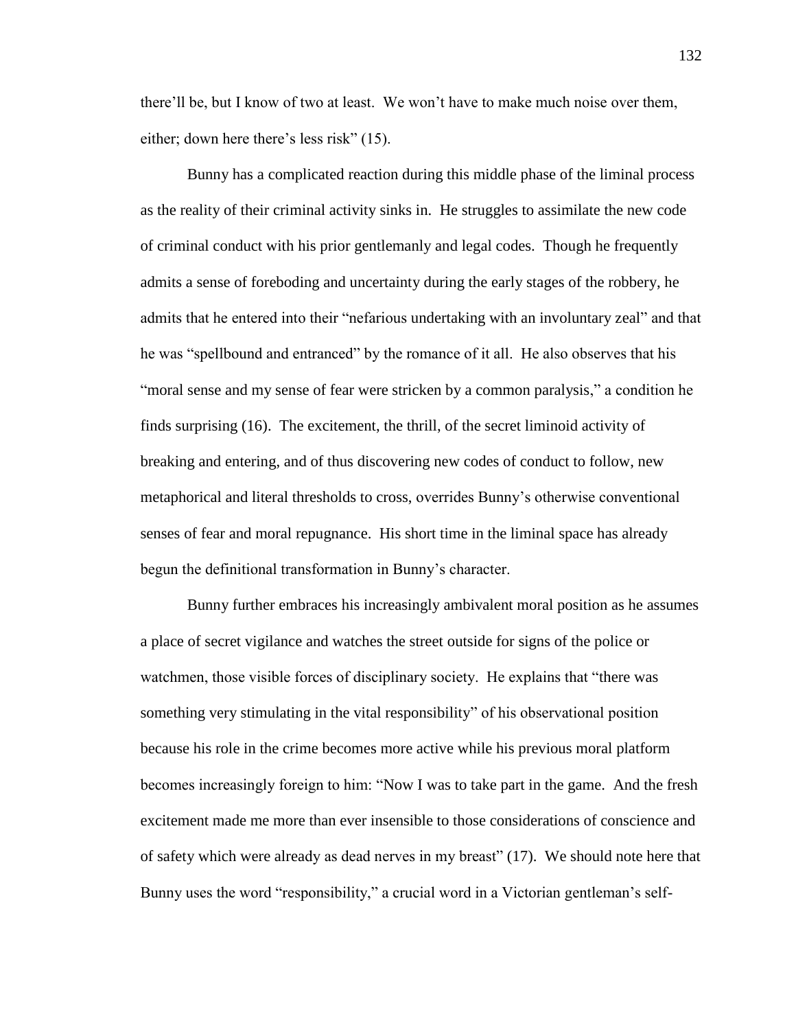there'll be, but I know of two at least. We won't have to make much noise over them, either; down here there's less risk" (15).

Bunny has a complicated reaction during this middle phase of the liminal process as the reality of their criminal activity sinks in. He struggles to assimilate the new code of criminal conduct with his prior gentlemanly and legal codes. Though he frequently admits a sense of foreboding and uncertainty during the early stages of the robbery, he admits that he entered into their "nefarious undertaking with an involuntary zeal" and that he was "spellbound and entranced" by the romance of it all. He also observes that his "moral sense and my sense of fear were stricken by a common paralysis," a condition he finds surprising (16). The excitement, the thrill, of the secret liminoid activity of breaking and entering, and of thus discovering new codes of conduct to follow, new metaphorical and literal thresholds to cross, overrides Bunny's otherwise conventional senses of fear and moral repugnance. His short time in the liminal space has already begun the definitional transformation in Bunny's character.

Bunny further embraces his increasingly ambivalent moral position as he assumes a place of secret vigilance and watches the street outside for signs of the police or watchmen, those visible forces of disciplinary society. He explains that "there was something very stimulating in the vital responsibility" of his observational position because his role in the crime becomes more active while his previous moral platform becomes increasingly foreign to him: "Now I was to take part in the game. And the fresh excitement made me more than ever insensible to those considerations of conscience and of safety which were already as dead nerves in my breast" (17). We should note here that Bunny uses the word "responsibility," a crucial word in a Victorian gentleman's self-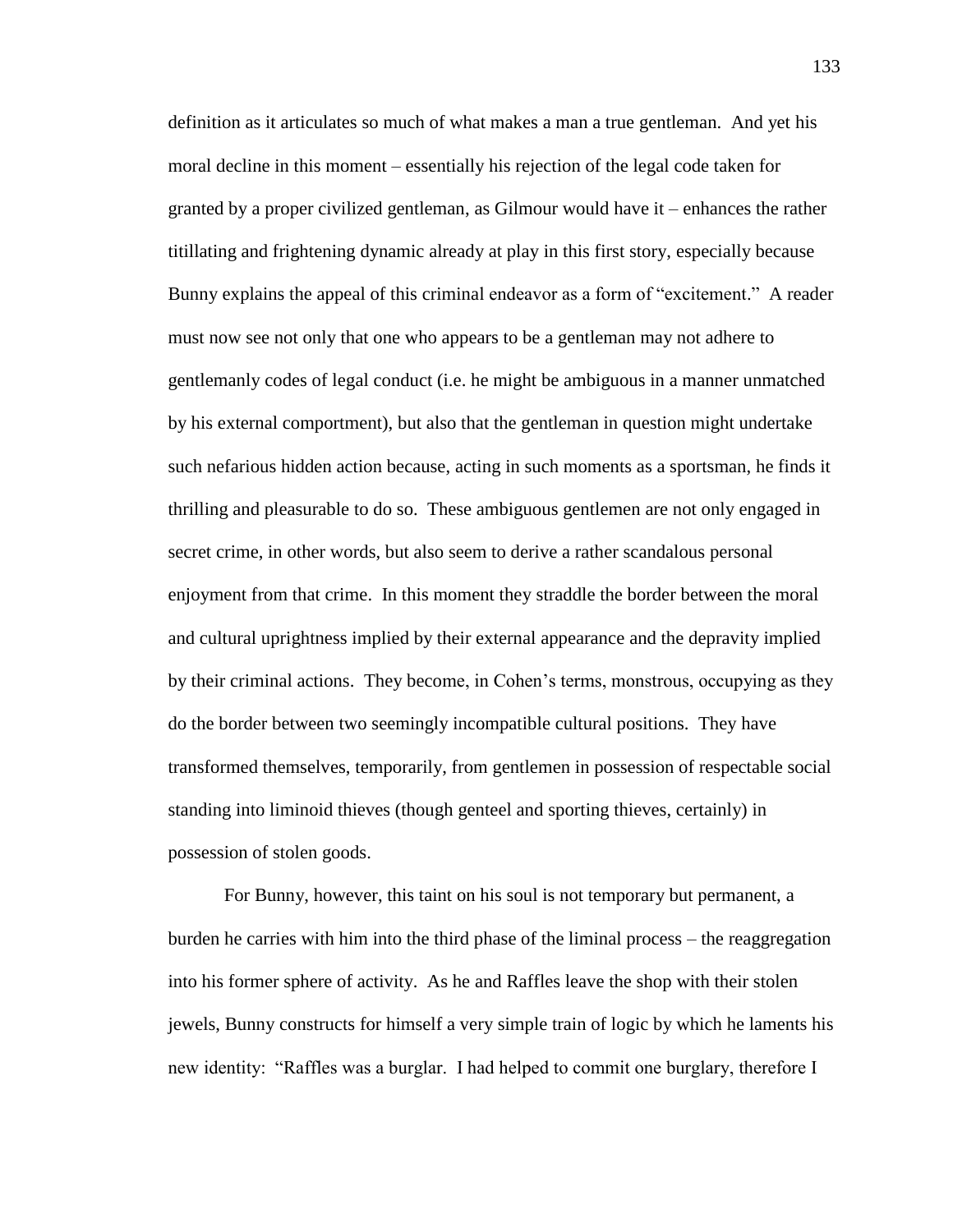definition as it articulates so much of what makes a man a true gentleman. And yet his moral decline in this moment – essentially his rejection of the legal code taken for granted by a proper civilized gentleman, as Gilmour would have it – enhances the rather titillating and frightening dynamic already at play in this first story, especially because Bunny explains the appeal of this criminal endeavor as a form of "excitement." A reader must now see not only that one who appears to be a gentleman may not adhere to gentlemanly codes of legal conduct (i.e. he might be ambiguous in a manner unmatched by his external comportment), but also that the gentleman in question might undertake such nefarious hidden action because, acting in such moments as a sportsman, he finds it thrilling and pleasurable to do so. These ambiguous gentlemen are not only engaged in secret crime, in other words, but also seem to derive a rather scandalous personal enjoyment from that crime. In this moment they straddle the border between the moral and cultural uprightness implied by their external appearance and the depravity implied by their criminal actions. They become, in Cohen's terms, monstrous, occupying as they do the border between two seemingly incompatible cultural positions. They have transformed themselves, temporarily, from gentlemen in possession of respectable social standing into liminoid thieves (though genteel and sporting thieves, certainly) in possession of stolen goods.

For Bunny, however, this taint on his soul is not temporary but permanent, a burden he carries with him into the third phase of the liminal process – the reaggregation into his former sphere of activity. As he and Raffles leave the shop with their stolen jewels, Bunny constructs for himself a very simple train of logic by which he laments his new identity: "Raffles was a burglar. I had helped to commit one burglary, therefore I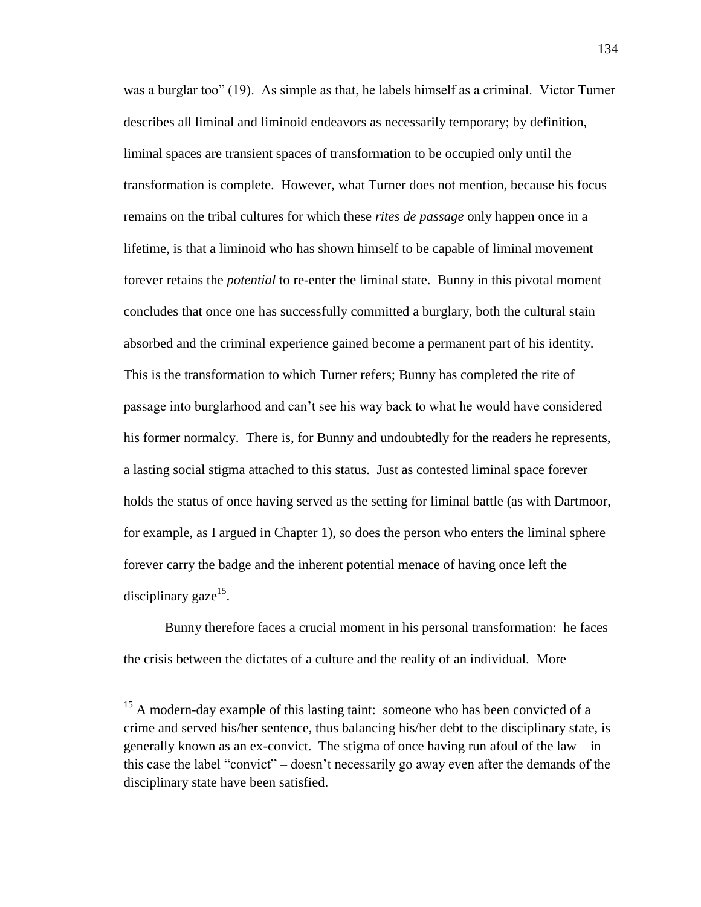was a burglar too" (19). As simple as that, he labels himself as a criminal. Victor Turner describes all liminal and liminoid endeavors as necessarily temporary; by definition, liminal spaces are transient spaces of transformation to be occupied only until the transformation is complete. However, what Turner does not mention, because his focus remains on the tribal cultures for which these *rites de passage* only happen once in a lifetime, is that a liminoid who has shown himself to be capable of liminal movement forever retains the *potential* to re-enter the liminal state. Bunny in this pivotal moment concludes that once one has successfully committed a burglary, both the cultural stain absorbed and the criminal experience gained become a permanent part of his identity. This is the transformation to which Turner refers; Bunny has completed the rite of passage into burglarhood and can't see his way back to what he would have considered his former normalcy. There is, for Bunny and undoubtedly for the readers he represents, a lasting social stigma attached to this status. Just as contested liminal space forever holds the status of once having served as the setting for liminal battle (as with Dartmoor, for example, as I argued in Chapter 1), so does the person who enters the liminal sphere forever carry the badge and the inherent potential menace of having once left the disciplinary gaze[15].

Bunny therefore faces a crucial moment in his personal transformation: he faces the crisis between the dictates of a culture and the reality of an individual. More

---

[15] A modern-day example of this lasting taint: someone who has been convicted of a crime and served his/her sentence, thus balancing his/her debt to the disciplinary state, is generally known as an ex-convict. The stigma of once having run afoul of the law – in this case the label "convict" – doesn't necessarily go away even after the demands of the disciplinary state have been satisfied.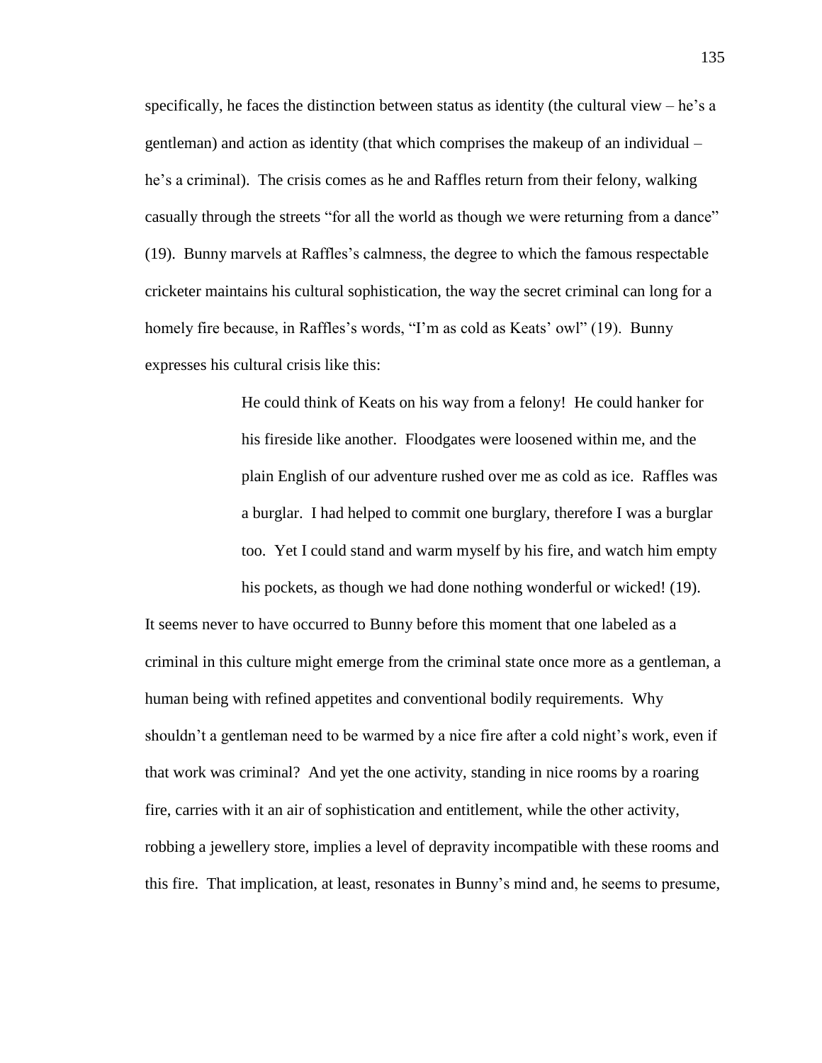specifically, he faces the distinction between status as identity (the cultural view – he's a gentleman) and action as identity (that which comprises the makeup of an individual – he's a criminal). The crisis comes as he and Raffles return from their felony, walking casually through the streets "for all the world as though we were returning from a dance" (19). Bunny marvels at Raffles's calmness, the degree to which the famous respectable cricketer maintains his cultural sophistication, the way the secret criminal can long for a homely fire because, in Raffles's words, "I'm as cold as Keats' owl" (19). Bunny expresses his cultural crisis like this:

> He could think of Keats on his way from a felony! He could hanker for his fireside like another. Floodgates were loosened within me, and the plain English of our adventure rushed over me as cold as ice. Raffles was a burglar. I had helped to commit one burglary, therefore I was a burglar too. Yet I could stand and warm myself by his fire, and watch him empty his pockets, as though we had done nothing wonderful or wicked! (19).

It seems never to have occurred to Bunny before this moment that one labeled as a criminal in this culture might emerge from the criminal state once more as a gentleman, a human being with refined appetites and conventional bodily requirements. Why shouldn't a gentleman need to be warmed by a nice fire after a cold night's work, even if that work was criminal? And yet the one activity, standing in nice rooms by a roaring fire, carries with it an air of sophistication and entitlement, while the other activity, robbing a jewellery store, implies a level of depravity incompatible with these rooms and this fire. That implication, at least, resonates in Bunny's mind and, he seems to presume,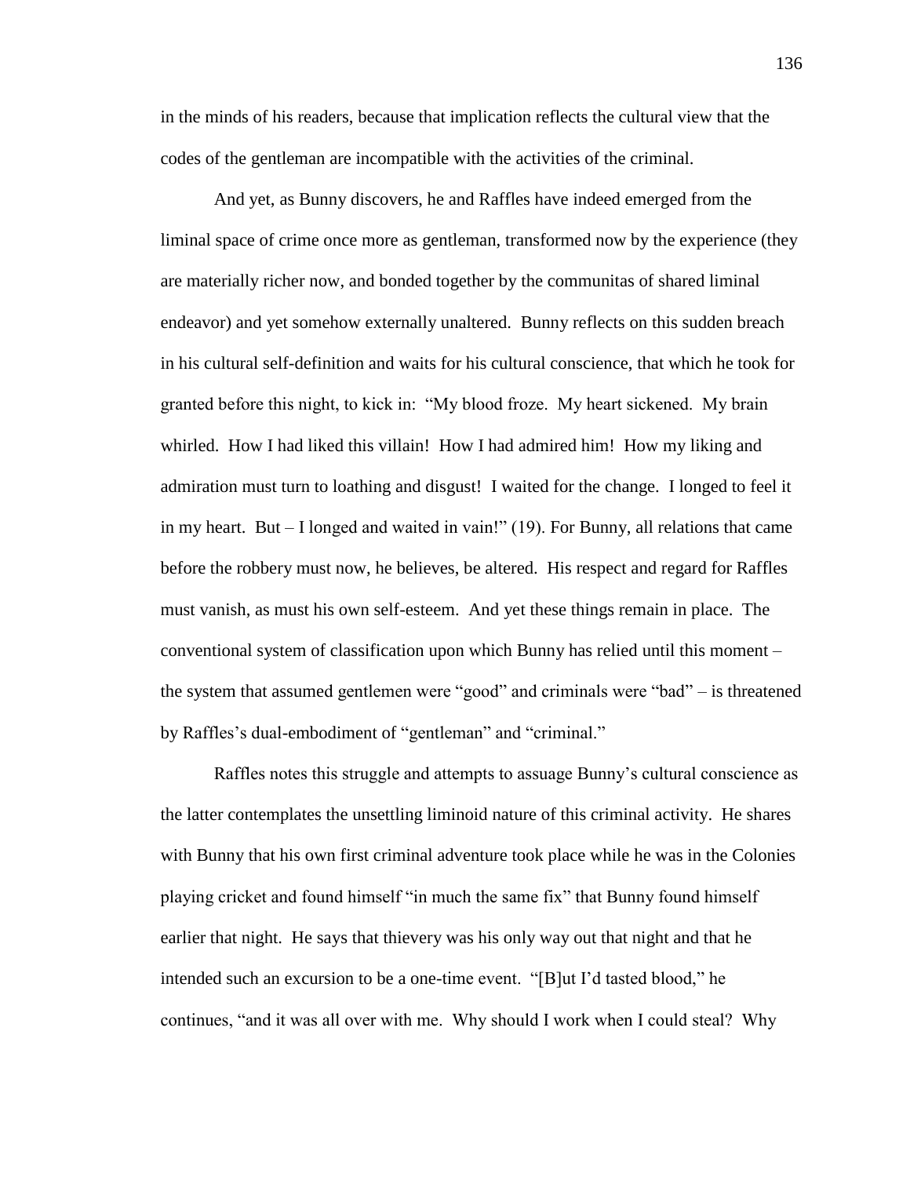in the minds of his readers, because that implication reflects the cultural view that the codes of the gentleman are incompatible with the activities of the criminal.

And yet, as Bunny discovers, he and Raffles have indeed emerged from the liminal space of crime once more as gentleman, transformed now by the experience (they are materially richer now, and bonded together by the communitas of shared liminal endeavor) and yet somehow externally unaltered. Bunny reflects on this sudden breach in his cultural self-definition and waits for his cultural conscience, that which he took for granted before this night, to kick in: "My blood froze. My heart sickened. My brain whirled. How I had liked this villain! How I had admired him! How my liking and admiration must turn to loathing and disgust! I waited for the change. I longed to feel it in my heart. But – I longed and waited in vain!" (19). For Bunny, all relations that came before the robbery must now, he believes, be altered. His respect and regard for Raffles must vanish, as must his own self-esteem. And yet these things remain in place. The conventional system of classification upon which Bunny has relied until this moment – the system that assumed gentlemen were "good" and criminals were "bad" – is threatened by Raffles's dual-embodiment of "gentleman" and "criminal."

Raffles notes this struggle and attempts to assuage Bunny's cultural conscience as the latter contemplates the unsettling liminoid nature of this criminal activity. He shares with Bunny that his own first criminal adventure took place while he was in the Colonies playing cricket and found himself "in much the same fix" that Bunny found himself earlier that night. He says that thievery was his only way out that night and that he intended such an excursion to be a one-time event. "[B]ut I'd tasted blood," he continues, "and it was all over with me. Why should I work when I could steal? Why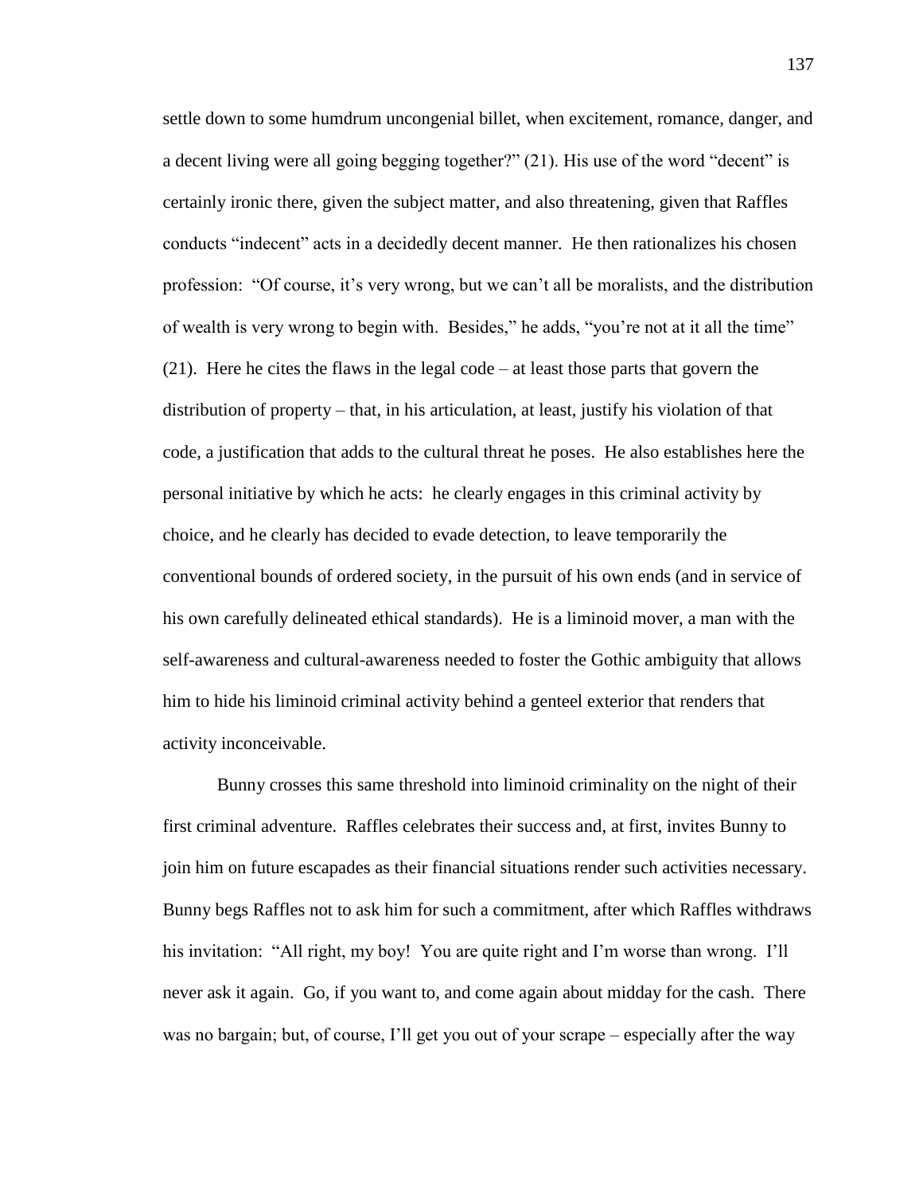settle down to some humdrum uncongenial billet, when excitement, romance, danger, and a decent living were all going begging together?" (21). His use of the word "decent" is certainly ironic there, given the subject matter, and also threatening, given that Raffles conducts "indecent" acts in a decidedly decent manner. He then rationalizes his chosen profession: "Of course, it's very wrong, but we can't all be moralists, and the distribution of wealth is very wrong to begin with. Besides," he adds, "you're not at it all the time" (21). Here he cites the flaws in the legal code – at least those parts that govern the distribution of property – that, in his articulation, at least, justify his violation of that code, a justification that adds to the cultural threat he poses. He also establishes here the personal initiative by which he acts: he clearly engages in this criminal activity by choice, and he clearly has decided to evade detection, to leave temporarily the conventional bounds of ordered society, in the pursuit of his own ends (and in service of his own carefully delineated ethical standards). He is a liminoid mover, a man with the self-awareness and cultural-awareness needed to foster the Gothic ambiguity that allows him to hide his liminoid criminal activity behind a genteel exterior that renders that activity inconceivable.

Bunny crosses this same threshold into liminoid criminality on the night of their first criminal adventure. Raffles celebrates their success and, at first, invites Bunny to join him on future escapades as their financial situations render such activities necessary. Bunny begs Raffles not to ask him for such a commitment, after which Raffles withdraws his invitation: "All right, my boy! You are quite right and I'm worse than wrong. I'll never ask it again. Go, if you want to, and come again about midday for the cash. There was no bargain; but, of course, I'll get you out of your scrape – especially after the way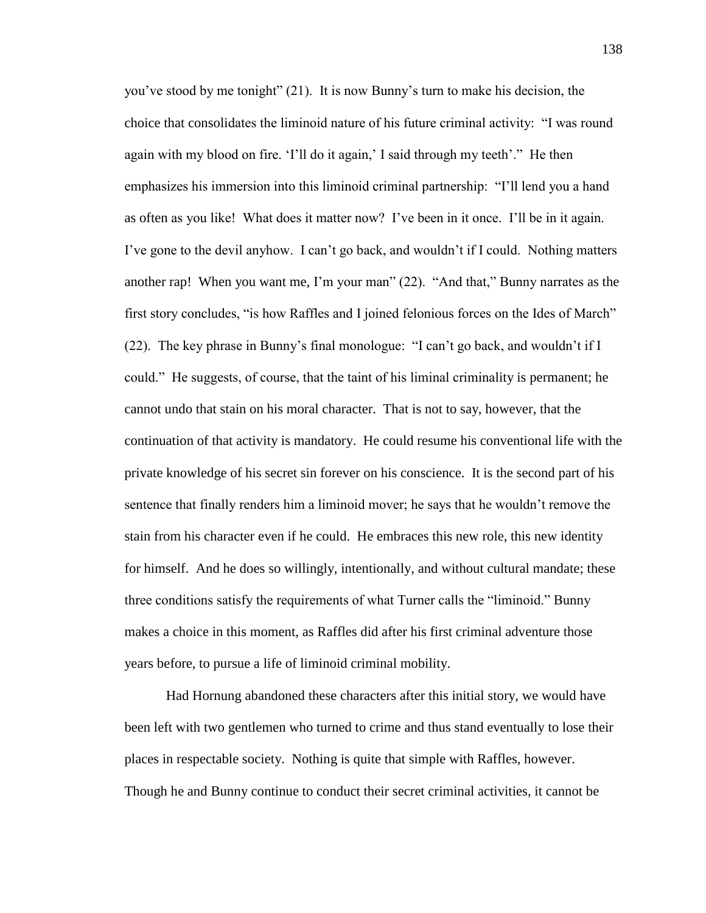you've stood by me tonight" (21). It is now Bunny's turn to make his decision, the choice that consolidates the liminoid nature of his future criminal activity: "I was round again with my blood on fire. 'I'll do it again,' I said through my teeth'." He then emphasizes his immersion into this liminoid criminal partnership: "I'll lend you a hand as often as you like! What does it matter now? I've been in it once. I'll be in it again. I've gone to the devil anyhow. I can't go back, and wouldn't if I could. Nothing matters another rap! When you want me, I'm your man" (22). "And that," Bunny narrates as the first story concludes, "is how Raffles and I joined felonious forces on the Ides of March" (22). The key phrase in Bunny's final monologue: "I can't go back, and wouldn't if I could." He suggests, of course, that the taint of his liminal criminality is permanent; he cannot undo that stain on his moral character. That is not to say, however, that the continuation of that activity is mandatory. He could resume his conventional life with the private knowledge of his secret sin forever on his conscience. It is the second part of his sentence that finally renders him a liminoid mover; he says that he wouldn't remove the stain from his character even if he could. He embraces this new role, this new identity for himself. And he does so willingly, intentionally, and without cultural mandate; these three conditions satisfy the requirements of what Turner calls the "liminoid." Bunny makes a choice in this moment, as Raffles did after his first criminal adventure those years before, to pursue a life of liminoid criminal mobility.

Had Hornung abandoned these characters after this initial story, we would have been left with two gentlemen who turned to crime and thus stand eventually to lose their places in respectable society. Nothing is quite that simple with Raffles, however. Though he and Bunny continue to conduct their secret criminal activities, it cannot be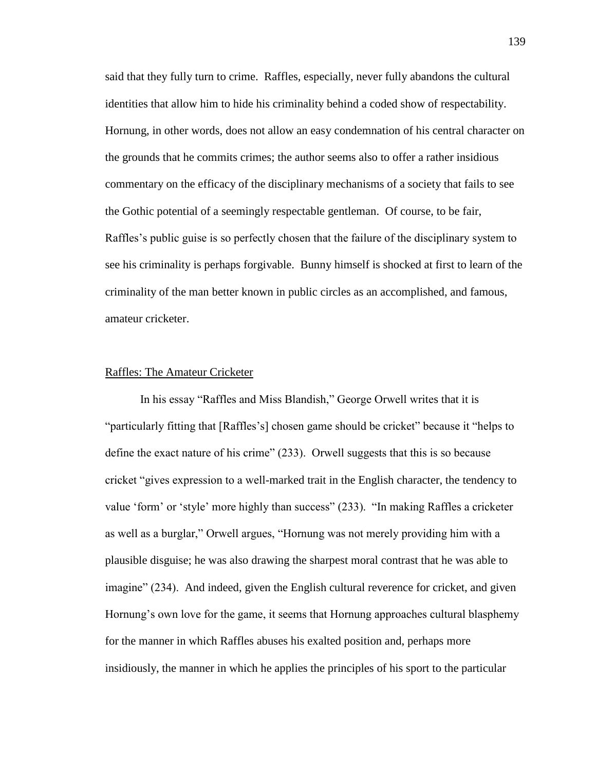said that they fully turn to crime. Raffles, especially, never fully abandons the cultural identities that allow him to hide his criminality behind a coded show of respectability. Hornung, in other words, does not allow an easy condemnation of his central character on the grounds that he commits crimes; the author seems also to offer a rather insidious commentary on the efficacy of the disciplinary mechanisms of a society that fails to see the Gothic potential of a seemingly respectable gentleman. Of course, to be fair, Raffles's public guise is so perfectly chosen that the failure of the disciplinary system to see his criminality is perhaps forgivable. Bunny himself is shocked at first to learn of the criminality of the man better known in public circles as an accomplished, and famous, amateur cricketer.

## Raffles: The Amateur Cricketer

In his essay "Raffles and Miss Blandish," George Orwell writes that it is "particularly fitting that [Raffles's] chosen game should be cricket" because it "helps to define the exact nature of his crime" (233). Orwell suggests that this is so because cricket "gives expression to a well-marked trait in the English character, the tendency to value 'form' or 'style' more highly than success" (233). "In making Raffles a cricketer as well as a burglar," Orwell argues, "Hornung was not merely providing him with a plausible disguise; he was also drawing the sharpest moral contrast that he was able to imagine" (234). And indeed, given the English cultural reverence for cricket, and given Hornung's own love for the game, it seems that Hornung approaches cultural blasphemy for the manner in which Raffles abuses his exalted position and, perhaps more insidiously, the manner in which he applies the principles of his sport to the particular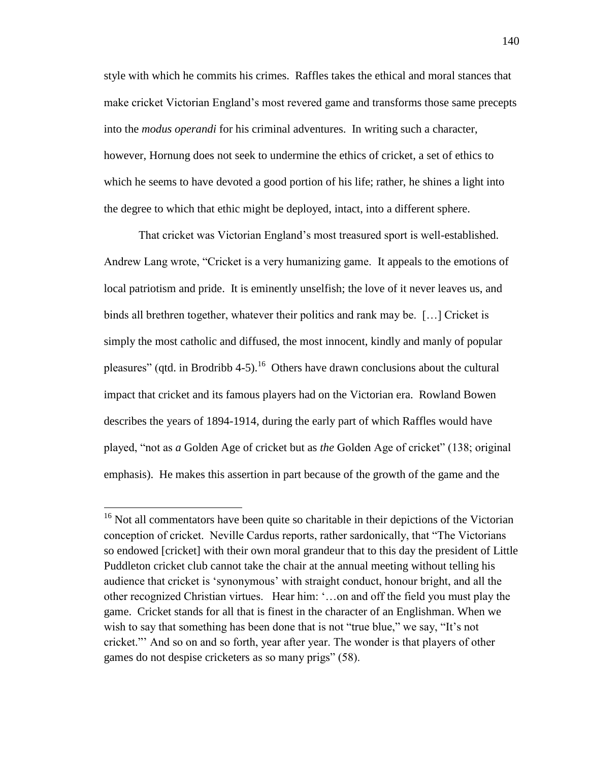style with which he commits his crimes. Raffles takes the ethical and moral stances that make cricket Victorian England's most revered game and transforms those same precepts into the *modus operandi* for his criminal adventures. In writing such a character, however, Hornung does not seek to undermine the ethics of cricket, a set of ethics to which he seems to have devoted a good portion of his life; rather, he shines a light into the degree to which that ethic might be deployed, intact, into a different sphere.

That cricket was Victorian England's most treasured sport is well-established. Andrew Lang wrote, "Cricket is a very humanizing game. It appeals to the emotions of local patriotism and pride. It is eminently unselfish; the love of it never leaves us, and binds all brethren together, whatever their politics and rank may be. […] Cricket is simply the most catholic and diffused, the most innocent, kindly and manly of popular pleasures" (qtd. in Brodribb 4-5).[16] Others have drawn conclusions about the cultural impact that cricket and its famous players had on the Victorian era. Rowland Bowen describes the years of 1894-1914, during the early part of which Raffles would have played, "not as *a* Golden Age of cricket but as *the* Golden Age of cricket" (138; original emphasis). He makes this assertion in part because of the growth of the game and the

---

[16] Not all commentators have been quite so charitable in their depictions of the Victorian conception of cricket. Neville Cardus reports, rather sardonically, that "The Victorians so endowed [cricket] with their own moral grandeur that to this day the president of Little Puddleton cricket club cannot take the chair at the annual meeting without telling his audience that cricket is 'synonymous' with straight conduct, honour bright, and all the other recognized Christian virtues. Hear him: '…on and off the field you must play the game. Cricket stands for all that is finest in the character of an Englishman. When we wish to say that something has been done that is not "true blue," we say, "It's not cricket."' And so on and so forth, year after year. The wonder is that players of other games do not despise cricketers as so many prigs" (58).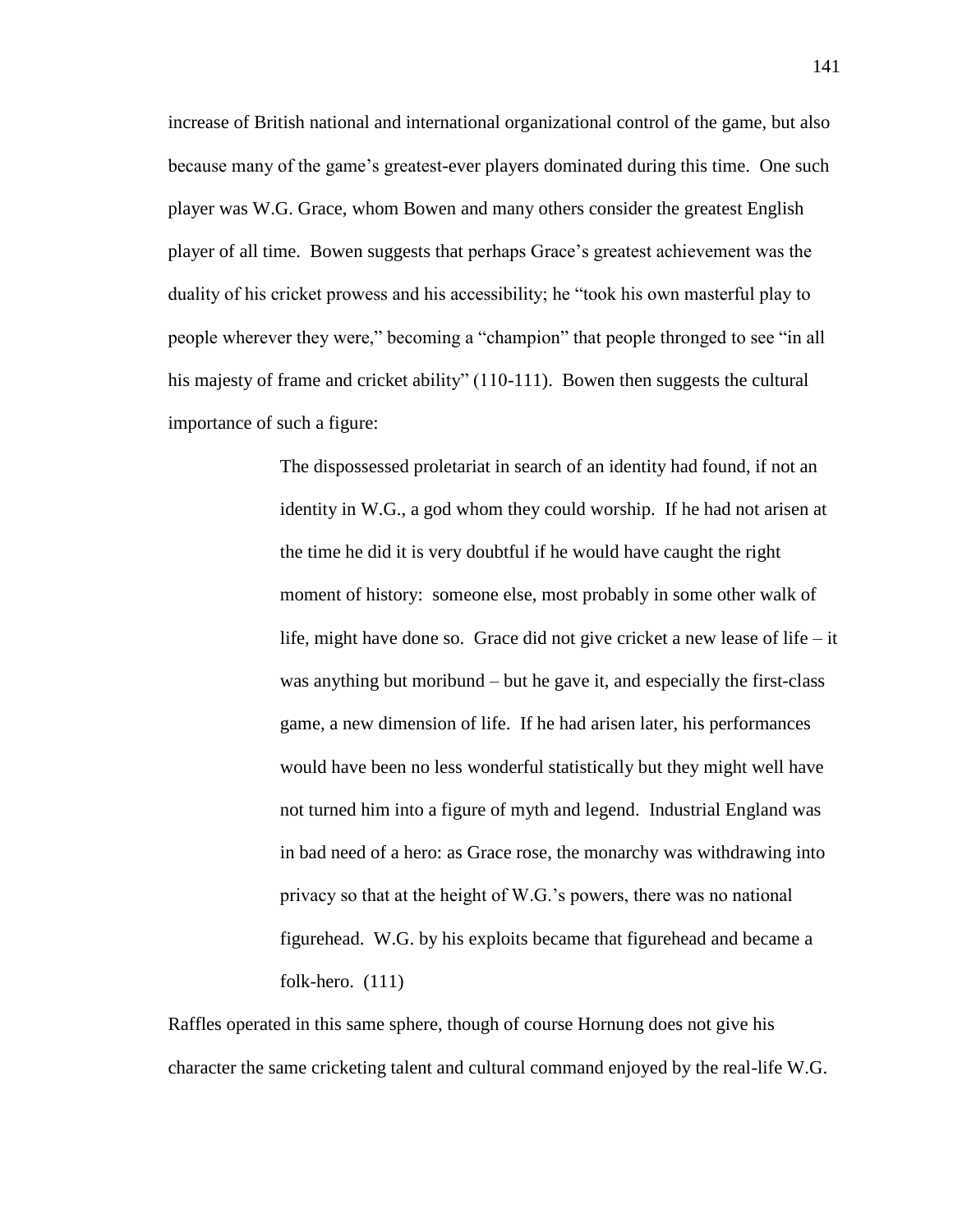increase of British national and international organizational control of the game, but also because many of the game's greatest-ever players dominated during this time. One such player was W.G. Grace, whom Bowen and many others consider the greatest English player of all time. Bowen suggests that perhaps Grace's greatest achievement was the duality of his cricket prowess and his accessibility; he "took his own masterful play to people wherever they were," becoming a "champion" that people thronged to see "in all his majesty of frame and cricket ability" (110-111). Bowen then suggests the cultural importance of such a figure:

> The dispossessed proletariat in search of an identity had found, if not an identity in W.G., a god whom they could worship. If he had not arisen at the time he did it is very doubtful if he would have caught the right moment of history: someone else, most probably in some other walk of life, might have done so. Grace did not give cricket a new lease of life – it was anything but moribund – but he gave it, and especially the first-class game, a new dimension of life. If he had arisen later, his performances would have been no less wonderful statistically but they might well have not turned him into a figure of myth and legend. Industrial England was in bad need of a hero: as Grace rose, the monarchy was withdrawing into privacy so that at the height of W.G.'s powers, there was no national figurehead. W.G. by his exploits became that figurehead and became a folk-hero. (111)

Raffles operated in this same sphere, though of course Hornung does not give his character the same cricketing talent and cultural command enjoyed by the real-life W.G.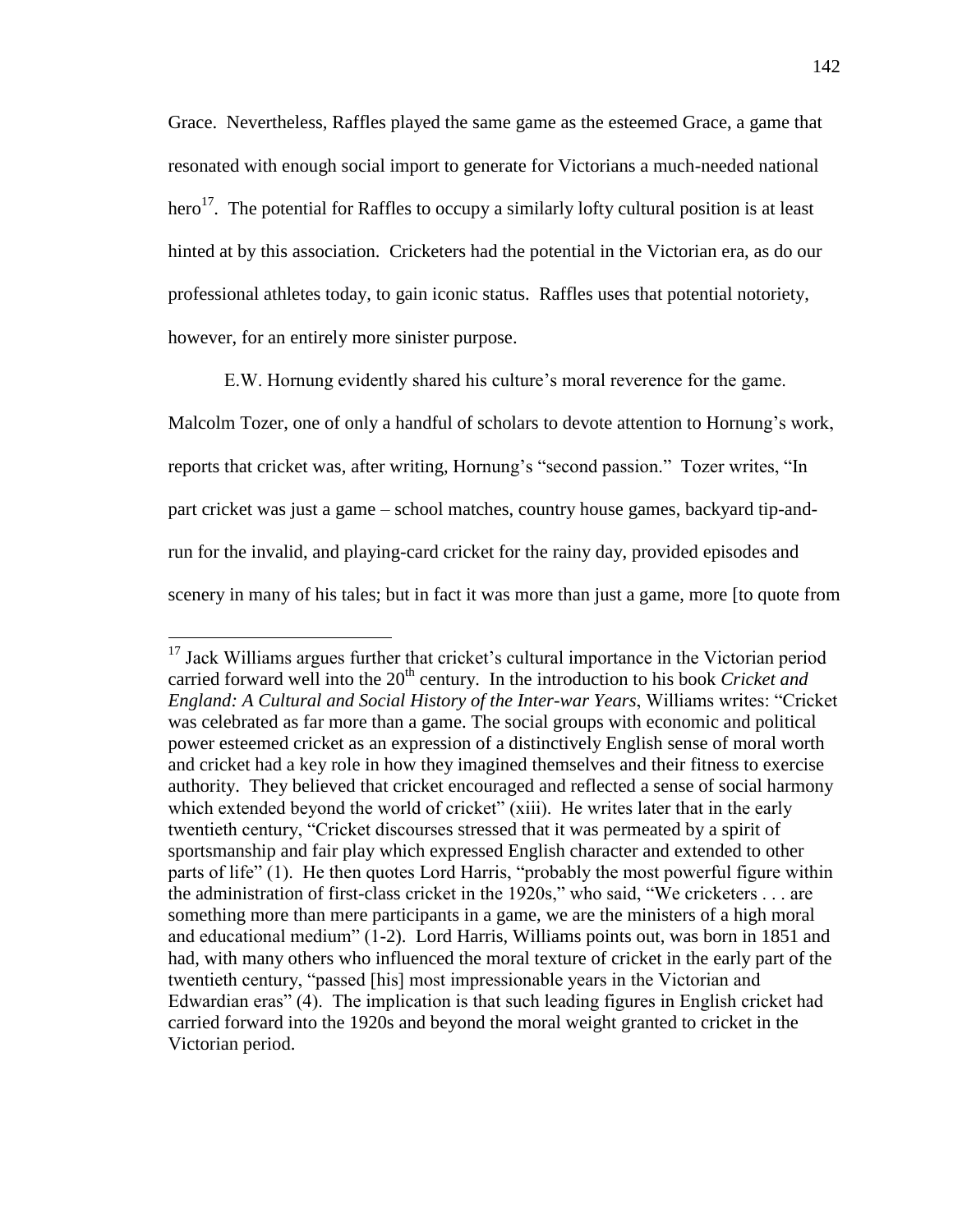Grace. Nevertheless, Raffles played the same game as the esteemed Grace, a game that resonated with enough social import to generate for Victorians a much-needed national hero[17]. The potential for Raffles to occupy a similarly lofty cultural position is at least hinted at by this association. Cricketers had the potential in the Victorian era, as do our professional athletes today, to gain iconic status. Raffles uses that potential notoriety, however, for an entirely more sinister purpose.

E.W. Hornung evidently shared his culture's moral reverence for the game. Malcolm Tozer, one of only a handful of scholars to devote attention to Hornung's work, reports that cricket was, after writing, Hornung's "second passion." Tozer writes, "In part cricket was just a game – school matches, country house games, backyard tip-and-run for the invalid, and playing-card cricket for the rainy day, provided episodes and scenery in many of his tales; but in fact it was more than just a game, more [to quote from

---

[17] Jack Williams argues further that cricket's cultural importance in the Victorian period carried forward well into the 20th century. In the introduction to his book *Cricket and England: A Cultural and Social History of the Inter-war Years*, Williams writes: "Cricket was celebrated as far more than a game. The social groups with economic and political power esteemed cricket as an expression of a distinctively English sense of moral worth and cricket had a key role in how they imagined themselves and their fitness to exercise authority. They believed that cricket encouraged and reflected a sense of social harmony which extended beyond the world of cricket" (xiii). He writes later that in the early twentieth century, "Cricket discourses stressed that it was permeated by a spirit of sportsmanship and fair play which expressed English character and extended to other parts of life" (1). He then quotes Lord Harris, "probably the most powerful figure within the administration of first-class cricket in the 1920s," who said, "We cricketers . . . are something more than mere participants in a game, we are the ministers of a high moral and educational medium" (1-2). Lord Harris, Williams points out, was born in 1851 and had, with many others who influenced the moral texture of cricket in the early part of the twentieth century, "passed [his] most impressionable years in the Victorian and Edwardian eras" (4). The implication is that such leading figures in English cricket had carried forward into the 1920s and beyond the moral weight granted to cricket in the Victorian period.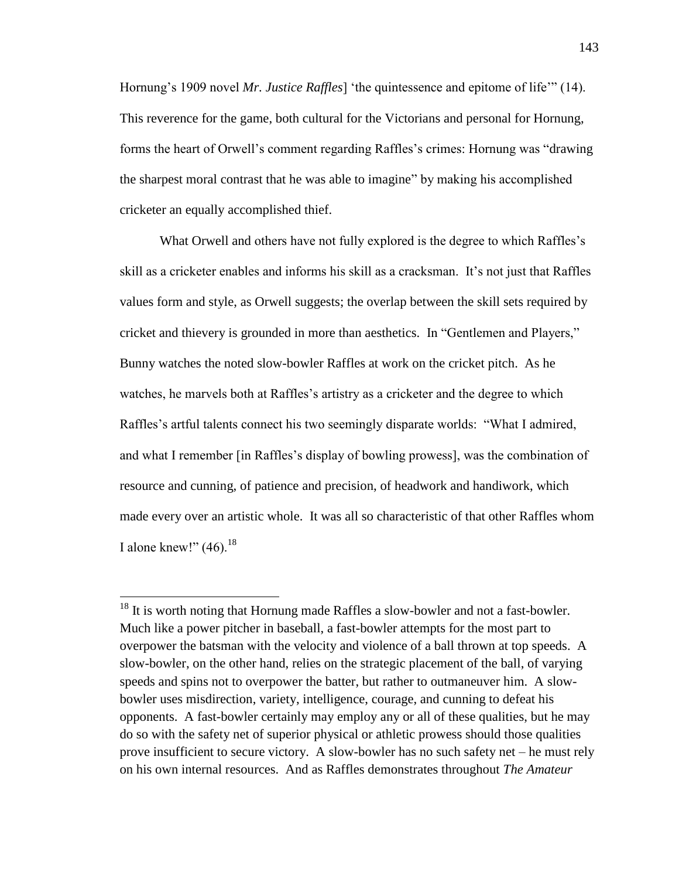Hornung's 1909 novel *Mr. Justice Raffles*] 'the quintessence and epitome of life'" (14). This reverence for the game, both cultural for the Victorians and personal for Hornung, forms the heart of Orwell's comment regarding Raffles's crimes: Hornung was "drawing the sharpest moral contrast that he was able to imagine" by making his accomplished cricketer an equally accomplished thief.

What Orwell and others have not fully explored is the degree to which Raffles's skill as a cricketer enables and informs his skill as a cracksman. It's not just that Raffles values form and style, as Orwell suggests; the overlap between the skill sets required by cricket and thievery is grounded in more than aesthetics. In "Gentlemen and Players," Bunny watches the noted slow-bowler Raffles at work on the cricket pitch. As he watches, he marvels both at Raffles's artistry as a cricketer and the degree to which Raffles's artful talents connect his two seemingly disparate worlds: "What I admired, and what I remember [in Raffles's display of bowling prowess], was the combination of resource and cunning, of patience and precision, of headwork and handiwork, which made every over an artistic whole. It was all so characteristic of that other Raffles whom I alone knew!" (46).[18]

---

[18] It is worth noting that Hornung made Raffles a slow-bowler and not a fast-bowler. Much like a power pitcher in baseball, a fast-bowler attempts for the most part to overpower the batsman with the velocity and violence of a ball thrown at top speeds. A slow-bowler, on the other hand, relies on the strategic placement of the ball, of varying speeds and spins not to overpower the batter, but rather to outmaneuver him. A slow-bowler uses misdirection, variety, intelligence, courage, and cunning to defeat his opponents. A fast-bowler certainly may employ any or all of these qualities, but he may do so with the safety net of superior physical or athletic prowess should those qualities prove insufficient to secure victory. A slow-bowler has no such safety net – he must rely on his own internal resources. And as Raffles demonstrates throughout *The Amateur*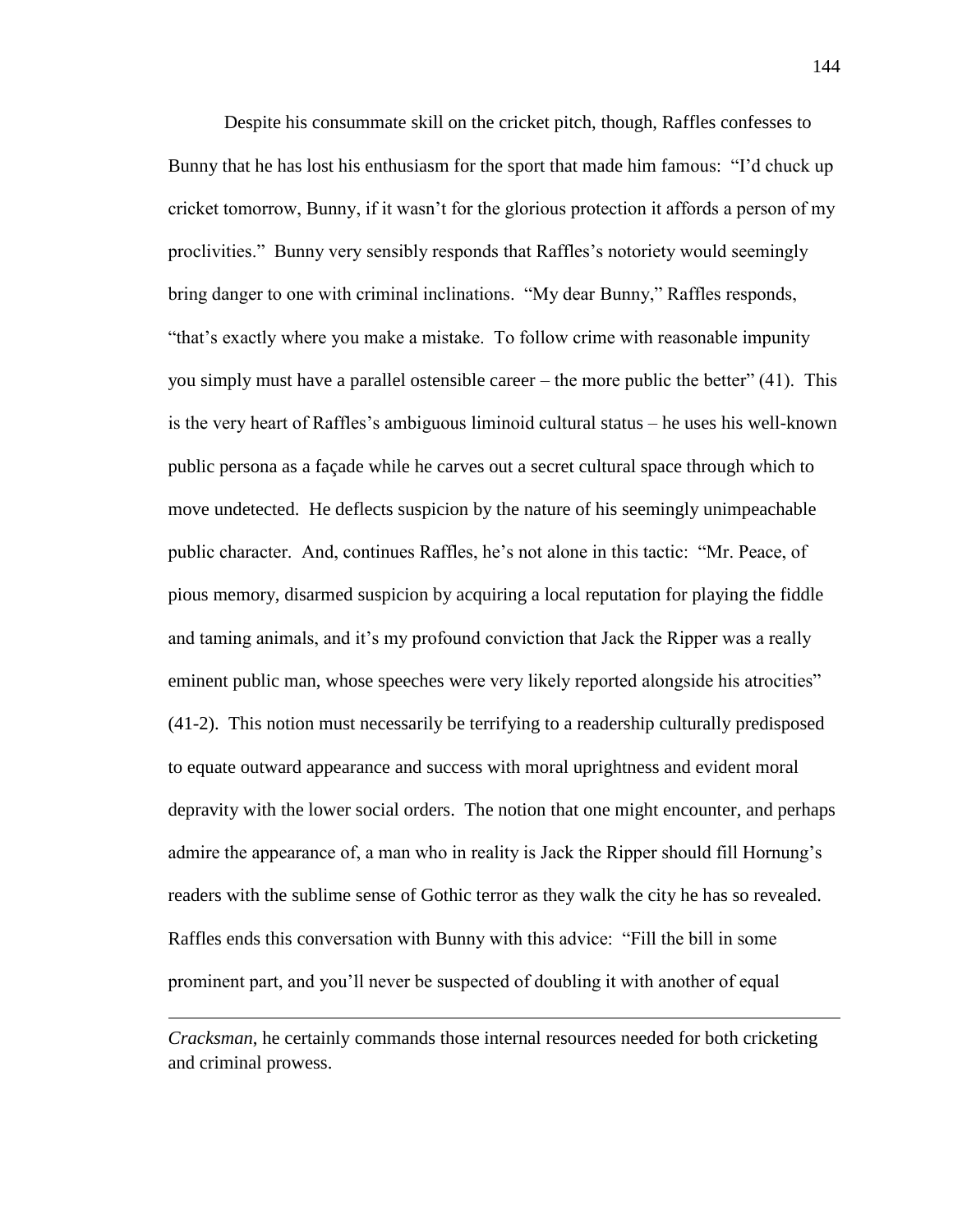Despite his consummate skill on the cricket pitch, though, Raffles confesses to Bunny that he has lost his enthusiasm for the sport that made him famous: "I'd chuck up cricket tomorrow, Bunny, if it wasn't for the glorious protection it affords a person of my proclivities." Bunny very sensibly responds that Raffles's notoriety would seemingly bring danger to one with criminal inclinations. "My dear Bunny," Raffles responds, "that's exactly where you make a mistake. To follow crime with reasonable impunity you simply must have a parallel ostensible career – the more public the better" (41). This is the very heart of Raffles's ambiguous liminoid cultural status – he uses his well-known public persona as a façade while he carves out a secret cultural space through which to move undetected. He deflects suspicion by the nature of his seemingly unimpeachable public character. And, continues Raffles, he's not alone in this tactic: "Mr. Peace, of pious memory, disarmed suspicion by acquiring a local reputation for playing the fiddle and taming animals, and it's my profound conviction that Jack the Ripper was a really eminent public man, whose speeches were very likely reported alongside his atrocities" (41-2). This notion must necessarily be terrifying to a readership culturally predisposed to equate outward appearance and success with moral uprightness and evident moral depravity with the lower social orders. The notion that one might encounter, and perhaps admire the appearance of, a man who in reality is Jack the Ripper should fill Hornung's readers with the sublime sense of Gothic terror as they walk the city he has so revealed. Raffles ends this conversation with Bunny with this advice: "Fill the bill in some prominent part, and you'll never be suspected of doubling it with another of equal

---

*Cracksman*, he certainly commands those internal resources needed for both cricketing and criminal prowess.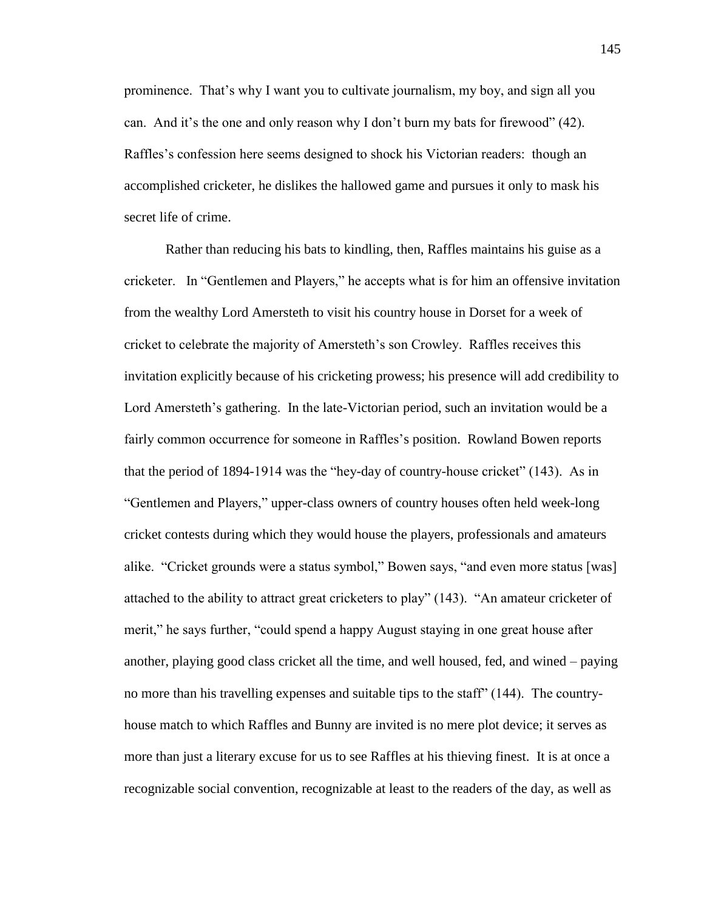prominence. That's why I want you to cultivate journalism, my boy, and sign all you can. And it's the one and only reason why I don't burn my bats for firewood" (42). Raffles's confession here seems designed to shock his Victorian readers: though an accomplished cricketer, he dislikes the hallowed game and pursues it only to mask his secret life of crime.

Rather than reducing his bats to kindling, then, Raffles maintains his guise as a cricketer. In "Gentlemen and Players," he accepts what is for him an offensive invitation from the wealthy Lord Amersteth to visit his country house in Dorset for a week of cricket to celebrate the majority of Amersteth's son Crowley. Raffles receives this invitation explicitly because of his cricketing prowess; his presence will add credibility to Lord Amersteth's gathering. In the late-Victorian period, such an invitation would be a fairly common occurrence for someone in Raffles's position. Rowland Bowen reports that the period of 1894-1914 was the "hey-day of country-house cricket" (143). As in "Gentlemen and Players," upper-class owners of country houses often held week-long cricket contests during which they would house the players, professionals and amateurs alike. "Cricket grounds were a status symbol," Bowen says, "and even more status [was] attached to the ability to attract great cricketers to play" (143). "An amateur cricketer of merit," he says further, "could spend a happy August staying in one great house after another, playing good class cricket all the time, and well housed, fed, and wined – paying no more than his travelling expenses and suitable tips to the staff" (144). The country-house match to which Raffles and Bunny are invited is no mere plot device; it serves as more than just a literary excuse for us to see Raffles at his thieving finest. It is at once a recognizable social convention, recognizable at least to the readers of the day, as well as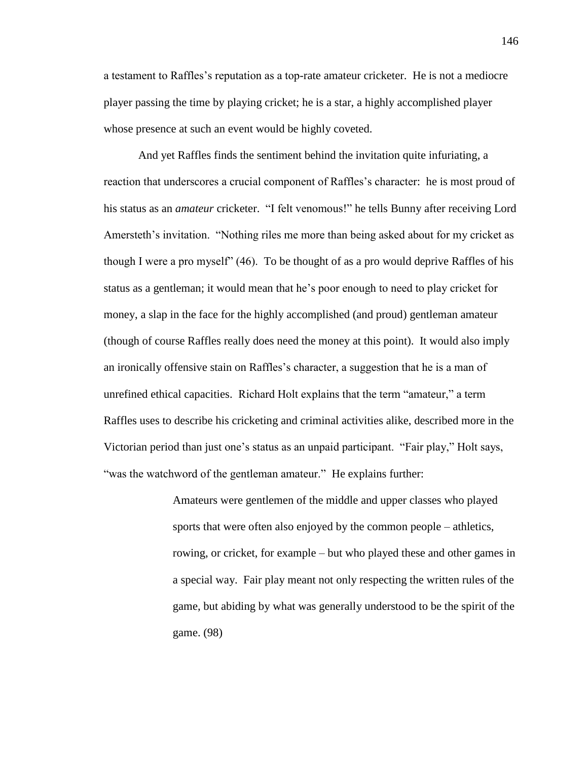a testament to Raffles's reputation as a top-rate amateur cricketer. He is not a mediocre player passing the time by playing cricket; he is a star, a highly accomplished player whose presence at such an event would be highly coveted.

And yet Raffles finds the sentiment behind the invitation quite infuriating, a reaction that underscores a crucial component of Raffles's character: he is most proud of his status as an *amateur* cricketer. "I felt venomous!" he tells Bunny after receiving Lord Amersteth's invitation. "Nothing riles me more than being asked about for my cricket as though I were a pro myself" (46). To be thought of as a pro would deprive Raffles of his status as a gentleman; it would mean that he's poor enough to need to play cricket for money, a slap in the face for the highly accomplished (and proud) gentleman amateur (though of course Raffles really does need the money at this point). It would also imply an ironically offensive stain on Raffles's character, a suggestion that he is a man of unrefined ethical capacities. Richard Holt explains that the term "amateur," a term Raffles uses to describe his cricketing and criminal activities alike, described more in the Victorian period than just one's status as an unpaid participant. "Fair play," Holt says, "was the watchword of the gentleman amateur." He explains further:

> Amateurs were gentlemen of the middle and upper classes who played sports that were often also enjoyed by the common people – athletics, rowing, or cricket, for example – but who played these and other games in a special way. Fair play meant not only respecting the written rules of the game, but abiding by what was generally understood to be the spirit of the game. (98)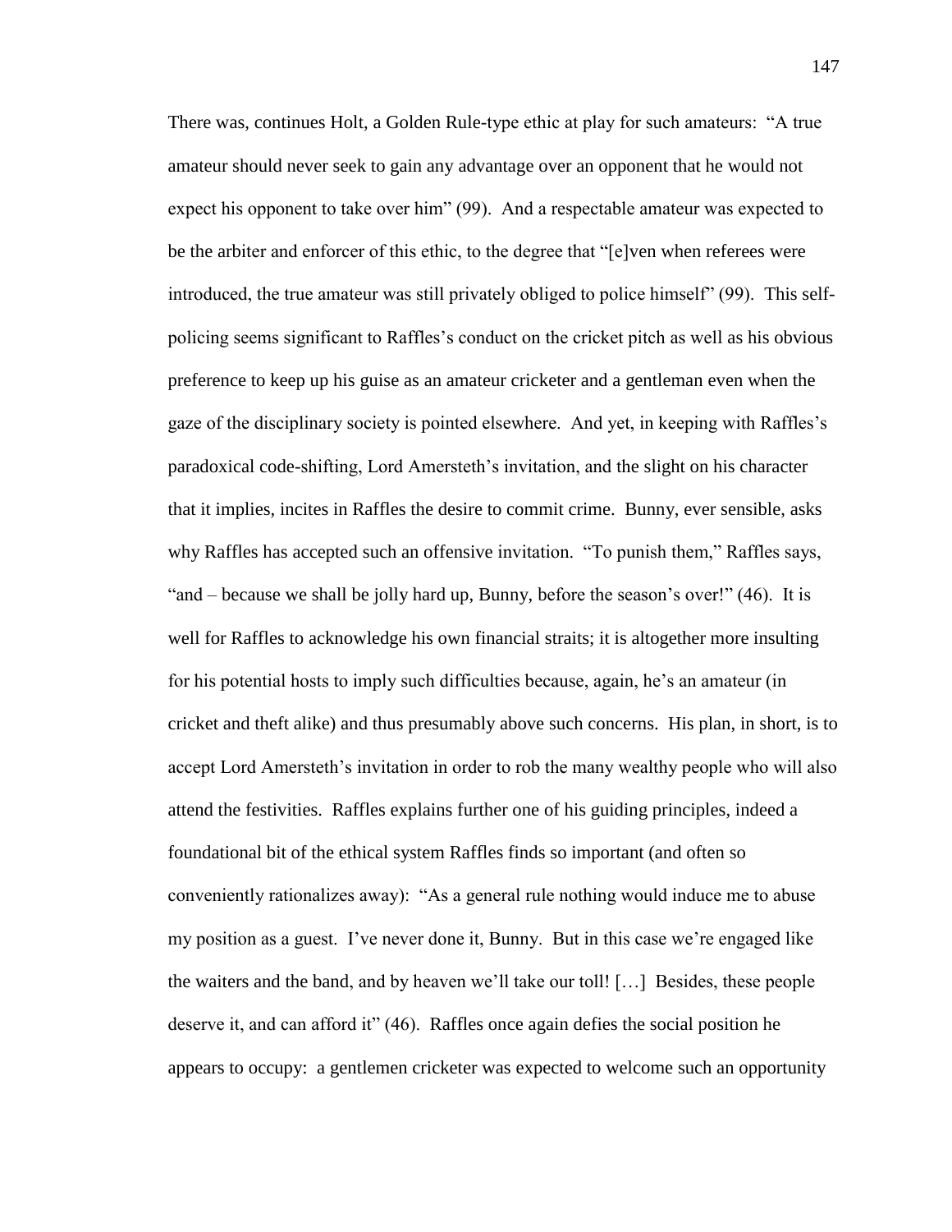There was, continues Holt, a Golden Rule-type ethic at play for such amateurs: "A true amateur should never seek to gain any advantage over an opponent that he would not expect his opponent to take over him" (99). And a respectable amateur was expected to be the arbiter and enforcer of this ethic, to the degree that "[e]ven when referees were introduced, the true amateur was still privately obliged to police himself" (99). This self-policing seems significant to Raffles's conduct on the cricket pitch as well as his obvious preference to keep up his guise as an amateur cricketer and a gentleman even when the gaze of the disciplinary society is pointed elsewhere. And yet, in keeping with Raffles's paradoxical code-shifting, Lord Amersteth's invitation, and the slight on his character that it implies, incites in Raffles the desire to commit crime. Bunny, ever sensible, asks why Raffles has accepted such an offensive invitation. "To punish them," Raffles says, "and – because we shall be jolly hard up, Bunny, before the season's over!" (46). It is well for Raffles to acknowledge his own financial straits; it is altogether more insulting for his potential hosts to imply such difficulties because, again, he's an amateur (in cricket and theft alike) and thus presumably above such concerns. His plan, in short, is to accept Lord Amersteth's invitation in order to rob the many wealthy people who will also attend the festivities. Raffles explains further one of his guiding principles, indeed a foundational bit of the ethical system Raffles finds so important (and often so conveniently rationalizes away): "As a general rule nothing would induce me to abuse my position as a guest. I've never done it, Bunny. But in this case we're engaged like the waiters and the band, and by heaven we'll take our toll! […] Besides, these people deserve it, and can afford it" (46). Raffles once again defies the social position he appears to occupy: a gentlemen cricketer was expected to welcome such an opportunity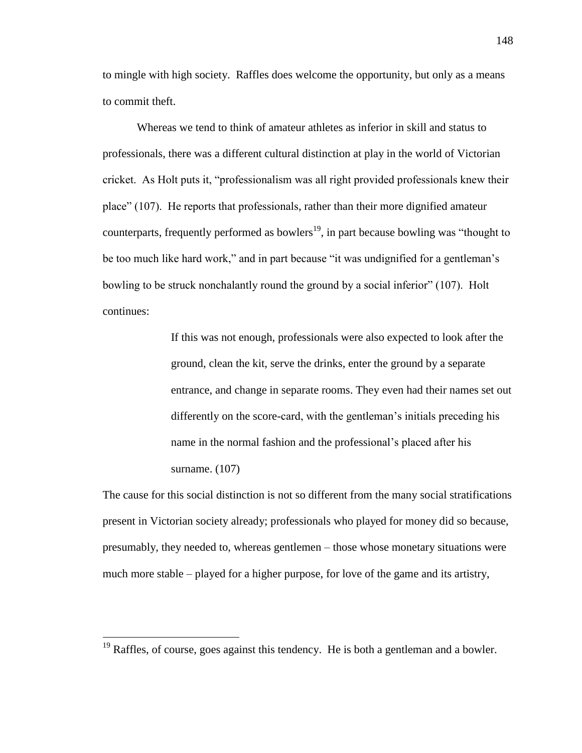to mingle with high society. Raffles does welcome the opportunity, but only as a means to commit theft.

Whereas we tend to think of amateur athletes as inferior in skill and status to professionals, there was a different cultural distinction at play in the world of Victorian cricket. As Holt puts it, "professionalism was all right provided professionals knew their place" (107). He reports that professionals, rather than their more dignified amateur counterparts, frequently performed as bowlers[19], in part because bowling was "thought to be too much like hard work," and in part because "it was undignified for a gentleman's bowling to be struck nonchalantly round the ground by a social inferior" (107). Holt continues:

> If this was not enough, professionals were also expected to look after the ground, clean the kit, serve the drinks, enter the ground by a separate entrance, and change in separate rooms. They even had their names set out differently on the score-card, with the gentleman's initials preceding his name in the normal fashion and the professional's placed after his surname. (107)

The cause for this social distinction is not so different from the many social stratifications present in Victorian society already; professionals who played for money did so because, presumably, they needed to, whereas gentlemen – those whose monetary situations were much more stable – played for a higher purpose, for love of the game and its artistry,

---

[19] Raffles, of course, goes against this tendency. He is both a gentleman and a bowler.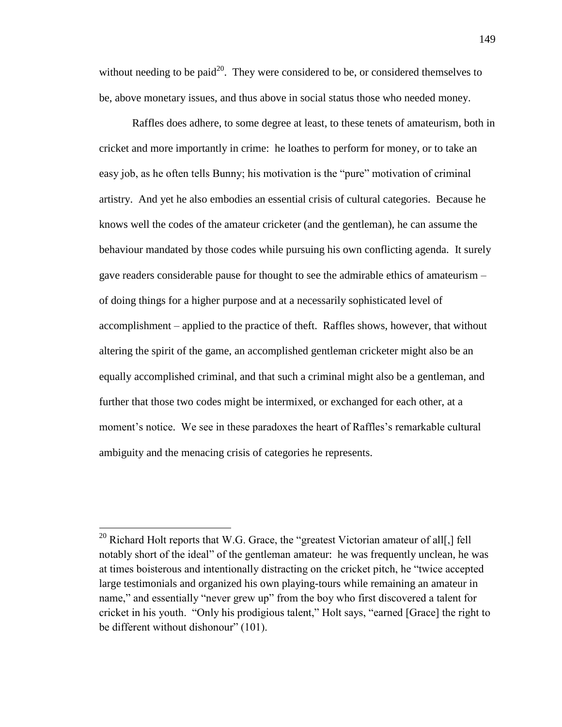without needing to be paid[20]. They were considered to be, or considered themselves to be, above monetary issues, and thus above in social status those who needed money.

Raffles does adhere, to some degree at least, to these tenets of amateurism, both in cricket and more importantly in crime: he loathes to perform for money, or to take an easy job, as he often tells Bunny; his motivation is the "pure" motivation of criminal artistry. And yet he also embodies an essential crisis of cultural categories. Because he knows well the codes of the amateur cricketer (and the gentleman), he can assume the behaviour mandated by those codes while pursuing his own conflicting agenda. It surely gave readers considerable pause for thought to see the admirable ethics of amateurism – of doing things for a higher purpose and at a necessarily sophisticated level of accomplishment – applied to the practice of theft. Raffles shows, however, that without altering the spirit of the game, an accomplished gentleman cricketer might also be an equally accomplished criminal, and that such a criminal might also be a gentleman, and further that those two codes might be intermixed, or exchanged for each other, at a moment's notice. We see in these paradoxes the heart of Raffles's remarkable cultural ambiguity and the menacing crisis of categories he represents.

---

[20] Richard Holt reports that W.G. Grace, the "greatest Victorian amateur of all[,] fell notably short of the ideal" of the gentleman amateur: he was frequently unclean, he was at times boisterous and intentionally distracting on the cricket pitch, he "twice accepted large testimonials and organized his own playing-tours while remaining an amateur in name," and essentially "never grew up" from the boy who first discovered a talent for cricket in his youth. "Only his prodigious talent," Holt says, "earned [Grace] the right to be different without dishonour" (101).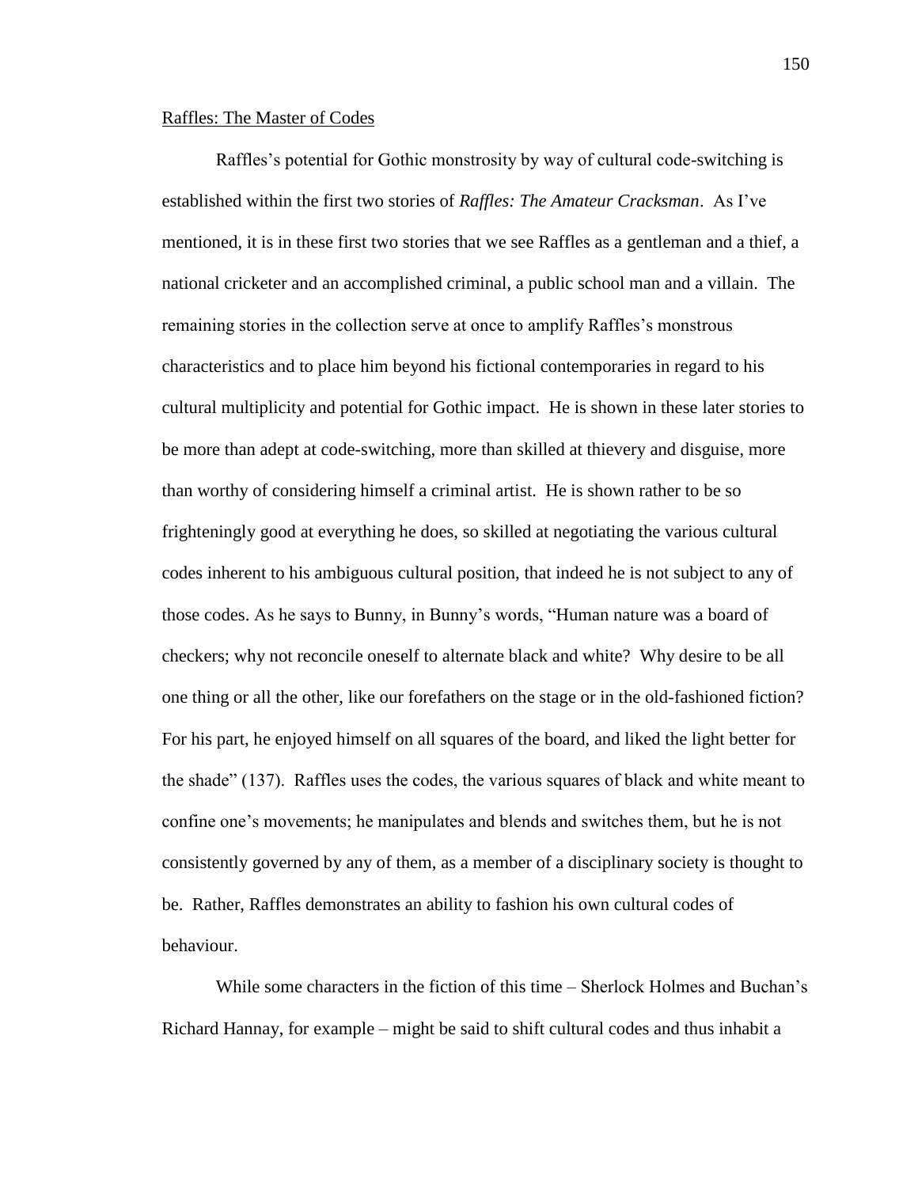Raffles: The Master of Codes

Raffles's potential for Gothic monstrosity by way of cultural code-switching is established within the first two stories of *Raffles: The Amateur Cracksman*. As I've mentioned, it is in these first two stories that we see Raffles as a gentleman and a thief, a national cricketer and an accomplished criminal, a public school man and a villain. The remaining stories in the collection serve at once to amplify Raffles's monstrous characteristics and to place him beyond his fictional contemporaries in regard to his cultural multiplicity and potential for Gothic impact. He is shown in these later stories to be more than adept at code-switching, more than skilled at thievery and disguise, more than worthy of considering himself a criminal artist. He is shown rather to be so frighteningly good at everything he does, so skilled at negotiating the various cultural codes inherent to his ambiguous cultural position, that indeed he is not subject to any of those codes. As he says to Bunny, in Bunny's words, "Human nature was a board of checkers; why not reconcile oneself to alternate black and white? Why desire to be all one thing or all the other, like our forefathers on the stage or in the old-fashioned fiction? For his part, he enjoyed himself on all squares of the board, and liked the light better for the shade" (137). Raffles uses the codes, the various squares of black and white meant to confine one's movements; he manipulates and blends and switches them, but he is not consistently governed by any of them, as a member of a disciplinary society is thought to be. Rather, Raffles demonstrates an ability to fashion his own cultural codes of behaviour.

While some characters in the fiction of this time – Sherlock Holmes and Buchan's Richard Hannay, for example – might be said to shift cultural codes and thus inhabit a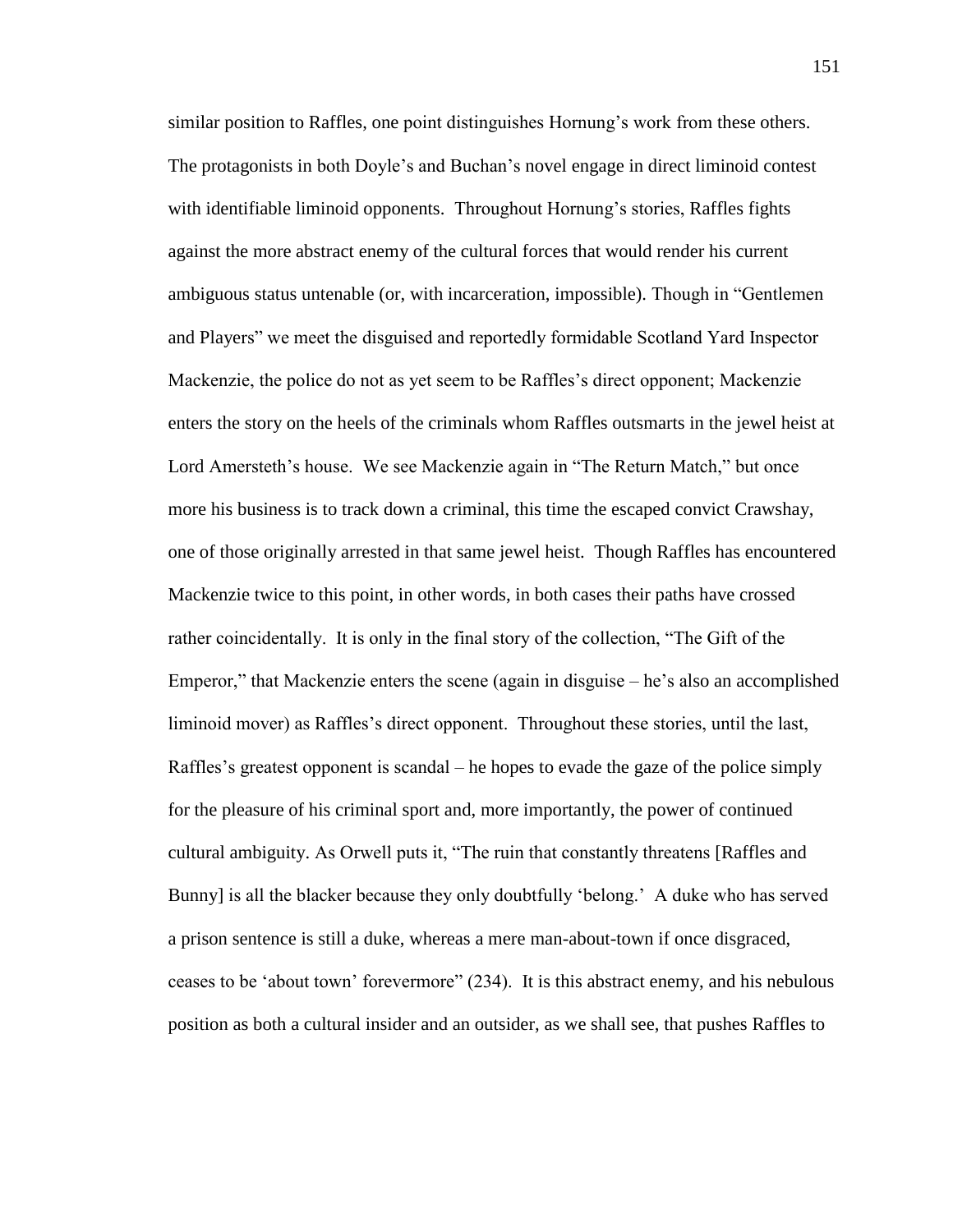similar position to Raffles, one point distinguishes Hornung's work from these others. The protagonists in both Doyle's and Buchan's novel engage in direct liminoid contest with identifiable liminoid opponents. Throughout Hornung's stories, Raffles fights against the more abstract enemy of the cultural forces that would render his current ambiguous status untenable (or, with incarceration, impossible). Though in "Gentlemen and Players" we meet the disguised and reportedly formidable Scotland Yard Inspector Mackenzie, the police do not as yet seem to be Raffles's direct opponent; Mackenzie enters the story on the heels of the criminals whom Raffles outsmarts in the jewel heist at Lord Amersteth's house. We see Mackenzie again in "The Return Match," but once more his business is to track down a criminal, this time the escaped convict Crawshay, one of those originally arrested in that same jewel heist. Though Raffles has encountered Mackenzie twice to this point, in other words, in both cases their paths have crossed rather coincidentally. It is only in the final story of the collection, "The Gift of the Emperor," that Mackenzie enters the scene (again in disguise – he's also an accomplished liminoid mover) as Raffles's direct opponent. Throughout these stories, until the last, Raffles's greatest opponent is scandal – he hopes to evade the gaze of the police simply for the pleasure of his criminal sport and, more importantly, the power of continued cultural ambiguity. As Orwell puts it, "The ruin that constantly threatens [Raffles and Bunny] is all the blacker because they only doubtfully 'belong.' A duke who has served a prison sentence is still a duke, whereas a mere man-about-town if once disgraced, ceases to be 'about town' forevermore" (234). It is this abstract enemy, and his nebulous position as both a cultural insider and an outsider, as we shall see, that pushes Raffles to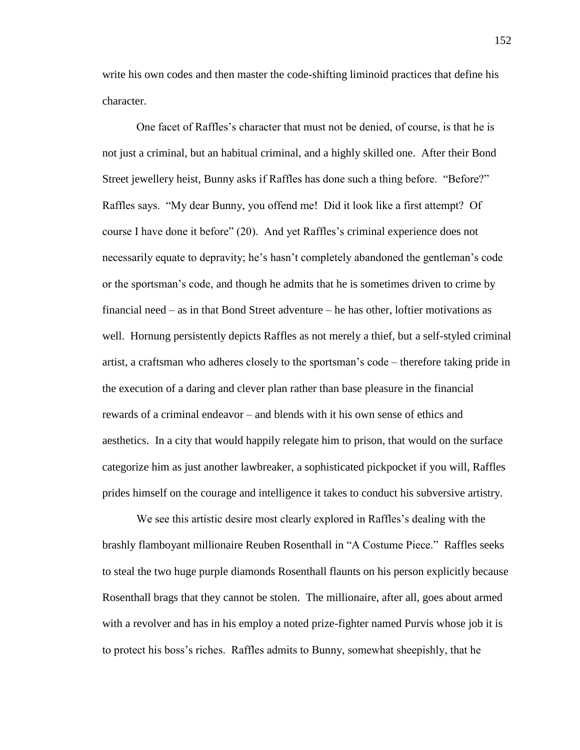write his own codes and then master the code-shifting liminoid practices that define his character.

One facet of Raffles's character that must not be denied, of course, is that he is not just a criminal, but an habitual criminal, and a highly skilled one. After their Bond Street jewellery heist, Bunny asks if Raffles has done such a thing before. "Before?" Raffles says. "My dear Bunny, you offend me! Did it look like a first attempt? Of course I have done it before" (20). And yet Raffles's criminal experience does not necessarily equate to depravity; he's hasn't completely abandoned the gentleman's code or the sportsman's code, and though he admits that he is sometimes driven to crime by financial need – as in that Bond Street adventure – he has other, loftier motivations as well. Hornung persistently depicts Raffles as not merely a thief, but a self-styled criminal artist, a craftsman who adheres closely to the sportsman's code – therefore taking pride in the execution of a daring and clever plan rather than base pleasure in the financial rewards of a criminal endeavor – and blends with it his own sense of ethics and aesthetics. In a city that would happily relegate him to prison, that would on the surface categorize him as just another lawbreaker, a sophisticated pickpocket if you will, Raffles prides himself on the courage and intelligence it takes to conduct his subversive artistry.

We see this artistic desire most clearly explored in Raffles's dealing with the brashly flamboyant millionaire Reuben Rosenthall in "A Costume Piece." Raffles seeks to steal the two huge purple diamonds Rosenthall flaunts on his person explicitly because Rosenthall brags that they cannot be stolen. The millionaire, after all, goes about armed with a revolver and has in his employ a noted prize-fighter named Purvis whose job it is to protect his boss's riches. Raffles admits to Bunny, somewhat sheepishly, that he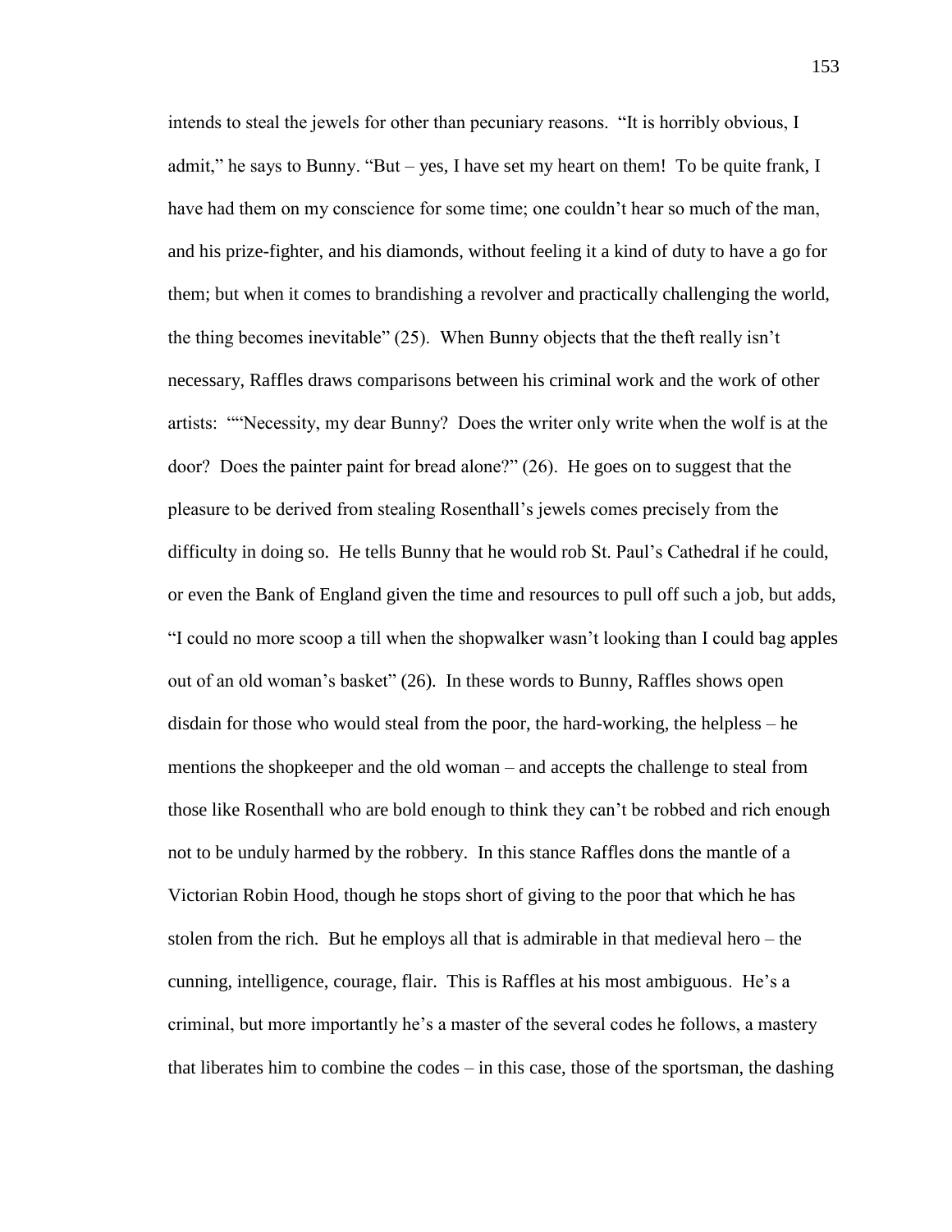intends to steal the jewels for other than pecuniary reasons. "It is horribly obvious, I admit," he says to Bunny. "But – yes, I have set my heart on them! To be quite frank, I have had them on my conscience for some time; one couldn't hear so much of the man, and his prize-fighter, and his diamonds, without feeling it a kind of duty to have a go for them; but when it comes to brandishing a revolver and practically challenging the world, the thing becomes inevitable" (25). When Bunny objects that the theft really isn't necessary, Raffles draws comparisons between his criminal work and the work of other artists: ""Necessity, my dear Bunny? Does the writer only write when the wolf is at the door? Does the painter paint for bread alone?" (26). He goes on to suggest that the pleasure to be derived from stealing Rosenthall's jewels comes precisely from the difficulty in doing so. He tells Bunny that he would rob St. Paul's Cathedral if he could, or even the Bank of England given the time and resources to pull off such a job, but adds, "I could no more scoop a till when the shopwalker wasn't looking than I could bag apples out of an old woman's basket" (26). In these words to Bunny, Raffles shows open disdain for those who would steal from the poor, the hard-working, the helpless – he mentions the shopkeeper and the old woman – and accepts the challenge to steal from those like Rosenthall who are bold enough to think they can't be robbed and rich enough not to be unduly harmed by the robbery. In this stance Raffles dons the mantle of a Victorian Robin Hood, though he stops short of giving to the poor that which he has stolen from the rich. But he employs all that is admirable in that medieval hero – the cunning, intelligence, courage, flair. This is Raffles at his most ambiguous. He's a criminal, but more importantly he's a master of the several codes he follows, a mastery that liberates him to combine the codes – in this case, those of the sportsman, the dashing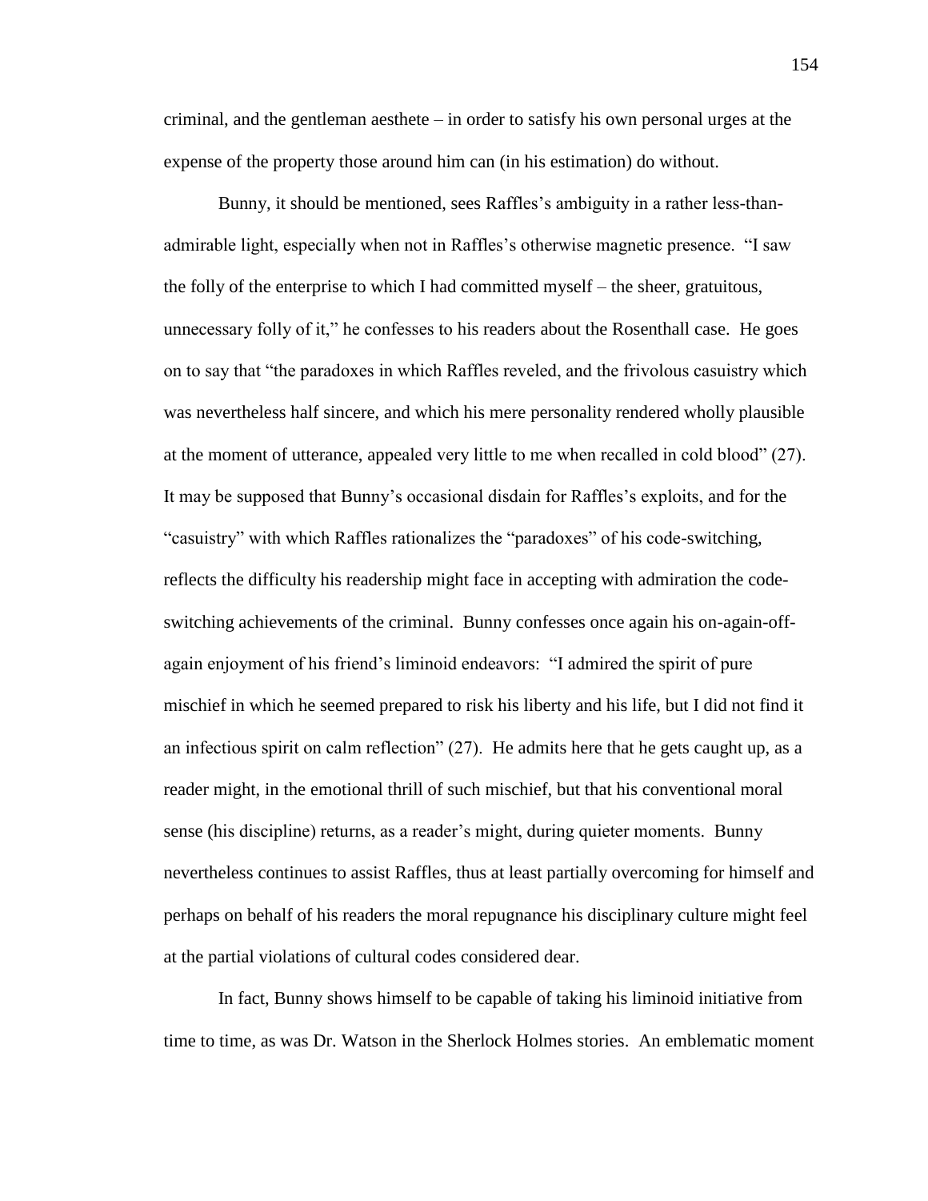criminal, and the gentleman aesthete – in order to satisfy his own personal urges at the expense of the property those around him can (in his estimation) do without.

Bunny, it should be mentioned, sees Raffles's ambiguity in a rather less-than-admirable light, especially when not in Raffles's otherwise magnetic presence. "I saw the folly of the enterprise to which I had committed myself – the sheer, gratuitous, unnecessary folly of it," he confesses to his readers about the Rosenthall case. He goes on to say that "the paradoxes in which Raffles reveled, and the frivolous casuistry which was nevertheless half sincere, and which his mere personality rendered wholly plausible at the moment of utterance, appealed very little to me when recalled in cold blood" (27). It may be supposed that Bunny's occasional disdain for Raffles's exploits, and for the "casuistry" with which Raffles rationalizes the "paradoxes" of his code-switching, reflects the difficulty his readership might face in accepting with admiration the code-switching achievements of the criminal. Bunny confesses once again his on-again-off-again enjoyment of his friend's liminoid endeavors: "I admired the spirit of pure mischief in which he seemed prepared to risk his liberty and his life, but I did not find it an infectious spirit on calm reflection" (27). He admits here that he gets caught up, as a reader might, in the emotional thrill of such mischief, but that his conventional moral sense (his discipline) returns, as a reader's might, during quieter moments. Bunny nevertheless continues to assist Raffles, thus at least partially overcoming for himself and perhaps on behalf of his readers the moral repugnance his disciplinary culture might feel at the partial violations of cultural codes considered dear.

In fact, Bunny shows himself to be capable of taking his liminoid initiative from time to time, as was Dr. Watson in the Sherlock Holmes stories. An emblematic moment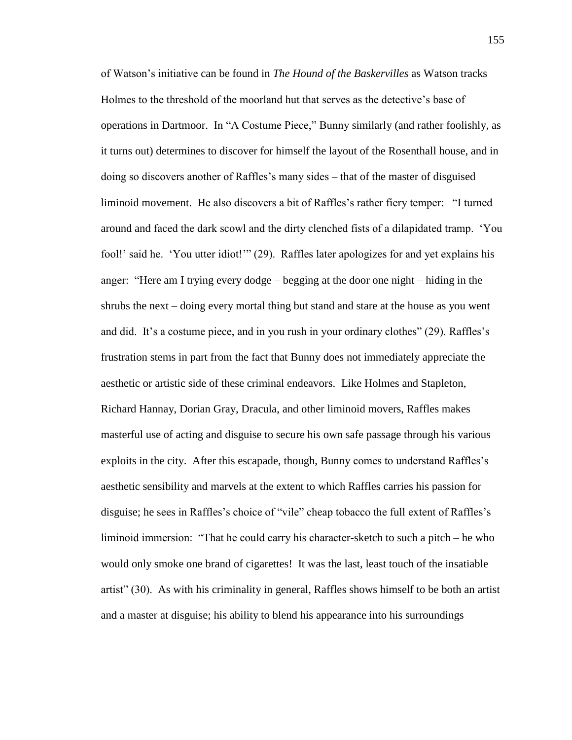of Watson's initiative can be found in *The Hound of the Baskervilles* as Watson tracks Holmes to the threshold of the moorland hut that serves as the detective's base of operations in Dartmoor. In "A Costume Piece," Bunny similarly (and rather foolishly, as it turns out) determines to discover for himself the layout of the Rosenthall house, and in doing so discovers another of Raffles's many sides – that of the master of disguised liminoid movement. He also discovers a bit of Raffles's rather fiery temper: "I turned around and faced the dark scowl and the dirty clenched fists of a dilapidated tramp. 'You fool!' said he. 'You utter idiot!'" (29). Raffles later apologizes for and yet explains his anger: "Here am I trying every dodge – begging at the door one night – hiding in the shrubs the next – doing every mortal thing but stand and stare at the house as you went and did. It's a costume piece, and in you rush in your ordinary clothes" (29). Raffles's frustration stems in part from the fact that Bunny does not immediately appreciate the aesthetic or artistic side of these criminal endeavors. Like Holmes and Stapleton, Richard Hannay, Dorian Gray, Dracula, and other liminoid movers, Raffles makes masterful use of acting and disguise to secure his own safe passage through his various exploits in the city. After this escapade, though, Bunny comes to understand Raffles's aesthetic sensibility and marvels at the extent to which Raffles carries his passion for disguise; he sees in Raffles's choice of "vile" cheap tobacco the full extent of Raffles's liminoid immersion: "That he could carry his character-sketch to such a pitch – he who would only smoke one brand of cigarettes! It was the last, least touch of the insatiable artist" (30). As with his criminality in general, Raffles shows himself to be both an artist and a master at disguise; his ability to blend his appearance into his surroundings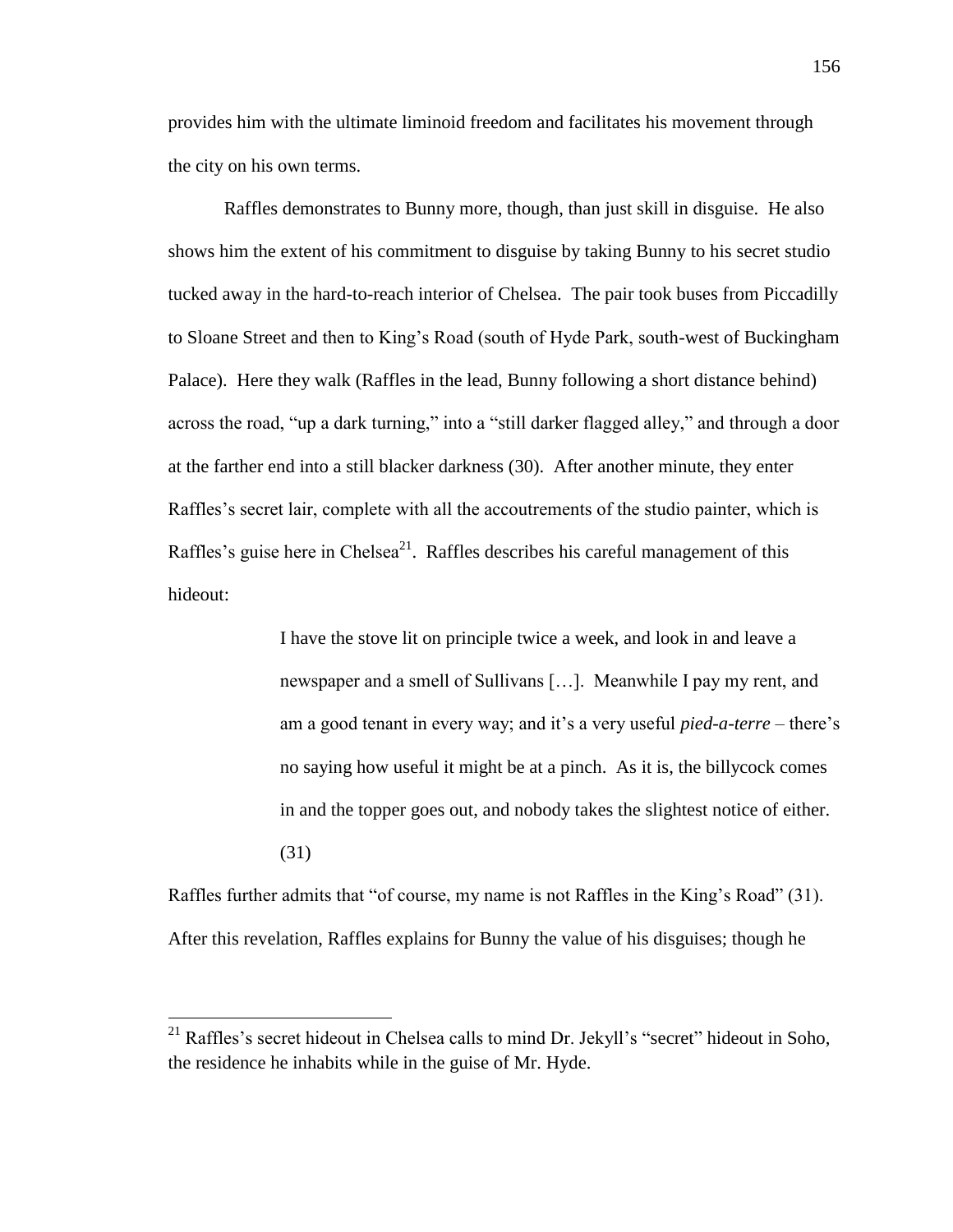provides him with the ultimate liminoid freedom and facilitates his movement through the city on his own terms.

Raffles demonstrates to Bunny more, though, than just skill in disguise. He also shows him the extent of his commitment to disguise by taking Bunny to his secret studio tucked away in the hard-to-reach interior of Chelsea. The pair took buses from Piccadilly to Sloane Street and then to King's Road (south of Hyde Park, south-west of Buckingham Palace). Here they walk (Raffles in the lead, Bunny following a short distance behind) across the road, "up a dark turning," into a "still darker flagged alley," and through a door at the farther end into a still blacker darkness (30). After another minute, they enter Raffles's secret lair, complete with all the accoutrements of the studio painter, which is Raffles's guise here in Chelsea[21]. Raffles describes his careful management of this hideout:

> I have the stove lit on principle twice a week, and look in and leave a newspaper and a smell of Sullivans […]. Meanwhile I pay my rent, and am a good tenant in every way; and it's a very useful *pied-a-terre* – there's no saying how useful it might be at a pinch. As it is, the billycock comes in and the topper goes out, and nobody takes the slightest notice of either. (31)

Raffles further admits that "of course, my name is not Raffles in the King's Road" (31). After this revelation, Raffles explains for Bunny the value of his disguises; though he

---

[21] Raffles's secret hideout in Chelsea calls to mind Dr. Jekyll's "secret" hideout in Soho, the residence he inhabits while in the guise of Mr. Hyde.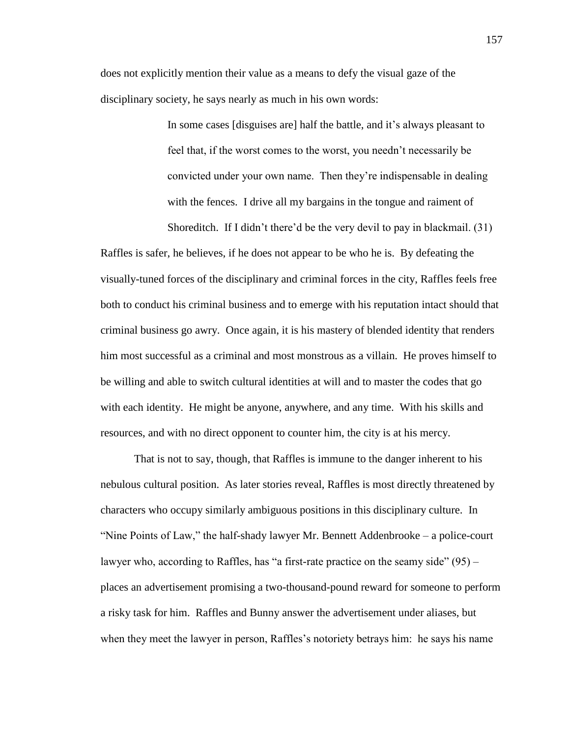does not explicitly mention their value as a means to defy the visual gaze of the disciplinary society, he says nearly as much in his own words:

> In some cases [disguises are] half the battle, and it's always pleasant to feel that, if the worst comes to the worst, you needn't necessarily be convicted under your own name. Then they're indispensable in dealing with the fences. I drive all my bargains in the tongue and raiment of Shoreditch. If I didn't there'd be the very devil to pay in blackmail. (31)

Raffles is safer, he believes, if he does not appear to be who he is. By defeating the visually-tuned forces of the disciplinary and criminal forces in the city, Raffles feels free both to conduct his criminal business and to emerge with his reputation intact should that criminal business go awry. Once again, it is his mastery of blended identity that renders him most successful as a criminal and most monstrous as a villain. He proves himself to be willing and able to switch cultural identities at will and to master the codes that go with each identity. He might be anyone, anywhere, and any time. With his skills and resources, and with no direct opponent to counter him, the city is at his mercy.

That is not to say, though, that Raffles is immune to the danger inherent to his nebulous cultural position. As later stories reveal, Raffles is most directly threatened by characters who occupy similarly ambiguous positions in this disciplinary culture. In "Nine Points of Law," the half-shady lawyer Mr. Bennett Addenbrooke – a police-court lawyer who, according to Raffles, has "a first-rate practice on the seamy side" (95) – places an advertisement promising a two-thousand-pound reward for someone to perform a risky task for him. Raffles and Bunny answer the advertisement under aliases, but when they meet the lawyer in person, Raffles's notoriety betrays him: he says his name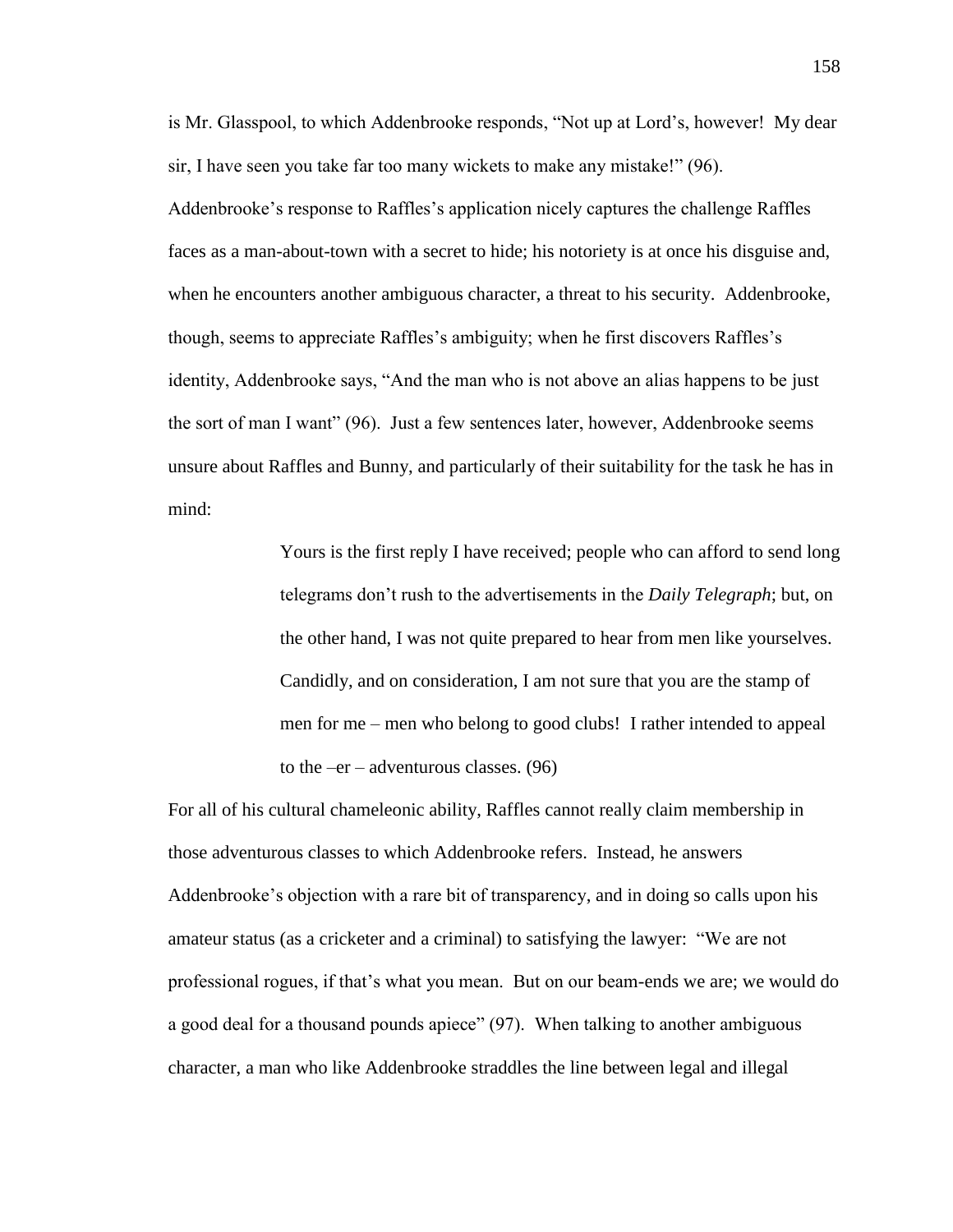is Mr. Glasspool, to which Addenbrooke responds, "Not up at Lord's, however! My dear sir, I have seen you take far too many wickets to make any mistake!" (96). Addenbrooke's response to Raffles's application nicely captures the challenge Raffles faces as a man-about-town with a secret to hide; his notoriety is at once his disguise and, when he encounters another ambiguous character, a threat to his security. Addenbrooke, though, seems to appreciate Raffles's ambiguity; when he first discovers Raffles's identity, Addenbrooke says, "And the man who is not above an alias happens to be just the sort of man I want" (96). Just a few sentences later, however, Addenbrooke seems unsure about Raffles and Bunny, and particularly of their suitability for the task he has in mind:

> Yours is the first reply I have received; people who can afford to send long telegrams don't rush to the advertisements in the *Daily Telegraph*; but, on the other hand, I was not quite prepared to hear from men like yourselves. Candidly, and on consideration, I am not sure that you are the stamp of men for me – men who belong to good clubs! I rather intended to appeal to the –er – adventurous classes. (96)

For all of his cultural chameleonic ability, Raffles cannot really claim membership in those adventurous classes to which Addenbrooke refers. Instead, he answers Addenbrooke's objection with a rare bit of transparency, and in doing so calls upon his amateur status (as a cricketer and a criminal) to satisfying the lawyer: "We are not professional rogues, if that's what you mean. But on our beam-ends we are; we would do a good deal for a thousand pounds apiece" (97). When talking to another ambiguous character, a man who like Addenbrooke straddles the line between legal and illegal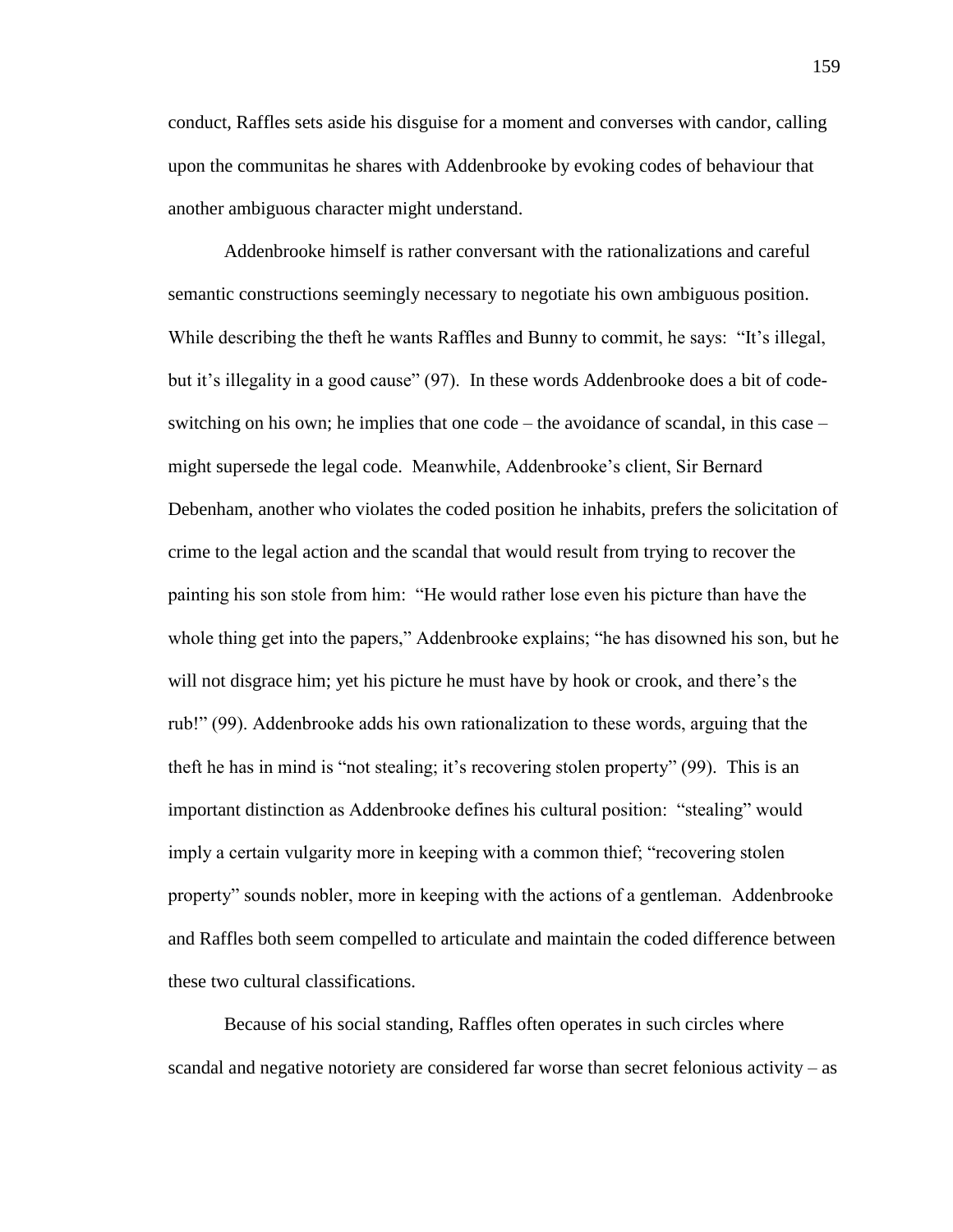conduct, Raffles sets aside his disguise for a moment and converses with candor, calling upon the communitas he shares with Addenbrooke by evoking codes of behaviour that another ambiguous character might understand.

Addenbrooke himself is rather conversant with the rationalizations and careful semantic constructions seemingly necessary to negotiate his own ambiguous position. While describing the theft he wants Raffles and Bunny to commit, he says: "It's illegal, but it's illegality in a good cause" (97). In these words Addenbrooke does a bit of code-switching on his own; he implies that one code – the avoidance of scandal, in this case – might supersede the legal code. Meanwhile, Addenbrooke's client, Sir Bernard Debenham, another who violates the coded position he inhabits, prefers the solicitation of crime to the legal action and the scandal that would result from trying to recover the painting his son stole from him: "He would rather lose even his picture than have the whole thing get into the papers," Addenbrooke explains; "he has disowned his son, but he will not disgrace him; yet his picture he must have by hook or crook, and there's the rub!" (99). Addenbrooke adds his own rationalization to these words, arguing that the theft he has in mind is "not stealing; it's recovering stolen property" (99). This is an important distinction as Addenbrooke defines his cultural position: "stealing" would imply a certain vulgarity more in keeping with a common thief; "recovering stolen property" sounds nobler, more in keeping with the actions of a gentleman. Addenbrooke and Raffles both seem compelled to articulate and maintain the coded difference between these two cultural classifications.

Because of his social standing, Raffles often operates in such circles where scandal and negative notoriety are considered far worse than secret felonious activity – as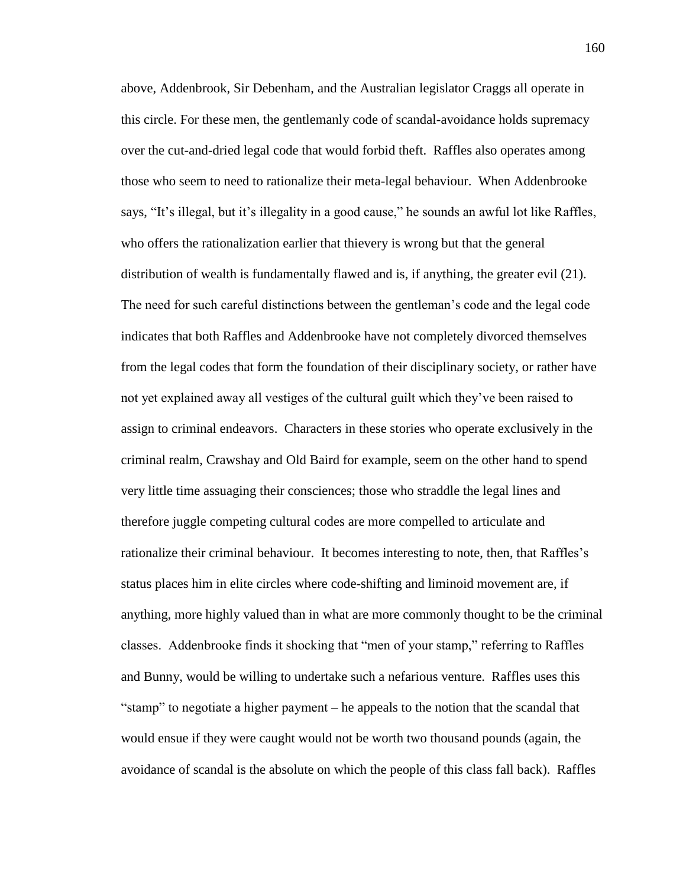above, Addenbrook, Sir Debenham, and the Australian legislator Craggs all operate in this circle. For these men, the gentlemanly code of scandal-avoidance holds supremacy over the cut-and-dried legal code that would forbid theft. Raffles also operates among those who seem to need to rationalize their meta-legal behaviour. When Addenbrooke says, "It's illegal, but it's illegality in a good cause," he sounds an awful lot like Raffles, who offers the rationalization earlier that thievery is wrong but that the general distribution of wealth is fundamentally flawed and is, if anything, the greater evil (21). The need for such careful distinctions between the gentleman's code and the legal code indicates that both Raffles and Addenbrooke have not completely divorced themselves from the legal codes that form the foundation of their disciplinary society, or rather have not yet explained away all vestiges of the cultural guilt which they've been raised to assign to criminal endeavors. Characters in these stories who operate exclusively in the criminal realm, Crawshay and Old Baird for example, seem on the other hand to spend very little time assuaging their consciences; those who straddle the legal lines and therefore juggle competing cultural codes are more compelled to articulate and rationalize their criminal behaviour. It becomes interesting to note, then, that Raffles's status places him in elite circles where code-shifting and liminoid movement are, if anything, more highly valued than in what are more commonly thought to be the criminal classes. Addenbrooke finds it shocking that "men of your stamp," referring to Raffles and Bunny, would be willing to undertake such a nefarious venture. Raffles uses this "stamp" to negotiate a higher payment – he appeals to the notion that the scandal that would ensue if they were caught would not be worth two thousand pounds (again, the avoidance of scandal is the absolute on which the people of this class fall back). Raffles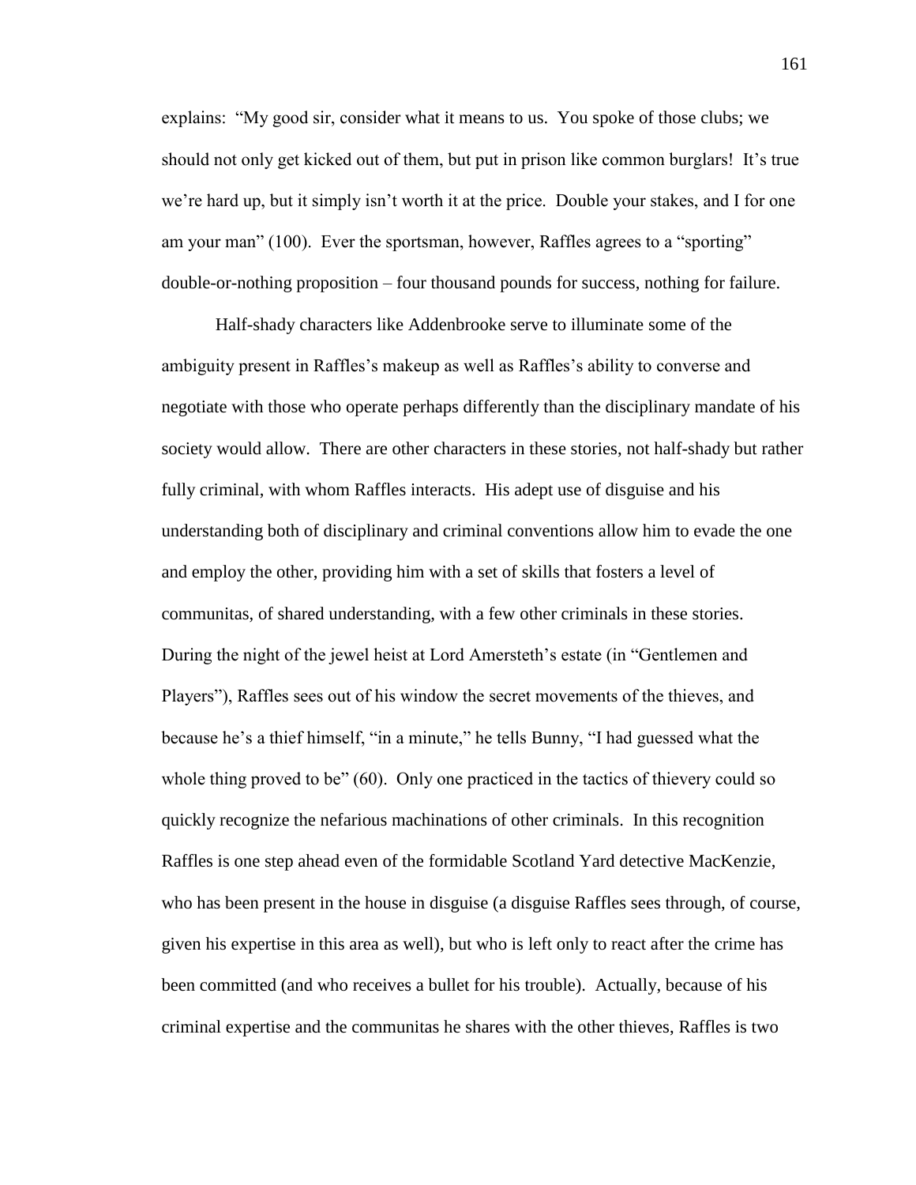explains: "My good sir, consider what it means to us. You spoke of those clubs; we should not only get kicked out of them, but put in prison like common burglars! It's true we're hard up, but it simply isn't worth it at the price. Double your stakes, and I for one am your man" (100). Ever the sportsman, however, Raffles agrees to a "sporting" double-or-nothing proposition – four thousand pounds for success, nothing for failure.

Half-shady characters like Addenbrooke serve to illuminate some of the ambiguity present in Raffles's makeup as well as Raffles's ability to converse and negotiate with those who operate perhaps differently than the disciplinary mandate of his society would allow. There are other characters in these stories, not half-shady but rather fully criminal, with whom Raffles interacts. His adept use of disguise and his understanding both of disciplinary and criminal conventions allow him to evade the one and employ the other, providing him with a set of skills that fosters a level of communitas, of shared understanding, with a few other criminals in these stories. During the night of the jewel heist at Lord Amersteth's estate (in "Gentlemen and Players"), Raffles sees out of his window the secret movements of the thieves, and because he's a thief himself, "in a minute," he tells Bunny, "I had guessed what the whole thing proved to be" (60). Only one practiced in the tactics of thievery could so quickly recognize the nefarious machinations of other criminals. In this recognition Raffles is one step ahead even of the formidable Scotland Yard detective MacKenzie, who has been present in the house in disguise (a disguise Raffles sees through, of course, given his expertise in this area as well), but who is left only to react after the crime has been committed (and who receives a bullet for his trouble). Actually, because of his criminal expertise and the communitas he shares with the other thieves, Raffles is two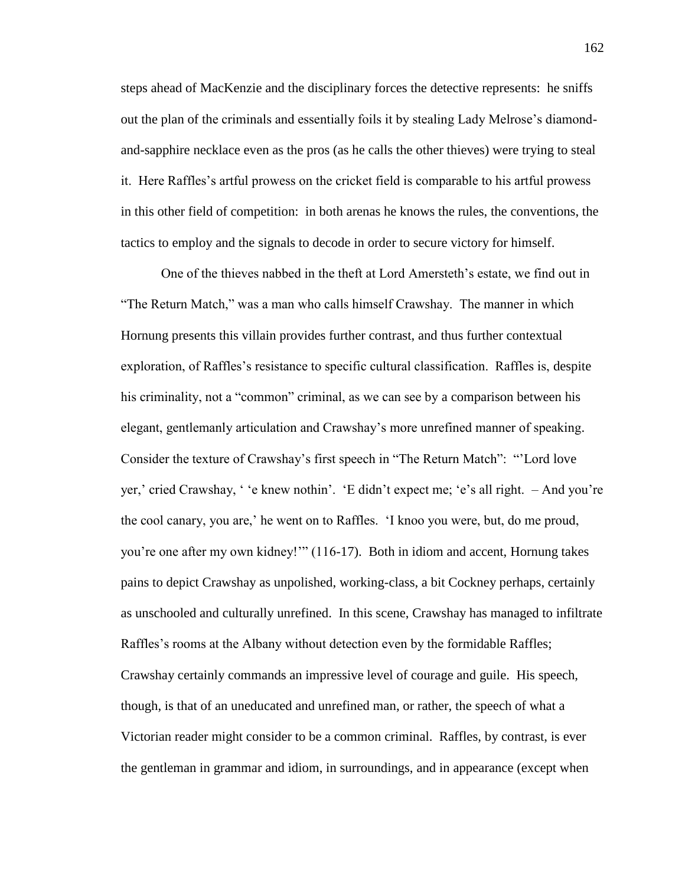steps ahead of MacKenzie and the disciplinary forces the detective represents: he sniffs out the plan of the criminals and essentially foils it by stealing Lady Melrose's diamond-and-sapphire necklace even as the pros (as he calls the other thieves) were trying to steal it. Here Raffles's artful prowess on the cricket field is comparable to his artful prowess in this other field of competition: in both arenas he knows the rules, the conventions, the tactics to employ and the signals to decode in order to secure victory for himself.

One of the thieves nabbed in the theft at Lord Amersteth's estate, we find out in "The Return Match," was a man who calls himself Crawshay. The manner in which Hornung presents this villain provides further contrast, and thus further contextual exploration, of Raffles's resistance to specific cultural classification. Raffles is, despite his criminality, not a "common" criminal, as we can see by a comparison between his elegant, gentlemanly articulation and Crawshay's more unrefined manner of speaking. Consider the texture of Crawshay's first speech in "The Return Match": "'Lord love yer,' cried Crawshay, ' 'e knew nothin'. 'E didn't expect me; 'e's all right. – And you're the cool canary, you are,' he went on to Raffles. 'I knoo you were, but, do me proud, you're one after my own kidney!'" (116-17). Both in idiom and accent, Hornung takes pains to depict Crawshay as unpolished, working-class, a bit Cockney perhaps, certainly as unschooled and culturally unrefined. In this scene, Crawshay has managed to infiltrate Raffles's rooms at the Albany without detection even by the formidable Raffles; Crawshay certainly commands an impressive level of courage and guile. His speech, though, is that of an uneducated and unrefined man, or rather, the speech of what a Victorian reader might consider to be a common criminal. Raffles, by contrast, is ever the gentleman in grammar and idiom, in surroundings, and in appearance (except when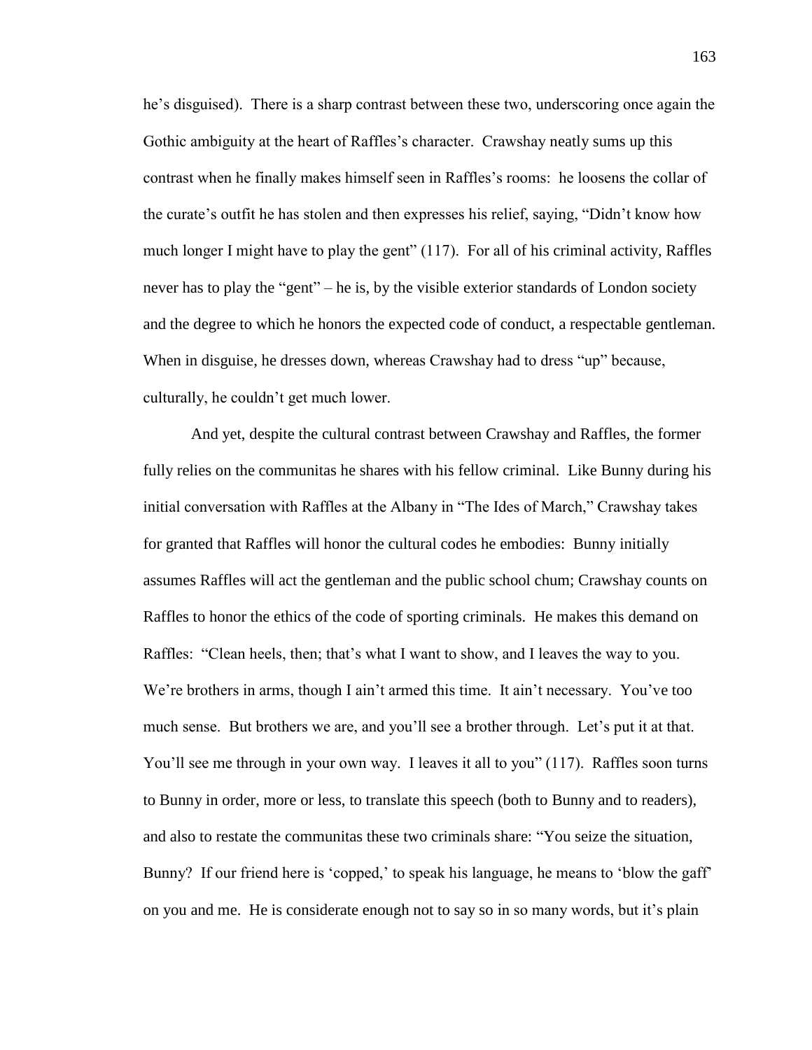he's disguised). There is a sharp contrast between these two, underscoring once again the Gothic ambiguity at the heart of Raffles's character. Crawshay neatly sums up this contrast when he finally makes himself seen in Raffles's rooms: he loosens the collar of the curate's outfit he has stolen and then expresses his relief, saying, "Didn't know how much longer I might have to play the gent" (117). For all of his criminal activity, Raffles never has to play the "gent" – he is, by the visible exterior standards of London society and the degree to which he honors the expected code of conduct, a respectable gentleman. When in disguise, he dresses down, whereas Crawshay had to dress "up" because, culturally, he couldn't get much lower.

And yet, despite the cultural contrast between Crawshay and Raffles, the former fully relies on the communitas he shares with his fellow criminal. Like Bunny during his initial conversation with Raffles at the Albany in "The Ides of March," Crawshay takes for granted that Raffles will honor the cultural codes he embodies: Bunny initially assumes Raffles will act the gentleman and the public school chum; Crawshay counts on Raffles to honor the ethics of the code of sporting criminals. He makes this demand on Raffles: "Clean heels, then; that's what I want to show, and I leaves the way to you. We're brothers in arms, though I ain't armed this time. It ain't necessary. You've too much sense. But brothers we are, and you'll see a brother through. Let's put it at that. You'll see me through in your own way. I leaves it all to you" (117). Raffles soon turns to Bunny in order, more or less, to translate this speech (both to Bunny and to readers), and also to restate the communitas these two criminals share: "You seize the situation, Bunny? If our friend here is 'copped,' to speak his language, he means to 'blow the gaff' on you and me. He is considerate enough not to say so in so many words, but it's plain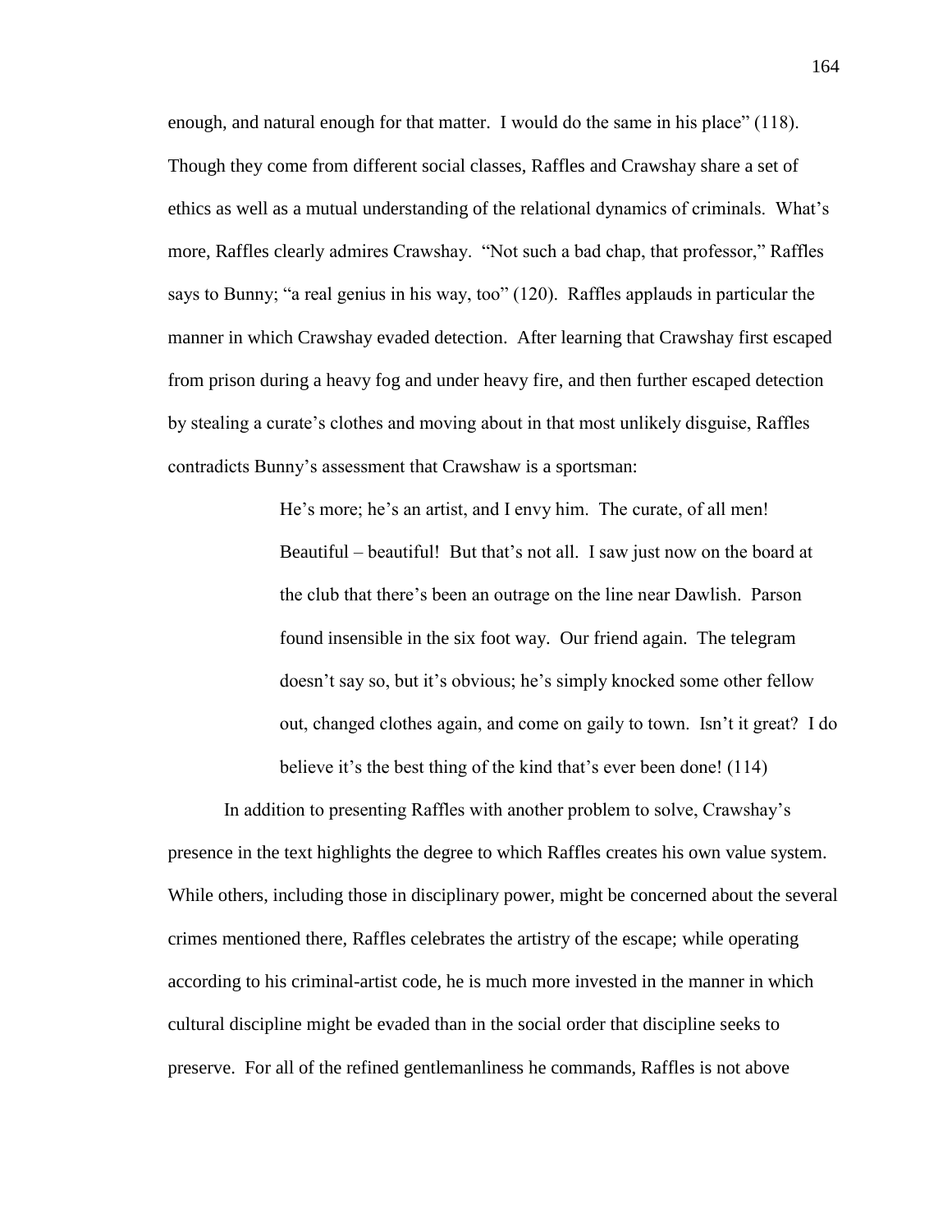enough, and natural enough for that matter. I would do the same in his place" (118). Though they come from different social classes, Raffles and Crawshay share a set of ethics as well as a mutual understanding of the relational dynamics of criminals. What's more, Raffles clearly admires Crawshay. "Not such a bad chap, that professor," Raffles says to Bunny; "a real genius in his way, too" (120). Raffles applauds in particular the manner in which Crawshay evaded detection. After learning that Crawshay first escaped from prison during a heavy fog and under heavy fire, and then further escaped detection by stealing a curate's clothes and moving about in that most unlikely disguise, Raffles contradicts Bunny's assessment that Crawshaw is a sportsman:

> He's more; he's an artist, and I envy him. The curate, of all men! Beautiful – beautiful! But that's not all. I saw just now on the board at the club that there's been an outrage on the line near Dawlish. Parson found insensible in the six foot way. Our friend again. The telegram doesn't say so, but it's obvious; he's simply knocked some other fellow out, changed clothes again, and come on gaily to town. Isn't it great? I do believe it's the best thing of the kind that's ever been done! (114)

In addition to presenting Raffles with another problem to solve, Crawshay's presence in the text highlights the degree to which Raffles creates his own value system. While others, including those in disciplinary power, might be concerned about the several crimes mentioned there, Raffles celebrates the artistry of the escape; while operating according to his criminal-artist code, he is much more invested in the manner in which cultural discipline might be evaded than in the social order that discipline seeks to preserve. For all of the refined gentlemanliness he commands, Raffles is not above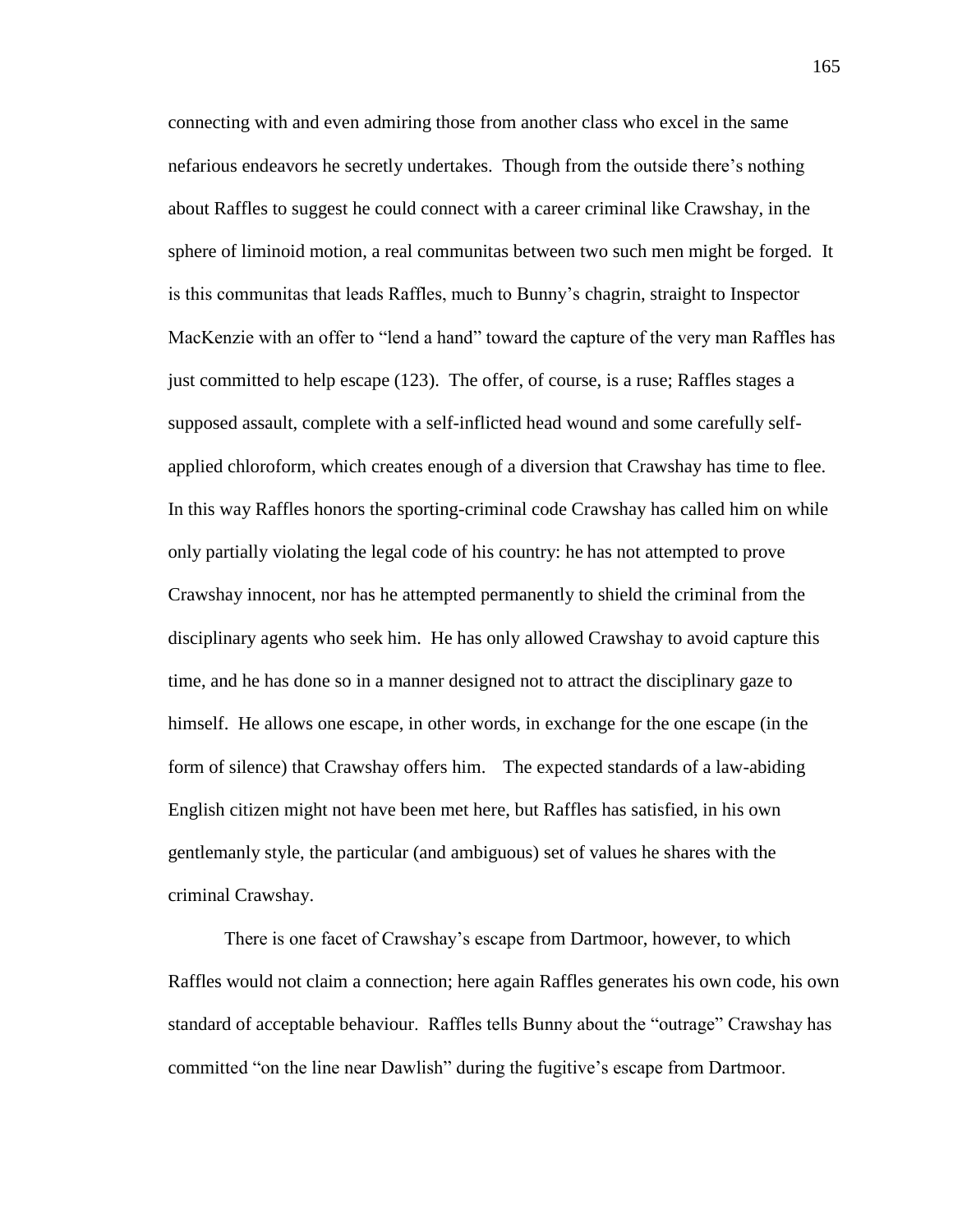connecting with and even admiring those from another class who excel in the same nefarious endeavors he secretly undertakes. Though from the outside there's nothing about Raffles to suggest he could connect with a career criminal like Crawshay, in the sphere of liminoid motion, a real communitas between two such men might be forged. It is this communitas that leads Raffles, much to Bunny's chagrin, straight to Inspector MacKenzie with an offer to "lend a hand" toward the capture of the very man Raffles has just committed to help escape (123). The offer, of course, is a ruse; Raffles stages a supposed assault, complete with a self-inflicted head wound and some carefully self-applied chloroform, which creates enough of a diversion that Crawshay has time to flee. In this way Raffles honors the sporting-criminal code Crawshay has called him on while only partially violating the legal code of his country: he has not attempted to prove Crawshay innocent, nor has he attempted permanently to shield the criminal from the disciplinary agents who seek him. He has only allowed Crawshay to avoid capture this time, and he has done so in a manner designed not to attract the disciplinary gaze to himself. He allows one escape, in other words, in exchange for the one escape (in the form of silence) that Crawshay offers him. The expected standards of a law-abiding English citizen might not have been met here, but Raffles has satisfied, in his own gentlemanly style, the particular (and ambiguous) set of values he shares with the criminal Crawshay.

There is one facet of Crawshay's escape from Dartmoor, however, to which Raffles would not claim a connection; here again Raffles generates his own code, his own standard of acceptable behaviour. Raffles tells Bunny about the "outrage" Crawshay has committed "on the line near Dawlish" during the fugitive's escape from Dartmoor.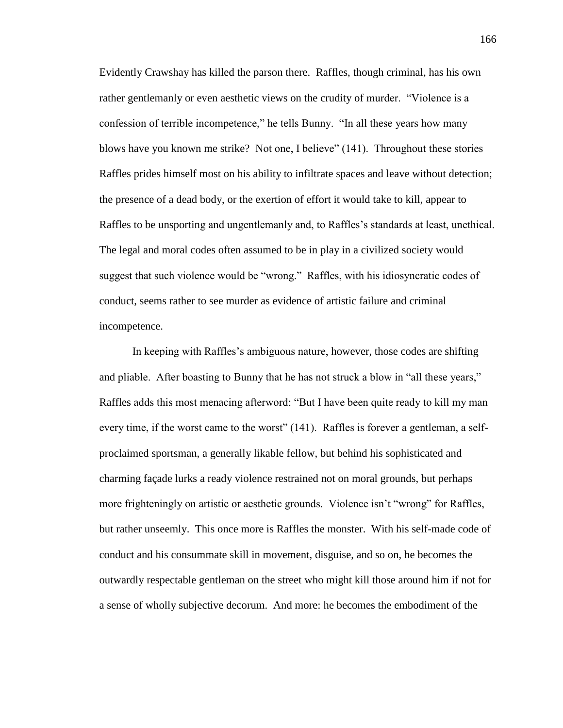Evidently Crawshay has killed the parson there. Raffles, though criminal, has his own rather gentlemanly or even aesthetic views on the crudity of murder. "Violence is a confession of terrible incompetence," he tells Bunny. "In all these years how many blows have you known me strike? Not one, I believe" (141). Throughout these stories Raffles prides himself most on his ability to infiltrate spaces and leave without detection; the presence of a dead body, or the exertion of effort it would take to kill, appear to Raffles to be unsporting and ungentlemanly and, to Raffles's standards at least, unethical. The legal and moral codes often assumed to be in play in a civilized society would suggest that such violence would be "wrong." Raffles, with his idiosyncratic codes of conduct, seems rather to see murder as evidence of artistic failure and criminal incompetence.

In keeping with Raffles's ambiguous nature, however, those codes are shifting and pliable. After boasting to Bunny that he has not struck a blow in "all these years," Raffles adds this most menacing afterword: "But I have been quite ready to kill my man every time, if the worst came to the worst" (141). Raffles is forever a gentleman, a self-proclaimed sportsman, a generally likable fellow, but behind his sophisticated and charming façade lurks a ready violence restrained not on moral grounds, but perhaps more frighteningly on artistic or aesthetic grounds. Violence isn't "wrong" for Raffles, but rather unseemly. This once more is Raffles the monster. With his self-made code of conduct and his consummate skill in movement, disguise, and so on, he becomes the outwardly respectable gentleman on the street who might kill those around him if not for a sense of wholly subjective decorum. And more: he becomes the embodiment of the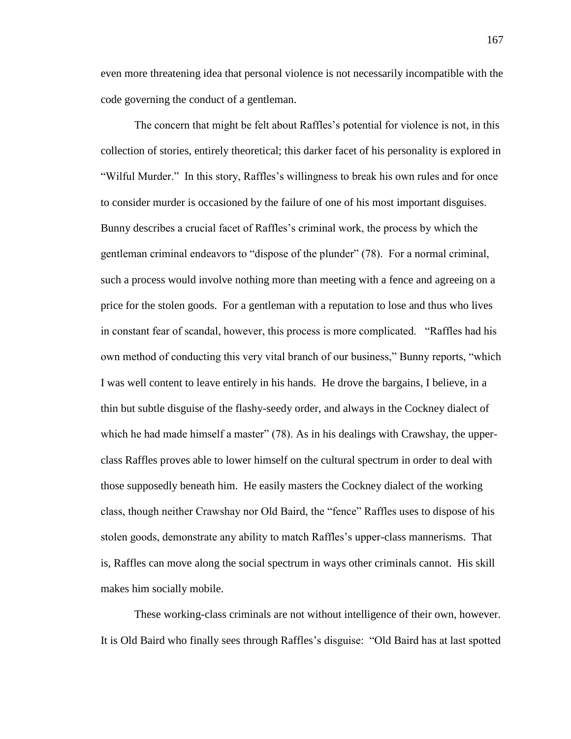even more threatening idea that personal violence is not necessarily incompatible with the code governing the conduct of a gentleman.

The concern that might be felt about Raffles's potential for violence is not, in this collection of stories, entirely theoretical; this darker facet of his personality is explored in "Wilful Murder." In this story, Raffles's willingness to break his own rules and for once to consider murder is occasioned by the failure of one of his most important disguises. Bunny describes a crucial facet of Raffles's criminal work, the process by which the gentleman criminal endeavors to "dispose of the plunder" (78). For a normal criminal, such a process would involve nothing more than meeting with a fence and agreeing on a price for the stolen goods. For a gentleman with a reputation to lose and thus who lives in constant fear of scandal, however, this process is more complicated. "Raffles had his own method of conducting this very vital branch of our business," Bunny reports, "which I was well content to leave entirely in his hands. He drove the bargains, I believe, in a thin but subtle disguise of the flashy-seedy order, and always in the Cockney dialect of which he had made himself a master" (78). As in his dealings with Crawshay, the upper-class Raffles proves able to lower himself on the cultural spectrum in order to deal with those supposedly beneath him. He easily masters the Cockney dialect of the working class, though neither Crawshay nor Old Baird, the "fence" Raffles uses to dispose of his stolen goods, demonstrate any ability to match Raffles's upper-class mannerisms. That is, Raffles can move along the social spectrum in ways other criminals cannot. His skill makes him socially mobile.

These working-class criminals are not without intelligence of their own, however. It is Old Baird who finally sees through Raffles's disguise: "Old Baird has at last spotted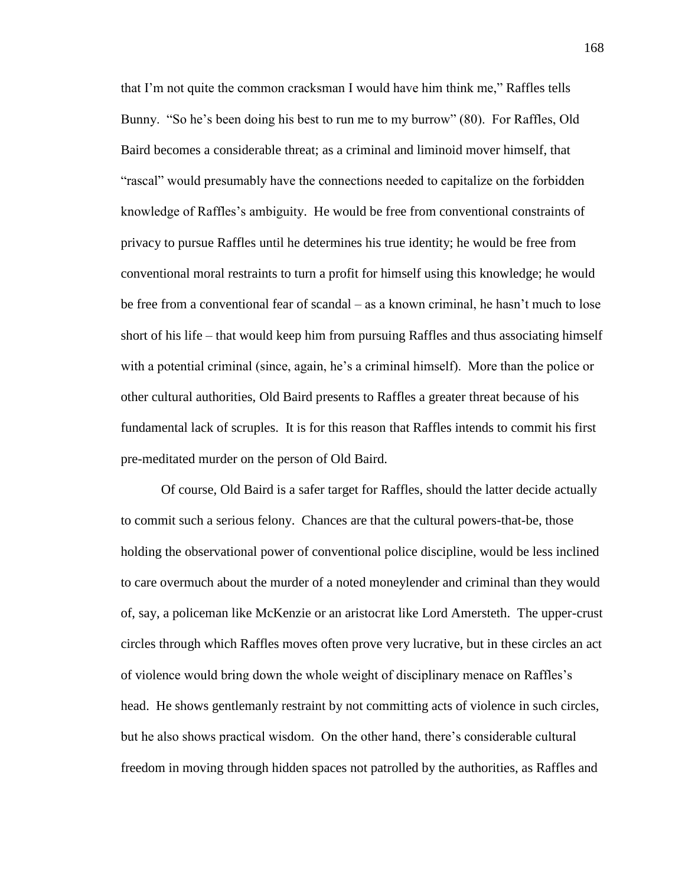that I'm not quite the common cracksman I would have him think me," Raffles tells Bunny. "So he's been doing his best to run me to my burrow" (80). For Raffles, Old Baird becomes a considerable threat; as a criminal and liminoid mover himself, that "rascal" would presumably have the connections needed to capitalize on the forbidden knowledge of Raffles's ambiguity. He would be free from conventional constraints of privacy to pursue Raffles until he determines his true identity; he would be free from conventional moral restraints to turn a profit for himself using this knowledge; he would be free from a conventional fear of scandal – as a known criminal, he hasn't much to lose short of his life – that would keep him from pursuing Raffles and thus associating himself with a potential criminal (since, again, he's a criminal himself). More than the police or other cultural authorities, Old Baird presents to Raffles a greater threat because of his fundamental lack of scruples. It is for this reason that Raffles intends to commit his first pre-meditated murder on the person of Old Baird.

Of course, Old Baird is a safer target for Raffles, should the latter decide actually to commit such a serious felony. Chances are that the cultural powers-that-be, those holding the observational power of conventional police discipline, would be less inclined to care overmuch about the murder of a noted moneylender and criminal than they would of, say, a policeman like McKenzie or an aristocrat like Lord Amersteth. The upper-crust circles through which Raffles moves often prove very lucrative, but in these circles an act of violence would bring down the whole weight of disciplinary menace on Raffles's head. He shows gentlemanly restraint by not committing acts of violence in such circles, but he also shows practical wisdom. On the other hand, there's considerable cultural freedom in moving through hidden spaces not patrolled by the authorities, as Raffles and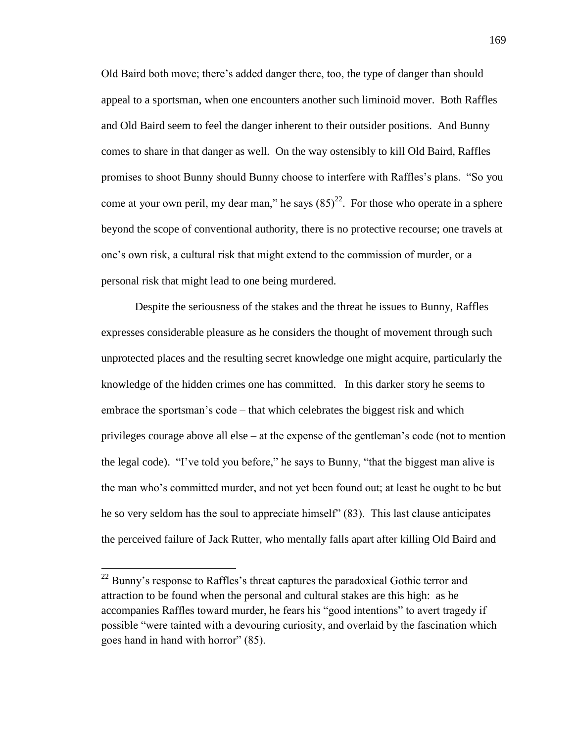Old Baird both move; there's added danger there, too, the type of danger than should appeal to a sportsman, when one encounters another such liminoid mover. Both Raffles and Old Baird seem to feel the danger inherent to their outsider positions. And Bunny comes to share in that danger as well. On the way ostensibly to kill Old Baird, Raffles promises to shoot Bunny should Bunny choose to interfere with Raffles's plans. "So you come at your own peril, my dear man," he says (85)[22]. For those who operate in a sphere beyond the scope of conventional authority, there is no protective recourse; one travels at one's own risk, a cultural risk that might extend to the commission of murder, or a personal risk that might lead to one being murdered.

Despite the seriousness of the stakes and the threat he issues to Bunny, Raffles expresses considerable pleasure as he considers the thought of movement through such unprotected places and the resulting secret knowledge one might acquire, particularly the knowledge of the hidden crimes one has committed. In this darker story he seems to embrace the sportsman's code – that which celebrates the biggest risk and which privileges courage above all else – at the expense of the gentleman's code (not to mention the legal code). "I've told you before," he says to Bunny, "that the biggest man alive is the man who's committed murder, and not yet been found out; at least he ought to be but he so very seldom has the soul to appreciate himself" (83). This last clause anticipates the perceived failure of Jack Rutter, who mentally falls apart after killing Old Baird and

---

[22] Bunny's response to Raffles's threat captures the paradoxical Gothic terror and attraction to be found when the personal and cultural stakes are this high: as he accompanies Raffles toward murder, he fears his "good intentions" to avert tragedy if possible "were tainted with a devouring curiosity, and overlaid by the fascination which goes hand in hand with horror" (85).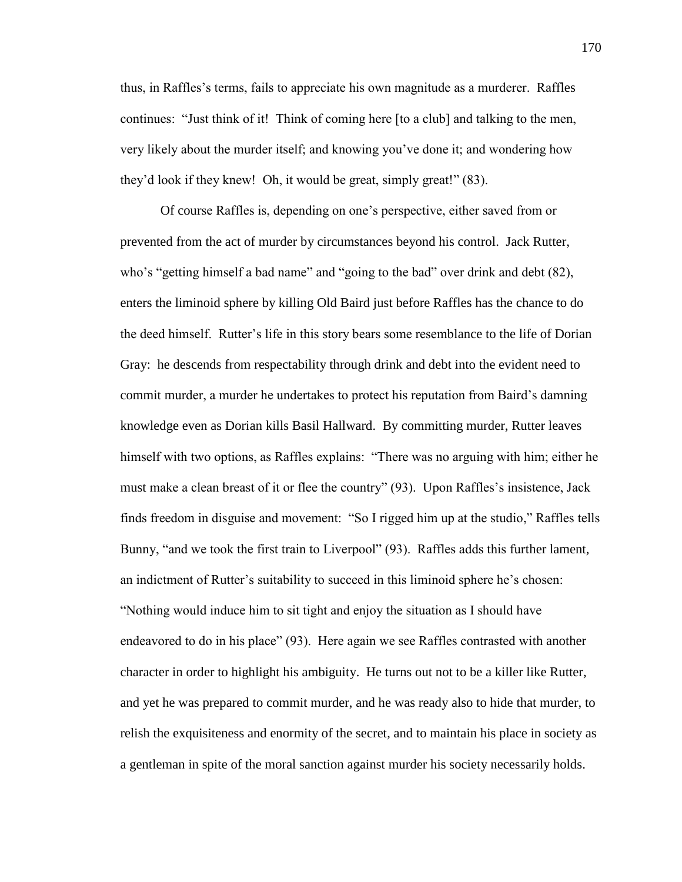thus, in Raffles's terms, fails to appreciate his own magnitude as a murderer. Raffles continues: "Just think of it! Think of coming here [to a club] and talking to the men, very likely about the murder itself; and knowing you've done it; and wondering how they'd look if they knew! Oh, it would be great, simply great!" (83).

Of course Raffles is, depending on one's perspective, either saved from or prevented from the act of murder by circumstances beyond his control. Jack Rutter, who's "getting himself a bad name" and "going to the bad" over drink and debt (82), enters the liminoid sphere by killing Old Baird just before Raffles has the chance to do the deed himself. Rutter's life in this story bears some resemblance to the life of Dorian Gray: he descends from respectability through drink and debt into the evident need to commit murder, a murder he undertakes to protect his reputation from Baird's damning knowledge even as Dorian kills Basil Hallward. By committing murder, Rutter leaves himself with two options, as Raffles explains: "There was no arguing with him; either he must make a clean breast of it or flee the country" (93). Upon Raffles's insistence, Jack finds freedom in disguise and movement: "So I rigged him up at the studio," Raffles tells Bunny, "and we took the first train to Liverpool" (93). Raffles adds this further lament, an indictment of Rutter's suitability to succeed in this liminoid sphere he's chosen: "Nothing would induce him to sit tight and enjoy the situation as I should have endeavored to do in his place" (93). Here again we see Raffles contrasted with another character in order to highlight his ambiguity. He turns out not to be a killer like Rutter, and yet he was prepared to commit murder, and he was ready also to hide that murder, to relish the exquisiteness and enormity of the secret, and to maintain his place in society as a gentleman in spite of the moral sanction against murder his society necessarily holds.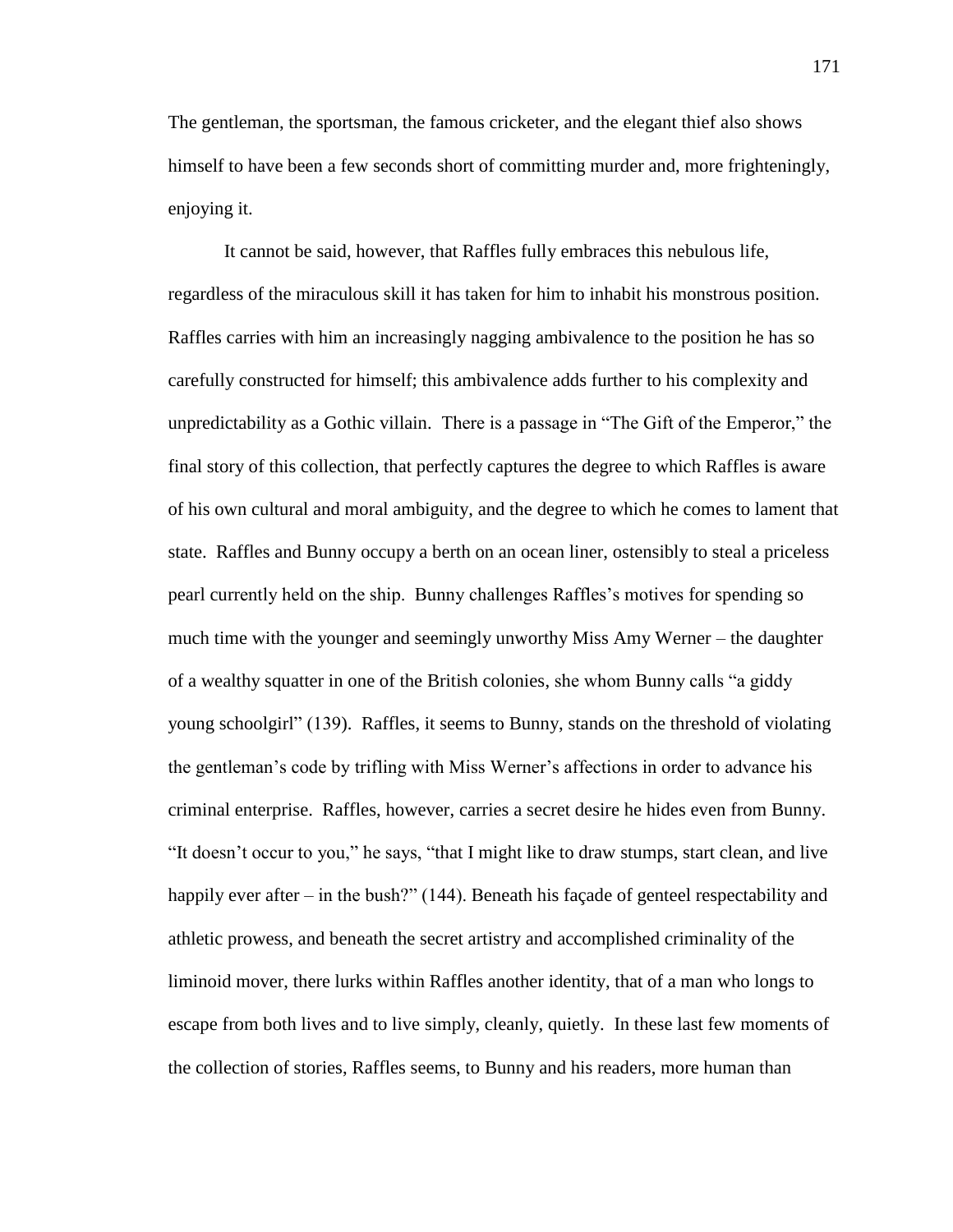The gentleman, the sportsman, the famous cricketer, and the elegant thief also shows himself to have been a few seconds short of committing murder and, more frighteningly, enjoying it.

It cannot be said, however, that Raffles fully embraces this nebulous life, regardless of the miraculous skill it has taken for him to inhabit his monstrous position. Raffles carries with him an increasingly nagging ambivalence to the position he has so carefully constructed for himself; this ambivalence adds further to his complexity and unpredictability as a Gothic villain. There is a passage in "The Gift of the Emperor," the final story of this collection, that perfectly captures the degree to which Raffles is aware of his own cultural and moral ambiguity, and the degree to which he comes to lament that state. Raffles and Bunny occupy a berth on an ocean liner, ostensibly to steal a priceless pearl currently held on the ship. Bunny challenges Raffles's motives for spending so much time with the younger and seemingly unworthy Miss Amy Werner – the daughter of a wealthy squatter in one of the British colonies, she whom Bunny calls "a giddy young schoolgirl" (139). Raffles, it seems to Bunny, stands on the threshold of violating the gentleman's code by trifling with Miss Werner's affections in order to advance his criminal enterprise. Raffles, however, carries a secret desire he hides even from Bunny. "It doesn't occur to you," he says, "that I might like to draw stumps, start clean, and live happily ever after – in the bush?" (144). Beneath his façade of genteel respectability and athletic prowess, and beneath the secret artistry and accomplished criminality of the liminoid mover, there lurks within Raffles another identity, that of a man who longs to escape from both lives and to live simply, cleanly, quietly. In these last few moments of the collection of stories, Raffles seems, to Bunny and his readers, more human than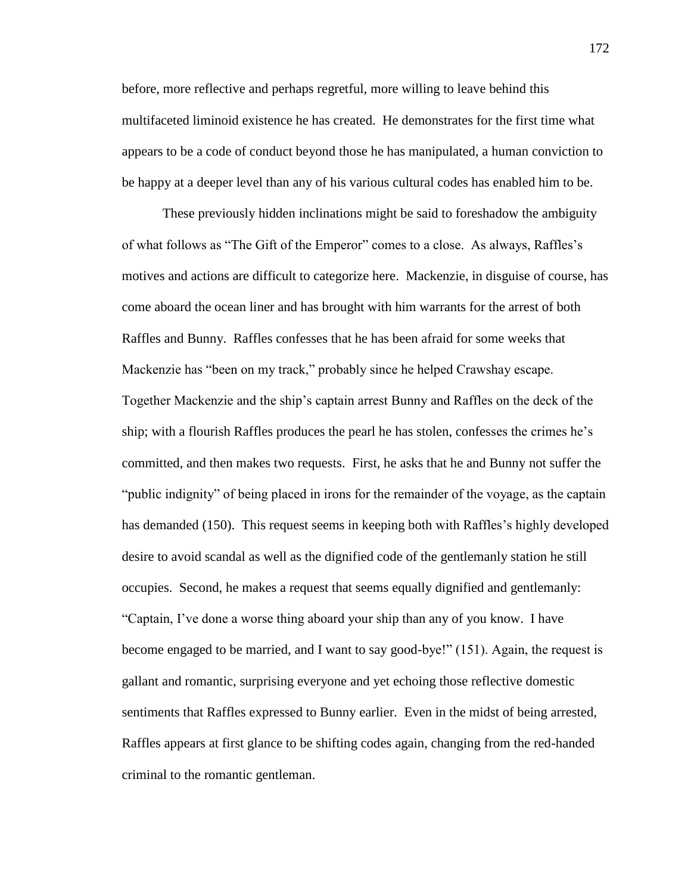before, more reflective and perhaps regretful, more willing to leave behind this multifaceted liminoid existence he has created. He demonstrates for the first time what appears to be a code of conduct beyond those he has manipulated, a human conviction to be happy at a deeper level than any of his various cultural codes has enabled him to be.

These previously hidden inclinations might be said to foreshadow the ambiguity of what follows as "The Gift of the Emperor" comes to a close. As always, Raffles's motives and actions are difficult to categorize here. Mackenzie, in disguise of course, has come aboard the ocean liner and has brought with him warrants for the arrest of both Raffles and Bunny. Raffles confesses that he has been afraid for some weeks that Mackenzie has "been on my track," probably since he helped Crawshay escape. Together Mackenzie and the ship's captain arrest Bunny and Raffles on the deck of the ship; with a flourish Raffles produces the pearl he has stolen, confesses the crimes he's committed, and then makes two requests. First, he asks that he and Bunny not suffer the "public indignity" of being placed in irons for the remainder of the voyage, as the captain has demanded (150). This request seems in keeping both with Raffles's highly developed desire to avoid scandal as well as the dignified code of the gentlemanly station he still occupies. Second, he makes a request that seems equally dignified and gentlemanly: "Captain, I've done a worse thing aboard your ship than any of you know. I have become engaged to be married, and I want to say good-bye!" (151). Again, the request is gallant and romantic, surprising everyone and yet echoing those reflective domestic sentiments that Raffles expressed to Bunny earlier. Even in the midst of being arrested, Raffles appears at first glance to be shifting codes again, changing from the red-handed criminal to the romantic gentleman.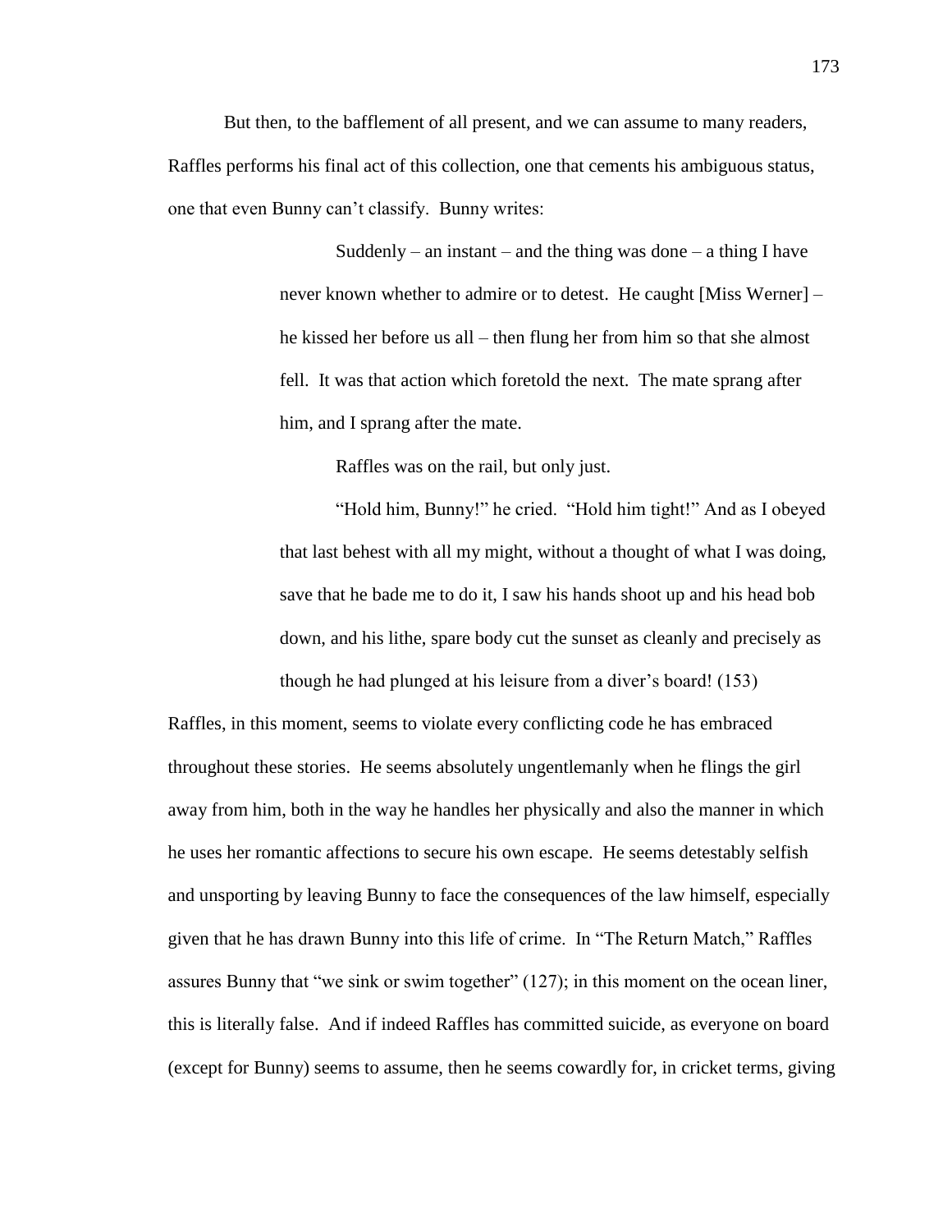But then, to the bafflement of all present, and we can assume to many readers, Raffles performs his final act of this collection, one that cements his ambiguous status, one that even Bunny can't classify. Bunny writes:

> Suddenly – an instant – and the thing was done – a thing I have never known whether to admire or to detest. He caught [Miss Werner] – he kissed her before us all – then flung her from him so that she almost fell. It was that action which foretold the next. The mate sprang after him, and I sprang after the mate.
>
> Raffles was on the rail, but only just.
>
> "Hold him, Bunny!" he cried. "Hold him tight!" And as I obeyed that last behest with all my might, without a thought of what I was doing, save that he bade me to do it, I saw his hands shoot up and his head bob down, and his lithe, spare body cut the sunset as cleanly and precisely as though he had plunged at his leisure from a diver's board! (153)

Raffles, in this moment, seems to violate every conflicting code he has embraced throughout these stories. He seems absolutely ungentlemanly when he flings the girl away from him, both in the way he handles her physically and also the manner in which he uses her romantic affections to secure his own escape. He seems detestably selfish and unsporting by leaving Bunny to face the consequences of the law himself, especially given that he has drawn Bunny into this life of crime. In "The Return Match," Raffles assures Bunny that "we sink or swim together" (127); in this moment on the ocean liner, this is literally false. And if indeed Raffles has committed suicide, as everyone on board (except for Bunny) seems to assume, then he seems cowardly for, in cricket terms, giving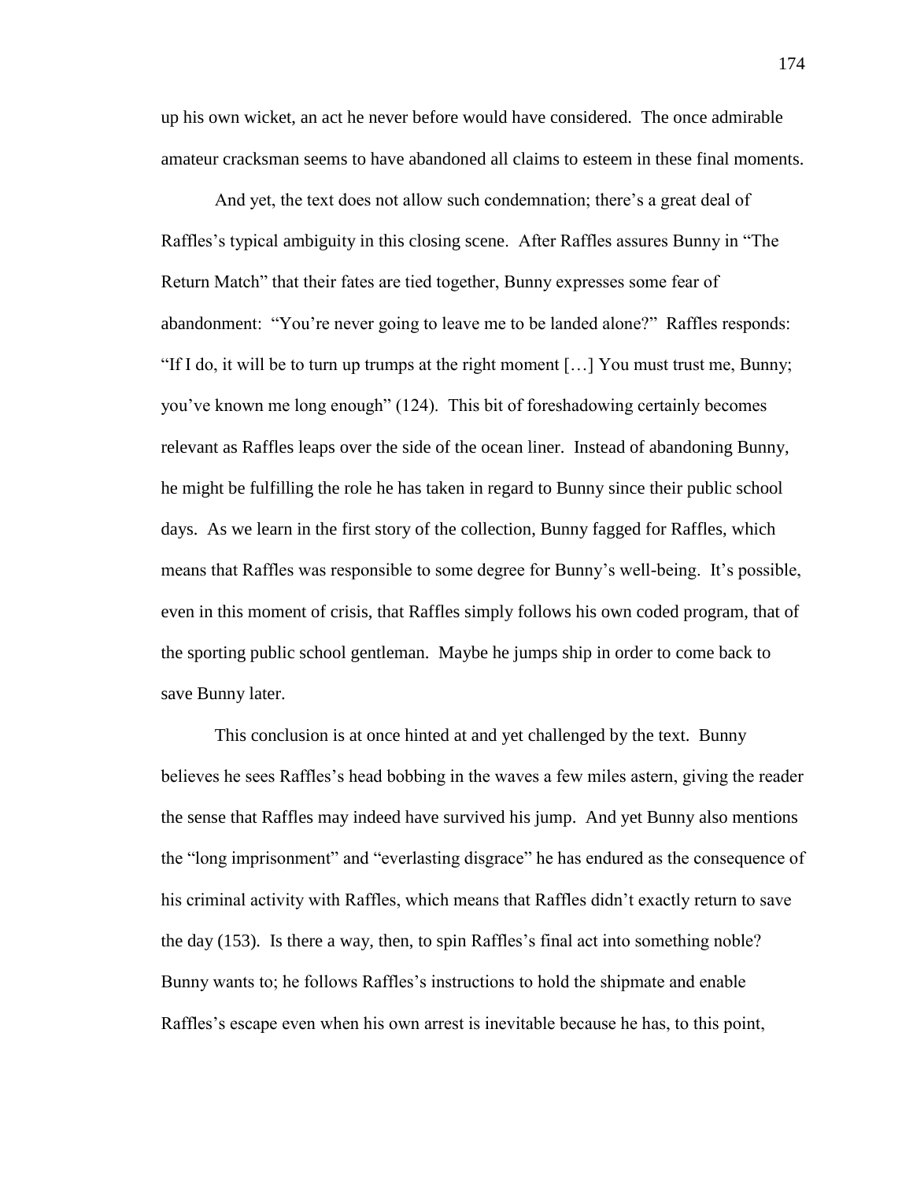up his own wicket, an act he never before would have considered. The once admirable amateur cracksman seems to have abandoned all claims to esteem in these final moments.

And yet, the text does not allow such condemnation; there's a great deal of Raffles's typical ambiguity in this closing scene. After Raffles assures Bunny in "The Return Match" that their fates are tied together, Bunny expresses some fear of abandonment: "You're never going to leave me to be landed alone?" Raffles responds: "If I do, it will be to turn up trumps at the right moment […] You must trust me, Bunny; you've known me long enough" (124). This bit of foreshadowing certainly becomes relevant as Raffles leaps over the side of the ocean liner. Instead of abandoning Bunny, he might be fulfilling the role he has taken in regard to Bunny since their public school days. As we learn in the first story of the collection, Bunny fagged for Raffles, which means that Raffles was responsible to some degree for Bunny's well-being. It's possible, even in this moment of crisis, that Raffles simply follows his own coded program, that of the sporting public school gentleman. Maybe he jumps ship in order to come back to save Bunny later.

This conclusion is at once hinted at and yet challenged by the text. Bunny believes he sees Raffles's head bobbing in the waves a few miles astern, giving the reader the sense that Raffles may indeed have survived his jump. And yet Bunny also mentions the "long imprisonment" and "everlasting disgrace" he has endured as the consequence of his criminal activity with Raffles, which means that Raffles didn't exactly return to save the day (153). Is there a way, then, to spin Raffles's final act into something noble? Bunny wants to; he follows Raffles's instructions to hold the shipmate and enable Raffles's escape even when his own arrest is inevitable because he has, to this point,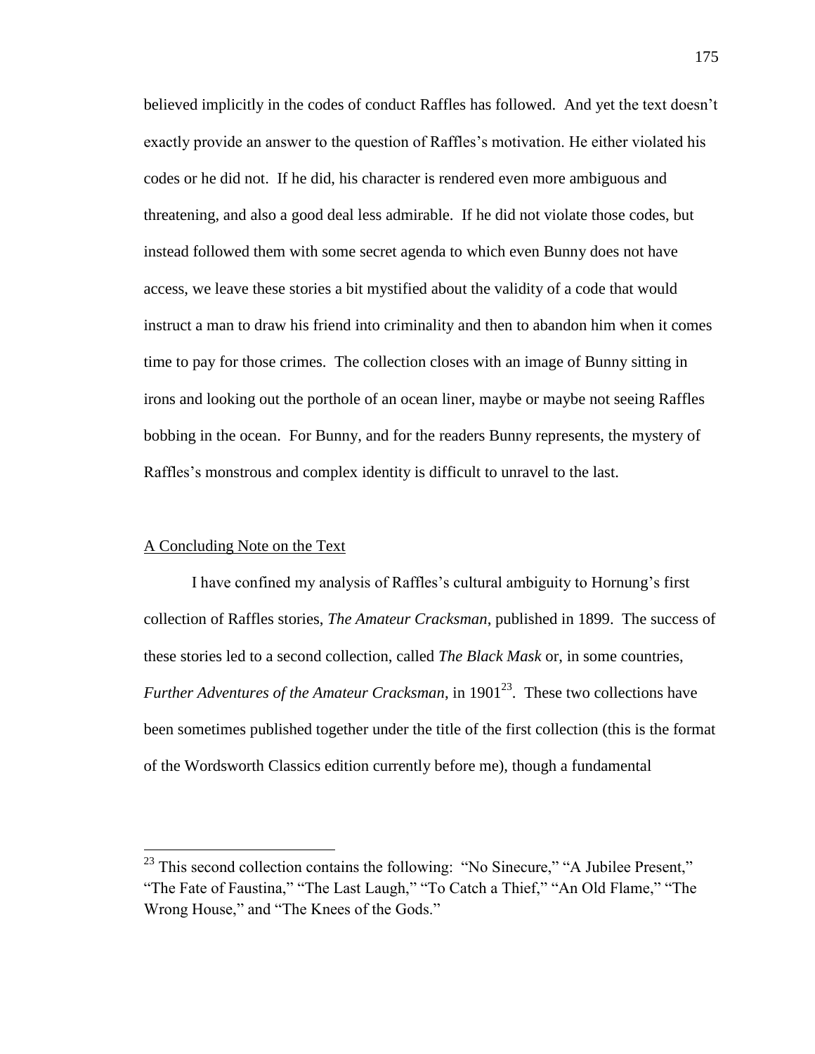believed implicitly in the codes of conduct Raffles has followed. And yet the text doesn't exactly provide an answer to the question of Raffles's motivation. He either violated his codes or he did not. If he did, his character is rendered even more ambiguous and threatening, and also a good deal less admirable. If he did not violate those codes, but instead followed them with some secret agenda to which even Bunny does not have access, we leave these stories a bit mystified about the validity of a code that would instruct a man to draw his friend into criminality and then to abandon him when it comes time to pay for those crimes. The collection closes with an image of Bunny sitting in irons and looking out the porthole of an ocean liner, maybe or maybe not seeing Raffles bobbing in the ocean. For Bunny, and for the readers Bunny represents, the mystery of Raffles's monstrous and complex identity is difficult to unravel to the last.

## A Concluding Note on the Text

I have confined my analysis of Raffles's cultural ambiguity to Hornung's first collection of Raffles stories, *The Amateur Cracksman*, published in 1899. The success of these stories led to a second collection, called *The Black Mask* or, in some countries, *Further Adventures of the Amateur Cracksman*, in 1901[23]. These two collections have been sometimes published together under the title of the first collection (this is the format of the Wordsworth Classics edition currently before me), though a fundamental

---

[23] This second collection contains the following: "No Sinecure," "A Jubilee Present," "The Fate of Faustina," "The Last Laugh," "To Catch a Thief," "An Old Flame," "The Wrong House," and "The Knees of the Gods."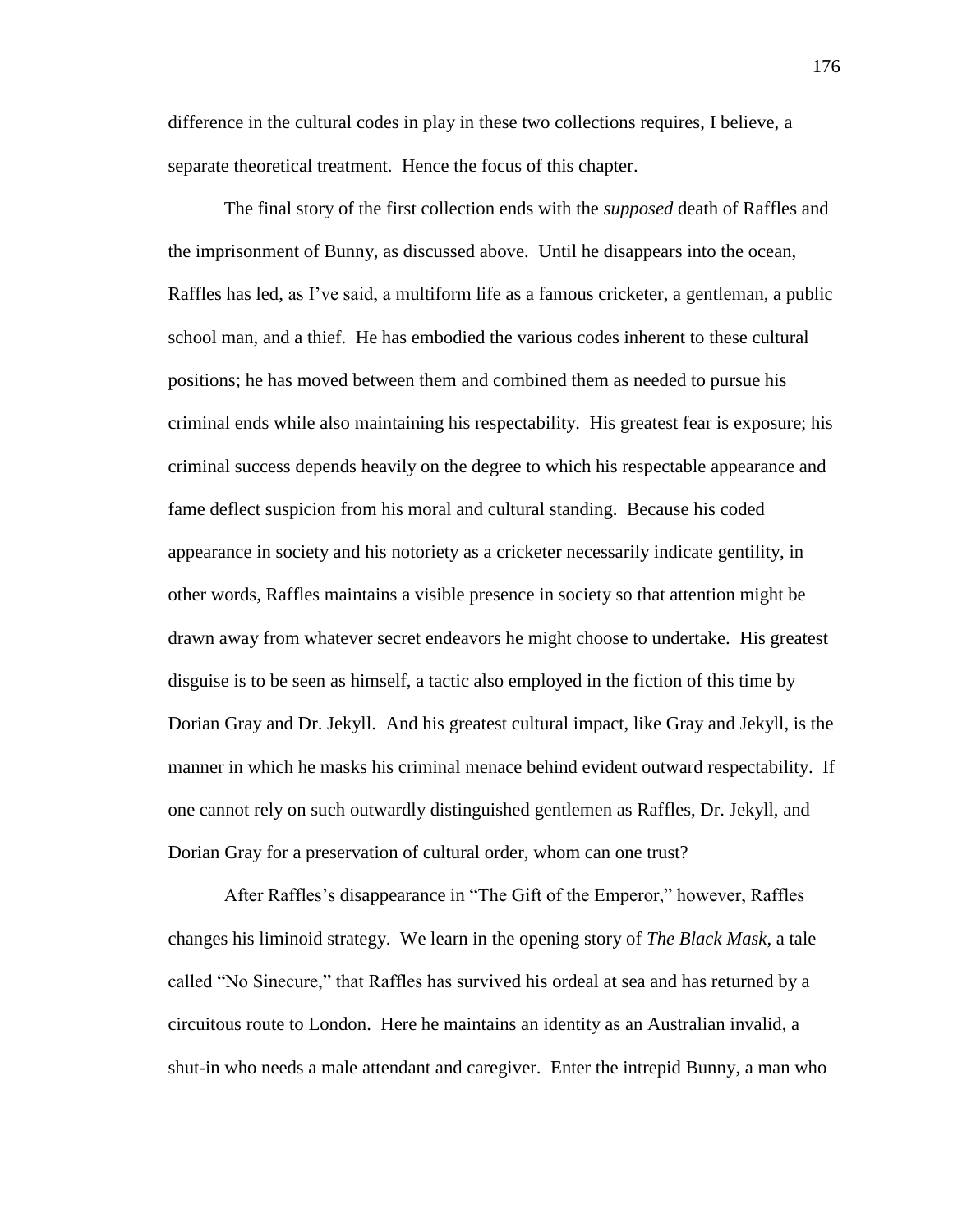difference in the cultural codes in play in these two collections requires, I believe, a separate theoretical treatment. Hence the focus of this chapter.

The final story of the first collection ends with the *supposed* death of Raffles and the imprisonment of Bunny, as discussed above. Until he disappears into the ocean, Raffles has led, as I've said, a multiform life as a famous cricketer, a gentleman, a public school man, and a thief. He has embodied the various codes inherent to these cultural positions; he has moved between them and combined them as needed to pursue his criminal ends while also maintaining his respectability. His greatest fear is exposure; his criminal success depends heavily on the degree to which his respectable appearance and fame deflect suspicion from his moral and cultural standing. Because his coded appearance in society and his notoriety as a cricketer necessarily indicate gentility, in other words, Raffles maintains a visible presence in society so that attention might be drawn away from whatever secret endeavors he might choose to undertake. His greatest disguise is to be seen as himself, a tactic also employed in the fiction of this time by Dorian Gray and Dr. Jekyll. And his greatest cultural impact, like Gray and Jekyll, is the manner in which he masks his criminal menace behind evident outward respectability. If one cannot rely on such outwardly distinguished gentlemen as Raffles, Dr. Jekyll, and Dorian Gray for a preservation of cultural order, whom can one trust?

After Raffles's disappearance in "The Gift of the Emperor," however, Raffles changes his liminoid strategy. We learn in the opening story of *The Black Mask*, a tale called "No Sinecure," that Raffles has survived his ordeal at sea and has returned by a circuitous route to London. Here he maintains an identity as an Australian invalid, a shut-in who needs a male attendant and caregiver. Enter the intrepid Bunny, a man who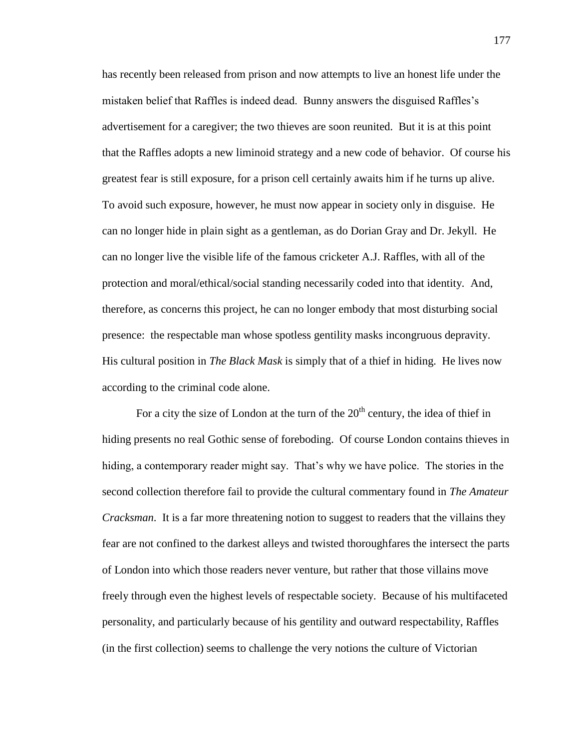has recently been released from prison and now attempts to live an honest life under the mistaken belief that Raffles is indeed dead. Bunny answers the disguised Raffles's advertisement for a caregiver; the two thieves are soon reunited. But it is at this point that the Raffles adopts a new liminoid strategy and a new code of behavior. Of course his greatest fear is still exposure, for a prison cell certainly awaits him if he turns up alive. To avoid such exposure, however, he must now appear in society only in disguise. He can no longer hide in plain sight as a gentleman, as do Dorian Gray and Dr. Jekyll. He can no longer live the visible life of the famous cricketer A.J. Raffles, with all of the protection and moral/ethical/social standing necessarily coded into that identity. And, therefore, as concerns this project, he can no longer embody that most disturbing social presence: the respectable man whose spotless gentility masks incongruous depravity. His cultural position in *The Black Mask* is simply that of a thief in hiding. He lives now according to the criminal code alone.

For a city the size of London at the turn of the 20th century, the idea of thief in hiding presents no real Gothic sense of foreboding. Of course London contains thieves in hiding, a contemporary reader might say. That's why we have police. The stories in the second collection therefore fail to provide the cultural commentary found in *The Amateur Cracksman*. It is a far more threatening notion to suggest to readers that the villains they fear are not confined to the darkest alleys and twisted thoroughfares the intersect the parts of London into which those readers never venture, but rather that those villains move freely through even the highest levels of respectable society. Because of his multifaceted personality, and particularly because of his gentility and outward respectability, Raffles (in the first collection) seems to challenge the very notions the culture of Victorian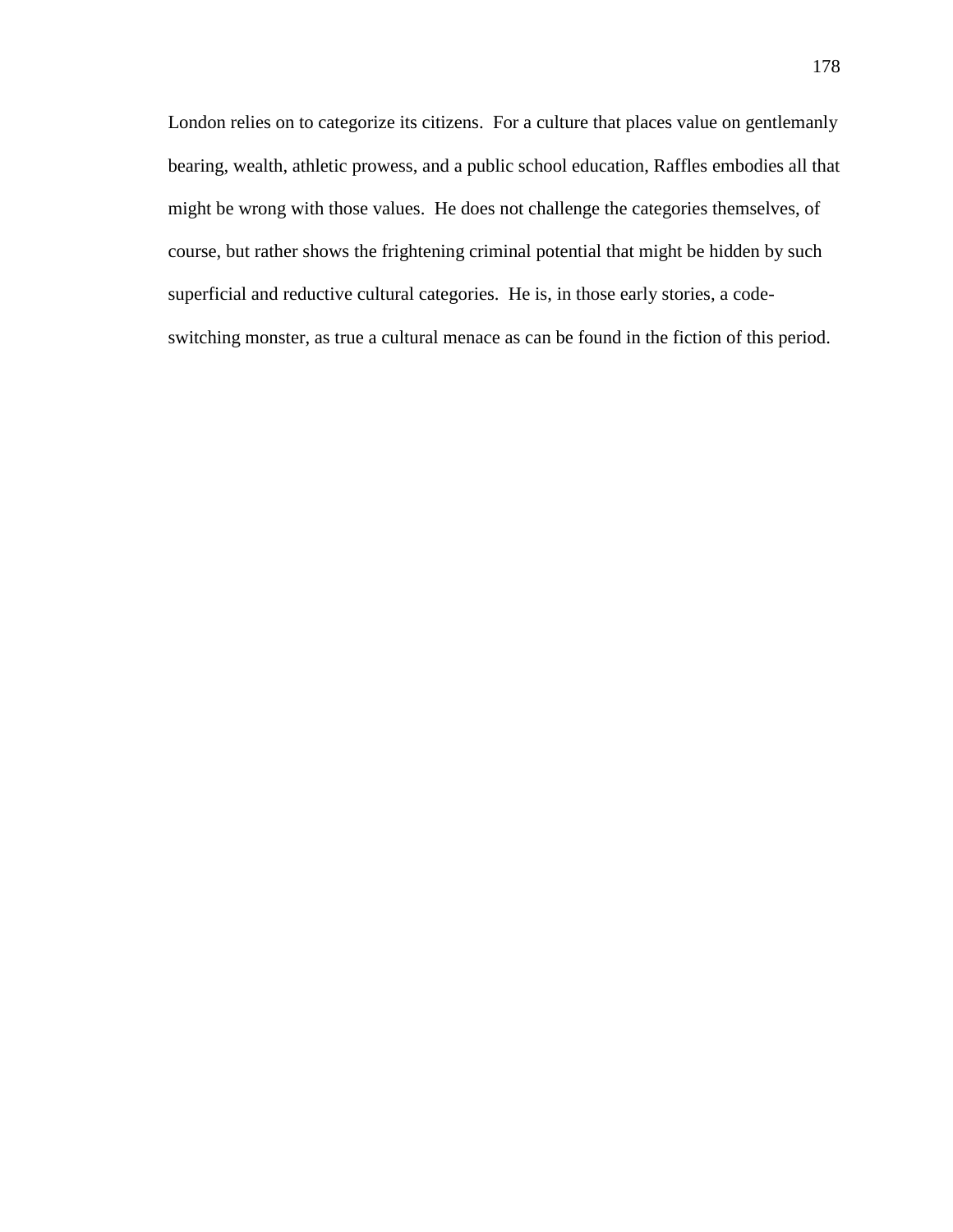London relies on to categorize its citizens.  For a culture that places value on gentlemanly bearing, wealth, athletic prowess, and a public school education, Raffles embodies all that might be wrong with those values.  He does not challenge the categories themselves, of course, but rather shows the frightening criminal potential that might be hidden by such superficial and reductive cultural categories.  He is, in those early stories, a code-switching monster, as true a cultural menace as can be found in the fiction of this period.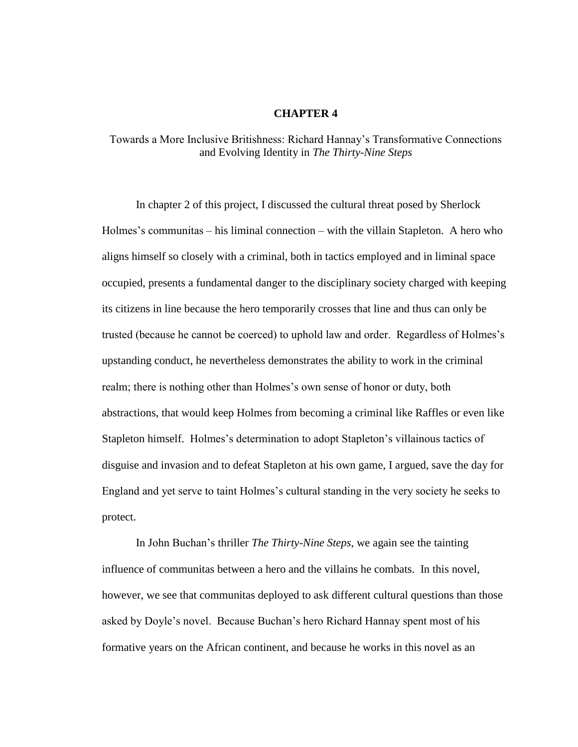# CHAPTER 4

## Towards a More Inclusive Britishness: Richard Hannay's Transformative Connections and Evolving Identity in *The Thirty-Nine Steps*

In chapter 2 of this project, I discussed the cultural threat posed by Sherlock Holmes's communitas – his liminal connection – with the villain Stapleton. A hero who aligns himself so closely with a criminal, both in tactics employed and in liminal space occupied, presents a fundamental danger to the disciplinary society charged with keeping its citizens in line because the hero temporarily crosses that line and thus can only be trusted (because he cannot be coerced) to uphold law and order. Regardless of Holmes's upstanding conduct, he nevertheless demonstrates the ability to work in the criminal realm; there is nothing other than Holmes's own sense of honor or duty, both abstractions, that would keep Holmes from becoming a criminal like Raffles or even like Stapleton himself. Holmes's determination to adopt Stapleton's villainous tactics of disguise and invasion and to defeat Stapleton at his own game, I argued, save the day for England and yet serve to taint Holmes's cultural standing in the very society he seeks to protect.

In John Buchan's thriller *The Thirty-Nine Steps*, we again see the tainting influence of communitas between a hero and the villains he combats. In this novel, however, we see that communitas deployed to ask different cultural questions than those asked by Doyle's novel. Because Buchan's hero Richard Hannay spent most of his formative years on the African continent, and because he works in this novel as an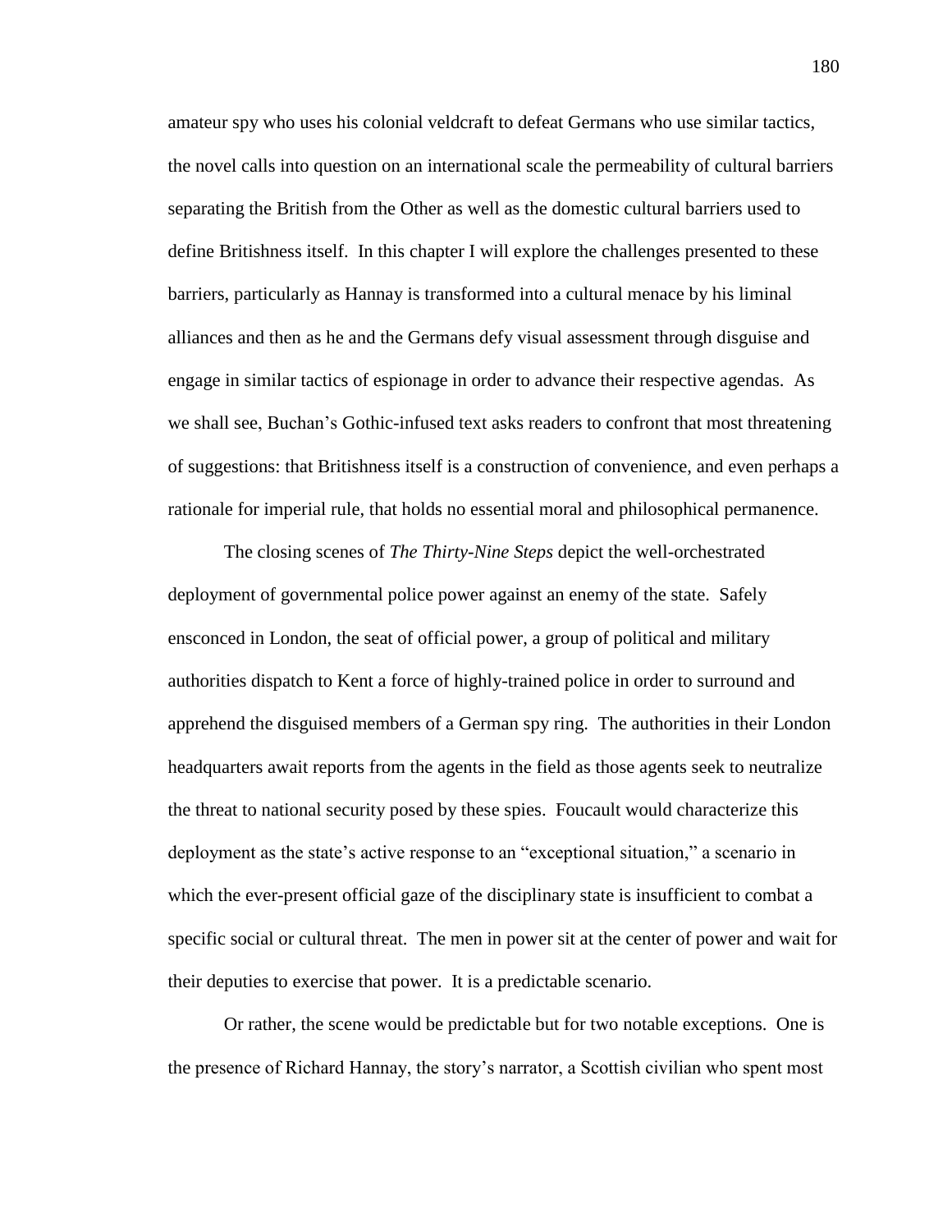amateur spy who uses his colonial veldcraft to defeat Germans who use similar tactics, the novel calls into question on an international scale the permeability of cultural barriers separating the British from the Other as well as the domestic cultural barriers used to define Britishness itself. In this chapter I will explore the challenges presented to these barriers, particularly as Hannay is transformed into a cultural menace by his liminal alliances and then as he and the Germans defy visual assessment through disguise and engage in similar tactics of espionage in order to advance their respective agendas. As we shall see, Buchan's Gothic-infused text asks readers to confront that most threatening of suggestions: that Britishness itself is a construction of convenience, and even perhaps a rationale for imperial rule, that holds no essential moral and philosophical permanence.

The closing scenes of *The Thirty-Nine Steps* depict the well-orchestrated deployment of governmental police power against an enemy of the state. Safely ensconced in London, the seat of official power, a group of political and military authorities dispatch to Kent a force of highly-trained police in order to surround and apprehend the disguised members of a German spy ring. The authorities in their London headquarters await reports from the agents in the field as those agents seek to neutralize the threat to national security posed by these spies. Foucault would characterize this deployment as the state's active response to an "exceptional situation," a scenario in which the ever-present official gaze of the disciplinary state is insufficient to combat a specific social or cultural threat. The men in power sit at the center of power and wait for their deputies to exercise that power. It is a predictable scenario.

Or rather, the scene would be predictable but for two notable exceptions. One is the presence of Richard Hannay, the story's narrator, a Scottish civilian who spent most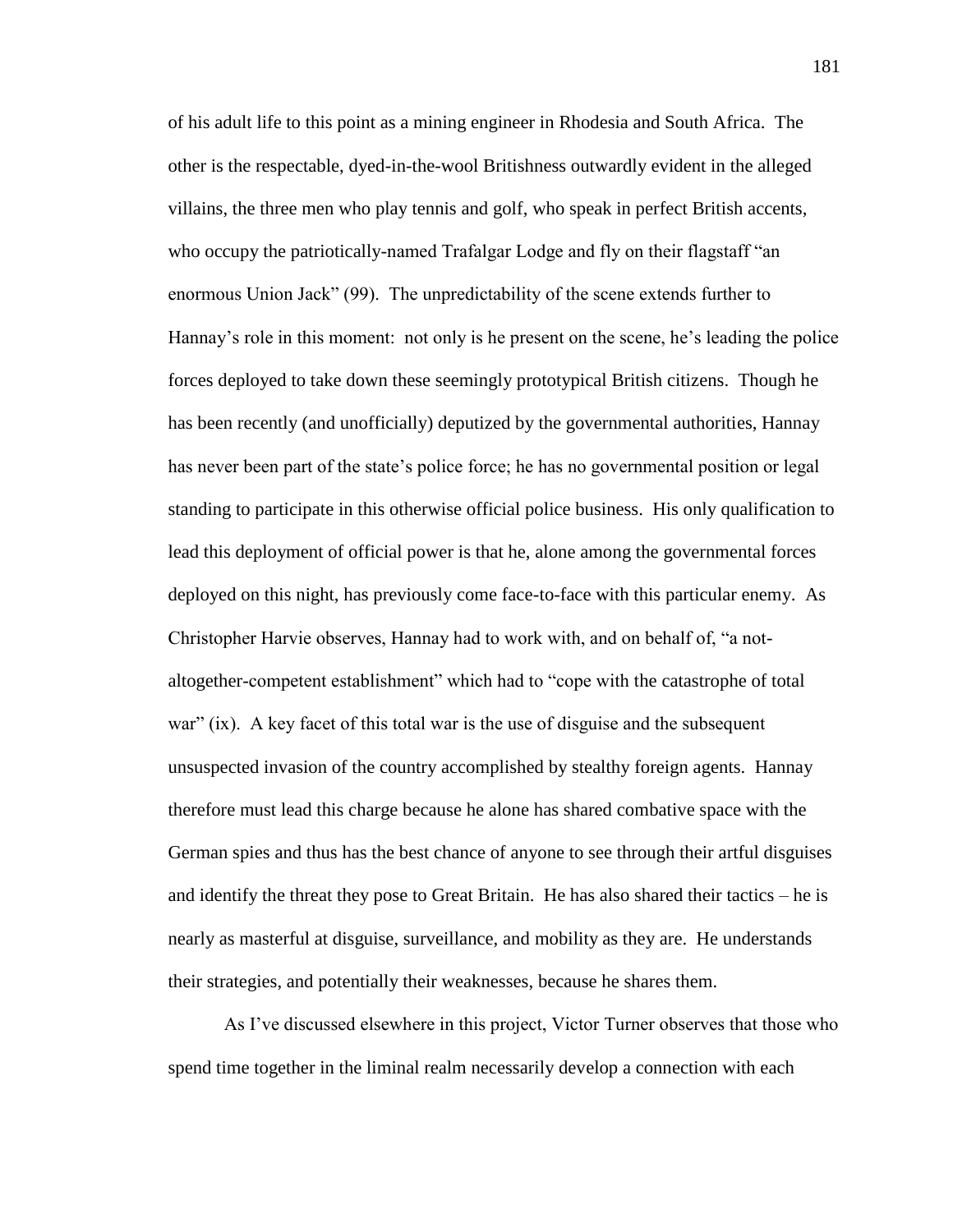of his adult life to this point as a mining engineer in Rhodesia and South Africa. The other is the respectable, dyed-in-the-wool Britishness outwardly evident in the alleged villains, the three men who play tennis and golf, who speak in perfect British accents, who occupy the patriotically-named Trafalgar Lodge and fly on their flagstaff "an enormous Union Jack" (99). The unpredictability of the scene extends further to Hannay's role in this moment: not only is he present on the scene, he's leading the police forces deployed to take down these seemingly prototypical British citizens. Though he has been recently (and unofficially) deputized by the governmental authorities, Hannay has never been part of the state's police force; he has no governmental position or legal standing to participate in this otherwise official police business. His only qualification to lead this deployment of official power is that he, alone among the governmental forces deployed on this night, has previously come face-to-face with this particular enemy. As Christopher Harvie observes, Hannay had to work with, and on behalf of, "a not-altogether-competent establishment" which had to "cope with the catastrophe of total war" (ix). A key facet of this total war is the use of disguise and the subsequent unsuspected invasion of the country accomplished by stealthy foreign agents. Hannay therefore must lead this charge because he alone has shared combative space with the German spies and thus has the best chance of anyone to see through their artful disguises and identify the threat they pose to Great Britain. He has also shared their tactics – he is nearly as masterful at disguise, surveillance, and mobility as they are. He understands their strategies, and potentially their weaknesses, because he shares them.

As I've discussed elsewhere in this project, Victor Turner observes that those who spend time together in the liminal realm necessarily develop a connection with each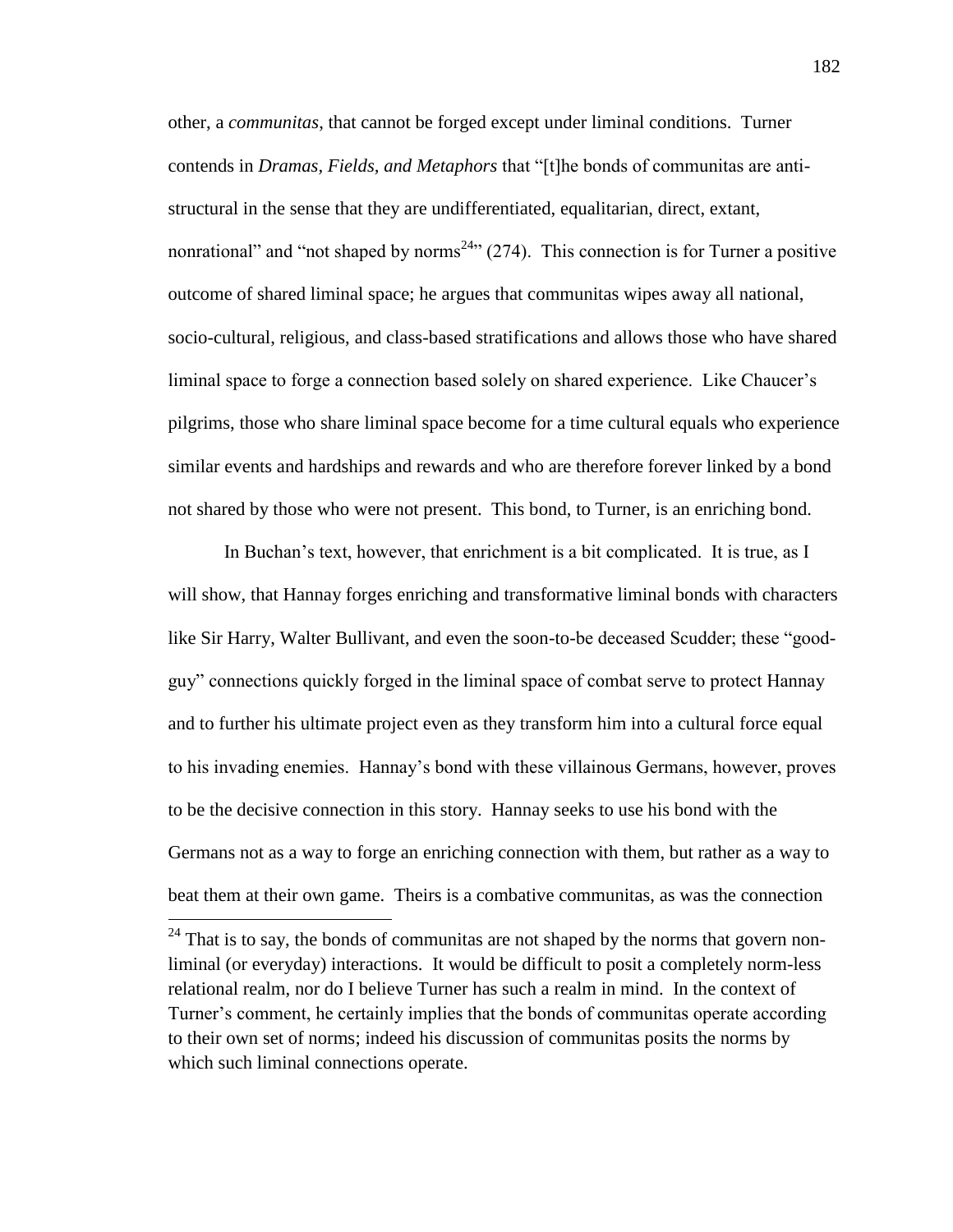other, a *communitas*, that cannot be forged except under liminal conditions. Turner contends in *Dramas, Fields, and Metaphors* that "[t]he bonds of communitas are anti-structural in the sense that they are undifferentiated, equalitarian, direct, extant, nonrational" and "not shaped by norms[24]" (274). This connection is for Turner a positive outcome of shared liminal space; he argues that communitas wipes away all national, socio-cultural, religious, and class-based stratifications and allows those who have shared liminal space to forge a connection based solely on shared experience. Like Chaucer's pilgrims, those who share liminal space become for a time cultural equals who experience similar events and hardships and rewards and who are therefore forever linked by a bond not shared by those who were not present. This bond, to Turner, is an enriching bond.

In Buchan's text, however, that enrichment is a bit complicated. It is true, as I will show, that Hannay forges enriching and transformative liminal bonds with characters like Sir Harry, Walter Bullivant, and even the soon-to-be deceased Scudder; these "good-guy" connections quickly forged in the liminal space of combat serve to protect Hannay and to further his ultimate project even as they transform him into a cultural force equal to his invading enemies. Hannay's bond with these villainous Germans, however, proves to be the decisive connection in this story. Hannay seeks to use his bond with the Germans not as a way to forge an enriching connection with them, but rather as a way to beat them at their own game. Theirs is a combative communitas, as was the connection

[24] That is to say, the bonds of communitas are not shaped by the norms that govern non-liminal (or everyday) interactions. It would be difficult to posit a completely norm-less relational realm, nor do I believe Turner has such a realm in mind. In the context of Turner's comment, he certainly implies that the bonds of communitas operate according to their own set of norms; indeed his discussion of communitas posits the norms by which such liminal connections operate.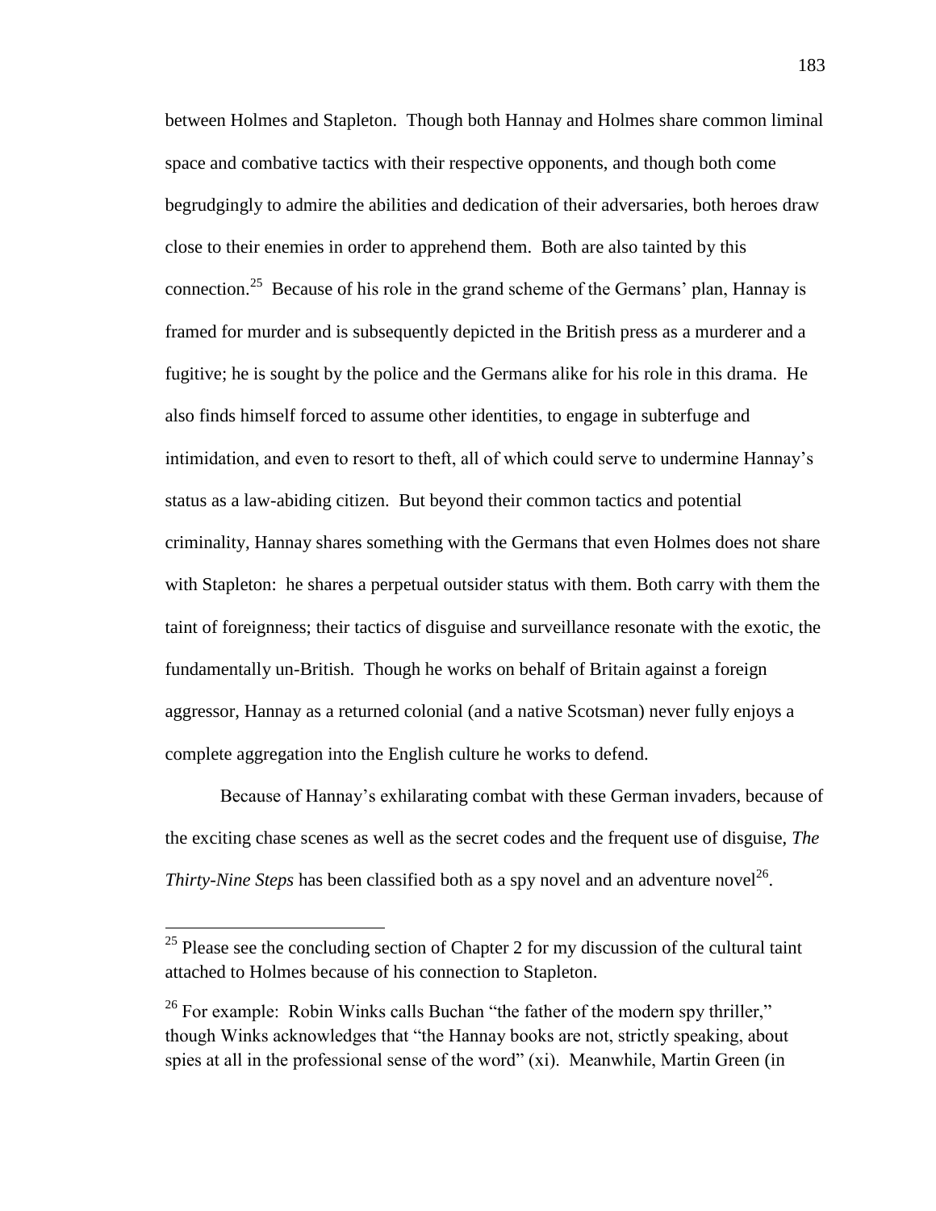between Holmes and Stapleton. Though both Hannay and Holmes share common liminal space and combative tactics with their respective opponents, and though both come begrudgingly to admire the abilities and dedication of their adversaries, both heroes draw close to their enemies in order to apprehend them. Both are also tainted by this connection.[25] Because of his role in the grand scheme of the Germans' plan, Hannay is framed for murder and is subsequently depicted in the British press as a murderer and a fugitive; he is sought by the police and the Germans alike for his role in this drama. He also finds himself forced to assume other identities, to engage in subterfuge and intimidation, and even to resort to theft, all of which could serve to undermine Hannay's status as a law-abiding citizen. But beyond their common tactics and potential criminality, Hannay shares something with the Germans that even Holmes does not share with Stapleton: he shares a perpetual outsider status with them. Both carry with them the taint of foreignness; their tactics of disguise and surveillance resonate with the exotic, the fundamentally un-British. Though he works on behalf of Britain against a foreign aggressor, Hannay as a returned colonial (and a native Scotsman) never fully enjoys a complete aggregation into the English culture he works to defend.

Because of Hannay's exhilarating combat with these German invaders, because of the exciting chase scenes as well as the secret codes and the frequent use of disguise, *The Thirty-Nine Steps* has been classified both as a spy novel and an adventure novel[26].

---

[25] Please see the concluding section of Chapter 2 for my discussion of the cultural taint attached to Holmes because of his connection to Stapleton.

[26] For example: Robin Winks calls Buchan "the father of the modern spy thriller," though Winks acknowledges that "the Hannay books are not, strictly speaking, about spies at all in the professional sense of the word" (xi). Meanwhile, Martin Green (in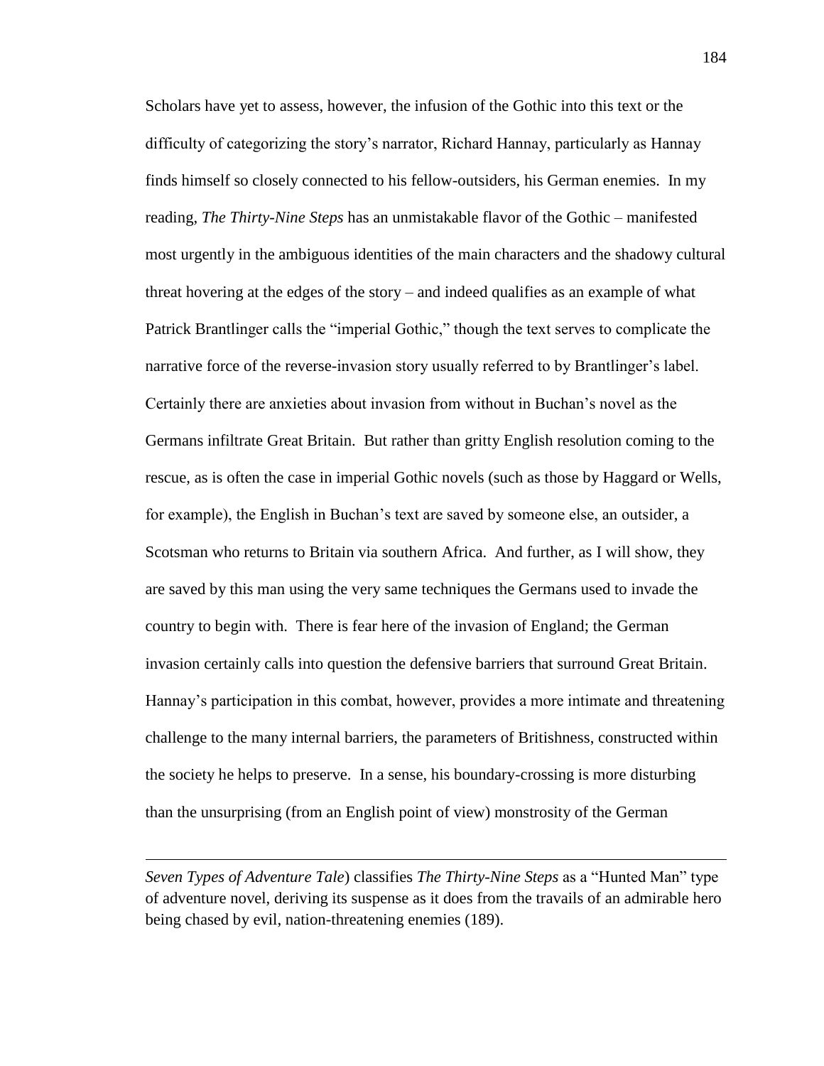Scholars have yet to assess, however, the infusion of the Gothic into this text or the difficulty of categorizing the story's narrator, Richard Hannay, particularly as Hannay finds himself so closely connected to his fellow-outsiders, his German enemies. In my reading, *The Thirty-Nine Steps* has an unmistakable flavor of the Gothic – manifested most urgently in the ambiguous identities of the main characters and the shadowy cultural threat hovering at the edges of the story – and indeed qualifies as an example of what Patrick Brantlinger calls the "imperial Gothic," though the text serves to complicate the narrative force of the reverse-invasion story usually referred to by Brantlinger's label. Certainly there are anxieties about invasion from without in Buchan's novel as the Germans infiltrate Great Britain. But rather than gritty English resolution coming to the rescue, as is often the case in imperial Gothic novels (such as those by Haggard or Wells, for example), the English in Buchan's text are saved by someone else, an outsider, a Scotsman who returns to Britain via southern Africa. And further, as I will show, they are saved by this man using the very same techniques the Germans used to invade the country to begin with. There is fear here of the invasion of England; the German invasion certainly calls into question the defensive barriers that surround Great Britain. Hannay's participation in this combat, however, provides a more intimate and threatening challenge to the many internal barriers, the parameters of Britishness, constructed within the society he helps to preserve. In a sense, his boundary-crossing is more disturbing than the unsurprising (from an English point of view) monstrosity of the German

---

*Seven Types of Adventure Tale*) classifies *The Thirty-Nine Steps* as a "Hunted Man" type of adventure novel, deriving its suspense as it does from the travails of an admirable hero being chased by evil, nation-threatening enemies (189).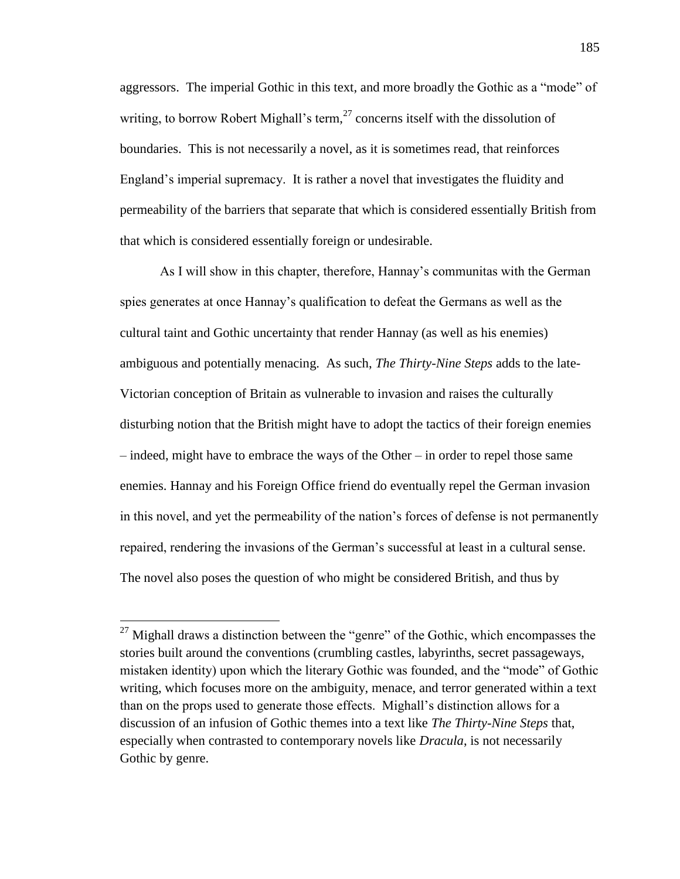aggressors. The imperial Gothic in this text, and more broadly the Gothic as a "mode" of writing, to borrow Robert Mighall's term,[27] concerns itself with the dissolution of boundaries. This is not necessarily a novel, as it is sometimes read, that reinforces England's imperial supremacy. It is rather a novel that investigates the fluidity and permeability of the barriers that separate that which is considered essentially British from that which is considered essentially foreign or undesirable.

As I will show in this chapter, therefore, Hannay's communitas with the German spies generates at once Hannay's qualification to defeat the Germans as well as the cultural taint and Gothic uncertainty that render Hannay (as well as his enemies) ambiguous and potentially menacing. As such, *The Thirty-Nine Steps* adds to the late-Victorian conception of Britain as vulnerable to invasion and raises the culturally disturbing notion that the British might have to adopt the tactics of their foreign enemies – indeed, might have to embrace the ways of the Other – in order to repel those same enemies. Hannay and his Foreign Office friend do eventually repel the German invasion in this novel, and yet the permeability of the nation's forces of defense is not permanently repaired, rendering the invasions of the German's successful at least in a cultural sense. The novel also poses the question of who might be considered British, and thus by

---

[27] Mighall draws a distinction between the "genre" of the Gothic, which encompasses the stories built around the conventions (crumbling castles, labyrinths, secret passageways, mistaken identity) upon which the literary Gothic was founded, and the "mode" of Gothic writing, which focuses more on the ambiguity, menace, and terror generated within a text than on the props used to generate those effects. Mighall's distinction allows for a discussion of an infusion of Gothic themes into a text like *The Thirty-Nine Steps* that, especially when contrasted to contemporary novels like *Dracula*, is not necessarily Gothic by genre.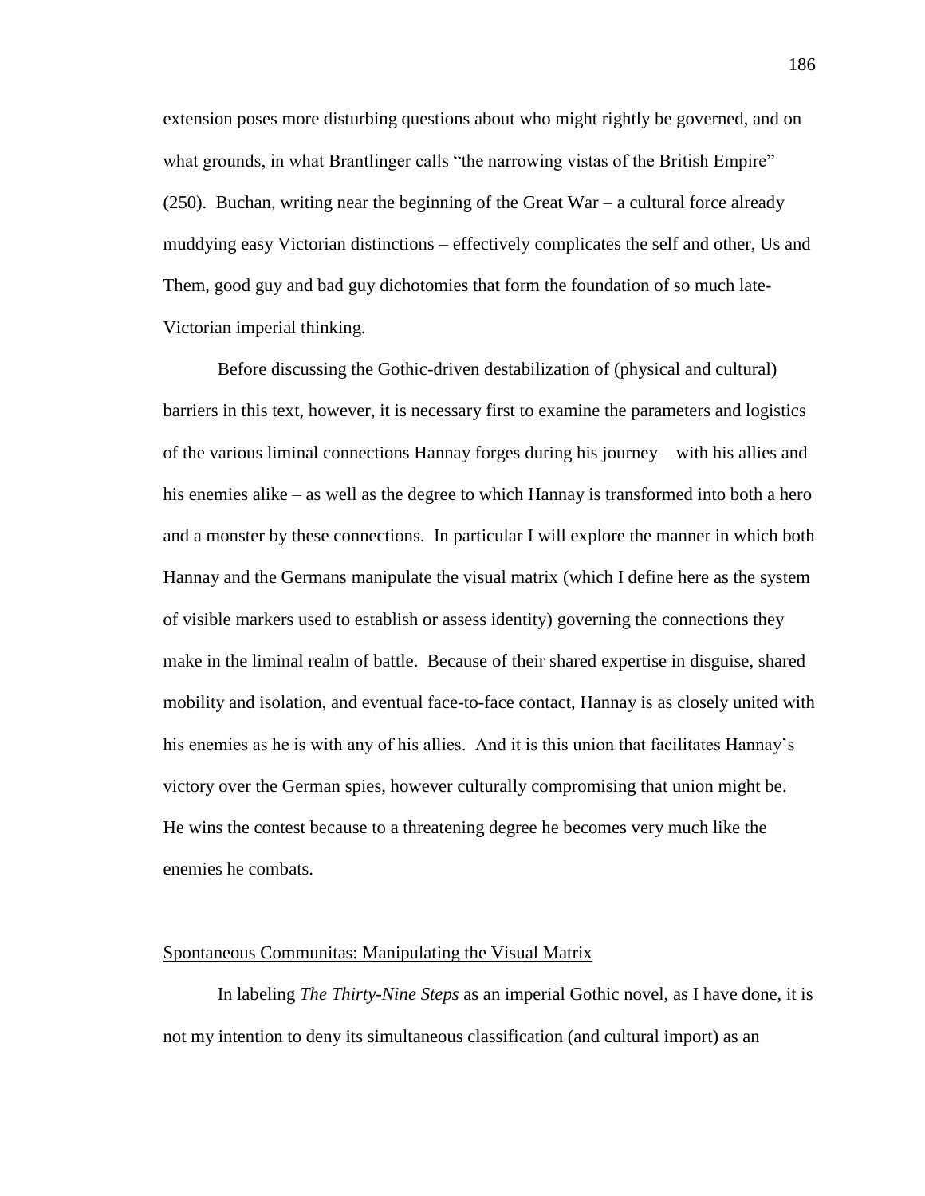extension poses more disturbing questions about who might rightly be governed, and on what grounds, in what Brantlinger calls "the narrowing vistas of the British Empire" (250). Buchan, writing near the beginning of the Great War – a cultural force already muddying easy Victorian distinctions – effectively complicates the self and other, Us and Them, good guy and bad guy dichotomies that form the foundation of so much late-Victorian imperial thinking.

Before discussing the Gothic-driven destabilization of (physical and cultural) barriers in this text, however, it is necessary first to examine the parameters and logistics of the various liminal connections Hannay forges during his journey – with his allies and his enemies alike – as well as the degree to which Hannay is transformed into both a hero and a monster by these connections. In particular I will explore the manner in which both Hannay and the Germans manipulate the visual matrix (which I define here as the system of visible markers used to establish or assess identity) governing the connections they make in the liminal realm of battle. Because of their shared expertise in disguise, shared mobility and isolation, and eventual face-to-face contact, Hannay is as closely united with his enemies as he is with any of his allies. And it is this union that facilitates Hannay's victory over the German spies, however culturally compromising that union might be. He wins the contest because to a threatening degree he becomes very much like the enemies he combats.

## Spontaneous Communitas: Manipulating the Visual Matrix

In labeling *The Thirty-Nine Steps* as an imperial Gothic novel, as I have done, it is not my intention to deny its simultaneous classification (and cultural import) as an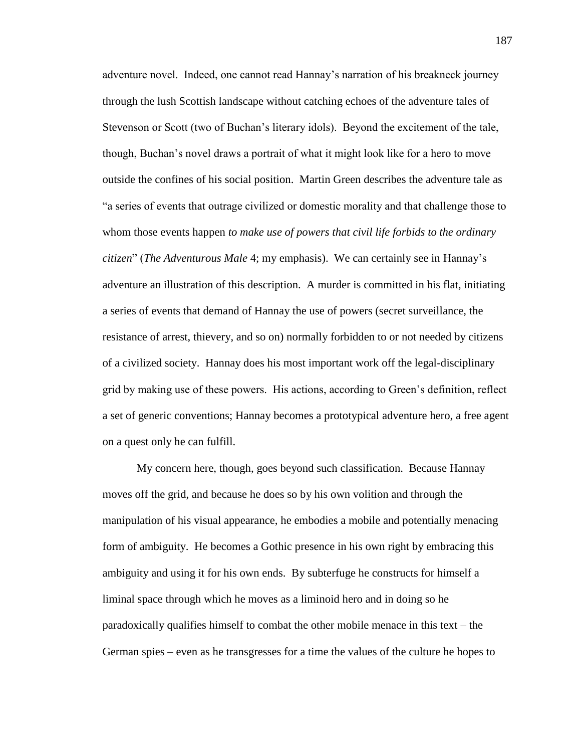adventure novel. Indeed, one cannot read Hannay's narration of his breakneck journey through the lush Scottish landscape without catching echoes of the adventure tales of Stevenson or Scott (two of Buchan's literary idols). Beyond the excitement of the tale, though, Buchan's novel draws a portrait of what it might look like for a hero to move outside the confines of his social position. Martin Green describes the adventure tale as "a series of events that outrage civilized or domestic morality and that challenge those to whom those events happen *to make use of powers that civil life forbids to the ordinary citizen*" (*The Adventurous Male* 4; my emphasis). We can certainly see in Hannay's adventure an illustration of this description. A murder is committed in his flat, initiating a series of events that demand of Hannay the use of powers (secret surveillance, the resistance of arrest, thievery, and so on) normally forbidden to or not needed by citizens of a civilized society. Hannay does his most important work off the legal-disciplinary grid by making use of these powers. His actions, according to Green's definition, reflect a set of generic conventions; Hannay becomes a prototypical adventure hero, a free agent on a quest only he can fulfill.

My concern here, though, goes beyond such classification. Because Hannay moves off the grid, and because he does so by his own volition and through the manipulation of his visual appearance, he embodies a mobile and potentially menacing form of ambiguity. He becomes a Gothic presence in his own right by embracing this ambiguity and using it for his own ends. By subterfuge he constructs for himself a liminal space through which he moves as a liminoid hero and in doing so he paradoxically qualifies himself to combat the other mobile menace in this text – the German spies – even as he transgresses for a time the values of the culture he hopes to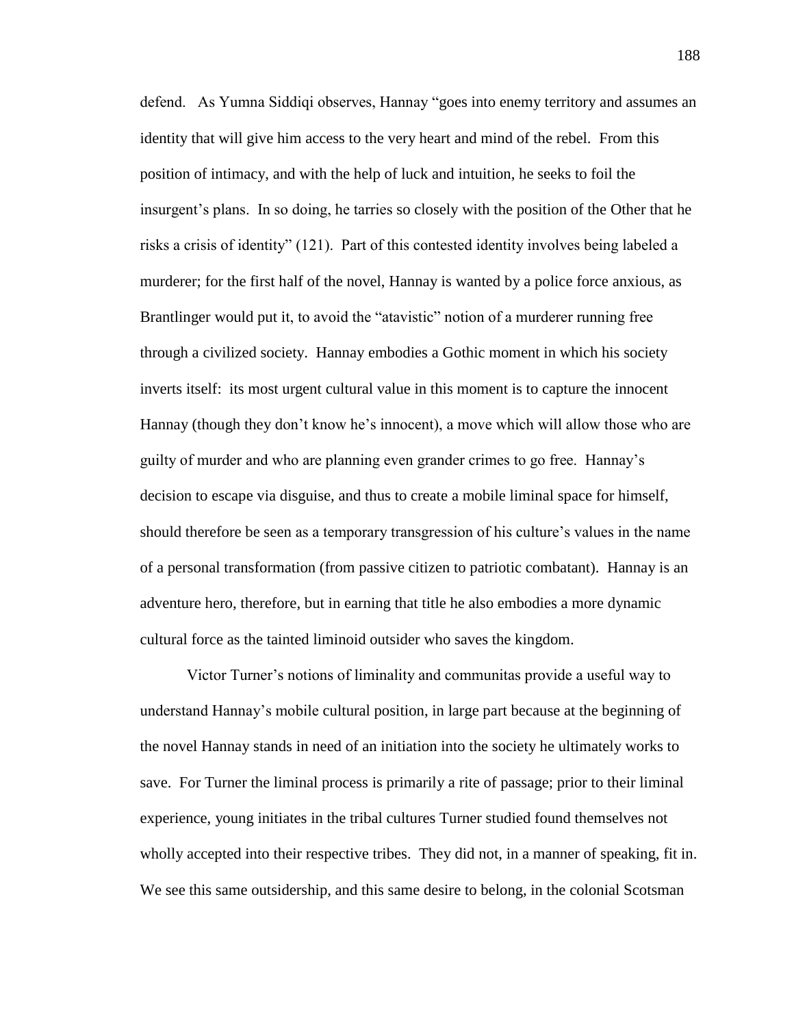defend. As Yumna Siddiqi observes, Hannay "goes into enemy territory and assumes an identity that will give him access to the very heart and mind of the rebel. From this position of intimacy, and with the help of luck and intuition, he seeks to foil the insurgent's plans. In so doing, he tarries so closely with the position of the Other that he risks a crisis of identity" (121). Part of this contested identity involves being labeled a murderer; for the first half of the novel, Hannay is wanted by a police force anxious, as Brantlinger would put it, to avoid the "atavistic" notion of a murderer running free through a civilized society. Hannay embodies a Gothic moment in which his society inverts itself: its most urgent cultural value in this moment is to capture the innocent Hannay (though they don't know he's innocent), a move which will allow those who are guilty of murder and who are planning even grander crimes to go free. Hannay's decision to escape via disguise, and thus to create a mobile liminal space for himself, should therefore be seen as a temporary transgression of his culture's values in the name of a personal transformation (from passive citizen to patriotic combatant). Hannay is an adventure hero, therefore, but in earning that title he also embodies a more dynamic cultural force as the tainted liminoid outsider who saves the kingdom.

Victor Turner's notions of liminality and communitas provide a useful way to understand Hannay's mobile cultural position, in large part because at the beginning of the novel Hannay stands in need of an initiation into the society he ultimately works to save. For Turner the liminal process is primarily a rite of passage; prior to their liminal experience, young initiates in the tribal cultures Turner studied found themselves not wholly accepted into their respective tribes. They did not, in a manner of speaking, fit in. We see this same outsidership, and this same desire to belong, in the colonial Scotsman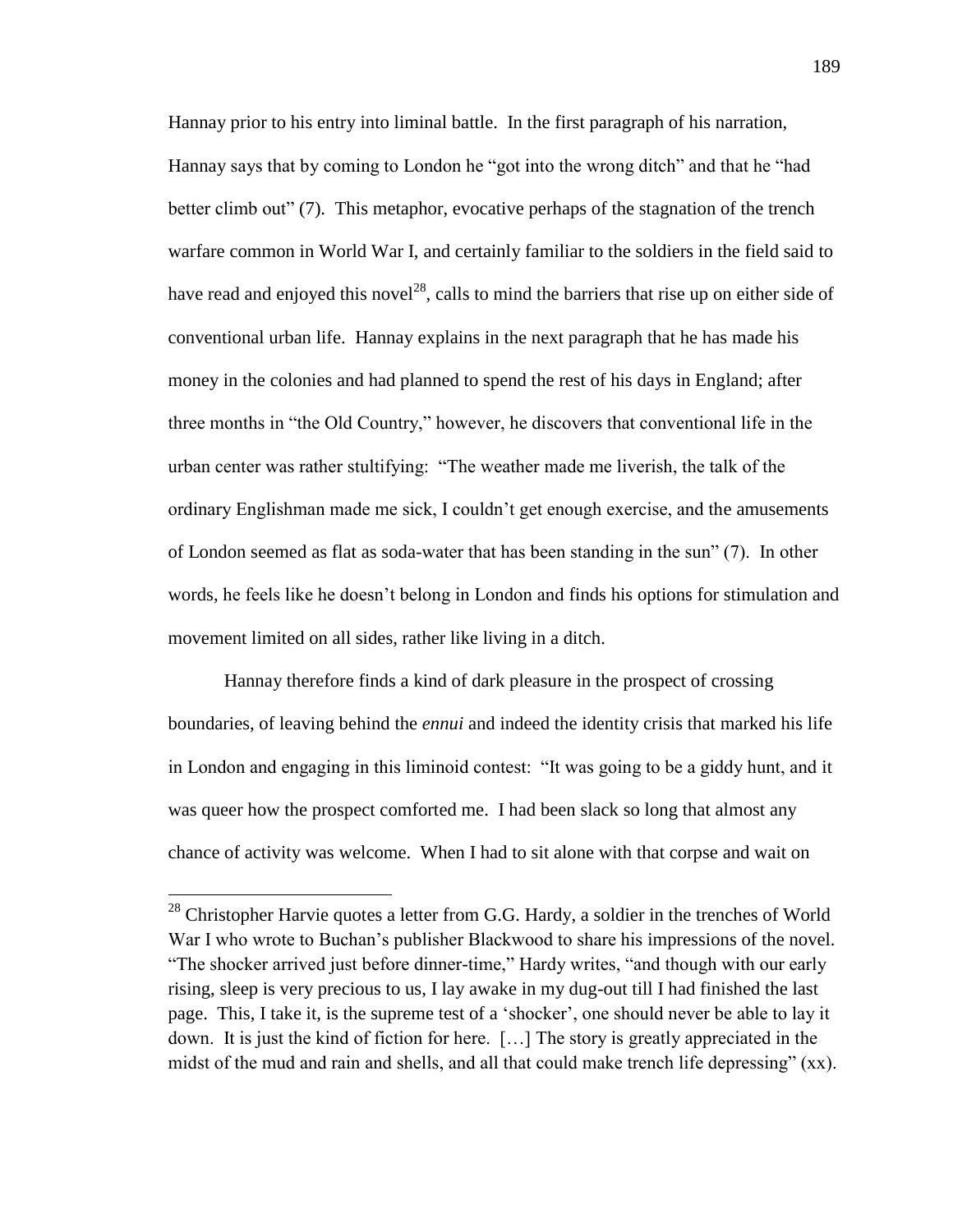Hannay prior to his entry into liminal battle. In the first paragraph of his narration, Hannay says that by coming to London he "got into the wrong ditch" and that he "had better climb out" (7). This metaphor, evocative perhaps of the stagnation of the trench warfare common in World War I, and certainly familiar to the soldiers in the field said to have read and enjoyed this novel[28], calls to mind the barriers that rise up on either side of conventional urban life. Hannay explains in the next paragraph that he has made his money in the colonies and had planned to spend the rest of his days in England; after three months in "the Old Country," however, he discovers that conventional life in the urban center was rather stultifying: "The weather made me liverish, the talk of the ordinary Englishman made me sick, I couldn't get enough exercise, and the amusements of London seemed as flat as soda-water that has been standing in the sun" (7). In other words, he feels like he doesn't belong in London and finds his options for stimulation and movement limited on all sides, rather like living in a ditch.

Hannay therefore finds a kind of dark pleasure in the prospect of crossing boundaries, of leaving behind the *ennui* and indeed the identity crisis that marked his life in London and engaging in this liminoid contest: "It was going to be a giddy hunt, and it was queer how the prospect comforted me. I had been slack so long that almost any chance of activity was welcome. When I had to sit alone with that corpse and wait on

---

[28] Christopher Harvie quotes a letter from G.G. Hardy, a soldier in the trenches of World War I who wrote to Buchan's publisher Blackwood to share his impressions of the novel. "The shocker arrived just before dinner-time," Hardy writes, "and though with our early rising, sleep is very precious to us, I lay awake in my dug-out till I had finished the last page. This, I take it, is the supreme test of a 'shocker', one should never be able to lay it down. It is just the kind of fiction for here. […] The story is greatly appreciated in the midst of the mud and rain and shells, and all that could make trench life depressing" (xx).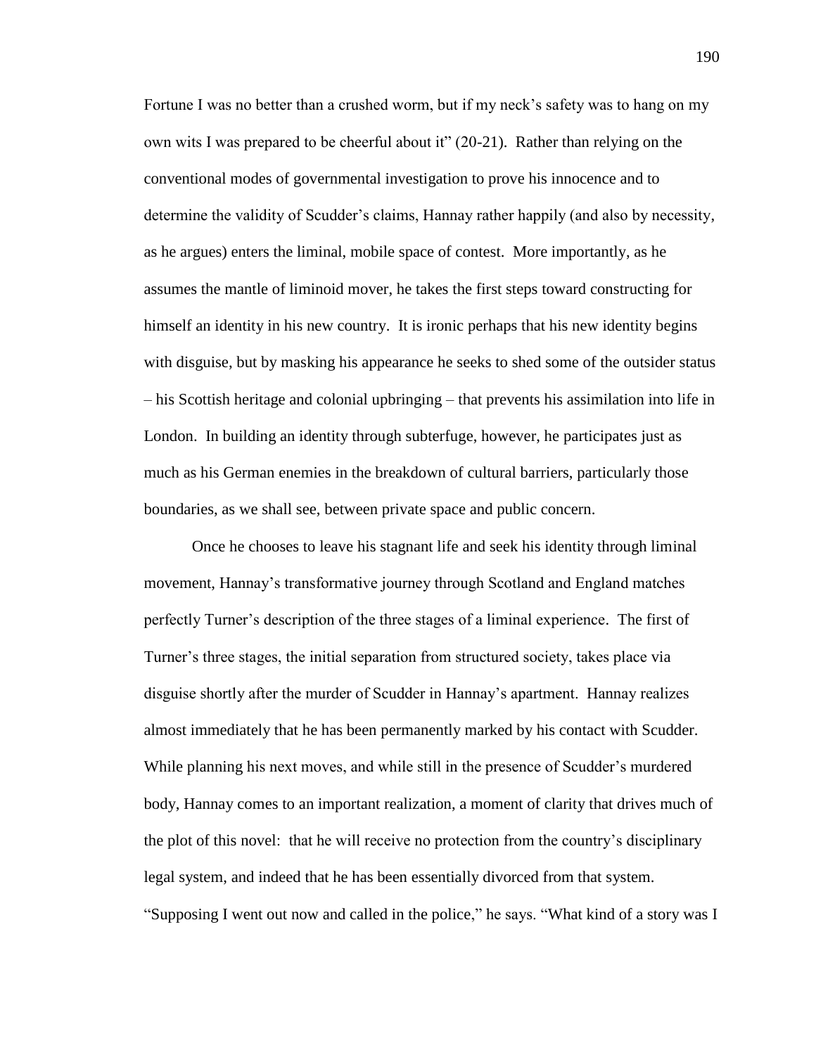Fortune I was no better than a crushed worm, but if my neck's safety was to hang on my own wits I was prepared to be cheerful about it" (20-21). Rather than relying on the conventional modes of governmental investigation to prove his innocence and to determine the validity of Scudder's claims, Hannay rather happily (and also by necessity, as he argues) enters the liminal, mobile space of contest. More importantly, as he assumes the mantle of liminoid mover, he takes the first steps toward constructing for himself an identity in his new country. It is ironic perhaps that his new identity begins with disguise, but by masking his appearance he seeks to shed some of the outsider status – his Scottish heritage and colonial upbringing – that prevents his assimilation into life in London. In building an identity through subterfuge, however, he participates just as much as his German enemies in the breakdown of cultural barriers, particularly those boundaries, as we shall see, between private space and public concern.

Once he chooses to leave his stagnant life and seek his identity through liminal movement, Hannay's transformative journey through Scotland and England matches perfectly Turner's description of the three stages of a liminal experience. The first of Turner's three stages, the initial separation from structured society, takes place via disguise shortly after the murder of Scudder in Hannay's apartment. Hannay realizes almost immediately that he has been permanently marked by his contact with Scudder. While planning his next moves, and while still in the presence of Scudder's murdered body, Hannay comes to an important realization, a moment of clarity that drives much of the plot of this novel: that he will receive no protection from the country's disciplinary legal system, and indeed that he has been essentially divorced from that system. "Supposing I went out now and called in the police," he says. "What kind of a story was I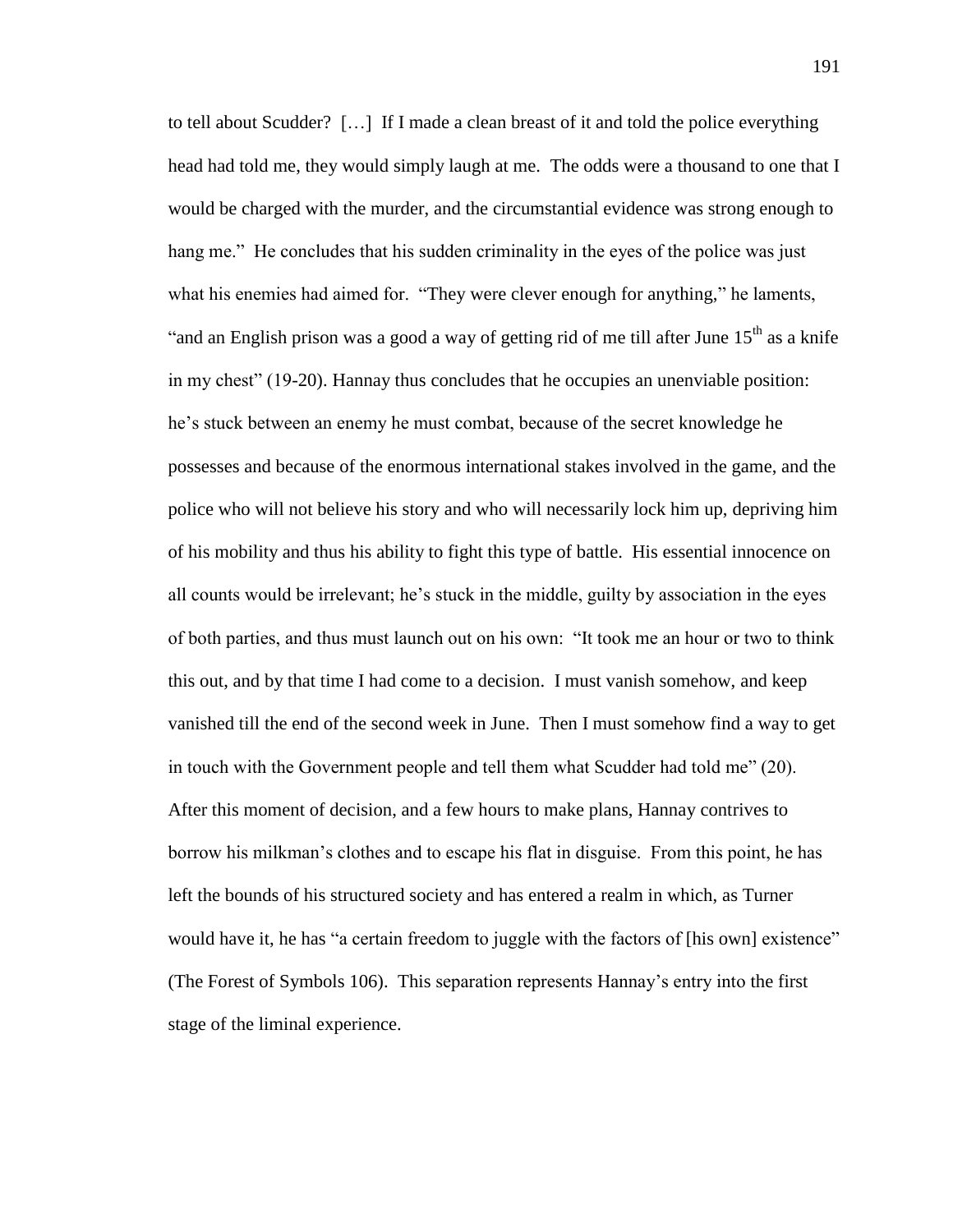to tell about Scudder? […] If I made a clean breast of it and told the police everything head had told me, they would simply laugh at me. The odds were a thousand to one that I would be charged with the murder, and the circumstantial evidence was strong enough to hang me." He concludes that his sudden criminality in the eyes of the police was just what his enemies had aimed for. "They were clever enough for anything," he laments, "and an English prison was a good a way of getting rid of me till after June 15th as a knife in my chest" (19-20). Hannay thus concludes that he occupies an unenviable position: he's stuck between an enemy he must combat, because of the secret knowledge he possesses and because of the enormous international stakes involved in the game, and the police who will not believe his story and who will necessarily lock him up, depriving him of his mobility and thus his ability to fight this type of battle. His essential innocence on all counts would be irrelevant; he's stuck in the middle, guilty by association in the eyes of both parties, and thus must launch out on his own: "It took me an hour or two to think this out, and by that time I had come to a decision. I must vanish somehow, and keep vanished till the end of the second week in June. Then I must somehow find a way to get in touch with the Government people and tell them what Scudder had told me" (20). After this moment of decision, and a few hours to make plans, Hannay contrives to borrow his milkman's clothes and to escape his flat in disguise. From this point, he has left the bounds of his structured society and has entered a realm in which, as Turner would have it, he has "a certain freedom to juggle with the factors of [his own] existence" (The Forest of Symbols 106). This separation represents Hannay's entry into the first stage of the liminal experience.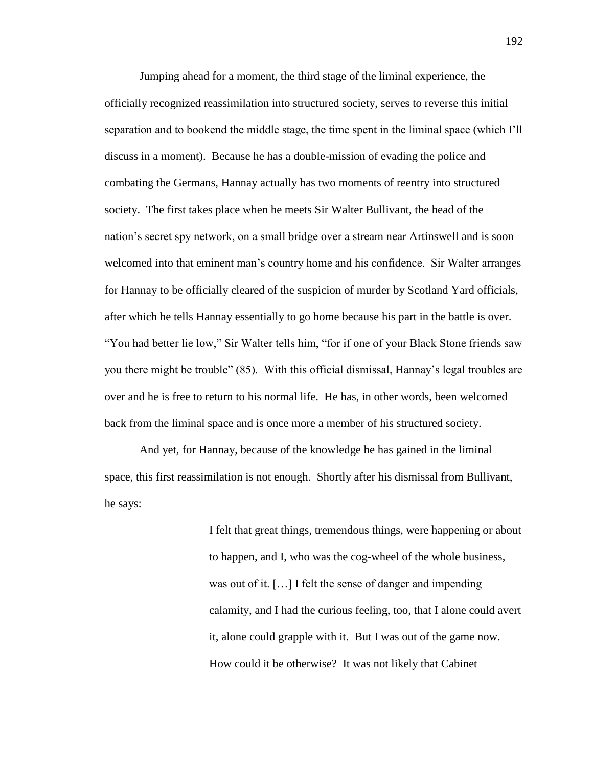Jumping ahead for a moment, the third stage of the liminal experience, the officially recognized reassimilation into structured society, serves to reverse this initial separation and to bookend the middle stage, the time spent in the liminal space (which I'll discuss in a moment). Because he has a double-mission of evading the police and combating the Germans, Hannay actually has two moments of reentry into structured society. The first takes place when he meets Sir Walter Bullivant, the head of the nation's secret spy network, on a small bridge over a stream near Artinswell and is soon welcomed into that eminent man's country home and his confidence. Sir Walter arranges for Hannay to be officially cleared of the suspicion of murder by Scotland Yard officials, after which he tells Hannay essentially to go home because his part in the battle is over. "You had better lie low," Sir Walter tells him, "for if one of your Black Stone friends saw you there might be trouble" (85). With this official dismissal, Hannay's legal troubles are over and he is free to return to his normal life. He has, in other words, been welcomed back from the liminal space and is once more a member of his structured society.

And yet, for Hannay, because of the knowledge he has gained in the liminal space, this first reassimilation is not enough. Shortly after his dismissal from Bullivant, he says:

> I felt that great things, tremendous things, were happening or about to happen, and I, who was the cog-wheel of the whole business, was out of it. […] I felt the sense of danger and impending calamity, and I had the curious feeling, too, that I alone could avert it, alone could grapple with it. But I was out of the game now. How could it be otherwise? It was not likely that Cabinet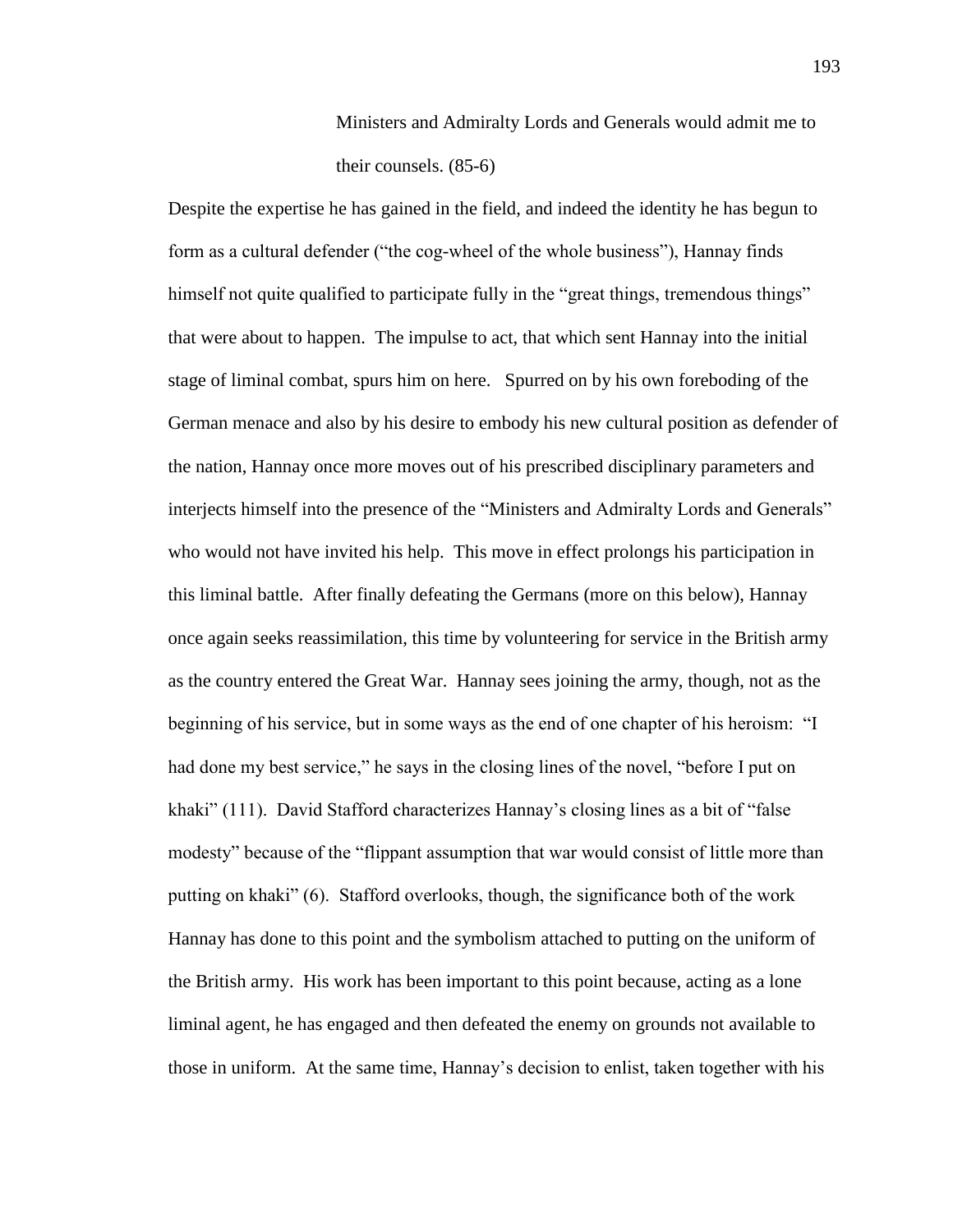> Ministers and Admiralty Lords and Generals would admit me to their counsels. (85-6)

Despite the expertise he has gained in the field, and indeed the identity he has begun to form as a cultural defender ("the cog-wheel of the whole business"), Hannay finds himself not quite qualified to participate fully in the "great things, tremendous things" that were about to happen. The impulse to act, that which sent Hannay into the initial stage of liminal combat, spurs him on here. Spurred on by his own foreboding of the German menace and also by his desire to embody his new cultural position as defender of the nation, Hannay once more moves out of his prescribed disciplinary parameters and interjects himself into the presence of the "Ministers and Admiralty Lords and Generals" who would not have invited his help. This move in effect prolongs his participation in this liminal battle. After finally defeating the Germans (more on this below), Hannay once again seeks reassimilation, this time by volunteering for service in the British army as the country entered the Great War. Hannay sees joining the army, though, not as the beginning of his service, but in some ways as the end of one chapter of his heroism: "I had done my best service," he says in the closing lines of the novel, "before I put on khaki" (111). David Stafford characterizes Hannay's closing lines as a bit of "false modesty" because of the "flippant assumption that war would consist of little more than putting on khaki" (6). Stafford overlooks, though, the significance both of the work Hannay has done to this point and the symbolism attached to putting on the uniform of the British army. His work has been important to this point because, acting as a lone liminal agent, he has engaged and then defeated the enemy on grounds not available to those in uniform. At the same time, Hannay's decision to enlist, taken together with his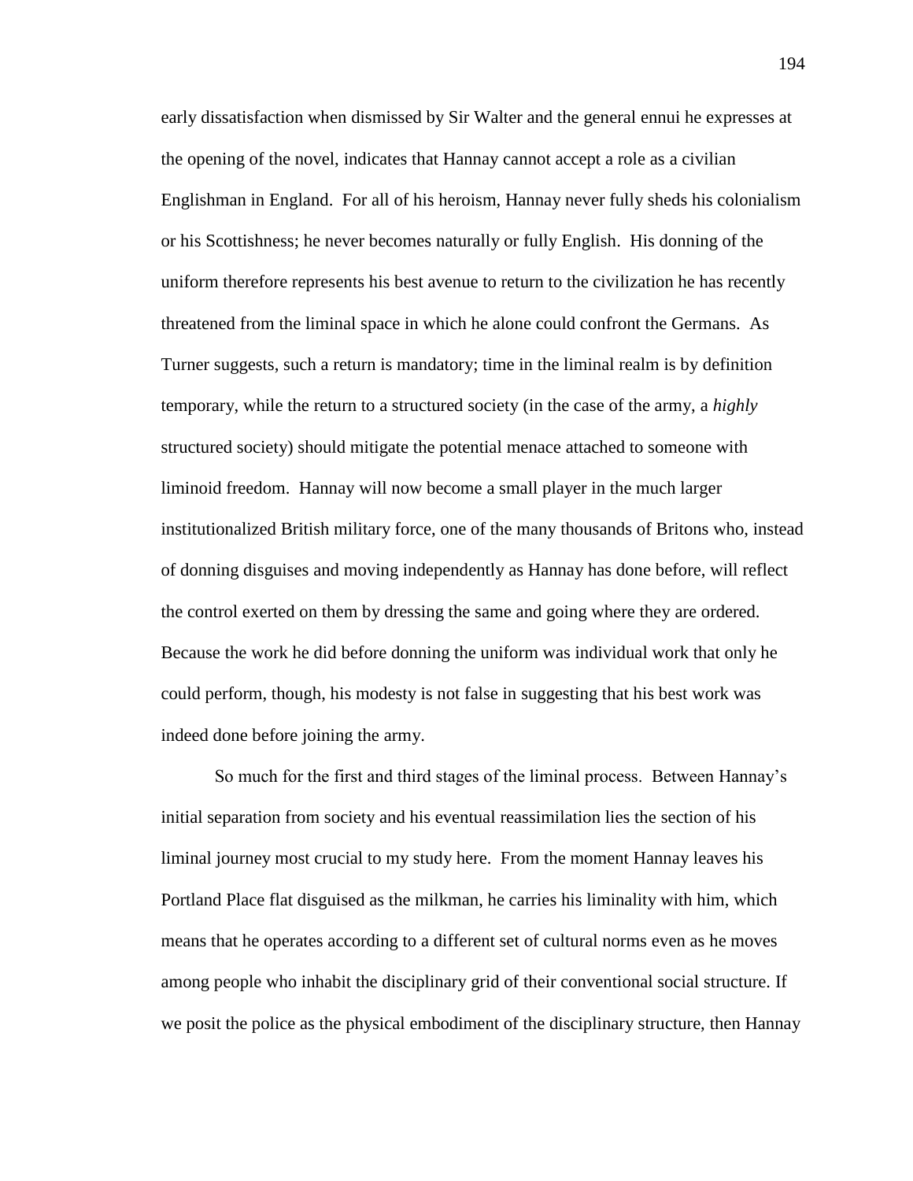early dissatisfaction when dismissed by Sir Walter and the general ennui he expresses at the opening of the novel, indicates that Hannay cannot accept a role as a civilian Englishman in England. For all of his heroism, Hannay never fully sheds his colonialism or his Scottishness; he never becomes naturally or fully English. His donning of the uniform therefore represents his best avenue to return to the civilization he has recently threatened from the liminal space in which he alone could confront the Germans. As Turner suggests, such a return is mandatory; time in the liminal realm is by definition temporary, while the return to a structured society (in the case of the army, a *highly* structured society) should mitigate the potential menace attached to someone with liminoid freedom. Hannay will now become a small player in the much larger institutionalized British military force, one of the many thousands of Britons who, instead of donning disguises and moving independently as Hannay has done before, will reflect the control exerted on them by dressing the same and going where they are ordered. Because the work he did before donning the uniform was individual work that only he could perform, though, his modesty is not false in suggesting that his best work was indeed done before joining the army.

So much for the first and third stages of the liminal process. Between Hannay's initial separation from society and his eventual reassimilation lies the section of his liminal journey most crucial to my study here. From the moment Hannay leaves his Portland Place flat disguised as the milkman, he carries his liminality with him, which means that he operates according to a different set of cultural norms even as he moves among people who inhabit the disciplinary grid of their conventional social structure. If we posit the police as the physical embodiment of the disciplinary structure, then Hannay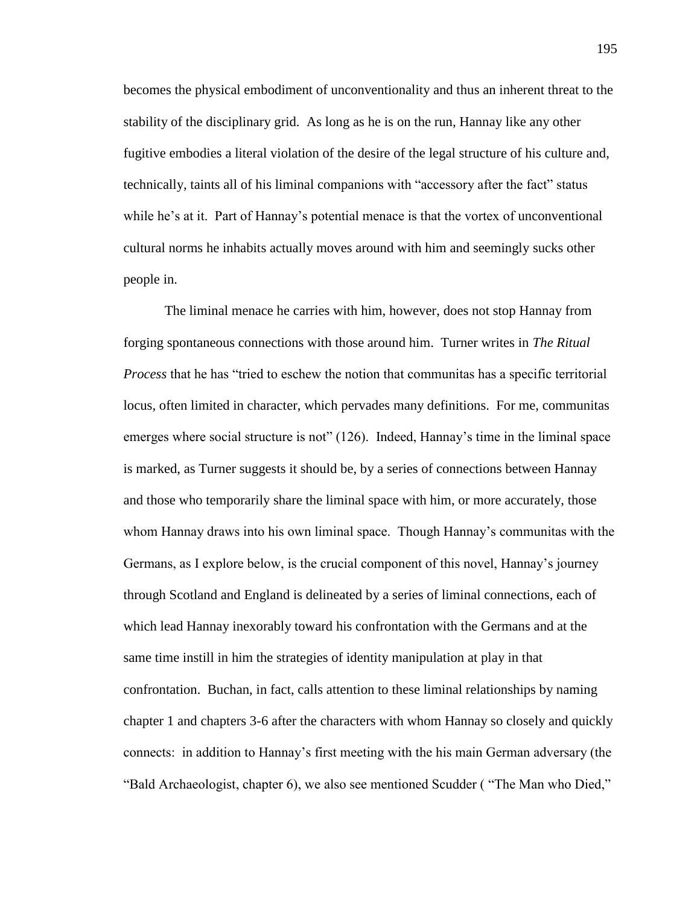becomes the physical embodiment of unconventionality and thus an inherent threat to the stability of the disciplinary grid. As long as he is on the run, Hannay like any other fugitive embodies a literal violation of the desire of the legal structure of his culture and, technically, taints all of his liminal companions with "accessory after the fact" status while he's at it. Part of Hannay's potential menace is that the vortex of unconventional cultural norms he inhabits actually moves around with him and seemingly sucks other people in.

The liminal menace he carries with him, however, does not stop Hannay from forging spontaneous connections with those around him. Turner writes in *The Ritual Process* that he has "tried to eschew the notion that communitas has a specific territorial locus, often limited in character, which pervades many definitions. For me, communitas emerges where social structure is not" (126). Indeed, Hannay's time in the liminal space is marked, as Turner suggests it should be, by a series of connections between Hannay and those who temporarily share the liminal space with him, or more accurately, those whom Hannay draws into his own liminal space. Though Hannay's communitas with the Germans, as I explore below, is the crucial component of this novel, Hannay's journey through Scotland and England is delineated by a series of liminal connections, each of which lead Hannay inexorably toward his confrontation with the Germans and at the same time instill in him the strategies of identity manipulation at play in that confrontation. Buchan, in fact, calls attention to these liminal relationships by naming chapter 1 and chapters 3-6 after the characters with whom Hannay so closely and quickly connects: in addition to Hannay's first meeting with the his main German adversary (the "Bald Archaeologist, chapter 6), we also see mentioned Scudder ( "The Man who Died,"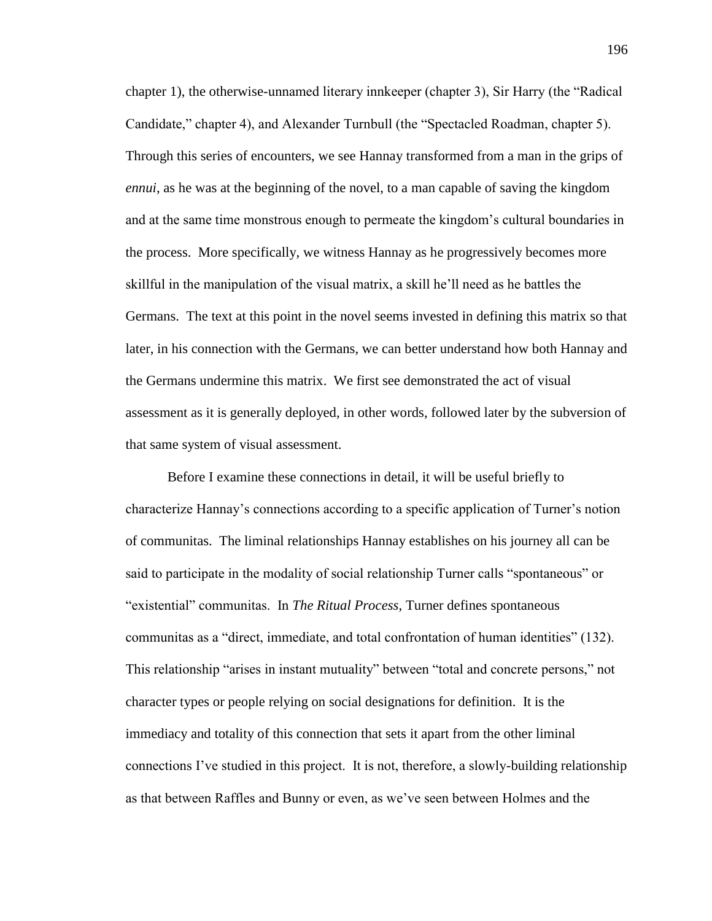chapter 1), the otherwise-unnamed literary innkeeper (chapter 3), Sir Harry (the "Radical Candidate," chapter 4), and Alexander Turnbull (the "Spectacled Roadman, chapter 5). Through this series of encounters, we see Hannay transformed from a man in the grips of *ennui*, as he was at the beginning of the novel, to a man capable of saving the kingdom and at the same time monstrous enough to permeate the kingdom's cultural boundaries in the process. More specifically, we witness Hannay as he progressively becomes more skillful in the manipulation of the visual matrix, a skill he'll need as he battles the Germans. The text at this point in the novel seems invested in defining this matrix so that later, in his connection with the Germans, we can better understand how both Hannay and the Germans undermine this matrix. We first see demonstrated the act of visual assessment as it is generally deployed, in other words, followed later by the subversion of that same system of visual assessment.

Before I examine these connections in detail, it will be useful briefly to characterize Hannay's connections according to a specific application of Turner's notion of communitas. The liminal relationships Hannay establishes on his journey all can be said to participate in the modality of social relationship Turner calls "spontaneous" or "existential" communitas. In *The Ritual Process*, Turner defines spontaneous communitas as a "direct, immediate, and total confrontation of human identities" (132). This relationship "arises in instant mutuality" between "total and concrete persons," not character types or people relying on social designations for definition. It is the immediacy and totality of this connection that sets it apart from the other liminal connections I've studied in this project. It is not, therefore, a slowly-building relationship as that between Raffles and Bunny or even, as we've seen between Holmes and the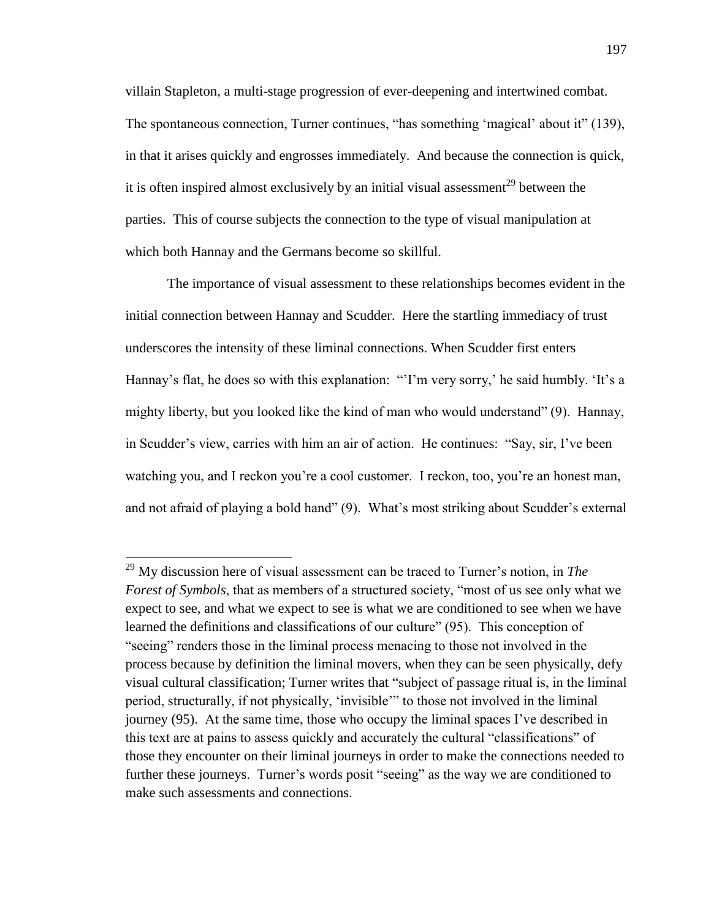villain Stapleton, a multi-stage progression of ever-deepening and intertwined combat. The spontaneous connection, Turner continues, "has something 'magical' about it" (139), in that it arises quickly and engrosses immediately. And because the connection is quick, it is often inspired almost exclusively by an initial visual assessment[29] between the parties. This of course subjects the connection to the type of visual manipulation at which both Hannay and the Germans become so skillful.

The importance of visual assessment to these relationships becomes evident in the initial connection between Hannay and Scudder. Here the startling immediacy of trust underscores the intensity of these liminal connections. When Scudder first enters Hannay's flat, he does so with this explanation: "'I'm very sorry,' he said humbly. 'It's a mighty liberty, but you looked like the kind of man who would understand" (9). Hannay, in Scudder's view, carries with him an air of action. He continues: "Say, sir, I've been watching you, and I reckon you're a cool customer. I reckon, too, you're an honest man, and not afraid of playing a bold hand" (9). What's most striking about Scudder's external

---

[29] My discussion here of visual assessment can be traced to Turner's notion, in *The Forest of Symbols*, that as members of a structured society, "most of us see only what we expect to see, and what we expect to see is what we are conditioned to see when we have learned the definitions and classifications of our culture" (95). This conception of "seeing" renders those in the liminal process menacing to those not involved in the process because by definition the liminal movers, when they can be seen physically, defy visual cultural classification; Turner writes that "subject of passage ritual is, in the liminal period, structurally, if not physically, 'invisible'" to those not involved in the liminal journey (95). At the same time, those who occupy the liminal spaces I've described in this text are at pains to assess quickly and accurately the cultural "classifications" of those they encounter on their liminal journeys in order to make the connections needed to further these journeys. Turner's words posit "seeing" as the way we are conditioned to make such assessments and connections.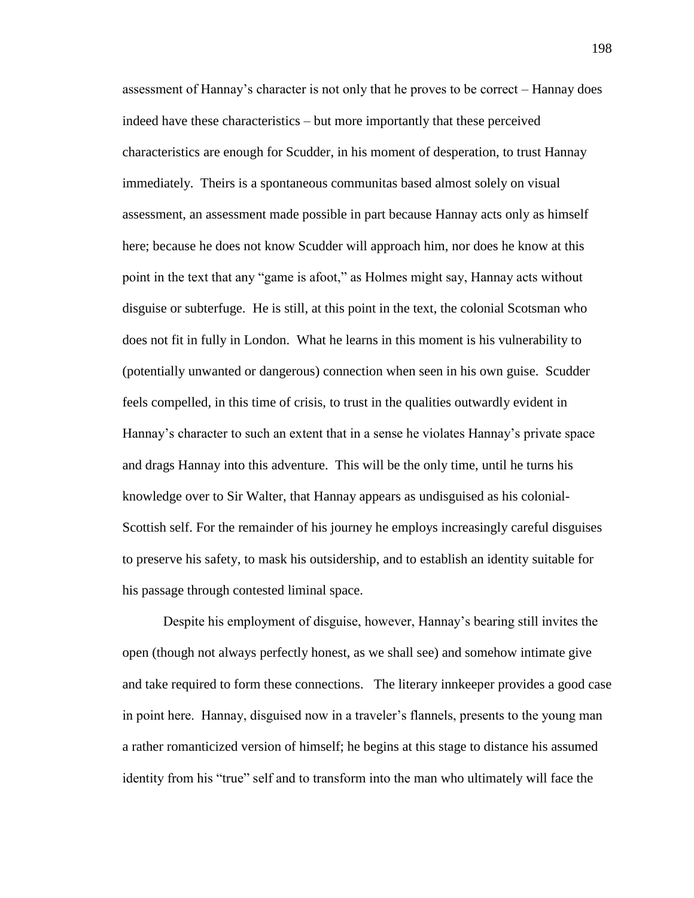assessment of Hannay's character is not only that he proves to be correct – Hannay does indeed have these characteristics – but more importantly that these perceived characteristics are enough for Scudder, in his moment of desperation, to trust Hannay immediately. Theirs is a spontaneous communitas based almost solely on visual assessment, an assessment made possible in part because Hannay acts only as himself here; because he does not know Scudder will approach him, nor does he know at this point in the text that any "game is afoot," as Holmes might say, Hannay acts without disguise or subterfuge. He is still, at this point in the text, the colonial Scotsman who does not fit in fully in London. What he learns in this moment is his vulnerability to (potentially unwanted or dangerous) connection when seen in his own guise. Scudder feels compelled, in this time of crisis, to trust in the qualities outwardly evident in Hannay's character to such an extent that in a sense he violates Hannay's private space and drags Hannay into this adventure. This will be the only time, until he turns his knowledge over to Sir Walter, that Hannay appears as undisguised as his colonial-Scottish self. For the remainder of his journey he employs increasingly careful disguises to preserve his safety, to mask his outsidership, and to establish an identity suitable for his passage through contested liminal space.

Despite his employment of disguise, however, Hannay's bearing still invites the open (though not always perfectly honest, as we shall see) and somehow intimate give and take required to form these connections. The literary innkeeper provides a good case in point here. Hannay, disguised now in a traveler's flannels, presents to the young man a rather romanticized version of himself; he begins at this stage to distance his assumed identity from his "true" self and to transform into the man who ultimately will face the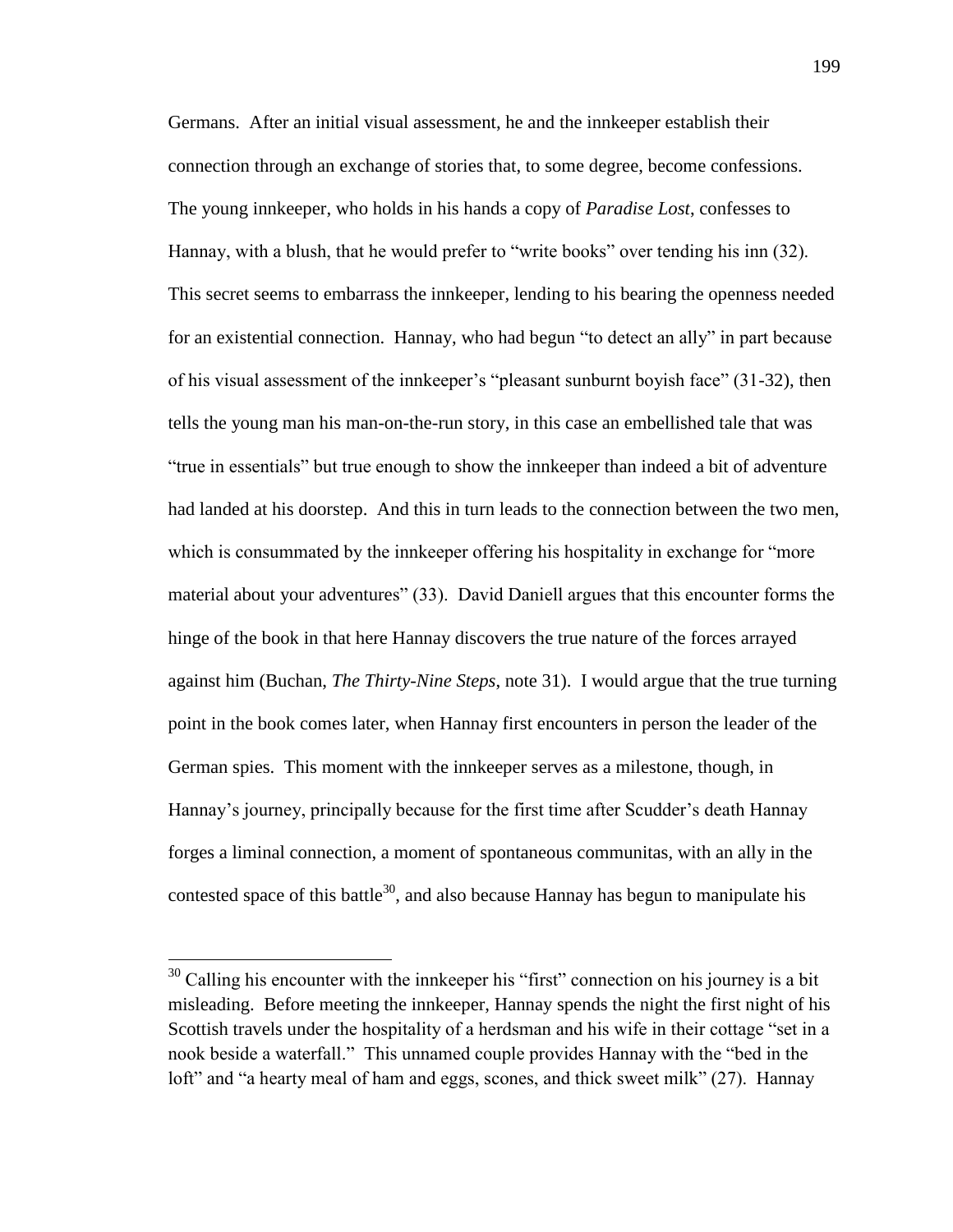Germans. After an initial visual assessment, he and the innkeeper establish their connection through an exchange of stories that, to some degree, become confessions. The young innkeeper, who holds in his hands a copy of *Paradise Lost*, confesses to Hannay, with a blush, that he would prefer to "write books" over tending his inn (32). This secret seems to embarrass the innkeeper, lending to his bearing the openness needed for an existential connection. Hannay, who had begun "to detect an ally" in part because of his visual assessment of the innkeeper's "pleasant sunburnt boyish face" (31-32), then tells the young man his man-on-the-run story, in this case an embellished tale that was "true in essentials" but true enough to show the innkeeper than indeed a bit of adventure had landed at his doorstep. And this in turn leads to the connection between the two men, which is consummated by the innkeeper offering his hospitality in exchange for "more material about your adventures" (33). David Daniell argues that this encounter forms the hinge of the book in that here Hannay discovers the true nature of the forces arrayed against him (Buchan, *The Thirty-Nine Steps*, note 31). I would argue that the true turning point in the book comes later, when Hannay first encounters in person the leader of the German spies. This moment with the innkeeper serves as a milestone, though, in Hannay's journey, principally because for the first time after Scudder's death Hannay forges a liminal connection, a moment of spontaneous communitas, with an ally in the contested space of this battle[30], and also because Hannay has begun to manipulate his

[30] Calling his encounter with the innkeeper his "first" connection on his journey is a bit misleading. Before meeting the innkeeper, Hannay spends the night the first night of his Scottish travels under the hospitality of a herdsman and his wife in their cottage "set in a nook beside a waterfall." This unnamed couple provides Hannay with the "bed in the loft" and "a hearty meal of ham and eggs, scones, and thick sweet milk" (27). Hannay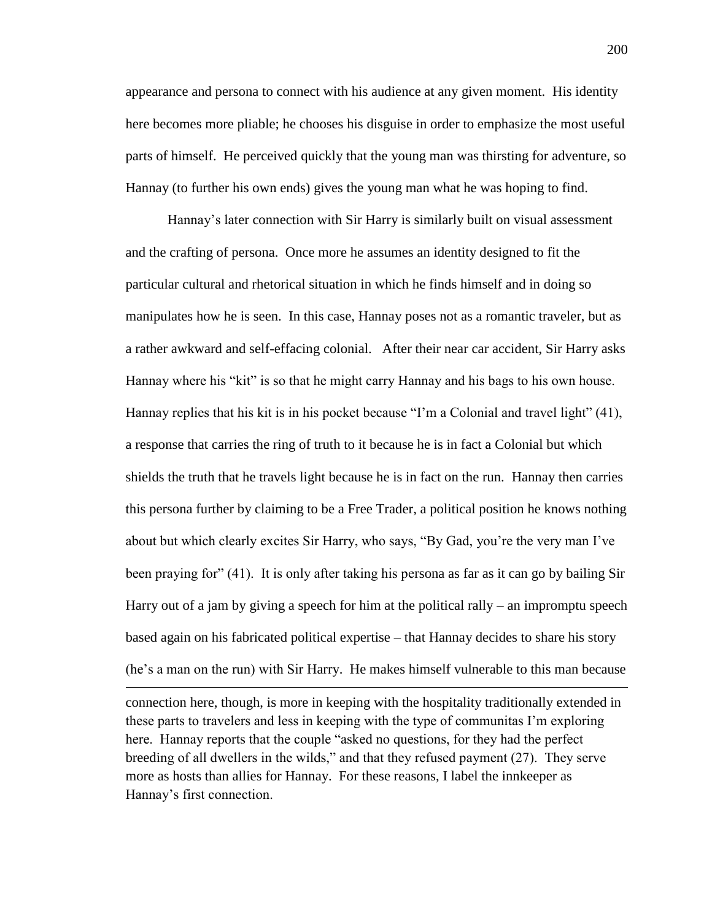appearance and persona to connect with his audience at any given moment. His identity here becomes more pliable; he chooses his disguise in order to emphasize the most useful parts of himself. He perceived quickly that the young man was thirsting for adventure, so Hannay (to further his own ends) gives the young man what he was hoping to find.

Hannay's later connection with Sir Harry is similarly built on visual assessment and the crafting of persona. Once more he assumes an identity designed to fit the particular cultural and rhetorical situation in which he finds himself and in doing so manipulates how he is seen. In this case, Hannay poses not as a romantic traveler, but as a rather awkward and self-effacing colonial. After their near car accident, Sir Harry asks Hannay where his "kit" is so that he might carry Hannay and his bags to his own house. Hannay replies that his kit is in his pocket because "I'm a Colonial and travel light" (41), a response that carries the ring of truth to it because he is in fact a Colonial but which shields the truth that he travels light because he is in fact on the run. Hannay then carries this persona further by claiming to be a Free Trader, a political position he knows nothing about but which clearly excites Sir Harry, who says, "By Gad, you're the very man I've been praying for" (41). It is only after taking his persona as far as it can go by bailing Sir Harry out of a jam by giving a speech for him at the political rally – an impromptu speech based again on his fabricated political expertise – that Hannay decides to share his story (he's a man on the run) with Sir Harry. He makes himself vulnerable to this man because

---

connection here, though, is more in keeping with the hospitality traditionally extended in these parts to travelers and less in keeping with the type of communitas I'm exploring here. Hannay reports that the couple "asked no questions, for they had the perfect breeding of all dwellers in the wilds," and that they refused payment (27). They serve more as hosts than allies for Hannay. For these reasons, I label the innkeeper as Hannay's first connection.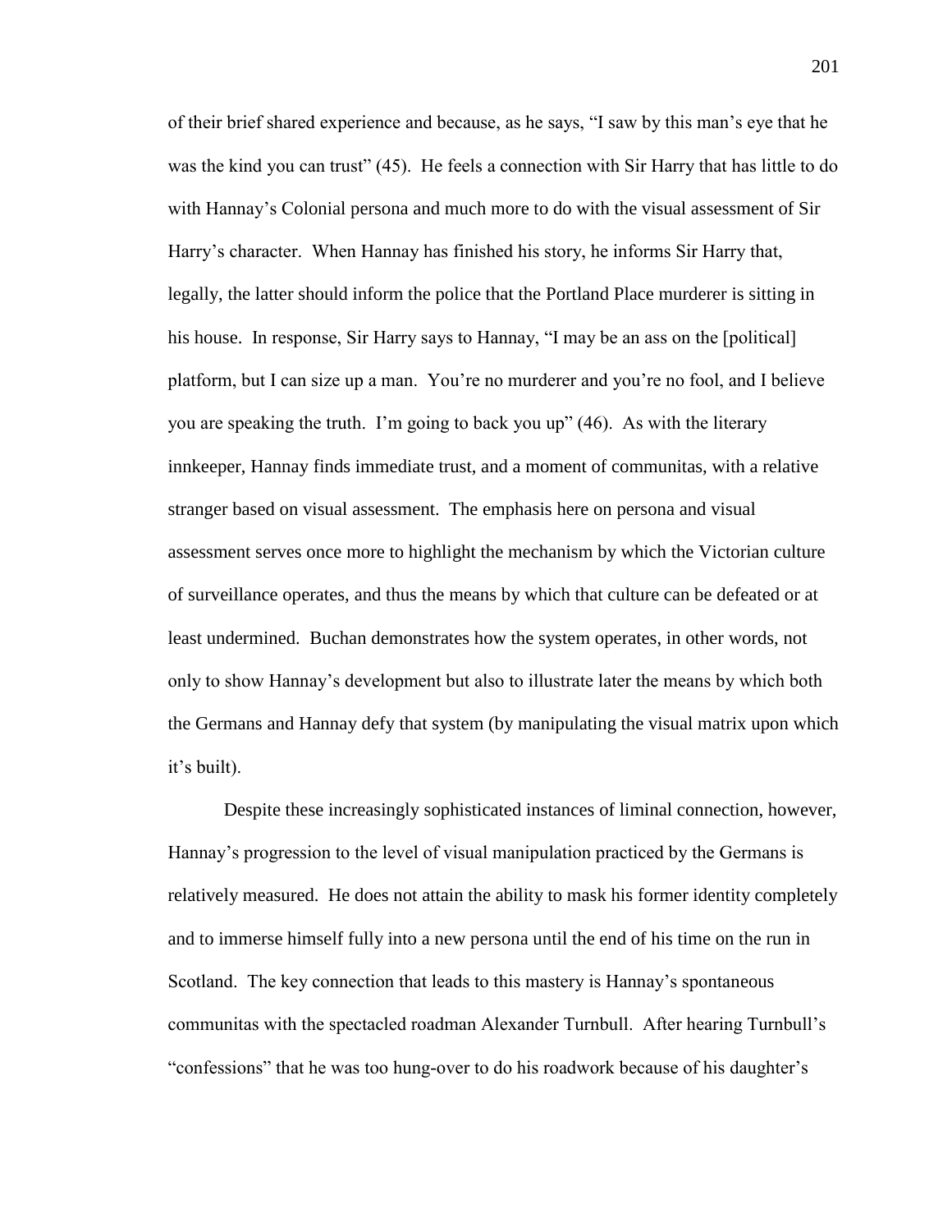of their brief shared experience and because, as he says, "I saw by this man's eye that he was the kind you can trust" (45). He feels a connection with Sir Harry that has little to do with Hannay's Colonial persona and much more to do with the visual assessment of Sir Harry's character. When Hannay has finished his story, he informs Sir Harry that, legally, the latter should inform the police that the Portland Place murderer is sitting in his house. In response, Sir Harry says to Hannay, "I may be an ass on the [political] platform, but I can size up a man. You're no murderer and you're no fool, and I believe you are speaking the truth. I'm going to back you up" (46). As with the literary innkeeper, Hannay finds immediate trust, and a moment of communitas, with a relative stranger based on visual assessment. The emphasis here on persona and visual assessment serves once more to highlight the mechanism by which the Victorian culture of surveillance operates, and thus the means by which that culture can be defeated or at least undermined. Buchan demonstrates how the system operates, in other words, not only to show Hannay's development but also to illustrate later the means by which both the Germans and Hannay defy that system (by manipulating the visual matrix upon which it's built).

Despite these increasingly sophisticated instances of liminal connection, however, Hannay's progression to the level of visual manipulation practiced by the Germans is relatively measured. He does not attain the ability to mask his former identity completely and to immerse himself fully into a new persona until the end of his time on the run in Scotland. The key connection that leads to this mastery is Hannay's spontaneous communitas with the spectacled roadman Alexander Turnbull. After hearing Turnbull's "confessions" that he was too hung-over to do his roadwork because of his daughter's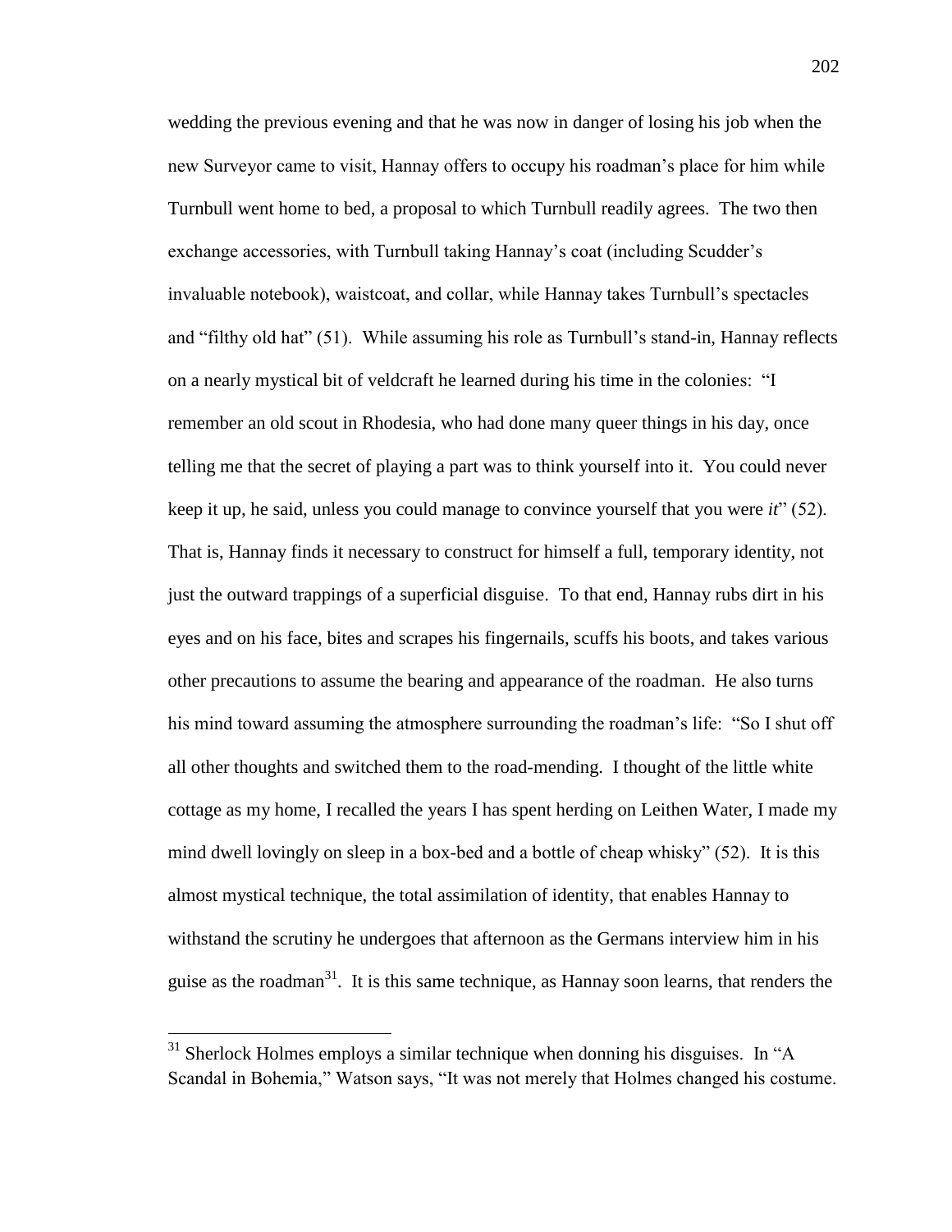wedding the previous evening and that he was now in danger of losing his job when the new Surveyor came to visit, Hannay offers to occupy his roadman's place for him while Turnbull went home to bed, a proposal to which Turnbull readily agrees. The two then exchange accessories, with Turnbull taking Hannay's coat (including Scudder's invaluable notebook), waistcoat, and collar, while Hannay takes Turnbull's spectacles and "filthy old hat" (51). While assuming his role as Turnbull's stand-in, Hannay reflects on a nearly mystical bit of veldcraft he learned during his time in the colonies: "I remember an old scout in Rhodesia, who had done many queer things in his day, once telling me that the secret of playing a part was to think yourself into it. You could never keep it up, he said, unless you could manage to convince yourself that you were *it*" (52). That is, Hannay finds it necessary to construct for himself a full, temporary identity, not just the outward trappings of a superficial disguise. To that end, Hannay rubs dirt in his eyes and on his face, bites and scrapes his fingernails, scuffs his boots, and takes various other precautions to assume the bearing and appearance of the roadman. He also turns his mind toward assuming the atmosphere surrounding the roadman's life: "So I shut off all other thoughts and switched them to the road-mending. I thought of the little white cottage as my home, I recalled the years I has spent herding on Leithen Water, I made my mind dwell lovingly on sleep in a box-bed and a bottle of cheap whisky" (52). It is this almost mystical technique, the total assimilation of identity, that enables Hannay to withstand the scrutiny he undergoes that afternoon as the Germans interview him in his guise as the roadman[31]. It is this same technique, as Hannay soon learns, that renders the

[31] Sherlock Holmes employs a similar technique when donning his disguises. In "A Scandal in Bohemia," Watson says, "It was not merely that Holmes changed his costume.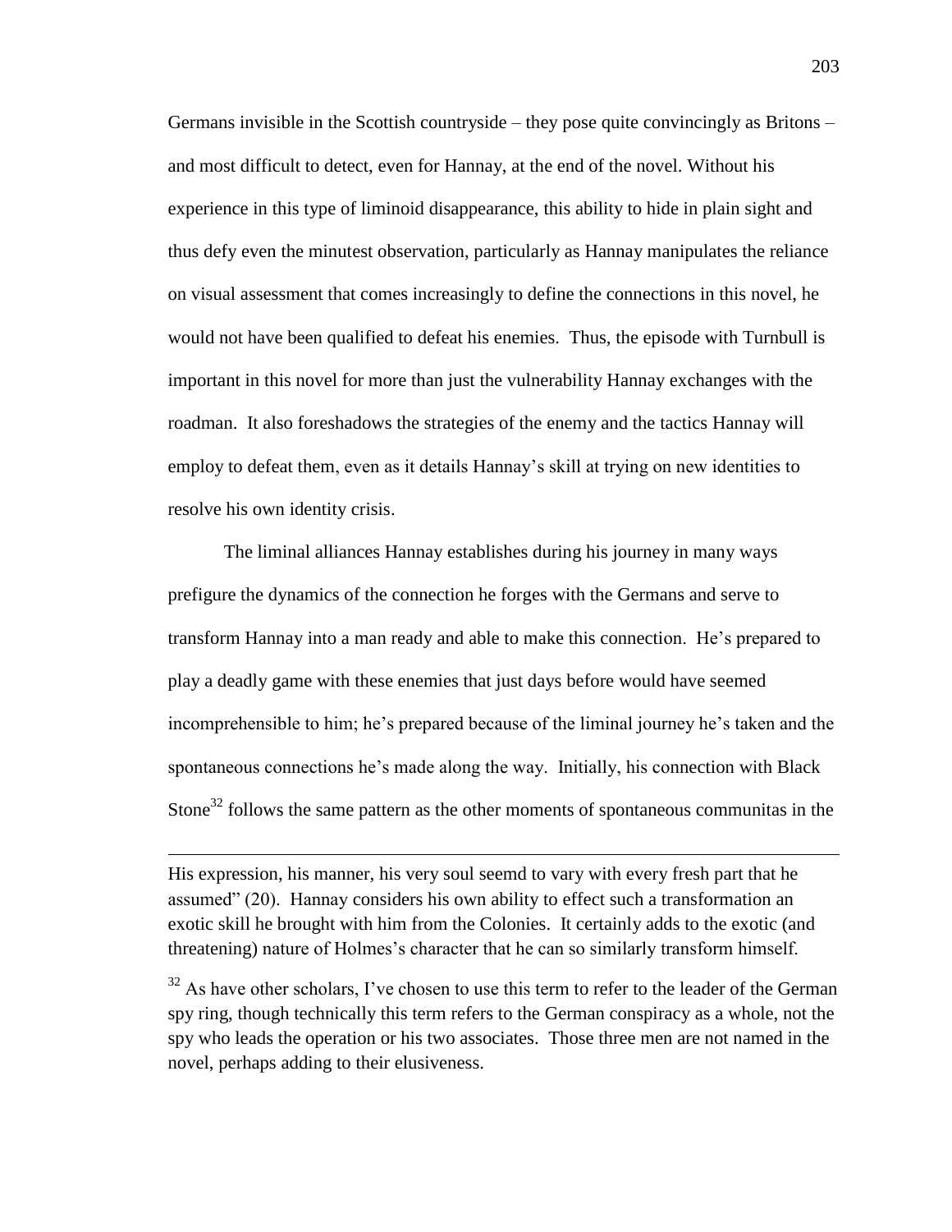Germans invisible in the Scottish countryside – they pose quite convincingly as Britons – and most difficult to detect, even for Hannay, at the end of the novel. Without his experience in this type of liminoid disappearance, this ability to hide in plain sight and thus defy even the minutest observation, particularly as Hannay manipulates the reliance on visual assessment that comes increasingly to define the connections in this novel, he would not have been qualified to defeat his enemies. Thus, the episode with Turnbull is important in this novel for more than just the vulnerability Hannay exchanges with the roadman. It also foreshadows the strategies of the enemy and the tactics Hannay will employ to defeat them, even as it details Hannay's skill at trying on new identities to resolve his own identity crisis.

The liminal alliances Hannay establishes during his journey in many ways prefigure the dynamics of the connection he forges with the Germans and serve to transform Hannay into a man ready and able to make this connection. He's prepared to play a deadly game with these enemies that just days before would have seemed incomprehensible to him; he's prepared because of the liminal journey he's taken and the spontaneous connections he's made along the way. Initially, his connection with Black Stone[32] follows the same pattern as the other moments of spontaneous communitas in the

---

His expression, his manner, his very soul seemd to vary with every fresh part that he assumed" (20). Hannay considers his own ability to effect such a transformation an exotic skill he brought with him from the Colonies. It certainly adds to the exotic (and threatening) nature of Holmes's character that he can so similarly transform himself.

[32] As have other scholars, I've chosen to use this term to refer to the leader of the German spy ring, though technically this term refers to the German conspiracy as a whole, not the spy who leads the operation or his two associates. Those three men are not named in the novel, perhaps adding to their elusiveness.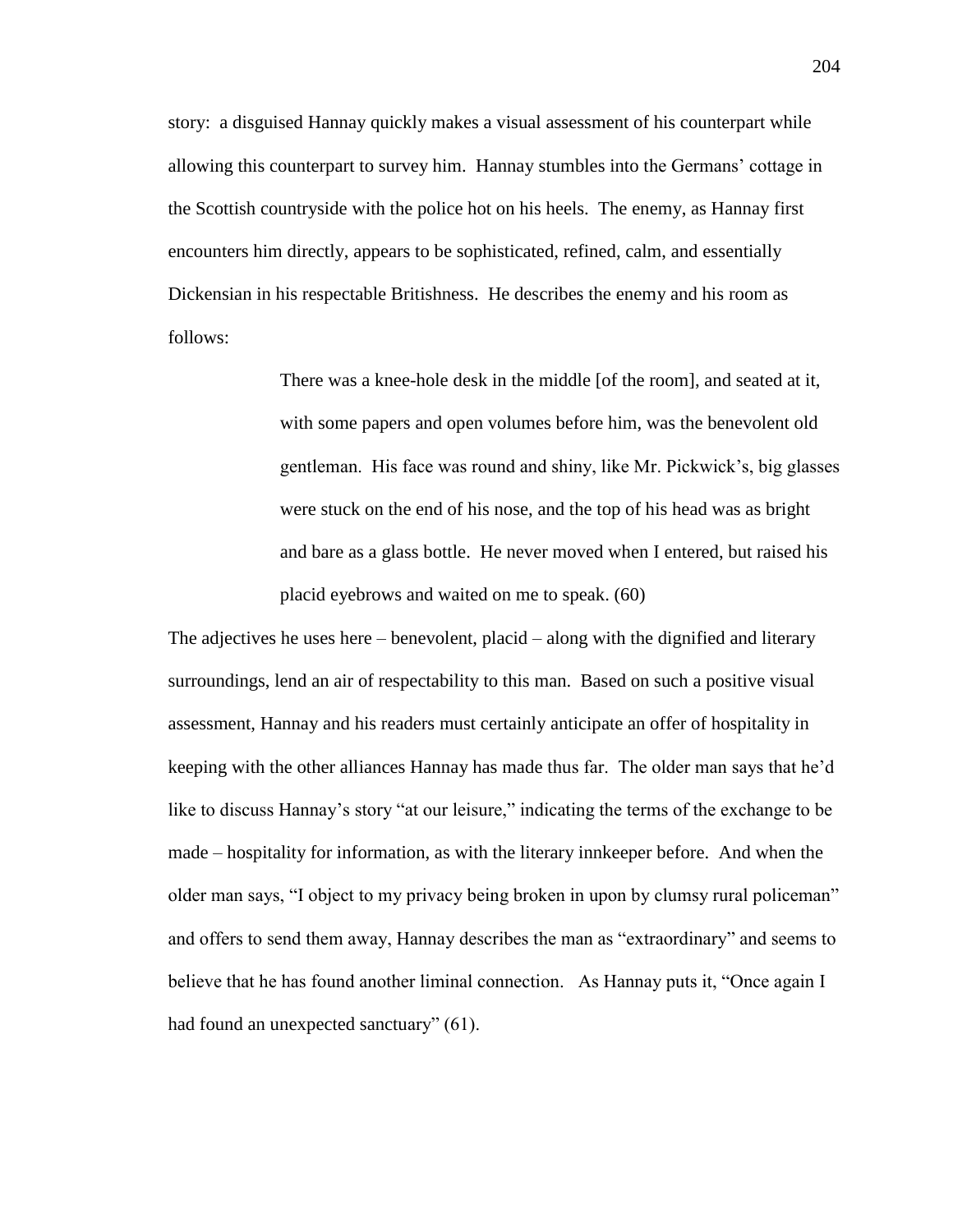story: a disguised Hannay quickly makes a visual assessment of his counterpart while allowing this counterpart to survey him. Hannay stumbles into the Germans' cottage in the Scottish countryside with the police hot on his heels. The enemy, as Hannay first encounters him directly, appears to be sophisticated, refined, calm, and essentially Dickensian in his respectable Britishness. He describes the enemy and his room as follows:

> There was a knee-hole desk in the middle [of the room], and seated at it, with some papers and open volumes before him, was the benevolent old gentleman. His face was round and shiny, like Mr. Pickwick's, big glasses were stuck on the end of his nose, and the top of his head was as bright and bare as a glass bottle. He never moved when I entered, but raised his placid eyebrows and waited on me to speak. (60)

The adjectives he uses here – benevolent, placid – along with the dignified and literary surroundings, lend an air of respectability to this man. Based on such a positive visual assessment, Hannay and his readers must certainly anticipate an offer of hospitality in keeping with the other alliances Hannay has made thus far. The older man says that he'd like to discuss Hannay's story "at our leisure," indicating the terms of the exchange to be made – hospitality for information, as with the literary innkeeper before. And when the older man says, "I object to my privacy being broken in upon by clumsy rural policeman" and offers to send them away, Hannay describes the man as "extraordinary" and seems to believe that he has found another liminal connection. As Hannay puts it, "Once again I had found an unexpected sanctuary" (61).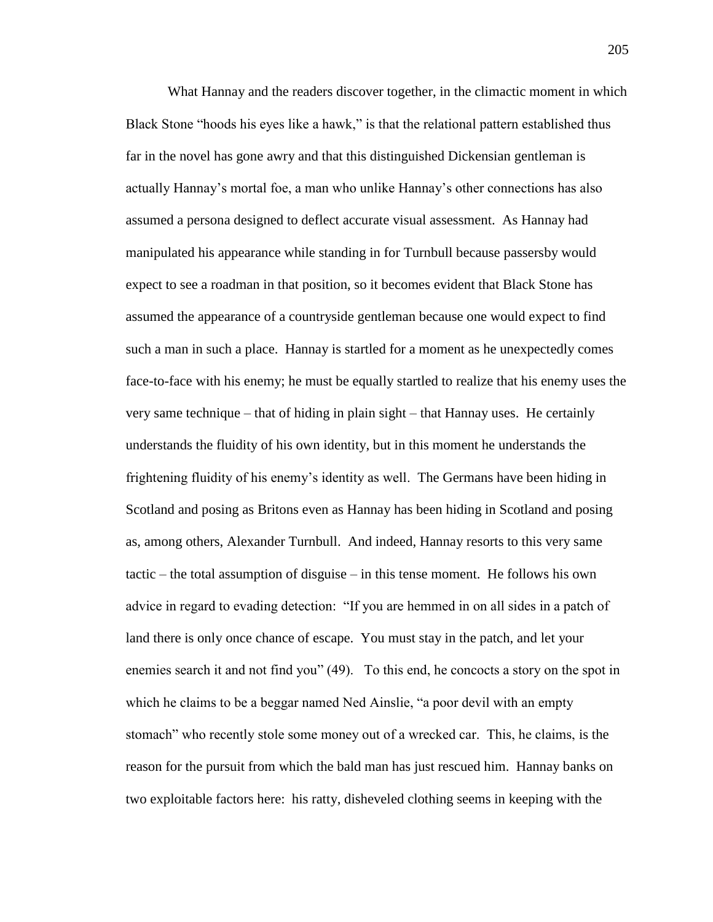What Hannay and the readers discover together, in the climactic moment in which Black Stone "hoods his eyes like a hawk," is that the relational pattern established thus far in the novel has gone awry and that this distinguished Dickensian gentleman is actually Hannay's mortal foe, a man who unlike Hannay's other connections has also assumed a persona designed to deflect accurate visual assessment. As Hannay had manipulated his appearance while standing in for Turnbull because passersby would expect to see a roadman in that position, so it becomes evident that Black Stone has assumed the appearance of a countryside gentleman because one would expect to find such a man in such a place. Hannay is startled for a moment as he unexpectedly comes face-to-face with his enemy; he must be equally startled to realize that his enemy uses the very same technique – that of hiding in plain sight – that Hannay uses. He certainly understands the fluidity of his own identity, but in this moment he understands the frightening fluidity of his enemy's identity as well. The Germans have been hiding in Scotland and posing as Britons even as Hannay has been hiding in Scotland and posing as, among others, Alexander Turnbull. And indeed, Hannay resorts to this very same tactic – the total assumption of disguise – in this tense moment. He follows his own advice in regard to evading detection: "If you are hemmed in on all sides in a patch of land there is only once chance of escape. You must stay in the patch, and let your enemies search it and not find you" (49). To this end, he concocts a story on the spot in which he claims to be a beggar named Ned Ainslie, "a poor devil with an empty stomach" who recently stole some money out of a wrecked car. This, he claims, is the reason for the pursuit from which the bald man has just rescued him. Hannay banks on two exploitable factors here: his ratty, disheveled clothing seems in keeping with the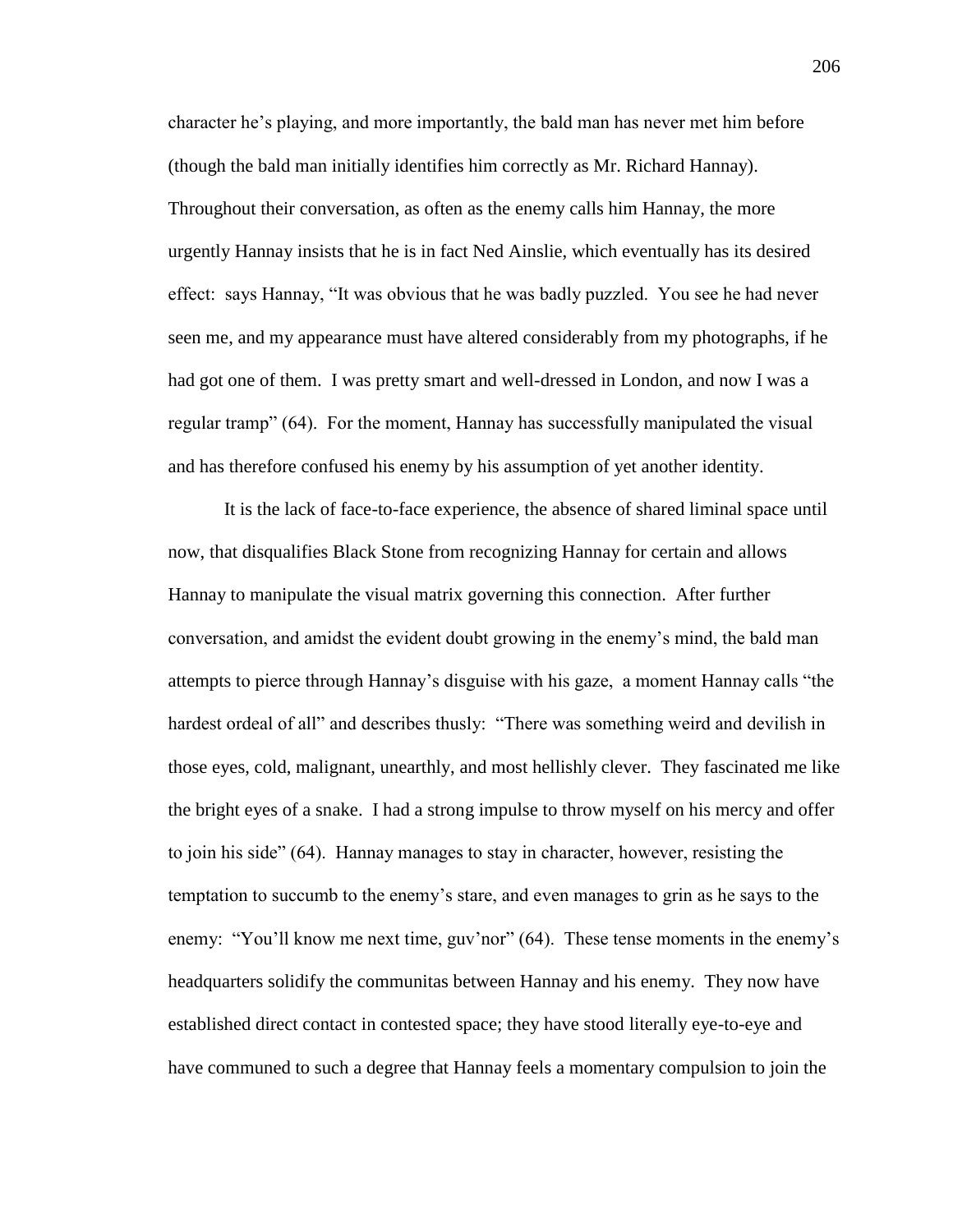character he's playing, and more importantly, the bald man has never met him before (though the bald man initially identifies him correctly as Mr. Richard Hannay). Throughout their conversation, as often as the enemy calls him Hannay, the more urgently Hannay insists that he is in fact Ned Ainslie, which eventually has its desired effect: says Hannay, "It was obvious that he was badly puzzled. You see he had never seen me, and my appearance must have altered considerably from my photographs, if he had got one of them. I was pretty smart and well-dressed in London, and now I was a regular tramp" (64). For the moment, Hannay has successfully manipulated the visual and has therefore confused his enemy by his assumption of yet another identity.

It is the lack of face-to-face experience, the absence of shared liminal space until now, that disqualifies Black Stone from recognizing Hannay for certain and allows Hannay to manipulate the visual matrix governing this connection. After further conversation, and amidst the evident doubt growing in the enemy's mind, the bald man attempts to pierce through Hannay's disguise with his gaze, a moment Hannay calls "the hardest ordeal of all" and describes thusly: "There was something weird and devilish in those eyes, cold, malignant, unearthly, and most hellishly clever. They fascinated me like the bright eyes of a snake. I had a strong impulse to throw myself on his mercy and offer to join his side" (64). Hannay manages to stay in character, however, resisting the temptation to succumb to the enemy's stare, and even manages to grin as he says to the enemy: "You'll know me next time, guv'nor" (64). These tense moments in the enemy's headquarters solidify the communitas between Hannay and his enemy. They now have established direct contact in contested space; they have stood literally eye-to-eye and have communed to such a degree that Hannay feels a momentary compulsion to join the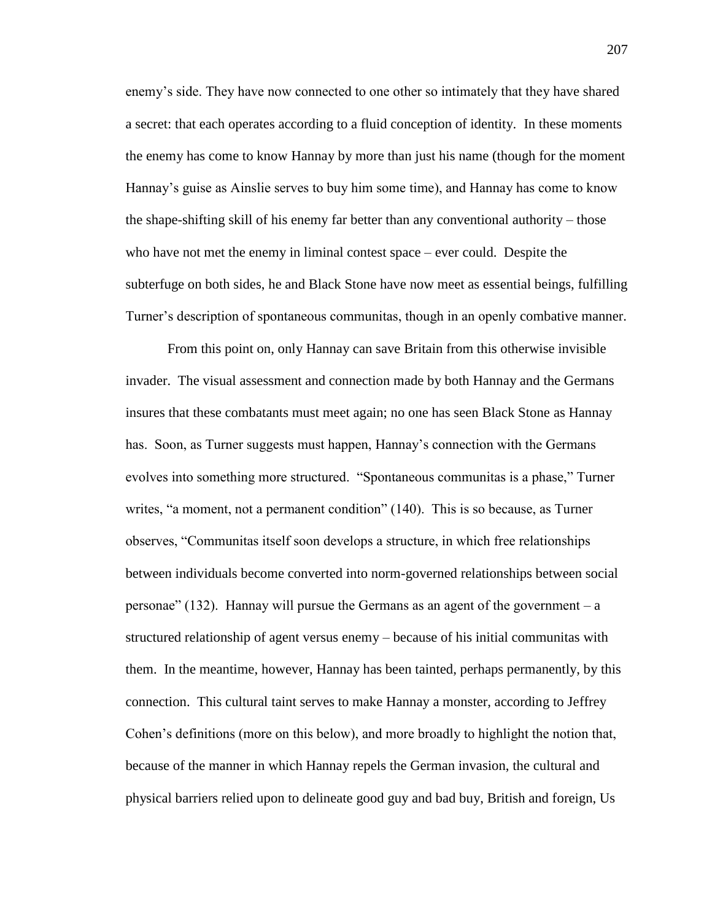enemy's side. They have now connected to one other so intimately that they have shared a secret: that each operates according to a fluid conception of identity. In these moments the enemy has come to know Hannay by more than just his name (though for the moment Hannay's guise as Ainslie serves to buy him some time), and Hannay has come to know the shape-shifting skill of his enemy far better than any conventional authority – those who have not met the enemy in liminal contest space – ever could. Despite the subterfuge on both sides, he and Black Stone have now meet as essential beings, fulfilling Turner's description of spontaneous communitas, though in an openly combative manner.

From this point on, only Hannay can save Britain from this otherwise invisible invader. The visual assessment and connection made by both Hannay and the Germans insures that these combatants must meet again; no one has seen Black Stone as Hannay has. Soon, as Turner suggests must happen, Hannay's connection with the Germans evolves into something more structured. "Spontaneous communitas is a phase," Turner writes, "a moment, not a permanent condition" (140). This is so because, as Turner observes, "Communitas itself soon develops a structure, in which free relationships between individuals become converted into norm-governed relationships between social personae" (132). Hannay will pursue the Germans as an agent of the government – a structured relationship of agent versus enemy – because of his initial communitas with them. In the meantime, however, Hannay has been tainted, perhaps permanently, by this connection. This cultural taint serves to make Hannay a monster, according to Jeffrey Cohen's definitions (more on this below), and more broadly to highlight the notion that, because of the manner in which Hannay repels the German invasion, the cultural and physical barriers relied upon to delineate good guy and bad buy, British and foreign, Us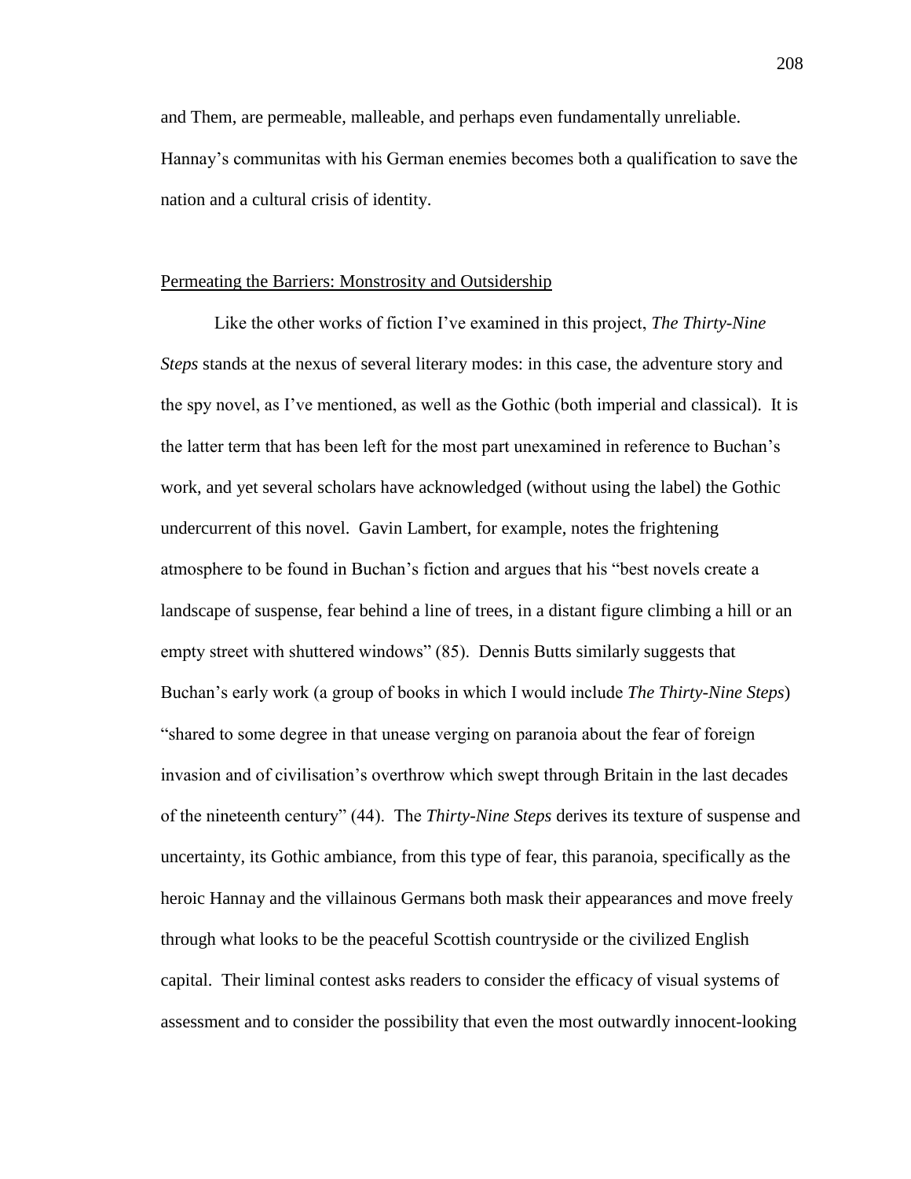and Them, are permeable, malleable, and perhaps even fundamentally unreliable. Hannay's communitas with his German enemies becomes both a qualification to save the nation and a cultural crisis of identity.

## Permeating the Barriers: Monstrosity and Outsidership

Like the other works of fiction I've examined in this project, *The Thirty-Nine Steps* stands at the nexus of several literary modes: in this case, the adventure story and the spy novel, as I've mentioned, as well as the Gothic (both imperial and classical). It is the latter term that has been left for the most part unexamined in reference to Buchan's work, and yet several scholars have acknowledged (without using the label) the Gothic undercurrent of this novel. Gavin Lambert, for example, notes the frightening atmosphere to be found in Buchan's fiction and argues that his "best novels create a landscape of suspense, fear behind a line of trees, in a distant figure climbing a hill or an empty street with shuttered windows" (85). Dennis Butts similarly suggests that Buchan's early work (a group of books in which I would include *The Thirty-Nine Steps*) "shared to some degree in that unease verging on paranoia about the fear of foreign invasion and of civilisation's overthrow which swept through Britain in the last decades of the nineteenth century" (44). The *Thirty-Nine Steps* derives its texture of suspense and uncertainty, its Gothic ambiance, from this type of fear, this paranoia, specifically as the heroic Hannay and the villainous Germans both mask their appearances and move freely through what looks to be the peaceful Scottish countryside or the civilized English capital. Their liminal contest asks readers to consider the efficacy of visual systems of assessment and to consider the possibility that even the most outwardly innocent-looking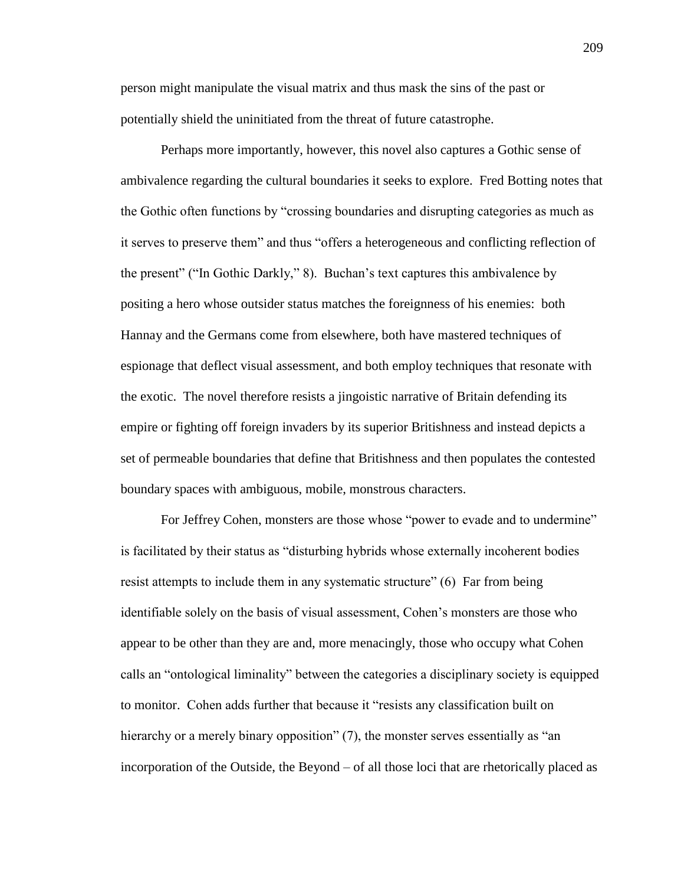person might manipulate the visual matrix and thus mask the sins of the past or potentially shield the uninitiated from the threat of future catastrophe.

Perhaps more importantly, however, this novel also captures a Gothic sense of ambivalence regarding the cultural boundaries it seeks to explore. Fred Botting notes that the Gothic often functions by "crossing boundaries and disrupting categories as much as it serves to preserve them" and thus "offers a heterogeneous and conflicting reflection of the present" ("In Gothic Darkly," 8). Buchan's text captures this ambivalence by positing a hero whose outsider status matches the foreignness of his enemies: both Hannay and the Germans come from elsewhere, both have mastered techniques of espionage that deflect visual assessment, and both employ techniques that resonate with the exotic. The novel therefore resists a jingoistic narrative of Britain defending its empire or fighting off foreign invaders by its superior Britishness and instead depicts a set of permeable boundaries that define that Britishness and then populates the contested boundary spaces with ambiguous, mobile, monstrous characters.

For Jeffrey Cohen, monsters are those whose "power to evade and to undermine" is facilitated by their status as "disturbing hybrids whose externally incoherent bodies resist attempts to include them in any systematic structure" (6) Far from being identifiable solely on the basis of visual assessment, Cohen's monsters are those who appear to be other than they are and, more menacingly, those who occupy what Cohen calls an "ontological liminality" between the categories a disciplinary society is equipped to monitor. Cohen adds further that because it "resists any classification built on hierarchy or a merely binary opposition" (7), the monster serves essentially as "an incorporation of the Outside, the Beyond – of all those loci that are rhetorically placed as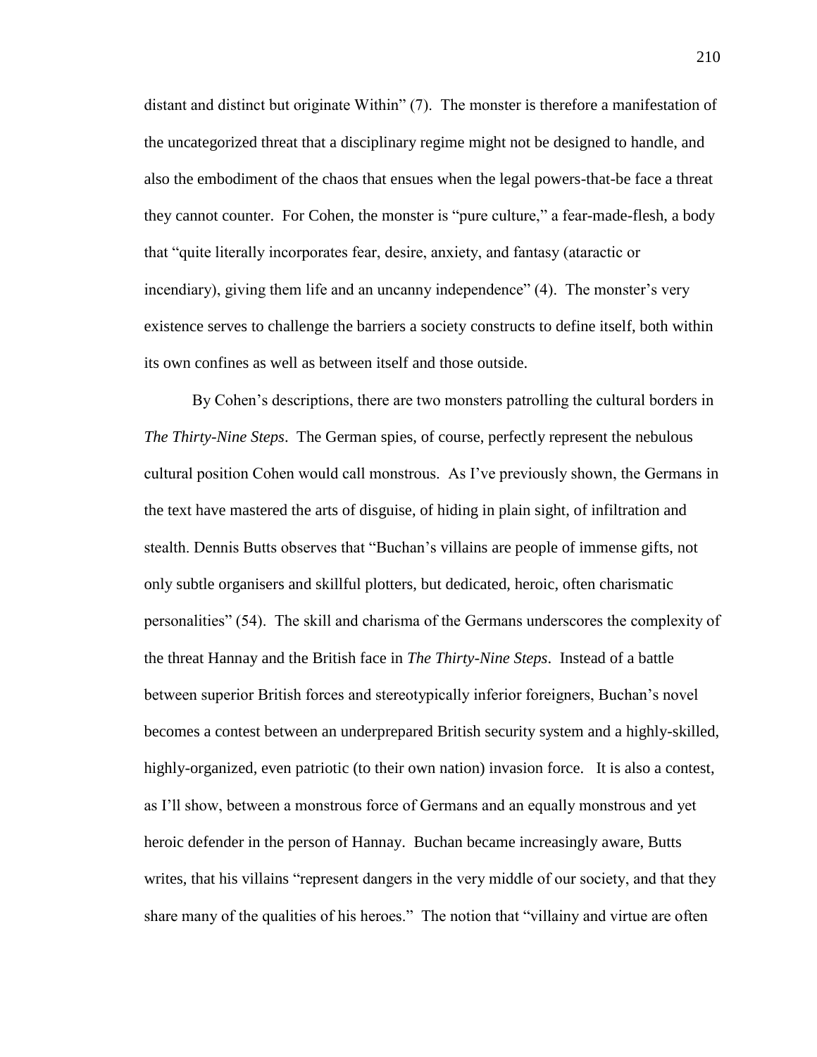distant and distinct but originate Within" (7). The monster is therefore a manifestation of the uncategorized threat that a disciplinary regime might not be designed to handle, and also the embodiment of the chaos that ensues when the legal powers-that-be face a threat they cannot counter. For Cohen, the monster is "pure culture," a fear-made-flesh, a body that "quite literally incorporates fear, desire, anxiety, and fantasy (ataractic or incendiary), giving them life and an uncanny independence" (4). The monster's very existence serves to challenge the barriers a society constructs to define itself, both within its own confines as well as between itself and those outside.

By Cohen's descriptions, there are two monsters patrolling the cultural borders in *The Thirty-Nine Steps*. The German spies, of course, perfectly represent the nebulous cultural position Cohen would call monstrous. As I've previously shown, the Germans in the text have mastered the arts of disguise, of hiding in plain sight, of infiltration and stealth. Dennis Butts observes that "Buchan's villains are people of immense gifts, not only subtle organisers and skillful plotters, but dedicated, heroic, often charismatic personalities" (54). The skill and charisma of the Germans underscores the complexity of the threat Hannay and the British face in *The Thirty-Nine Steps*. Instead of a battle between superior British forces and stereotypically inferior foreigners, Buchan's novel becomes a contest between an underprepared British security system and a highly-skilled, highly-organized, even patriotic (to their own nation) invasion force. It is also a contest, as I'll show, between a monstrous force of Germans and an equally monstrous and yet heroic defender in the person of Hannay. Buchan became increasingly aware, Butts writes, that his villains "represent dangers in the very middle of our society, and that they share many of the qualities of his heroes." The notion that "villainy and virtue are often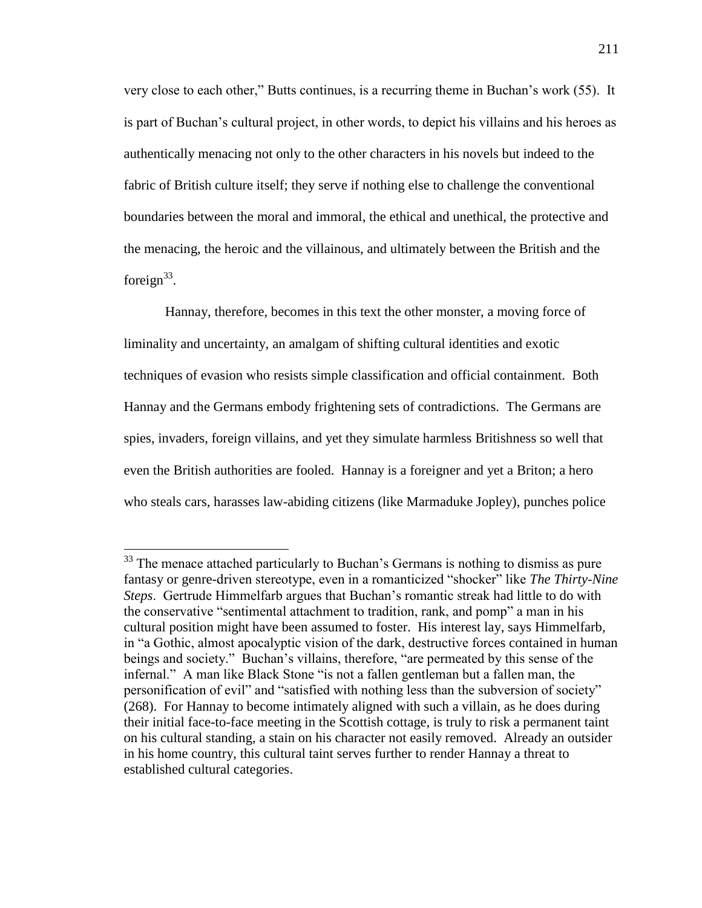very close to each other," Butts continues, is a recurring theme in Buchan's work (55). It is part of Buchan's cultural project, in other words, to depict his villains and his heroes as authentically menacing not only to the other characters in his novels but indeed to the fabric of British culture itself; they serve if nothing else to challenge the conventional boundaries between the moral and immoral, the ethical and unethical, the protective and the menacing, the heroic and the villainous, and ultimately between the British and the foreign[33].

Hannay, therefore, becomes in this text the other monster, a moving force of liminality and uncertainty, an amalgam of shifting cultural identities and exotic techniques of evasion who resists simple classification and official containment. Both Hannay and the Germans embody frightening sets of contradictions. The Germans are spies, invaders, foreign villains, and yet they simulate harmless Britishness so well that even the British authorities are fooled. Hannay is a foreigner and yet a Briton; a hero who steals cars, harasses law-abiding citizens (like Marmaduke Jopley), punches police

---

[33] The menace attached particularly to Buchan's Germans is nothing to dismiss as pure fantasy or genre-driven stereotype, even in a romanticized "shocker" like *The Thirty-Nine Steps*. Gertrude Himmelfarb argues that Buchan's romantic streak had little to do with the conservative "sentimental attachment to tradition, rank, and pomp" a man in his cultural position might have been assumed to foster. His interest lay, says Himmelfarb, in "a Gothic, almost apocalyptic vision of the dark, destructive forces contained in human beings and society." Buchan's villains, therefore, "are permeated by this sense of the infernal." A man like Black Stone "is not a fallen gentleman but a fallen man, the personification of evil" and "satisfied with nothing less than the subversion of society" (268). For Hannay to become intimately aligned with such a villain, as he does during their initial face-to-face meeting in the Scottish cottage, is truly to risk a permanent taint on his cultural standing, a stain on his character not easily removed. Already an outsider in his home country, this cultural taint serves further to render Hannay a threat to established cultural categories.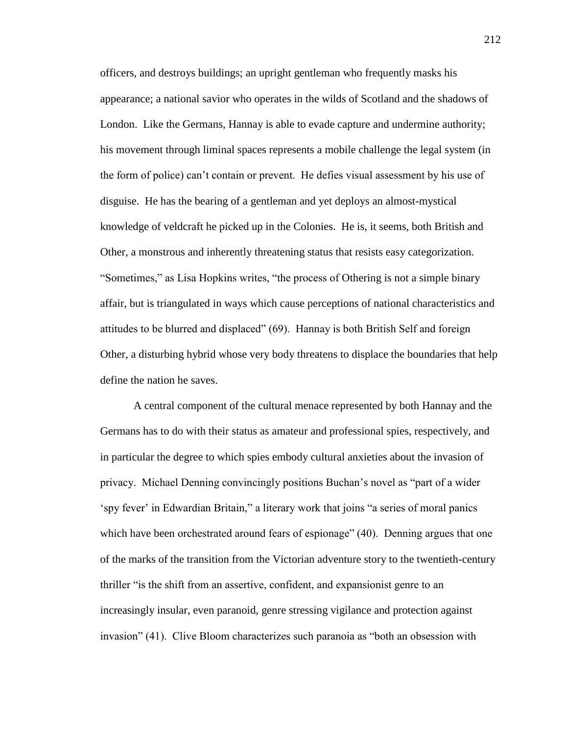officers, and destroys buildings; an upright gentleman who frequently masks his appearance; a national savior who operates in the wilds of Scotland and the shadows of London. Like the Germans, Hannay is able to evade capture and undermine authority; his movement through liminal spaces represents a mobile challenge the legal system (in the form of police) can't contain or prevent. He defies visual assessment by his use of disguise. He has the bearing of a gentleman and yet deploys an almost-mystical knowledge of veldcraft he picked up in the Colonies. He is, it seems, both British and Other, a monstrous and inherently threatening status that resists easy categorization. "Sometimes," as Lisa Hopkins writes, "the process of Othering is not a simple binary affair, but is triangulated in ways which cause perceptions of national characteristics and attitudes to be blurred and displaced" (69). Hannay is both British Self and foreign Other, a disturbing hybrid whose very body threatens to displace the boundaries that help define the nation he saves.

A central component of the cultural menace represented by both Hannay and the Germans has to do with their status as amateur and professional spies, respectively, and in particular the degree to which spies embody cultural anxieties about the invasion of privacy. Michael Denning convincingly positions Buchan's novel as "part of a wider 'spy fever' in Edwardian Britain," a literary work that joins "a series of moral panics which have been orchestrated around fears of espionage" (40). Denning argues that one of the marks of the transition from the Victorian adventure story to the twentieth-century thriller "is the shift from an assertive, confident, and expansionist genre to an increasingly insular, even paranoid, genre stressing vigilance and protection against invasion" (41). Clive Bloom characterizes such paranoia as "both an obsession with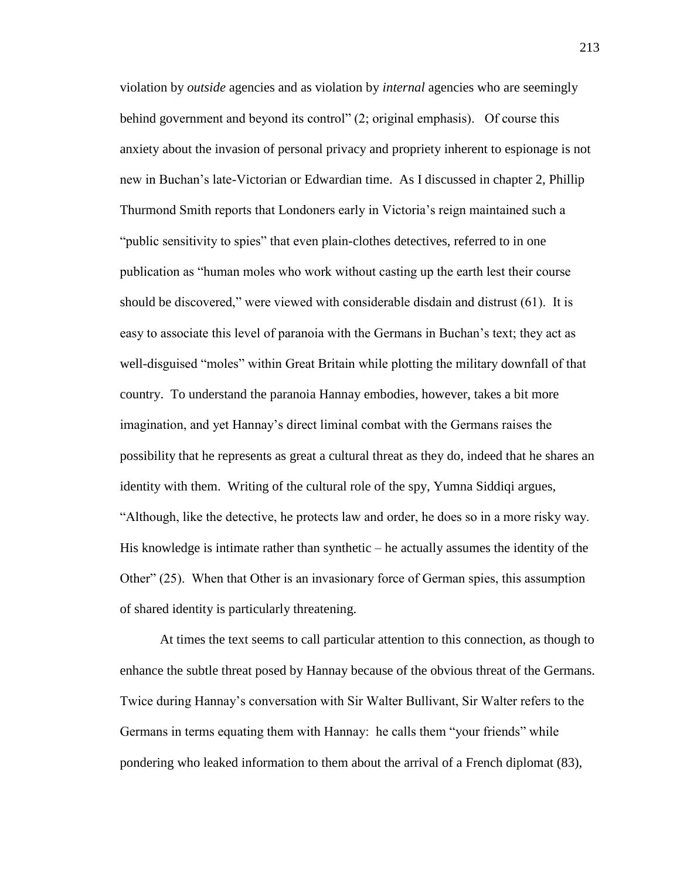violation by *outside* agencies and as violation by *internal* agencies who are seemingly behind government and beyond its control" (2; original emphasis). Of course this anxiety about the invasion of personal privacy and propriety inherent to espionage is not new in Buchan's late-Victorian or Edwardian time. As I discussed in chapter 2, Phillip Thurmond Smith reports that Londoners early in Victoria's reign maintained such a "public sensitivity to spies" that even plain-clothes detectives, referred to in one publication as "human moles who work without casting up the earth lest their course should be discovered," were viewed with considerable disdain and distrust (61). It is easy to associate this level of paranoia with the Germans in Buchan's text; they act as well-disguised "moles" within Great Britain while plotting the military downfall of that country. To understand the paranoia Hannay embodies, however, takes a bit more imagination, and yet Hannay's direct liminal combat with the Germans raises the possibility that he represents as great a cultural threat as they do, indeed that he shares an identity with them. Writing of the cultural role of the spy, Yumna Siddiqi argues, "Although, like the detective, he protects law and order, he does so in a more risky way. His knowledge is intimate rather than synthetic – he actually assumes the identity of the Other" (25). When that Other is an invasionary force of German spies, this assumption of shared identity is particularly threatening.

At times the text seems to call particular attention to this connection, as though to enhance the subtle threat posed by Hannay because of the obvious threat of the Germans. Twice during Hannay's conversation with Sir Walter Bullivant, Sir Walter refers to the Germans in terms equating them with Hannay: he calls them "your friends" while pondering who leaked information to them about the arrival of a French diplomat (83),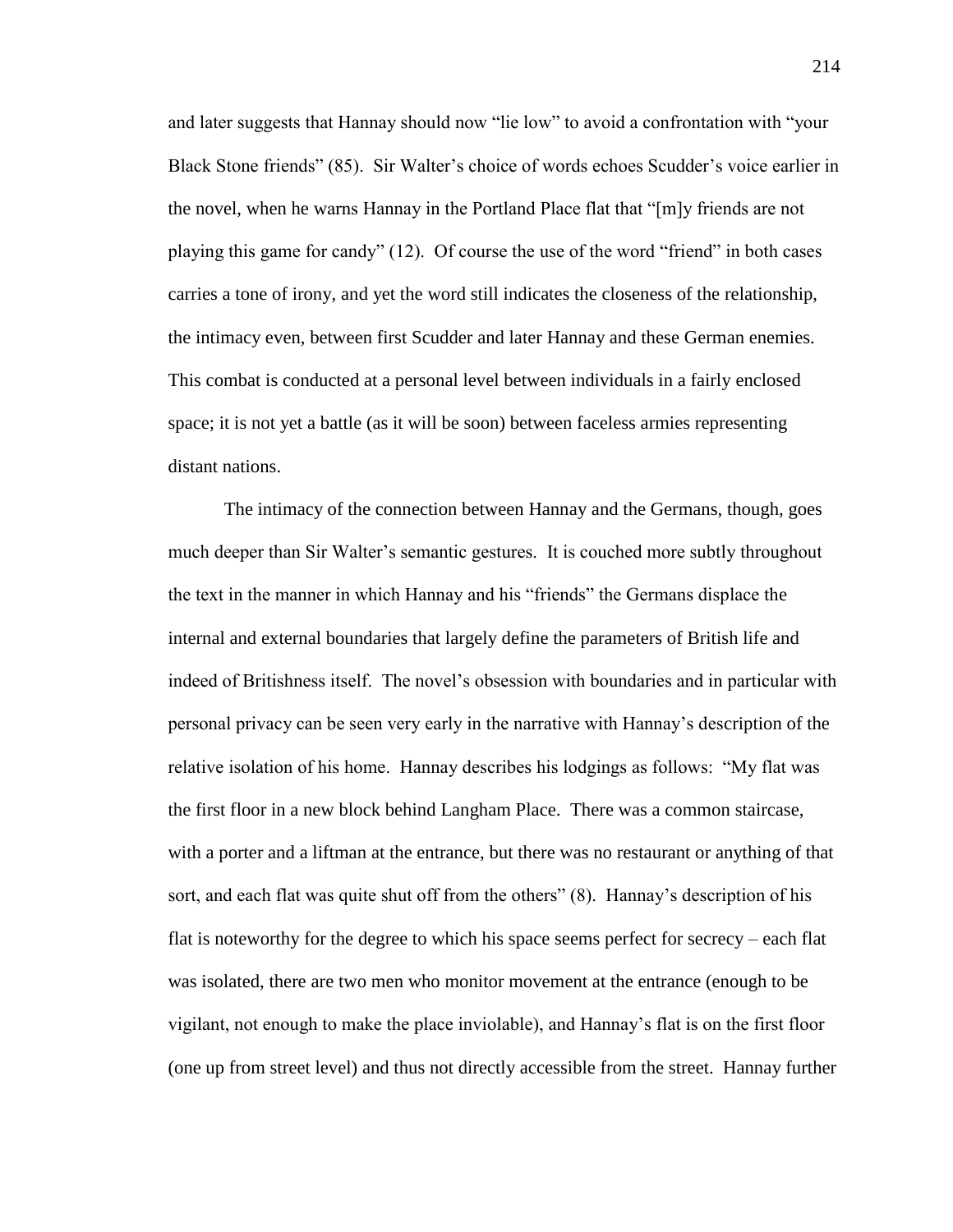and later suggests that Hannay should now "lie low" to avoid a confrontation with "your Black Stone friends" (85). Sir Walter's choice of words echoes Scudder's voice earlier in the novel, when he warns Hannay in the Portland Place flat that "[m]y friends are not playing this game for candy" (12). Of course the use of the word "friend" in both cases carries a tone of irony, and yet the word still indicates the closeness of the relationship, the intimacy even, between first Scudder and later Hannay and these German enemies. This combat is conducted at a personal level between individuals in a fairly enclosed space; it is not yet a battle (as it will be soon) between faceless armies representing distant nations.

The intimacy of the connection between Hannay and the Germans, though, goes much deeper than Sir Walter's semantic gestures. It is couched more subtly throughout the text in the manner in which Hannay and his "friends" the Germans displace the internal and external boundaries that largely define the parameters of British life and indeed of Britishness itself. The novel's obsession with boundaries and in particular with personal privacy can be seen very early in the narrative with Hannay's description of the relative isolation of his home. Hannay describes his lodgings as follows: "My flat was the first floor in a new block behind Langham Place. There was a common staircase, with a porter and a liftman at the entrance, but there was no restaurant or anything of that sort, and each flat was quite shut off from the others" (8). Hannay's description of his flat is noteworthy for the degree to which his space seems perfect for secrecy – each flat was isolated, there are two men who monitor movement at the entrance (enough to be vigilant, not enough to make the place inviolable), and Hannay's flat is on the first floor (one up from street level) and thus not directly accessible from the street. Hannay further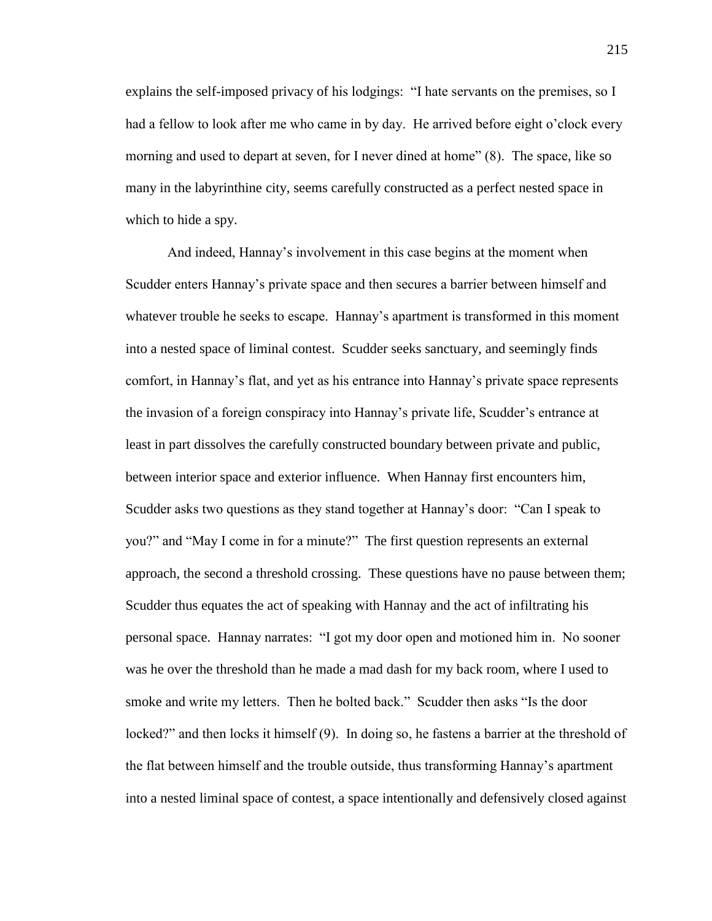explains the self-imposed privacy of his lodgings: "I hate servants on the premises, so I had a fellow to look after me who came in by day. He arrived before eight o'clock every morning and used to depart at seven, for I never dined at home" (8). The space, like so many in the labyrinthine city, seems carefully constructed as a perfect nested space in which to hide a spy.

And indeed, Hannay's involvement in this case begins at the moment when Scudder enters Hannay's private space and then secures a barrier between himself and whatever trouble he seeks to escape. Hannay's apartment is transformed in this moment into a nested space of liminal contest. Scudder seeks sanctuary, and seemingly finds comfort, in Hannay's flat, and yet as his entrance into Hannay's private space represents the invasion of a foreign conspiracy into Hannay's private life, Scudder's entrance at least in part dissolves the carefully constructed boundary between private and public, between interior space and exterior influence. When Hannay first encounters him, Scudder asks two questions as they stand together at Hannay's door: "Can I speak to you?" and "May I come in for a minute?" The first question represents an external approach, the second a threshold crossing. These questions have no pause between them; Scudder thus equates the act of speaking with Hannay and the act of infiltrating his personal space. Hannay narrates: "I got my door open and motioned him in. No sooner was he over the threshold than he made a mad dash for my back room, where I used to smoke and write my letters. Then he bolted back." Scudder then asks "Is the door locked?" and then locks it himself (9). In doing so, he fastens a barrier at the threshold of the flat between himself and the trouble outside, thus transforming Hannay's apartment into a nested liminal space of contest, a space intentionally and defensively closed against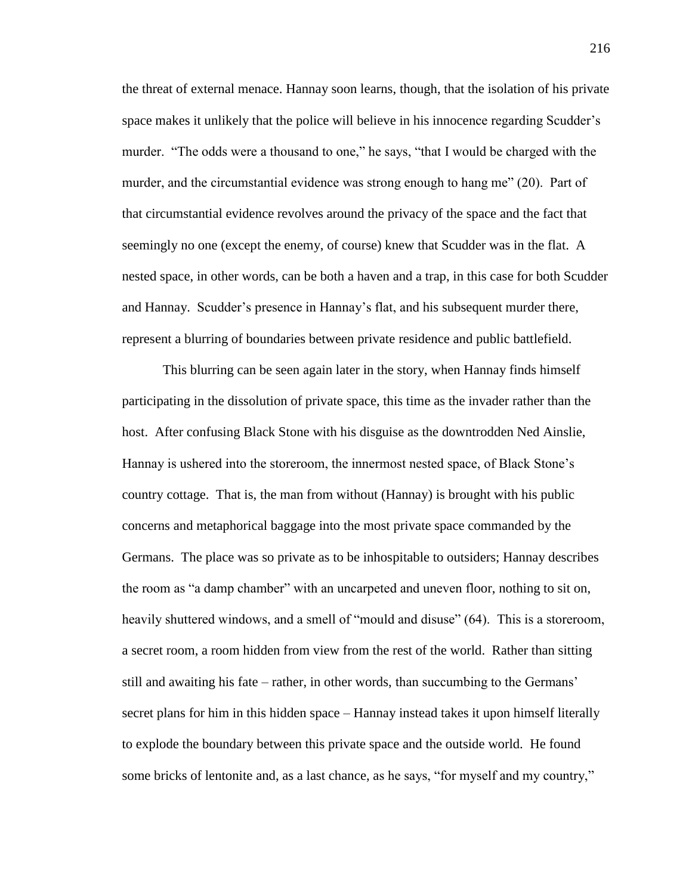the threat of external menace. Hannay soon learns, though, that the isolation of his private space makes it unlikely that the police will believe in his innocence regarding Scudder's murder. "The odds were a thousand to one," he says, "that I would be charged with the murder, and the circumstantial evidence was strong enough to hang me" (20). Part of that circumstantial evidence revolves around the privacy of the space and the fact that seemingly no one (except the enemy, of course) knew that Scudder was in the flat. A nested space, in other words, can be both a haven and a trap, in this case for both Scudder and Hannay. Scudder's presence in Hannay's flat, and his subsequent murder there, represent a blurring of boundaries between private residence and public battlefield.

This blurring can be seen again later in the story, when Hannay finds himself participating in the dissolution of private space, this time as the invader rather than the host. After confusing Black Stone with his disguise as the downtrodden Ned Ainslie, Hannay is ushered into the storeroom, the innermost nested space, of Black Stone's country cottage. That is, the man from without (Hannay) is brought with his public concerns and metaphorical baggage into the most private space commanded by the Germans. The place was so private as to be inhospitable to outsiders; Hannay describes the room as "a damp chamber" with an uncarpeted and uneven floor, nothing to sit on, heavily shuttered windows, and a smell of "mould and disuse" (64). This is a storeroom, a secret room, a room hidden from view from the rest of the world. Rather than sitting still and awaiting his fate – rather, in other words, than succumbing to the Germans' secret plans for him in this hidden space – Hannay instead takes it upon himself literally to explode the boundary between this private space and the outside world. He found some bricks of lentonite and, as a last chance, as he says, "for myself and my country,"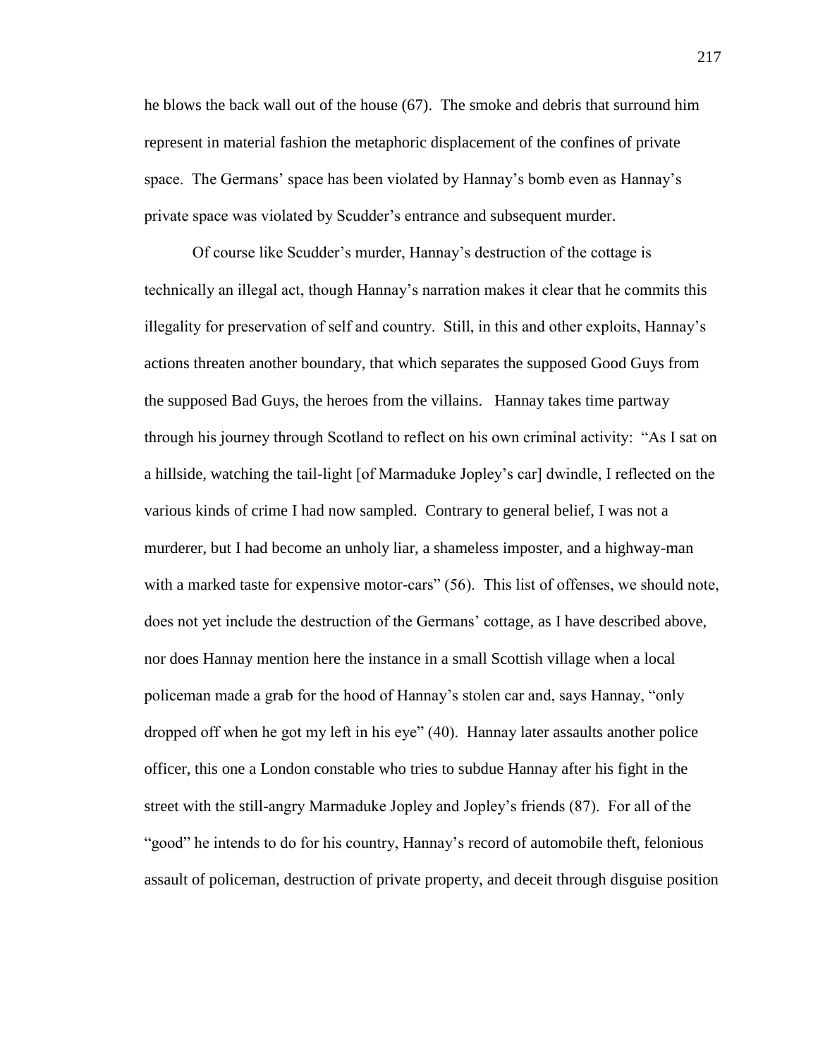he blows the back wall out of the house (67). The smoke and debris that surround him represent in material fashion the metaphoric displacement of the confines of private space. The Germans' space has been violated by Hannay's bomb even as Hannay's private space was violated by Scudder's entrance and subsequent murder.

Of course like Scudder's murder, Hannay's destruction of the cottage is technically an illegal act, though Hannay's narration makes it clear that he commits this illegality for preservation of self and country. Still, in this and other exploits, Hannay's actions threaten another boundary, that which separates the supposed Good Guys from the supposed Bad Guys, the heroes from the villains. Hannay takes time partway through his journey through Scotland to reflect on his own criminal activity: "As I sat on a hillside, watching the tail-light [of Marmaduke Jopley's car] dwindle, I reflected on the various kinds of crime I had now sampled. Contrary to general belief, I was not a murderer, but I had become an unholy liar, a shameless imposter, and a highway-man with a marked taste for expensive motor-cars" (56). This list of offenses, we should note, does not yet include the destruction of the Germans' cottage, as I have described above, nor does Hannay mention here the instance in a small Scottish village when a local policeman made a grab for the hood of Hannay's stolen car and, says Hannay, "only dropped off when he got my left in his eye" (40). Hannay later assaults another police officer, this one a London constable who tries to subdue Hannay after his fight in the street with the still-angry Marmaduke Jopley and Jopley's friends (87). For all of the "good" he intends to do for his country, Hannay's record of automobile theft, felonious assault of policeman, destruction of private property, and deceit through disguise position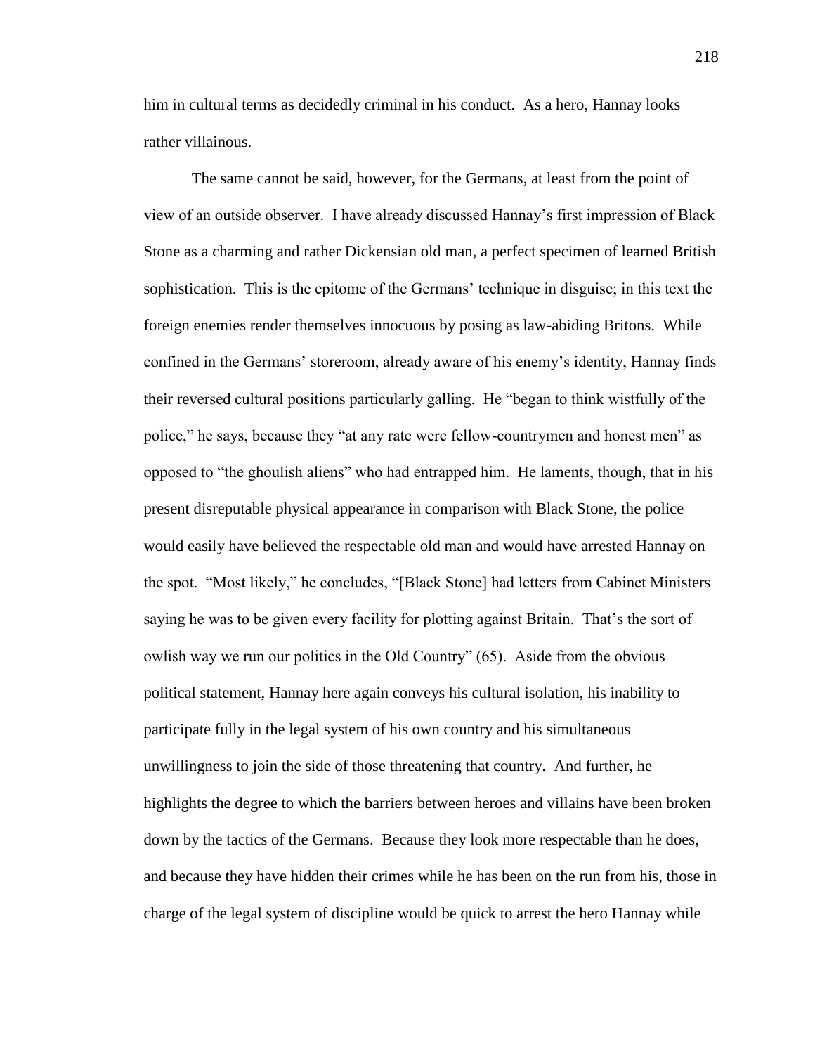him in cultural terms as decidedly criminal in his conduct. As a hero, Hannay looks rather villainous.

The same cannot be said, however, for the Germans, at least from the point of view of an outside observer. I have already discussed Hannay's first impression of Black Stone as a charming and rather Dickensian old man, a perfect specimen of learned British sophistication. This is the epitome of the Germans' technique in disguise; in this text the foreign enemies render themselves innocuous by posing as law-abiding Britons. While confined in the Germans' storeroom, already aware of his enemy's identity, Hannay finds their reversed cultural positions particularly galling. He "began to think wistfully of the police," he says, because they "at any rate were fellow-countrymen and honest men" as opposed to "the ghoulish aliens" who had entrapped him. He laments, though, that in his present disreputable physical appearance in comparison with Black Stone, the police would easily have believed the respectable old man and would have arrested Hannay on the spot. "Most likely," he concludes, "[Black Stone] had letters from Cabinet Ministers saying he was to be given every facility for plotting against Britain. That's the sort of owlish way we run our politics in the Old Country" (65). Aside from the obvious political statement, Hannay here again conveys his cultural isolation, his inability to participate fully in the legal system of his own country and his simultaneous unwillingness to join the side of those threatening that country. And further, he highlights the degree to which the barriers between heroes and villains have been broken down by the tactics of the Germans. Because they look more respectable than he does, and because they have hidden their crimes while he has been on the run from his, those in charge of the legal system of discipline would be quick to arrest the hero Hannay while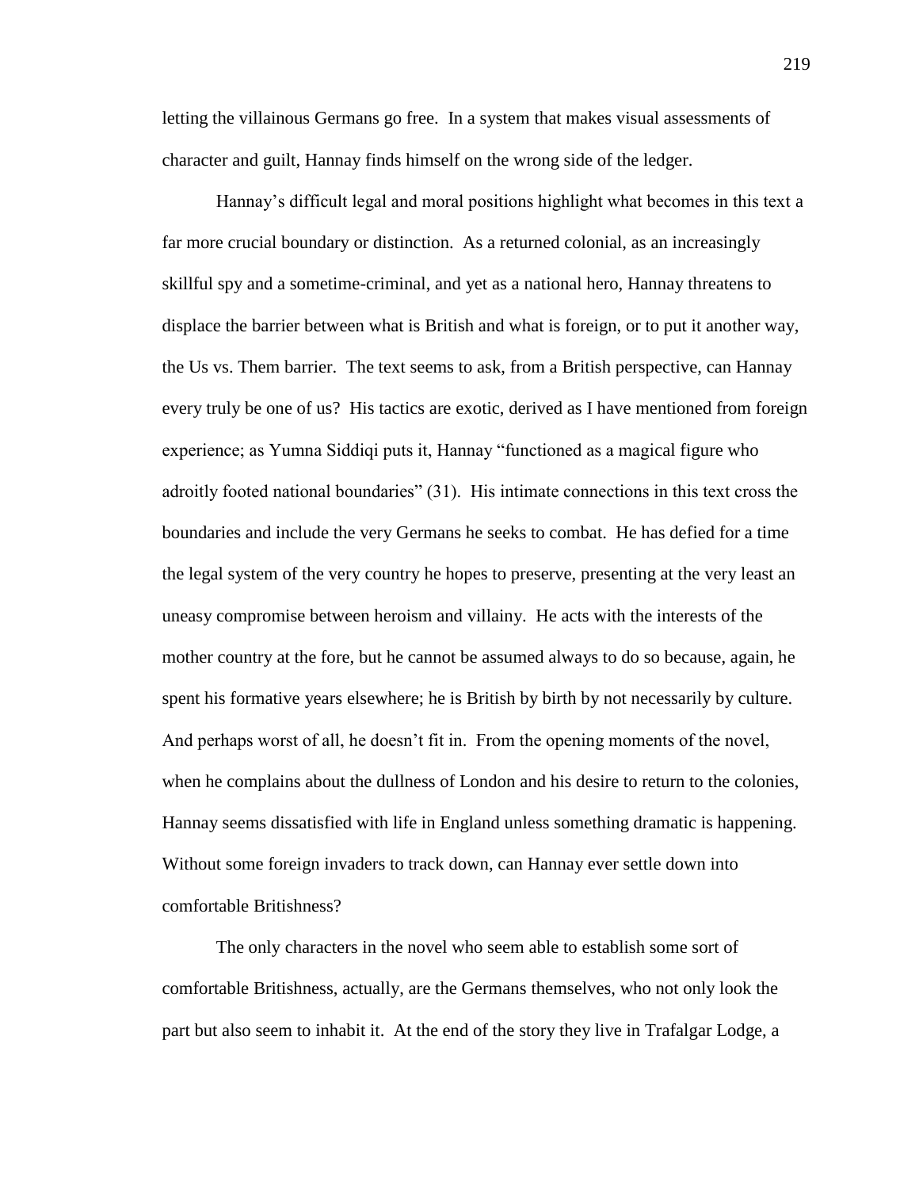letting the villainous Germans go free. In a system that makes visual assessments of character and guilt, Hannay finds himself on the wrong side of the ledger.

Hannay's difficult legal and moral positions highlight what becomes in this text a far more crucial boundary or distinction. As a returned colonial, as an increasingly skillful spy and a sometime-criminal, and yet as a national hero, Hannay threatens to displace the barrier between what is British and what is foreign, or to put it another way, the Us vs. Them barrier. The text seems to ask, from a British perspective, can Hannay every truly be one of us? His tactics are exotic, derived as I have mentioned from foreign experience; as Yumna Siddiqi puts it, Hannay "functioned as a magical figure who adroitly footed national boundaries" (31). His intimate connections in this text cross the boundaries and include the very Germans he seeks to combat. He has defied for a time the legal system of the very country he hopes to preserve, presenting at the very least an uneasy compromise between heroism and villainy. He acts with the interests of the mother country at the fore, but he cannot be assumed always to do so because, again, he spent his formative years elsewhere; he is British by birth by not necessarily by culture. And perhaps worst of all, he doesn't fit in. From the opening moments of the novel, when he complains about the dullness of London and his desire to return to the colonies, Hannay seems dissatisfied with life in England unless something dramatic is happening. Without some foreign invaders to track down, can Hannay ever settle down into comfortable Britishness?

The only characters in the novel who seem able to establish some sort of comfortable Britishness, actually, are the Germans themselves, who not only look the part but also seem to inhabit it. At the end of the story they live in Trafalgar Lodge, a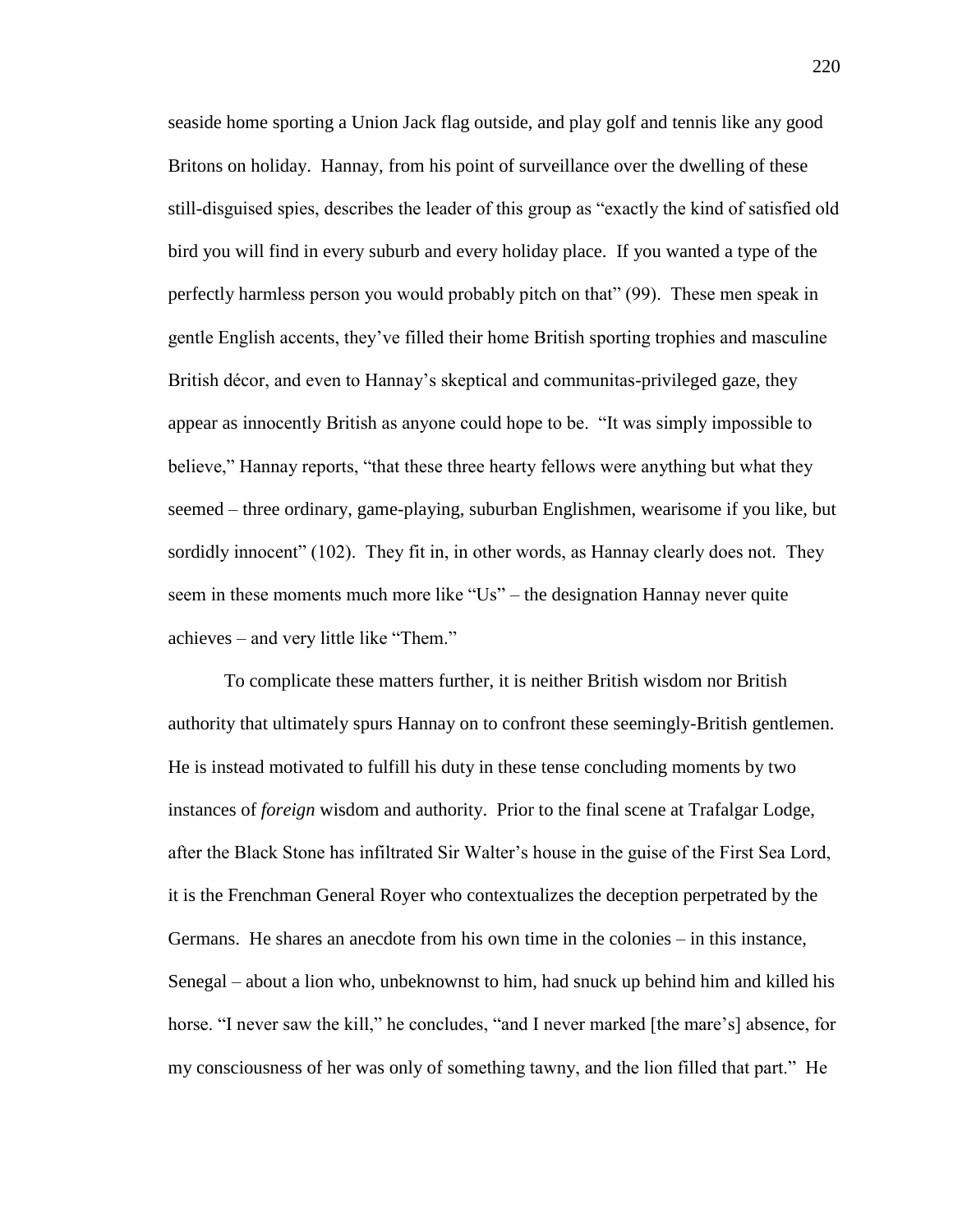seaside home sporting a Union Jack flag outside, and play golf and tennis like any good Britons on holiday. Hannay, from his point of surveillance over the dwelling of these still-disguised spies, describes the leader of this group as "exactly the kind of satisfied old bird you will find in every suburb and every holiday place. If you wanted a type of the perfectly harmless person you would probably pitch on that" (99). These men speak in gentle English accents, they've filled their home British sporting trophies and masculine British décor, and even to Hannay's skeptical and communitas-privileged gaze, they appear as innocently British as anyone could hope to be. "It was simply impossible to believe," Hannay reports, "that these three hearty fellows were anything but what they seemed – three ordinary, game-playing, suburban Englishmen, wearisome if you like, but sordidly innocent" (102). They fit in, in other words, as Hannay clearly does not. They seem in these moments much more like "Us" – the designation Hannay never quite achieves – and very little like "Them."

To complicate these matters further, it is neither British wisdom nor British authority that ultimately spurs Hannay on to confront these seemingly-British gentlemen. He is instead motivated to fulfill his duty in these tense concluding moments by two instances of *foreign* wisdom and authority. Prior to the final scene at Trafalgar Lodge, after the Black Stone has infiltrated Sir Walter's house in the guise of the First Sea Lord, it is the Frenchman General Royer who contextualizes the deception perpetrated by the Germans. He shares an anecdote from his own time in the colonies – in this instance, Senegal – about a lion who, unbeknownst to him, had snuck up behind him and killed his horse. "I never saw the kill," he concludes, "and I never marked [the mare's] absence, for my consciousness of her was only of something tawny, and the lion filled that part." He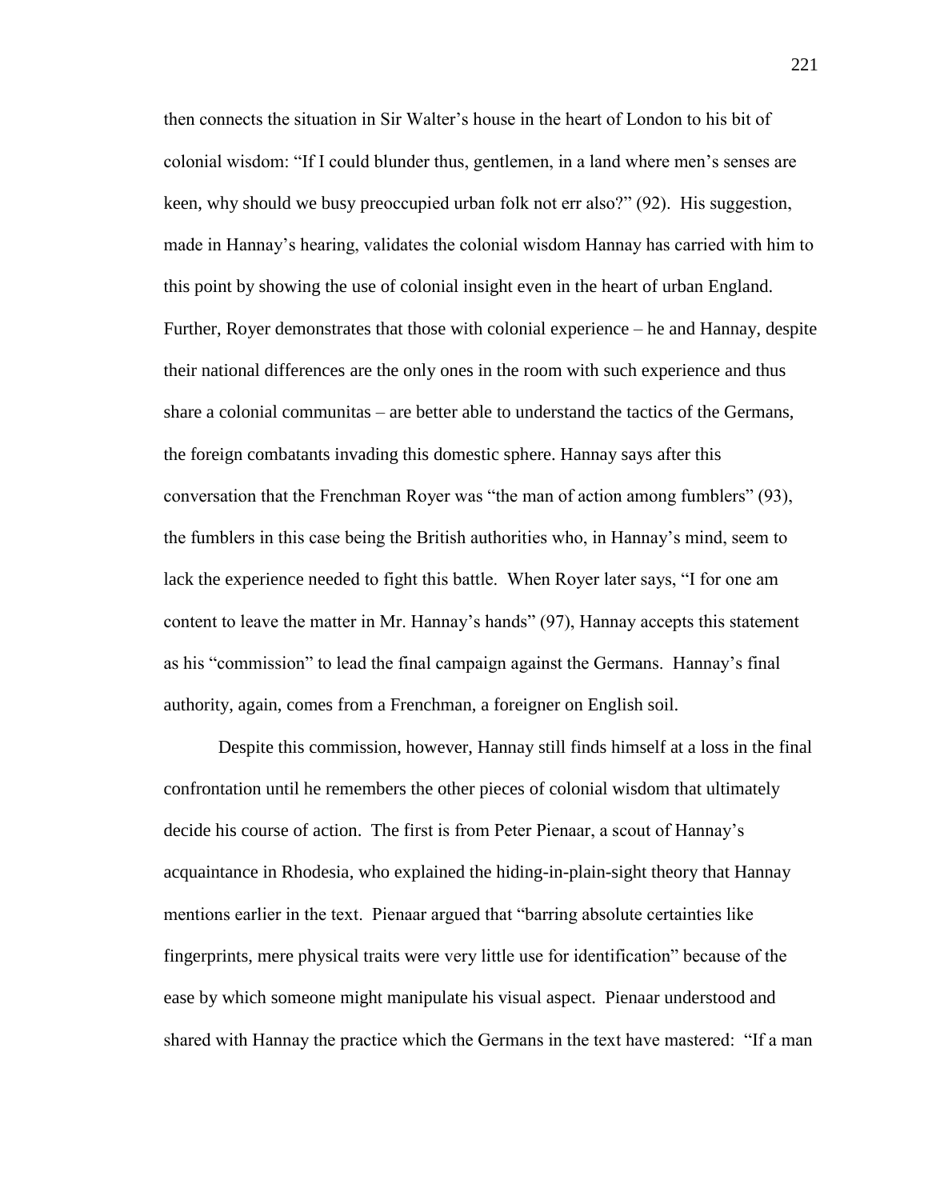then connects the situation in Sir Walter's house in the heart of London to his bit of colonial wisdom: "If I could blunder thus, gentlemen, in a land where men's senses are keen, why should we busy preoccupied urban folk not err also?" (92). His suggestion, made in Hannay's hearing, validates the colonial wisdom Hannay has carried with him to this point by showing the use of colonial insight even in the heart of urban England. Further, Royer demonstrates that those with colonial experience – he and Hannay, despite their national differences are the only ones in the room with such experience and thus share a colonial communitas – are better able to understand the tactics of the Germans, the foreign combatants invading this domestic sphere. Hannay says after this conversation that the Frenchman Royer was "the man of action among fumblers" (93), the fumblers in this case being the British authorities who, in Hannay's mind, seem to lack the experience needed to fight this battle. When Royer later says, "I for one am content to leave the matter in Mr. Hannay's hands" (97), Hannay accepts this statement as his "commission" to lead the final campaign against the Germans. Hannay's final authority, again, comes from a Frenchman, a foreigner on English soil.

Despite this commission, however, Hannay still finds himself at a loss in the final confrontation until he remembers the other pieces of colonial wisdom that ultimately decide his course of action. The first is from Peter Pienaar, a scout of Hannay's acquaintance in Rhodesia, who explained the hiding-in-plain-sight theory that Hannay mentions earlier in the text. Pienaar argued that "barring absolute certainties like fingerprints, mere physical traits were very little use for identification" because of the ease by which someone might manipulate his visual aspect. Pienaar understood and shared with Hannay the practice which the Germans in the text have mastered: "If a man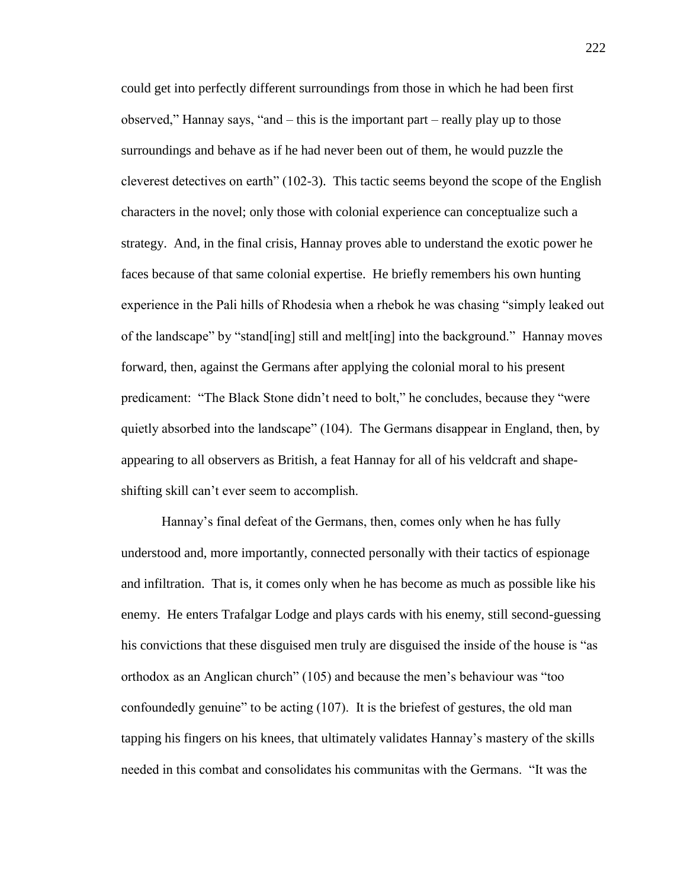could get into perfectly different surroundings from those in which he had been first observed," Hannay says, "and – this is the important part – really play up to those surroundings and behave as if he had never been out of them, he would puzzle the cleverest detectives on earth" (102-3). This tactic seems beyond the scope of the English characters in the novel; only those with colonial experience can conceptualize such a strategy. And, in the final crisis, Hannay proves able to understand the exotic power he faces because of that same colonial expertise. He briefly remembers his own hunting experience in the Pali hills of Rhodesia when a rhebok he was chasing "simply leaked out of the landscape" by "stand[ing] still and melt[ing] into the background." Hannay moves forward, then, against the Germans after applying the colonial moral to his present predicament: "The Black Stone didn't need to bolt," he concludes, because they "were quietly absorbed into the landscape" (104). The Germans disappear in England, then, by appearing to all observers as British, a feat Hannay for all of his veldcraft and shape-shifting skill can't ever seem to accomplish.

Hannay's final defeat of the Germans, then, comes only when he has fully understood and, more importantly, connected personally with their tactics of espionage and infiltration. That is, it comes only when he has become as much as possible like his enemy. He enters Trafalgar Lodge and plays cards with his enemy, still second-guessing his convictions that these disguised men truly are disguised the inside of the house is "as orthodox as an Anglican church" (105) and because the men's behaviour was "too confoundedly genuine" to be acting (107). It is the briefest of gestures, the old man tapping his fingers on his knees, that ultimately validates Hannay's mastery of the skills needed in this combat and consolidates his communitas with the Germans. "It was the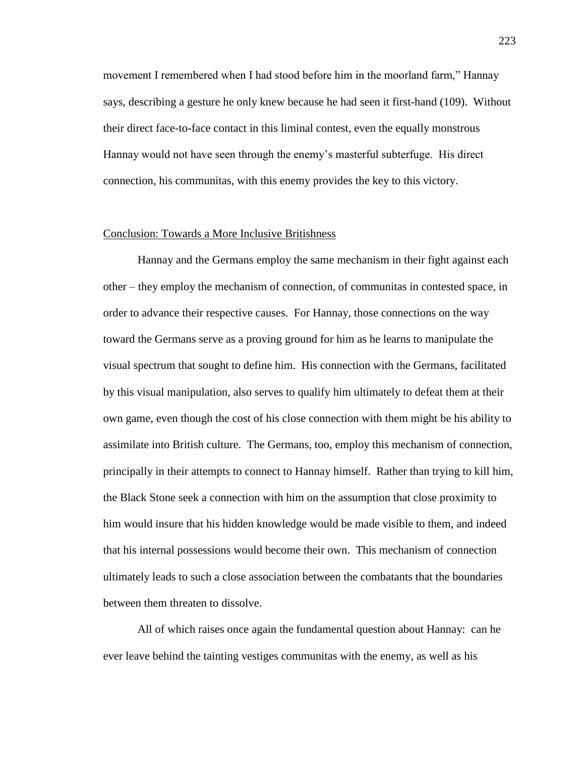movement I remembered when I had stood before him in the moorland farm," Hannay says, describing a gesture he only knew because he had seen it first-hand (109). Without their direct face-to-face contact in this liminal contest, even the equally monstrous Hannay would not have seen through the enemy's masterful subterfuge. His direct connection, his communitas, with this enemy provides the key to this victory.

## Conclusion: Towards a More Inclusive Britishness

Hannay and the Germans employ the same mechanism in their fight against each other – they employ the mechanism of connection, of communitas in contested space, in order to advance their respective causes. For Hannay, those connections on the way toward the Germans serve as a proving ground for him as he learns to manipulate the visual spectrum that sought to define him. His connection with the Germans, facilitated by this visual manipulation, also serves to qualify him ultimately to defeat them at their own game, even though the cost of his close connection with them might be his ability to assimilate into British culture. The Germans, too, employ this mechanism of connection, principally in their attempts to connect to Hannay himself. Rather than trying to kill him, the Black Stone seek a connection with him on the assumption that close proximity to him would insure that his hidden knowledge would be made visible to them, and indeed that his internal possessions would become their own. This mechanism of connection ultimately leads to such a close association between the combatants that the boundaries between them threaten to dissolve.

All of which raises once again the fundamental question about Hannay: can he ever leave behind the tainting vestiges communitas with the enemy, as well as his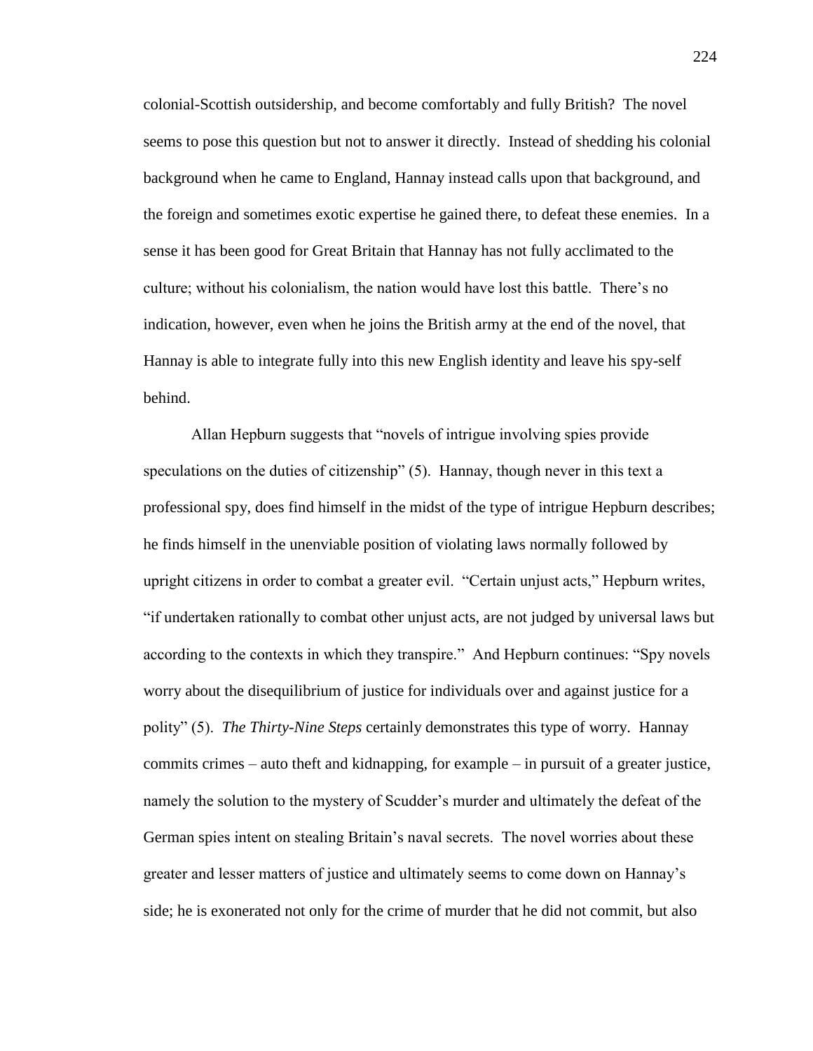colonial-Scottish outsidership, and become comfortably and fully British? The novel seems to pose this question but not to answer it directly. Instead of shedding his colonial background when he came to England, Hannay instead calls upon that background, and the foreign and sometimes exotic expertise he gained there, to defeat these enemies. In a sense it has been good for Great Britain that Hannay has not fully acclimated to the culture; without his colonialism, the nation would have lost this battle. There's no indication, however, even when he joins the British army at the end of the novel, that Hannay is able to integrate fully into this new English identity and leave his spy-self behind.

Allan Hepburn suggests that "novels of intrigue involving spies provide speculations on the duties of citizenship" (5). Hannay, though never in this text a professional spy, does find himself in the midst of the type of intrigue Hepburn describes; he finds himself in the unenviable position of violating laws normally followed by upright citizens in order to combat a greater evil. "Certain unjust acts," Hepburn writes, "if undertaken rationally to combat other unjust acts, are not judged by universal laws but according to the contexts in which they transpire." And Hepburn continues: "Spy novels worry about the disequilibrium of justice for individuals over and against justice for a polity" (5). *The Thirty-Nine Steps* certainly demonstrates this type of worry. Hannay commits crimes – auto theft and kidnapping, for example – in pursuit of a greater justice, namely the solution to the mystery of Scudder's murder and ultimately the defeat of the German spies intent on stealing Britain's naval secrets. The novel worries about these greater and lesser matters of justice and ultimately seems to come down on Hannay's side; he is exonerated not only for the crime of murder that he did not commit, but also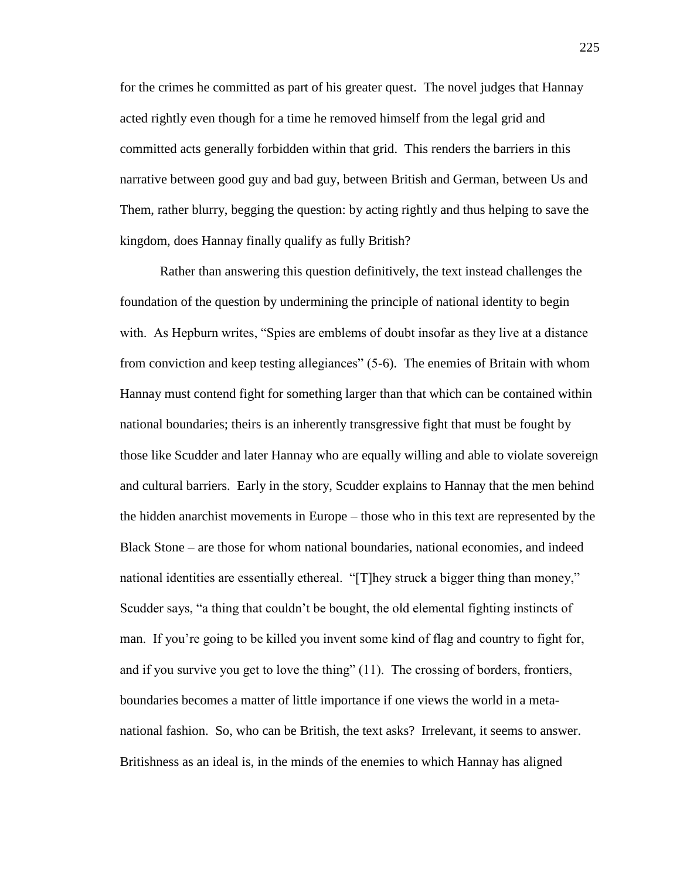for the crimes he committed as part of his greater quest. The novel judges that Hannay acted rightly even though for a time he removed himself from the legal grid and committed acts generally forbidden within that grid. This renders the barriers in this narrative between good guy and bad guy, between British and German, between Us and Them, rather blurry, begging the question: by acting rightly and thus helping to save the kingdom, does Hannay finally qualify as fully British?

Rather than answering this question definitively, the text instead challenges the foundation of the question by undermining the principle of national identity to begin with. As Hepburn writes, "Spies are emblems of doubt insofar as they live at a distance from conviction and keep testing allegiances" (5-6). The enemies of Britain with whom Hannay must contend fight for something larger than that which can be contained within national boundaries; theirs is an inherently transgressive fight that must be fought by those like Scudder and later Hannay who are equally willing and able to violate sovereign and cultural barriers. Early in the story, Scudder explains to Hannay that the men behind the hidden anarchist movements in Europe – those who in this text are represented by the Black Stone – are those for whom national boundaries, national economies, and indeed national identities are essentially ethereal. "[T]hey struck a bigger thing than money," Scudder says, "a thing that couldn't be bought, the old elemental fighting instincts of man. If you're going to be killed you invent some kind of flag and country to fight for, and if you survive you get to love the thing" (11). The crossing of borders, frontiers, boundaries becomes a matter of little importance if one views the world in a meta-national fashion. So, who can be British, the text asks? Irrelevant, it seems to answer. Britishness as an ideal is, in the minds of the enemies to which Hannay has aligned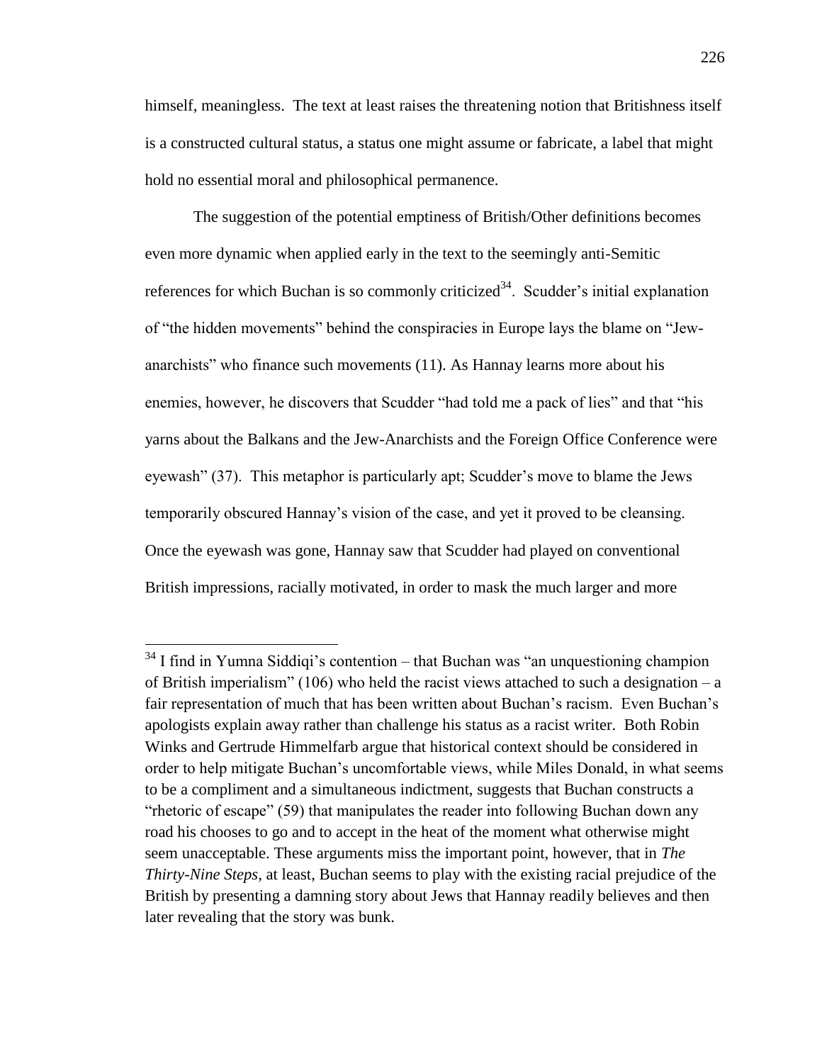himself, meaningless. The text at least raises the threatening notion that Britishness itself is a constructed cultural status, a status one might assume or fabricate, a label that might hold no essential moral and philosophical permanence.

The suggestion of the potential emptiness of British/Other definitions becomes even more dynamic when applied early in the text to the seemingly anti-Semitic references for which Buchan is so commonly criticized[34]. Scudder's initial explanation of "the hidden movements" behind the conspiracies in Europe lays the blame on "Jew-anarchists" who finance such movements (11). As Hannay learns more about his enemies, however, he discovers that Scudder "had told me a pack of lies" and that "his yarns about the Balkans and the Jew-Anarchists and the Foreign Office Conference were eyewash" (37). This metaphor is particularly apt; Scudder's move to blame the Jews temporarily obscured Hannay's vision of the case, and yet it proved to be cleansing. Once the eyewash was gone, Hannay saw that Scudder had played on conventional British impressions, racially motivated, in order to mask the much larger and more

---

[34] I find in Yumna Siddiqi's contention – that Buchan was "an unquestioning champion of British imperialism" (106) who held the racist views attached to such a designation – a fair representation of much that has been written about Buchan's racism. Even Buchan's apologists explain away rather than challenge his status as a racist writer. Both Robin Winks and Gertrude Himmelfarb argue that historical context should be considered in order to help mitigate Buchan's uncomfortable views, while Miles Donald, in what seems to be a compliment and a simultaneous indictment, suggests that Buchan constructs a "rhetoric of escape" (59) that manipulates the reader into following Buchan down any road his chooses to go and to accept in the heat of the moment what otherwise might seem unacceptable. These arguments miss the important point, however, that in *The Thirty-Nine Steps*, at least, Buchan seems to play with the existing racial prejudice of the British by presenting a damning story about Jews that Hannay readily believes and then later revealing that the story was bunk.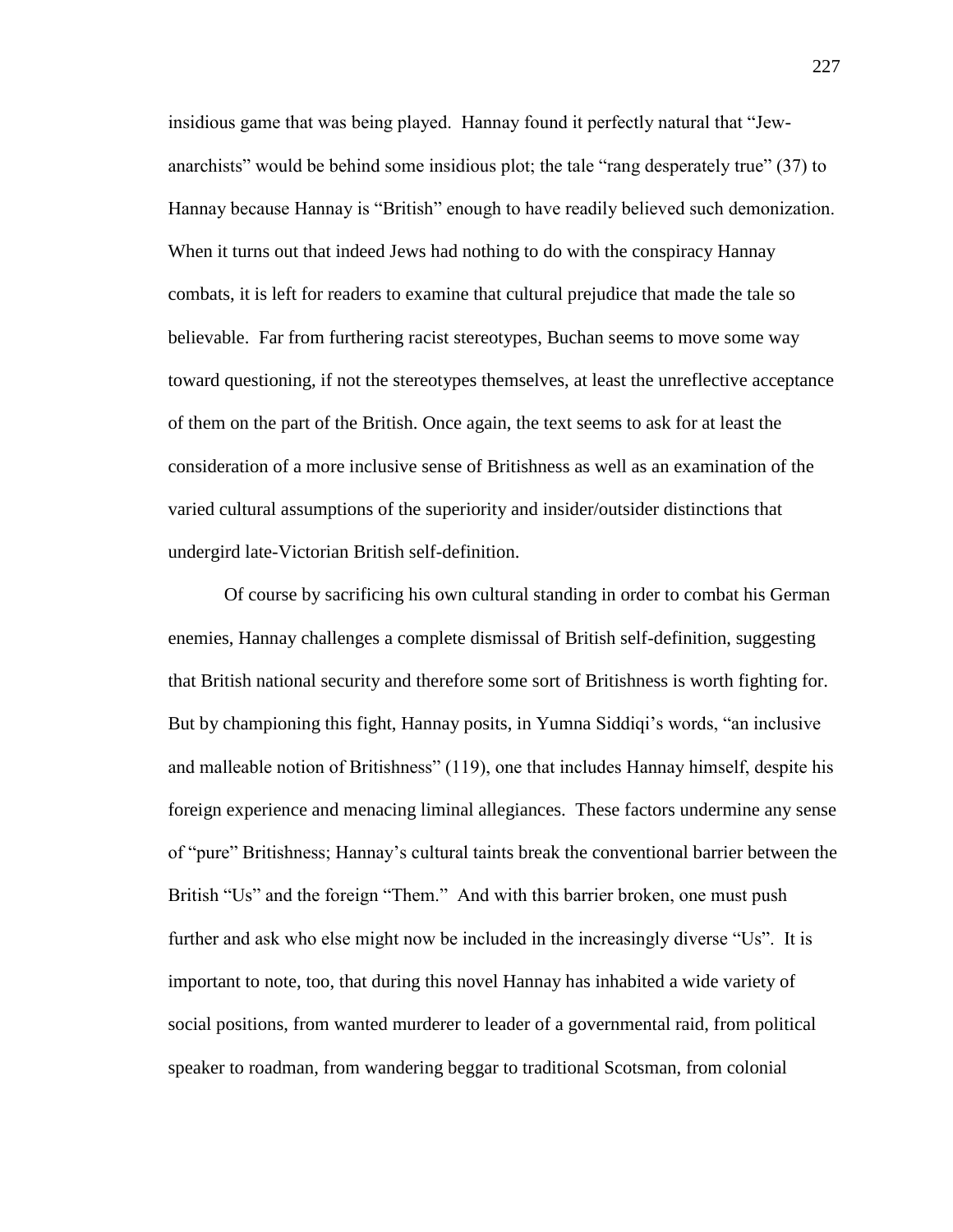insidious game that was being played. Hannay found it perfectly natural that "Jew-anarchists" would be behind some insidious plot; the tale "rang desperately true" (37) to Hannay because Hannay is "British" enough to have readily believed such demonization. When it turns out that indeed Jews had nothing to do with the conspiracy Hannay combats, it is left for readers to examine that cultural prejudice that made the tale so believable. Far from furthering racist stereotypes, Buchan seems to move some way toward questioning, if not the stereotypes themselves, at least the unreflective acceptance of them on the part of the British. Once again, the text seems to ask for at least the consideration of a more inclusive sense of Britishness as well as an examination of the varied cultural assumptions of the superiority and insider/outsider distinctions that undergird late-Victorian British self-definition.

Of course by sacrificing his own cultural standing in order to combat his German enemies, Hannay challenges a complete dismissal of British self-definition, suggesting that British national security and therefore some sort of Britishness is worth fighting for. But by championing this fight, Hannay posits, in Yumna Siddiqi's words, "an inclusive and malleable notion of Britishness" (119), one that includes Hannay himself, despite his foreign experience and menacing liminal allegiances. These factors undermine any sense of "pure" Britishness; Hannay's cultural taints break the conventional barrier between the British "Us" and the foreign "Them." And with this barrier broken, one must push further and ask who else might now be included in the increasingly diverse "Us". It is important to note, too, that during this novel Hannay has inhabited a wide variety of social positions, from wanted murderer to leader of a governmental raid, from political speaker to roadman, from wandering beggar to traditional Scotsman, from colonial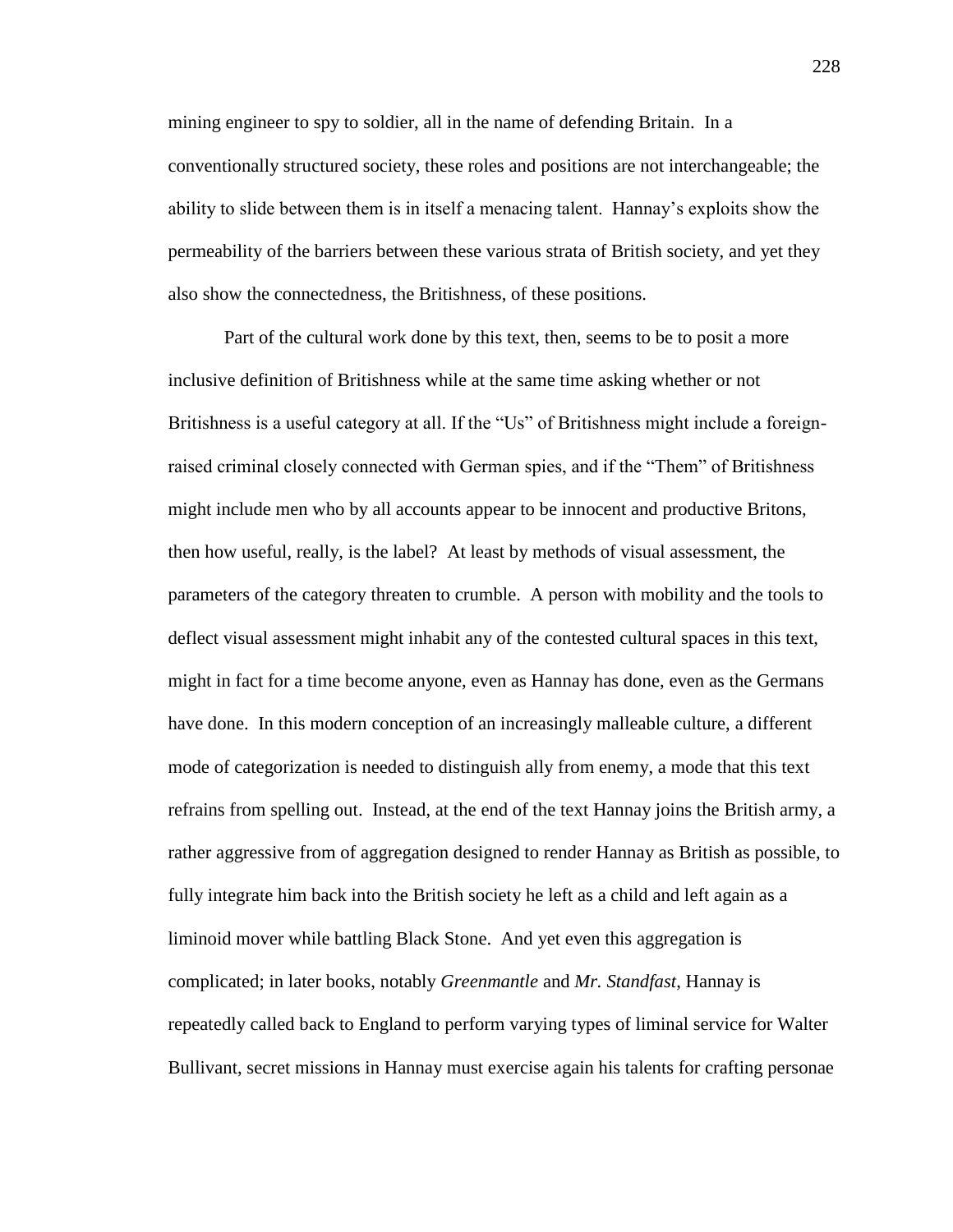mining engineer to spy to soldier, all in the name of defending Britain. In a conventionally structured society, these roles and positions are not interchangeable; the ability to slide between them is in itself a menacing talent. Hannay's exploits show the permeability of the barriers between these various strata of British society, and yet they also show the connectedness, the Britishness, of these positions.

Part of the cultural work done by this text, then, seems to be to posit a more inclusive definition of Britishness while at the same time asking whether or not Britishness is a useful category at all. If the "Us" of Britishness might include a foreign-raised criminal closely connected with German spies, and if the "Them" of Britishness might include men who by all accounts appear to be innocent and productive Britons, then how useful, really, is the label? At least by methods of visual assessment, the parameters of the category threaten to crumble. A person with mobility and the tools to deflect visual assessment might inhabit any of the contested cultural spaces in this text, might in fact for a time become anyone, even as Hannay has done, even as the Germans have done. In this modern conception of an increasingly malleable culture, a different mode of categorization is needed to distinguish ally from enemy, a mode that this text refrains from spelling out. Instead, at the end of the text Hannay joins the British army, a rather aggressive from of aggregation designed to render Hannay as British as possible, to fully integrate him back into the British society he left as a child and left again as a liminoid mover while battling Black Stone. And yet even this aggregation is complicated; in later books, notably *Greenmantle* and *Mr. Standfast*, Hannay is repeatedly called back to England to perform varying types of liminal service for Walter Bullivant, secret missions in Hannay must exercise again his talents for crafting personae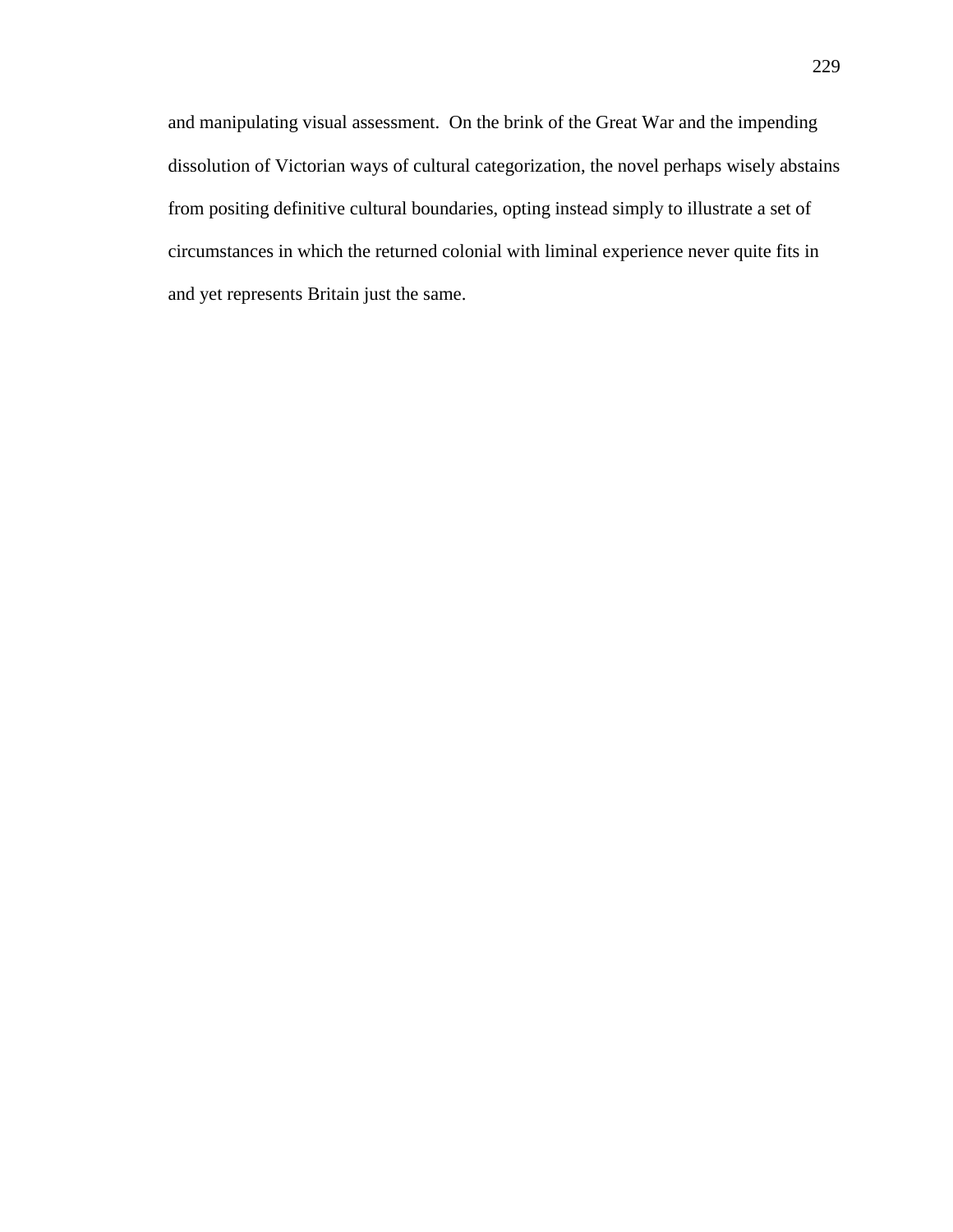and manipulating visual assessment. On the brink of the Great War and the impending dissolution of Victorian ways of cultural categorization, the novel perhaps wisely abstains from positing definitive cultural boundaries, opting instead simply to illustrate a set of circumstances in which the returned colonial with liminal experience never quite fits in and yet represents Britain just the same.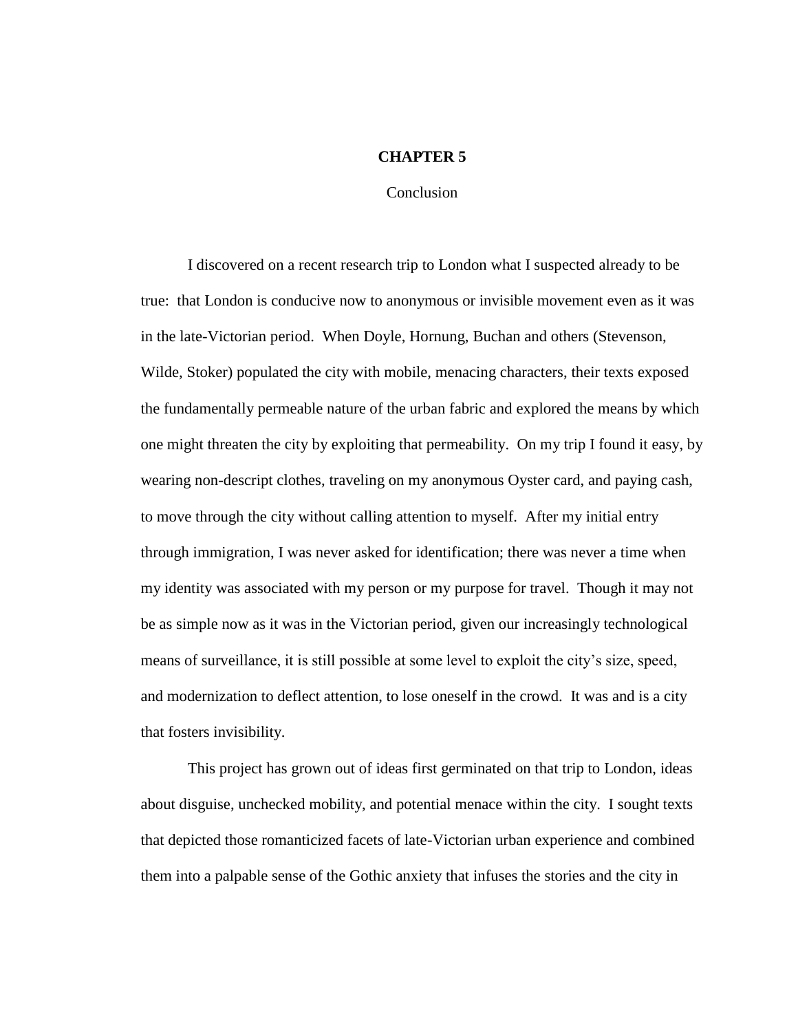# CHAPTER 5

## Conclusion

I discovered on a recent research trip to London what I suspected already to be true: that London is conducive now to anonymous or invisible movement even as it was in the late-Victorian period. When Doyle, Hornung, Buchan and others (Stevenson, Wilde, Stoker) populated the city with mobile, menacing characters, their texts exposed the fundamentally permeable nature of the urban fabric and explored the means by which one might threaten the city by exploiting that permeability. On my trip I found it easy, by wearing non-descript clothes, traveling on my anonymous Oyster card, and paying cash, to move through the city without calling attention to myself. After my initial entry through immigration, I was never asked for identification; there was never a time when my identity was associated with my person or my purpose for travel. Though it may not be as simple now as it was in the Victorian period, given our increasingly technological means of surveillance, it is still possible at some level to exploit the city's size, speed, and modernization to deflect attention, to lose oneself in the crowd. It was and is a city that fosters invisibility.

This project has grown out of ideas first germinated on that trip to London, ideas about disguise, unchecked mobility, and potential menace within the city. I sought texts that depicted those romanticized facets of late-Victorian urban experience and combined them into a palpable sense of the Gothic anxiety that infuses the stories and the city in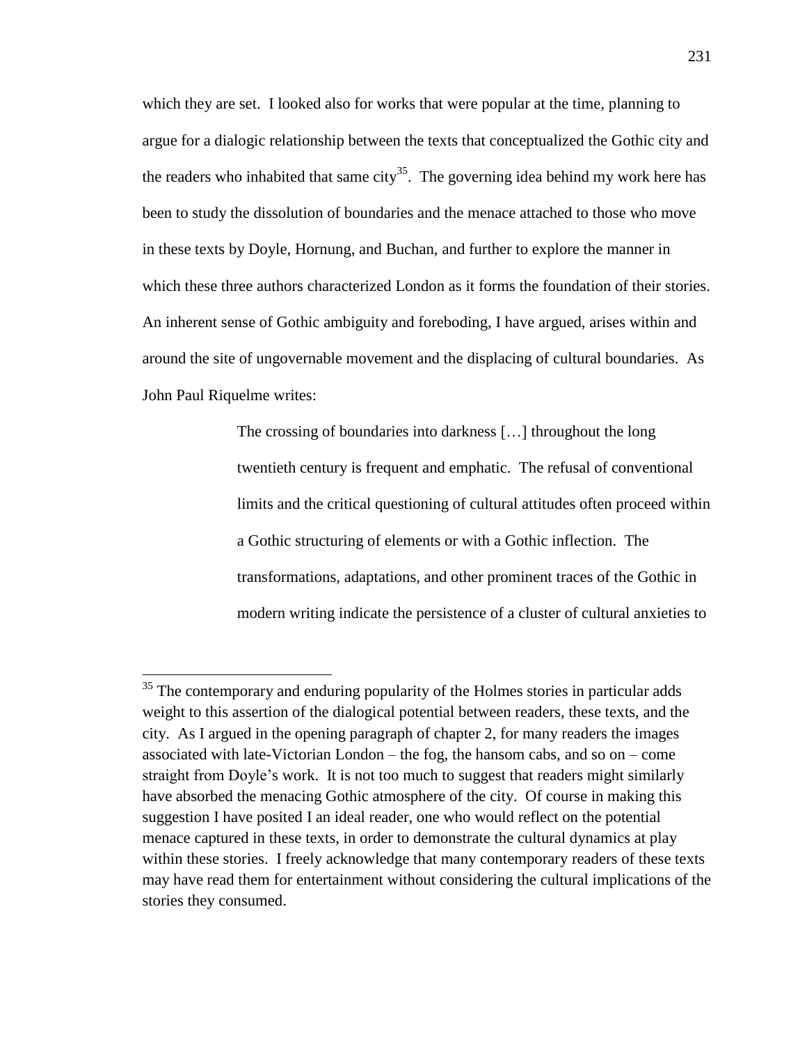which they are set. I looked also for works that were popular at the time, planning to argue for a dialogic relationship between the texts that conceptualized the Gothic city and the readers who inhabited that same city[35]. The governing idea behind my work here has been to study the dissolution of boundaries and the menace attached to those who move in these texts by Doyle, Hornung, and Buchan, and further to explore the manner in which these three authors characterized London as it forms the foundation of their stories. An inherent sense of Gothic ambiguity and foreboding, I have argued, arises within and around the site of ungovernable movement and the displacing of cultural boundaries. As John Paul Riquelme writes:

> The crossing of boundaries into darkness […] throughout the long twentieth century is frequent and emphatic. The refusal of conventional limits and the critical questioning of cultural attitudes often proceed within a Gothic structuring of elements or with a Gothic inflection. The transformations, adaptations, and other prominent traces of the Gothic in modern writing indicate the persistence of a cluster of cultural anxieties to

---

[35] The contemporary and enduring popularity of the Holmes stories in particular adds weight to this assertion of the dialogical potential between readers, these texts, and the city. As I argued in the opening paragraph of chapter 2, for many readers the images associated with late-Victorian London – the fog, the hansom cabs, and so on – come straight from Doyle's work. It is not too much to suggest that readers might similarly have absorbed the menacing Gothic atmosphere of the city. Of course in making this suggestion I have posited I an ideal reader, one who would reflect on the potential menace captured in these texts, in order to demonstrate the cultural dynamics at play within these stories. I freely acknowledge that many contemporary readers of these texts may have read them for entertainment without considering the cultural implications of the stories they consumed.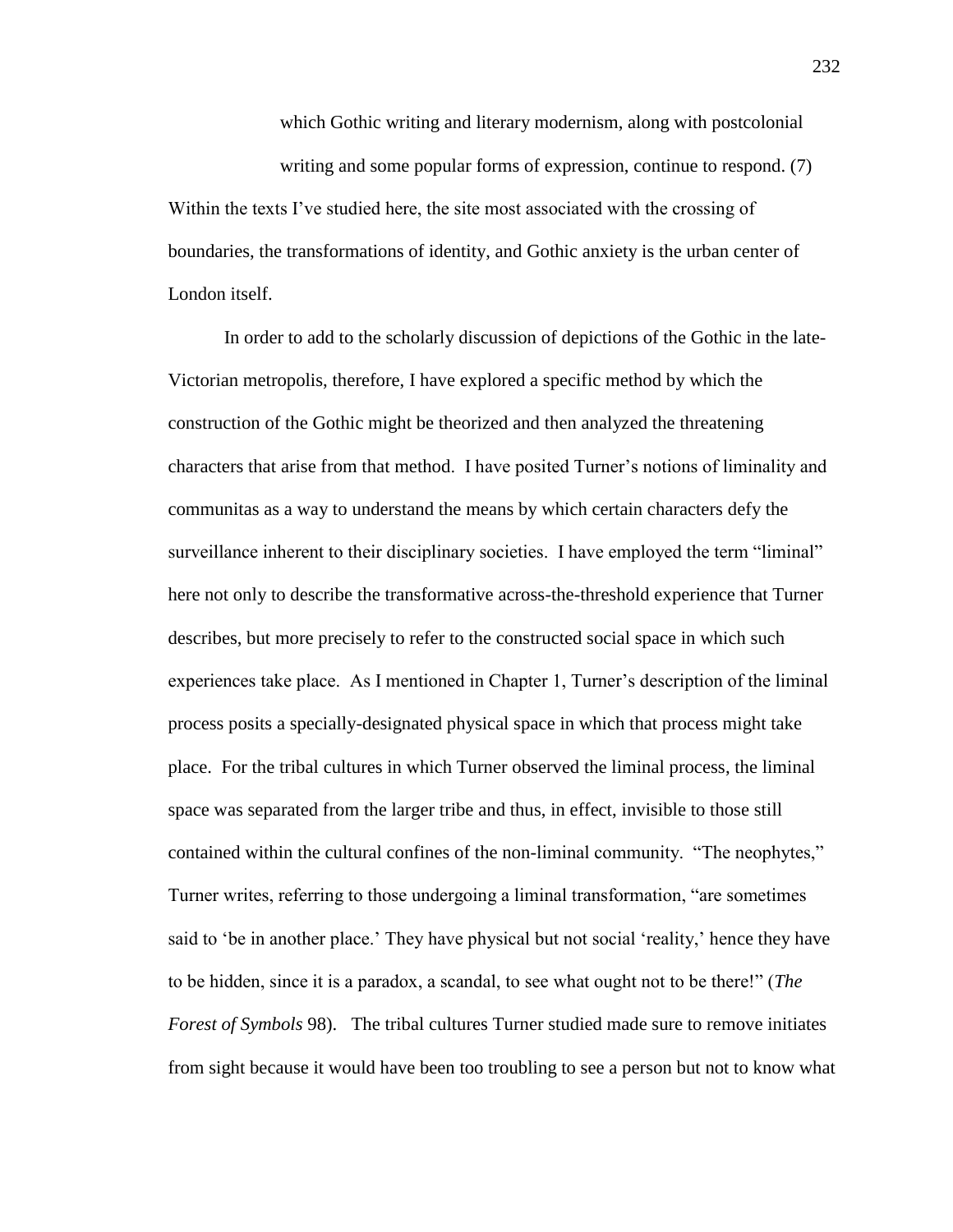> which Gothic writing and literary modernism, along with postcolonial writing and some popular forms of expression, continue to respond. (7)

Within the texts I've studied here, the site most associated with the crossing of boundaries, the transformations of identity, and Gothic anxiety is the urban center of London itself.

In order to add to the scholarly discussion of depictions of the Gothic in the late-Victorian metropolis, therefore, I have explored a specific method by which the construction of the Gothic might be theorized and then analyzed the threatening characters that arise from that method. I have posited Turner's notions of liminality and communitas as a way to understand the means by which certain characters defy the surveillance inherent to their disciplinary societies. I have employed the term "liminal" here not only to describe the transformative across-the-threshold experience that Turner describes, but more precisely to refer to the constructed social space in which such experiences take place. As I mentioned in Chapter 1, Turner's description of the liminal process posits a specially-designated physical space in which that process might take place. For the tribal cultures in which Turner observed the liminal process, the liminal space was separated from the larger tribe and thus, in effect, invisible to those still contained within the cultural confines of the non-liminal community. "The neophytes," Turner writes, referring to those undergoing a liminal transformation, "are sometimes said to 'be in another place.' They have physical but not social 'reality,' hence they have to be hidden, since it is a paradox, a scandal, to see what ought not to be there!" (*The Forest of Symbols* 98). The tribal cultures Turner studied made sure to remove initiates from sight because it would have been too troubling to see a person but not to know what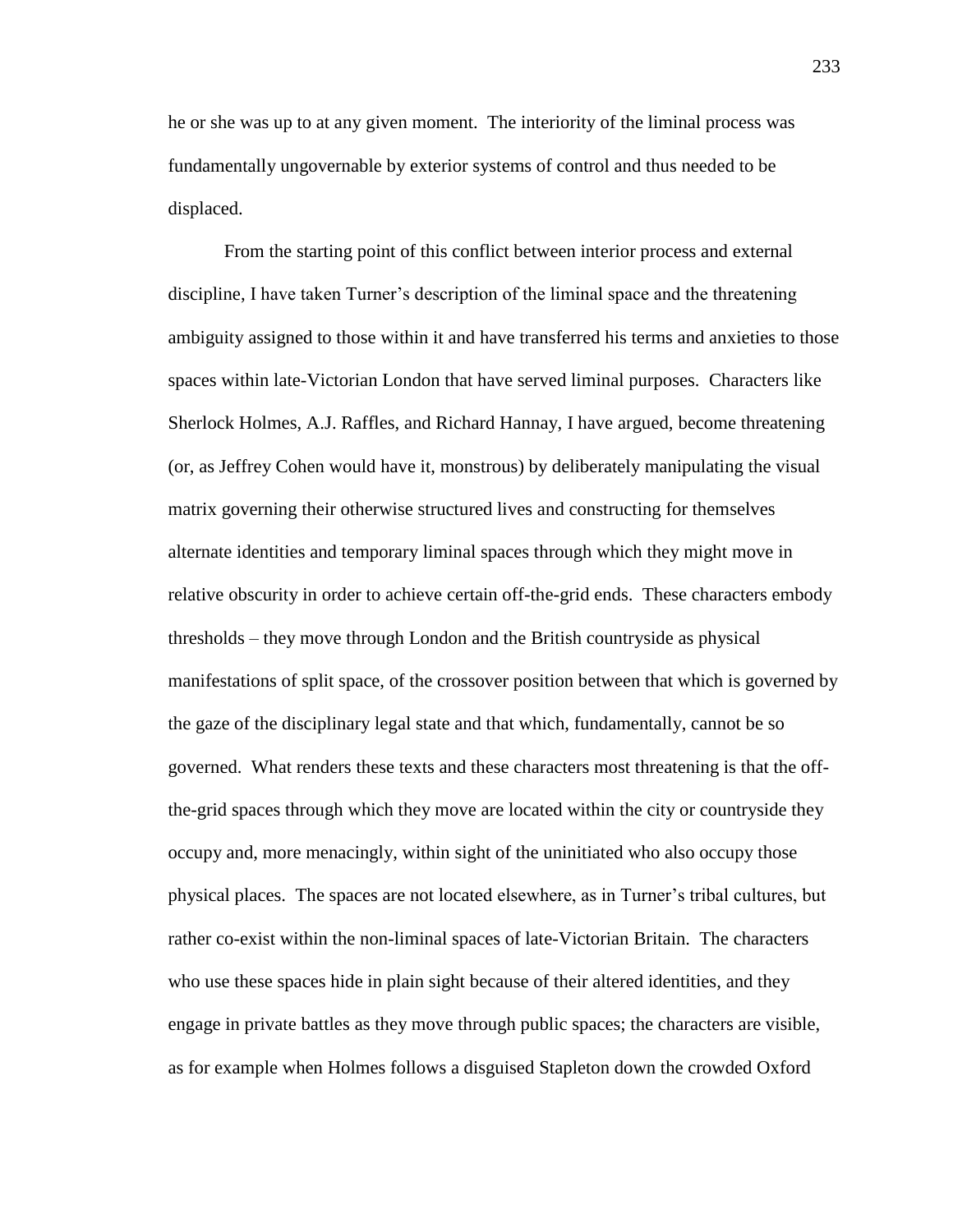he or she was up to at any given moment. The interiority of the liminal process was fundamentally ungovernable by exterior systems of control and thus needed to be displaced.

From the starting point of this conflict between interior process and external discipline, I have taken Turner's description of the liminal space and the threatening ambiguity assigned to those within it and have transferred his terms and anxieties to those spaces within late-Victorian London that have served liminal purposes. Characters like Sherlock Holmes, A.J. Raffles, and Richard Hannay, I have argued, become threatening (or, as Jeffrey Cohen would have it, monstrous) by deliberately manipulating the visual matrix governing their otherwise structured lives and constructing for themselves alternate identities and temporary liminal spaces through which they might move in relative obscurity in order to achieve certain off-the-grid ends. These characters embody thresholds – they move through London and the British countryside as physical manifestations of split space, of the crossover position between that which is governed by the gaze of the disciplinary legal state and that which, fundamentally, cannot be so governed. What renders these texts and these characters most threatening is that the off-the-grid spaces through which they move are located within the city or countryside they occupy and, more menacingly, within sight of the uninitiated who also occupy those physical places. The spaces are not located elsewhere, as in Turner's tribal cultures, but rather co-exist within the non-liminal spaces of late-Victorian Britain. The characters who use these spaces hide in plain sight because of their altered identities, and they engage in private battles as they move through public spaces; the characters are visible, as for example when Holmes follows a disguised Stapleton down the crowded Oxford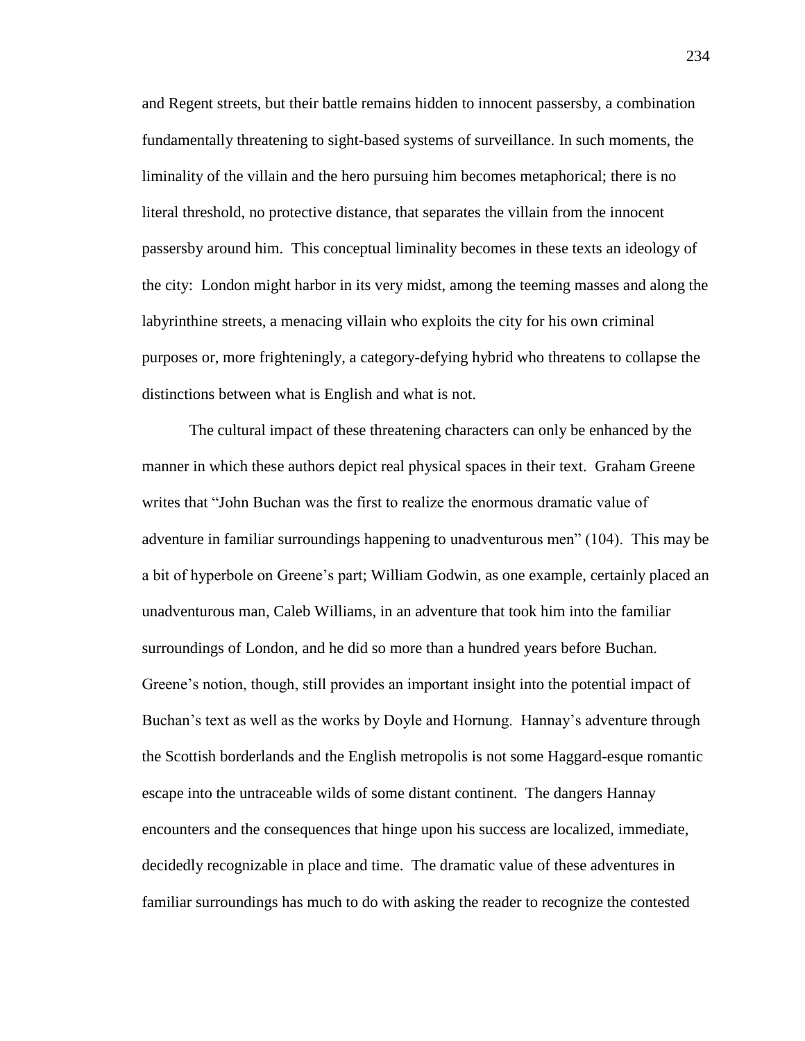and Regent streets, but their battle remains hidden to innocent passersby, a combination fundamentally threatening to sight-based systems of surveillance. In such moments, the liminality of the villain and the hero pursuing him becomes metaphorical; there is no literal threshold, no protective distance, that separates the villain from the innocent passersby around him. This conceptual liminality becomes in these texts an ideology of the city: London might harbor in its very midst, among the teeming masses and along the labyrinthine streets, a menacing villain who exploits the city for his own criminal purposes or, more frighteningly, a category-defying hybrid who threatens to collapse the distinctions between what is English and what is not.

The cultural impact of these threatening characters can only be enhanced by the manner in which these authors depict real physical spaces in their text. Graham Greene writes that "John Buchan was the first to realize the enormous dramatic value of adventure in familiar surroundings happening to unadventurous men" (104). This may be a bit of hyperbole on Greene's part; William Godwin, as one example, certainly placed an unadventurous man, Caleb Williams, in an adventure that took him into the familiar surroundings of London, and he did so more than a hundred years before Buchan. Greene's notion, though, still provides an important insight into the potential impact of Buchan's text as well as the works by Doyle and Hornung. Hannay's adventure through the Scottish borderlands and the English metropolis is not some Haggard-esque romantic escape into the untraceable wilds of some distant continent. The dangers Hannay encounters and the consequences that hinge upon his success are localized, immediate, decidedly recognizable in place and time. The dramatic value of these adventures in familiar surroundings has much to do with asking the reader to recognize the contested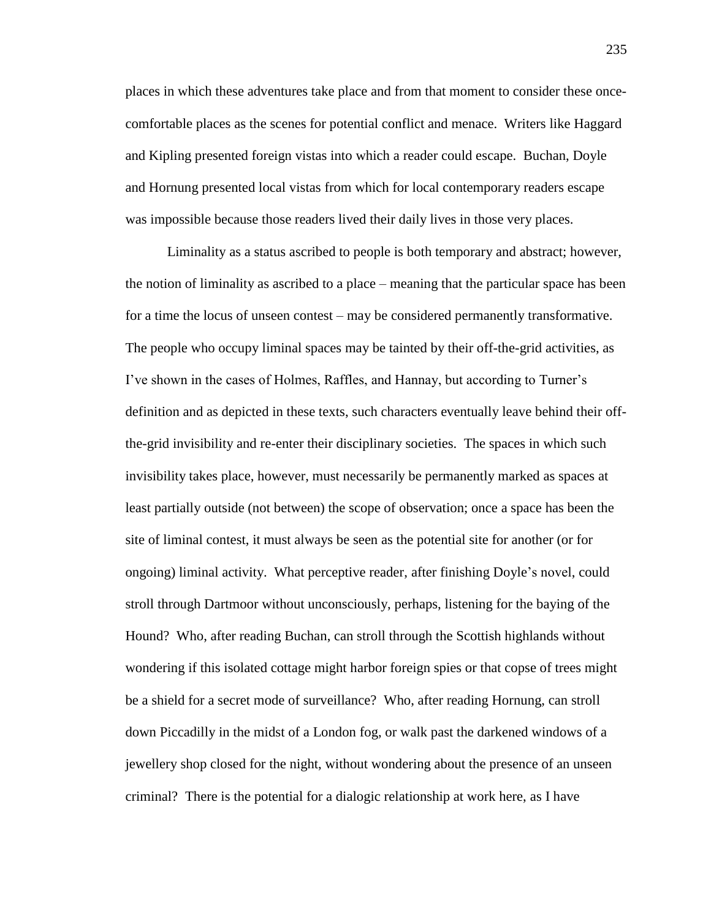places in which these adventures take place and from that moment to consider these once-comfortable places as the scenes for potential conflict and menace. Writers like Haggard and Kipling presented foreign vistas into which a reader could escape. Buchan, Doyle and Hornung presented local vistas from which for local contemporary readers escape was impossible because those readers lived their daily lives in those very places.

Liminality as a status ascribed to people is both temporary and abstract; however, the notion of liminality as ascribed to a place – meaning that the particular space has been for a time the locus of unseen contest – may be considered permanently transformative. The people who occupy liminal spaces may be tainted by their off-the-grid activities, as I've shown in the cases of Holmes, Raffles, and Hannay, but according to Turner's definition and as depicted in these texts, such characters eventually leave behind their off-the-grid invisibility and re-enter their disciplinary societies. The spaces in which such invisibility takes place, however, must necessarily be permanently marked as spaces at least partially outside (not between) the scope of observation; once a space has been the site of liminal contest, it must always be seen as the potential site for another (or for ongoing) liminal activity. What perceptive reader, after finishing Doyle's novel, could stroll through Dartmoor without unconsciously, perhaps, listening for the baying of the Hound? Who, after reading Buchan, can stroll through the Scottish highlands without wondering if this isolated cottage might harbor foreign spies or that copse of trees might be a shield for a secret mode of surveillance? Who, after reading Hornung, can stroll down Piccadilly in the midst of a London fog, or walk past the darkened windows of a jewellery shop closed for the night, without wondering about the presence of an unseen criminal? There is the potential for a dialogic relationship at work here, as I have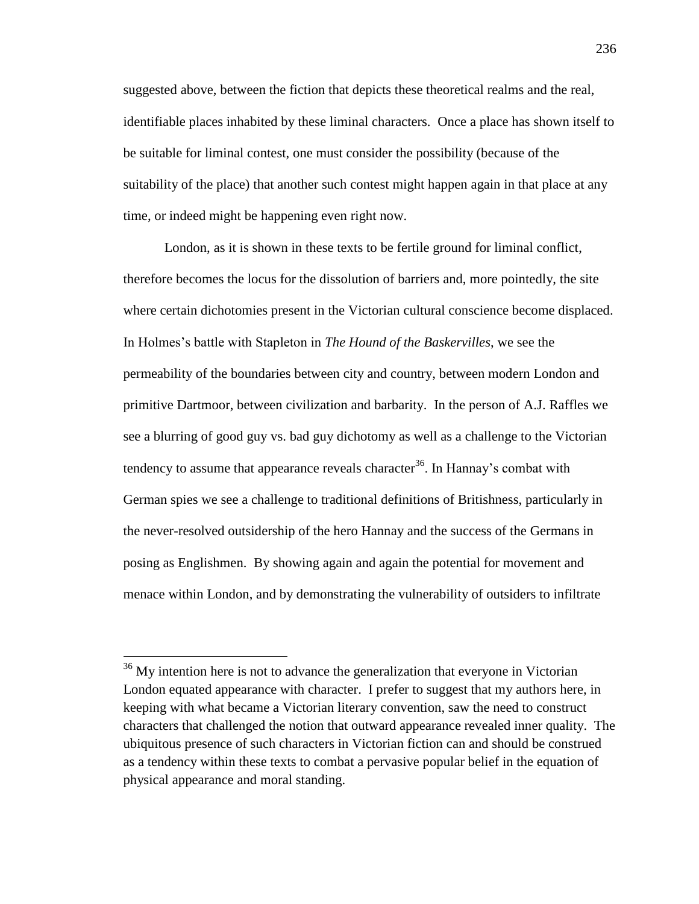suggested above, between the fiction that depicts these theoretical realms and the real, identifiable places inhabited by these liminal characters. Once a place has shown itself to be suitable for liminal contest, one must consider the possibility (because of the suitability of the place) that another such contest might happen again in that place at any time, or indeed might be happening even right now.

London, as it is shown in these texts to be fertile ground for liminal conflict, therefore becomes the locus for the dissolution of barriers and, more pointedly, the site where certain dichotomies present in the Victorian cultural conscience become displaced. In Holmes's battle with Stapleton in *The Hound of the Baskervilles*, we see the permeability of the boundaries between city and country, between modern London and primitive Dartmoor, between civilization and barbarity. In the person of A.J. Raffles we see a blurring of good guy vs. bad guy dichotomy as well as a challenge to the Victorian tendency to assume that appearance reveals character[36]. In Hannay's combat with German spies we see a challenge to traditional definitions of Britishness, particularly in the never-resolved outsidership of the hero Hannay and the success of the Germans in posing as Englishmen. By showing again and again the potential for movement and menace within London, and by demonstrating the vulnerability of outsiders to infiltrate

[36] My intention here is not to advance the generalization that everyone in Victorian London equated appearance with character. I prefer to suggest that my authors here, in keeping with what became a Victorian literary convention, saw the need to construct characters that challenged the notion that outward appearance revealed inner quality. The ubiquitous presence of such characters in Victorian fiction can and should be construed as a tendency within these texts to combat a pervasive popular belief in the equation of physical appearance and moral standing.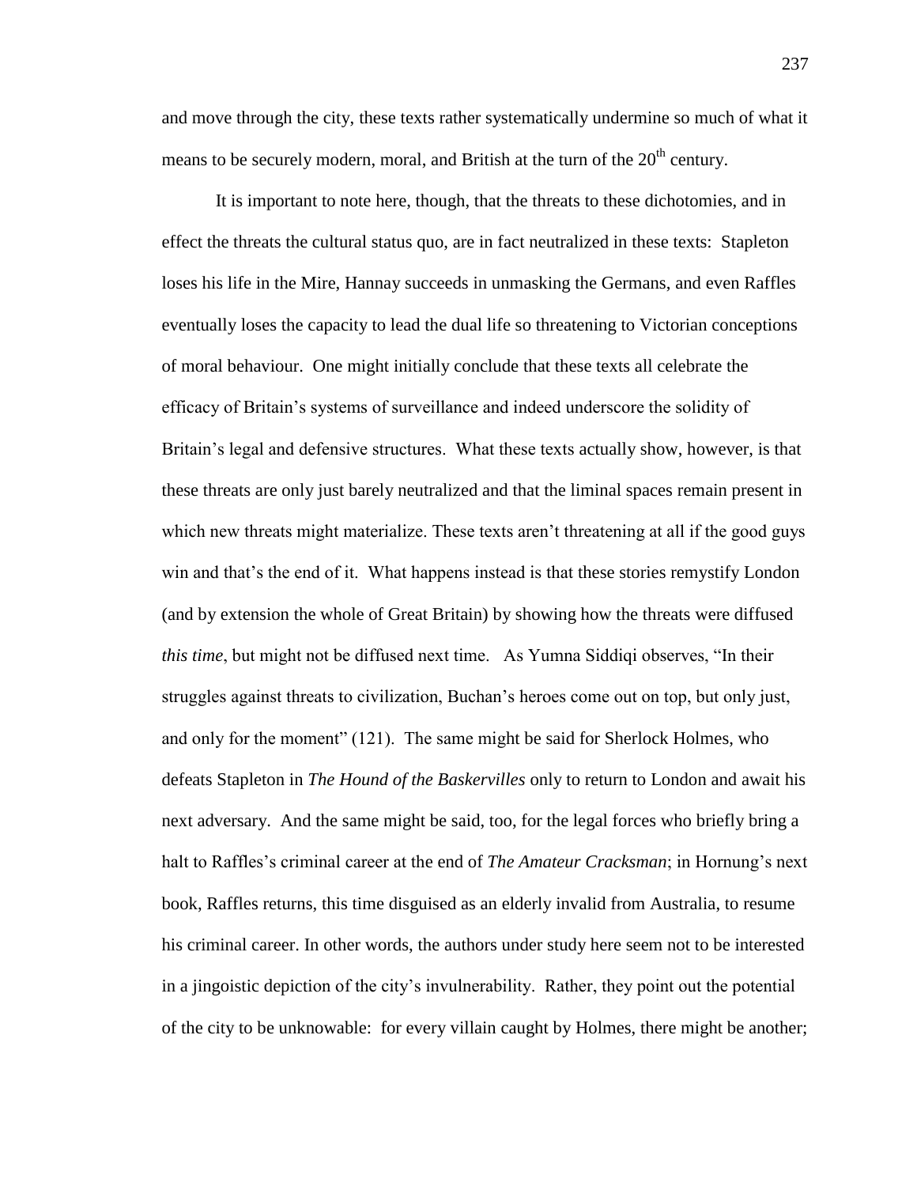and move through the city, these texts rather systematically undermine so much of what it means to be securely modern, moral, and British at the turn of the 20th century.

It is important to note here, though, that the threats to these dichotomies, and in effect the threats the cultural status quo, are in fact neutralized in these texts: Stapleton loses his life in the Mire, Hannay succeeds in unmasking the Germans, and even Raffles eventually loses the capacity to lead the dual life so threatening to Victorian conceptions of moral behaviour. One might initially conclude that these texts all celebrate the efficacy of Britain's systems of surveillance and indeed underscore the solidity of Britain's legal and defensive structures. What these texts actually show, however, is that these threats are only just barely neutralized and that the liminal spaces remain present in which new threats might materialize. These texts aren't threatening at all if the good guys win and that's the end of it. What happens instead is that these stories remystify London (and by extension the whole of Great Britain) by showing how the threats were diffused *this time*, but might not be diffused next time. As Yumna Siddiqi observes, "In their struggles against threats to civilization, Buchan's heroes come out on top, but only just, and only for the moment" (121). The same might be said for Sherlock Holmes, who defeats Stapleton in *The Hound of the Baskervilles* only to return to London and await his next adversary. And the same might be said, too, for the legal forces who briefly bring a halt to Raffles's criminal career at the end of *The Amateur Cracksman*; in Hornung's next book, Raffles returns, this time disguised as an elderly invalid from Australia, to resume his criminal career. In other words, the authors under study here seem not to be interested in a jingoistic depiction of the city's invulnerability. Rather, they point out the potential of the city to be unknowable: for every villain caught by Holmes, there might be another;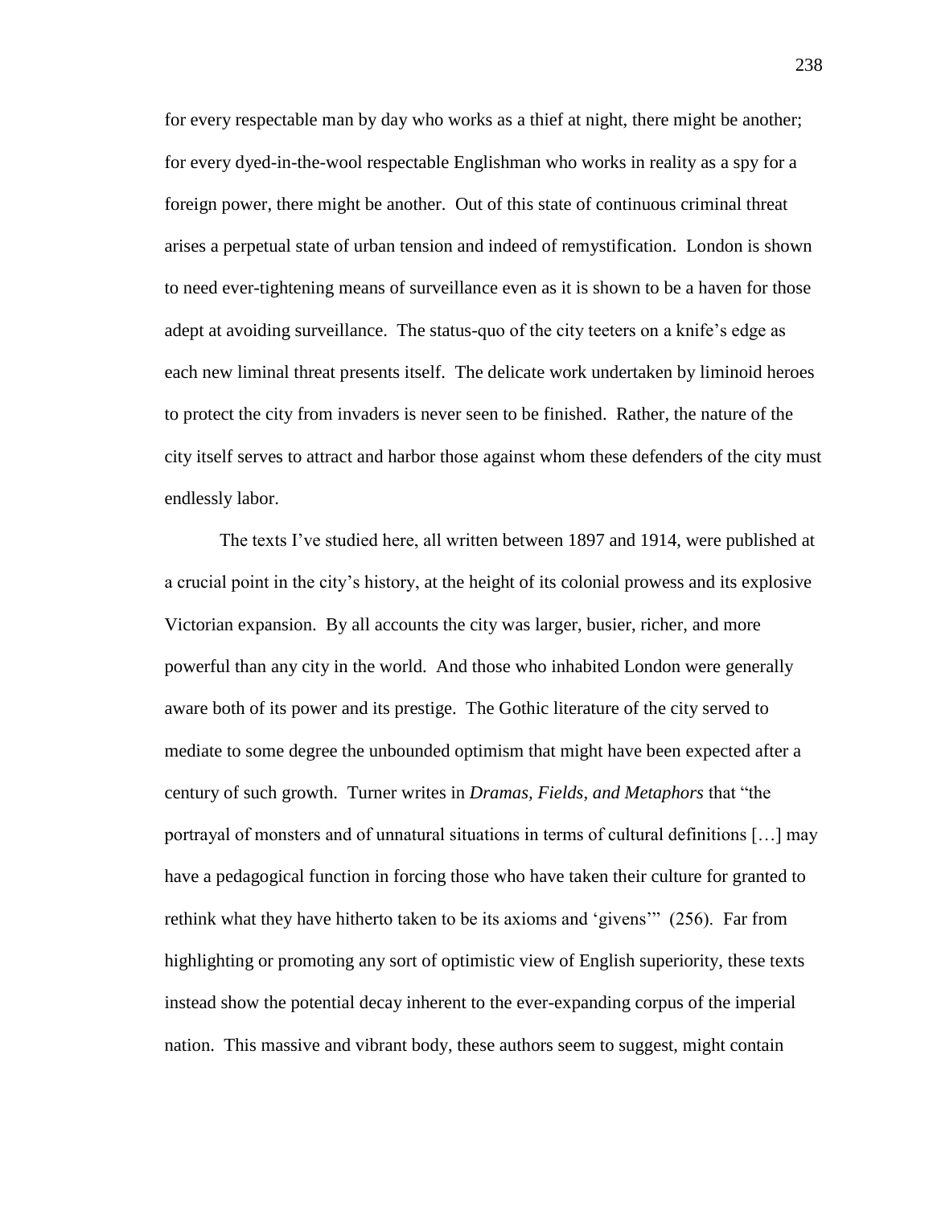for every respectable man by day who works as a thief at night, there might be another; for every dyed-in-the-wool respectable Englishman who works in reality as a spy for a foreign power, there might be another. Out of this state of continuous criminal threat arises a perpetual state of urban tension and indeed of remystification. London is shown to need ever-tightening means of surveillance even as it is shown to be a haven for those adept at avoiding surveillance. The status-quo of the city teeters on a knife's edge as each new liminal threat presents itself. The delicate work undertaken by liminoid heroes to protect the city from invaders is never seen to be finished. Rather, the nature of the city itself serves to attract and harbor those against whom these defenders of the city must endlessly labor.

The texts I've studied here, all written between 1897 and 1914, were published at a crucial point in the city's history, at the height of its colonial prowess and its explosive Victorian expansion. By all accounts the city was larger, busier, richer, and more powerful than any city in the world. And those who inhabited London were generally aware both of its power and its prestige. The Gothic literature of the city served to mediate to some degree the unbounded optimism that might have been expected after a century of such growth. Turner writes in *Dramas, Fields, and Metaphors* that "the portrayal of monsters and of unnatural situations in terms of cultural definitions […] may have a pedagogical function in forcing those who have taken their culture for granted to rethink what they have hitherto taken to be its axioms and 'givens'" (256). Far from highlighting or promoting any sort of optimistic view of English superiority, these texts instead show the potential decay inherent to the ever-expanding corpus of the imperial nation. This massive and vibrant body, these authors seem to suggest, might contain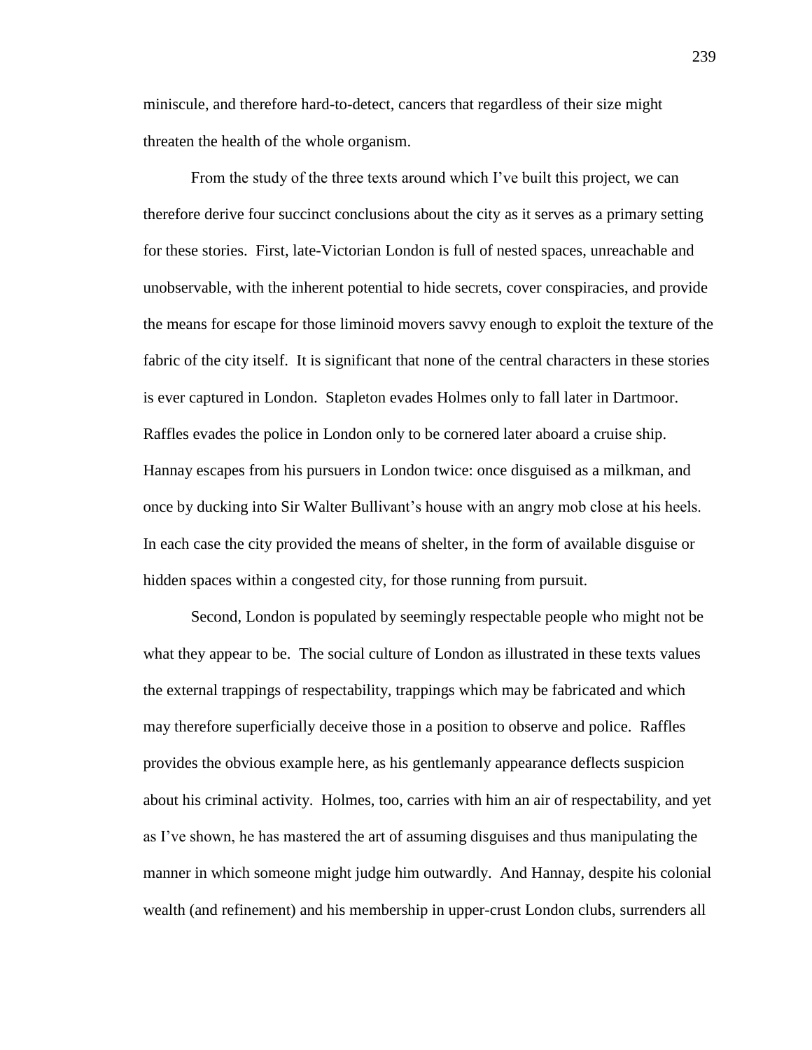miniscule, and therefore hard-to-detect, cancers that regardless of their size might threaten the health of the whole organism.

From the study of the three texts around which I've built this project, we can therefore derive four succinct conclusions about the city as it serves as a primary setting for these stories. First, late-Victorian London is full of nested spaces, unreachable and unobservable, with the inherent potential to hide secrets, cover conspiracies, and provide the means for escape for those liminoid movers savvy enough to exploit the texture of the fabric of the city itself. It is significant that none of the central characters in these stories is ever captured in London. Stapleton evades Holmes only to fall later in Dartmoor. Raffles evades the police in London only to be cornered later aboard a cruise ship. Hannay escapes from his pursuers in London twice: once disguised as a milkman, and once by ducking into Sir Walter Bullivant's house with an angry mob close at his heels. In each case the city provided the means of shelter, in the form of available disguise or hidden spaces within a congested city, for those running from pursuit.

Second, London is populated by seemingly respectable people who might not be what they appear to be. The social culture of London as illustrated in these texts values the external trappings of respectability, trappings which may be fabricated and which may therefore superficially deceive those in a position to observe and police. Raffles provides the obvious example here, as his gentlemanly appearance deflects suspicion about his criminal activity. Holmes, too, carries with him an air of respectability, and yet as I've shown, he has mastered the art of assuming disguises and thus manipulating the manner in which someone might judge him outwardly. And Hannay, despite his colonial wealth (and refinement) and his membership in upper-crust London clubs, surrenders all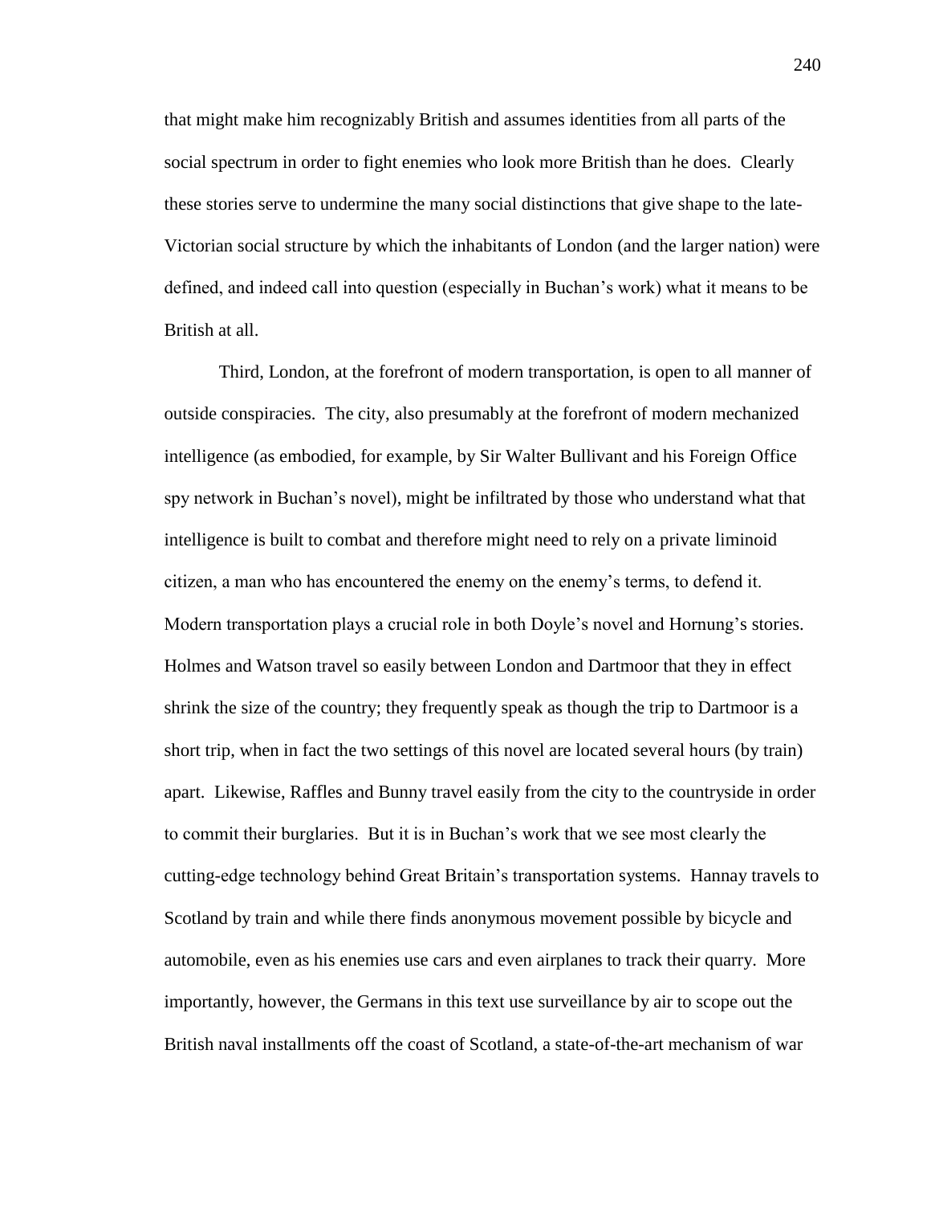that might make him recognizably British and assumes identities from all parts of the social spectrum in order to fight enemies who look more British than he does. Clearly these stories serve to undermine the many social distinctions that give shape to the late-Victorian social structure by which the inhabitants of London (and the larger nation) were defined, and indeed call into question (especially in Buchan's work) what it means to be British at all.

Third, London, at the forefront of modern transportation, is open to all manner of outside conspiracies. The city, also presumably at the forefront of modern mechanized intelligence (as embodied, for example, by Sir Walter Bullivant and his Foreign Office spy network in Buchan's novel), might be infiltrated by those who understand what that intelligence is built to combat and therefore might need to rely on a private liminoid citizen, a man who has encountered the enemy on the enemy's terms, to defend it. Modern transportation plays a crucial role in both Doyle's novel and Hornung's stories. Holmes and Watson travel so easily between London and Dartmoor that they in effect shrink the size of the country; they frequently speak as though the trip to Dartmoor is a short trip, when in fact the two settings of this novel are located several hours (by train) apart. Likewise, Raffles and Bunny travel easily from the city to the countryside in order to commit their burglaries. But it is in Buchan's work that we see most clearly the cutting-edge technology behind Great Britain's transportation systems. Hannay travels to Scotland by train and while there finds anonymous movement possible by bicycle and automobile, even as his enemies use cars and even airplanes to track their quarry. More importantly, however, the Germans in this text use surveillance by air to scope out the British naval installments off the coast of Scotland, a state-of-the-art mechanism of war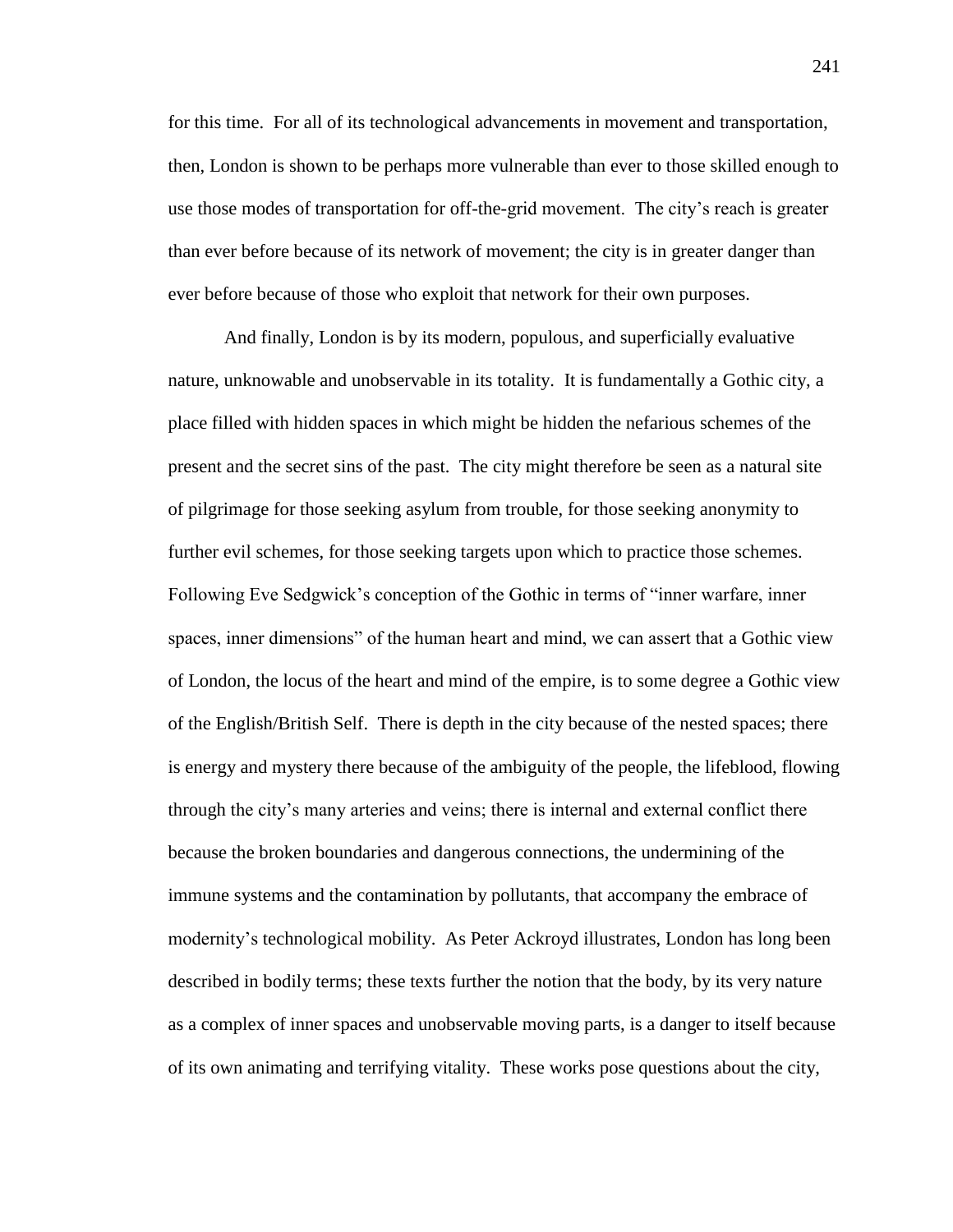for this time. For all of its technological advancements in movement and transportation, then, London is shown to be perhaps more vulnerable than ever to those skilled enough to use those modes of transportation for off-the-grid movement. The city's reach is greater than ever before because of its network of movement; the city is in greater danger than ever before because of those who exploit that network for their own purposes.

And finally, London is by its modern, populous, and superficially evaluative nature, unknowable and unobservable in its totality. It is fundamentally a Gothic city, a place filled with hidden spaces in which might be hidden the nefarious schemes of the present and the secret sins of the past. The city might therefore be seen as a natural site of pilgrimage for those seeking asylum from trouble, for those seeking anonymity to further evil schemes, for those seeking targets upon which to practice those schemes. Following Eve Sedgwick's conception of the Gothic in terms of "inner warfare, inner spaces, inner dimensions" of the human heart and mind, we can assert that a Gothic view of London, the locus of the heart and mind of the empire, is to some degree a Gothic view of the English/British Self. There is depth in the city because of the nested spaces; there is energy and mystery there because of the ambiguity of the people, the lifeblood, flowing through the city's many arteries and veins; there is internal and external conflict there because the broken boundaries and dangerous connections, the undermining of the immune systems and the contamination by pollutants, that accompany the embrace of modernity's technological mobility. As Peter Ackroyd illustrates, London has long been described in bodily terms; these texts further the notion that the body, by its very nature as a complex of inner spaces and unobservable moving parts, is a danger to itself because of its own animating and terrifying vitality. These works pose questions about the city,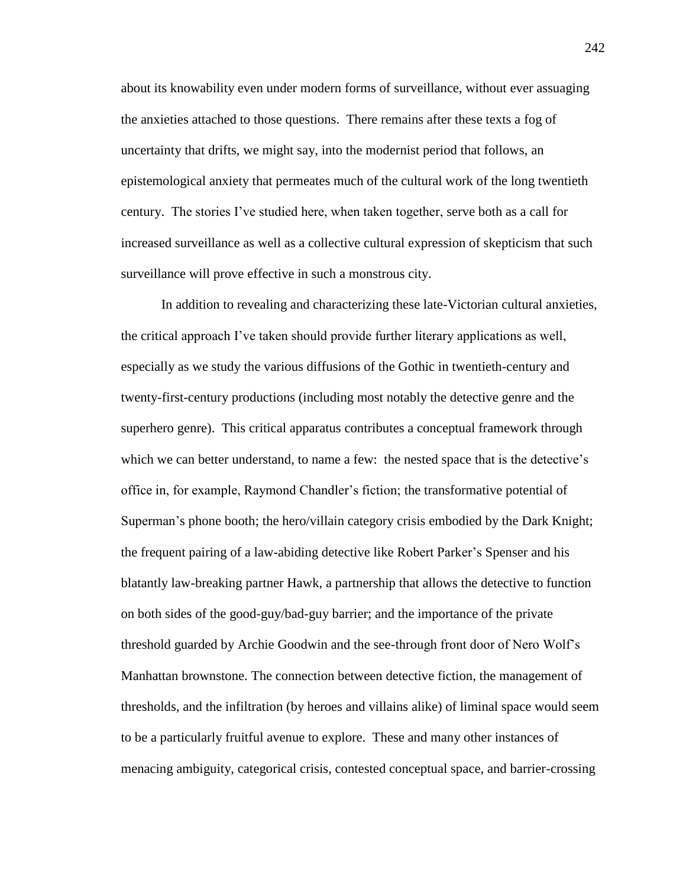about its knowability even under modern forms of surveillance, without ever assuaging the anxieties attached to those questions. There remains after these texts a fog of uncertainty that drifts, we might say, into the modernist period that follows, an epistemological anxiety that permeates much of the cultural work of the long twentieth century. The stories I've studied here, when taken together, serve both as a call for increased surveillance as well as a collective cultural expression of skepticism that such surveillance will prove effective in such a monstrous city.

In addition to revealing and characterizing these late-Victorian cultural anxieties, the critical approach I've taken should provide further literary applications as well, especially as we study the various diffusions of the Gothic in twentieth-century and twenty-first-century productions (including most notably the detective genre and the superhero genre). This critical apparatus contributes a conceptual framework through which we can better understand, to name a few: the nested space that is the detective's office in, for example, Raymond Chandler's fiction; the transformative potential of Superman's phone booth; the hero/villain category crisis embodied by the Dark Knight; the frequent pairing of a law-abiding detective like Robert Parker's Spenser and his blatantly law-breaking partner Hawk, a partnership that allows the detective to function on both sides of the good-guy/bad-guy barrier; and the importance of the private threshold guarded by Archie Goodwin and the see-through front door of Nero Wolf's Manhattan brownstone. The connection between detective fiction, the management of thresholds, and the infiltration (by heroes and villains alike) of liminal space would seem to be a particularly fruitful avenue to explore. These and many other instances of menacing ambiguity, categorical crisis, contested conceptual space, and barrier-crossing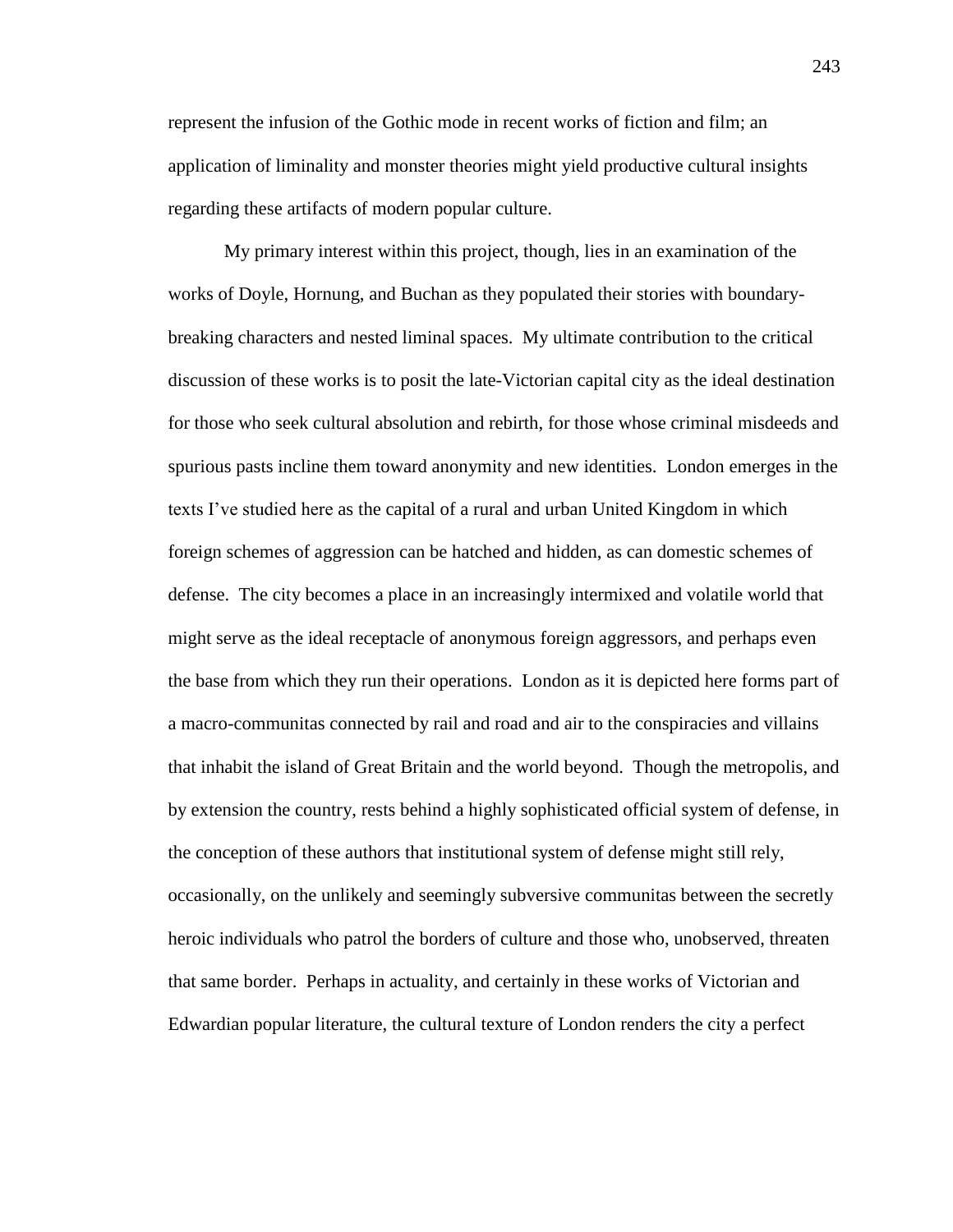represent the infusion of the Gothic mode in recent works of fiction and film; an application of liminality and monster theories might yield productive cultural insights regarding these artifacts of modern popular culture.

My primary interest within this project, though, lies in an examination of the works of Doyle, Hornung, and Buchan as they populated their stories with boundary-breaking characters and nested liminal spaces. My ultimate contribution to the critical discussion of these works is to posit the late-Victorian capital city as the ideal destination for those who seek cultural absolution and rebirth, for those whose criminal misdeeds and spurious pasts incline them toward anonymity and new identities. London emerges in the texts I've studied here as the capital of a rural and urban United Kingdom in which foreign schemes of aggression can be hatched and hidden, as can domestic schemes of defense. The city becomes a place in an increasingly intermixed and volatile world that might serve as the ideal receptacle of anonymous foreign aggressors, and perhaps even the base from which they run their operations. London as it is depicted here forms part of a macro-communitas connected by rail and road and air to the conspiracies and villains that inhabit the island of Great Britain and the world beyond. Though the metropolis, and by extension the country, rests behind a highly sophisticated official system of defense, in the conception of these authors that institutional system of defense might still rely, occasionally, on the unlikely and seemingly subversive communitas between the secretly heroic individuals who patrol the borders of culture and those who, unobserved, threaten that same border. Perhaps in actuality, and certainly in these works of Victorian and Edwardian popular literature, the cultural texture of London renders the city a perfect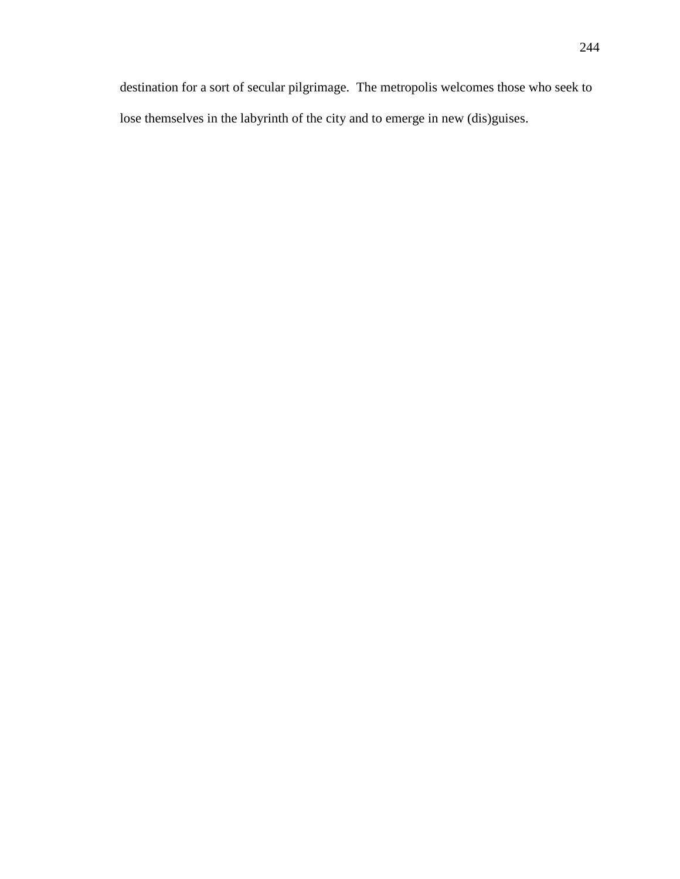destination for a sort of secular pilgrimage.  The metropolis welcomes those who seek to lose themselves in the labyrinth of the city and to emerge in new (dis)guises.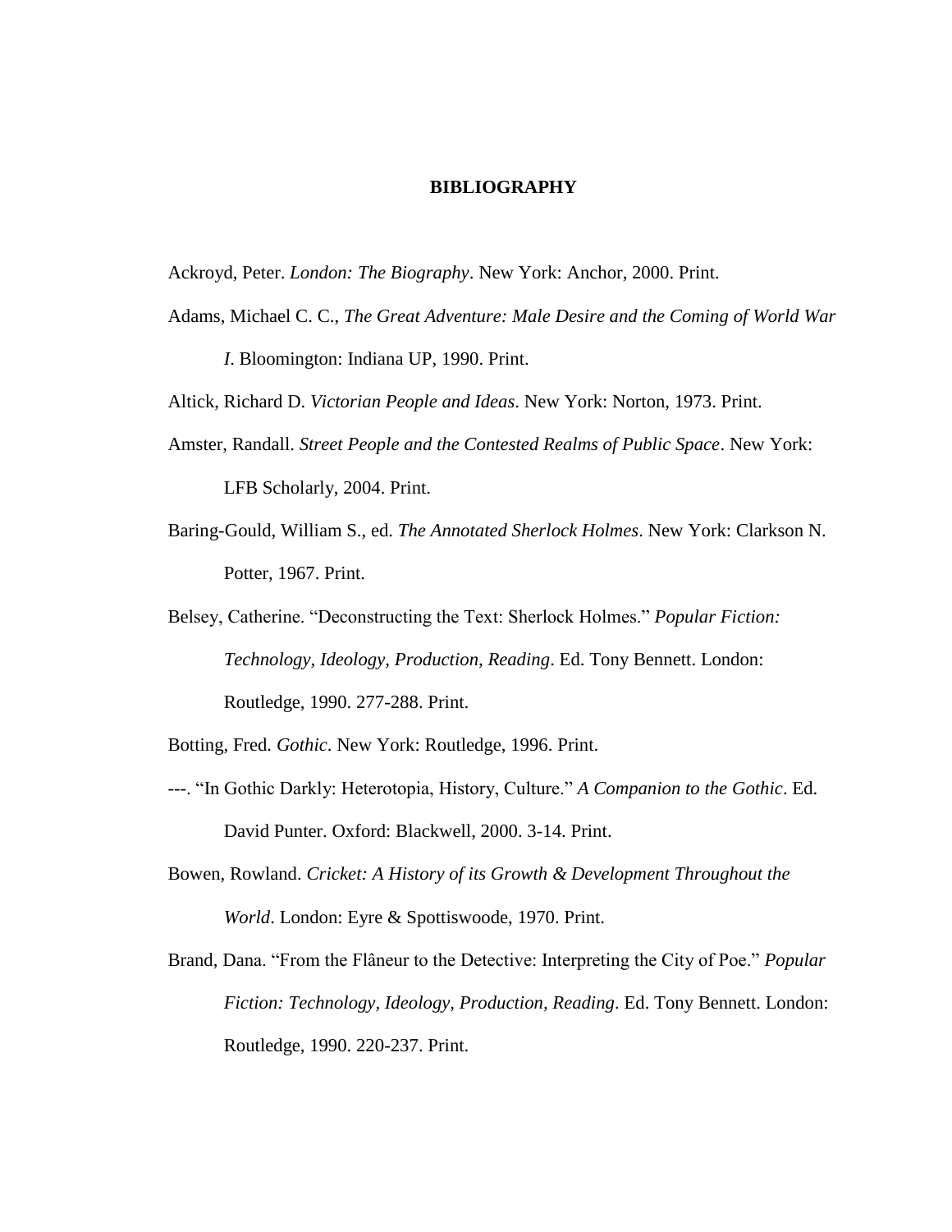# BIBLIOGRAPHY

Ackroyd, Peter. *London: The Biography*. New York: Anchor, 2000. Print.

Adams, Michael C. C., *The Great Adventure: Male Desire and the Coming of World War I*. Bloomington: Indiana UP, 1990. Print.

Altick, Richard D. *Victorian People and Ideas*. New York: Norton, 1973. Print.

Amster, Randall. *Street People and the Contested Realms of Public Space*. New York: LFB Scholarly, 2004. Print.

Baring-Gould, William S., ed. *The Annotated Sherlock Holmes*. New York: Clarkson N. Potter, 1967. Print.

Belsey, Catherine. "Deconstructing the Text: Sherlock Holmes." *Popular Fiction: Technology, Ideology, Production, Reading*. Ed. Tony Bennett. London: Routledge, 1990. 277-288. Print.

Botting, Fred. *Gothic*. New York: Routledge, 1996. Print.

---. "In Gothic Darkly: Heterotopia, History, Culture." *A Companion to the Gothic*. Ed. David Punter. Oxford: Blackwell, 2000. 3-14. Print.

Bowen, Rowland. *Cricket: A History of its Growth & Development Throughout the World*. London: Eyre & Spottiswoode, 1970. Print.

Brand, Dana. "From the Flâneur to the Detective: Interpreting the City of Poe." *Popular Fiction: Technology, Ideology, Production, Reading*. Ed. Tony Bennett. London: Routledge, 1990. 220-237. Print.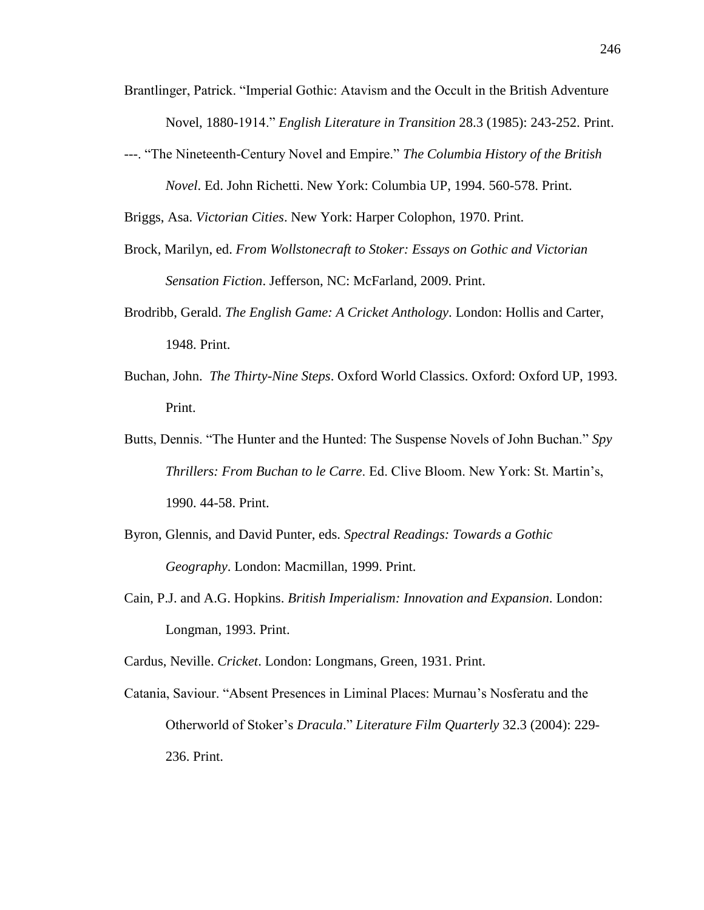Brantlinger, Patrick. "Imperial Gothic: Atavism and the Occult in the British Adventure Novel, 1880-1914." *English Literature in Transition* 28.3 (1985): 243-252. Print.

---. "The Nineteenth-Century Novel and Empire." *The Columbia History of the British Novel*. Ed. John Richetti. New York: Columbia UP, 1994. 560-578. Print.

Briggs, Asa. *Victorian Cities*. New York: Harper Colophon, 1970. Print.

Brock, Marilyn, ed. *From Wollstonecraft to Stoker: Essays on Gothic and Victorian Sensation Fiction*. Jefferson, NC: McFarland, 2009. Print.

Brodribb, Gerald. *The English Game: A Cricket Anthology*. London: Hollis and Carter, 1948. Print.

Buchan, John. *The Thirty-Nine Steps*. Oxford World Classics. Oxford: Oxford UP, 1993. Print.

Butts, Dennis. "The Hunter and the Hunted: The Suspense Novels of John Buchan." *Spy Thrillers: From Buchan to le Carre*. Ed. Clive Bloom. New York: St. Martin's, 1990. 44-58. Print.

Byron, Glennis, and David Punter, eds. *Spectral Readings: Towards a Gothic Geography*. London: Macmillan, 1999. Print.

Cain, P.J. and A.G. Hopkins. *British Imperialism: Innovation and Expansion*. London: Longman, 1993. Print.

Cardus, Neville. *Cricket*. London: Longmans, Green, 1931. Print.

Catania, Saviour. "Absent Presences in Liminal Places: Murnau's Nosferatu and the Otherworld of Stoker's *Dracula*." *Literature Film Quarterly* 32.3 (2004): 229-236. Print.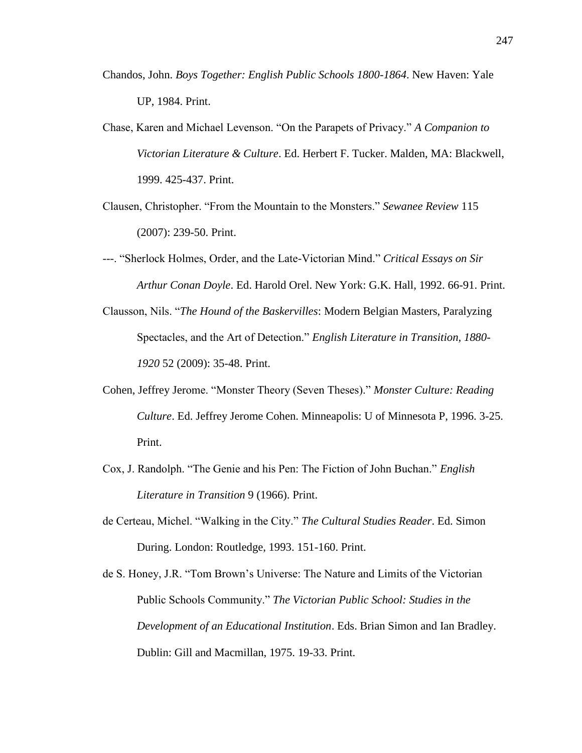Chandos, John. *Boys Together: English Public Schools 1800-1864*. New Haven: Yale UP, 1984. Print.

Chase, Karen and Michael Levenson. "On the Parapets of Privacy." *A Companion to Victorian Literature & Culture*. Ed. Herbert F. Tucker. Malden, MA: Blackwell, 1999. 425-437. Print.

Clausen, Christopher. "From the Mountain to the Monsters." *Sewanee Review* 115 (2007): 239-50. Print.

---. "Sherlock Holmes, Order, and the Late-Victorian Mind." *Critical Essays on Sir Arthur Conan Doyle*. Ed. Harold Orel. New York: G.K. Hall, 1992. 66-91. Print.

Clausson, Nils. "*The Hound of the Baskervilles*: Modern Belgian Masters, Paralyzing Spectacles, and the Art of Detection." *English Literature in Transition, 1880-1920* 52 (2009): 35-48. Print.

Cohen, Jeffrey Jerome. "Monster Theory (Seven Theses)." *Monster Culture: Reading Culture*. Ed. Jeffrey Jerome Cohen. Minneapolis: U of Minnesota P, 1996. 3-25. Print.

Cox, J. Randolph. "The Genie and his Pen: The Fiction of John Buchan." *English Literature in Transition* 9 (1966). Print.

de Certeau, Michel. "Walking in the City." *The Cultural Studies Reader*. Ed. Simon During. London: Routledge, 1993. 151-160. Print.

de S. Honey, J.R. "Tom Brown's Universe: The Nature and Limits of the Victorian Public Schools Community." *The Victorian Public School: Studies in the Development of an Educational Institution*. Eds. Brian Simon and Ian Bradley. Dublin: Gill and Macmillan, 1975. 19-33. Print.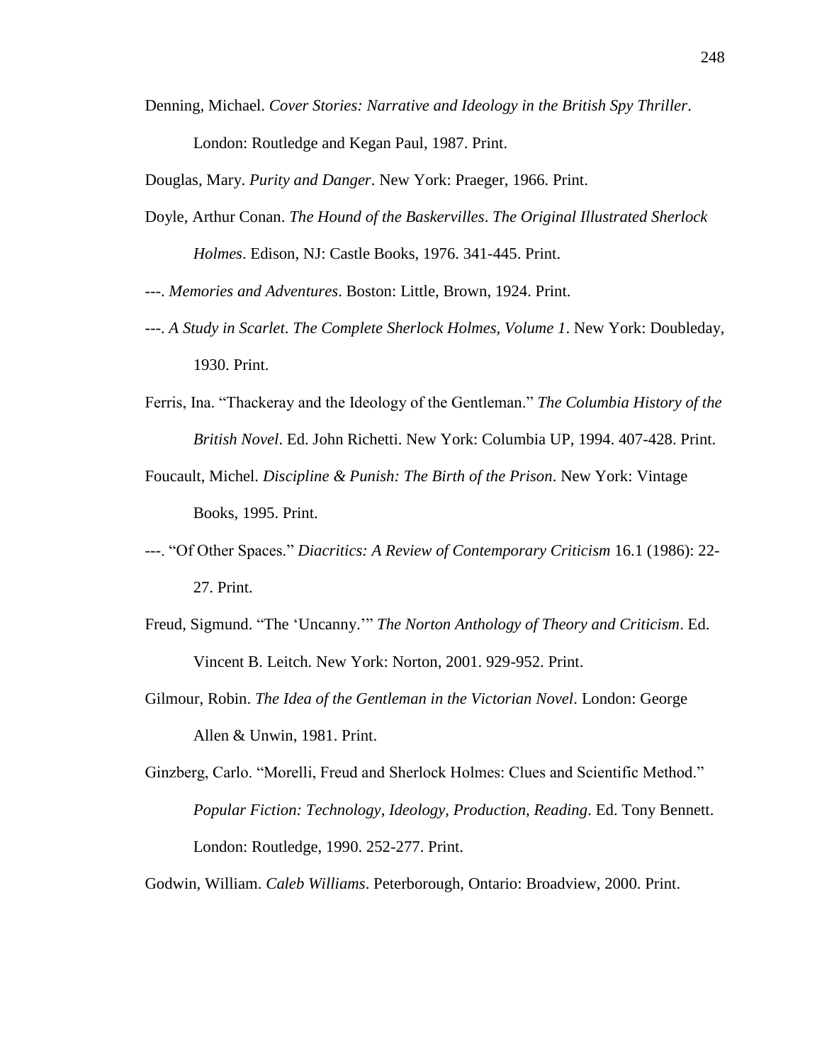Denning, Michael. *Cover Stories: Narrative and Ideology in the British Spy Thriller*. London: Routledge and Kegan Paul, 1987. Print.

Douglas, Mary. *Purity and Danger*. New York: Praeger, 1966. Print.

Doyle, Arthur Conan. *The Hound of the Baskervilles*. *The Original Illustrated Sherlock Holmes*. Edison, NJ: Castle Books, 1976. 341-445. Print.

---. *Memories and Adventures*. Boston: Little, Brown, 1924. Print.

---. *A Study in Scarlet*. *The Complete Sherlock Holmes, Volume 1*. New York: Doubleday, 1930. Print.

Ferris, Ina. "Thackeray and the Ideology of the Gentleman." *The Columbia History of the British Novel*. Ed. John Richetti. New York: Columbia UP, 1994. 407-428. Print.

Foucault, Michel. *Discipline & Punish: The Birth of the Prison*. New York: Vintage Books, 1995. Print.

---. "Of Other Spaces." *Diacritics: A Review of Contemporary Criticism* 16.1 (1986): 22-27. Print.

Freud, Sigmund. "The 'Uncanny.'" *The Norton Anthology of Theory and Criticism*. Ed. Vincent B. Leitch. New York: Norton, 2001. 929-952. Print.

Gilmour, Robin. *The Idea of the Gentleman in the Victorian Novel*. London: George Allen & Unwin, 1981. Print.

Ginzberg, Carlo. "Morelli, Freud and Sherlock Holmes: Clues and Scientific Method." *Popular Fiction: Technology, Ideology, Production, Reading*. Ed. Tony Bennett. London: Routledge, 1990. 252-277. Print.

Godwin, William. *Caleb Williams*. Peterborough, Ontario: Broadview, 2000. Print.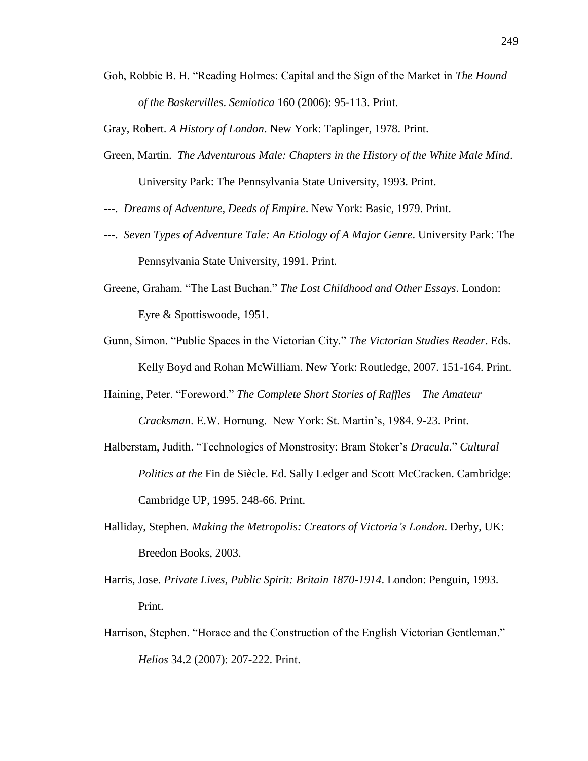Goh, Robbie B. H. "Reading Holmes: Capital and the Sign of the Market in *The Hound of the Baskervilles*. *Semiotica* 160 (2006): 95-113. Print.

Gray, Robert. *A History of London*. New York: Taplinger, 1978. Print.

Green, Martin. *The Adventurous Male: Chapters in the History of the White Male Mind*. University Park: The Pennsylvania State University, 1993. Print.

---. *Dreams of Adventure, Deeds of Empire*. New York: Basic, 1979. Print.

---. *Seven Types of Adventure Tale: An Etiology of A Major Genre*. University Park: The Pennsylvania State University, 1991. Print.

Greene, Graham. "The Last Buchan." *The Lost Childhood and Other Essays*. London: Eyre & Spottiswoode, 1951.

Gunn, Simon. "Public Spaces in the Victorian City." *The Victorian Studies Reader*. Eds. Kelly Boyd and Rohan McWilliam. New York: Routledge, 2007. 151-164. Print.

Haining, Peter. "Foreword." *The Complete Short Stories of Raffles – The Amateur Cracksman*. E.W. Hornung. New York: St. Martin's, 1984. 9-23. Print.

Halberstam, Judith. "Technologies of Monstrosity: Bram Stoker's *Dracula*." *Cultural Politics at the* Fin de Siècle. Ed. Sally Ledger and Scott McCracken. Cambridge: Cambridge UP, 1995. 248-66. Print.

Halliday, Stephen. *Making the Metropolis: Creators of Victoria's London*. Derby, UK: Breedon Books, 2003.

Harris, Jose. *Private Lives, Public Spirit: Britain 1870-1914*. London: Penguin, 1993. Print.

Harrison, Stephen. "Horace and the Construction of the English Victorian Gentleman." *Helios* 34.2 (2007): 207-222. Print.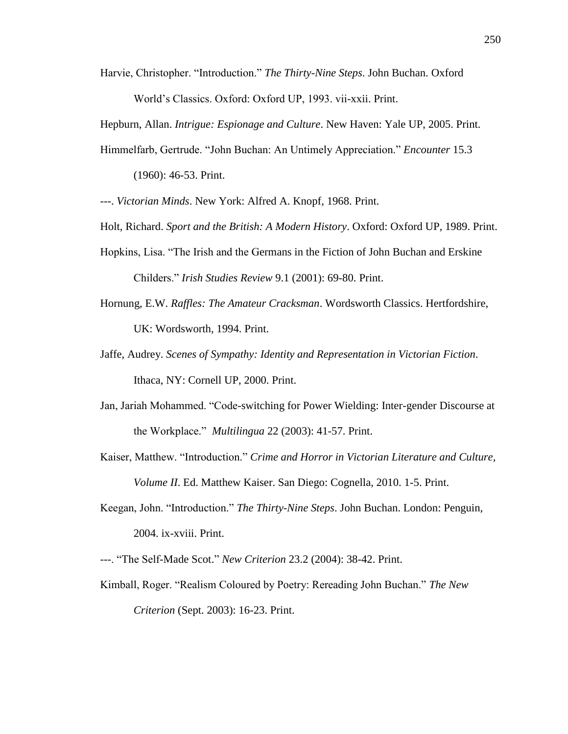Harvie, Christopher. "Introduction." *The Thirty-Nine Steps*. John Buchan. Oxford World's Classics. Oxford: Oxford UP, 1993. vii-xxii. Print.

Hepburn, Allan. *Intrigue: Espionage and Culture*. New Haven: Yale UP, 2005. Print.

Himmelfarb, Gertrude. "John Buchan: An Untimely Appreciation." *Encounter* 15.3 (1960): 46-53. Print.

---. *Victorian Minds*. New York: Alfred A. Knopf, 1968. Print.

Holt, Richard. *Sport and the British: A Modern History*. Oxford: Oxford UP, 1989. Print.

Hopkins, Lisa. "The Irish and the Germans in the Fiction of John Buchan and Erskine Childers." *Irish Studies Review* 9.1 (2001): 69-80. Print.

Hornung, E.W. *Raffles: The Amateur Cracksman*. Wordsworth Classics. Hertfordshire, UK: Wordsworth, 1994. Print.

Jaffe, Audrey. *Scenes of Sympathy: Identity and Representation in Victorian Fiction*. Ithaca, NY: Cornell UP, 2000. Print.

Jan, Jariah Mohammed. "Code-switching for Power Wielding: Inter-gender Discourse at the Workplace." *Multilingua* 22 (2003): 41-57. Print.

Kaiser, Matthew. "Introduction." *Crime and Horror in Victorian Literature and Culture, Volume II*. Ed. Matthew Kaiser. San Diego: Cognella, 2010. 1-5. Print.

Keegan, John. "Introduction." *The Thirty-Nine Steps*. John Buchan. London: Penguin, 2004. ix-xviii. Print.

---. "The Self-Made Scot." *New Criterion* 23.2 (2004): 38-42. Print.

Kimball, Roger. "Realism Coloured by Poetry: Rereading John Buchan." *The New Criterion* (Sept. 2003): 16-23. Print.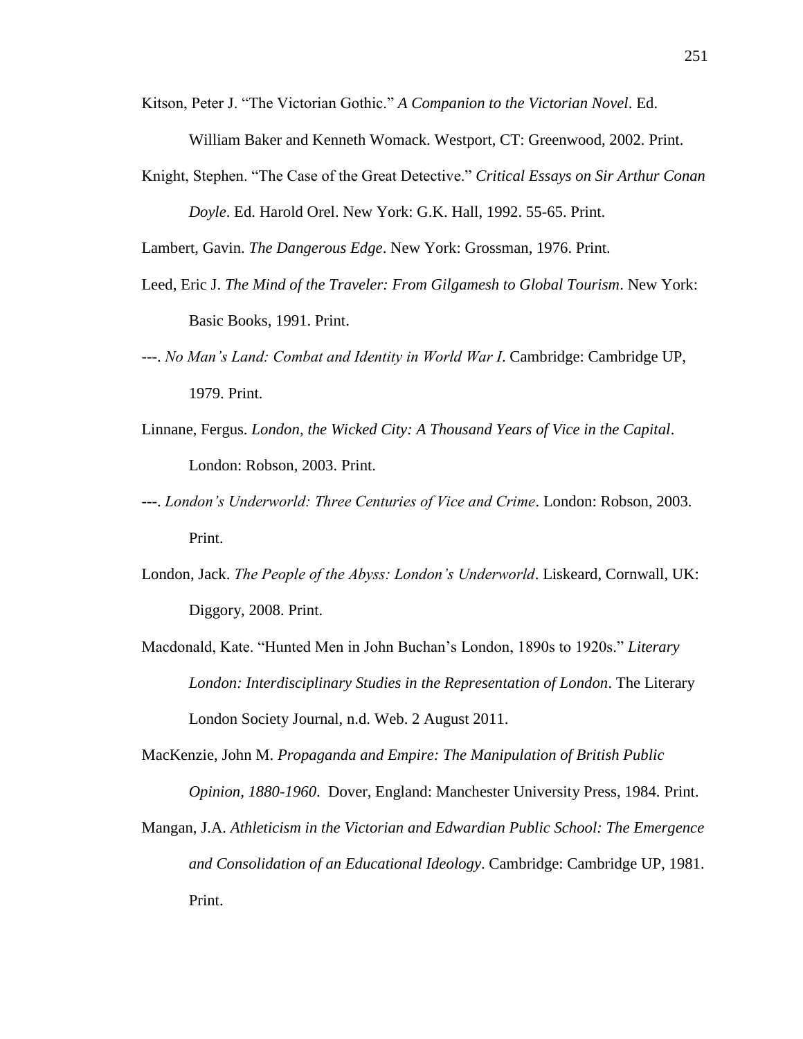Kitson, Peter J. "The Victorian Gothic." *A Companion to the Victorian Novel*. Ed. William Baker and Kenneth Womack. Westport, CT: Greenwood, 2002. Print.

Knight, Stephen. "The Case of the Great Detective." *Critical Essays on Sir Arthur Conan Doyle*. Ed. Harold Orel. New York: G.K. Hall, 1992. 55-65. Print.

Lambert, Gavin. *The Dangerous Edge*. New York: Grossman, 1976. Print.

Leed, Eric J. *The Mind of the Traveler: From Gilgamesh to Global Tourism*. New York: Basic Books, 1991. Print.

---. *No Man's Land: Combat and Identity in World War I*. Cambridge: Cambridge UP, 1979. Print.

Linnane, Fergus. *London, the Wicked City: A Thousand Years of Vice in the Capital*. London: Robson, 2003. Print.

---. *London's Underworld: Three Centuries of Vice and Crime*. London: Robson, 2003. Print.

London, Jack. *The People of the Abyss: London's Underworld*. Liskeard, Cornwall, UK: Diggory, 2008. Print.

Macdonald, Kate. "Hunted Men in John Buchan's London, 1890s to 1920s." *Literary London: Interdisciplinary Studies in the Representation of London*. The Literary London Society Journal, n.d. Web. 2 August 2011.

MacKenzie, John M. *Propaganda and Empire: The Manipulation of British Public Opinion, 1880-1960*. Dover, England: Manchester University Press, 1984. Print.

Mangan, J.A. *Athleticism in the Victorian and Edwardian Public School: The Emergence and Consolidation of an Educational Ideology*. Cambridge: Cambridge UP, 1981. Print.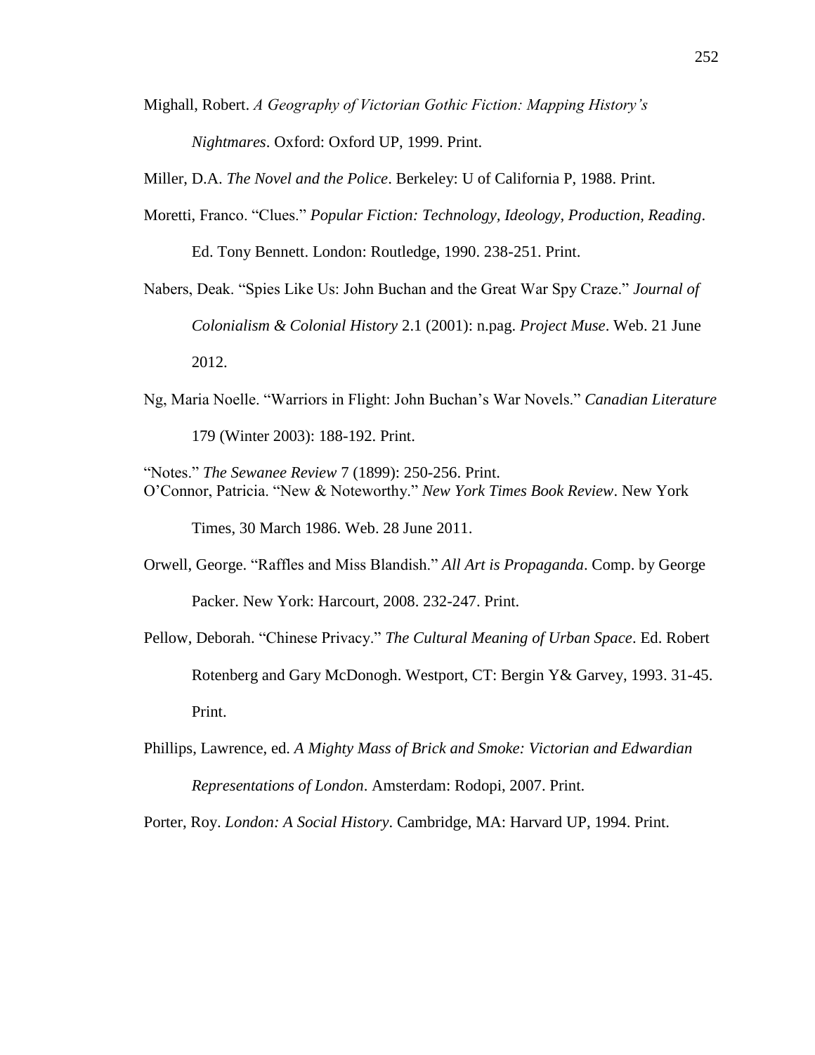Mighall, Robert. *A Geography of Victorian Gothic Fiction: Mapping History's Nightmares*. Oxford: Oxford UP, 1999. Print.

Miller, D.A. *The Novel and the Police*. Berkeley: U of California P, 1988. Print.

Moretti, Franco. "Clues." *Popular Fiction: Technology, Ideology, Production, Reading*. Ed. Tony Bennett. London: Routledge, 1990. 238-251. Print.

Nabers, Deak. "Spies Like Us: John Buchan and the Great War Spy Craze." *Journal of Colonialism & Colonial History* 2.1 (2001): n.pag. *Project Muse*. Web. 21 June 2012.

Ng, Maria Noelle. "Warriors in Flight: John Buchan's War Novels." *Canadian Literature* 179 (Winter 2003): 188-192. Print.

"Notes." *The Sewanee Review* 7 (1899): 250-256. Print.

O'Connor, Patricia. "New & Noteworthy." *New York Times Book Review*. New York Times, 30 March 1986. Web. 28 June 2011.

Orwell, George. "Raffles and Miss Blandish." *All Art is Propaganda*. Comp. by George Packer. New York: Harcourt, 2008. 232-247. Print.

Pellow, Deborah. "Chinese Privacy." *The Cultural Meaning of Urban Space*. Ed. Robert Rotenberg and Gary McDonogh. Westport, CT: Bergin Y& Garvey, 1993. 31-45. Print.

Phillips, Lawrence, ed. *A Mighty Mass of Brick and Smoke: Victorian and Edwardian Representations of London*. Amsterdam: Rodopi, 2007. Print.

Porter, Roy. *London: A Social History*. Cambridge, MA: Harvard UP, 1994. Print.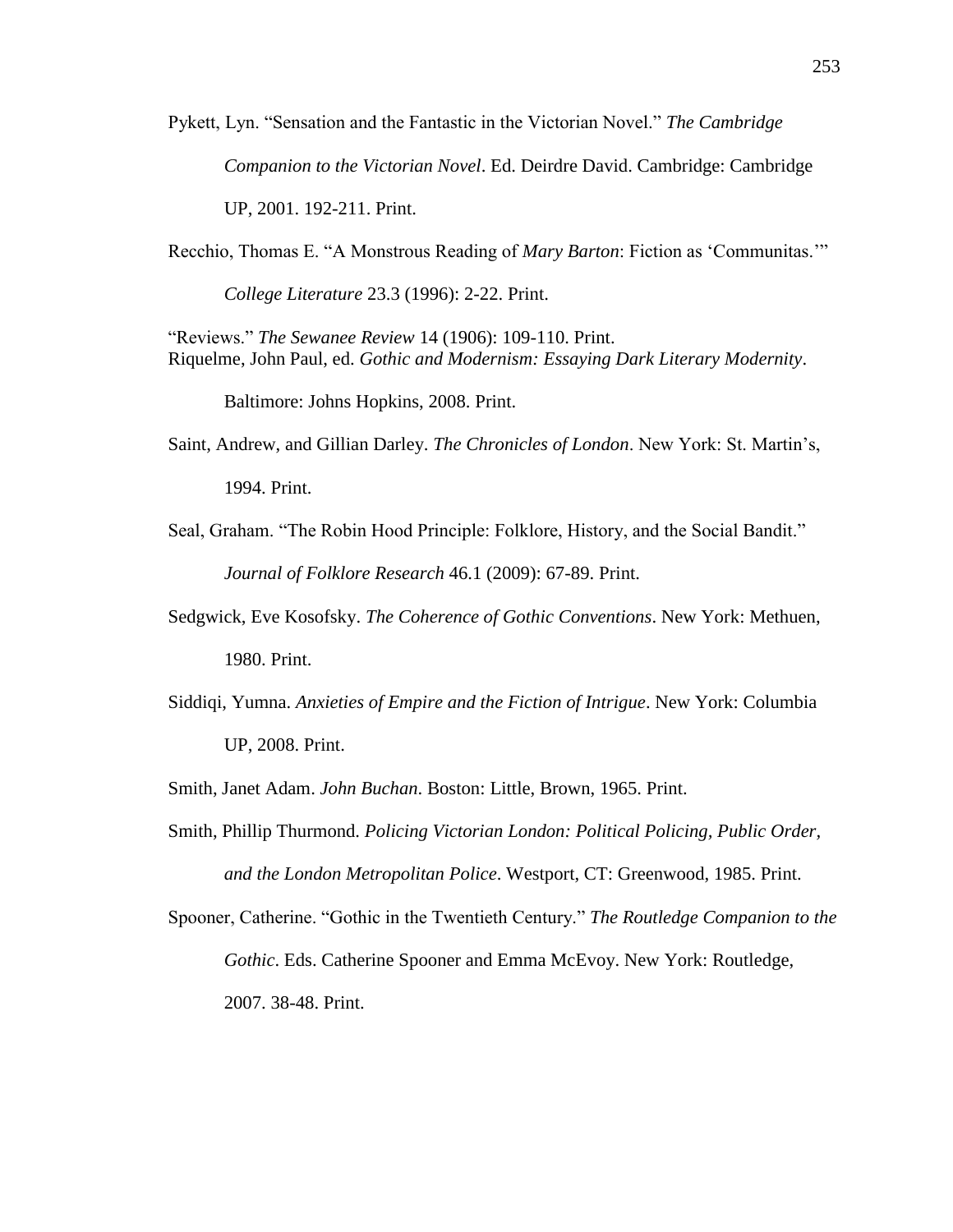Pykett, Lyn. "Sensation and the Fantastic in the Victorian Novel." *The Cambridge Companion to the Victorian Novel*. Ed. Deirdre David. Cambridge: Cambridge UP, 2001. 192-211. Print.

Recchio, Thomas E. "A Monstrous Reading of *Mary Barton*: Fiction as 'Communitas.'" *College Literature* 23.3 (1996): 2-22. Print.

"Reviews." *The Sewanee Review* 14 (1906): 109-110. Print.

Riquelme, John Paul, ed. *Gothic and Modernism: Essaying Dark Literary Modernity*. Baltimore: Johns Hopkins, 2008. Print.

Saint, Andrew, and Gillian Darley. *The Chronicles of London*. New York: St. Martin's, 1994. Print.

Seal, Graham. "The Robin Hood Principle: Folklore, History, and the Social Bandit." *Journal of Folklore Research* 46.1 (2009): 67-89. Print.

Sedgwick, Eve Kosofsky. *The Coherence of Gothic Conventions*. New York: Methuen, 1980. Print.

Siddiqi, Yumna. *Anxieties of Empire and the Fiction of Intrigue*. New York: Columbia UP, 2008. Print.

Smith, Janet Adam. *John Buchan*. Boston: Little, Brown, 1965. Print.

Smith, Phillip Thurmond. *Policing Victorian London: Political Policing, Public Order, and the London Metropolitan Police*. Westport, CT: Greenwood, 1985. Print.

Spooner, Catherine. "Gothic in the Twentieth Century." *The Routledge Companion to the Gothic*. Eds. Catherine Spooner and Emma McEvoy. New York: Routledge, 2007. 38-48. Print.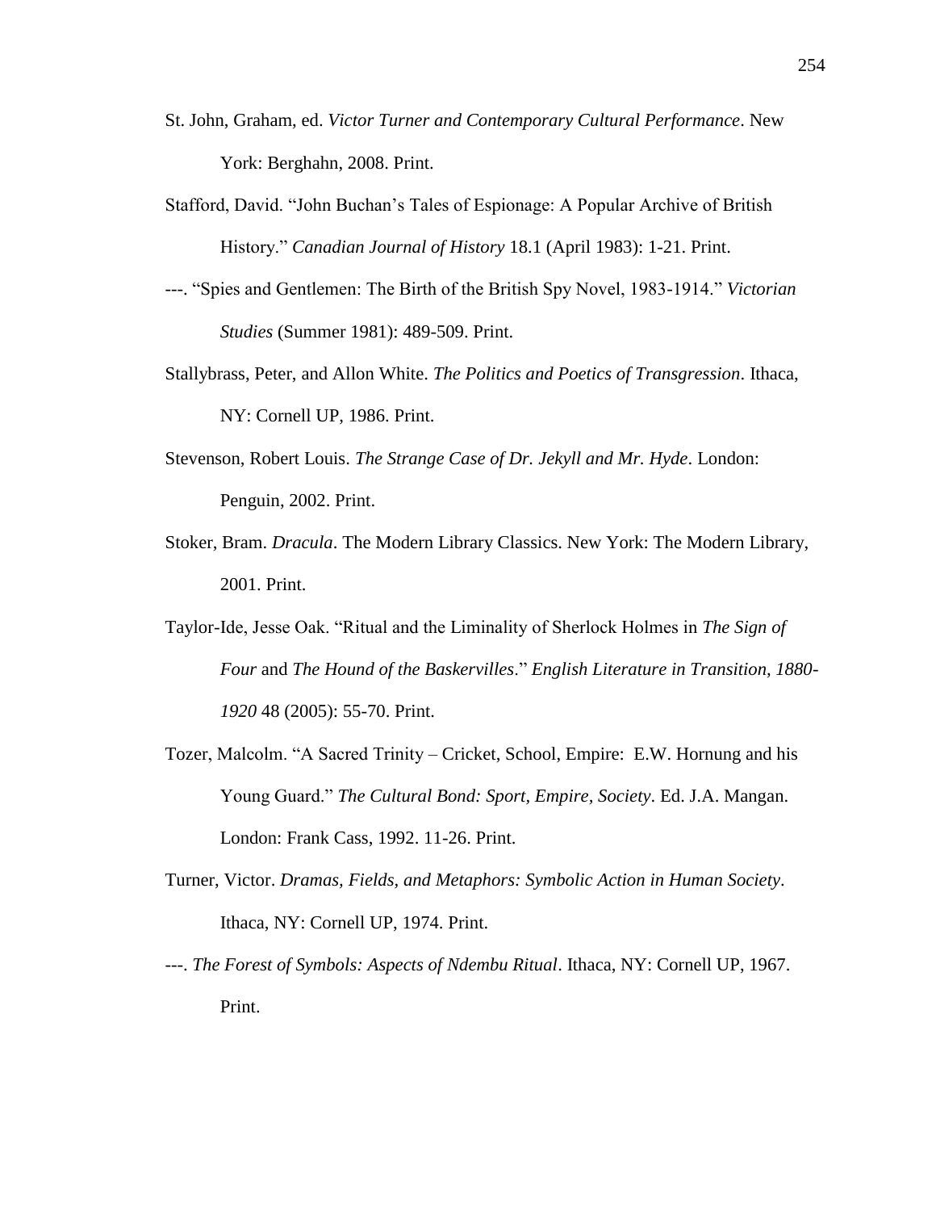St. John, Graham, ed. *Victor Turner and Contemporary Cultural Performance*. New York: Berghahn, 2008. Print.

Stafford, David. "John Buchan's Tales of Espionage: A Popular Archive of British History." *Canadian Journal of History* 18.1 (April 1983): 1-21. Print.

---. "Spies and Gentlemen: The Birth of the British Spy Novel, 1983-1914." *Victorian Studies* (Summer 1981): 489-509. Print.

Stallybrass, Peter, and Allon White. *The Politics and Poetics of Transgression*. Ithaca, NY: Cornell UP, 1986. Print.

Stevenson, Robert Louis. *The Strange Case of Dr. Jekyll and Mr. Hyde*. London: Penguin, 2002. Print.

Stoker, Bram. *Dracula*. The Modern Library Classics. New York: The Modern Library, 2001. Print.

Taylor-Ide, Jesse Oak. "Ritual and the Liminality of Sherlock Holmes in *The Sign of Four* and *The Hound of the Baskervilles*." *English Literature in Transition, 1880-1920* 48 (2005): 55-70. Print.

Tozer, Malcolm. "A Sacred Trinity – Cricket, School, Empire: E.W. Hornung and his Young Guard." *The Cultural Bond: Sport, Empire, Society*. Ed. J.A. Mangan. London: Frank Cass, 1992. 11-26. Print.

Turner, Victor. *Dramas, Fields, and Metaphors: Symbolic Action in Human Society*. Ithaca, NY: Cornell UP, 1974. Print.

---. *The Forest of Symbols: Aspects of Ndembu Ritual*. Ithaca, NY: Cornell UP, 1967. Print.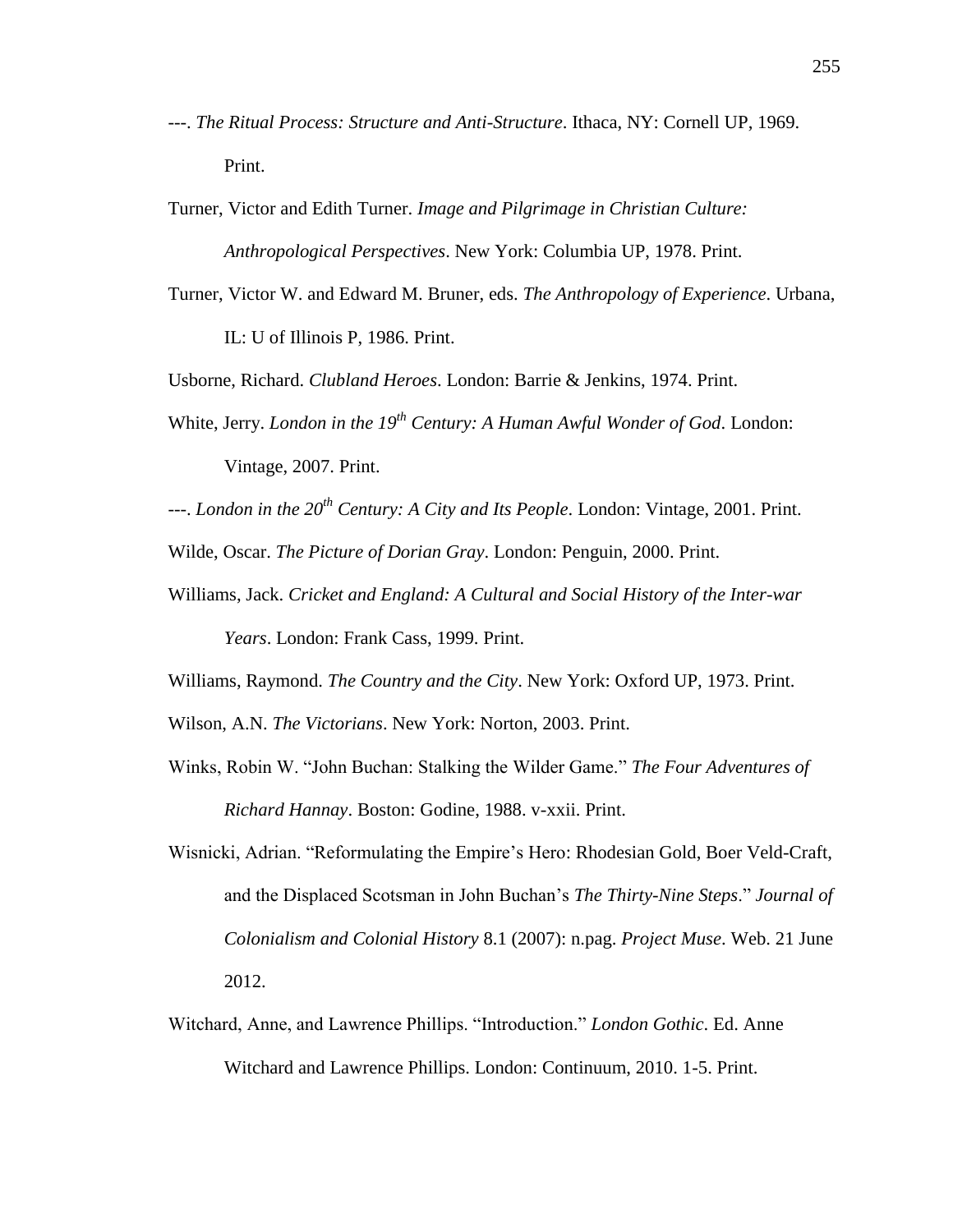---. *The Ritual Process: Structure and Anti-Structure*. Ithaca, NY: Cornell UP, 1969. Print.

Turner, Victor and Edith Turner. *Image and Pilgrimage in Christian Culture: Anthropological Perspectives*. New York: Columbia UP, 1978. Print.

Turner, Victor W. and Edward M. Bruner, eds. *The Anthropology of Experience*. Urbana, IL: U of Illinois P, 1986. Print.

Usborne, Richard. *Clubland Heroes*. London: Barrie & Jenkins, 1974. Print.

White, Jerry. *London in the 19th Century: A Human Awful Wonder of God*. London: Vintage, 2007. Print.

---. *London in the 20th Century: A City and Its People*. London: Vintage, 2001. Print.

Wilde, Oscar. *The Picture of Dorian Gray*. London: Penguin, 2000. Print.

Williams, Jack. *Cricket and England: A Cultural and Social History of the Inter-war Years*. London: Frank Cass, 1999. Print.

Williams, Raymond. *The Country and the City*. New York: Oxford UP, 1973. Print.

Wilson, A.N. *The Victorians*. New York: Norton, 2003. Print.

Winks, Robin W. "John Buchan: Stalking the Wilder Game." *The Four Adventures of Richard Hannay*. Boston: Godine, 1988. v-xxii. Print.

Wisnicki, Adrian. "Reformulating the Empire's Hero: Rhodesian Gold, Boer Veld-Craft, and the Displaced Scotsman in John Buchan's *The Thirty-Nine Steps*." *Journal of Colonialism and Colonial History* 8.1 (2007): n.pag. *Project Muse*. Web. 21 June 2012.

Witchard, Anne, and Lawrence Phillips. "Introduction." *London Gothic*. Ed. Anne Witchard and Lawrence Phillips. London: Continuum, 2010. 1-5. Print.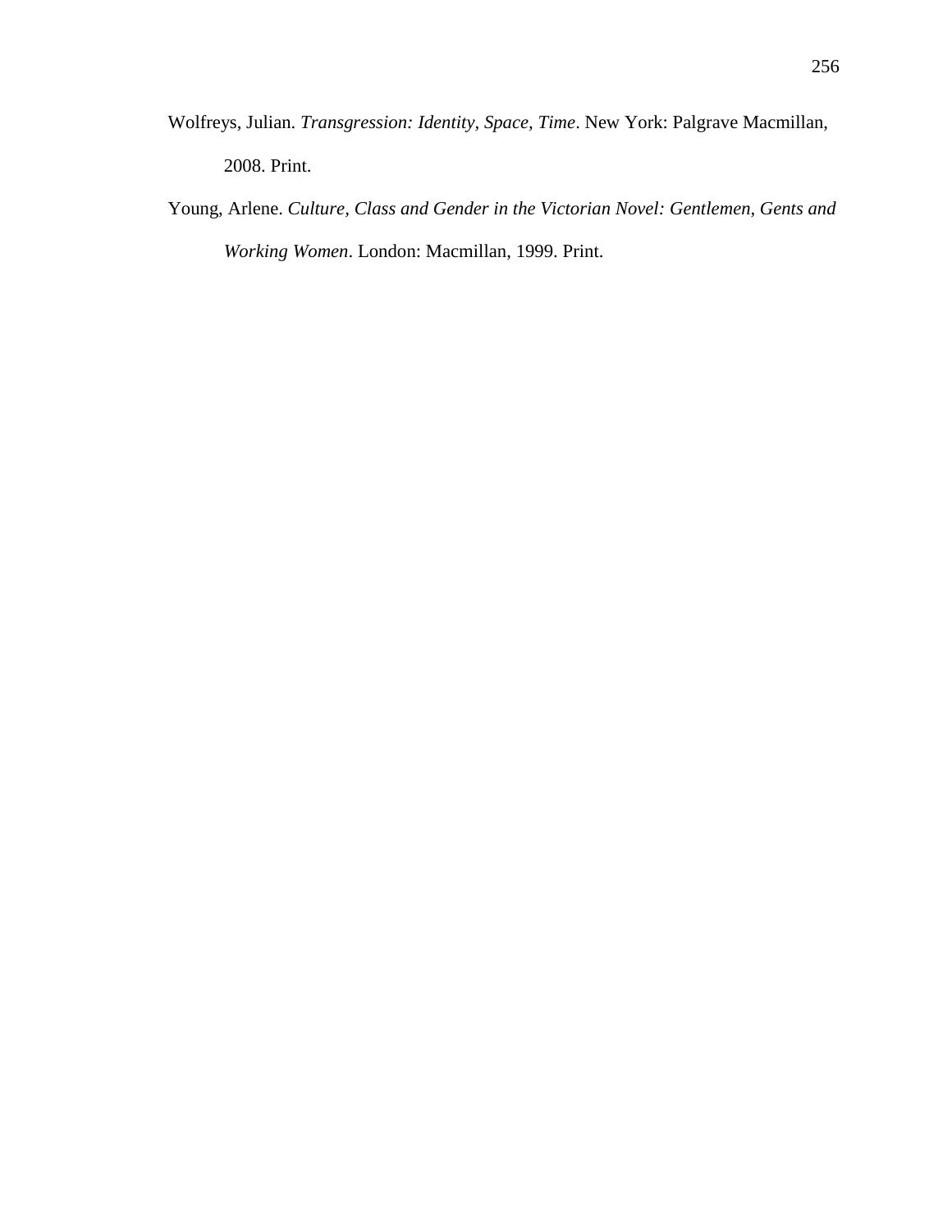Wolfreys, Julian. *Transgression: Identity, Space, Time*. New York: Palgrave Macmillan, 2008. Print.

Young, Arlene. *Culture, Class and Gender in the Victorian Novel: Gentlemen, Gents and Working Women*. London: Macmillan, 1999. Print.